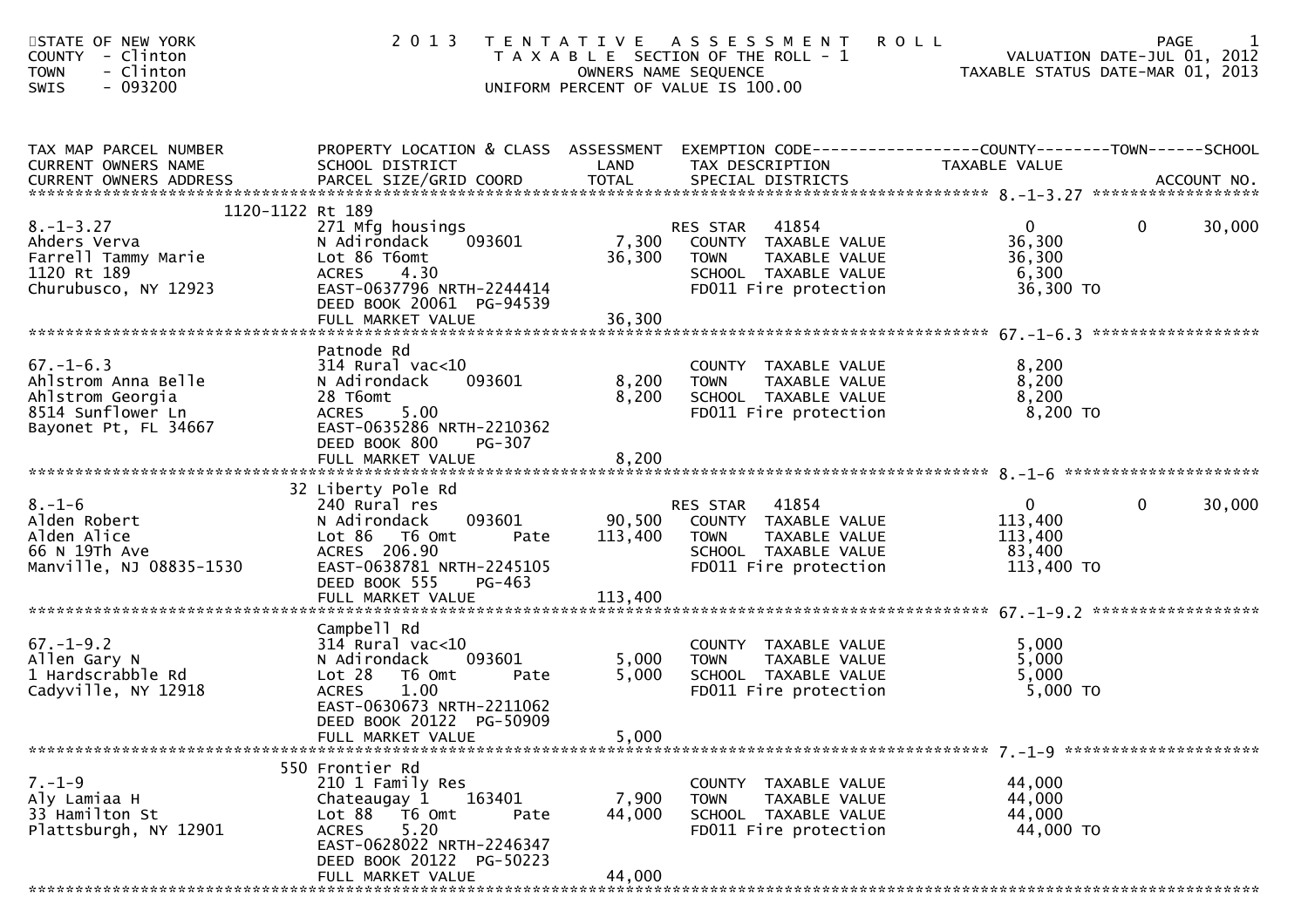STATE OF NEW YORK
COUNTY - Clinton
TOWN - Clinton
SWIS - 093200

# 2013 TENTATIVE ASSESSMENT ROLL

TAXABLE SECTION OF THE ROLL - 1
OWNERS NAME SEQUENCE
UNIFORM PERCENT OF VALUE IS 100.00

VALUATION DATE-JUL 01, 2012
TAXABLE STATUS DATE-MAR 01, 2013

| TAX MAP PARCEL NUMBER / CURRENT OWNERS NAME / CURRENT OWNERS ADDRESS | PROPERTY LOCATION & CLASS / SCHOOL DISTRICT / PARCEL SIZE/GRID COORD | ASSESSMENT LAND / TOTAL | EXEMPTION CODE / TAX DESCRIPTION / SPECIAL DISTRICTS | COUNTY TAXABLE VALUE | TOWN | SCHOOL / ACCOUNT NO. |
|---|---|---|---|---|---|---|
| **8.-1-3.27** | 1120-1122 Rt 189 | | | | | |
| | 271 Mfg housings | | RES STAR 41854 | 0 | 0 | 30,000 |
| Ahders Verva | N Adirondack 093601 | 7,300 | COUNTY TAXABLE VALUE | 36,300 | | |
| Farrell Tammy Marie | Lot 86 T6omt | 36,300 | TOWN TAXABLE VALUE | 36,300 | | |
| 1120 Rt 189 | ACRES 4.30 | | SCHOOL TAXABLE VALUE | 6,300 | | |
| Churubusco, NY 12923 | EAST-0637796 NRTH-2244414 | | FD011 Fire protection | 36,300 TO | | |
| | DEED BOOK 20061 PG-94539 | | | | | |
| | FULL MARKET VALUE | 36,300 | | | | |
| **67.-1-6.3** | Patnode Rd | | | | | |
| | 314 Rural vac<10 | | COUNTY TAXABLE VALUE | 8,200 | | |
| Ahlstrom Anna Belle | N Adirondack 093601 | 8,200 | TOWN TAXABLE VALUE | 8,200 | | |
| Ahlstrom Georgia | 28 T6omt | 8,200 | SCHOOL TAXABLE VALUE | 8,200 | | |
| 8514 Sunflower Ln | ACRES 5.00 | | FD011 Fire protection | 8,200 TO | | |
| Bayonet Pt, FL 34667 | EAST-0635286 NRTH-2210362 | | | | | |
| | DEED BOOK 800 PG-307 | | | | | |
| | FULL MARKET VALUE | 8,200 | | | | |
| **8.-1-6** | 32 Liberty Pole Rd | | | | | |
| | 240 Rural res | | RES STAR 41854 | 0 | 0 | 30,000 |
| Alden Robert | N Adirondack 093601 | 90,500 | COUNTY TAXABLE VALUE | 113,400 | | |
| Alden Alice | Lot 86 T6 Omt Pate | 113,400 | TOWN TAXABLE VALUE | 113,400 | | |
| 66 N 19Th Ave | ACRES 206.90 | | SCHOOL TAXABLE VALUE | 83,400 | | |
| Manville, NJ 08835-1530 | EAST-0638781 NRTH-2245105 | | FD011 Fire protection | 113,400 TO | | |
| | DEED BOOK 555 PG-463 | | | | | |
| | FULL MARKET VALUE | 113,400 | | | | |
| **67.-1-9.2** | Campbell Rd | | | | | |
| | 314 Rural vac<10 | | COUNTY TAXABLE VALUE | 5,000 | | |
| Allen Gary N | N Adirondack 093601 | 5,000 | TOWN TAXABLE VALUE | 5,000 | | |
| 1 Hardscrabble Rd | Lot 28 T6 Omt Pate | 5,000 | SCHOOL TAXABLE VALUE | 5,000 | | |
| Cadyville, NY 12918 | ACRES 1.00 | | FD011 Fire protection | 5,000 TO | | |
| | EAST-0630673 NRTH-2211062 | | | | | |
| | DEED BOOK 20122 PG-50909 | | | | | |
| | FULL MARKET VALUE | 5,000 | | | | |
| **7.-1-9** | 550 Frontier Rd | | | | | |
| | 210 1 Family Res | | COUNTY TAXABLE VALUE | 44,000 | | |
| Aly Lamiaa H | Chateaugay 1 163401 | 7,900 | TOWN TAXABLE VALUE | 44,000 | | |
| 33 Hamilton St | Lot 88 T6 Omt Pate | 44,000 | SCHOOL TAXABLE VALUE | 44,000 | | |
| Plattsburgh, NY 12901 | ACRES 5.20 | | FD011 Fire protection | 44,000 TO | | |
| | EAST-0628022 NRTH-2246347 | | | | | |
| | DEED BOOK 20122 PG-50223 | | | | | |
| | FULL MARKET VALUE | 44,000 | | | | |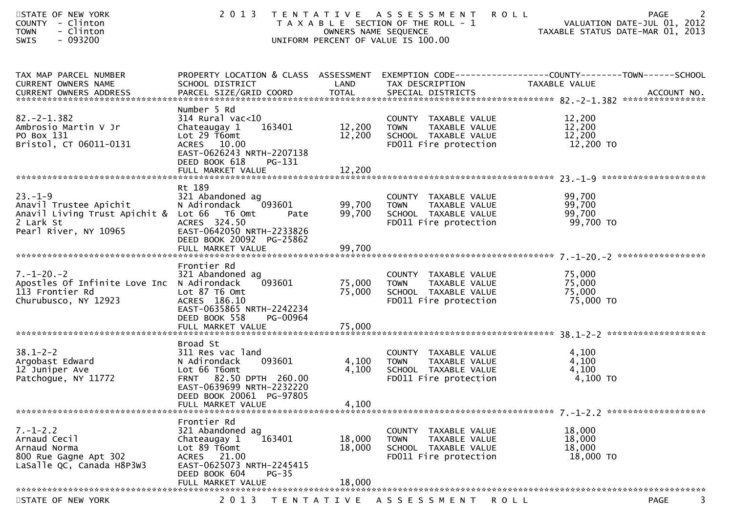STATE OF NEW YORK
COUNTY - Clinton
TOWN - Clinton
SWIS - 093200

# 2013 TENTATIVE ASSESSMENT ROLL

TAXABLE SECTION OF THE ROLL - 1
OWNERS NAME SEQUENCE
UNIFORM PERCENT OF VALUE IS 100.00

VALUATION DATE-JUL 01, 2012
TAXABLE STATUS DATE-MAR 01, 2013

| TAX MAP PARCEL NUMBER / CURRENT OWNERS NAME / CURRENT OWNERS ADDRESS | PROPERTY LOCATION & CLASS / SCHOOL DISTRICT / PARCEL SIZE/GRID COORD | ASSESSMENT LAND | TOTAL | EXEMPTION CODE / TAX DESCRIPTION / SPECIAL DISTRICTS | COUNTY / TOWN / SCHOOL TAXABLE VALUE | ACCOUNT NO. |
|---|---|---|---|---|---|---|
| 82.-2-1.382 | Number 5 Rd | | | | | |
| 82.-2-1.382 | 314 Rural vac<10 | | | COUNTY TAXABLE VALUE | 12,200 | |
| Ambrosio Martin V Jr | Chateaugay 1 163401 | 12,200 | | TOWN TAXABLE VALUE | 12,200 | |
| PO Box 131 | Lot 29 T6omt | | 12,200 | SCHOOL TAXABLE VALUE | 12,200 | |
| Bristol, CT 06011-0131 | ACRES 10.00 | | | FD011 Fire protection | 12,200 TO | |
| | EAST-0626243 NRTH-2207138 | | | | | |
| | DEED BOOK 618 PG-131 | | | | | |
| | FULL MARKET VALUE | | 12,200 | | | |
| 23.-1-9 | Rt 189 | | | | | |
| 23.-1-9 | 321 Abandoned ag | | | COUNTY TAXABLE VALUE | 99,700 | |
| Anavil Trustee Apichit | N Adirondack 093601 | 99,700 | | TOWN TAXABLE VALUE | 99,700 | |
| Anavil Living Trust Apichit & | Lot 66 T6 Omt Pate | | 99,700 | SCHOOL TAXABLE VALUE | 99,700 | |
| 2 Lark St | ACRES 324.50 | | | FD011 Fire protection | 99,700 TO | |
| Pearl River, NY 10965 | EAST-0642050 NRTH-2233826 | | | | | |
| | DEED BOOK 20092 PG-25862 | | | | | |
| | FULL MARKET VALUE | | 99,700 | | | |
| 7.-1-20.-2 | Frontier Rd | | | | | |
| 7.-1-20.-2 | 321 Abandoned ag | | | COUNTY TAXABLE VALUE | 75,000 | |
| Apostles Of Infinite Love Inc | N Adirondack 093601 | 75,000 | | TOWN TAXABLE VALUE | 75,000 | |
| 113 Frontier Rd | Lot 87 T6 Omt | | 75,000 | SCHOOL TAXABLE VALUE | 75,000 | |
| Churubusco, NY 12923 | ACRES 186.10 | | | FD011 Fire protection | 75,000 TO | |
| | EAST-0635865 NRTH-2242234 | | | | | |
| | DEED BOOK 558 PG-00964 | | | | | |
| | FULL MARKET VALUE | | 75,000 | | | |
| 38.1-2-2 | Broad St | | | | | |
| 38.1-2-2 | 311 Res vac land | | | COUNTY TAXABLE VALUE | 4,100 | |
| Argobast Edward | N Adirondack 093601 | 4,100 | | TOWN TAXABLE VALUE | 4,100 | |
| 12 Juniper Ave | Lot 66 T6omt | | 4,100 | SCHOOL TAXABLE VALUE | 4,100 | |
| Patchogue, NY 11772 | FRNT 82.50 DPTH 260.00 | | | FD011 Fire protection | 4,100 TO | |
| | EAST-0639699 NRTH-2232220 | | | | | |
| | DEED BOOK 20061 PG-97805 | | | | | |
| | FULL MARKET VALUE | | 4,100 | | | |
| 7.-1-2.2 | Frontier Rd | | | | | |
| 7.-1-2.2 | 321 Abandoned ag | | | COUNTY TAXABLE VALUE | 18,000 | |
| Arnaud Cecil | Chateaugay 1 163401 | 18,000 | | TOWN TAXABLE VALUE | 18,000 | |
| Arnaud Norma | Lot 89 T6omt | | 18,000 | SCHOOL TAXABLE VALUE | 18,000 | |
| 800 Rue Gagne Apt 302 | ACRES 21.00 | | | FD011 Fire protection | 18,000 TO | |
| LaSalle QC, Canada H8P3W3 | EAST-0625073 NRTH-2245415 | | | | | |
| | DEED BOOK 604 PG-35 | | | | | |
| | FULL MARKET VALUE | | 18,000 | | | |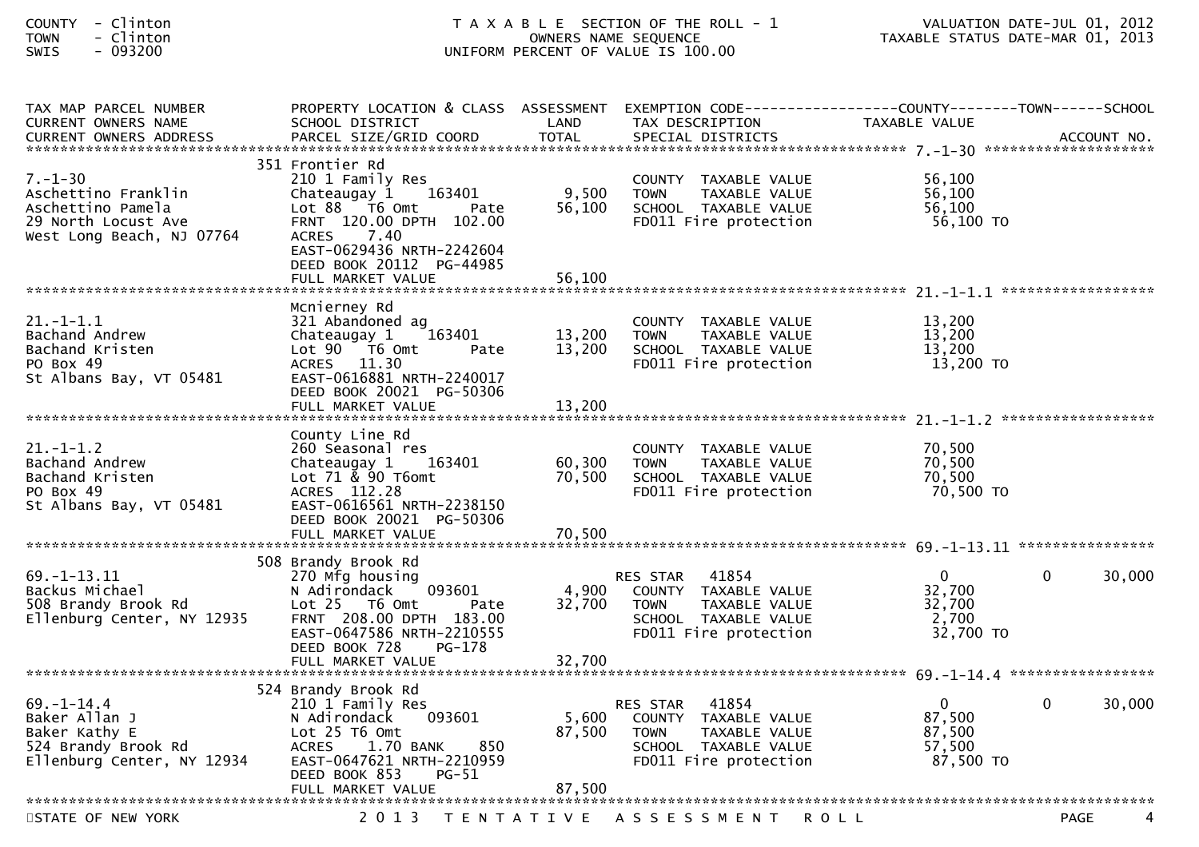COUNTY - Clinton
TOWN - Clinton
SWIS - 093200

# TAXABLE SECTION OF THE ROLL - 1

OWNERS NAME SEQUENCE
UNIFORM PERCENT OF VALUE IS 100.00

VALUATION DATE-JUL 01, 2012
TAXABLE STATUS DATE-MAR 01, 2013

| TAX MAP PARCEL NUMBER / CURRENT OWNERS NAME / CURRENT OWNERS ADDRESS | PROPERTY LOCATION & CLASS / SCHOOL DISTRICT / PARCEL SIZE/GRID COORD | ASSESSMENT LAND / TOTAL | EXEMPTION CODE / TAX DESCRIPTION / SPECIAL DISTRICTS | COUNTY TAXABLE VALUE | TOWN | SCHOOL | ACCOUNT NO. |
|---|---|---|---|---|---|---|---|
| **7.-1-30** | 351 Frontier Rd | | | | | | |
| 7.-1-30 | 210 1 Family Res | | COUNTY TAXABLE VALUE | 56,100 | | | |
| Aschettino Franklin | Chateaugay 1 163401 | 9,500 | TOWN TAXABLE VALUE | 56,100 | | | |
| Aschettino Pamela | Lot 88 T6 Omt Pate | 56,100 | SCHOOL TAXABLE VALUE | 56,100 | | | |
| 29 North Locust Ave | FRNT 120.00 DPTH 102.00 | | FD011 Fire protection | 56,100 TO | | | |
| West Long Beach, NJ 07764 | ACRES 7.40 | | | | | | |
| | EAST-0629436 NRTH-2242604 | | | | | | |
| | DEED BOOK 20112 PG-44985 | | | | | | |
| | FULL MARKET VALUE | 56,100 | | | | | |
| **21.-1-1.1** | Mcnierney Rd | | | | | | |
| 21.-1-1.1 | 321 Abandoned ag | | COUNTY TAXABLE VALUE | 13,200 | | | |
| Bachand Andrew | Chateaugay 1 163401 | 13,200 | TOWN TAXABLE VALUE | 13,200 | | | |
| Bachand Kristen | Lot 90 T6 Omt Pate | 13,200 | SCHOOL TAXABLE VALUE | 13,200 | | | |
| PO Box 49 | ACRES 11.30 | | FD011 Fire protection | 13,200 TO | | | |
| St Albans Bay, VT 05481 | EAST-0616881 NRTH-2240017 | | | | | | |
| | DEED BOOK 20021 PG-50306 | | | | | | |
| | FULL MARKET VALUE | 13,200 | | | | | |
| **21.-1-1.2** | County Line Rd | | | | | | |
| 21.-1-1.2 | 260 Seasonal res | | COUNTY TAXABLE VALUE | 70,500 | | | |
| Bachand Andrew | Chateaugay 1 163401 | 60,300 | TOWN TAXABLE VALUE | 70,500 | | | |
| Bachand Kristen | Lot 71 & 90 T6omt | 70,500 | SCHOOL TAXABLE VALUE | 70,500 | | | |
| PO Box 49 | ACRES 112.28 | | FD011 Fire protection | 70,500 TO | | | |
| St Albans Bay, VT 05481 | EAST-0616561 NRTH-2238150 | | | | | | |
| | DEED BOOK 20021 PG-50306 | | | | | | |
| | FULL MARKET VALUE | 70,500 | | | | | |
| **69.-1-13.11** | 508 Brandy Brook Rd | | | | | | |
| 69.-1-13.11 | 270 Mfg housing | | RES STAR 41854 | 0 | 0 | 30,000 | |
| Backus Michael | N Adirondack 093601 | 4,900 | COUNTY TAXABLE VALUE | 32,700 | | | |
| 508 Brandy Brook Rd | Lot 25 T6 Omt Pate | 32,700 | TOWN TAXABLE VALUE | 32,700 | | | |
| Ellenburg Center, NY 12935 | FRNT 208.00 DPTH 183.00 | | SCHOOL TAXABLE VALUE | 2,700 | | | |
| | EAST-0647586 NRTH-2210555 | | FD011 Fire protection | 32,700 TO | | | |
| | DEED BOOK 728 PG-178 | | | | | | |
| | FULL MARKET VALUE | 32,700 | | | | | |
| **69.-1-14.4** | 524 Brandy Brook Rd | | | | | | |
| 69.-1-14.4 | 210 1 Family Res | | RES STAR 41854 | 0 | 0 | 30,000 | |
| Baker Allan J | N Adirondack 093601 | 5,600 | COUNTY TAXABLE VALUE | 87,500 | | | |
| Baker Kathy E | Lot 25 T6 Omt | 87,500 | TOWN TAXABLE VALUE | 87,500 | | | |
| 524 Brandy Brook Rd | ACRES 1.70 BANK 850 | | SCHOOL TAXABLE VALUE | 57,500 | | | |
| Ellenburg Center, NY 12934 | EAST-0647621 NRTH-2210959 | | FD011 Fire protection | 87,500 TO | | | |
| | DEED BOOK 853 PG-51 | | | | | | |
| | FULL MARKET VALUE | 87,500 | | | | | |

STATE OF NEW YORK — 2013 TENTATIVE ASSESSMENT ROLL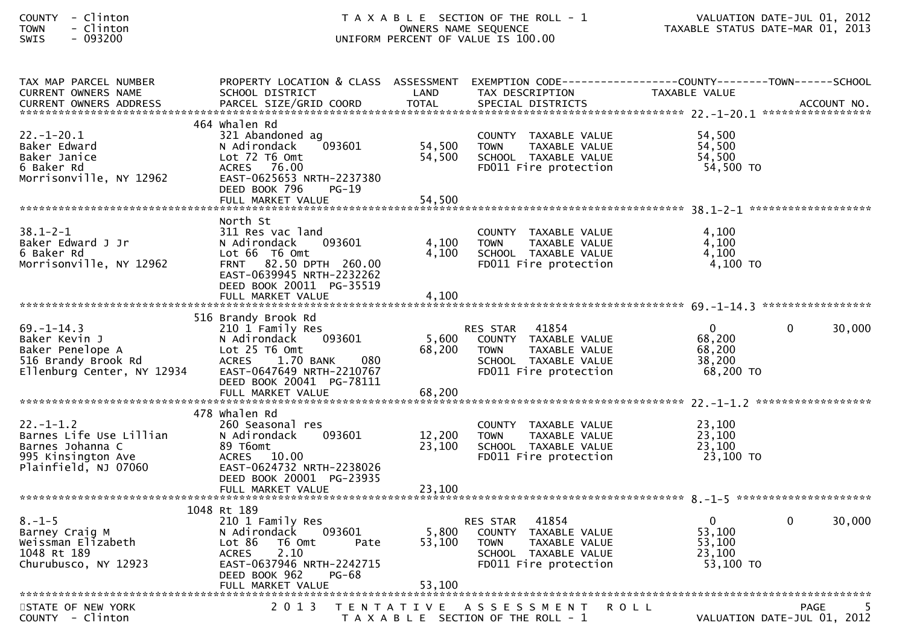COUNTY - Clinton
TOWN - Clinton
SWIS - 093200

**T A X A B L E SECTION OF THE ROLL - 1**
OWNERS NAME SEQUENCE
UNIFORM PERCENT OF VALUE IS 100.00

VALUATION DATE-JUL 01, 2012
TAXABLE STATUS DATE-MAR 01, 2013

| TAX MAP PARCEL NUMBER / CURRENT OWNERS NAME / CURRENT OWNERS ADDRESS | PROPERTY LOCATION & CLASS / SCHOOL DISTRICT / PARCEL SIZE/GRID COORD | ASSESSMENT LAND / TOTAL | EXEMPTION CODE / TAX DESCRIPTION / SPECIAL DISTRICTS | COUNTY TAXABLE VALUE | TOWN | SCHOOL / ACCOUNT NO. |
|---|---|---|---|---|---|---|
| **22.-1-20.1** | 464 Whalen Rd | | | | | |
| 22.-1-20.1 | 321 Abandoned ag | | COUNTY TAXABLE VALUE | 54,500 | | |
| Baker Edward | N Adirondack 093601 | 54,500 | TOWN TAXABLE VALUE | 54,500 | | |
| Baker Janice | Lot 72 T6 Omt | 54,500 | SCHOOL TAXABLE VALUE | 54,500 | | |
| 6 Baker Rd | ACRES 76.00 | | FD011 Fire protection | 54,500 TO | | |
| Morrisonville, NY 12962 | EAST-0625653 NRTH-2237380 | | | | | |
| | DEED BOOK 796 PG-19 | | | | | |
| | FULL MARKET VALUE | 54,500 | | | | |
| **38.1-2-1** | North St | | | | | |
| 38.1-2-1 | 311 Res vac land | | COUNTY TAXABLE VALUE | 4,100 | | |
| Baker Edward J Jr | N Adirondack 093601 | 4,100 | TOWN TAXABLE VALUE | 4,100 | | |
| 6 Baker Rd | Lot 66 T6 Omt | 4,100 | SCHOOL TAXABLE VALUE | 4,100 | | |
| Morrisonville, NY 12962 | FRNT 82.50 DPTH 260.00 | | FD011 Fire protection | 4,100 TO | | |
| | EAST-0639945 NRTH-2232262 | | | | | |
| | DEED BOOK 20011 PG-35519 | | | | | |
| | FULL MARKET VALUE | 4,100 | | | | |
| **69.-1-14.3** | 516 Brandy Brook Rd | | | | | |
| 69.-1-14.3 | 210 1 Family Res | | RES STAR 41854 | 0 | 0 | 30,000 |
| Baker Kevin J | N Adirondack 093601 | 5,600 | COUNTY TAXABLE VALUE | 68,200 | | |
| Baker Penelope A | Lot 25 T6 Omt | 68,200 | TOWN TAXABLE VALUE | 68,200 | | |
| 516 Brandy Brook Rd | ACRES 1.70 BANK 080 | | SCHOOL TAXABLE VALUE | 38,200 | | |
| Ellenburg Center, NY 12934 | EAST-0647649 NRTH-2210767 | | FD011 Fire protection | 68,200 TO | | |
| | DEED BOOK 20041 PG-78111 | | | | | |
| | FULL MARKET VALUE | 68,200 | | | | |
| **22.-1-1.2** | 478 Whalen Rd | | | | | |
| 22.-1-1.2 | 260 Seasonal res | | COUNTY TAXABLE VALUE | 23,100 | | |
| Barnes Life Use Lillian | N Adirondack 093601 | 12,200 | TOWN TAXABLE VALUE | 23,100 | | |
| Barnes Johanna C | 89 T6omt | 23,100 | SCHOOL TAXABLE VALUE | 23,100 | | |
| 995 Kinsington Ave | ACRES 10.00 | | FD011 Fire protection | 23,100 TO | | |
| Plainfield, NJ 07060 | EAST-0624732 NRTH-2238026 | | | | | |
| | DEED BOOK 20001 PG-23935 | | | | | |
| | FULL MARKET VALUE | 23,100 | | | | |
| **8.-1-5** | 1048 Rt 189 | | | | | |
| 8.-1-5 | 210 1 Family Res | | RES STAR 41854 | 0 | 0 | 30,000 |
| Barney Craig M | N Adirondack 093601 | 5,800 | COUNTY TAXABLE VALUE | 53,100 | | |
| Weissman Elizabeth | Lot 86 T6 Omt Pate | 53,100 | TOWN TAXABLE VALUE | 53,100 | | |
| 1048 Rt 189 | ACRES 2.10 | | SCHOOL TAXABLE VALUE | 23,100 | | |
| Churubusco, NY 12923 | EAST-0637946 NRTH-2242715 | | FD011 Fire protection | 53,100 TO | | |
| | DEED BOOK 962 PG-68 | | | | | |
| | FULL MARKET VALUE | 53,100 | | | | |

STATE OF NEW YORK
COUNTY - Clinton

2 0 1 3 T E N T A T I V E A S S E S S M E N T R O L L
T A X A B L E SECTION OF THE ROLL - 1

VALUATION DATE-JUL 01, 2012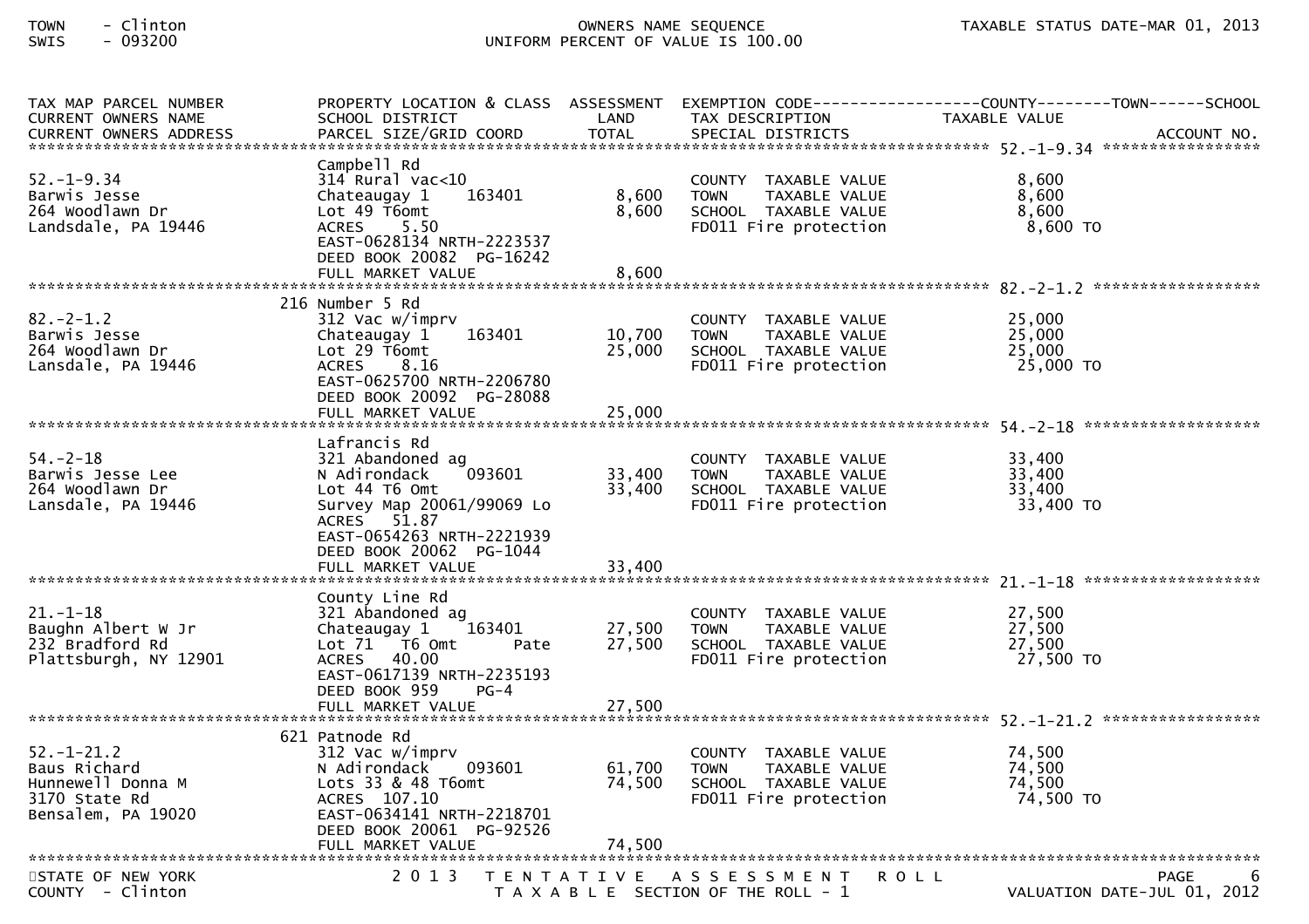| TAX MAP PARCEL NUMBER<br>CURRENT OWNERS NAME<br>CURRENT OWNERS ADDRESS | PROPERTY LOCATION & CLASS<br>SCHOOL DISTRICT<br>PARCEL SIZE/GRID COORD | ASSESSMENT<br>LAND<br>TOTAL | EXEMPTION CODE<br>TAX DESCRIPTION<br>SPECIAL DISTRICTS | COUNTY / TOWN / SCHOOL<br>TAXABLE VALUE | ACCOUNT NO. |
|---|---|---|---|---|---|
| **52.-1-9.34** | | | | | |
| 52.-1-9.34 | Campbell Rd | | | | |
| Barwis Jesse | 314 Rural vac<10 | | COUNTY TAXABLE VALUE | 8,600 | |
| 264 Woodlawn Dr | Chateaugay 1 163401 | 8,600 | TOWN TAXABLE VALUE | 8,600 | |
| Landsdale, PA 19446 | Lot 49 T6omt | 8,600 | SCHOOL TAXABLE VALUE | 8,600 | |
| | ACRES 5.50 | | FD011 Fire protection | 8,600 TO | |
| | EAST-0628134 NRTH-2223537 | | | | |
| | DEED BOOK 20082 PG-16242 | | | | |
| | FULL MARKET VALUE | 8,600 | | | |
| **82.-2-1.2** | | | | | |
| 82.-2-1.2 | 216 Number 5 Rd | | | | |
| Barwis Jesse | 312 Vac w/imprv | | COUNTY TAXABLE VALUE | 25,000 | |
| 264 Woodlawn Dr | Chateaugay 1 163401 | 10,700 | TOWN TAXABLE VALUE | 25,000 | |
| Lansdale, PA 19446 | Lot 29 T6omt | 25,000 | SCHOOL TAXABLE VALUE | 25,000 | |
| | ACRES 8.16 | | FD011 Fire protection | 25,000 TO | |
| | EAST-0625700 NRTH-2206780 | | | | |
| | DEED BOOK 20092 PG-28088 | | | | |
| | FULL MARKET VALUE | 25,000 | | | |
| **54.-2-18** | | | | | |
| 54.-2-18 | Lafrancis Rd | | | | |
| Barwis Jesse Lee | 321 Abandoned ag | | COUNTY TAXABLE VALUE | 33,400 | |
| 264 Woodlawn Dr | N Adirondack 093601 | 33,400 | TOWN TAXABLE VALUE | 33,400 | |
| Lansdale, PA 19446 | Lot 44 T6 Omt | 33,400 | SCHOOL TAXABLE VALUE | 33,400 | |
| | Survey Map 20061/99069 Lo | | FD011 Fire protection | 33,400 TO | |
| | ACRES 51.87 | | | | |
| | EAST-0654263 NRTH-2221939 | | | | |
| | DEED BOOK 20062 PG-1044 | | | | |
| | FULL MARKET VALUE | 33,400 | | | |
| **21.-1-18** | | | | | |
| 21.-1-18 | County Line Rd | | | | |
| Baughn Albert W Jr | 321 Abandoned ag | | COUNTY TAXABLE VALUE | 27,500 | |
| 232 Bradford Rd | Chateaugay 1 163401 | 27,500 | TOWN TAXABLE VALUE | 27,500 | |
| Plattsburgh, NY 12901 | Lot 71 T6 Omt Pate | 27,500 | SCHOOL TAXABLE VALUE | 27,500 | |
| | ACRES 40.00 | | FD011 Fire protection | 27,500 TO | |
| | EAST-0617139 NRTH-2235193 | | | | |
| | DEED BOOK 959 PG-4 | | | | |
| | FULL MARKET VALUE | 27,500 | | | |
| **52.-1-21.2** | | | | | |
| 52.-1-21.2 | 621 Patnode Rd | | | | |
| Baus Richard | 312 Vac w/imprv | | COUNTY TAXABLE VALUE | 74,500 | |
| Hunnewell Donna M | N Adirondack 093601 | 61,700 | TOWN TAXABLE VALUE | 74,500 | |
| 3170 State Rd | Lots 33 & 48 T6omt | 74,500 | SCHOOL TAXABLE VALUE | 74,500 | |
| Bensalem, PA 19020 | ACRES 107.10 | | FD011 Fire protection | 74,500 TO | |
| | EAST-0634141 NRTH-2218701 | | | | |
| | DEED BOOK 20061 PG-92526 | | | | |
| | FULL MARKET VALUE | 74,500 | | | |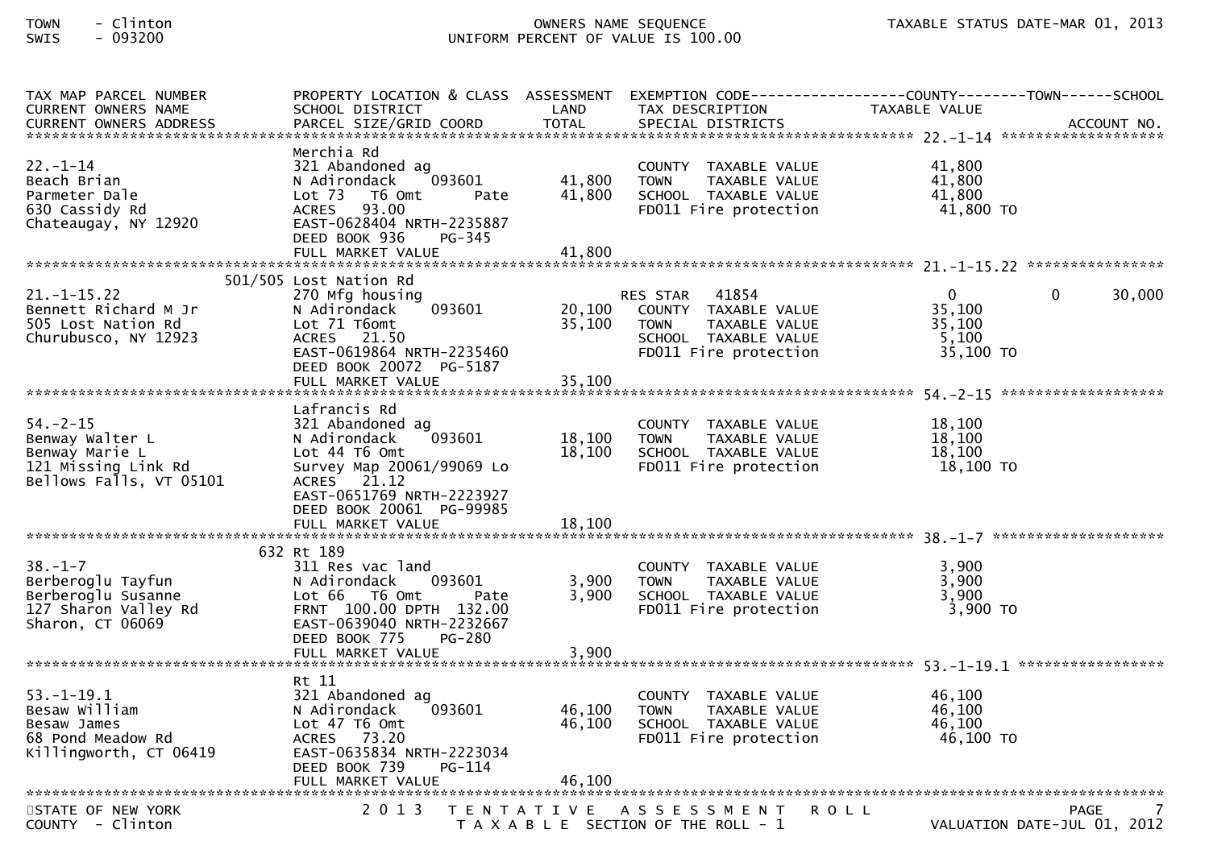| TAX MAP PARCEL NUMBER<br>CURRENT OWNERS NAME<br>CURRENT OWNERS ADDRESS | PROPERTY LOCATION & CLASS<br>SCHOOL DISTRICT<br>PARCEL SIZE/GRID COORD | ASSESSMENT<br>LAND<br>TOTAL | EXEMPTION CODE<br>TAX DESCRIPTION<br>SPECIAL DISTRICTS | COUNTY<br>TAXABLE VALUE | TOWN | SCHOOL<br>ACCOUNT NO. |
|---|---|---|---|---|---|---|
| **22.-1-14** | | | | | | |
| 22.-1-14 | Merchia Rd | | | | | |
| Beach Brian | 321 Abandoned ag | | COUNTY TAXABLE VALUE | 41,800 | | |
| Parmeter Dale | N Adirondack 093601 | 41,800 | TOWN TAXABLE VALUE | 41,800 | | |
| 630 Cassidy Rd | Lot 73 T6 Omt Pate | 41,800 | SCHOOL TAXABLE VALUE | 41,800 | | |
| Chateaugay, NY 12920 | ACRES 93.00 | | FD011 Fire protection | 41,800 TO | | |
| | EAST-0628404 NRTH-2235887 | | | | | |
| | DEED BOOK 936 PG-345 | | | | | |
| | FULL MARKET VALUE | 41,800 | | | | |
| **21.-1-15.22** | | | | | | |
| 21.-1-15.22 | 501/505 Lost Nation Rd | | | | | |
| Bennett Richard M Jr | 270 Mfg housing | | RES STAR 41854 | 0 | 0 | 30,000 |
| 505 Lost Nation Rd | N Adirondack 093601 | 20,100 | COUNTY TAXABLE VALUE | 35,100 | | |
| Churubusco, NY 12923 | Lot 71 T6omt | 35,100 | TOWN TAXABLE VALUE | 35,100 | | |
| | ACRES 21.50 | | SCHOOL TAXABLE VALUE | 5,100 | | |
| | EAST-0619864 NRTH-2235460 | | FD011 Fire protection | 35,100 TO | | |
| | DEED BOOK 20072 PG-5187 | | | | | |
| | FULL MARKET VALUE | 35,100 | | | | |
| **54.-2-15** | | | | | | |
| 54.-2-15 | Lafrancis Rd | | | | | |
| Benway Walter L | 321 Abandoned ag | | COUNTY TAXABLE VALUE | 18,100 | | |
| Benway Marie L | N Adirondack 093601 | 18,100 | TOWN TAXABLE VALUE | 18,100 | | |
| 121 Missing Link Rd | Lot 44 T6 Omt | 18,100 | SCHOOL TAXABLE VALUE | 18,100 | | |
| Bellows Falls, VT 05101 | Survey Map 20061/99069 Lo | | FD011 Fire protection | 18,100 TO | | |
| | ACRES 21.12 | | | | | |
| | EAST-0651769 NRTH-2223927 | | | | | |
| | DEED BOOK 20061 PG-99985 | | | | | |
| | FULL MARKET VALUE | 18,100 | | | | |
| **38.-1-7** | | | | | | |
| 38.-1-7 | 632 Rt 189 | | | | | |
| Berberoglu Tayfun | 311 Res vac land | | COUNTY TAXABLE VALUE | 3,900 | | |
| Berberoglu Susanne | N Adirondack 093601 | 3,900 | TOWN TAXABLE VALUE | 3,900 | | |
| 127 Sharon Valley Rd | Lot 66 T6 Omt Pate | 3,900 | SCHOOL TAXABLE VALUE | 3,900 | | |
| Sharon, CT 06069 | FRNT 100.00 DPTH 132.00 | | FD011 Fire protection | 3,900 TO | | |
| | EAST-0639040 NRTH-2232667 | | | | | |
| | DEED BOOK 775 PG-280 | | | | | |
| | FULL MARKET VALUE | 3,900 | | | | |
| **53.-1-19.1** | | | | | | |
| 53.-1-19.1 | Rt 11 | | | | | |
| Besaw William | 321 Abandoned ag | | COUNTY TAXABLE VALUE | 46,100 | | |
| Besaw James | N Adirondack 093601 | 46,100 | TOWN TAXABLE VALUE | 46,100 | | |
| 68 Pond Meadow Rd | Lot 47 T6 Omt | 46,100 | SCHOOL TAXABLE VALUE | 46,100 | | |
| Killingworth, CT 06419 | ACRES 73.20 | | FD011 Fire protection | 46,100 TO | | |
| | EAST-0635834 NRTH-2223034 | | | | | |
| | DEED BOOK 739 PG-114 | | | | | |
| | FULL MARKET VALUE | 46,100 | | | | |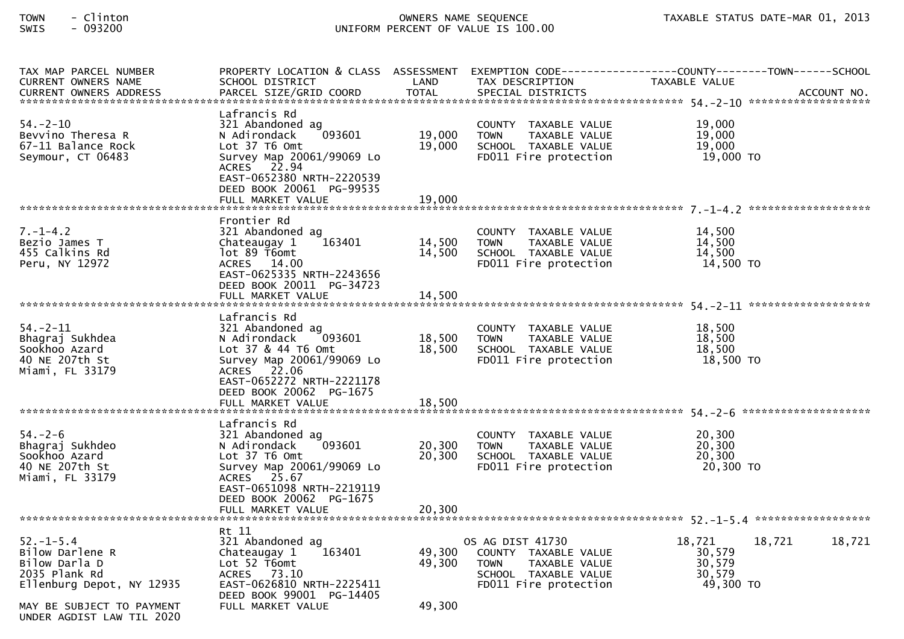TOWN - Clinton
SWIS - 093200

OWNERS NAME SEQUENCE
UNIFORM PERCENT OF VALUE IS 100.00

TAXABLE STATUS DATE-MAR 01, 2013

| TAX MAP PARCEL NUMBER / CURRENT OWNERS NAME / CURRENT OWNERS ADDRESS | PROPERTY LOCATION & CLASS / SCHOOL DISTRICT / PARCEL SIZE/GRID COORD | ASSESSMENT LAND / TOTAL | EXEMPTION CODE / TAX DESCRIPTION / SPECIAL DISTRICTS | COUNTY TAXABLE VALUE | TOWN | SCHOOL / ACCOUNT NO. |
|---|---|---|---|---|---|---|
| **54.-2-10** | | | | | | |
| 54.-2-10 | Lafrancis Rd | | | | | |
| Bevvino Theresa R | 321 Abandoned ag | | COUNTY TAXABLE VALUE | 19,000 | | |
| 67-11 Balance Rock | N Adirondack 093601 | 19,000 | TOWN TAXABLE VALUE | 19,000 | | |
| Seymour, CT 06483 | Lot 37 T6 Omt | 19,000 | SCHOOL TAXABLE VALUE | 19,000 | | |
| | Survey Map 20061/99069 Lo | | FD011 Fire protection | 19,000 TO | | |
| | ACRES 22.94 | | | | | |
| | EAST-0652380 NRTH-2220539 | | | | | |
| | DEED BOOK 20061 PG-99535 | | | | | |
| | FULL MARKET VALUE | 19,000 | | | | |
| **7.-1-4.2** | | | | | | |
| 7.-1-4.2 | Frontier Rd | | | | | |
| Bezio James T | 321 Abandoned ag | | COUNTY TAXABLE VALUE | 14,500 | | |
| 455 Calkins Rd | Chateaugay 1 163401 | 14,500 | TOWN TAXABLE VALUE | 14,500 | | |
| Peru, NY 12972 | lot 89 T6omt | 14,500 | SCHOOL TAXABLE VALUE | 14,500 | | |
| | ACRES 14.00 | | FD011 Fire protection | 14,500 TO | | |
| | EAST-0625335 NRTH-2243656 | | | | | |
| | DEED BOOK 20011 PG-34723 | | | | | |
| | FULL MARKET VALUE | 14,500 | | | | |
| **54.-2-11** | | | | | | |
| 54.-2-11 | Lafrancis Rd | | | | | |
| Bhagraj Sukhdea | 321 Abandoned ag | | COUNTY TAXABLE VALUE | 18,500 | | |
| Sookhoo Azard | N Adirondack 093601 | 18,500 | TOWN TAXABLE VALUE | 18,500 | | |
| 40 NE 207th St | Lot 37 & 44 T6 Omt | 18,500 | SCHOOL TAXABLE VALUE | 18,500 | | |
| Miami, FL 33179 | Survey Map 20061/99069 Lo | | FD011 Fire protection | 18,500 TO | | |
| | ACRES 22.06 | | | | | |
| | EAST-0652272 NRTH-2221178 | | | | | |
| | DEED BOOK 20062 PG-1675 | | | | | |
| | FULL MARKET VALUE | 18,500 | | | | |
| **54.-2-6** | | | | | | |
| 54.-2-6 | Lafrancis Rd | | | | | |
| Bhagraj Sukhdeo | 321 Abandoned ag | | COUNTY TAXABLE VALUE | 20,300 | | |
| Sookhoo Azard | N Adirondack 093601 | 20,300 | TOWN TAXABLE VALUE | 20,300 | | |
| 40 NE 207th St | Lot 37 T6 Omt | 20,300 | SCHOOL TAXABLE VALUE | 20,300 | | |
| Miami, FL 33179 | Survey Map 20061/99069 Lo | | FD011 Fire protection | 20,300 TO | | |
| | ACRES 25.67 | | | | | |
| | EAST-0651098 NRTH-2219119 | | | | | |
| | DEED BOOK 20062 PG-1675 | | | | | |
| | FULL MARKET VALUE | 20,300 | | | | |
| **52.-1-5.4** | | | | | | |
| 52.-1-5.4 | Rt 11 | | | | | |
| Bilow Darlene R | 321 Abandoned ag | | OS AG DIST 41730 | 18,721 | 18,721 | 18,721 |
| Bilow Darla D | Chateaugay 1 163401 | 49,300 | COUNTY TAXABLE VALUE | 30,579 | | |
| 2035 Plank Rd | Lot 52 T6omt | 49,300 | TOWN TAXABLE VALUE | 30,579 | | |
| Ellenburg Depot, NY 12935 | ACRES 73.10 | | SCHOOL TAXABLE VALUE | 30,579 | | |
| | EAST-0626810 NRTH-2225411 | | FD011 Fire protection | 49,300 TO | | |
| | DEED BOOK 99001 PG-14405 | | | | | |
| MAY BE SUBJECT TO PAYMENT UNDER AGDIST LAW TIL 2020 | FULL MARKET VALUE | 49,300 | | | | |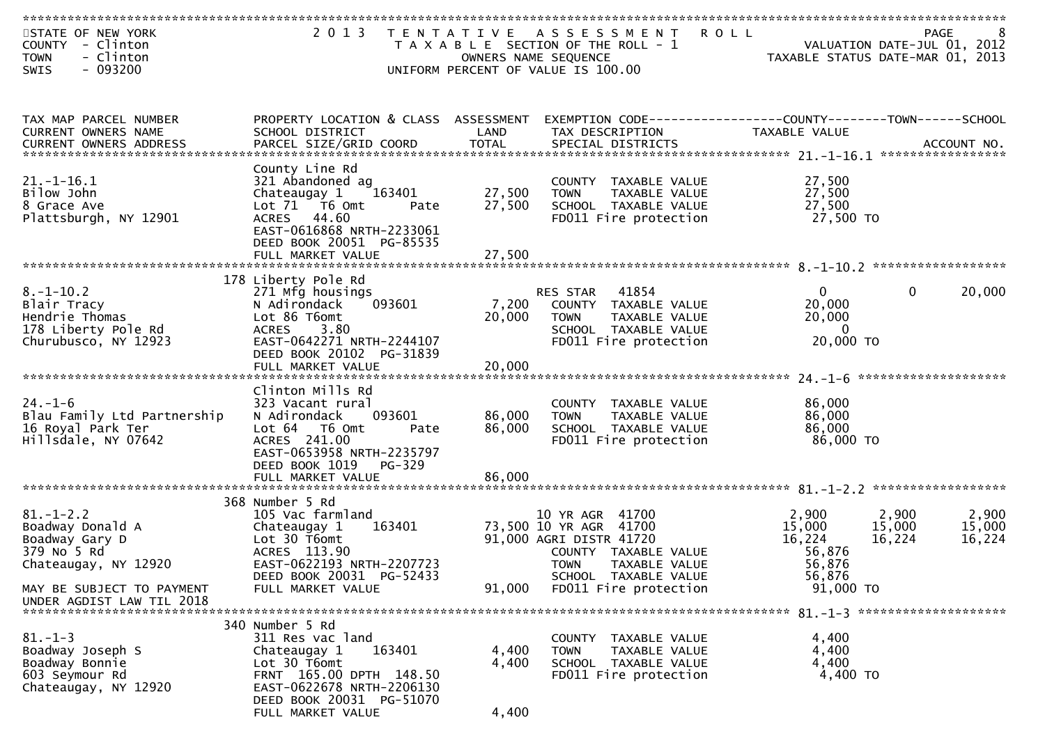STATE OF NEW YORK
COUNTY - Clinton
TOWN - Clinton
SWIS - 093200

2013 TENTATIVE ASSESSMENT ROLL
TAXABLE SECTION OF THE ROLL - 1
OWNERS NAME SEQUENCE
UNIFORM PERCENT OF VALUE IS 100.00

VALUATION DATE-JUL 01, 2012
TAXABLE STATUS DATE-MAR 01, 2013

| TAX MAP PARCEL NUMBER / CURRENT OWNERS NAME / CURRENT OWNERS ADDRESS | PROPERTY LOCATION & CLASS / SCHOOL DISTRICT / PARCEL SIZE/GRID COORD | ASSESSMENT LAND | ASSESSMENT TOTAL | EXEMPTION CODE / TAX DESCRIPTION / SPECIAL DISTRICTS | COUNTY TAXABLE VALUE | TOWN | SCHOOL |
|---|---|---|---|---|---|---|---|
| **21.-1-16.1** | County Line Rd | | | | | | |
| 21.-1-16.1 | 321 Abandoned ag | | | COUNTY TAXABLE VALUE | 27,500 | | |
| Bilow John | Chateaugay 1 163401 | 27,500 | | TOWN TAXABLE VALUE | 27,500 | | |
| 8 Grace Ave | Lot 71 T6 Omt Pate | | 27,500 | SCHOOL TAXABLE VALUE | 27,500 | | |
| Plattsburgh, NY 12901 | ACRES 44.60 | | | FD011 Fire protection | 27,500 TO | | |
| | EAST-0616868 NRTH-2233061 | | | | | | |
| | DEED BOOK 20051 PG-85535 | | | | | | |
| | FULL MARKET VALUE | | 27,500 | | | | |
| **8.-1-10.2** | 178 Liberty Pole Rd | | | | | | |
| 8.-1-10.2 | 271 Mfg housings | | | RES STAR 41854 | 0 | 0 | 20,000 |
| Blair Tracy | N Adirondack 093601 | 7,200 | | COUNTY TAXABLE VALUE | 20,000 | | |
| Hendrie Thomas | Lot 86 T6omt | | 20,000 | TOWN TAXABLE VALUE | 20,000 | | |
| 178 Liberty Pole Rd | ACRES 3.80 | | | SCHOOL TAXABLE VALUE | 0 | | |
| Churubusco, NY 12923 | EAST-0642271 NRTH-2244107 | | | FD011 Fire protection | 20,000 TO | | |
| | DEED BOOK 20102 PG-31839 | | | | | | |
| | FULL MARKET VALUE | | 20,000 | | | | |
| **24.-1-6** | Clinton Mills Rd | | | | | | |
| 24.-1-6 | 323 Vacant rural | | | COUNTY TAXABLE VALUE | 86,000 | | |
| Blau Family Ltd Partnership | N Adirondack 093601 | 86,000 | | TOWN TAXABLE VALUE | 86,000 | | |
| 16 Royal Park Ter | Lot 64 T6 Omt Pate | | 86,000 | SCHOOL TAXABLE VALUE | 86,000 | | |
| Hillsdale, NY 07642 | ACRES 241.00 | | | FD011 Fire protection | 86,000 TO | | |
| | EAST-0653958 NRTH-2235797 | | | | | | |
| | DEED BOOK 1019 PG-329 | | | | | | |
| | FULL MARKET VALUE | | 86,000 | | | | |
| **81.-1-2.2** | 368 Number 5 Rd | | | | | | |
| 81.-1-2.2 | 105 Vac farmland | | | 10 YR AGR 41700 | 2,900 | 2,900 | 2,900 |
| Boadway Donald A | Chateaugay 1 163401 | 73,500 | | 10 YR AGR 41700 | 15,000 | 15,000 | 15,000 |
| Boadway Gary D | Lot 30 T6omt | | 91,000 | AGRI DISTR 41720 | 16,224 | 16,224 | 16,224 |
| 379 No 5 Rd | ACRES 113.90 | | | COUNTY TAXABLE VALUE | 56,876 | | |
| Chateaugay, NY 12920 | EAST-0622193 NRTH-2207723 | | | TOWN TAXABLE VALUE | 56,876 | | |
| | DEED BOOK 20031 PG-52433 | | | SCHOOL TAXABLE VALUE | 56,876 | | |
| MAY BE SUBJECT TO PAYMENT | FULL MARKET VALUE | | 91,000 | FD011 Fire protection | 91,000 TO | | |
| UNDER AGDIST LAW TIL 2018 | | | | | | | |
| **81.-1-3** | 340 Number 5 Rd | | | | | | |
| 81.-1-3 | 311 Res vac land | | | COUNTY TAXABLE VALUE | 4,400 | | |
| Boadway Joseph S | Chateaugay 1 163401 | 4,400 | | TOWN TAXABLE VALUE | 4,400 | | |
| Boadway Bonnie | Lot 30 T6omt | | 4,400 | SCHOOL TAXABLE VALUE | 4,400 | | |
| 603 Seymour Rd | FRNT 165.00 DPTH 148.50 | | | FD011 Fire protection | 4,400 TO | | |
| Chateaugay, NY 12920 | EAST-0622678 NRTH-2206130 | | | | | | |
| | DEED BOOK 20031 PG-51070 | | | | | | |
| | FULL MARKET VALUE | | 4,400 | | | | |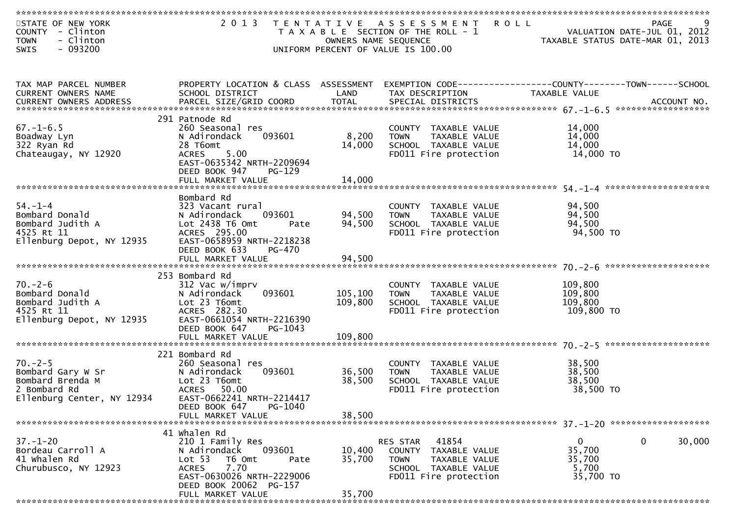STATE OF NEW YORK — 2013 TENTATIVE ASSESSMENT ROLL
COUNTY - Clinton — TAXABLE SECTION OF THE ROLL - 1 — VALUATION DATE-JUL 01, 2012
TOWN - Clinton — OWNERS NAME SEQUENCE — TAXABLE STATUS DATE-MAR 01, 2013
SWIS - 093200 — UNIFORM PERCENT OF VALUE IS 100.00

| TAX MAP PARCEL NUMBER / CURRENT OWNERS NAME / CURRENT OWNERS ADDRESS | PROPERTY LOCATION & CLASS / SCHOOL DISTRICT / PARCEL SIZE/GRID COORD | ASSESSMENT LAND / TOTAL | EXEMPTION CODE / TAX DESCRIPTION / SPECIAL DISTRICTS | COUNTY | TOWN | SCHOOL / ACCOUNT NO. |
|---|---|---|---|---|---|---|
| **67.-1-6.5** | 291 Patnode Rd | | | | | |
| 67.-1-6.5 | 260 Seasonal res | | COUNTY TAXABLE VALUE | 14,000 | | |
| Boadway Lyn | N Adirondack 093601 | 8,200 | TOWN TAXABLE VALUE | | 14,000 | |
| 322 Ryan Rd | 28 T6omt | 14,000 | SCHOOL TAXABLE VALUE | | | 14,000 |
| Chateaugay, NY 12920 | ACRES 5.00 | | FD011 Fire protection | 14,000 TO | | |
| | EAST-0635342 NRTH-2209694 | | | | | |
| | DEED BOOK 947 PG-129 | | | | | |
| | FULL MARKET VALUE | 14,000 | | | | |
| **54.-1-4** | Bombard Rd | | | | | |
| 54.-1-4 | 323 Vacant rural | | COUNTY TAXABLE VALUE | 94,500 | | |
| Bombard Donald | N Adirondack 093601 | 94,500 | TOWN TAXABLE VALUE | | 94,500 | |
| Bombard Judith A | Lot 2438 T6 Omt Pate | 94,500 | SCHOOL TAXABLE VALUE | | | 94,500 |
| 4525 Rt 11 | ACRES 295.00 | | FD011 Fire protection | 94,500 TO | | |
| Ellenburg Depot, NY 12935 | EAST-0658959 NRTH-2218238 | | | | | |
| | DEED BOOK 633 PG-470 | | | | | |
| | FULL MARKET VALUE | 94,500 | | | | |
| **70.-2-6** | 253 Bombard Rd | | | | | |
| 70.-2-6 | 312 Vac w/imprv | | COUNTY TAXABLE VALUE | 109,800 | | |
| Bombard Donald | N Adirondack 093601 | 105,100 | TOWN TAXABLE VALUE | | 109,800 | |
| Bombard Judith A | Lot 23 T6omt | 109,800 | SCHOOL TAXABLE VALUE | | | 109,800 |
| 4525 Rt 11 | ACRES 282.30 | | FD011 Fire protection | 109,800 TO | | |
| Ellenburg Depot, NY 12935 | EAST-0661054 NRTH-2216390 | | | | | |
| | DEED BOOK 647 PG-1043 | | | | | |
| | FULL MARKET VALUE | 109,800 | | | | |
| **70.-2-5** | 221 Bombard Rd | | | | | |
| 70.-2-5 | 260 Seasonal res | | COUNTY TAXABLE VALUE | 38,500 | | |
| Bombard Gary W Sr | N Adirondack 093601 | 36,500 | TOWN TAXABLE VALUE | | 38,500 | |
| Bombard Brenda M | Lot 23 T6omt | 38,500 | SCHOOL TAXABLE VALUE | | | 38,500 |
| 2 Bombard Rd | ACRES 50.00 | | FD011 Fire protection | 38,500 TO | | |
| Ellenburg Center, NY 12934 | EAST-0662241 NRTH-2214417 | | | | | |
| | DEED BOOK 647 PG-1040 | | | | | |
| | FULL MARKET VALUE | 38,500 | | | | |
| **37.-1-20** | 41 Whalen Rd | | | | | |
| 37.-1-20 | 210 1 Family Res | | RES STAR 41854 | 0 | 0 | 30,000 |
| Bordeau Carroll A | N Adirondack 093601 | 10,400 | COUNTY TAXABLE VALUE | 35,700 | | |
| 41 Whalen Rd | Lot 53 T6 Omt Pate | 35,700 | TOWN TAXABLE VALUE | | 35,700 | |
| Churubusco, NY 12923 | ACRES 7.70 | | SCHOOL TAXABLE VALUE | | | 5,700 |
| | EAST-0630026 NRTH-2229006 | | FD011 Fire protection | 35,700 TO | | |
| | DEED BOOK 20062 PG-157 | | | | | |
| | FULL MARKET VALUE | 35,700 | | | | |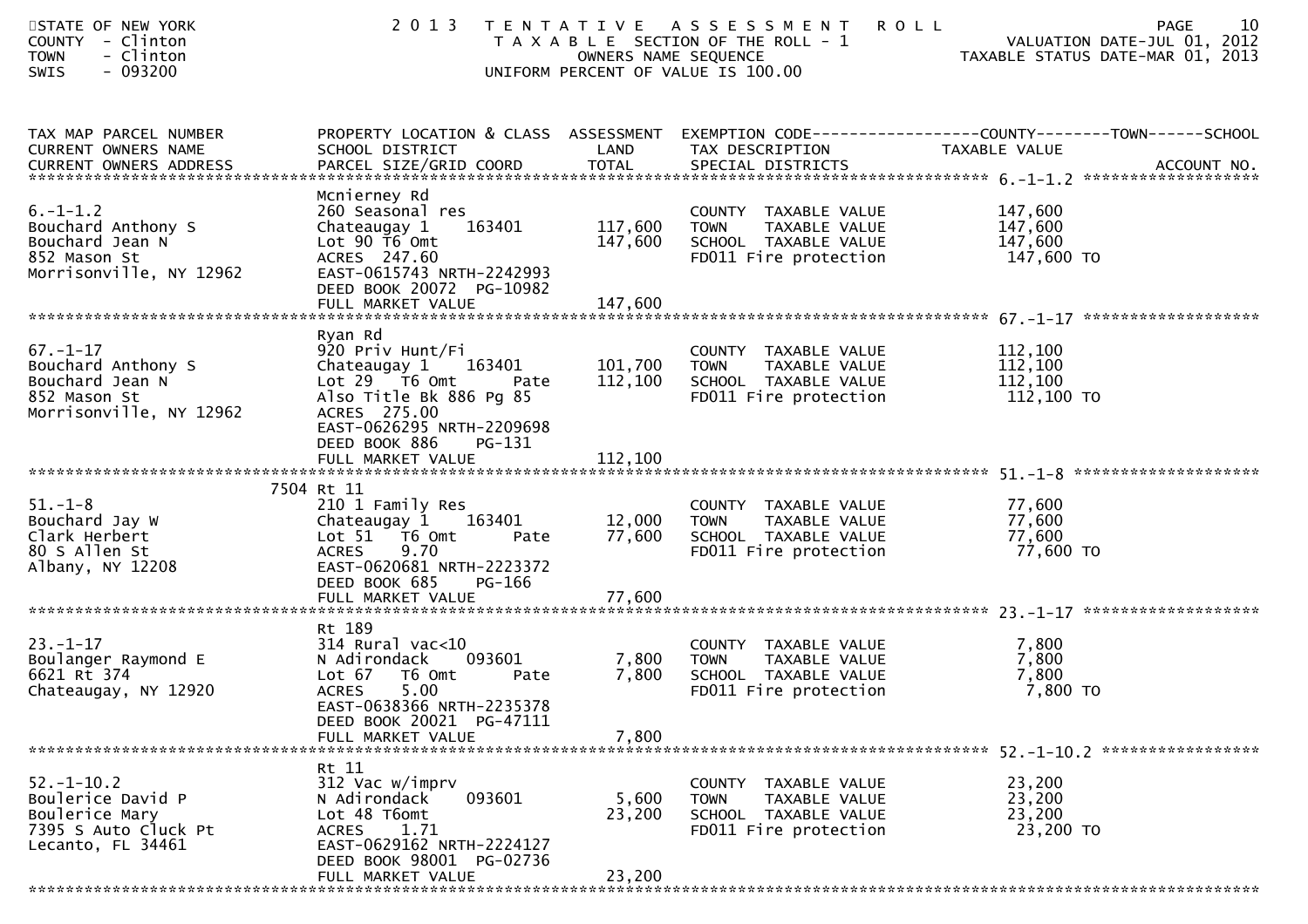STATE OF NEW YORK
COUNTY - Clinton
TOWN - Clinton
SWIS - 093200

# 2013 TENTATIVE ASSESSMENT ROLL

TAXABLE SECTION OF THE ROLL - 1
OWNERS NAME SEQUENCE
UNIFORM PERCENT OF VALUE IS 100.00

VALUATION DATE-JUL 01, 2012
TAXABLE STATUS DATE-MAR 01, 2013

| TAX MAP PARCEL NUMBER / CURRENT OWNERS NAME / CURRENT OWNERS ADDRESS | PROPERTY LOCATION & CLASS / SCHOOL DISTRICT / PARCEL SIZE/GRID COORD | ASSESSMENT LAND / TOTAL | EXEMPTION CODE / TAX DESCRIPTION / SPECIAL DISTRICTS | COUNTY / TOWN / SCHOOL TAXABLE VALUE | ACCOUNT NO. |
|---|---|---|---|---|---|
| 6.-1-1.2 | Mcnierney Rd | | | | |
| 6.-1-1.2 | 260 Seasonal res | | COUNTY TAXABLE VALUE | 147,600 | |
| Bouchard Anthony S | Chateaugay 1 163401 | 117,600 | TOWN TAXABLE VALUE | 147,600 | |
| Bouchard Jean N | Lot 90 T6 Omt | 147,600 | SCHOOL TAXABLE VALUE | 147,600 | |
| 852 Mason St | ACRES 247.60 | | FD011 Fire protection | 147,600 TO | |
| Morrisonville, NY 12962 | EAST-0615743 NRTH-2242993 | | | | |
| | DEED BOOK 20072 PG-10982 | | | | |
| | FULL MARKET VALUE | 147,600 | | | |
| 67.-1-17 | Ryan Rd | | | | |
| 67.-1-17 | 920 Priv Hunt/Fi | | COUNTY TAXABLE VALUE | 112,100 | |
| Bouchard Anthony S | Chateaugay 1 163401 | 101,700 | TOWN TAXABLE VALUE | 112,100 | |
| Bouchard Jean N | Lot 29 T6 Omt Pate | 112,100 | SCHOOL TAXABLE VALUE | 112,100 | |
| 852 Mason St | Also Title Bk 886 Pg 85 | | FD011 Fire protection | 112,100 TO | |
| Morrisonville, NY 12962 | ACRES 275.00 | | | | |
| | EAST-0626295 NRTH-2209698 | | | | |
| | DEED BOOK 886 PG-131 | | | | |
| | FULL MARKET VALUE | 112,100 | | | |
| 51.-1-8 | 7504 Rt 11 | | | | |
| 51.-1-8 | 210 1 Family Res | | COUNTY TAXABLE VALUE | 77,600 | |
| Bouchard Jay W | Chateaugay 1 163401 | 12,000 | TOWN TAXABLE VALUE | 77,600 | |
| Clark Herbert | Lot 51 T6 Omt Pate | 77,600 | SCHOOL TAXABLE VALUE | 77,600 | |
| 80 S Allen St | ACRES 9.70 | | FD011 Fire protection | 77,600 TO | |
| Albany, NY 12208 | EAST-0620681 NRTH-2223372 | | | | |
| | DEED BOOK 685 PG-166 | | | | |
| | FULL MARKET VALUE | 77,600 | | | |
| 23.-1-17 | Rt 189 | | | | |
| 23.-1-17 | 314 Rural vac<10 | | COUNTY TAXABLE VALUE | 7,800 | |
| Boulanger Raymond E | N Adirondack 093601 | 7,800 | TOWN TAXABLE VALUE | 7,800 | |
| 6621 Rt 374 | Lot 67 T6 Omt Pate | 7,800 | SCHOOL TAXABLE VALUE | 7,800 | |
| Chateaugay, NY 12920 | ACRES 5.00 | | FD011 Fire protection | 7,800 TO | |
| | EAST-0638366 NRTH-2235378 | | | | |
| | DEED BOOK 20021 PG-47111 | | | | |
| | FULL MARKET VALUE | 7,800 | | | |
| 52.-1-10.2 | Rt 11 | | | | |
| 52.-1-10.2 | 312 Vac w/imprv | | COUNTY TAXABLE VALUE | 23,200 | |
| Boulerice David P | N Adirondack 093601 | 5,600 | TOWN TAXABLE VALUE | 23,200 | |
| Boulerice Mary | Lot 48 T6omt | 23,200 | SCHOOL TAXABLE VALUE | 23,200 | |
| 7395 S Auto Cluck Pt | ACRES 1.71 | | FD011 Fire protection | 23,200 TO | |
| Lecanto, FL 34461 | EAST-0629162 NRTH-2224127 | | | | |
| | DEED BOOK 98001 PG-02736 | | | | |
| | FULL MARKET VALUE | 23,200 | | | |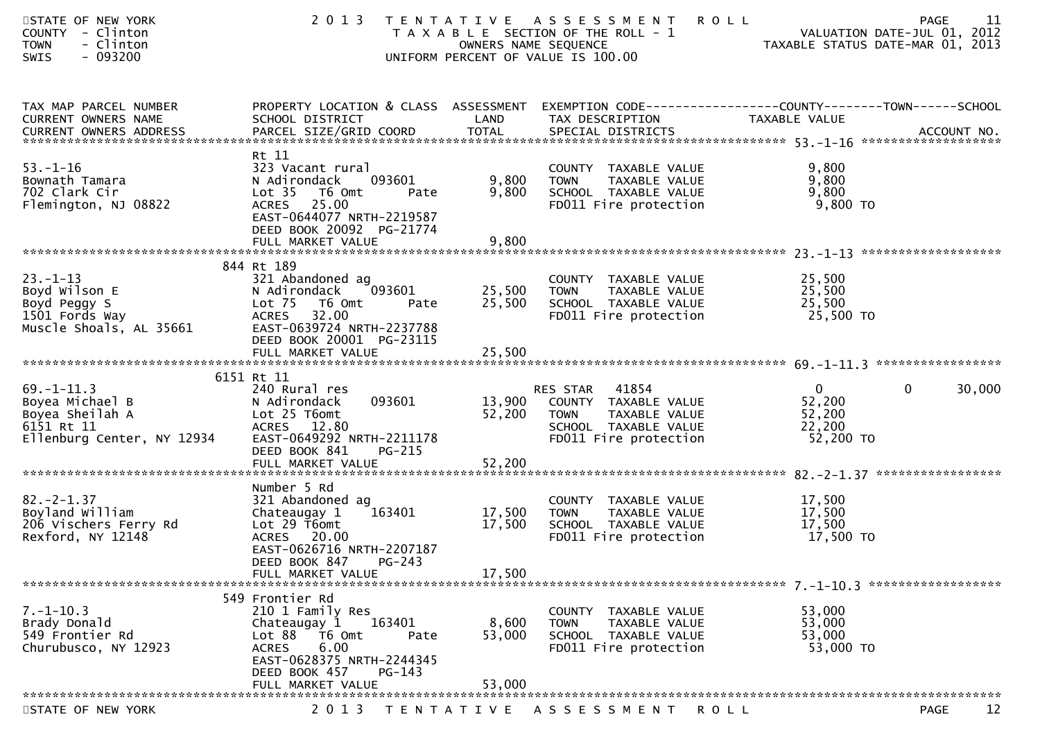STATE OF NEW YORK — 2013 TENTATIVE ASSESSMENT ROLL
COUNTY - Clinton — TAXABLE SECTION OF THE ROLL - 1 — VALUATION DATE-JUL 01, 2012
TOWN - Clinton — OWNERS NAME SEQUENCE — TAXABLE STATUS DATE-MAR 01, 2013
SWIS - 093200 — UNIFORM PERCENT OF VALUE IS 100.00

| TAX MAP PARCEL NUMBER / CURRENT OWNERS NAME / CURRENT OWNERS ADDRESS | PROPERTY LOCATION & CLASS / SCHOOL DISTRICT / PARCEL SIZE/GRID COORD | ASSESSMENT LAND | ASSESSMENT TOTAL | EXEMPTION CODE / TAX DESCRIPTION / SPECIAL DISTRICTS | COUNTY TAXABLE VALUE | TOWN | SCHOOL / ACCOUNT NO. |
|---|---|---|---|---|---|---|---|
| **53.-1-16** | Rt 11 | | | | | | |
| 53.-1-16 | 323 Vacant rural | | | COUNTY TAXABLE VALUE | 9,800 | | |
| Bownath Tamara | N Adirondack 093601 | 9,800 | | TOWN TAXABLE VALUE | 9,800 | | |
| 702 Clark Cir | Lot 35 T6 Omt Pate | | 9,800 | SCHOOL TAXABLE VALUE | 9,800 | | |
| Flemington, NJ 08822 | ACRES 25.00 | | | FD011 Fire protection | 9,800 TO | | |
| | EAST-0644077 NRTH-2219587 | | | | | | |
| | DEED BOOK 20092 PG-21774 | | | | | | |
| | FULL MARKET VALUE | | 9,800 | | | | |
| **23.-1-13** | 844 Rt 189 | | | | | | |
| 23.-1-13 | 321 Abandoned ag | | | COUNTY TAXABLE VALUE | 25,500 | | |
| Boyd Wilson E | N Adirondack 093601 | 25,500 | | TOWN TAXABLE VALUE | 25,500 | | |
| Boyd Peggy S | Lot 75 T6 Omt Pate | | 25,500 | SCHOOL TAXABLE VALUE | 25,500 | | |
| 1501 Fords Way | ACRES 32.00 | | | FD011 Fire protection | 25,500 TO | | |
| Muscle Shoals, AL 35661 | EAST-0639724 NRTH-2237788 | | | | | | |
| | DEED BOOK 20001 PG-23115 | | | | | | |
| | FULL MARKET VALUE | | 25,500 | | | | |
| **69.-1-11.3** | 6151 Rt 11 | | | | | | |
| 69.-1-11.3 | 240 Rural res | | | RES STAR 41854 | 0 | 0 | 30,000 |
| Boyea Michael B | N Adirondack 093601 | 13,900 | | COUNTY TAXABLE VALUE | 52,200 | | |
| Boyea Sheilah A | Lot 25 T6omt | | 52,200 | TOWN TAXABLE VALUE | 52,200 | | |
| 6151 Rt 11 | ACRES 12.80 | | | SCHOOL TAXABLE VALUE | 22,200 | | |
| Ellenburg Center, NY 12934 | EAST-0649292 NRTH-2211178 | | | FD011 Fire protection | 52,200 TO | | |
| | DEED BOOK 841 PG-215 | | | | | | |
| | FULL MARKET VALUE | | 52,200 | | | | |
| **82.-2-1.37** | Number 5 Rd | | | | | | |
| 82.-2-1.37 | 321 Abandoned ag | | | COUNTY TAXABLE VALUE | 17,500 | | |
| Boyland William | Chateaugay 1 163401 | 17,500 | | TOWN TAXABLE VALUE | 17,500 | | |
| 206 Vischers Ferry Rd | Lot 29 T6omt | | 17,500 | SCHOOL TAXABLE VALUE | 17,500 | | |
| Rexford, NY 12148 | ACRES 20.00 | | | FD011 Fire protection | 17,500 TO | | |
| | EAST-0626716 NRTH-2207187 | | | | | | |
| | DEED BOOK 847 PG-243 | | | | | | |
| | FULL MARKET VALUE | | 17,500 | | | | |
| **7.-1-10.3** | 549 Frontier Rd | | | | | | |
| 7.-1-10.3 | 210 1 Family Res | | | COUNTY TAXABLE VALUE | 53,000 | | |
| Brady Donald | Chateaugay 1 163401 | 8,600 | | TOWN TAXABLE VALUE | 53,000 | | |
| 549 Frontier Rd | Lot 88 T6 Omt Pate | | 53,000 | SCHOOL TAXABLE VALUE | 53,000 | | |
| Churubusco, NY 12923 | ACRES 6.00 | | | FD011 Fire protection | 53,000 TO | | |
| | EAST-0628375 NRTH-2244345 | | | | | | |
| | DEED BOOK 457 PG-143 | | | | | | |
| | FULL MARKET VALUE | | 53,000 | | | | |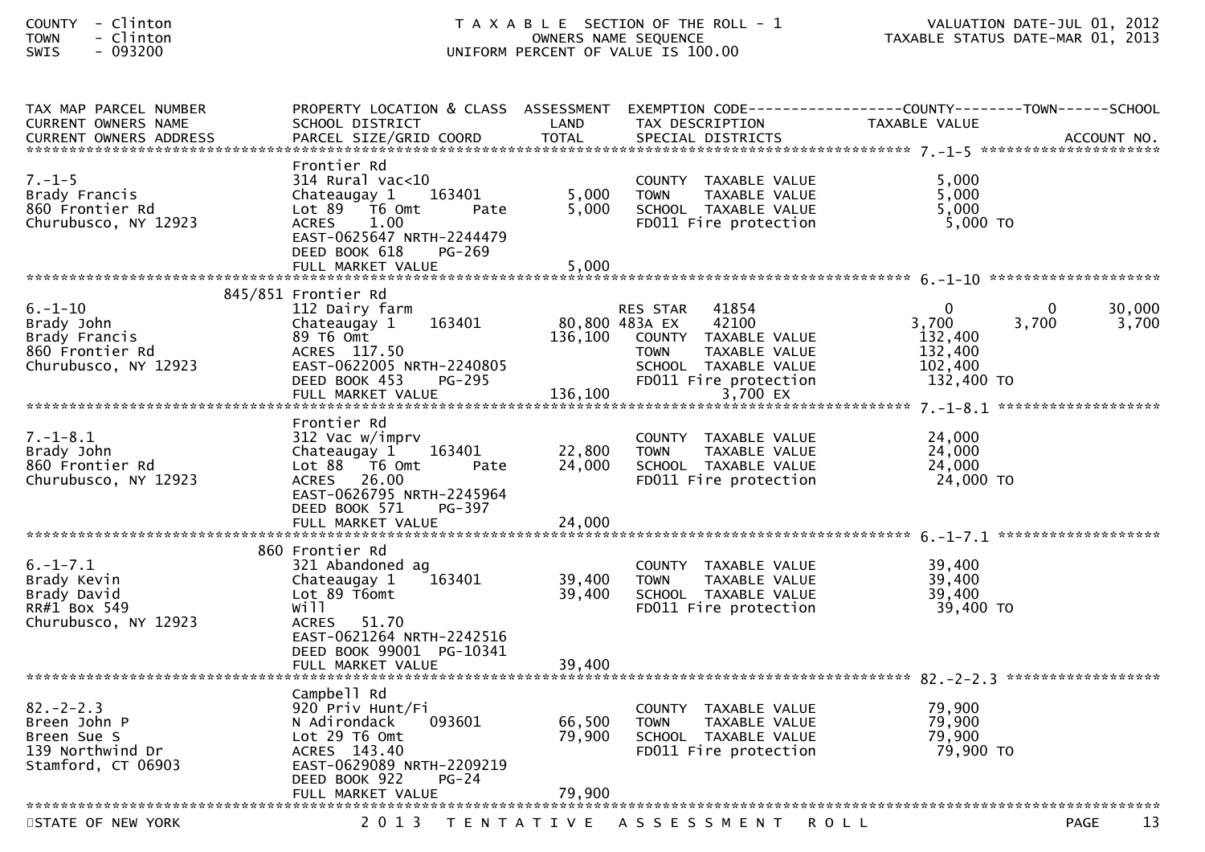COUNTY - Clinton
TOWN - Clinton
SWIS - 093200

T A X A B L E SECTION OF THE ROLL - 1
OWNERS NAME SEQUENCE
UNIFORM PERCENT OF VALUE IS 100.00

VALUATION DATE-JUL 01, 2012
TAXABLE STATUS DATE-MAR 01, 2013

| TAX MAP PARCEL NUMBER / CURRENT OWNERS NAME / CURRENT OWNERS ADDRESS | PROPERTY LOCATION & CLASS / SCHOOL DISTRICT / PARCEL SIZE/GRID COORD | ASSESSMENT LAND / TOTAL | EXEMPTION CODE / TAX DESCRIPTION / SPECIAL DISTRICTS | COUNTY TAXABLE VALUE | TOWN | SCHOOL / ACCOUNT NO. |
|---|---|---|---|---|---|---|
| **7.-1-5** | Frontier Rd | | | | | |
| 7.-1-5 | 314 Rural vac<10 | | COUNTY TAXABLE VALUE | 5,000 | | |
| Brady Francis | Chateaugay 1 163401 | 5,000 | TOWN TAXABLE VALUE | 5,000 | | |
| 860 Frontier Rd | Lot 89 T6 Omt Pate | 5,000 | SCHOOL TAXABLE VALUE | 5,000 | | |
| Churubusco, NY 12923 | ACRES 1.00 | | FD011 Fire protection | 5,000 TO | | |
| | EAST-0625647 NRTH-2244479 | | | | | |
| | DEED BOOK 618 PG-269 | | | | | |
| | FULL MARKET VALUE | 5,000 | | | | |
| **6.-1-10** | 845/851 Frontier Rd | | | | | |
| 6.-1-10 | 112 Dairy farm | | RES STAR 41854 | 0 | 0 | 30,000 |
| Brady John | Chateaugay 1 163401 | 80,800 | 483A EX 42100 | 3,700 | 3,700 | 3,700 |
| Brady Francis | 89 T6 Omt | 136,100 | COUNTY TAXABLE VALUE | 132,400 | | |
| 860 Frontier Rd | ACRES 117.50 | | TOWN TAXABLE VALUE | 132,400 | | |
| Churubusco, NY 12923 | EAST-0622005 NRTH-2240805 | | SCHOOL TAXABLE VALUE | 102,400 | | |
| | DEED BOOK 453 PG-295 | | FD011 Fire protection | 132,400 TO | | |
| | FULL MARKET VALUE | 136,100 | 3,700 EX | | | |
| **7.-1-8.1** | Frontier Rd | | | | | |
| 7.-1-8.1 | 312 Vac w/imprv | | COUNTY TAXABLE VALUE | 24,000 | | |
| Brady John | Chateaugay 1 163401 | 22,800 | TOWN TAXABLE VALUE | 24,000 | | |
| 860 Frontier Rd | Lot 88 T6 Omt Pate | 24,000 | SCHOOL TAXABLE VALUE | 24,000 | | |
| Churubusco, NY 12923 | ACRES 26.00 | | FD011 Fire protection | 24,000 TO | | |
| | EAST-0626795 NRTH-2245964 | | | | | |
| | DEED BOOK 571 PG-397 | | | | | |
| | FULL MARKET VALUE | 24,000 | | | | |
| **6.-1-7.1** | 860 Frontier Rd | | | | | |
| 6.-1-7.1 | 321 Abandoned ag | | COUNTY TAXABLE VALUE | 39,400 | | |
| Brady Kevin | Chateaugay 1 163401 | 39,400 | TOWN TAXABLE VALUE | 39,400 | | |
| Brady David | Lot 89 T6omt | 39,400 | SCHOOL TAXABLE VALUE | 39,400 | | |
| RR#1 Box 549 | Will | | FD011 Fire protection | 39,400 TO | | |
| Churubusco, NY 12923 | ACRES 51.70 | | | | | |
| | EAST-0621264 NRTH-2242516 | | | | | |
| | DEED BOOK 99001 PG-10341 | | | | | |
| | FULL MARKET VALUE | 39,400 | | | | |
| **82.-2-2.3** | Campbell Rd | | | | | |
| 82.-2-2.3 | 920 Priv Hunt/Fi | | COUNTY TAXABLE VALUE | 79,900 | | |
| Breen John P | N Adirondack 093601 | 66,500 | TOWN TAXABLE VALUE | 79,900 | | |
| Breen Sue S | Lot 29 T6 Omt | 79,900 | SCHOOL TAXABLE VALUE | 79,900 | | |
| 139 Northwind Dr | ACRES 143.40 | | FD011 Fire protection | 79,900 TO | | |
| Stamford, CT 06903 | EAST-0629089 NRTH-2209219 | | | | | |
| | DEED BOOK 922 PG-24 | | | | | |
| | FULL MARKET VALUE | 79,900 | | | | |

STATE OF NEW YORK — 2013 TENTATIVE ASSESSMENT ROLL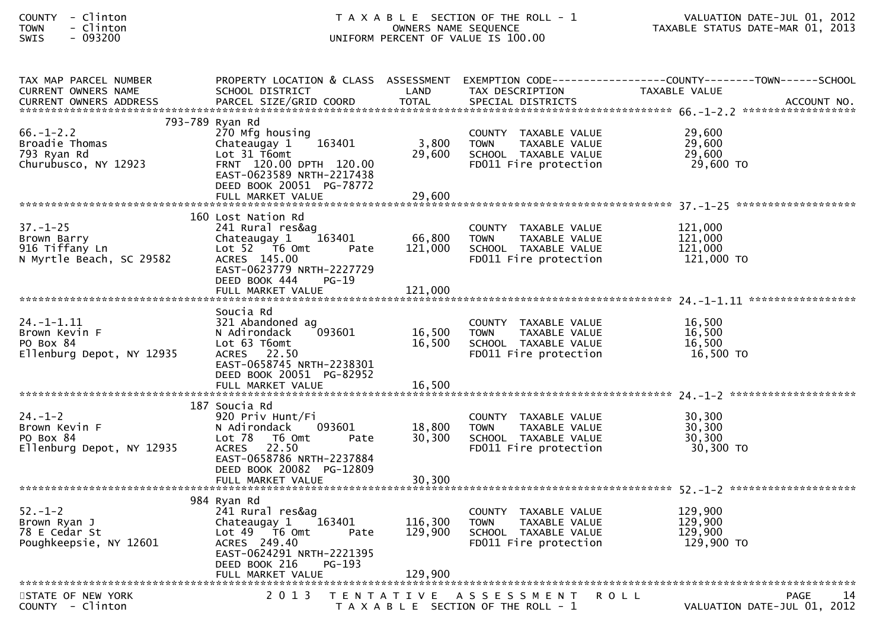| TAX MAP PARCEL NUMBER<br>CURRENT OWNERS NAME<br>CURRENT OWNERS ADDRESS | PROPERTY LOCATION & CLASS<br>SCHOOL DISTRICT<br>PARCEL SIZE/GRID COORD | ASSESSMENT<br>LAND<br>TOTAL | EXEMPTION CODE<br>TAX DESCRIPTION<br>SPECIAL DISTRICTS | COUNTY--------TOWN------SCHOOL<br>TAXABLE VALUE | ACCOUNT NO. |
|---|---|---|---|---|---|
| 66.-1-2.2 | 793-789 Ryan Rd | | | | |
| 66.-1-2.2 | 270 Mfg housing | | COUNTY TAXABLE VALUE | 29,600 | |
| Broadie Thomas | Chateaugay 1 163401 | 3,800 | TOWN TAXABLE VALUE | 29,600 | |
| 793 Ryan Rd | Lot 31 T6omt | 29,600 | SCHOOL TAXABLE VALUE | 29,600 | |
| Churubusco, NY 12923 | FRNT 120.00 DPTH 120.00 | | FD011 Fire protection | 29,600 TO | |
| | EAST-0623589 NRTH-2217438 | | | | |
| | DEED BOOK 20051 PG-78772 | | | | |
| | FULL MARKET VALUE | 29,600 | | | |
| 37.-1-25 | 160 Lost Nation Rd | | | | |
| 37.-1-25 | 241 Rural res&ag | | COUNTY TAXABLE VALUE | 121,000 | |
| Brown Barry | Chateaugay 1 163401 | 66,800 | TOWN TAXABLE VALUE | 121,000 | |
| 916 Tiffany Ln | Lot 52 T6 Omt Pate | 121,000 | SCHOOL TAXABLE VALUE | 121,000 | |
| N Myrtle Beach, SC 29582 | ACRES 145.00 | | FD011 Fire protection | 121,000 TO | |
| | EAST-0623779 NRTH-2227729 | | | | |
| | DEED BOOK 444 PG-19 | | | | |
| | FULL MARKET VALUE | 121,000 | | | |
| 24.-1-1.11 | Soucia Rd | | | | |
| 24.-1-1.11 | 321 Abandoned ag | | COUNTY TAXABLE VALUE | 16,500 | |
| Brown Kevin F | N Adirondack 093601 | 16,500 | TOWN TAXABLE VALUE | 16,500 | |
| PO Box 84 | Lot 63 T6omt | 16,500 | SCHOOL TAXABLE VALUE | 16,500 | |
| Ellenburg Depot, NY 12935 | ACRES 22.50 | | FD011 Fire protection | 16,500 TO | |
| | EAST-0658745 NRTH-2238301 | | | | |
| | DEED BOOK 20051 PG-82952 | | | | |
| | FULL MARKET VALUE | 16,500 | | | |
| 24.-1-2 | 187 Soucia Rd | | | | |
| 24.-1-2 | 920 Priv Hunt/Fi | | COUNTY TAXABLE VALUE | 30,300 | |
| Brown Kevin F | N Adirondack 093601 | 18,800 | TOWN TAXABLE VALUE | 30,300 | |
| PO Box 84 | Lot 78 T6 Omt Pate | 30,300 | SCHOOL TAXABLE VALUE | 30,300 | |
| Ellenburg Depot, NY 12935 | ACRES 22.50 | | FD011 Fire protection | 30,300 TO | |
| | EAST-0658786 NRTH-2237884 | | | | |
| | DEED BOOK 20082 PG-12809 | | | | |
| | FULL MARKET VALUE | 30,300 | | | |
| 52.-1-2 | 984 Ryan Rd | | | | |
| 52.-1-2 | 241 Rural res&ag | | COUNTY TAXABLE VALUE | 129,900 | |
| Brown Ryan J | Chateaugay 1 163401 | 116,300 | TOWN TAXABLE VALUE | 129,900 | |
| 78 E Cedar St | Lot 49 T6 Omt Pate | 129,900 | SCHOOL TAXABLE VALUE | 129,900 | |
| Poughkeepsie, NY 12601 | ACRES 249.40 | | FD011 Fire protection | 129,900 TO | |
| | EAST-0624291 NRTH-2221395 | | | | |
| | DEED BOOK 216 PG-193 | | | | |
| | FULL MARKET VALUE | 129,900 | | | |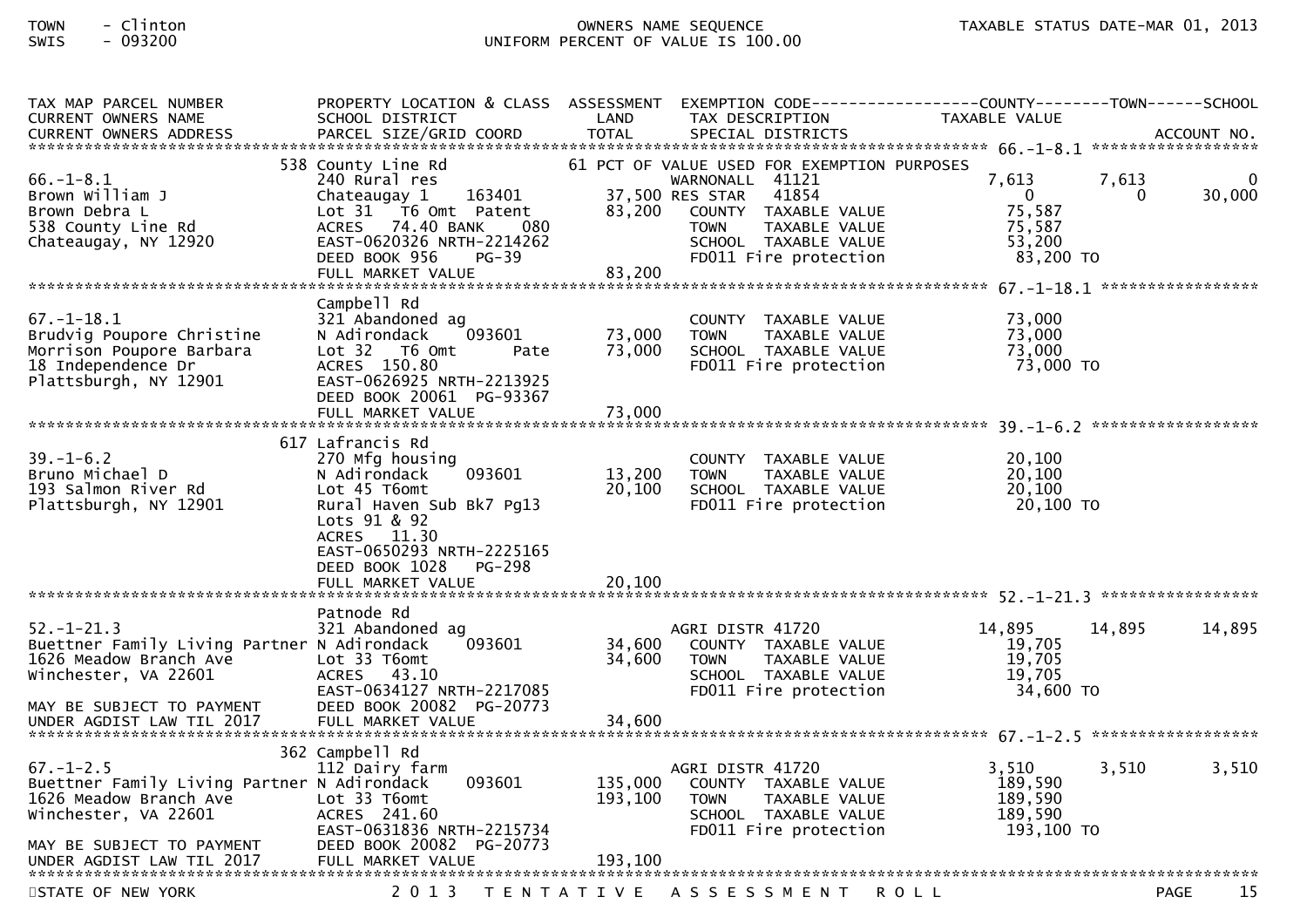TOWN - Clinton
SWIS - 093200

OWNERS NAME SEQUENCE
UNIFORM PERCENT OF VALUE IS 100.00

TAXABLE STATUS DATE-MAR 01, 2013

| TAX MAP PARCEL NUMBER / CURRENT OWNERS NAME / CURRENT OWNERS ADDRESS | PROPERTY LOCATION & CLASS / SCHOOL DISTRICT / PARCEL SIZE/GRID COORD | ASSESSMENT LAND / TOTAL | EXEMPTION CODE / TAX DESCRIPTION / SPECIAL DISTRICTS | COUNTY TAXABLE VALUE | TOWN | SCHOOL / ACCOUNT NO. |
|---|---|---|---|---|---|---|
| **66.-1-8.1** | 538 County Line Rd | | 61 PCT OF VALUE USED FOR EXEMPTION PURPOSES | | | |
| 66.-1-8.1 | 240 Rural res | | WARNONALL 41121 | 7,613 | 7,613 | 0 |
| Brown William J | Chateaugay 1 163401 | 37,500 | RES STAR 41854 | 0 | 0 | 30,000 |
| Brown Debra L | Lot 31 T6 Omt Patent | 83,200 | COUNTY TAXABLE VALUE | 75,587 | | |
| 538 County Line Rd | ACRES 74.40 BANK 080 | | TOWN TAXABLE VALUE | 75,587 | | |
| Chateaugay, NY 12920 | EAST-0620326 NRTH-2214262 | | SCHOOL TAXABLE VALUE | 53,200 | | |
| | DEED BOOK 956 PG-39 | | FD011 Fire protection | 83,200 TO | | |
| | FULL MARKET VALUE | 83,200 | | | | |
| **67.-1-18.1** | Campbell Rd | | | | | |
| 67.-1-18.1 | 321 Abandoned ag | | COUNTY TAXABLE VALUE | 73,000 | | |
| Brudvig Poupore Christine | N Adirondack 093601 | 73,000 | TOWN TAXABLE VALUE | 73,000 | | |
| Morrison Poupore Barbara | Lot 32 T6 Omt Pate | 73,000 | SCHOOL TAXABLE VALUE | 73,000 | | |
| 18 Independence Dr | ACRES 150.80 | | FD011 Fire protection | 73,000 TO | | |
| Plattsburgh, NY 12901 | EAST-0626925 NRTH-2213925 | | | | | |
| | DEED BOOK 20061 PG-93367 | | | | | |
| | FULL MARKET VALUE | 73,000 | | | | |
| **39.-1-6.2** | 617 Lafrancis Rd | | | | | |
| 39.-1-6.2 | 270 Mfg housing | | COUNTY TAXABLE VALUE | 20,100 | | |
| Bruno Michael D | N Adirondack 093601 | 13,200 | TOWN TAXABLE VALUE | 20,100 | | |
| 193 Salmon River Rd | Lot 45 T6omt | 20,100 | SCHOOL TAXABLE VALUE | 20,100 | | |
| Plattsburgh, NY 12901 | Rural Haven Sub Bk7 Pg13 | | FD011 Fire protection | 20,100 TO | | |
| | Lots 91 & 92 | | | | | |
| | ACRES 11.30 | | | | | |
| | EAST-0650293 NRTH-2225165 | | | | | |
| | DEED BOOK 1028 PG-298 | | | | | |
| | FULL MARKET VALUE | 20,100 | | | | |
| **52.-1-21.3** | Patnode Rd | | | | | |
| 52.-1-21.3 | 321 Abandoned ag | | AGRI DISTR 41720 | 14,895 | 14,895 | 14,895 |
| Buettner Family Living Partner | N Adirondack 093601 | 34,600 | COUNTY TAXABLE VALUE | 19,705 | | |
| 1626 Meadow Branch Ave | Lot 33 T6omt | 34,600 | TOWN TAXABLE VALUE | 19,705 | | |
| Winchester, VA 22601 | ACRES 43.10 | | SCHOOL TAXABLE VALUE | 19,705 | | |
| | EAST-0634127 NRTH-2217085 | | FD011 Fire protection | 34,600 TO | | |
| MAY BE SUBJECT TO PAYMENT | DEED BOOK 20082 PG-20773 | | | | | |
| UNDER AGDIST LAW TIL 2017 | FULL MARKET VALUE | 34,600 | | | | |
| **67.-1-2.5** | 362 Campbell Rd | | | | | |
| 67.-1-2.5 | 112 Dairy farm | | AGRI DISTR 41720 | 3,510 | 3,510 | 3,510 |
| Buettner Family Living Partner | N Adirondack 093601 | 135,000 | COUNTY TAXABLE VALUE | 189,590 | | |
| 1626 Meadow Branch Ave | Lot 33 T6omt | 193,100 | TOWN TAXABLE VALUE | 189,590 | | |
| Winchester, VA 22601 | ACRES 241.60 | | SCHOOL TAXABLE VALUE | 189,590 | | |
| | EAST-0631836 NRTH-2215734 | | FD011 Fire protection | 193,100 TO | | |
| MAY BE SUBJECT TO PAYMENT | DEED BOOK 20082 PG-20773 | | | | | |
| UNDER AGDIST LAW TIL 2017 | FULL MARKET VALUE | 193,100 | | | | |

STATE OF NEW YORK — 2013 TENTATIVE ASSESSMENT ROLL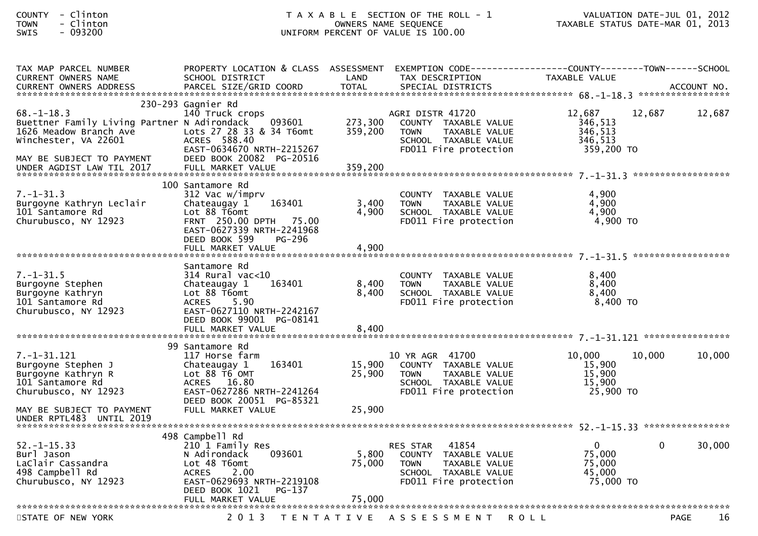COUNTY - Clinton
TOWN - Clinton
SWIS - 093200

T A X A B L E SECTION OF THE ROLL - 1
OWNERS NAME SEQUENCE
UNIFORM PERCENT OF VALUE IS 100.00

VALUATION DATE-JUL 01, 2012
TAXABLE STATUS DATE-MAR 01, 2013

| TAX MAP PARCEL NUMBER / CURRENT OWNERS NAME / CURRENT OWNERS ADDRESS | PROPERTY LOCATION & CLASS / SCHOOL DISTRICT / PARCEL SIZE/GRID COORD | ASSESSMENT LAND / TOTAL | EXEMPTION CODE / TAX DESCRIPTION / SPECIAL DISTRICTS | COUNTY TAXABLE VALUE | TOWN | SCHOOL | ACCOUNT NO. |
|---|---|---|---|---|---|---|---|
| **68.-1-18.3** | 230-293 Gagnier Rd | | | | | | |
| 68.-1-18.3 | 140 Truck crops | | AGRI DISTR 41720 | 12,687 | 12,687 | 12,687 | |
| Buettner Family Living Partner | N Adirondack 093601 | 273,300 | COUNTY TAXABLE VALUE | 346,513 | | | |
| 1626 Meadow Branch Ave | Lots 27 28 33 & 34 T6omt | 359,200 | TOWN TAXABLE VALUE | 346,513 | | | |
| Winchester, VA 22601 | ACRES 588.40 | | SCHOOL TAXABLE VALUE | 346,513 | | | |
| | EAST-0634670 NRTH-2215267 | | FD011 Fire protection | 359,200 TO | | | |
| MAY BE SUBJECT TO PAYMENT | DEED BOOK 20082 PG-20516 | | | | | | |
| UNDER AGDIST LAW TIL 2017 | FULL MARKET VALUE | 359,200 | | | | | |
| **7.-1-31.3** | 100 Santamore Rd | | | | | | |
| 7.-1-31.3 | 312 Vac w/imprv | | COUNTY TAXABLE VALUE | 4,900 | | | |
| Burgoyne Kathryn Leclair | Chateaugay 1 163401 | 3,400 | TOWN TAXABLE VALUE | 4,900 | | | |
| 101 Santamore Rd | Lot 88 T6omt | 4,900 | SCHOOL TAXABLE VALUE | 4,900 | | | |
| Churubusco, NY 12923 | FRNT 250.00 DPTH 75.00 | | FD011 Fire protection | 4,900 TO | | | |
| | EAST-0627339 NRTH-2241968 | | | | | | |
| | DEED BOOK 599 PG-296 | | | | | | |
| | FULL MARKET VALUE | 4,900 | | | | | |
| **7.-1-31.5** | Santamore Rd | | | | | | |
| 7.-1-31.5 | 314 Rural vac<10 | | COUNTY TAXABLE VALUE | 8,400 | | | |
| Burgoyne Stephen | Chateaugay 1 163401 | 8,400 | TOWN TAXABLE VALUE | 8,400 | | | |
| Burgoyne Kathryn | Lot 88 T6omt | 8,400 | SCHOOL TAXABLE VALUE | 8,400 | | | |
| 101 Santamore Rd | ACRES 5.90 | | FD011 Fire protection | 8,400 TO | | | |
| Churubusco, NY 12923 | EAST-0627110 NRTH-2242167 | | | | | | |
| | DEED BOOK 99001 PG-08141 | | | | | | |
| | FULL MARKET VALUE | 8,400 | | | | | |
| **7.-1-31.121** | 99 Santamore Rd | | | | | | |
| 7.-1-31.121 | 117 Horse farm | | 10 YR AGR 41700 | 10,000 | 10,000 | 10,000 | |
| Burgoyne Stephen J | Chateaugay 1 163401 | 15,900 | COUNTY TAXABLE VALUE | 15,900 | | | |
| Burgoyne Kathryn R | Lot 88 T6 OMT | 25,900 | TOWN TAXABLE VALUE | 15,900 | | | |
| 101 Santamore Rd | ACRES 16.80 | | SCHOOL TAXABLE VALUE | 15,900 | | | |
| Churubusco, NY 12923 | EAST-0627286 NRTH-2241264 | | FD011 Fire protection | 25,900 TO | | | |
| | DEED BOOK 20051 PG-85321 | | | | | | |
| MAY BE SUBJECT TO PAYMENT | FULL MARKET VALUE | 25,900 | | | | | |
| UNDER RPTL483 UNTIL 2019 | | | | | | | |
| **52.-1-15.33** | 498 Campbell Rd | | | | | | |
| 52.-1-15.33 | 210 1 Family Res | | RES STAR 41854 | 0 | 0 | 30,000 | |
| Burl Jason | N Adirondack 093601 | 5,800 | COUNTY TAXABLE VALUE | 75,000 | | | |
| LaClair Cassandra | Lot 48 T6omt | 75,000 | TOWN TAXABLE VALUE | 75,000 | | | |
| 498 Campbell Rd | ACRES 2.00 | | SCHOOL TAXABLE VALUE | 45,000 | | | |
| Churubusco, NY 12923 | EAST-0629693 NRTH-2219108 | | FD011 Fire protection | 75,000 TO | | | |
| | DEED BOOK 1021 PG-137 | | | | | | |
| | FULL MARKET VALUE | 75,000 | | | | | |

STATE OF NEW YORK — 2 0 1 3 T E N T A T I V E A S S E S S M E N T R O L L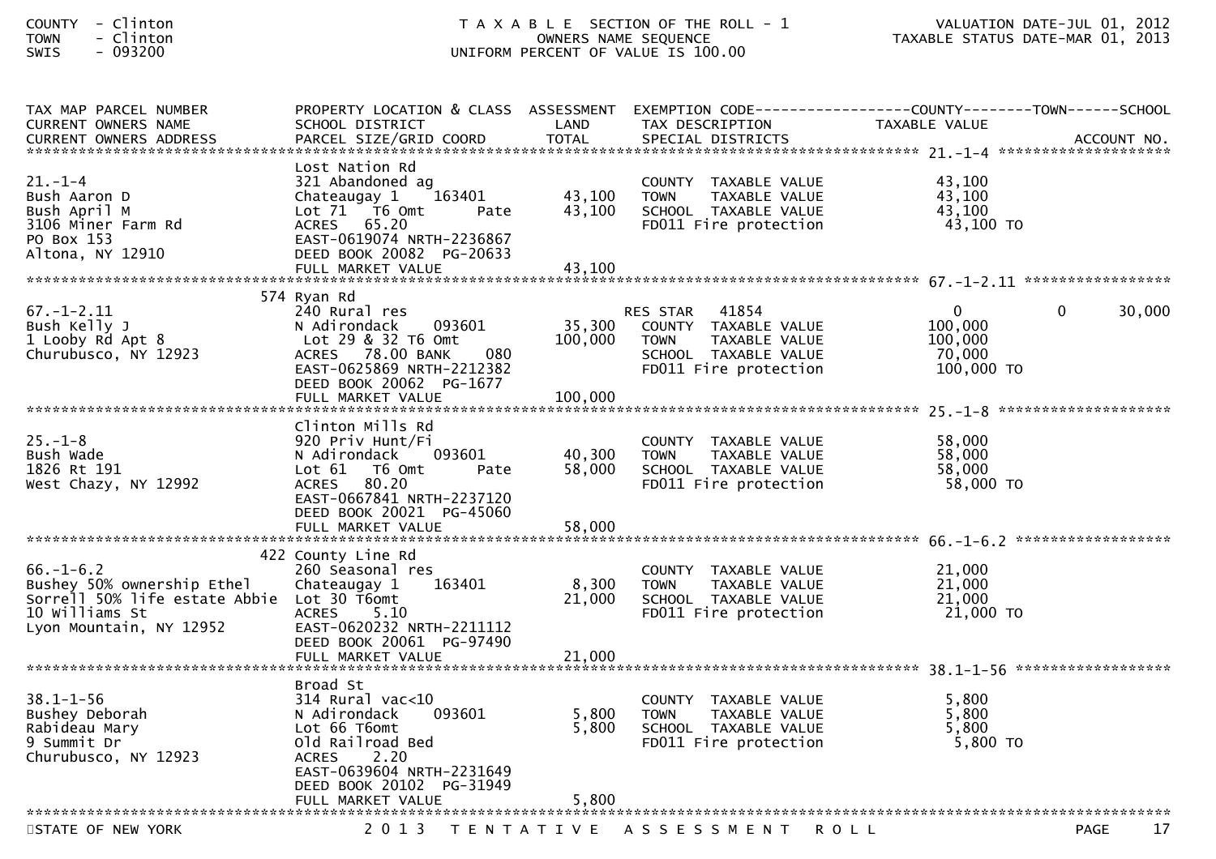| TAX MAP PARCEL NUMBER<br>CURRENT OWNERS NAME<br>CURRENT OWNERS ADDRESS | PROPERTY LOCATION & CLASS<br>SCHOOL DISTRICT<br>PARCEL SIZE/GRID COORD | ASSESSMENT<br>LAND<br>TOTAL | EXEMPTION CODE<br>TAX DESCRIPTION<br>SPECIAL DISTRICTS | COUNTY<br>TAXABLE VALUE | TOWN | SCHOOL<br>ACCOUNT NO. |
|---|---|---|---|---|---|---|
| **21.-1-4** | | | | | | |
| 21.-1-4 | Lost Nation Rd | | | | | |
| Bush Aaron D | 321 Abandoned ag | | COUNTY TAXABLE VALUE | 43,100 | | |
| Bush April M | Chateaugay 1 163401 | 43,100 | TOWN TAXABLE VALUE | 43,100 | | |
| 3106 Miner Farm Rd | Lot 71 T6 Omt Pate | 43,100 | SCHOOL TAXABLE VALUE | 43,100 | | |
| PO Box 153 | ACRES 65.20 | | FD011 Fire protection | 43,100 TO | | |
| Altona, NY 12910 | EAST-0619074 NRTH-2236867 | | | | | |
| | DEED BOOK 20082 PG-20633 | | | | | |
| | FULL MARKET VALUE | 43,100 | | | | |
| **67.-1-2.11** | | | | | | |
| 67.-1-2.11 | 574 Ryan Rd | | | | | |
| Bush Kelly J | 240 Rural res | | RES STAR 41854 | 0 | 0 | 30,000 |
| 1 Looby Rd Apt 8 | N Adirondack 093601 | 35,300 | COUNTY TAXABLE VALUE | 100,000 | | |
| Churubusco, NY 12923 | Lot 29 & 32 T6 Omt | 100,000 | TOWN TAXABLE VALUE | 100,000 | | |
| | ACRES 78.00 BANK 080 | | SCHOOL TAXABLE VALUE | 70,000 | | |
| | EAST-0625869 NRTH-2212382 | | FD011 Fire protection | 100,000 TO | | |
| | DEED BOOK 20062 PG-1677 | | | | | |
| | FULL MARKET VALUE | 100,000 | | | | |
| **25.-1-8** | | | | | | |
| 25.-1-8 | Clinton Mills Rd | | | | | |
| Bush Wade | 920 Priv Hunt/Fi | | COUNTY TAXABLE VALUE | 58,000 | | |
| 1826 Rt 191 | N Adirondack 093601 | 40,300 | TOWN TAXABLE VALUE | 58,000 | | |
| West Chazy, NY 12992 | Lot 61 T6 Omt Pate | 58,000 | SCHOOL TAXABLE VALUE | 58,000 | | |
| | ACRES 80.20 | | FD011 Fire protection | 58,000 TO | | |
| | EAST-0667841 NRTH-2237120 | | | | | |
| | DEED BOOK 20021 PG-45060 | | | | | |
| | FULL MARKET VALUE | 58,000 | | | | |
| **66.-1-6.2** | | | | | | |
| 66.-1-6.2 | 422 County Line Rd | | | | | |
| Bushey 50% ownership Ethel | 260 Seasonal res | | COUNTY TAXABLE VALUE | 21,000 | | |
| Sorrell 50% life estate Abbie | Chateaugay 1 163401 | 8,300 | TOWN TAXABLE VALUE | 21,000 | | |
| 10 Williams St | Lot 30 T6omt | 21,000 | SCHOOL TAXABLE VALUE | 21,000 | | |
| Lyon Mountain, NY 12952 | ACRES 5.10 | | FD011 Fire protection | 21,000 TO | | |
| | EAST-0620232 NRTH-2211112 | | | | | |
| | DEED BOOK 20061 PG-97490 | | | | | |
| | FULL MARKET VALUE | 21,000 | | | | |
| **38.1-1-56** | | | | | | |
| 38.1-1-56 | Broad St | | | | | |
| Bushey Deborah | 314 Rural vac<10 | | COUNTY TAXABLE VALUE | 5,800 | | |
| Rabideau Mary | N Adirondack 093601 | 5,800 | TOWN TAXABLE VALUE | 5,800 | | |
| 9 Summit Dr | Lot 66 T6omt | 5,800 | SCHOOL TAXABLE VALUE | 5,800 | | |
| Churubusco, NY 12923 | Old Railroad Bed | | FD011 Fire protection | 5,800 TO | | |
| | ACRES 2.20 | | | | | |
| | EAST-0639604 NRTH-2231649 | | | | | |
| | DEED BOOK 20102 PG-31949 | | | | | |
| | FULL MARKET VALUE | 5,800 | | | | |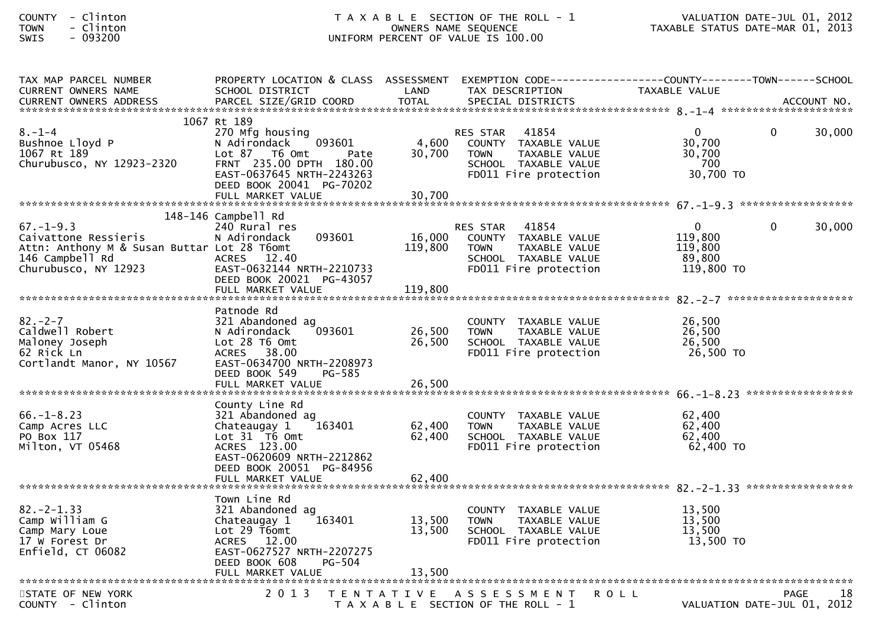COUNTY - Clinton
TOWN - Clinton
SWIS - 093200

TAXABLE SECTION OF THE ROLL - 1
OWNERS NAME SEQUENCE
UNIFORM PERCENT OF VALUE IS 100.00

VALUATION DATE-JUL 01, 2012
TAXABLE STATUS DATE-MAR 01, 2013

| TAX MAP PARCEL NUMBER / CURRENT OWNERS NAME / CURRENT OWNERS ADDRESS | PROPERTY LOCATION & CLASS / SCHOOL DISTRICT / PARCEL SIZE/GRID COORD | ASSESSMENT LAND / TOTAL | EXEMPTION CODE / TAX DESCRIPTION / SPECIAL DISTRICTS | COUNTY TAXABLE VALUE | TOWN | SCHOOL / ACCOUNT NO. |
|---|---|---|---|---|---|---|
| **8.-1-4** | 1067 Rt 189 | | | | | |
| 8.-1-4 | 270 Mfg housing | | RES STAR 41854 | 0 | 0 | 30,000 |
| Bushnoe Lloyd P | N Adirondack 093601 | 4,600 | COUNTY TAXABLE VALUE | 30,700 | | |
| 1067 Rt 189 | Lot 87 T6 Omt Pate | 30,700 | TOWN TAXABLE VALUE | 30,700 | | |
| Churubusco, NY 12923-2320 | FRNT 235.00 DPTH 180.00 | | SCHOOL TAXABLE VALUE | 700 | | |
| | EAST-0637645 NRTH-2243263 | | FD011 Fire protection | 30,700 TO | | |
| | DEED BOOK 20041 PG-70202 | | | | | |
| | FULL MARKET VALUE | 30,700 | | | | |
| **67.-1-9.3** | 148-146 Campbell Rd | | | | | |
| 67.-1-9.3 | 240 Rural res | | RES STAR 41854 | 0 | 0 | 30,000 |
| Caivattone Ressieris | N Adirondack 093601 | 16,000 | COUNTY TAXABLE VALUE | 119,800 | | |
| Attn: Anthony M & Susan Buttar | Lot 28 T6omt | 119,800 | TOWN TAXABLE VALUE | 119,800 | | |
| 146 Campbell Rd | ACRES 12.40 | | SCHOOL TAXABLE VALUE | 89,800 | | |
| Churubusco, NY 12923 | EAST-0632144 NRTH-2210733 | | FD011 Fire protection | 119,800 TO | | |
| | DEED BOOK 20021 PG-43057 | | | | | |
| | FULL MARKET VALUE | 119,800 | | | | |
| **82.-2-7** | Patnode Rd | | | | | |
| 82.-2-7 | 321 Abandoned ag | | COUNTY TAXABLE VALUE | 26,500 | | |
| Caldwell Robert | N Adirondack 093601 | 26,500 | TOWN TAXABLE VALUE | 26,500 | | |
| Maloney Joseph | Lot 28 T6 Omt | 26,500 | SCHOOL TAXABLE VALUE | 26,500 | | |
| 62 Rick Ln | ACRES 38.00 | | FD011 Fire protection | 26,500 TO | | |
| Cortlandt Manor, NY 10567 | EAST-0634700 NRTH-2208973 | | | | | |
| | DEED BOOK 549 PG-585 | | | | | |
| | FULL MARKET VALUE | 26,500 | | | | |
| **66.-1-8.23** | County Line Rd | | | | | |
| 66.-1-8.23 | 321 Abandoned ag | | COUNTY TAXABLE VALUE | 62,400 | | |
| Camp Acres LLC | Chateaugay 1 163401 | 62,400 | TOWN TAXABLE VALUE | 62,400 | | |
| PO Box 117 | Lot 31 T6 Omt | 62,400 | SCHOOL TAXABLE VALUE | 62,400 | | |
| Milton, VT 05468 | ACRES 123.00 | | FD011 Fire protection | 62,400 TO | | |
| | EAST-0620609 NRTH-2212862 | | | | | |
| | DEED BOOK 20051 PG-84956 | | | | | |
| | FULL MARKET VALUE | 62,400 | | | | |
| **82.-2-1.33** | Town Line Rd | | | | | |
| 82.-2-1.33 | 321 Abandoned ag | | COUNTY TAXABLE VALUE | 13,500 | | |
| Camp William G | Chateaugay 1 163401 | 13,500 | TOWN TAXABLE VALUE | 13,500 | | |
| Camp Mary Loue | Lot 29 T6omt | 13,500 | SCHOOL TAXABLE VALUE | 13,500 | | |
| 17 W Forest Dr | ACRES 12.00 | | FD011 Fire protection | 13,500 TO | | |
| Enfield, CT 06082 | EAST-0627527 NRTH-2207275 | | | | | |
| | DEED BOOK 608 PG-504 | | | | | |
| | FULL MARKET VALUE | 13,500 | | | | |

STATE OF NEW YORK — 2013 TENTATIVE ASSESSMENT ROLL — PAGE 18
COUNTY - Clinton — TAXABLE SECTION OF THE ROLL - 1 — VALUATION DATE-JUL 01, 2012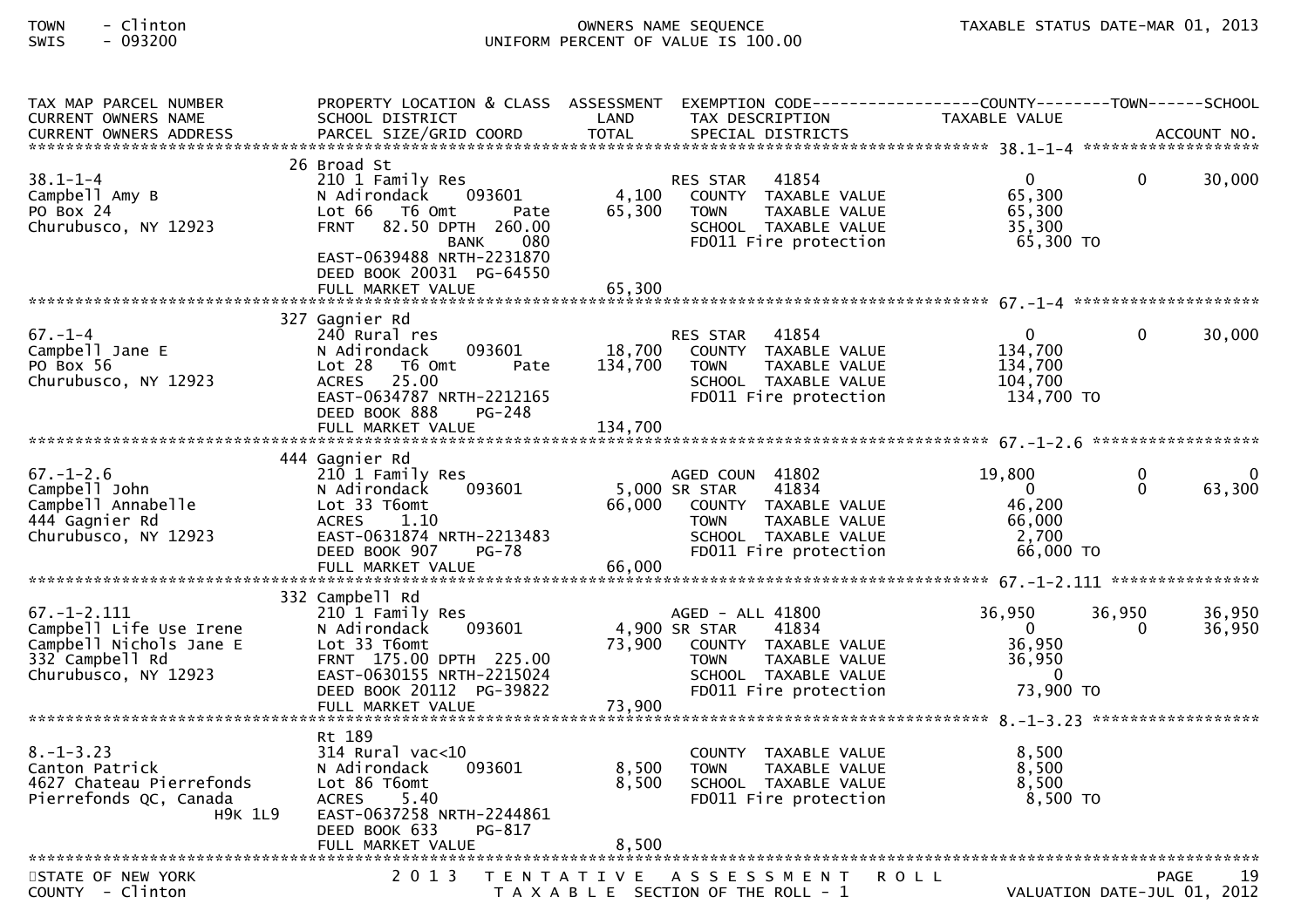TOWN - Clinton
SWIS - 093200

OWNERS NAME SEQUENCE
UNIFORM PERCENT OF VALUE IS 100.00

TAXABLE STATUS DATE-MAR 01, 2013

| TAX MAP PARCEL NUMBER / CURRENT OWNERS NAME / CURRENT OWNERS ADDRESS | PROPERTY LOCATION & CLASS / SCHOOL DISTRICT / PARCEL SIZE/GRID COORD | ASSESSMENT LAND / TOTAL | EXEMPTION CODE / TAX DESCRIPTION / SPECIAL DISTRICTS | COUNTY TAXABLE VALUE | TOWN | SCHOOL |
|---|---|---|---|---|---|---|
| **38.1-1-4** | 26 Broad St | | | | | |
| 38.1-1-4 | 210 1 Family Res | | RES STAR 41854 | 0 | 0 | 30,000 |
| Campbell Amy B | N Adirondack 093601 | 4,100 | COUNTY TAXABLE VALUE | 65,300 | | |
| PO Box 24 | Lot 66 T6 Omt Pate | 65,300 | TOWN TAXABLE VALUE | 65,300 | | |
| Churubusco, NY 12923 | FRNT 82.50 DPTH 260.00 | | SCHOOL TAXABLE VALUE | 35,300 | | |
| | BANK 080 | | FD011 Fire protection | 65,300 TO | | |
| | EAST-0639488 NRTH-2231870 | | | | | |
| | DEED BOOK 20031 PG-64550 | | | | | |
| | FULL MARKET VALUE | 65,300 | | | | |
| **67.-1-4** | 327 Gagnier Rd | | | | | |
| 67.-1-4 | 240 Rural res | | RES STAR 41854 | 0 | 0 | 30,000 |
| Campbell Jane E | N Adirondack 093601 | 18,700 | COUNTY TAXABLE VALUE | 134,700 | | |
| PO Box 56 | Lot 28 T6 Omt Pate | 134,700 | TOWN TAXABLE VALUE | 134,700 | | |
| Churubusco, NY 12923 | ACRES 25.00 | | SCHOOL TAXABLE VALUE | 104,700 | | |
| | EAST-0634787 NRTH-2212165 | | FD011 Fire protection | 134,700 TO | | |
| | DEED BOOK 888 PG-248 | | | | | |
| | FULL MARKET VALUE | 134,700 | | | | |
| **67.-1-2.6** | 444 Gagnier Rd | | | | | |
| 67.-1-2.6 | 210 1 Family Res | | AGED COUN 41802 | 19,800 | 0 | 0 |
| Campbell John | N Adirondack 093601 | 5,000 | SR STAR 41834 | 0 | 0 | 63,300 |
| Campbell Annabelle | Lot 33 T6omt | 66,000 | COUNTY TAXABLE VALUE | 46,200 | | |
| 444 Gagnier Rd | ACRES 1.10 | | TOWN TAXABLE VALUE | 66,000 | | |
| Churubusco, NY 12923 | EAST-0631874 NRTH-2213483 | | SCHOOL TAXABLE VALUE | 2,700 | | |
| | DEED BOOK 907 PG-78 | | FD011 Fire protection | 66,000 TO | | |
| | FULL MARKET VALUE | 66,000 | | | | |
| **67.-1-2.111** | 332 Campbell Rd | | | | | |
| 67.-1-2.111 | 210 1 Family Res | | AGED - ALL 41800 | 36,950 | 36,950 | 36,950 |
| Campbell Life Use Irene | N Adirondack 093601 | 4,900 | SR STAR 41834 | 0 | 0 | 36,950 |
| Campbell Nichols Jane E | Lot 33 T6omt | 73,900 | COUNTY TAXABLE VALUE | 36,950 | | |
| 332 Campbell Rd | FRNT 175.00 DPTH 225.00 | | TOWN TAXABLE VALUE | 36,950 | | |
| Churubusco, NY 12923 | EAST-0630155 NRTH-2215024 | | SCHOOL TAXABLE VALUE | 0 | | |
| | DEED BOOK 20112 PG-39822 | | FD011 Fire protection | 73,900 TO | | |
| | FULL MARKET VALUE | 73,900 | | | | |
| **8.-1-3.23** | Rt 189 | | | | | |
| 8.-1-3.23 | 314 Rural vac<10 | | COUNTY TAXABLE VALUE | 8,500 | | |
| Canton Patrick | N Adirondack 093601 | 8,500 | TOWN TAXABLE VALUE | 8,500 | | |
| 4627 Chateau Pierrefonds | Lot 86 T6omt | 8,500 | SCHOOL TAXABLE VALUE | 8,500 | | |
| Pierrefonds QC, Canada | ACRES 5.40 | | FD011 Fire protection | 8,500 TO | | |
| H9K 1L9 | EAST-0637258 NRTH-2244861 | | | | | |
| | DEED BOOK 633 PG-817 | | | | | |
| | FULL MARKET VALUE | 8,500 | | | | |

STATE OF NEW YORK
COUNTY - Clinton

2013 TENTATIVE ASSESSMENT ROLL
TAXABLE SECTION OF THE ROLL - 1

VALUATION DATE-JUL 01, 2012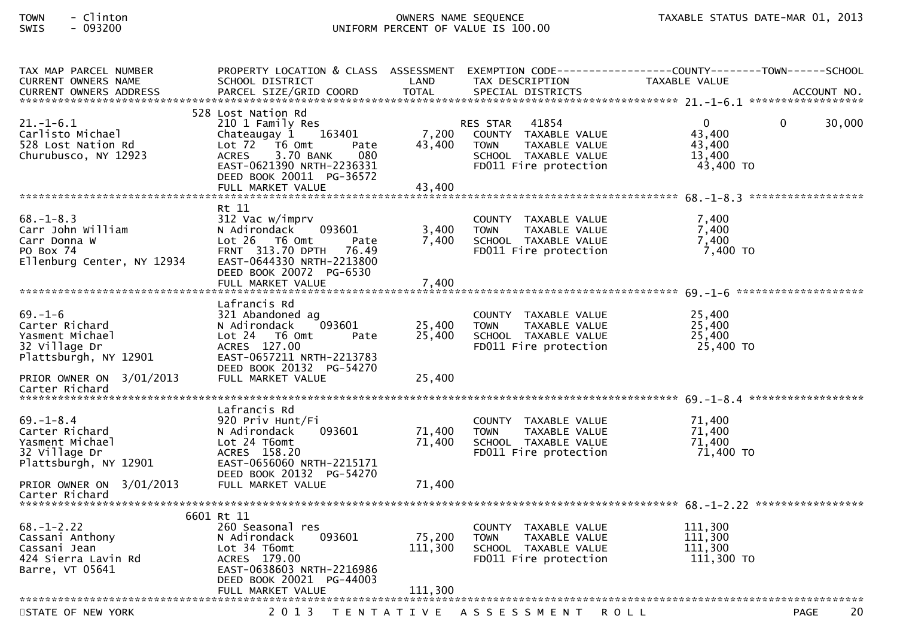TOWN - Clinton
SWIS - 093200

OWNERS NAME SEQUENCE
UNIFORM PERCENT OF VALUE IS 100.00

TAXABLE STATUS DATE-MAR 01, 2013

| TAX MAP PARCEL NUMBER / CURRENT OWNERS NAME / CURRENT OWNERS ADDRESS | PROPERTY LOCATION & CLASS / SCHOOL DISTRICT / PARCEL SIZE/GRID COORD | ASSESSMENT LAND / TOTAL | EXEMPTION CODE / TAX DESCRIPTION / SPECIAL DISTRICTS | COUNTY TAXABLE VALUE | TOWN | SCHOOL |
|---|---|---|---|---|---|---|
| **21.-1-6.1** | 528 Lost Nation Rd | | | | | |
| 21.-1-6.1 | 210 1 Family Res | | RES STAR 41854 | 0 | 0 | 30,000 |
| Carlisto Michael | Chateaugay 1 163401 | 7,200 | COUNTY TAXABLE VALUE | 43,400 | | |
| 528 Lost Nation Rd | Lot 72 T6 Omt Pate | 43,400 | TOWN TAXABLE VALUE | 43,400 | | |
| Churubusco, NY 12923 | ACRES 3.70 BANK 080 | | SCHOOL TAXABLE VALUE | 13,400 | | |
| | EAST-0621390 NRTH-2236331 | | FD011 Fire protection | 43,400 TO | | |
| | DEED BOOK 20011 PG-36572 | | | | | |
| | FULL MARKET VALUE | 43,400 | | | | |
| **68.-1-8.3** | Rt 11 | | | | | |
| 68.-1-8.3 | 312 Vac w/imprv | | COUNTY TAXABLE VALUE | 7,400 | | |
| Carr John William | N Adirondack 093601 | 3,400 | TOWN TAXABLE VALUE | 7,400 | | |
| Carr Donna W | Lot 26 T6 Omt Pate | 7,400 | SCHOOL TAXABLE VALUE | 7,400 | | |
| PO Box 74 | FRNT 313.70 DPTH 76.49 | | FD011 Fire protection | 7,400 TO | | |
| Ellenburg Center, NY 12934 | EAST-0644330 NRTH-2213800 | | | | | |
| | DEED BOOK 20072 PG-6530 | | | | | |
| | FULL MARKET VALUE | 7,400 | | | | |
| **69.-1-6** | Lafrancis Rd | | | | | |
| 69.-1-6 | 321 Abandoned ag | | COUNTY TAXABLE VALUE | 25,400 | | |
| Carter Richard | N Adirondack 093601 | 25,400 | TOWN TAXABLE VALUE | 25,400 | | |
| Yasment Michael | Lot 24 T6 Omt Pate | 25,400 | SCHOOL TAXABLE VALUE | 25,400 | | |
| 32 Village Dr | ACRES 127.00 | | FD011 Fire protection | 25,400 TO | | |
| Plattsburgh, NY 12901 | EAST-0657211 NRTH-2213783 | | | | | |
| | DEED BOOK 20132 PG-54270 | | | | | |
| PRIOR OWNER ON 3/01/2013 | FULL MARKET VALUE | 25,400 | | | | |
| Carter Richard | | | | | | |
| **69.-1-8.4** | Lafrancis Rd | | | | | |
| 69.-1-8.4 | 920 Priv Hunt/Fi | | COUNTY TAXABLE VALUE | 71,400 | | |
| Carter Richard | N Adirondack 093601 | 71,400 | TOWN TAXABLE VALUE | 71,400 | | |
| Yasment Michael | Lot 24 T6omt | 71,400 | SCHOOL TAXABLE VALUE | 71,400 | | |
| 32 Village Dr | ACRES 158.20 | | FD011 Fire protection | 71,400 TO | | |
| Plattsburgh, NY 12901 | EAST-0656060 NRTH-2215171 | | | | | |
| | DEED BOOK 20132 PG-54270 | | | | | |
| PRIOR OWNER ON 3/01/2013 | FULL MARKET VALUE | 71,400 | | | | |
| Carter Richard | | | | | | |
| **68.-1-2.22** | 6601 Rt 11 | | | | | |
| 68.-1-2.22 | 260 Seasonal res | | COUNTY TAXABLE VALUE | 111,300 | | |
| Cassani Anthony | N Adirondack 093601 | 75,200 | TOWN TAXABLE VALUE | 111,300 | | |
| Cassani Jean | Lot 34 T6omt | 111,300 | SCHOOL TAXABLE VALUE | 111,300 | | |
| 424 Sierra Lavin Rd | ACRES 179.00 | | FD011 Fire protection | 111,300 TO | | |
| Barre, VT 05641 | EAST-0638603 NRTH-2216986 | | | | | |
| | DEED BOOK 20021 PG-44003 | | | | | |
| | FULL MARKET VALUE | 111,300 | | | | |

STATE OF NEW YORK — 2013 TENTATIVE ASSESSMENT ROLL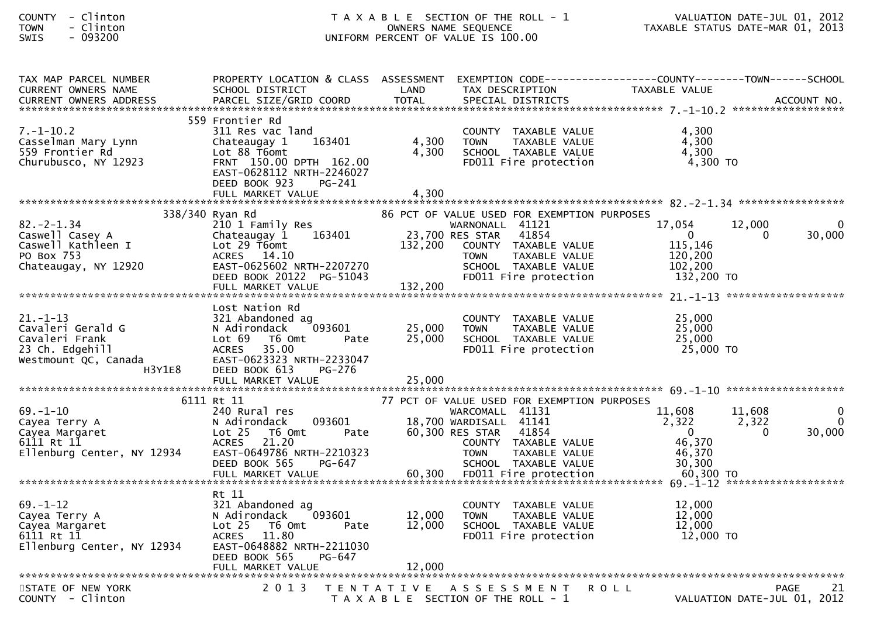COUNTY - Clinton
TOWN - Clinton
SWIS - 093200

T A X A B L E SECTION OF THE ROLL - 1
OWNERS NAME SEQUENCE
UNIFORM PERCENT OF VALUE IS 100.00

VALUATION DATE-JUL 01, 2012
TAXABLE STATUS DATE-MAR 01, 2013

```
TAX MAP PARCEL NUMBER          PROPERTY LOCATION & CLASS  ASSESSMENT  EXEMPTION CODE------------------COUNTY--------TOWN------SCHOOL
CURRENT OWNERS NAME            SCHOOL DISTRICT               LAND      TAX DESCRIPTION            TAXABLE VALUE
CURRENT OWNERS ADDRESS         PARCEL SIZE/GRID COORD        TOTAL     SPECIAL DISTRICTS                                    ACCOUNT NO.
******************************************************************************************************* 7.-1-10.2 ******************
                               559 Frontier Rd
7.-1-10.2                      311 Res vac land                        COUNTY  TAXABLE VALUE            4,300
Casselman Mary Lynn            Chateaugay 1     163401        4,300    TOWN    TAXABLE VALUE            4,300
559 Frontier Rd                Lot 88 T6omt                   4,300    SCHOOL  TAXABLE VALUE            4,300
Churubusco, NY 12923           FRNT 150.00 DPTH 162.00                 FD011 Fire protection             4,300 TO
                               EAST-0628112 NRTH-2246027
                               DEED BOOK 923     PG-241
                               FULL MARKET VALUE              4,300
******************************************************************************************************* 82.-2-1.34 *****************
                       338/340 Ryan Rd                    86 PCT OF VALUE USED FOR EXEMPTION PURPOSES
82.-2-1.34                     210 1 Family Res                        WARNONALL  41121            17,054       12,000            0
Caswell Casey A                Chateaugay 1     163401       23,700 RES STAR   41854                  0            0       30,000
Caswell Kathleen I             Lot 29 T6omt                 132,200    COUNTY  TAXABLE VALUE          115,146
PO Box 753                     ACRES  14.10                            TOWN    TAXABLE VALUE          120,200
Chateaugay, NY 12920           EAST-0625602 NRTH-2207270               SCHOOL  TAXABLE VALUE          102,200
                               DEED BOOK 20122  PG-51043               FD011 Fire protection           132,200 TO
                               FULL MARKET VALUE            132,200
******************************************************************************************************* 21.-1-13 *******************
                               Lost Nation Rd
21.-1-13                       321 Abandoned ag                        COUNTY  TAXABLE VALUE           25,000
Cavaleri Gerald G              N Adirondack     093601       25,000    TOWN    TAXABLE VALUE           25,000
Cavaleri Frank                 Lot 69   T6 Omt       Pate    25,000    SCHOOL  TAXABLE VALUE           25,000
23 Ch. Edgehill                ACRES  35.00                            FD011 Fire protection            25,000 TO
Westmount QC, Canada           EAST-0623323 NRTH-2233047
                      H3Y1E8   DEED BOOK 613     PG-276
                               FULL MARKET VALUE             25,000
******************************************************************************************************* 69.-1-10 *******************
                           6111 Rt 11                     77 PCT OF VALUE USED FOR EXEMPTION PURPOSES
69.-1-10                       240 Rural res                           WARCOMALL  41131            11,608       11,608            0
Cayea Terry A                  N Adirondack     093601       18,700 WARDISALL  41141                2,322        2,322            0
Cayea Margaret                 Lot 25   T6 Omt       Pate    60,300 RES STAR   41854                  0            0       30,000
6111 Rt 11                     ACRES  21.20                            COUNTY  TAXABLE VALUE           46,370
Ellenburg Center, NY 12934     EAST-0649786 NRTH-2210323               TOWN    TAXABLE VALUE           46,370
                               DEED BOOK 565     PG-647                SCHOOL  TAXABLE VALUE           30,300
                               FULL MARKET VALUE             60,300    FD011 Fire protection            60,300 TO
******************************************************************************************************* 69.-1-12 *******************
                               Rt 11
69.-1-12                       321 Abandoned ag                        COUNTY  TAXABLE VALUE           12,000
Cayea Terry A                  N Adirondack     093601       12,000    TOWN    TAXABLE VALUE           12,000
Cayea Margaret                 Lot 25   T6 Omt       Pate    12,000    SCHOOL  TAXABLE VALUE           12,000
6111 Rt 11                     ACRES  11.80                            FD011 Fire protection            12,000 TO
Ellenburg Center, NY 12934     EAST-0648882 NRTH-2211030
                               DEED BOOK 565     PG-647
                               FULL MARKET VALUE             12,000
************************************************************************************************************************************
```

STATE OF NEW YORK
COUNTY - Clinton

2 0 1 3 T E N T A T I V E A S S E S S M E N T R O L L
T A X A B L E SECTION OF THE ROLL - 1

VALUATION DATE-JUL 01, 2012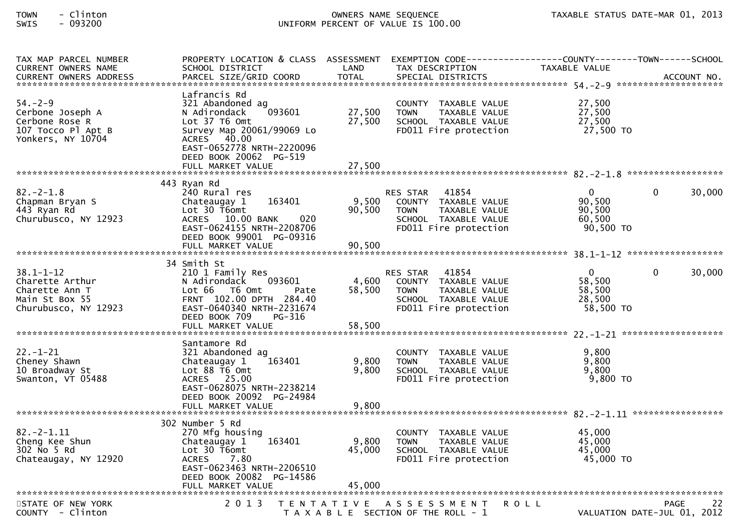TOWN - Clinton
SWIS - 093200

OWNERS NAME SEQUENCE
UNIFORM PERCENT OF VALUE IS 100.00

TAXABLE STATUS DATE-MAR 01, 2013

| TAX MAP PARCEL NUMBER / CURRENT OWNERS NAME / CURRENT OWNERS ADDRESS | PROPERTY LOCATION & CLASS / SCHOOL DISTRICT / PARCEL SIZE/GRID COORD | ASSESSMENT LAND / TOTAL | EXEMPTION CODE / TAX DESCRIPTION / SPECIAL DISTRICTS | COUNTY TAXABLE VALUE | TOWN | SCHOOL / ACCOUNT NO. |
|---|---|---|---|---|---|---|
| **54.-2-9** | | | | | | |
| 54.-2-9 | Lafrancis Rd | | | | | |
| Cerbone Joseph A | 321 Abandoned ag | | COUNTY TAXABLE VALUE | 27,500 | | |
| Cerbone Rose R | N Adirondack 093601 | 27,500 | TOWN TAXABLE VALUE | 27,500 | | |
| 107 Tocco Pl Apt B | Lot 37 T6 Omt | 27,500 | SCHOOL TAXABLE VALUE | 27,500 | | |
| Yonkers, NY 10704 | Survey Map 20061/99069 Lo | | FD011 Fire protection | 27,500 TO | | |
| | ACRES 40.00 | | | | | |
| | EAST-0652778 NRTH-2220096 | | | | | |
| | DEED BOOK 20062 PG-519 | | | | | |
| | FULL MARKET VALUE | 27,500 | | | | |
| **82.-2-1.8** | | | | | | |
| 82.-2-1.8 | 443 Ryan Rd | | | | | |
| Chapman Bryan S | 240 Rural res | | RES STAR 41854 | 0 | 0 | 30,000 |
| 443 Ryan Rd | Chateaugay 1 163401 | 9,500 | COUNTY TAXABLE VALUE | 90,500 | | |
| Churubusco, NY 12923 | Lot 30 T6omt | 90,500 | TOWN TAXABLE VALUE | 90,500 | | |
| | ACRES 10.00 BANK 020 | | SCHOOL TAXABLE VALUE | 60,500 | | |
| | EAST-0624155 NRTH-2208706 | | FD011 Fire protection | 90,500 TO | | |
| | DEED BOOK 99001 PG-09316 | | | | | |
| | FULL MARKET VALUE | 90,500 | | | | |
| **38.1-1-12** | | | | | | |
| 38.1-1-12 | 34 Smith St | | | | | |
| Charette Arthur | 210 1 Family Res | | RES STAR 41854 | 0 | 0 | 30,000 |
| Charette Ann T | N Adirondack 093601 | 4,600 | COUNTY TAXABLE VALUE | 58,500 | | |
| Main St Box 55 | Lot 66 T6 Omt Pate | 58,500 | TOWN TAXABLE VALUE | 58,500 | | |
| Churubusco, NY 12923 | FRNT 102.00 DPTH 284.40 | | SCHOOL TAXABLE VALUE | 28,500 | | |
| | EAST-0640340 NRTH-2231674 | | FD011 Fire protection | 58,500 TO | | |
| | DEED BOOK 709 PG-316 | | | | | |
| | FULL MARKET VALUE | 58,500 | | | | |
| **22.-1-21** | | | | | | |
| 22.-1-21 | Santamore Rd | | | | | |
| Cheney Shawn | 321 Abandoned ag | | COUNTY TAXABLE VALUE | 9,800 | | |
| 10 Broadway St | Chateaugay 1 163401 | 9,800 | TOWN TAXABLE VALUE | 9,800 | | |
| Swanton, VT 05488 | Lot 88 T6 Omt | 9,800 | SCHOOL TAXABLE VALUE | 9,800 | | |
| | ACRES 25.00 | | FD011 Fire protection | 9,800 TO | | |
| | EAST-0628075 NRTH-2238214 | | | | | |
| | DEED BOOK 20092 PG-24984 | | | | | |
| | FULL MARKET VALUE | 9,800 | | | | |
| **82.-2-1.11** | | | | | | |
| 82.-2-1.11 | 302 Number 5 Rd | | | | | |
| Cheng Kee Shun | 270 Mfg housing | | COUNTY TAXABLE VALUE | 45,000 | | |
| 302 No 5 Rd | Chateaugay 1 163401 | 9,800 | TOWN TAXABLE VALUE | 45,000 | | |
| Chateaugay, NY 12920 | Lot 30 T6omt | 45,000 | SCHOOL TAXABLE VALUE | 45,000 | | |
| | ACRES 7.80 | | FD011 Fire protection | 45,000 TO | | |
| | EAST-0623463 NRTH-2206510 | | | | | |
| | DEED BOOK 20082 PG-14586 | | | | | |
| | FULL MARKET VALUE | 45,000 | | | | |

STATE OF NEW YORK
COUNTY - Clinton

2013 TENTATIVE ASSESSMENT ROLL
TAXABLE SECTION OF THE ROLL - 1

PAGE 22
VALUATION DATE-JUL 01, 2012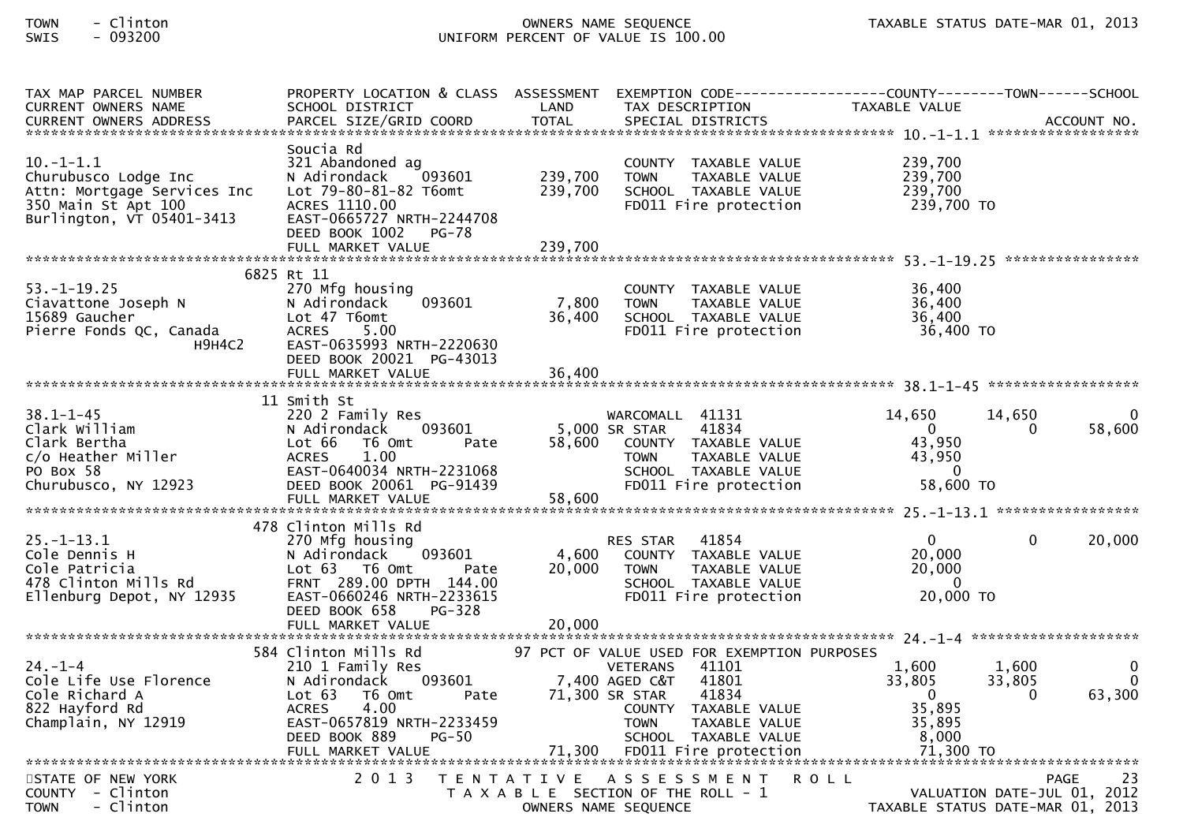TOWN - Clinton
SWIS - 093200

OWNERS NAME SEQUENCE
UNIFORM PERCENT OF VALUE IS 100.00

| TAX MAP PARCEL NUMBER / CURRENT OWNERS NAME / CURRENT OWNERS ADDRESS | PROPERTY LOCATION & CLASS / SCHOOL DISTRICT / PARCEL SIZE/GRID COORD | ASSESSMENT LAND / TOTAL | EXEMPTION CODE / TAX DESCRIPTION / SPECIAL DISTRICTS | COUNTY TAXABLE VALUE | TOWN | SCHOOL | ACCOUNT NO. |
|---|---|---|---|---|---|---|---|
| **10.-1-1.1** | | | | | | | |
| | Soucia Rd | | | | | | |
| 10.-1-1.1 | 321 Abandoned ag | | COUNTY TAXABLE VALUE | 239,700 | | | |
| Churubusco Lodge Inc | N Adirondack 093601 | 239,700 | TOWN TAXABLE VALUE | 239,700 | | | |
| Attn: Mortgage Services Inc | Lot 79-80-81-82 T6omt | 239,700 | SCHOOL TAXABLE VALUE | 239,700 | | | |
| 350 Main St Apt 100 | ACRES 1110.00 | | FD011 Fire protection | 239,700 TO | | | |
| Burlington, VT 05401-3413 | EAST-0665727 NRTH-2244708 | | | | | | |
| | DEED BOOK 1002 PG-78 | | | | | | |
| | FULL MARKET VALUE | 239,700 | | | | | |
| **53.-1-19.25** | | | | | | | |
| | 6825 Rt 11 | | | | | | |
| 53.-1-19.25 | 270 Mfg housing | | COUNTY TAXABLE VALUE | 36,400 | | | |
| Ciavattone Joseph N | N Adirondack 093601 | 7,800 | TOWN TAXABLE VALUE | 36,400 | | | |
| 15689 Gaucher | Lot 47 T6omt | 36,400 | SCHOOL TAXABLE VALUE | 36,400 | | | |
| Pierre Fonds QC, Canada | ACRES 5.00 | | FD011 Fire protection | 36,400 TO | | | |
| H9H4C2 | EAST-0635993 NRTH-2220630 | | | | | | |
| | DEED BOOK 20021 PG-43013 | | | | | | |
| | FULL MARKET VALUE | 36,400 | | | | | |
| **38.1-1-45** | | | | | | | |
| | 11 Smith St | | | | | | |
| 38.1-1-45 | 220 2 Family Res | | WARCOMALL 41131 | 14,650 | 14,650 | 0 | |
| Clark William | N Adirondack 093601 | 5,000 | SR STAR 41834 | 0 | 0 | 58,600 | |
| Clark Bertha | Lot 66 T6 Omt Pate | 58,600 | COUNTY TAXABLE VALUE | 43,950 | | | |
| c/o Heather Miller | ACRES 1.00 | | TOWN TAXABLE VALUE | 43,950 | | | |
| PO Box 58 | EAST-0640034 NRTH-2231068 | | SCHOOL TAXABLE VALUE | 0 | | | |
| Churubusco, NY 12923 | DEED BOOK 20061 PG-91439 | | FD011 Fire protection | 58,600 TO | | | |
| | FULL MARKET VALUE | 58,600 | | | | | |
| **25.-1-13.1** | | | | | | | |
| | 478 Clinton Mills Rd | | | | | | |
| 25.-1-13.1 | 270 Mfg housing | | RES STAR 41854 | 0 | 0 | 20,000 | |
| Cole Dennis H | N Adirondack 093601 | 4,600 | COUNTY TAXABLE VALUE | 20,000 | | | |
| Cole Patricia | Lot 63 T6 Omt Pate | 20,000 | TOWN TAXABLE VALUE | 20,000 | | | |
| 478 Clinton Mills Rd | FRNT 289.00 DPTH 144.00 | | SCHOOL TAXABLE VALUE | 0 | | | |
| Ellenburg Depot, NY 12935 | EAST-0660246 NRTH-2233615 | | FD011 Fire protection | 20,000 TO | | | |
| | DEED BOOK 658 PG-328 | | | | | | |
| | FULL MARKET VALUE | 20,000 | | | | | |
| **24.-1-4** | | | | | | | |
| | 584 Clinton Mills Rd | | 97 PCT OF VALUE USED FOR EXEMPTION PURPOSES | | | | |
| 24.-1-4 | 210 1 Family Res | | VETERANS 41101 | 1,600 | 1,600 | 0 | |
| Cole Life Use Florence | N Adirondack 093601 | 7,400 | AGED C&T 41801 | 33,805 | 33,805 | 0 | |
| Cole Richard A | Lot 63 T6 Omt Pate | 71,300 | SR STAR 41834 | 0 | 0 | 63,300 | |
| 822 Hayford Rd | ACRES 4.00 | | COUNTY TAXABLE VALUE | 35,895 | | | |
| Champlain, NY 12919 | EAST-0657819 NRTH-2233459 | | TOWN TAXABLE VALUE | 35,895 | | | |
| | DEED BOOK 889 PG-50 | | SCHOOL TAXABLE VALUE | 8,000 | | | |
| | FULL MARKET VALUE | 71,300 | FD011 Fire protection | 71,300 TO | | | |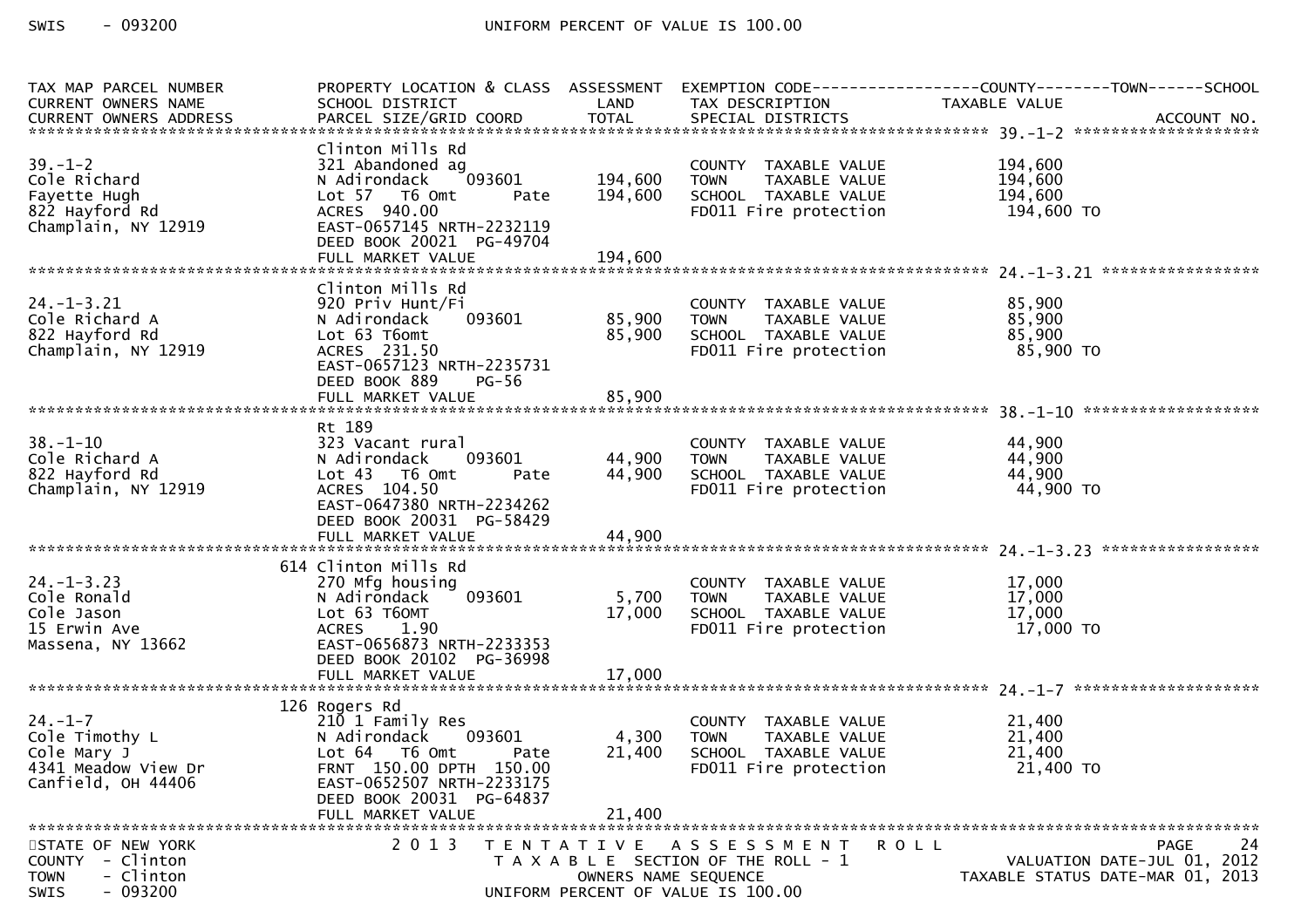| TAX MAP PARCEL NUMBER<br>CURRENT OWNERS NAME<br>CURRENT OWNERS ADDRESS | PROPERTY LOCATION & CLASS<br>SCHOOL DISTRICT<br>PARCEL SIZE/GRID COORD | ASSESSMENT<br>LAND<br>TOTAL | EXEMPTION CODE<br>TAX DESCRIPTION<br>SPECIAL DISTRICTS | COUNTY--------TOWN------SCHOOL<br>TAXABLE VALUE | ACCOUNT NO. |
|---|---|---|---|---|---|
| **39.-1-2** | | | | | |
| 39.-1-2 | Clinton Mills Rd | | | | |
| Cole Richard | 321 Abandoned ag | | COUNTY TAXABLE VALUE | 194,600 | |
| Fayette Hugh | N Adirondack 093601 | 194,600 | TOWN TAXABLE VALUE | 194,600 | |
| 822 Hayford Rd | Lot 57 T6 Omt Pate | 194,600 | SCHOOL TAXABLE VALUE | 194,600 | |
| Champlain, NY 12919 | ACRES 940.00 | | FD011 Fire protection | 194,600 TO | |
| | EAST-0657145 NRTH-2232119 | | | | |
| | DEED BOOK 20021 PG-49704 | | | | |
| | FULL MARKET VALUE | 194,600 | | | |
| **24.-1-3.21** | | | | | |
| 24.-1-3.21 | Clinton Mills Rd | | | | |
| Cole Richard A | 920 Priv Hunt/Fi | | COUNTY TAXABLE VALUE | 85,900 | |
| 822 Hayford Rd | N Adirondack 093601 | 85,900 | TOWN TAXABLE VALUE | 85,900 | |
| Champlain, NY 12919 | Lot 63 T6omt | 85,900 | SCHOOL TAXABLE VALUE | 85,900 | |
| | ACRES 231.50 | | FD011 Fire protection | 85,900 TO | |
| | EAST-0657123 NRTH-2235731 | | | | |
| | DEED BOOK 889 PG-56 | | | | |
| | FULL MARKET VALUE | 85,900 | | | |
| **38.-1-10** | | | | | |
| 38.-1-10 | Rt 189 | | | | |
| Cole Richard A | 323 Vacant rural | | COUNTY TAXABLE VALUE | 44,900 | |
| 822 Hayford Rd | N Adirondack 093601 | 44,900 | TOWN TAXABLE VALUE | 44,900 | |
| Champlain, NY 12919 | Lot 43 T6 Omt Pate | 44,900 | SCHOOL TAXABLE VALUE | 44,900 | |
| | ACRES 104.50 | | FD011 Fire protection | 44,900 TO | |
| | EAST-0647380 NRTH-2234262 | | | | |
| | DEED BOOK 20031 PG-58429 | | | | |
| | FULL MARKET VALUE | 44,900 | | | |
| **24.-1-3.23** | | | | | |
| 24.-1-3.23 | 614 Clinton Mills Rd | | | | |
| Cole Ronald | 270 Mfg housing | | COUNTY TAXABLE VALUE | 17,000 | |
| Cole Jason | N Adirondack 093601 | 5,700 | TOWN TAXABLE VALUE | 17,000 | |
| 15 Erwin Ave | Lot 63 T6OMT | 17,000 | SCHOOL TAXABLE VALUE | 17,000 | |
| Massena, NY 13662 | ACRES 1.90 | | FD011 Fire protection | 17,000 TO | |
| | EAST-0656873 NRTH-2233353 | | | | |
| | DEED BOOK 20102 PG-36998 | | | | |
| | FULL MARKET VALUE | 17,000 | | | |
| **24.-1-7** | | | | | |
| 24.-1-7 | 126 Rogers Rd | | | | |
| Cole Timothy L | 210 1 Family Res | | COUNTY TAXABLE VALUE | 21,400 | |
| Cole Mary J | N Adirondack 093601 | 4,300 | TOWN TAXABLE VALUE | 21,400 | |
| 4341 Meadow View Dr | Lot 64 T6 Omt Pate | 21,400 | SCHOOL TAXABLE VALUE | 21,400 | |
| Canfield, OH 44406 | FRNT 150.00 DPTH 150.00 | | FD011 Fire protection | 21,400 TO | |
| | EAST-0652507 NRTH-2233175 | | | | |
| | DEED BOOK 20031 PG-64837 | | | | |
| | FULL MARKET VALUE | 21,400 | | | |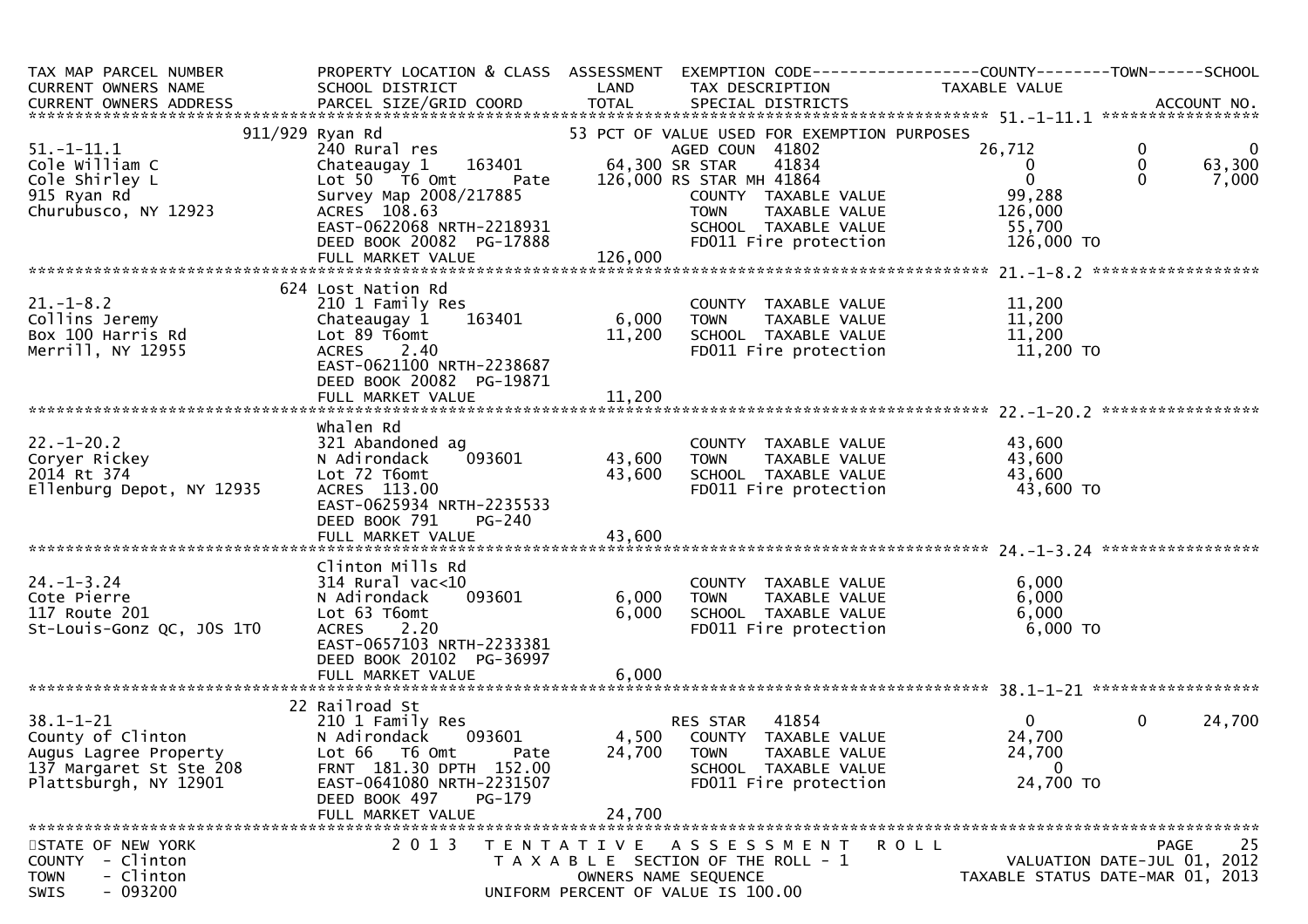| TAX MAP PARCEL NUMBER<br>CURRENT OWNERS NAME<br>CURRENT OWNERS ADDRESS | PROPERTY LOCATION & CLASS<br>SCHOOL DISTRICT<br>PARCEL SIZE/GRID COORD | ASSESSMENT<br>LAND<br>TOTAL | EXEMPTION CODE<br>TAX DESCRIPTION<br>SPECIAL DISTRICTS | COUNTY<br>TAXABLE VALUE | TOWN | SCHOOL<br>ACCOUNT NO. |
|---|---|---|---|---|---|---|
| **51.-1-11.1** | 911/929 Ryan Rd | | 53 PCT OF VALUE USED FOR EXEMPTION PURPOSES | | | |
| 51.-1-11.1 | 240 Rural res | | AGED COUN 41802 | 26,712 | 0 | 0 |
| Cole William C | Chateaugay 1 163401 | 64,300 | SR STAR 41834 | 0 | 0 | 63,300 |
| Cole Shirley L | Lot 50 T6 Omt Pate | 126,000 | RS STAR MH 41864 | 0 | 0 | 7,000 |
| 915 Ryan Rd | Survey Map 2008/217885 | | COUNTY TAXABLE VALUE | 99,288 | | |
| Churubusco, NY 12923 | ACRES 108.63 | | TOWN TAXABLE VALUE | 126,000 | | |
| | EAST-0622068 NRTH-2218931 | | SCHOOL TAXABLE VALUE | 55,700 | | |
| | DEED BOOK 20082 PG-17888 | | FD011 Fire protection | 126,000 TO | | |
| | FULL MARKET VALUE | 126,000 | | | | |
| **21.-1-8.2** | 624 Lost Nation Rd | | | | | |
| 21.-1-8.2 | 210 1 Family Res | | COUNTY TAXABLE VALUE | 11,200 | | |
| Collins Jeremy | Chateaugay 1 163401 | 6,000 | TOWN TAXABLE VALUE | 11,200 | | |
| Box 100 Harris Rd | Lot 89 T6omt | 11,200 | SCHOOL TAXABLE VALUE | 11,200 | | |
| Merrill, NY 12955 | ACRES 2.40 | | FD011 Fire protection | 11,200 TO | | |
| | EAST-0621100 NRTH-2238687 | | | | | |
| | DEED BOOK 20082 PG-19871 | | | | | |
| | FULL MARKET VALUE | 11,200 | | | | |
| **22.-1-20.2** | Whalen Rd | | | | | |
| 22.-1-20.2 | 321 Abandoned ag | | COUNTY TAXABLE VALUE | 43,600 | | |
| Coryer Rickey | N Adirondack 093601 | 43,600 | TOWN TAXABLE VALUE | 43,600 | | |
| 2014 Rt 374 | Lot 72 T6omt | 43,600 | SCHOOL TAXABLE VALUE | 43,600 | | |
| Ellenburg Depot, NY 12935 | ACRES 113.00 | | FD011 Fire protection | 43,600 TO | | |
| | EAST-0625934 NRTH-2235533 | | | | | |
| | DEED BOOK 791 PG-240 | | | | | |
| | FULL MARKET VALUE | 43,600 | | | | |
| **24.-1-3.24** | Clinton Mills Rd | | | | | |
| 24.-1-3.24 | 314 Rural vac<10 | | COUNTY TAXABLE VALUE | 6,000 | | |
| Cote Pierre | N Adirondack 093601 | 6,000 | TOWN TAXABLE VALUE | 6,000 | | |
| 117 Route 201 | Lot 63 T6omt | 6,000 | SCHOOL TAXABLE VALUE | 6,000 | | |
| St-Louis-Gonz QC, J0S 1T0 | ACRES 2.20 | | FD011 Fire protection | 6,000 TO | | |
| | EAST-0657103 NRTH-2233381 | | | | | |
| | DEED BOOK 20102 PG-36997 | | | | | |
| | FULL MARKET VALUE | 6,000 | | | | |
| **38.1-1-21** | 22 Railroad St | | | | | |
| 38.1-1-21 | 210 1 Family Res | | RES STAR 41854 | 0 | 0 | 24,700 |
| County of Clinton | N Adirondack 093601 | 4,500 | COUNTY TAXABLE VALUE | 24,700 | | |
| Augus Lagree Property | Lot 66 T6 Omt Pate | 24,700 | TOWN TAXABLE VALUE | 24,700 | | |
| 137 Margaret St Ste 208 | FRNT 181.30 DPTH 152.00 | | SCHOOL TAXABLE VALUE | 0 | | |
| Plattsburgh, NY 12901 | EAST-0641080 NRTH-2231507 | | FD011 Fire protection | 24,700 TO | | |
| | DEED BOOK 497 PG-179 | | | | | |
| | FULL MARKET VALUE | 24,700 | | | | |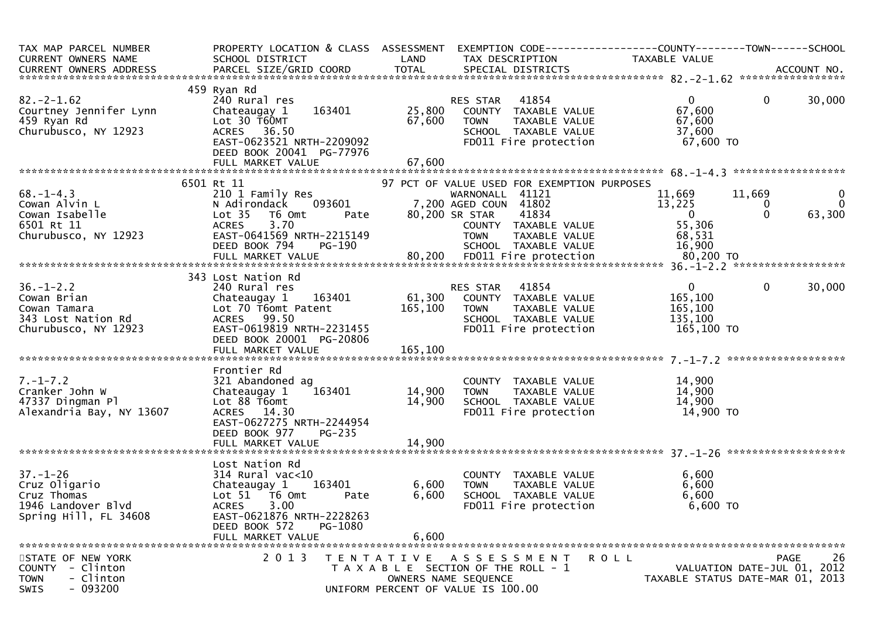| TAX MAP PARCEL NUMBER<br>CURRENT OWNERS NAME<br>CURRENT OWNERS ADDRESS | PROPERTY LOCATION & CLASS<br>SCHOOL DISTRICT<br>PARCEL SIZE/GRID COORD | ASSESSMENT<br>LAND<br>TOTAL | EXEMPTION CODE<br>TAX DESCRIPTION<br>SPECIAL DISTRICTS | COUNTY<br>TAXABLE VALUE | TOWN | SCHOOL<br>ACCOUNT NO. |
|---|---|---|---|---|---|---|
| **82.-2-1.62** | 459 Ryan Rd | | | | | |
| 82.-2-1.62 | 240 Rural res | | RES STAR 41854 | 0 | 0 | 30,000 |
| Courtney Jennifer Lynn | Chateaugay 1 163401 | 25,800 | COUNTY TAXABLE VALUE | 67,600 | | |
| 459 Ryan Rd | Lot 30 T60MT | 67,600 | TOWN TAXABLE VALUE | 67,600 | | |
| Churubusco, NY 12923 | ACRES 36.50 | | SCHOOL TAXABLE VALUE | 37,600 | | |
| | EAST-0623521 NRTH-2209092 | | FD011 Fire protection | 67,600 TO | | |
| | DEED BOOK 20041 PG-77976 | | | | | |
| | FULL MARKET VALUE | 67,600 | | | | |
| **68.-1-4.3** | 6501 Rt 11 | | 97 PCT OF VALUE USED FOR EXEMPTION PURPOSES | | | |
| 68.-1-4.3 | 210 1 Family Res | | WARNONALL 41121 | 11,669 | 11,669 | 0 |
| Cowan Alvin L | N Adirondack 093601 | 7,200 | AGED COUN 41802 | 13,225 | 0 | 0 |
| Cowan Isabelle | Lot 35 T6 Omt Pate | 80,200 | SR STAR 41834 | 0 | 0 | 63,300 |
| 6501 Rt 11 | ACRES 3.70 | | COUNTY TAXABLE VALUE | 55,306 | | |
| Churubusco, NY 12923 | EAST-0641569 NRTH-2215149 | | TOWN TAXABLE VALUE | 68,531 | | |
| | DEED BOOK 794 PG-190 | | SCHOOL TAXABLE VALUE | 16,900 | | |
| | FULL MARKET VALUE | 80,200 | FD011 Fire protection | 80,200 TO | | |
| **36.-1-2.2** | 343 Lost Nation Rd | | | | | |
| 36.-1-2.2 | 240 Rural res | | RES STAR 41854 | 0 | 0 | 30,000 |
| Cowan Brian | Chateaugay 1 163401 | 61,300 | COUNTY TAXABLE VALUE | 165,100 | | |
| Cowan Tamara | Lot 70 T6omt Patent | 165,100 | TOWN TAXABLE VALUE | 165,100 | | |
| 343 Lost Nation Rd | ACRES 99.50 | | SCHOOL TAXABLE VALUE | 135,100 | | |
| Churubusco, NY 12923 | EAST-0619819 NRTH-2231455 | | FD011 Fire protection | 165,100 TO | | |
| | DEED BOOK 20001 PG-20806 | | | | | |
| | FULL MARKET VALUE | 165,100 | | | | |
| **7.-1-7.2** | Frontier Rd | | | | | |
| 7.-1-7.2 | 321 Abandoned ag | | COUNTY TAXABLE VALUE | 14,900 | | |
| Cranker John W | Chateaugay 1 163401 | 14,900 | TOWN TAXABLE VALUE | 14,900 | | |
| 47337 Dingman Pl | Lot 88 T6omt | 14,900 | SCHOOL TAXABLE VALUE | 14,900 | | |
| Alexandria Bay, NY 13607 | ACRES 14.30 | | FD011 Fire protection | 14,900 TO | | |
| | EAST-0627275 NRTH-2244954 | | | | | |
| | DEED BOOK 977 PG-235 | | | | | |
| | FULL MARKET VALUE | 14,900 | | | | |
| **37.-1-26** | Lost Nation Rd | | | | | |
| 37.-1-26 | 314 Rural vac<10 | | COUNTY TAXABLE VALUE | 6,600 | | |
| Cruz Oligario | Chateaugay 1 163401 | 6,600 | TOWN TAXABLE VALUE | 6,600 | | |
| Cruz Thomas | Lot 51 T6 Omt Pate | 6,600 | SCHOOL TAXABLE VALUE | 6,600 | | |
| 1946 Landover Blvd | ACRES 3.00 | | FD011 Fire protection | 6,600 TO | | |
| Spring Hill, FL 34608 | EAST-0621876 NRTH-2228263 | | | | | |
| | DEED BOOK 572 PG-1080 | | | | | |
| | FULL MARKET VALUE | 6,600 | | | | |

STATE OF NEW YORK — 2013 TENTATIVE ASSESSMENT ROLL — PAGE 26
COUNTY - Clinton — TAXABLE SECTION OF THE ROLL - 1 — VALUATION DATE-JUL 01, 2012
TOWN - Clinton — OWNERS NAME SEQUENCE — TAXABLE STATUS DATE-MAR 01, 2013
SWIS - 093200 — UNIFORM PERCENT OF VALUE IS 100.00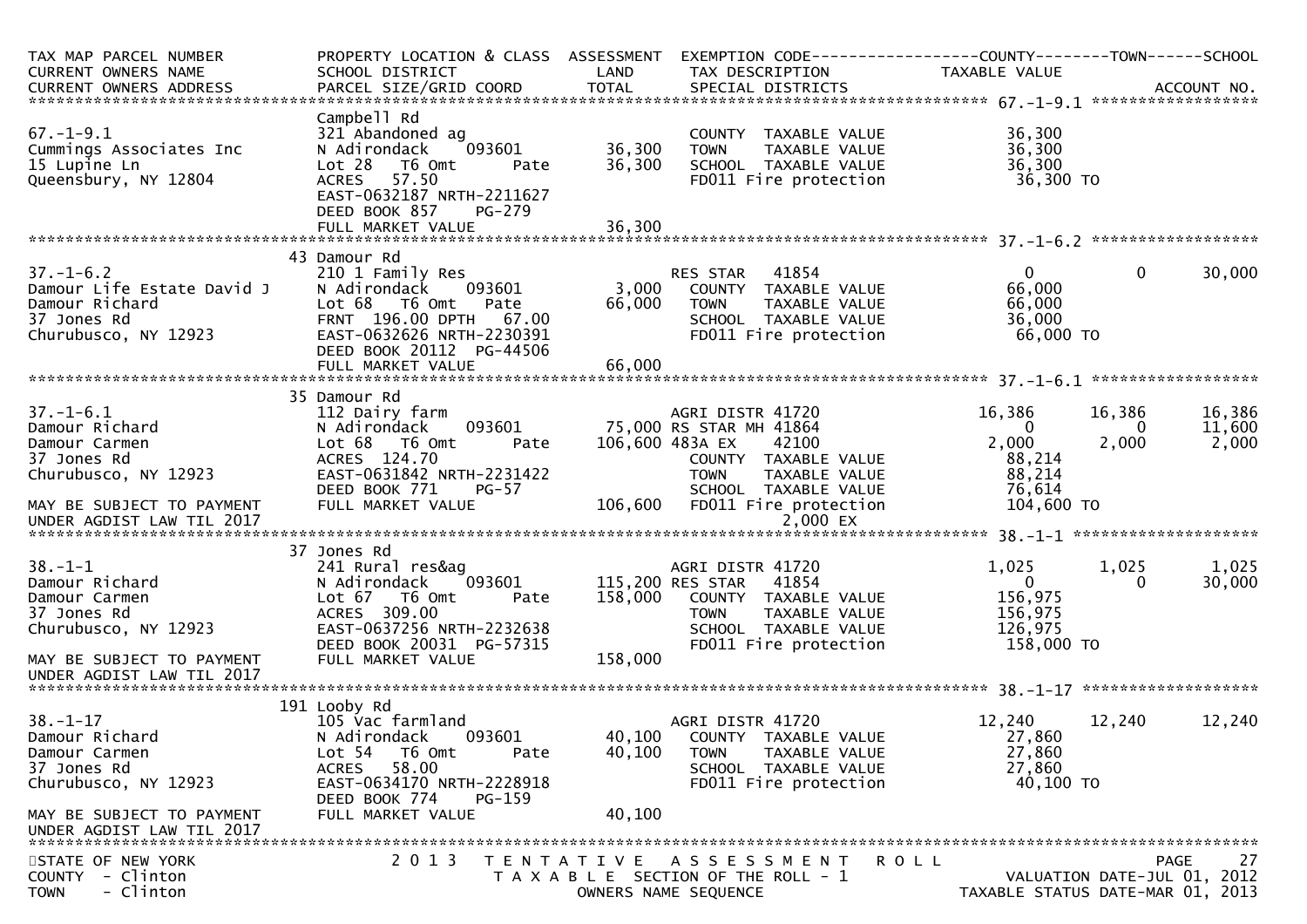| TAX MAP PARCEL NUMBER<br>CURRENT OWNERS NAME<br>CURRENT OWNERS ADDRESS | PROPERTY LOCATION & CLASS<br>SCHOOL DISTRICT<br>PARCEL SIZE/GRID COORD | ASSESSMENT<br>LAND<br>TOTAL | EXEMPTION CODE<br>TAX DESCRIPTION<br>SPECIAL DISTRICTS | COUNTY<br>TAXABLE VALUE | TOWN | SCHOOL<br>ACCOUNT NO. |
|---|---|---|---|---|---|---|
| **67.-1-9.1** | Campbell Rd | | | | | |
| 67.-1-9.1 | 321 Abandoned ag | | COUNTY TAXABLE VALUE | 36,300 | | |
| Cummings Associates Inc | N Adirondack 093601 | 36,300 | TOWN TAXABLE VALUE | 36,300 | | |
| 15 Lupine Ln | Lot 28 T6 Omt Pate | 36,300 | SCHOOL TAXABLE VALUE | 36,300 | | |
| Queensbury, NY 12804 | ACRES 57.50 | | FD011 Fire protection | 36,300 TO | | |
| | EAST-0632187 NRTH-2211627 | | | | | |
| | DEED BOOK 857 PG-279 | | | | | |
| | FULL MARKET VALUE | 36,300 | | | | |
| **37.-1-6.2** | 43 Damour Rd | | | | | |
| 37.-1-6.2 | 210 1 Family Res | | RES STAR 41854 | 0 | 0 | 30,000 |
| Damour Life Estate David J | N Adirondack 093601 | 3,000 | COUNTY TAXABLE VALUE | 66,000 | | |
| Damour Richard | Lot 68 T6 Omt Pate | 66,000 | TOWN TAXABLE VALUE | 66,000 | | |
| 37 Jones Rd | FRNT 196.00 DPTH 67.00 | | SCHOOL TAXABLE VALUE | 36,000 | | |
| Churubusco, NY 12923 | EAST-0632626 NRTH-2230391 | | FD011 Fire protection | 66,000 TO | | |
| | DEED BOOK 20112 PG-44506 | | | | | |
| | FULL MARKET VALUE | 66,000 | | | | |
| **37.-1-6.1** | 35 Damour Rd | | | | | |
| 37.-1-6.1 | 112 Dairy farm | | AGRI DISTR 41720 | 16,386 | 16,386 | 16,386 |
| Damour Richard | N Adirondack 093601 | 75,000 | RS STAR MH 41864 | 0 | 0 | 11,600 |
| Damour Carmen | Lot 68 T6 Omt Pate | 106,600 | 483A EX 42100 | 2,000 | 2,000 | 2,000 |
| 37 Jones Rd | ACRES 124.70 | | COUNTY TAXABLE VALUE | 88,214 | | |
| Churubusco, NY 12923 | EAST-0631842 NRTH-2231422 | | TOWN TAXABLE VALUE | 88,214 | | |
| | DEED BOOK 771 PG-57 | | SCHOOL TAXABLE VALUE | 76,614 | | |
| MAY BE SUBJECT TO PAYMENT | FULL MARKET VALUE | 106,600 | FD011 Fire protection | 104,600 TO | | |
| UNDER AGDIST LAW TIL 2017 | | | 2,000 EX | | | |
| **38.-1-1** | 37 Jones Rd | | | | | |
| 38.-1-1 | 241 Rural res&ag | | AGRI DISTR 41720 | 1,025 | 1,025 | 1,025 |
| Damour Richard | N Adirondack 093601 | 115,200 | RES STAR 41854 | 0 | 0 | 30,000 |
| Damour Carmen | Lot 67 T6 Omt Pate | 158,000 | COUNTY TAXABLE VALUE | 156,975 | | |
| 37 Jones Rd | ACRES 309.00 | | TOWN TAXABLE VALUE | 156,975 | | |
| Churubusco, NY 12923 | EAST-0637256 NRTH-2232638 | | SCHOOL TAXABLE VALUE | 126,975 | | |
| | DEED BOOK 20031 PG-57315 | | FD011 Fire protection | 158,000 TO | | |
| MAY BE SUBJECT TO PAYMENT | FULL MARKET VALUE | 158,000 | | | | |
| UNDER AGDIST LAW TIL 2017 | | | | | | |
| **38.-1-17** | 191 Looby Rd | | | | | |
| 38.-1-17 | 105 Vac farmland | | AGRI DISTR 41720 | 12,240 | 12,240 | 12,240 |
| Damour Richard | N Adirondack 093601 | 40,100 | COUNTY TAXABLE VALUE | 27,860 | | |
| Damour Carmen | Lot 54 T6 Omt Pate | 40,100 | TOWN TAXABLE VALUE | 27,860 | | |
| 37 Jones Rd | ACRES 58.00 | | SCHOOL TAXABLE VALUE | 27,860 | | |
| Churubusco, NY 12923 | EAST-0634170 NRTH-2228918 | | FD011 Fire protection | 40,100 TO | | |
| | DEED BOOK 774 PG-159 | | | | | |
| MAY BE SUBJECT TO PAYMENT | FULL MARKET VALUE | 40,100 | | | | |
| UNDER AGDIST LAW TIL 2017 | | | | | | |

STATE OF NEW YORK — 2013 TENTATIVE ASSESSMENT ROLL
COUNTY - Clinton — TAXABLE SECTION OF THE ROLL - 1 — VALUATION DATE-JUL 01, 2012
TOWN - Clinton — OWNERS NAME SEQUENCE — TAXABLE STATUS DATE-MAR 01, 2013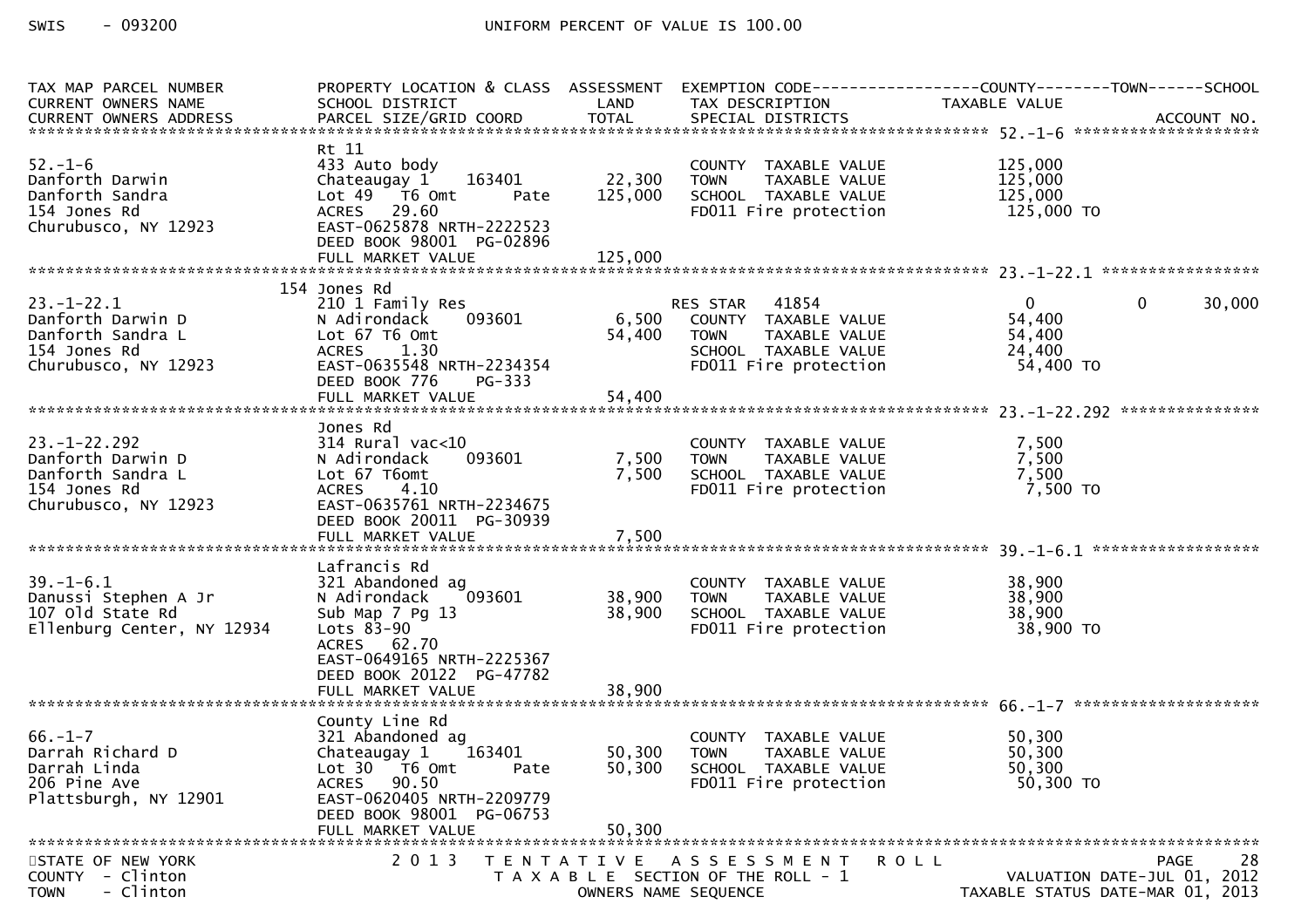SWIS - 093200 UNIFORM PERCENT OF VALUE IS 100.00

| TAX MAP PARCEL NUMBER / CURRENT OWNERS NAME / CURRENT OWNERS ADDRESS | PROPERTY LOCATION & CLASS / SCHOOL DISTRICT / PARCEL SIZE/GRID COORD | ASSESSMENT LAND | TOTAL | EXEMPTION CODE / TAX DESCRIPTION / SPECIAL DISTRICTS | COUNTY TAXABLE VALUE | TOWN | SCHOOL | ACCOUNT NO. |
|---|---|---|---|---|---|---|---|---|
| **52.-1-6** | | | | | | | | |
| | Rt 11 | | | | | | | |
| 52.-1-6 | 433 Auto body | | | COUNTY TAXABLE VALUE | 125,000 | | | |
| Danforth Darwin | Chateaugay 1 163401 | 22,300 | | TOWN TAXABLE VALUE | 125,000 | | | |
| Danforth Sandra | Lot 49 T6 Omt Pate | | 125,000 | SCHOOL TAXABLE VALUE | 125,000 | | | |
| 154 Jones Rd | ACRES 29.60 | | | FD011 Fire protection | 125,000 TO | | | |
| Churubusco, NY 12923 | EAST-0625878 NRTH-2222523 | | | | | | | |
| | DEED BOOK 98001 PG-02896 | | | | | | | |
| | FULL MARKET VALUE | | 125,000 | | | | | |
| **23.-1-22.1** | | | | | | | | |
| | 154 Jones Rd | | | | | | | |
| 23.-1-22.1 | 210 1 Family Res | | | RES STAR 41854 | 0 | 0 | 30,000 | |
| Danforth Darwin D | N Adirondack 093601 | 6,500 | | COUNTY TAXABLE VALUE | 54,400 | | | |
| Danforth Sandra L | Lot 67 T6 Omt | | 54,400 | TOWN TAXABLE VALUE | 54,400 | | | |
| 154 Jones Rd | ACRES 1.30 | | | SCHOOL TAXABLE VALUE | 24,400 | | | |
| Churubusco, NY 12923 | EAST-0635548 NRTH-2234354 | | | FD011 Fire protection | 54,400 TO | | | |
| | DEED BOOK 776 PG-333 | | | | | | | |
| | FULL MARKET VALUE | | 54,400 | | | | | |
| **23.-1-22.292** | | | | | | | | |
| | Jones Rd | | | | | | | |
| 23.-1-22.292 | 314 Rural vac<10 | | | COUNTY TAXABLE VALUE | 7,500 | | | |
| Danforth Darwin D | N Adirondack 093601 | 7,500 | | TOWN TAXABLE VALUE | 7,500 | | | |
| Danforth Sandra L | Lot 67 T6omt | | 7,500 | SCHOOL TAXABLE VALUE | 7,500 | | | |
| 154 Jones Rd | ACRES 4.10 | | | FD011 Fire protection | 7,500 TO | | | |
| Churubusco, NY 12923 | EAST-0635761 NRTH-2234675 | | | | | | | |
| | DEED BOOK 20011 PG-30939 | | | | | | | |
| | FULL MARKET VALUE | | 7,500 | | | | | |
| **39.-1-6.1** | | | | | | | | |
| | Lafrancis Rd | | | | | | | |
| 39.-1-6.1 | 321 Abandoned ag | | | COUNTY TAXABLE VALUE | 38,900 | | | |
| Danussi Stephen A Jr | N Adirondack 093601 | 38,900 | | TOWN TAXABLE VALUE | 38,900 | | | |
| 107 Old State Rd | Sub Map 7 Pg 13 | | 38,900 | SCHOOL TAXABLE VALUE | 38,900 | | | |
| Ellenburg Center, NY 12934 | Lots 83-90 | | | FD011 Fire protection | 38,900 TO | | | |
| | ACRES 62.70 | | | | | | | |
| | EAST-0649165 NRTH-2225367 | | | | | | | |
| | DEED BOOK 20122 PG-47782 | | | | | | | |
| | FULL MARKET VALUE | | 38,900 | | | | | |
| **66.-1-7** | | | | | | | | |
| | County Line Rd | | | | | | | |
| 66.-1-7 | 321 Abandoned ag | | | COUNTY TAXABLE VALUE | 50,300 | | | |
| Darrah Richard D | Chateaugay 1 163401 | 50,300 | | TOWN TAXABLE VALUE | 50,300 | | | |
| Darrah Linda | Lot 30 T6 Omt Pate | | 50,300 | SCHOOL TAXABLE VALUE | 50,300 | | | |
| 206 Pine Ave | ACRES 90.50 | | | FD011 Fire protection | 50,300 TO | | | |
| Plattsburgh, NY 12901 | EAST-0620405 NRTH-2209779 | | | | | | | |
| | DEED BOOK 98001 PG-06753 | | | | | | | |
| | FULL MARKET VALUE | | 50,300 | | | | | |

STATE OF NEW YORK — 2013 TENTATIVE ASSESSMENT ROLL

COUNTY - Clinton — TAXABLE SECTION OF THE ROLL - 1 — VALUATION DATE-JUL 01, 2012

TOWN - Clinton — OWNERS NAME SEQUENCE — TAXABLE STATUS DATE-MAR 01, 2013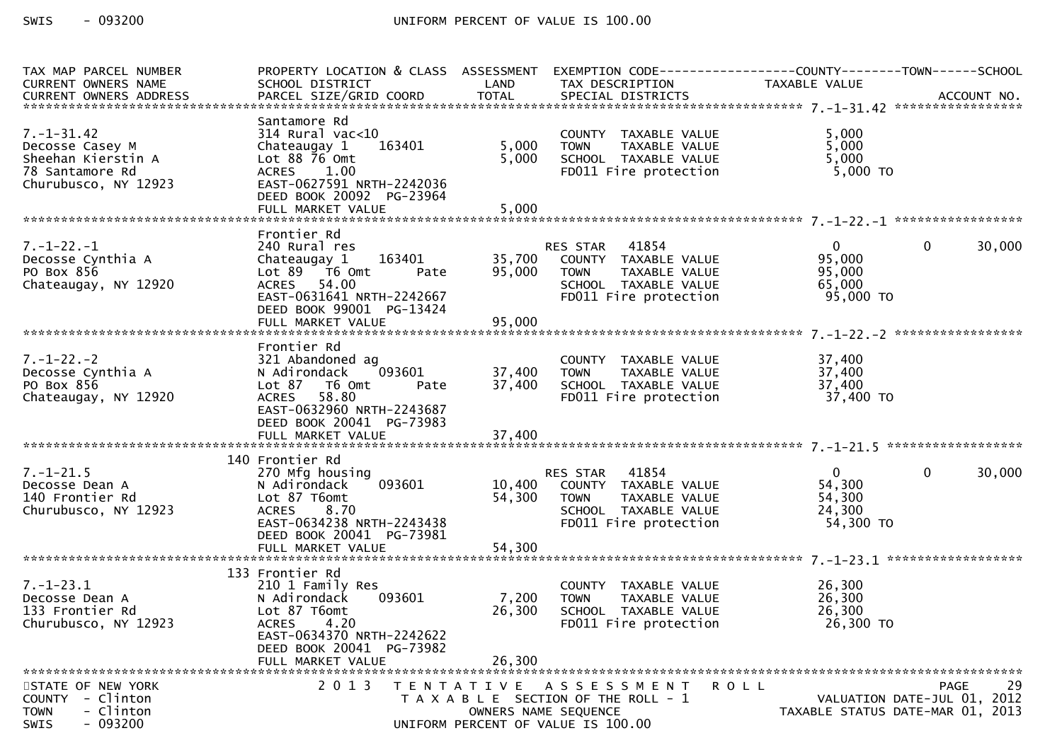| TAX MAP PARCEL NUMBER<br>CURRENT OWNERS NAME<br>CURRENT OWNERS ADDRESS | PROPERTY LOCATION & CLASS<br>SCHOOL DISTRICT<br>PARCEL SIZE/GRID COORD | ASSESSMENT<br>LAND<br>TOTAL | EXEMPTION CODE<br>TAX DESCRIPTION<br>SPECIAL DISTRICTS | COUNTY<br>TAXABLE VALUE | TOWN | SCHOOL<br>ACCOUNT NO. |
|---|---|---|---|---|---|---|
| **7.-1-31.42** | | | | | | |
| | Santamore Rd | | | | | |
| 7.-1-31.42 | 314 Rural vac<10 | | COUNTY TAXABLE VALUE | 5,000 | | |
| Decosse Casey M | Chateaugay 1 163401 | 5,000 | TOWN TAXABLE VALUE | 5,000 | | |
| Sheehan Kierstin A | Lot 88 76 Omt | 5,000 | SCHOOL TAXABLE VALUE | 5,000 | | |
| 78 Santamore Rd | ACRES 1.00 | | FD011 Fire protection | 5,000 TO | | |
| Churubusco, NY 12923 | EAST-0627591 NRTH-2242036 | | | | | |
| | DEED BOOK 20092 PG-23964 | | | | | |
| | FULL MARKET VALUE | 5,000 | | | | |
| **7.-1-22.-1** | | | | | | |
| | Frontier Rd | | | | | |
| 7.-1-22.-1 | 240 Rural res | | RES STAR 41854 | 0 | 0 | 30,000 |
| Decosse Cynthia A | Chateaugay 1 163401 | 35,700 | COUNTY TAXABLE VALUE | 95,000 | | |
| PO Box 856 | Lot 89 T6 Omt Pate | 95,000 | TOWN TAXABLE VALUE | 95,000 | | |
| Chateaugay, NY 12920 | ACRES 54.00 | | SCHOOL TAXABLE VALUE | 65,000 | | |
| | EAST-0631641 NRTH-2242667 | | FD011 Fire protection | 95,000 TO | | |
| | DEED BOOK 99001 PG-13424 | | | | | |
| | FULL MARKET VALUE | 95,000 | | | | |
| **7.-1-22.-2** | | | | | | |
| | Frontier Rd | | | | | |
| 7.-1-22.-2 | 321 Abandoned ag | | COUNTY TAXABLE VALUE | 37,400 | | |
| Decosse Cynthia A | N Adirondack 093601 | 37,400 | TOWN TAXABLE VALUE | 37,400 | | |
| PO Box 856 | Lot 87 T6 Omt Pate | 37,400 | SCHOOL TAXABLE VALUE | 37,400 | | |
| Chateaugay, NY 12920 | ACRES 58.80 | | FD011 Fire protection | 37,400 TO | | |
| | EAST-0632960 NRTH-2243687 | | | | | |
| | DEED BOOK 20041 PG-73983 | | | | | |
| | FULL MARKET VALUE | 37,400 | | | | |
| **7.-1-21.5** | | | | | | |
| | 140 Frontier Rd | | | | | |
| 7.-1-21.5 | 270 Mfg housing | | RES STAR 41854 | 0 | 0 | 30,000 |
| Decosse Dean A | N Adirondack 093601 | 10,400 | COUNTY TAXABLE VALUE | 54,300 | | |
| 140 Frontier Rd | Lot 87 T6omt | 54,300 | TOWN TAXABLE VALUE | 54,300 | | |
| Churubusco, NY 12923 | ACRES 8.70 | | SCHOOL TAXABLE VALUE | 24,300 | | |
| | EAST-0634238 NRTH-2243438 | | FD011 Fire protection | 54,300 TO | | |
| | DEED BOOK 20041 PG-73981 | | | | | |
| | FULL MARKET VALUE | 54,300 | | | | |
| **7.-1-23.1** | | | | | | |
| | 133 Frontier Rd | | | | | |
| 7.-1-23.1 | 210 1 Family Res | | COUNTY TAXABLE VALUE | 26,300 | | |
| Decosse Dean A | N Adirondack 093601 | 7,200 | TOWN TAXABLE VALUE | 26,300 | | |
| 133 Frontier Rd | Lot 87 T6omt | 26,300 | SCHOOL TAXABLE VALUE | 26,300 | | |
| Churubusco, NY 12923 | ACRES 4.20 | | FD011 Fire protection | 26,300 TO | | |
| | EAST-0634370 NRTH-2242622 | | | | | |
| | DEED BOOK 20041 PG-73982 | | | | | |
| | FULL MARKET VALUE | 26,300 | | | | |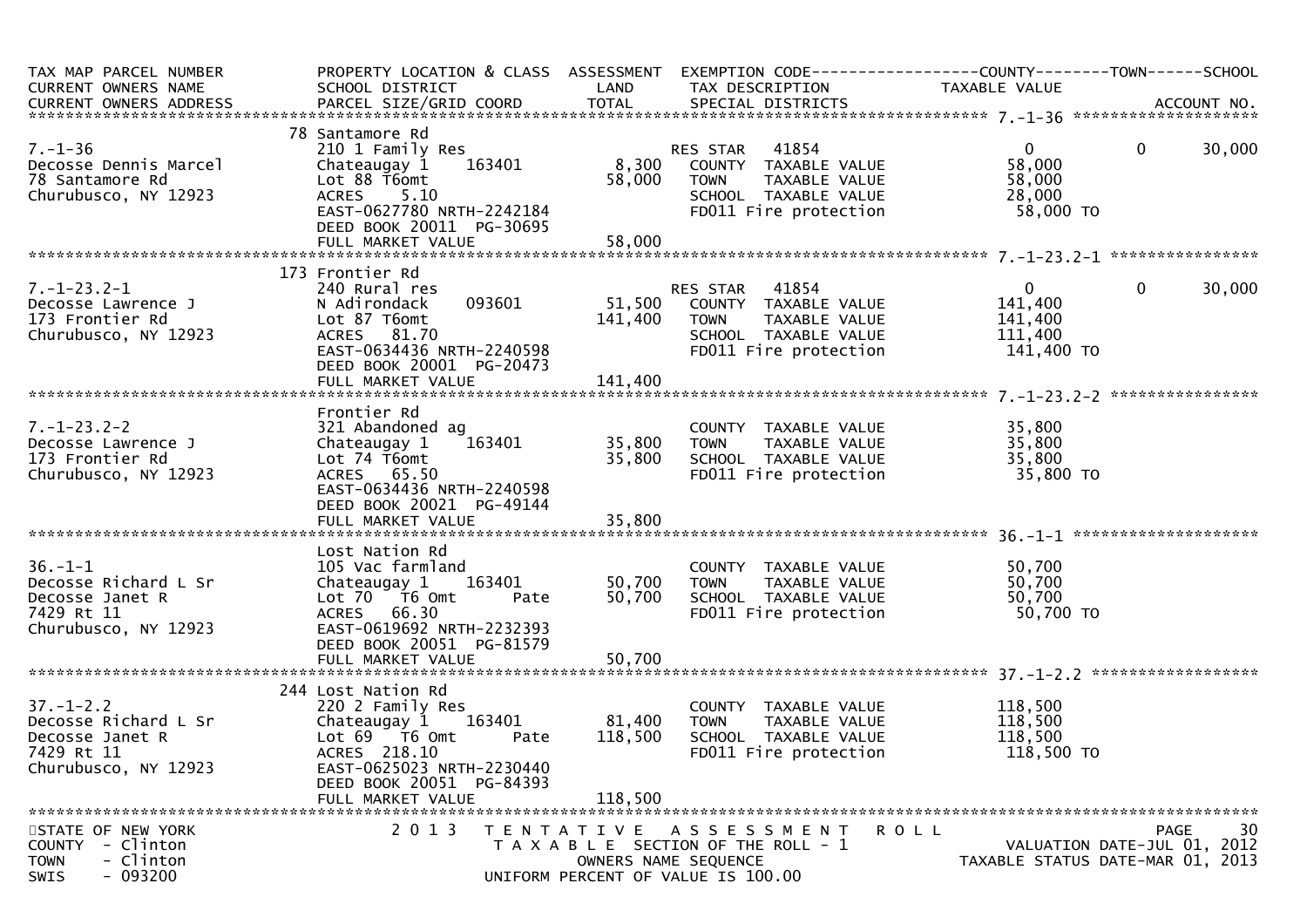| TAX MAP PARCEL NUMBER | PROPERTY LOCATION & CLASS | ASSESSMENT | EXEMPTION CODE-----------------COUNTY--------TOWN------SCHOOL | | | |
|---|---|---|---|---|---|---|
| CURRENT OWNERS NAME | SCHOOL DISTRICT | LAND | TAX DESCRIPTION | TAXABLE VALUE | | |
| CURRENT OWNERS ADDRESS | PARCEL SIZE/GRID COORD | TOTAL | SPECIAL DISTRICTS | | | ACCOUNT NO. |
| ******** 7.-1-36 ******** | | | | | | |
| | 78 Santamore Rd | | | | | |
| 7.-1-36 | 210 1 Family Res | | RES STAR 41854 | 0 | 0 | 30,000 |
| Decosse Dennis Marcel | Chateaugay 1 163401 | 8,300 | COUNTY TAXABLE VALUE | 58,000 | | |
| 78 Santamore Rd | Lot 88 T6omt | 58,000 | TOWN TAXABLE VALUE | 58,000 | | |
| Churubusco, NY 12923 | ACRES 5.10 | | SCHOOL TAXABLE VALUE | 28,000 | | |
| | EAST-0627780 NRTH-2242184 | | FD011 Fire protection | 58,000 TO | | |
| | DEED BOOK 20011 PG-30695 | | | | | |
| | FULL MARKET VALUE | 58,000 | | | | |
| ******** 7.-1-23.2-1 ******** | | | | | | |
| | 173 Frontier Rd | | | | | |
| 7.-1-23.2-1 | 240 Rural res | | RES STAR 41854 | 0 | 0 | 30,000 |
| Decosse Lawrence J | N Adirondack 093601 | 51,500 | COUNTY TAXABLE VALUE | 141,400 | | |
| 173 Frontier Rd | Lot 87 T6omt | 141,400 | TOWN TAXABLE VALUE | 141,400 | | |
| Churubusco, NY 12923 | ACRES 81.70 | | SCHOOL TAXABLE VALUE | 111,400 | | |
| | EAST-0634436 NRTH-2240598 | | FD011 Fire protection | 141,400 TO | | |
| | DEED BOOK 20001 PG-20473 | | | | | |
| | FULL MARKET VALUE | 141,400 | | | | |
| ******** 7.-1-23.2-2 ******** | | | | | | |
| | Frontier Rd | | | | | |
| 7.-1-23.2-2 | 321 Abandoned ag | | COUNTY TAXABLE VALUE | 35,800 | | |
| Decosse Lawrence J | Chateaugay 1 163401 | 35,800 | TOWN TAXABLE VALUE | 35,800 | | |
| 173 Frontier Rd | Lot 74 T6omt | 35,800 | SCHOOL TAXABLE VALUE | 35,800 | | |
| Churubusco, NY 12923 | ACRES 65.50 | | FD011 Fire protection | 35,800 TO | | |
| | EAST-0634436 NRTH-2240598 | | | | | |
| | DEED BOOK 20021 PG-49144 | | | | | |
| | FULL MARKET VALUE | 35,800 | | | | |
| ******** 36.-1-1 ******** | | | | | | |
| | Lost Nation Rd | | | | | |
| 36.-1-1 | 105 Vac farmland | | COUNTY TAXABLE VALUE | 50,700 | | |
| Decosse Richard L Sr | Chateaugay 1 163401 | 50,700 | TOWN TAXABLE VALUE | 50,700 | | |
| Decosse Janet R | Lot 70 T6 Omt Pate | 50,700 | SCHOOL TAXABLE VALUE | 50,700 | | |
| 7429 Rt 11 | ACRES 66.30 | | FD011 Fire protection | 50,700 TO | | |
| Churubusco, NY 12923 | EAST-0619692 NRTH-2232393 | | | | | |
| | DEED BOOK 20051 PG-81579 | | | | | |
| | FULL MARKET VALUE | 50,700 | | | | |
| ******** 37.-1-2.2 ******** | | | | | | |
| | 244 Lost Nation Rd | | | | | |
| 37.-1-2.2 | 220 2 Family Res | | COUNTY TAXABLE VALUE | 118,500 | | |
| Decosse Richard L Sr | Chateaugay 1 163401 | 81,400 | TOWN TAXABLE VALUE | 118,500 | | |
| Decosse Janet R | Lot 69 T6 Omt Pate | 118,500 | SCHOOL TAXABLE VALUE | 118,500 | | |
| 7429 Rt 11 | ACRES 218.10 | | FD011 Fire protection | 118,500 TO | | |
| Churubusco, NY 12923 | EAST-0625023 NRTH-2230440 | | | | | |
| | DEED BOOK 20051 PG-84393 | | | | | |
| | FULL MARKET VALUE | 118,500 | | | | |

STATE OF NEW YORK
COUNTY - Clinton
TOWN - Clinton
SWIS - 093200

2013 TENTATIVE ASSESSMENT ROLL
TAXABLE SECTION OF THE ROLL - 1
OWNERS NAME SEQUENCE
UNIFORM PERCENT OF VALUE IS 100.00

VALUATION DATE-JUL 01, 2012
TAXABLE STATUS DATE-MAR 01, 2013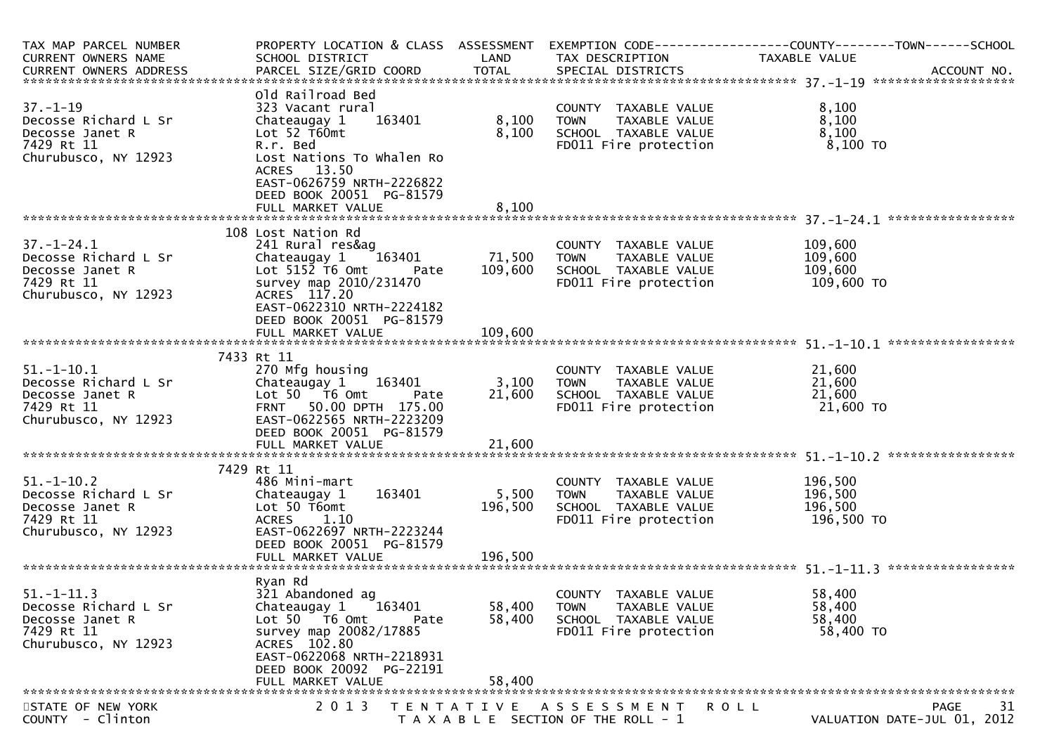| TAX MAP PARCEL NUMBER<br>CURRENT OWNERS NAME<br>CURRENT OWNERS ADDRESS | PROPERTY LOCATION & CLASS<br>SCHOOL DISTRICT<br>PARCEL SIZE/GRID COORD | ASSESSMENT<br>LAND<br>TOTAL | EXEMPTION CODE------------------COUNTY--------TOWN------SCHOOL<br>TAX DESCRIPTION<br>SPECIAL DISTRICTS | TAXABLE VALUE<br><br>ACCOUNT NO. |
|---|---|---|---|---|
| **37.-1-19** | Old Railroad Bed | | | |
| 37.-1-19 | 323 Vacant rural | | COUNTY TAXABLE VALUE | 8,100 |
| Decosse Richard L Sr | Chateaugay 1 163401 | 8,100 | TOWN TAXABLE VALUE | 8,100 |
| Decosse Janet R | Lot 52 T60mt | 8,100 | SCHOOL TAXABLE VALUE | 8,100 |
| 7429 Rt 11 | R.r. Bed | | FD011 Fire protection | 8,100 TO |
| Churubusco, NY 12923 | Lost Nations To Whalen Ro | | | |
| | ACRES 13.50 | | | |
| | EAST-0626759 NRTH-2226822 | | | |
| | DEED BOOK 20051 PG-81579 | | | |
| | FULL MARKET VALUE | 8,100 | | |
| **37.-1-24.1** | 108 Lost Nation Rd | | | |
| 37.-1-24.1 | 241 Rural res&ag | | COUNTY TAXABLE VALUE | 109,600 |
| Decosse Richard L Sr | Chateaugay 1 163401 | 71,500 | TOWN TAXABLE VALUE | 109,600 |
| Decosse Janet R | Lot 5152 T6 Omt Pate | 109,600 | SCHOOL TAXABLE VALUE | 109,600 |
| 7429 Rt 11 | survey map 2010/231470 | | FD011 Fire protection | 109,600 TO |
| Churubusco, NY 12923 | ACRES 117.20 | | | |
| | EAST-0622310 NRTH-2224182 | | | |
| | DEED BOOK 20051 PG-81579 | | | |
| | FULL MARKET VALUE | 109,600 | | |
| **51.-1-10.1** | 7433 Rt 11 | | | |
| 51.-1-10.1 | 270 Mfg housing | | COUNTY TAXABLE VALUE | 21,600 |
| Decosse Richard L Sr | Chateaugay 1 163401 | 3,100 | TOWN TAXABLE VALUE | 21,600 |
| Decosse Janet R | Lot 50 T6 Omt Pate | 21,600 | SCHOOL TAXABLE VALUE | 21,600 |
| 7429 Rt 11 | FRNT 50.00 DPTH 175.00 | | FD011 Fire protection | 21,600 TO |
| Churubusco, NY 12923 | EAST-0622565 NRTH-2223209 | | | |
| | DEED BOOK 20051 PG-81579 | | | |
| | FULL MARKET VALUE | 21,600 | | |
| **51.-1-10.2** | 7429 Rt 11 | | | |
| 51.-1-10.2 | 486 Mini-mart | | COUNTY TAXABLE VALUE | 196,500 |
| Decosse Richard L Sr | Chateaugay 1 163401 | 5,500 | TOWN TAXABLE VALUE | 196,500 |
| Decosse Janet R | Lot 50 T6omt | 196,500 | SCHOOL TAXABLE VALUE | 196,500 |
| 7429 Rt 11 | ACRES 1.10 | | FD011 Fire protection | 196,500 TO |
| Churubusco, NY 12923 | EAST-0622697 NRTH-2223244 | | | |
| | DEED BOOK 20051 PG-81579 | | | |
| | FULL MARKET VALUE | 196,500 | | |
| **51.-1-11.3** | Ryan Rd | | | |
| 51.-1-11.3 | 321 Abandoned ag | | COUNTY TAXABLE VALUE | 58,400 |
| Decosse Richard L Sr | Chateaugay 1 163401 | 58,400 | TOWN TAXABLE VALUE | 58,400 |
| Decosse Janet R | Lot 50 T6 Omt Pate | 58,400 | SCHOOL TAXABLE VALUE | 58,400 |
| 7429 Rt 11 | survey map 20082/17885 | | FD011 Fire protection | 58,400 TO |
| Churubusco, NY 12923 | ACRES 102.80 | | | |
| | EAST-0622068 NRTH-2218931 | | | |
| | DEED BOOK 20092 PG-22191 | | | |
| | FULL MARKET VALUE | 58,400 | | |

STATE OF NEW YORK — 2013 TENTATIVE ASSESSMENT ROLL
COUNTY - Clinton — TAXABLE SECTION OF THE ROLL - 1 — VALUATION DATE-JUL 01, 2012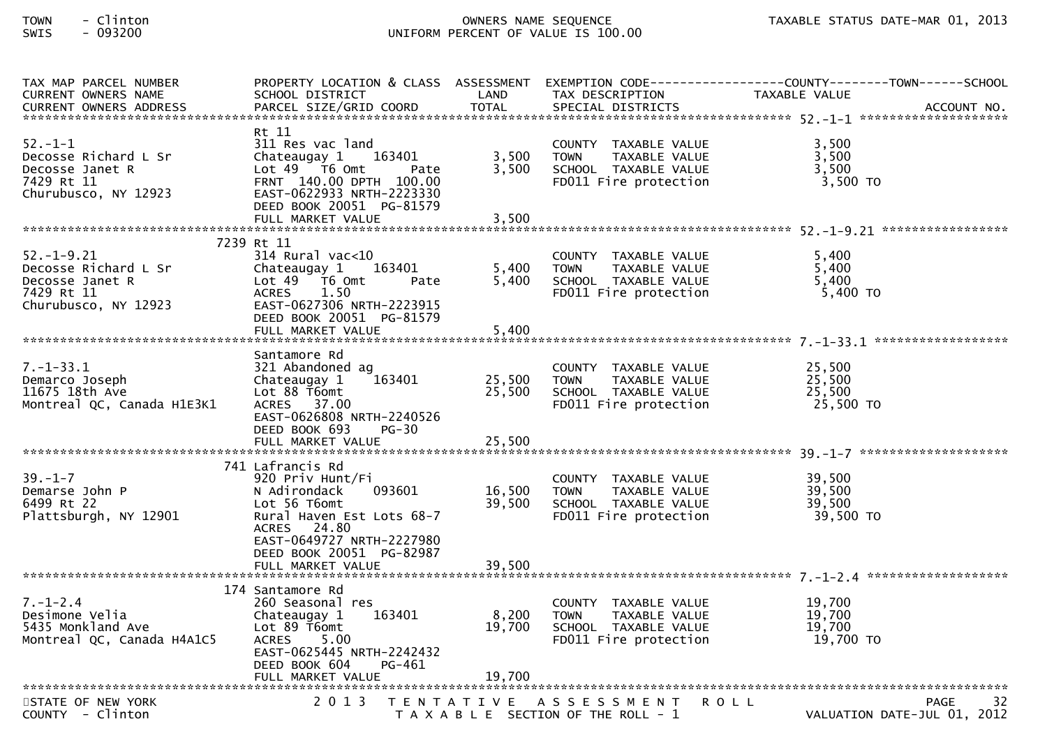TOWN - Clinton
SWIS - 093200

OWNERS NAME SEQUENCE
UNIFORM PERCENT OF VALUE IS 100.00

TAXABLE STATUS DATE-MAR 01, 2013

| TAX MAP PARCEL NUMBER / CURRENT OWNERS NAME / CURRENT OWNERS ADDRESS | PROPERTY LOCATION & CLASS / SCHOOL DISTRICT / PARCEL SIZE/GRID COORD | ASSESSMENT LAND / TOTAL | EXEMPTION CODE / TAX DESCRIPTION / SPECIAL DISTRICTS | COUNTY / TOWN / SCHOOL TAXABLE VALUE | ACCOUNT NO. |
|---|---|---|---|---|---|
| **52.-1-1** | Rt 11 | | | | |
| 52.-1-1 | 311 Res vac land | | COUNTY TAXABLE VALUE | 3,500 | |
| Decosse Richard L Sr | Chateaugay 1 163401 | 3,500 | TOWN TAXABLE VALUE | 3,500 | |
| Decosse Janet R | Lot 49 T6 Omt Pate | 3,500 | SCHOOL TAXABLE VALUE | 3,500 | |
| 7429 Rt 11 | FRNT 140.00 DPTH 100.00 | | FD011 Fire protection | 3,500 TO | |
| Churubusco, NY 12923 | EAST-0622933 NRTH-2223330 | | | | |
| | DEED BOOK 20051 PG-81579 | | | | |
| | FULL MARKET VALUE | 3,500 | | | |
| **52.-1-9.21** | 7239 Rt 11 | | | | |
| 52.-1-9.21 | 314 Rural vac<10 | | COUNTY TAXABLE VALUE | 5,400 | |
| Decosse Richard L Sr | Chateaugay 1 163401 | 5,400 | TOWN TAXABLE VALUE | 5,400 | |
| Decosse Janet R | Lot 49 T6 Omt Pate | 5,400 | SCHOOL TAXABLE VALUE | 5,400 | |
| 7429 Rt 11 | ACRES 1.50 | | FD011 Fire protection | 5,400 TO | |
| Churubusco, NY 12923 | EAST-0627306 NRTH-2223915 | | | | |
| | DEED BOOK 20051 PG-81579 | | | | |
| | FULL MARKET VALUE | 5,400 | | | |
| **7.-1-33.1** | Santamore Rd | | | | |
| 7.-1-33.1 | 321 Abandoned ag | | COUNTY TAXABLE VALUE | 25,500 | |
| Demarco Joseph | Chateaugay 1 163401 | 25,500 | TOWN TAXABLE VALUE | 25,500 | |
| 11675 18th Ave | Lot 88 T6omt | 25,500 | SCHOOL TAXABLE VALUE | 25,500 | |
| Montreal QC, Canada H1E3K1 | ACRES 37.00 | | FD011 Fire protection | 25,500 TO | |
| | EAST-0626808 NRTH-2240526 | | | | |
| | DEED BOOK 693 PG-30 | | | | |
| | FULL MARKET VALUE | 25,500 | | | |
| **39.-1-7** | 741 Lafrancis Rd | | | | |
| 39.-1-7 | 920 Priv Hunt/Fi | | COUNTY TAXABLE VALUE | 39,500 | |
| Demarse John P | N Adirondack 093601 | 16,500 | TOWN TAXABLE VALUE | 39,500 | |
| 6499 Rt 22 | Lot 56 T6omt | 39,500 | SCHOOL TAXABLE VALUE | 39,500 | |
| Plattsburgh, NY 12901 | Rural Haven Est Lots 68-7 | | FD011 Fire protection | 39,500 TO | |
| | ACRES 24.80 | | | | |
| | EAST-0649727 NRTH-2227980 | | | | |
| | DEED BOOK 20051 PG-82987 | | | | |
| | FULL MARKET VALUE | 39,500 | | | |
| **7.-1-2.4** | 174 Santamore Rd | | | | |
| 7.-1-2.4 | 260 Seasonal res | | COUNTY TAXABLE VALUE | 19,700 | |
| Desimone Velia | Chateaugay 1 163401 | 8,200 | TOWN TAXABLE VALUE | 19,700 | |
| 5435 Monkland Ave | Lot 89 T6omt | 19,700 | SCHOOL TAXABLE VALUE | 19,700 | |
| Montreal QC, Canada H4A1C5 | ACRES 5.00 | | FD011 Fire protection | 19,700 TO | |
| | EAST-0625445 NRTH-2242432 | | | | |
| | DEED BOOK 604 PG-461 | | | | |
| | FULL MARKET VALUE | 19,700 | | | |

STATE OF NEW YORK
COUNTY - Clinton

2013 TENTATIVE ASSESSMENT ROLL
TAXABLE SECTION OF THE ROLL - 1

VALUATION DATE-JUL 01, 2012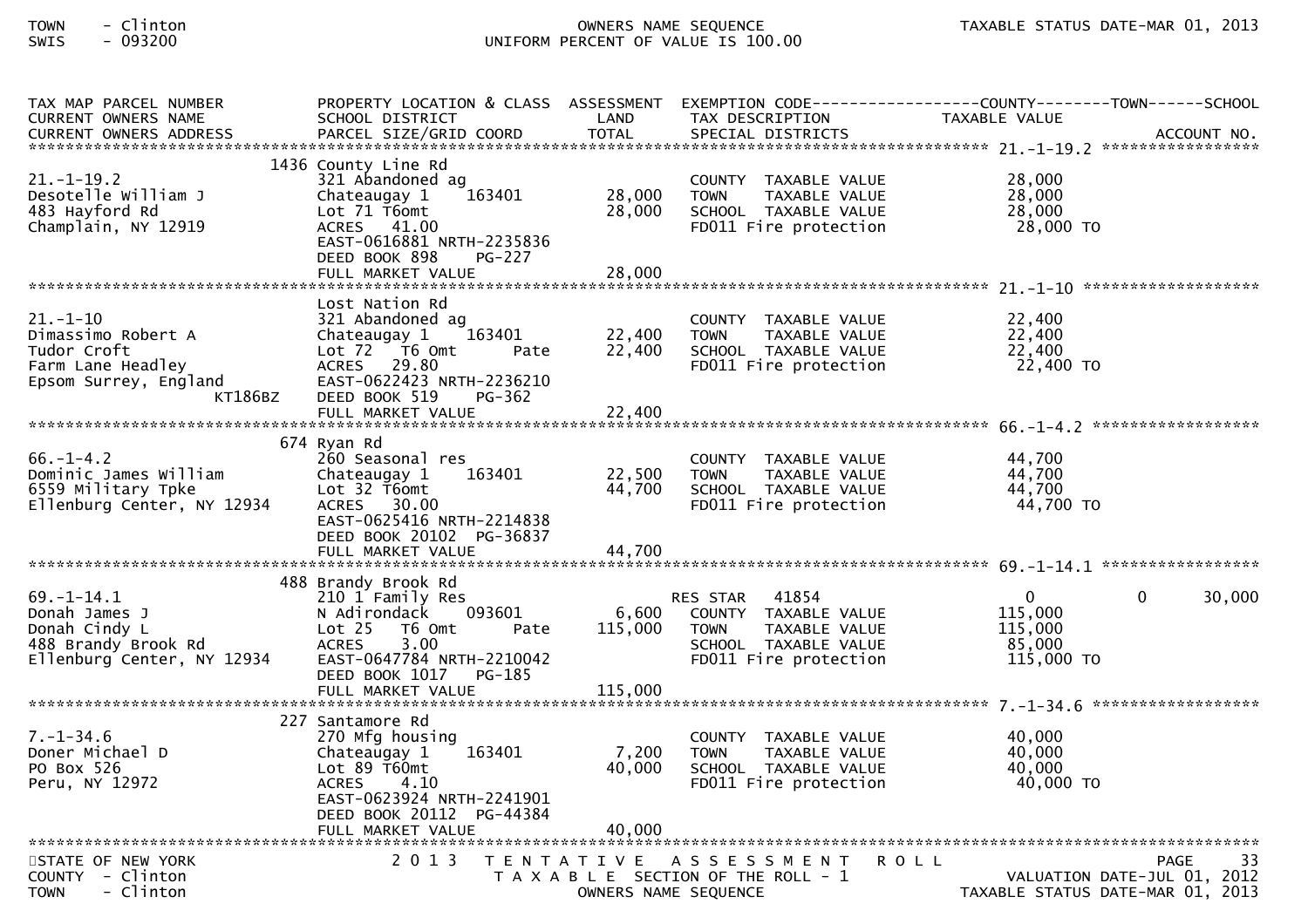| TAX MAP PARCEL NUMBER<br>CURRENT OWNERS NAME<br>CURRENT OWNERS ADDRESS | PROPERTY LOCATION & CLASS<br>SCHOOL DISTRICT<br>PARCEL SIZE/GRID COORD | ASSESSMENT<br>LAND<br>TOTAL | EXEMPTION CODE<br>TAX DESCRIPTION<br>SPECIAL DISTRICTS | COUNTY<br>TAXABLE VALUE | TOWN | SCHOOL<br>ACCOUNT NO. |
|---|---|---|---|---|---|---|
| 21.-1-19.2<br>Desotelle William J<br>483 Hayford Rd<br>Champlain, NY 12919 | 1436 County Line Rd<br>321 Abandoned ag<br>Chateaugay 1 163401<br>Lot 71 T6omt<br>ACRES 41.00<br>EAST-0616881 NRTH-2235836<br>DEED BOOK 898 PG-227<br>FULL MARKET VALUE | <br><br>28,000<br>28,000<br><br><br><br>28,000 | COUNTY TAXABLE VALUE<br>TOWN TAXABLE VALUE<br>SCHOOL TAXABLE VALUE<br>FD011 Fire protection | 28,000<br>28,000<br>28,000<br>28,000 TO | | |
| 21.-1-10<br>Dimassimo Robert A<br>Tudor Croft<br>Farm Lane Headley<br>Epsom Surrey, England KT186BZ | Lost Nation Rd<br>321 Abandoned ag<br>Chateaugay 1 163401<br>Lot 72 T6 Omt Pate<br>ACRES 29.80<br>EAST-0622423 NRTH-2236210<br>DEED BOOK 519 PG-362<br>FULL MARKET VALUE | <br><br>22,400<br>22,400<br><br><br><br>22,400 | COUNTY TAXABLE VALUE<br>TOWN TAXABLE VALUE<br>SCHOOL TAXABLE VALUE<br>FD011 Fire protection | 22,400<br>22,400<br>22,400<br>22,400 TO | | |
| 66.-1-4.2<br>Dominic James William<br>6559 Military Tpke<br>Ellenburg Center, NY 12934 | 674 Ryan Rd<br>260 Seasonal res<br>Chateaugay 1 163401<br>Lot 32 T6omt<br>ACRES 30.00<br>EAST-0625416 NRTH-2214838<br>DEED BOOK 20102 PG-36837<br>FULL MARKET VALUE | <br><br>22,500<br>44,700<br><br><br><br>44,700 | COUNTY TAXABLE VALUE<br>TOWN TAXABLE VALUE<br>SCHOOL TAXABLE VALUE<br>FD011 Fire protection | 44,700<br>44,700<br>44,700<br>44,700 TO | | |
| 69.-1-14.1<br>Donah James J<br>Donah Cindy L<br>488 Brandy Brook Rd<br>Ellenburg Center, NY 12934 | 488 Brandy Brook Rd<br>210 1 Family Res<br>N Adirondack 093601<br>Lot 25 T6 Omt Pate<br>ACRES 3.00<br>EAST-0647784 NRTH-2210042<br>DEED BOOK 1017 PG-185<br>FULL MARKET VALUE | <br><br>6,600<br>115,000<br><br><br><br>115,000 | RES STAR 41854<br>COUNTY TAXABLE VALUE<br>TOWN TAXABLE VALUE<br>SCHOOL TAXABLE VALUE<br>FD011 Fire protection | 0<br>115,000<br>115,000<br>85,000<br>115,000 TO | 0 | 30,000 |
| 7.-1-34.6<br>Doner Michael D<br>PO Box 526<br>Peru, NY 12972 | 227 Santamore Rd<br>270 Mfg housing<br>Chateaugay 1 163401<br>Lot 89 T60mt<br>ACRES 4.10<br>EAST-0623924 NRTH-2241901<br>DEED BOOK 20112 PG-44384<br>FULL MARKET VALUE | <br><br>7,200<br>40,000<br><br><br><br>40,000 | COUNTY TAXABLE VALUE<br>TOWN TAXABLE VALUE<br>SCHOOL TAXABLE VALUE<br>FD011 Fire protection | 40,000<br>40,000<br>40,000<br>40,000 TO | | |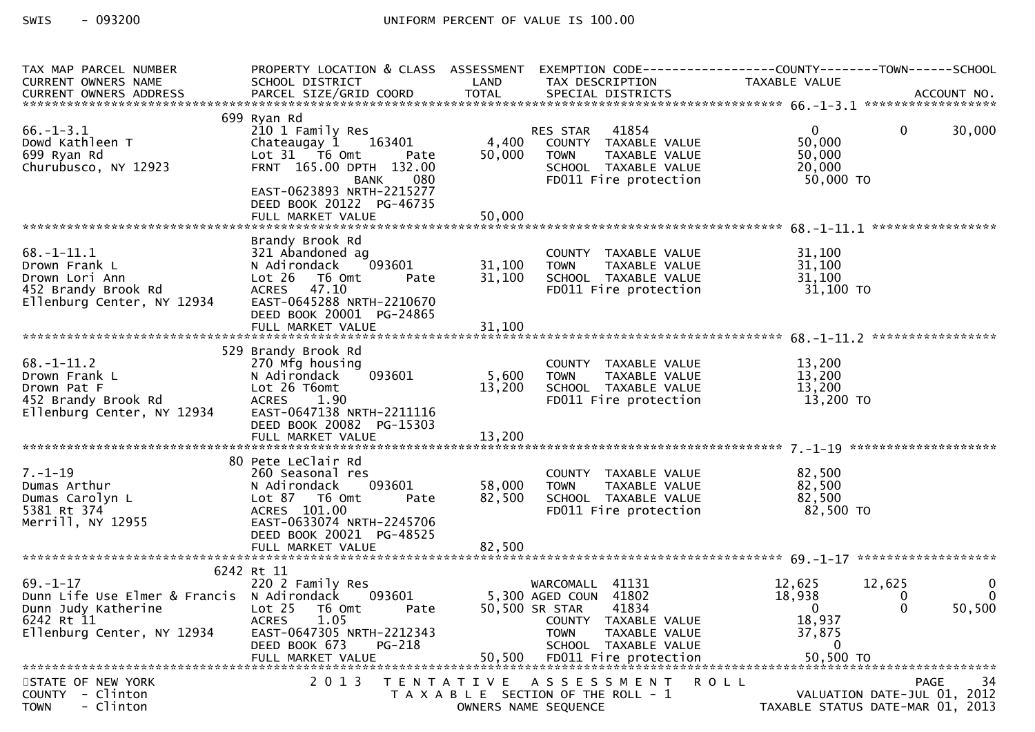SWIS - 093200 UNIFORM PERCENT OF VALUE IS 100.00

| TAX MAP PARCEL NUMBER / CURRENT OWNERS NAME / CURRENT OWNERS ADDRESS | PROPERTY LOCATION & CLASS / SCHOOL DISTRICT / PARCEL SIZE/GRID COORD | ASSESSMENT LAND | TOTAL | EXEMPTION CODE / TAX DESCRIPTION / SPECIAL DISTRICTS | COUNTY TAXABLE VALUE | TOWN | SCHOOL / ACCOUNT NO. |
|---|---|---|---|---|---|---|---|
| **66.-1-3.1** | 699 Ryan Rd | | | | | | |
| 66.-1-3.1 | 210 1 Family Res | | | RES STAR 41854 | 0 | 0 | 30,000 |
| Dowd Kathleen T | Chateaugay 1 163401 | 4,400 | | COUNTY TAXABLE VALUE | 50,000 | | |
| 699 Ryan Rd | Lot 31 T6 Omt Pate | | 50,000 | TOWN TAXABLE VALUE | 50,000 | | |
| Churubusco, NY 12923 | FRNT 165.00 DPTH 132.00 | | | SCHOOL TAXABLE VALUE | 20,000 | | |
| | BANK 080 | | | FD011 Fire protection | 50,000 TO | | |
| | EAST-0623893 NRTH-2215277 | | | | | | |
| | DEED BOOK 20122 PG-46735 | | | | | | |
| | FULL MARKET VALUE | | 50,000 | | | | |
| **68.-1-11.1** | Brandy Brook Rd | | | | | | |
| 68.-1-11.1 | 321 Abandoned ag | | | COUNTY TAXABLE VALUE | 31,100 | | |
| Drown Frank L | N Adirondack 093601 | 31,100 | | TOWN TAXABLE VALUE | 31,100 | | |
| Drown Lori Ann | Lot 26 T6 Omt Pate | | 31,100 | SCHOOL TAXABLE VALUE | 31,100 | | |
| 452 Brandy Brook Rd | ACRES 47.10 | | | FD011 Fire protection | 31,100 TO | | |
| Ellenburg Center, NY 12934 | EAST-0645288 NRTH-2210670 | | | | | | |
| | DEED BOOK 20001 PG-24865 | | | | | | |
| | FULL MARKET VALUE | | 31,100 | | | | |
| **68.-1-11.2** | 529 Brandy Brook Rd | | | | | | |
| 68.-1-11.2 | 270 Mfg housing | | | COUNTY TAXABLE VALUE | 13,200 | | |
| Drown Frank L | N Adirondack 093601 | 5,600 | | TOWN TAXABLE VALUE | 13,200 | | |
| Drown Pat F | Lot 26 T6omt | | 13,200 | SCHOOL TAXABLE VALUE | 13,200 | | |
| 452 Brandy Brook Rd | ACRES 1.90 | | | FD011 Fire protection | 13,200 TO | | |
| Ellenburg Center, NY 12934 | EAST-0647138 NRTH-2211116 | | | | | | |
| | DEED BOOK 20082 PG-15303 | | | | | | |
| | FULL MARKET VALUE | | 13,200 | | | | |
| **7.-1-19** | 80 Pete LeClair Rd | | | | | | |
| 7.-1-19 | 260 Seasonal res | | | COUNTY TAXABLE VALUE | 82,500 | | |
| Dumas Arthur | N Adirondack 093601 | 58,000 | | TOWN TAXABLE VALUE | 82,500 | | |
| Dumas Carolyn L | Lot 87 T6 Omt Pate | | 82,500 | SCHOOL TAXABLE VALUE | 82,500 | | |
| 5381 Rt 374 | ACRES 101.00 | | | FD011 Fire protection | 82,500 TO | | |
| Merrill, NY 12955 | EAST-0633074 NRTH-2245706 | | | | | | |
| | DEED BOOK 20021 PG-48525 | | | | | | |
| | FULL MARKET VALUE | | 82,500 | | | | |
| **69.-1-17** | 6242 Rt 11 | | | | | | |
| 69.-1-17 | 220 2 Family Res | | | WARCOMALL 41131 | 12,625 | 12,625 | 0 |
| Dunn Life Use Elmer & Francis | N Adirondack 093601 | 5,300 | | AGED COUN 41802 | 18,938 | 0 | 0 |
| Dunn Judy Katherine | Lot 25 T6 Omt Pate | | 50,500 | SR STAR 41834 | 0 | 0 | 50,500 |
| 6242 Rt 11 | ACRES 1.05 | | | COUNTY TAXABLE VALUE | 18,937 | | |
| Ellenburg Center, NY 12934 | EAST-0647305 NRTH-2212343 | | | TOWN TAXABLE VALUE | 37,875 | | |
| | DEED BOOK 673 PG-218 | | | SCHOOL TAXABLE VALUE | 0 | | |
| | FULL MARKET VALUE | | 50,500 | FD011 Fire protection | 50,500 TO | | |

STATE OF NEW YORK — 2013 TENTATIVE ASSESSMENT ROLL — PAGE 34
COUNTY - Clinton — TAXABLE SECTION OF THE ROLL - 1 — VALUATION DATE-JUL 01, 2012
TOWN - Clinton — OWNERS NAME SEQUENCE — TAXABLE STATUS DATE-MAR 01, 2013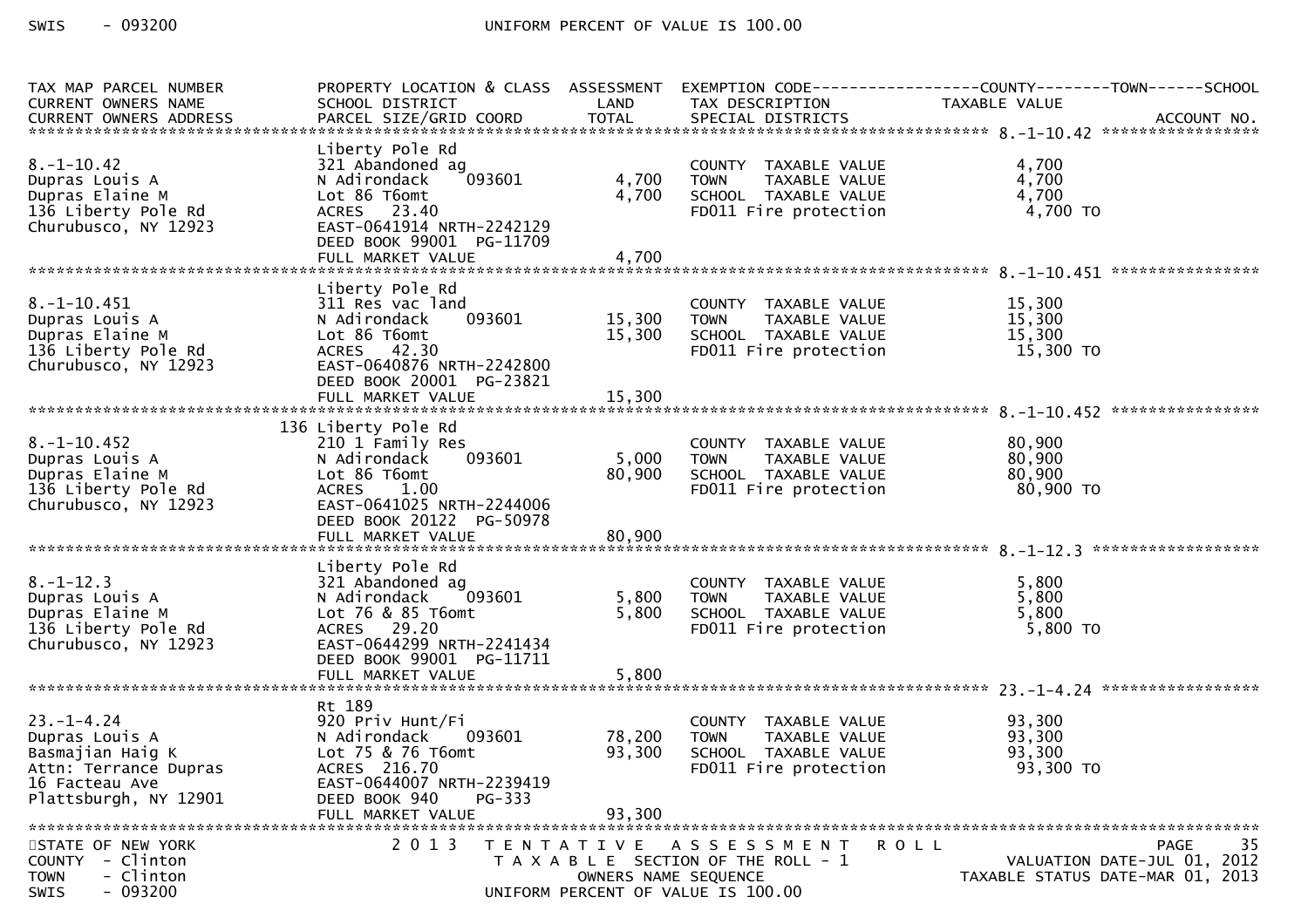| TAX MAP PARCEL NUMBER<br>CURRENT OWNERS NAME<br>CURRENT OWNERS ADDRESS | PROPERTY LOCATION & CLASS<br>SCHOOL DISTRICT<br>PARCEL SIZE/GRID COORD | ASSESSMENT<br>LAND | <br>TOTAL | EXEMPTION CODE<br>TAX DESCRIPTION<br>SPECIAL DISTRICTS | COUNTY--------TOWN------SCHOOL<br>TAXABLE VALUE | ACCOUNT NO. |
|---|---|---|---|---|---|---|
| 8.-1-10.42<br>Dupras Louis A<br>Dupras Elaine M<br>136 Liberty Pole Rd<br>Churubusco, NY 12923 | Liberty Pole Rd<br>321 Abandoned ag<br>N Adirondack 093601<br>Lot 86 T6omt<br>ACRES 23.40<br>EAST-0641914 NRTH-2242129<br>DEED BOOK 99001 PG-11709<br>FULL MARKET VALUE | 4,700 | 4,700<br>4,700 | COUNTY TAXABLE VALUE<br>TOWN TAXABLE VALUE<br>SCHOOL TAXABLE VALUE<br>FD011 Fire protection | 4,700<br>4,700<br>4,700<br>4,700 TO | |
| 8.-1-10.451<br>Dupras Louis A<br>Dupras Elaine M<br>136 Liberty Pole Rd<br>Churubusco, NY 12923 | Liberty Pole Rd<br>311 Res vac land<br>N Adirondack 093601<br>Lot 86 T6omt<br>ACRES 42.30<br>EAST-0640876 NRTH-2242800<br>DEED BOOK 20001 PG-23821<br>FULL MARKET VALUE | 15,300 | 15,300<br>15,300 | COUNTY TAXABLE VALUE<br>TOWN TAXABLE VALUE<br>SCHOOL TAXABLE VALUE<br>FD011 Fire protection | 15,300<br>15,300<br>15,300<br>15,300 TO | |
| 8.-1-10.452<br>Dupras Louis A<br>Dupras Elaine M<br>136 Liberty Pole Rd<br>Churubusco, NY 12923 | 136 Liberty Pole Rd<br>210 1 Family Res<br>N Adirondack 093601<br>Lot 86 T6omt<br>ACRES 1.00<br>EAST-0641025 NRTH-2244006<br>DEED BOOK 20122 PG-50978<br>FULL MARKET VALUE | 5,000 | 80,900<br>80,900 | COUNTY TAXABLE VALUE<br>TOWN TAXABLE VALUE<br>SCHOOL TAXABLE VALUE<br>FD011 Fire protection | 80,900<br>80,900<br>80,900<br>80,900 TO | |
| 8.-1-12.3<br>Dupras Louis A<br>Dupras Elaine M<br>136 Liberty Pole Rd<br>Churubusco, NY 12923 | Liberty Pole Rd<br>321 Abandoned ag<br>N Adirondack 093601<br>Lot 76 & 85 T6omt<br>ACRES 29.20<br>EAST-0644299 NRTH-2241434<br>DEED BOOK 99001 PG-11711<br>FULL MARKET VALUE | 5,800 | 5,800<br>5,800 | COUNTY TAXABLE VALUE<br>TOWN TAXABLE VALUE<br>SCHOOL TAXABLE VALUE<br>FD011 Fire protection | 5,800<br>5,800<br>5,800<br>5,800 TO | |
| 23.-1-4.24<br>Dupras Louis A<br>Basmajian Haig K<br>Attn: Terrance Dupras<br>16 Facteau Ave<br>Plattsburgh, NY 12901 | Rt 189<br>920 Priv Hunt/Fi<br>N Adirondack 093601<br>Lot 75 & 76 T6omt<br>ACRES 216.70<br>EAST-0644007 NRTH-2239419<br>DEED BOOK 940 PG-333<br>FULL MARKET VALUE | 78,200 | 93,300<br>93,300 | COUNTY TAXABLE VALUE<br>TOWN TAXABLE VALUE<br>SCHOOL TAXABLE VALUE<br>FD011 Fire protection | 93,300<br>93,300<br>93,300<br>93,300 TO | |

STATE OF NEW YORK
COUNTY - Clinton
TOWN - Clinton
SWIS - 093200

2013 TENTATIVE ASSESSMENT ROLL
TAXABLE SECTION OF THE ROLL - 1
OWNERS NAME SEQUENCE
UNIFORM PERCENT OF VALUE IS 100.00

VALUATION DATE-JUL 01, 2012
TAXABLE STATUS DATE-MAR 01, 2013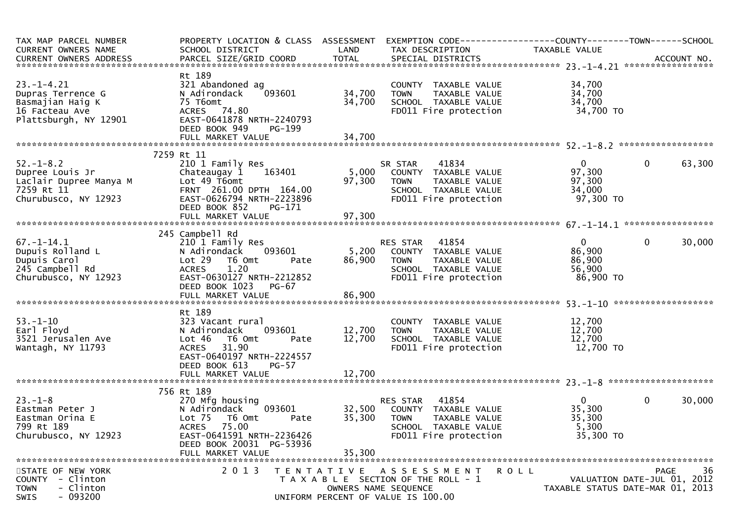```
TAX MAP PARCEL NUMBER          PROPERTY LOCATION & CLASS  ASSESSMENT  EXEMPTION CODE------------------COUNTY--------TOWN------SCHOOL
CURRENT OWNERS NAME            SCHOOL DISTRICT               LAND      TAX DESCRIPTION            TAXABLE VALUE
CURRENT OWNERS ADDRESS         PARCEL SIZE/GRID COORD        TOTAL     SPECIAL DISTRICTS                                    ACCOUNT NO.
****************************************************************************************************** 23.-1-4.21 *****************
                               Rt 189
23.-1-4.21                     321 Abandoned ag                        COUNTY  TAXABLE VALUE           34,700
Dupras Terrence G              N Adirondack    093601       34,700     TOWN    TAXABLE VALUE           34,700
Basmajian Haig K               75 T6omt                     34,700     SCHOOL  TAXABLE VALUE           34,700
16 Facteau Ave                 ACRES  74.80                            FD011 Fire protection            34,700 TO
Plattsburgh, NY 12901          EAST-0641878 NRTH-2240793
                               DEED BOOK 949    PG-199
                               FULL MARKET VALUE            34,700
****************************************************************************************************** 52.-1-8.2 ******************
                          7259 Rt 11
52.-1-8.2                      210 1 Family Res                        SR STAR    41834                 0             0       63,300
Dupree Louis Jr                Chateaugay 1    163401        5,000     COUNTY  TAXABLE VALUE           97,300
Laclair Dupree Manya M         Lot 49 T6omt                 97,300     TOWN    TAXABLE VALUE           97,300
7259 Rt 11                     FRNT 261.00 DPTH 164.00                 SCHOOL  TAXABLE VALUE           34,000
Churubusco, NY 12923           EAST-0626794 NRTH-2223896               FD011 Fire protection            97,300 TO
                               DEED BOOK 852    PG-171
                               FULL MARKET VALUE            97,300
****************************************************************************************************** 67.-1-14.1 *****************
                           245 Campbell Rd
67.-1-14.1                     210 1 Family Res                        RES STAR   41854                 0             0       30,000
Dupuis Rolland L               N Adirondack    093601        5,200     COUNTY  TAXABLE VALUE           86,900
Dupuis Carol                   Lot 29  T6 Omt        Pate   86,900     TOWN    TAXABLE VALUE           86,900
245 Campbell Rd                ACRES   1.20                            SCHOOL  TAXABLE VALUE           56,900
Churubusco, NY 12923           EAST-0630127 NRTH-2212852               FD011 Fire protection            86,900 TO
                               DEED BOOK 1023   PG-67
                               FULL MARKET VALUE            86,900
****************************************************************************************************** 53.-1-10 *******************
                               Rt 189
53.-1-10                       323 Vacant rural                        COUNTY  TAXABLE VALUE           12,700
Earl Floyd                     N Adirondack    093601       12,700     TOWN    TAXABLE VALUE           12,700
3521 Jerusalen Ave             Lot 46  T6 Omt        Pate   12,700     SCHOOL  TAXABLE VALUE           12,700
Wantagh, NY 11793              ACRES  31.90                            FD011 Fire protection            12,700 TO
                               EAST-0640197 NRTH-2224557
                               DEED BOOK 613    PG-57
                               FULL MARKET VALUE            12,700
****************************************************************************************************** 23.-1-8 ********************
                           756 Rt 189
23.-1-8                        270 Mfg housing                         RES STAR   41854                 0             0       30,000
Eastman Peter J                N Adirondack    093601       32,500     COUNTY  TAXABLE VALUE           35,300
Eastman Orina E                Lot 75  T6 Omt        Pate   35,300     TOWN    TAXABLE VALUE           35,300
799 Rt 189                     ACRES  75.00                            SCHOOL  TAXABLE VALUE            5,300
Churubusco, NY 12923           EAST-0641591 NRTH-2236426               FD011 Fire protection            35,300 TO
                               DEED BOOK 20031  PG-53936
                               FULL MARKET VALUE            35,300
************************************************************************************************************************************
STATE OF NEW YORK                2 0 1 3   T E N T A T I V E   A S S E S S M E N T   R O L L                                PAGE    36
COUNTY  - Clinton                      T A X A B L E  SECTION OF THE ROLL - 1                            VALUATION DATE-JUL 01, 2012
TOWN    - Clinton                               OWNERS NAME SEQUENCE                              TAXABLE STATUS DATE-MAR 01, 2013
SWIS    - 093200                        UNIFORM PERCENT OF VALUE IS 100.00
```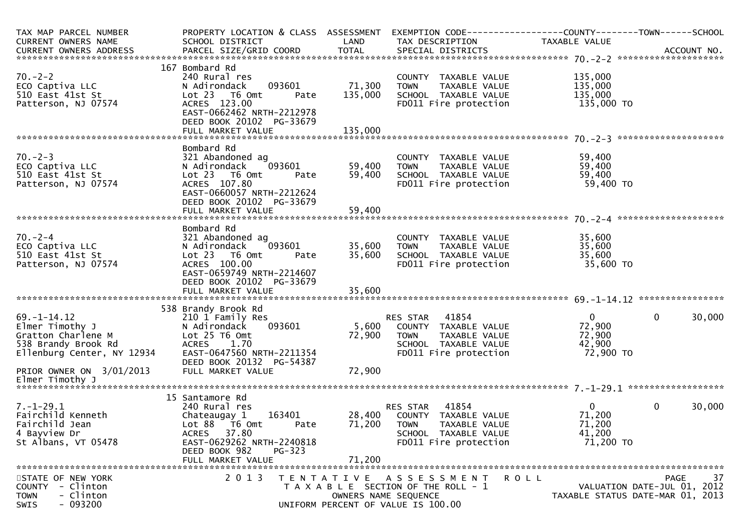| TAX MAP PARCEL NUMBER<br>CURRENT OWNERS NAME<br>CURRENT OWNERS ADDRESS | PROPERTY LOCATION & CLASS<br>SCHOOL DISTRICT<br>PARCEL SIZE/GRID COORD | ASSESSMENT<br>LAND<br>TOTAL | EXEMPTION CODE<br>TAX DESCRIPTION<br>SPECIAL DISTRICTS | COUNTY<br>TAXABLE VALUE | TOWN | SCHOOL<br>ACCOUNT NO. |
|---|---|---|---|---|---|---|
| 70.-2-2 | 167 Bombard Rd | | | | | |
| 70.-2-2 | 240 Rural res | | COUNTY TAXABLE VALUE | 135,000 | | |
| ECO Captiva LLC | N Adirondack 093601 | 71,300 | TOWN TAXABLE VALUE | 135,000 | | |
| 510 East 41st St | Lot 23 T6 Omt Pate | 135,000 | SCHOOL TAXABLE VALUE | 135,000 | | |
| Patterson, NJ 07574 | ACRES 123.00 | | FD011 Fire protection | 135,000 TO | | |
| | EAST-0662462 NRTH-2212978 | | | | | |
| | DEED BOOK 20102 PG-33679 | | | | | |
| | FULL MARKET VALUE | 135,000 | | | | |
| 70.-2-3 | Bombard Rd | | | | | |
| 70.-2-3 | 321 Abandoned ag | | COUNTY TAXABLE VALUE | 59,400 | | |
| ECO Captiva LLC | N Adirondack 093601 | 59,400 | TOWN TAXABLE VALUE | 59,400 | | |
| 510 East 41st St | Lot 23 T6 Omt Pate | 59,400 | SCHOOL TAXABLE VALUE | 59,400 | | |
| Patterson, NJ 07574 | ACRES 107.80 | | FD011 Fire protection | 59,400 TO | | |
| | EAST-0660057 NRTH-2212624 | | | | | |
| | DEED BOOK 20102 PG-33679 | | | | | |
| | FULL MARKET VALUE | 59,400 | | | | |
| 70.-2-4 | Bombard Rd | | | | | |
| 70.-2-4 | 321 Abandoned ag | | COUNTY TAXABLE VALUE | 35,600 | | |
| ECO Captiva LLC | N Adirondack 093601 | 35,600 | TOWN TAXABLE VALUE | 35,600 | | |
| 510 East 41st St | Lot 23 T6 Omt Pate | 35,600 | SCHOOL TAXABLE VALUE | 35,600 | | |
| Patterson, NJ 07574 | ACRES 100.00 | | FD011 Fire protection | 35,600 TO | | |
| | EAST-0659749 NRTH-2214607 | | | | | |
| | DEED BOOK 20102 PG-33679 | | | | | |
| | FULL MARKET VALUE | 35,600 | | | | |
| 69.-1-14.12 | 538 Brandy Brook Rd | | | | | |
| 69.-1-14.12 | 210 1 Family Res | | RES STAR 41854 | 0 | 0 | 30,000 |
| Elmer Timothy J | N Adirondack 093601 | 5,600 | COUNTY TAXABLE VALUE | 72,900 | | |
| Gratton Charlene M | Lot 25 T6 Omt | 72,900 | TOWN TAXABLE VALUE | 72,900 | | |
| 538 Brandy Brook Rd | ACRES 1.70 | | SCHOOL TAXABLE VALUE | 42,900 | | |
| Ellenburg Center, NY 12934 | EAST-0647560 NRTH-2211354 | | FD011 Fire protection | 72,900 TO | | |
| | DEED BOOK 20132 PG-54387 | | | | | |
| PRIOR OWNER ON 3/01/2013 | FULL MARKET VALUE | 72,900 | | | | |
| Elmer Timothy J | | | | | | |
| 7.-1-29.1 | 15 Santamore Rd | | | | | |
| 7.-1-29.1 | 240 Rural res | | RES STAR 41854 | 0 | 0 | 30,000 |
| Fairchild Kenneth | Chateaugay 1 163401 | 28,400 | COUNTY TAXABLE VALUE | 71,200 | | |
| Fairchild Jean | Lot 88 T6 Omt Pate | 71,200 | TOWN TAXABLE VALUE | 71,200 | | |
| 4 Bayview Dr | ACRES 37.80 | | SCHOOL TAXABLE VALUE | 41,200 | | |
| St Albans, VT 05478 | EAST-0629262 NRTH-2240818 | | FD011 Fire protection | 71,200 TO | | |
| | DEED BOOK 982 PG-323 | | | | | |
| | FULL MARKET VALUE | 71,200 | | | | |

STATE OF NEW YORK
COUNTY - Clinton
TOWN - Clinton
SWIS - 093200

2013 TENTATIVE ASSESSMENT ROLL
TAXABLE SECTION OF THE ROLL - 1
OWNERS NAME SEQUENCE
UNIFORM PERCENT OF VALUE IS 100.00

VALUATION DATE-JUL 01, 2012
TAXABLE STATUS DATE-MAR 01, 2013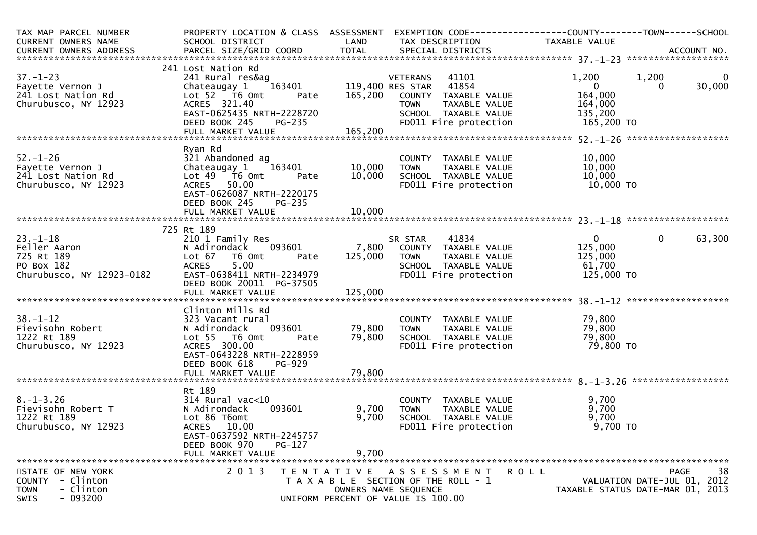| TAX MAP PARCEL NUMBER<br>CURRENT OWNERS NAME<br>CURRENT OWNERS ADDRESS | PROPERTY LOCATION & CLASS<br>SCHOOL DISTRICT<br>PARCEL SIZE/GRID COORD | ASSESSMENT<br>LAND<br>TOTAL | EXEMPTION CODE<br>TAX DESCRIPTION<br>SPECIAL DISTRICTS | COUNTY<br>TAXABLE VALUE | TOWN | SCHOOL<br><br>ACCOUNT NO. |
|---|---|---|---|---|---|---|
| **37.-1-23** | 241 Lost Nation Rd | | | | | |
| 37.-1-23 | 241 Rural res&ag | | VETERANS 41101 | 1,200 | 1,200 | 0 |
| Fayette Vernon J | Chateaugay 1 163401 | 119,400 | RES STAR 41854 | 0 | 0 | 30,000 |
| 241 Lost Nation Rd | Lot 52 T6 Omt Pate | 165,200 | COUNTY TAXABLE VALUE | 164,000 | | |
| Churubusco, NY 12923 | ACRES 321.40 | | TOWN TAXABLE VALUE | 164,000 | | |
| | EAST-0625435 NRTH-2228720 | | SCHOOL TAXABLE VALUE | 135,200 | | |
| | DEED BOOK 245 PG-235 | | FD011 Fire protection | 165,200 TO | | |
| | FULL MARKET VALUE | 165,200 | | | | |
| **52.-1-26** | Ryan Rd | | | | | |
| 52.-1-26 | 321 Abandoned ag | | COUNTY TAXABLE VALUE | 10,000 | | |
| Fayette Vernon J | Chateaugay 1 163401 | 10,000 | TOWN TAXABLE VALUE | 10,000 | | |
| 241 Lost Nation Rd | Lot 49 T6 Omt Pate | 10,000 | SCHOOL TAXABLE VALUE | 10,000 | | |
| Churubusco, NY 12923 | ACRES 50.00 | | FD011 Fire protection | 10,000 TO | | |
| | EAST-0626087 NRTH-2220175 | | | | | |
| | DEED BOOK 245 PG-235 | | | | | |
| | FULL MARKET VALUE | 10,000 | | | | |
| **23.-1-18** | 725 Rt 189 | | | | | |
| 23.-1-18 | 210 1 Family Res | | SR STAR 41834 | 0 | 0 | 63,300 |
| Feller Aaron | N Adirondack 093601 | 7,800 | COUNTY TAXABLE VALUE | 125,000 | | |
| 725 Rt 189 | Lot 67 T6 Omt Pate | 125,000 | TOWN TAXABLE VALUE | 125,000 | | |
| PO Box 182 | ACRES 5.00 | | SCHOOL TAXABLE VALUE | 61,700 | | |
| Churubusco, NY 12923-0182 | EAST-0638411 NRTH-2234979 | | FD011 Fire protection | 125,000 TO | | |
| | DEED BOOK 20011 PG-37505 | | | | | |
| | FULL MARKET VALUE | 125,000 | | | | |
| **38.-1-12** | Clinton Mills Rd | | | | | |
| 38.-1-12 | 323 Vacant rural | | COUNTY TAXABLE VALUE | 79,800 | | |
| Fievisohn Robert | N Adirondack 093601 | 79,800 | TOWN TAXABLE VALUE | 79,800 | | |
| 1222 Rt 189 | Lot 55 T6 Omt Pate | 79,800 | SCHOOL TAXABLE VALUE | 79,800 | | |
| Churubusco, NY 12923 | ACRES 300.00 | | FD011 Fire protection | 79,800 TO | | |
| | EAST-0643228 NRTH-2228959 | | | | | |
| | DEED BOOK 618 PG-929 | | | | | |
| | FULL MARKET VALUE | 79,800 | | | | |
| **8.-1-3.26** | Rt 189 | | | | | |
| 8.-1-3.26 | 314 Rural vac<10 | | COUNTY TAXABLE VALUE | 9,700 | | |
| Fievisohn Robert T | N Adirondack 093601 | 9,700 | TOWN TAXABLE VALUE | 9,700 | | |
| 1222 Rt 189 | Lot 86 T6omt | 9,700 | SCHOOL TAXABLE VALUE | 9,700 | | |
| Churubusco, NY 12923 | ACRES 10.00 | | FD011 Fire protection | 9,700 TO | | |
| | EAST-0637592 NRTH-2245757 | | | | | |
| | DEED BOOK 970 PG-127 | | | | | |
| | FULL MARKET VALUE | 9,700 | | | | |

STATE OF NEW YORK
COUNTY - Clinton
TOWN - Clinton
SWIS - 093200

2013 TENTATIVE ASSESSMENT ROLL
TAXABLE SECTION OF THE ROLL - 1
OWNERS NAME SEQUENCE
UNIFORM PERCENT OF VALUE IS 100.00

VALUATION DATE-JUL 01, 2012
TAXABLE STATUS DATE-MAR 01, 2013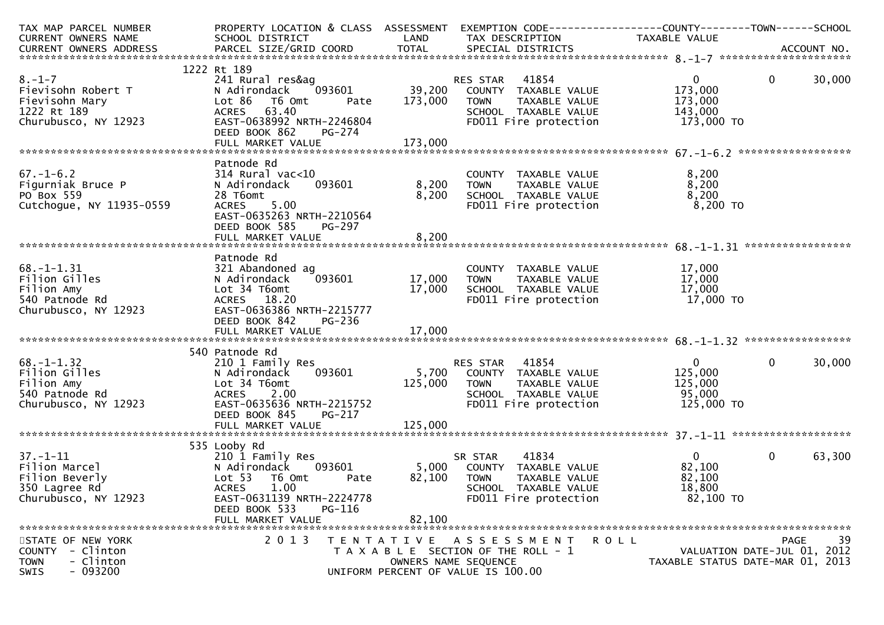| TAX MAP PARCEL NUMBER<br>CURRENT OWNERS NAME<br>CURRENT OWNERS ADDRESS | PROPERTY LOCATION & CLASS<br>SCHOOL DISTRICT<br>PARCEL SIZE/GRID COORD | ASSESSMENT<br>LAND<br>TOTAL | EXEMPTION CODE<br>TAX DESCRIPTION<br>SPECIAL DISTRICTS | COUNTY<br>TAXABLE VALUE | TOWN | SCHOOL<br>ACCOUNT NO. |
|---|---|---|---|---|---|---|
| **8.-1-7** | 1222 Rt 189 | | | | | |
| 8.-1-7 | 241 Rural res&ag | | RES STAR 41854 | 0 | 0 | 30,000 |
| Fievisohn Robert T | N Adirondack 093601 | 39,200 | COUNTY TAXABLE VALUE | 173,000 | | |
| Fievisohn Mary | Lot 86 T6 Omt Pate | 173,000 | TOWN TAXABLE VALUE | 173,000 | | |
| 1222 Rt 189 | ACRES 63.40 | | SCHOOL TAXABLE VALUE | 143,000 | | |
| Churubusco, NY 12923 | EAST-0638992 NRTH-2246804 | | FD011 Fire protection | 173,000 TO | | |
| | DEED BOOK 862 PG-274 | | | | | |
| | FULL MARKET VALUE | 173,000 | | | | |
| **67.-1-6.2** | Patnode Rd | | | | | |
| 67.-1-6.2 | 314 Rural vac<10 | | COUNTY TAXABLE VALUE | 8,200 | | |
| Figurniak Bruce P | N Adirondack 093601 | 8,200 | TOWN TAXABLE VALUE | 8,200 | | |
| PO Box 559 | 28 T6omt | 8,200 | SCHOOL TAXABLE VALUE | 8,200 | | |
| Cutchogue, NY 11935-0559 | ACRES 5.00 | | FD011 Fire protection | 8,200 TO | | |
| | EAST-0635263 NRTH-2210564 | | | | | |
| | DEED BOOK 585 PG-297 | | | | | |
| | FULL MARKET VALUE | 8,200 | | | | |
| **68.-1-1.31** | Patnode Rd | | | | | |
| 68.-1-1.31 | 321 Abandoned ag | | COUNTY TAXABLE VALUE | 17,000 | | |
| Filion Gilles | N Adirondack 093601 | 17,000 | TOWN TAXABLE VALUE | 17,000 | | |
| Filion Amy | Lot 34 T6omt | 17,000 | SCHOOL TAXABLE VALUE | 17,000 | | |
| 540 Patnode Rd | ACRES 18.20 | | FD011 Fire protection | 17,000 TO | | |
| Churubusco, NY 12923 | EAST-0636386 NRTH-2215777 | | | | | |
| | DEED BOOK 842 PG-236 | | | | | |
| | FULL MARKET VALUE | 17,000 | | | | |
| **68.-1-1.32** | 540 Patnode Rd | | | | | |
| 68.-1-1.32 | 210 1 Family Res | | RES STAR 41854 | 0 | 0 | 30,000 |
| Filion Gilles | N Adirondack 093601 | 5,700 | COUNTY TAXABLE VALUE | 125,000 | | |
| Filion Amy | Lot 34 T6omt | 125,000 | TOWN TAXABLE VALUE | 125,000 | | |
| 540 Patnode Rd | ACRES 2.00 | | SCHOOL TAXABLE VALUE | 95,000 | | |
| Churubusco, NY 12923 | EAST-0635636 NRTH-2215752 | | FD011 Fire protection | 125,000 TO | | |
| | DEED BOOK 845 PG-217 | | | | | |
| | FULL MARKET VALUE | 125,000 | | | | |
| **37.-1-11** | 535 Looby Rd | | | | | |
| 37.-1-11 | 210 1 Family Res | | SR STAR 41834 | 0 | 0 | 63,300 |
| Filion Marcel | N Adirondack 093601 | 5,000 | COUNTY TAXABLE VALUE | 82,100 | | |
| Filion Beverly | Lot 53 T6 Omt Pate | 82,100 | TOWN TAXABLE VALUE | 82,100 | | |
| 350 Lagree Rd | ACRES 1.00 | | SCHOOL TAXABLE VALUE | 18,800 | | |
| Churubusco, NY 12923 | EAST-0631139 NRTH-2224778 | | FD011 Fire protection | 82,100 TO | | |
| | DEED BOOK 533 PG-116 | | | | | |
| | FULL MARKET VALUE | 82,100 | | | | |

STATE OF NEW YORK
COUNTY - Clinton
TOWN - Clinton
SWIS - 093200

2013 TENTATIVE ASSESSMENT ROLL
TAXABLE SECTION OF THE ROLL - 1
OWNERS NAME SEQUENCE
UNIFORM PERCENT OF VALUE IS 100.00

VALUATION DATE-JUL 01, 2012
TAXABLE STATUS DATE-MAR 01, 2013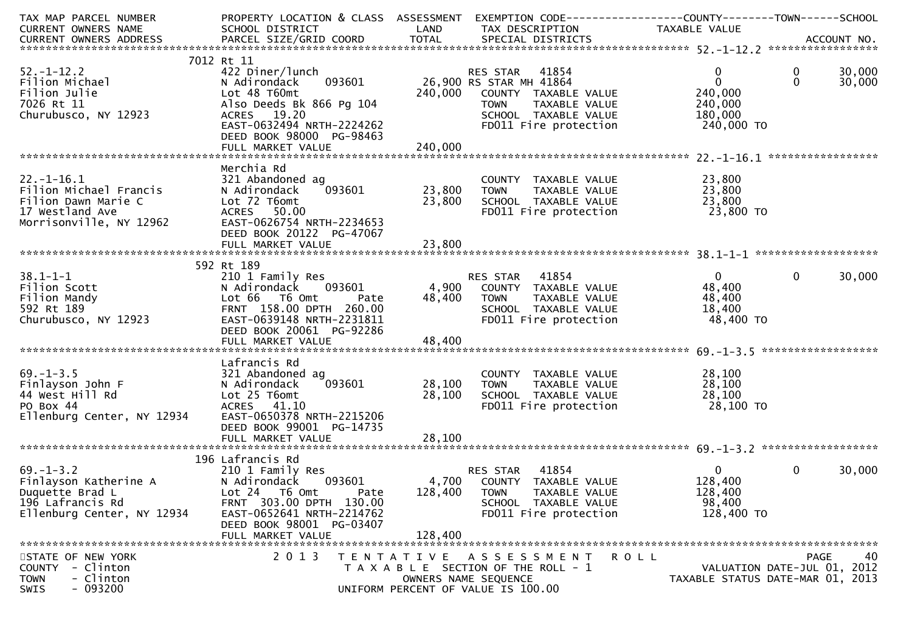```
TAX MAP PARCEL NUMBER          PROPERTY LOCATION & CLASS  ASSESSMENT  EXEMPTION CODE------------------COUNTY--------TOWN------SCHOOL
CURRENT OWNERS NAME            SCHOOL DISTRICT               LAND      TAX DESCRIPTION              TAXABLE VALUE
CURRENT OWNERS ADDRESS         PARCEL SIZE/GRID COORD        TOTAL     SPECIAL DISTRICTS                                        ACCOUNT NO.
******************************************************************************************************* 52.-1-12.2 *****************
                               7012 Rt 11
52.-1-12.2                     422 Diner/lunch                         RES STAR   41854                   0            0        30,000
Filion Michael                 N Adirondack     093601          26,900 RS STAR MH 41864                   0            0        30,000
Filion Julie                   Lot 48 T60mt                    240,000    COUNTY  TAXABLE VALUE      240,000
7026 Rt 11                     Also Deeds Bk 866 Pg 104                   TOWN    TAXABLE VALUE      240,000
Churubusco, NY 12923           ACRES   19.20                              SCHOOL  TAXABLE VALUE      180,000
                               EAST-0632494 NRTH-2224262                  FD011 Fire protection       240,000 TO
                               DEED BOOK 98000  PG-98463
                               FULL MARKET VALUE               240,000
******************************************************************************************************* 22.-1-16.1 *****************
                               Merchia Rd
22.-1-16.1                     321 Abandoned ag                           COUNTY  TAXABLE VALUE       23,800
Filion Michael Francis         N Adirondack     093601          23,800    TOWN    TAXABLE VALUE       23,800
Filion Dawn Marie C            Lot 72 T6omt                     23,800    SCHOOL  TAXABLE VALUE       23,800
17 Westland Ave                ACRES   50.00                              FD011 Fire protection        23,800 TO
Morrisonville, NY 12962        EAST-0626754 NRTH-2234653
                               DEED BOOK 20122  PG-47067
                               FULL MARKET VALUE                23,800
******************************************************************************************************* 38.1-1-1 *******************
                               592 Rt 189
38.1-1-1                       210 1 Family Res                        RES STAR   41854                   0            0        30,000
Filion Scott                   N Adirondack     093601           4,900    COUNTY  TAXABLE VALUE       48,400
Filion Mandy                   Lot 66  T6 Omt         Pate      48,400    TOWN    TAXABLE VALUE       48,400
592 Rt 189                     FRNT 158.00 DPTH 260.00                    SCHOOL  TAXABLE VALUE       18,400
Churubusco, NY 12923           EAST-0639148 NRTH-2231811                  FD011 Fire protection        48,400 TO
                               DEED BOOK 20061  PG-92286
                               FULL MARKET VALUE                48,400
******************************************************************************************************* 69.-1-3.5 ******************
                               Lafrancis Rd
69.-1-3.5                      321 Abandoned ag                           COUNTY  TAXABLE VALUE       28,100
Finlayson John F               N Adirondack     093601          28,100    TOWN    TAXABLE VALUE       28,100
44 West Hill Rd                Lot 25 T6omt                     28,100    SCHOOL  TAXABLE VALUE       28,100
PO Box 44                      ACRES   41.10                              FD011 Fire protection        28,100 TO
Ellenburg Center, NY 12934     EAST-0650378 NRTH-2215206
                               DEED BOOK 99001  PG-14735
                               FULL MARKET VALUE                28,100
******************************************************************************************************* 69.-1-3.2 ******************
                               196 Lafrancis Rd
69.-1-3.2                      210 1 Family Res                        RES STAR   41854                   0            0        30,000
Finlayson Katherine A          N Adirondack     093601           4,700    COUNTY  TAXABLE VALUE      128,400
Duquette Brad L                Lot 24  T6 Omt         Pate     128,400    TOWN    TAXABLE VALUE      128,400
196 Lafrancis Rd               FRNT 303.00 DPTH 130.00                    SCHOOL  TAXABLE VALUE       98,400
Ellenburg Center, NY 12934     EAST-0652641 NRTH-2214762                  FD011 Fire protection       128,400 TO
                               DEED BOOK 98001  PG-03407
                               FULL MARKET VALUE               128,400
************************************************************************************************************************************
STATE OF NEW YORK                   2 0 1 3   T E N T A T I V E   A S S E S S M E N T   R O L L                                 PAGE    40
COUNTY  - Clinton                             T A X A B L E  SECTION OF THE ROLL - 1                      VALUATION DATE-JUL 01, 2012
TOWN    - Clinton                                   OWNERS NAME SEQUENCE                             TAXABLE STATUS DATE-MAR 01, 2013
SWIS    - 093200                              UNIFORM PERCENT OF VALUE IS 100.00
```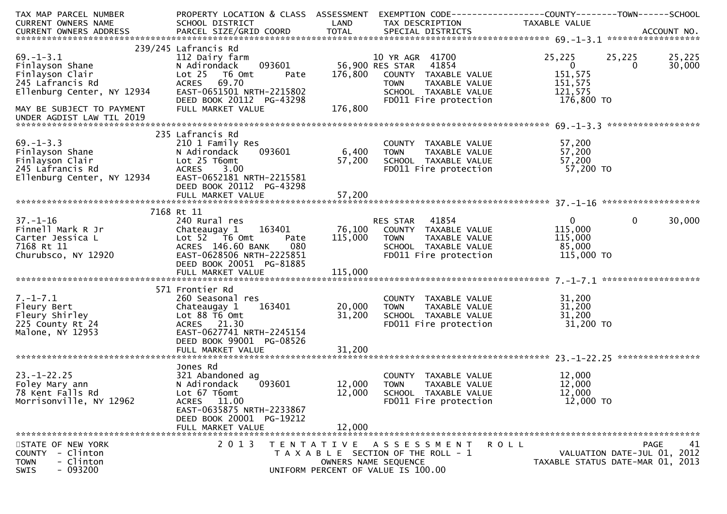| TAX MAP PARCEL NUMBER<br>CURRENT OWNERS NAME<br>CURRENT OWNERS ADDRESS | PROPERTY LOCATION & CLASS<br>SCHOOL DISTRICT<br>PARCEL SIZE/GRID COORD | ASSESSMENT<br>LAND<br>TOTAL | EXEMPTION CODE<br>TAX DESCRIPTION<br>SPECIAL DISTRICTS | COUNTY<br>TAXABLE VALUE | TOWN | SCHOOL<br>ACCOUNT NO. |
|---|---|---|---|---|---|---|
| **69.-1-3.1** | 239/245 Lafrancis Rd | | | | | |
| 69.-1-3.1 | 112 Dairy farm | | 10 YR AGR 41700 | 25,225 | 25,225 | 25,225 |
| Finlayson Shane | N Adirondack 093601 | 56,900 | RES STAR 41854 | 0 | 0 | 30,000 |
| Finlayson Clair | Lot 25 T6 Omt Pate | 176,800 | COUNTY TAXABLE VALUE | 151,575 | | |
| 245 Lafrancis Rd | ACRES 69.70 | | TOWN TAXABLE VALUE | 151,575 | | |
| Ellenburg Center, NY 12934 | EAST-0651501 NRTH-2215802 | | SCHOOL TAXABLE VALUE | 121,575 | | |
| | DEED BOOK 20112 PG-43298 | | FD011 Fire protection | 176,800 TO | | |
| MAY BE SUBJECT TO PAYMENT | FULL MARKET VALUE | 176,800 | | | | |
| UNDER AGDIST LAW TIL 2019 | | | | | | |
| **69.-1-3.3** | 235 Lafrancis Rd | | | | | |
| 69.-1-3.3 | 210 1 Family Res | | COUNTY TAXABLE VALUE | 57,200 | | |
| Finlayson Shane | N Adirondack 093601 | 6,400 | TOWN TAXABLE VALUE | 57,200 | | |
| Finlayson Clair | Lot 25 T6omt | 57,200 | SCHOOL TAXABLE VALUE | 57,200 | | |
| 245 Lafrancis Rd | ACRES 3.00 | | FD011 Fire protection | 57,200 TO | | |
| Ellenburg Center, NY 12934 | EAST-0652181 NRTH-2215581 | | | | | |
| | DEED BOOK 20112 PG-43298 | | | | | |
| | FULL MARKET VALUE | 57,200 | | | | |
| **37.-1-16** | 7168 Rt 11 | | | | | |
| 37.-1-16 | 240 Rural res | | RES STAR 41854 | 0 | 0 | 30,000 |
| Finnell Mark R Jr | Chateaugay 1 163401 | 76,100 | COUNTY TAXABLE VALUE | 115,000 | | |
| Carter Jessica L | Lot 52 T6 Omt Pate | 115,000 | TOWN TAXABLE VALUE | 115,000 | | |
| 7168 Rt 11 | ACRES 146.60 BANK 080 | | SCHOOL TAXABLE VALUE | 85,000 | | |
| Churubsco, NY 12920 | EAST-0628506 NRTH-2225851 | | FD011 Fire protection | 115,000 TO | | |
| | DEED BOOK 20051 PG-81885 | | | | | |
| | FULL MARKET VALUE | 115,000 | | | | |
| **7.-1-7.1** | 571 Frontier Rd | | | | | |
| 7.-1-7.1 | 260 Seasonal res | | COUNTY TAXABLE VALUE | 31,200 | | |
| Fleury Bert | Chateaugay 1 163401 | 20,000 | TOWN TAXABLE VALUE | 31,200 | | |
| Fleury Shirley | Lot 88 T6 Omt | 31,200 | SCHOOL TAXABLE VALUE | 31,200 | | |
| 225 County Rt 24 | ACRES 21.30 | | FD011 Fire protection | 31,200 TO | | |
| Malone, NY 12953 | EAST-0627741 NRTH-2245154 | | | | | |
| | DEED BOOK 99001 PG-08526 | | | | | |
| | FULL MARKET VALUE | 31,200 | | | | |
| **23.-1-22.25** | Jones Rd | | | | | |
| 23.-1-22.25 | 321 Abandoned ag | | COUNTY TAXABLE VALUE | 12,000 | | |
| Foley Mary ann | N Adirondack 093601 | 12,000 | TOWN TAXABLE VALUE | 12,000 | | |
| 78 Kent Falls Rd | Lot 67 T6omt | 12,000 | SCHOOL TAXABLE VALUE | 12,000 | | |
| Morrisonville, NY 12962 | ACRES 11.00 | | FD011 Fire protection | 12,000 TO | | |
| | EAST-0635875 NRTH-2233867 | | | | | |
| | DEED BOOK 20001 PG-19212 | | | | | |
| | FULL MARKET VALUE | 12,000 | | | | |

STATE OF NEW YORK
COUNTY - Clinton
TOWN - Clinton
SWIS - 093200

2013 TENTATIVE ASSESSMENT ROLL
TAXABLE SECTION OF THE ROLL - 1
OWNERS NAME SEQUENCE
UNIFORM PERCENT OF VALUE IS 100.00

VALUATION DATE-JUL 01, 2012
TAXABLE STATUS DATE-MAR 01, 2013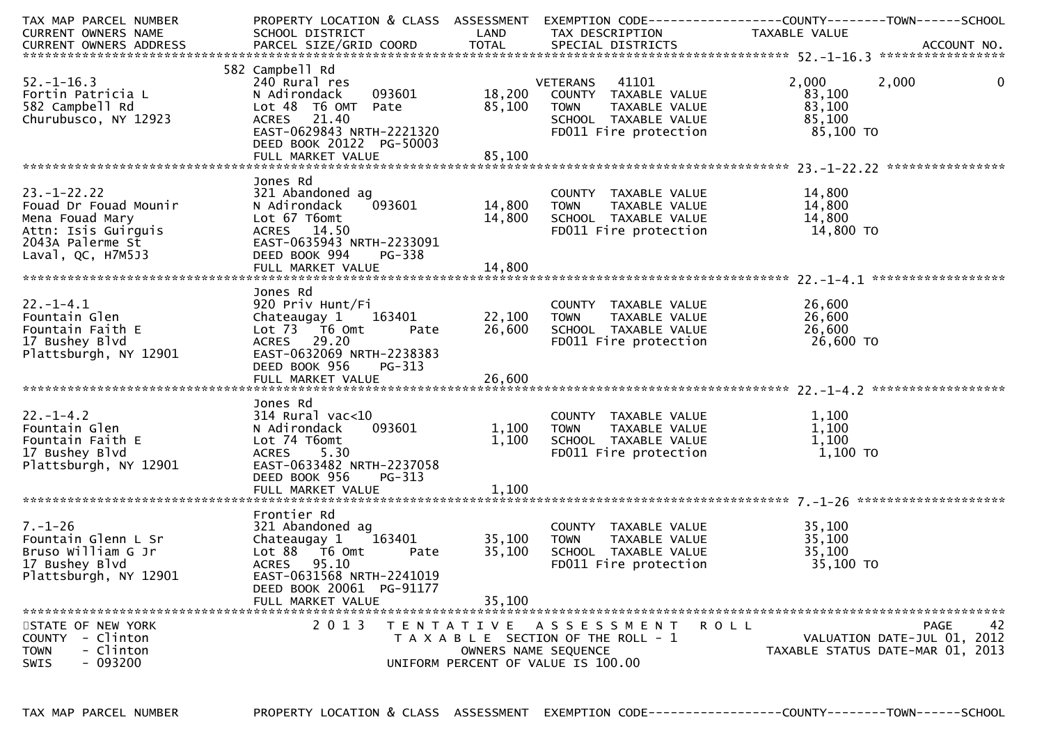| TAX MAP PARCEL NUMBER<br>CURRENT OWNERS NAME<br>CURRENT OWNERS ADDRESS | PROPERTY LOCATION & CLASS<br>SCHOOL DISTRICT<br>PARCEL SIZE/GRID COORD | ASSESSMENT<br>LAND<br>TOTAL | EXEMPTION CODE<br>TAX DESCRIPTION<br>SPECIAL DISTRICTS | COUNTY<br>TAXABLE VALUE | TOWN | SCHOOL<br>ACCOUNT NO. |
|---|---|---|---|---|---|---|
| **52.-1-16.3** | | | | | | |
| 52.-1-16.3 | 582 Campbell Rd | | | | | |
| Fortin Patricia L | 240 Rural res | | VETERANS 41101 | 2,000 | 2,000 | 0 |
| 582 Campbell Rd | N Adirondack 093601 | 18,200 | COUNTY TAXABLE VALUE | 83,100 | | |
| Churubusco, NY 12923 | Lot 48 T6 OMT Pate | 85,100 | TOWN TAXABLE VALUE | 83,100 | | |
| | ACRES 21.40 | | SCHOOL TAXABLE VALUE | 85,100 | | |
| | EAST-0629843 NRTH-2221320 | | FD011 Fire protection | 85,100 TO | | |
| | DEED BOOK 20122 PG-50003 | | | | | |
| | FULL MARKET VALUE | 85,100 | | | | |
| **23.-1-22.22** | | | | | | |
| 23.-1-22.22 | Jones Rd | | | | | |
| Fouad Dr Fouad Mounir | 321 Abandoned ag | | COUNTY TAXABLE VALUE | 14,800 | | |
| Mena Fouad Mary | N Adirondack 093601 | 14,800 | TOWN TAXABLE VALUE | 14,800 | | |
| Attn: Isis Guirguis | Lot 67 T6omt | 14,800 | SCHOOL TAXABLE VALUE | 14,800 | | |
| 2043A Palerme St | ACRES 14.50 | | FD011 Fire protection | 14,800 TO | | |
| Laval, QC, H7M5J3 | EAST-0635943 NRTH-2233091 | | | | | |
| | DEED BOOK 994 PG-338 | | | | | |
| | FULL MARKET VALUE | 14,800 | | | | |
| **22.-1-4.1** | | | | | | |
| 22.-1-4.1 | Jones Rd | | | | | |
| Fountain Glen | 920 Priv Hunt/Fi | | COUNTY TAXABLE VALUE | 26,600 | | |
| Fountain Faith E | Chateaugay 1 163401 | 22,100 | TOWN TAXABLE VALUE | 26,600 | | |
| 17 Bushey Blvd | Lot 73 T6 Omt Pate | 26,600 | SCHOOL TAXABLE VALUE | 26,600 | | |
| Plattsburgh, NY 12901 | ACRES 29.20 | | FD011 Fire protection | 26,600 TO | | |
| | EAST-0632069 NRTH-2238383 | | | | | |
| | DEED BOOK 956 PG-313 | | | | | |
| | FULL MARKET VALUE | 26,600 | | | | |
| **22.-1-4.2** | | | | | | |
| 22.-1-4.2 | Jones Rd | | | | | |
| Fountain Glen | 314 Rural vac<10 | | COUNTY TAXABLE VALUE | 1,100 | | |
| Fountain Faith E | N Adirondack 093601 | 1,100 | TOWN TAXABLE VALUE | 1,100 | | |
| 17 Bushey Blvd | Lot 74 T6omt | 1,100 | SCHOOL TAXABLE VALUE | 1,100 | | |
| Plattsburgh, NY 12901 | ACRES 5.30 | | FD011 Fire protection | 1,100 TO | | |
| | EAST-0633482 NRTH-2237058 | | | | | |
| | DEED BOOK 956 PG-313 | | | | | |
| | FULL MARKET VALUE | 1,100 | | | | |
| **7.-1-26** | | | | | | |
| 7.-1-26 | Frontier Rd | | | | | |
| Fountain Glenn L Sr | 321 Abandoned ag | | COUNTY TAXABLE VALUE | 35,100 | | |
| Bruso William G Jr | Chateaugay 1 163401 | 35,100 | TOWN TAXABLE VALUE | 35,100 | | |
| 17 Bushey Blvd | Lot 88 T6 Omt Pate | 35,100 | SCHOOL TAXABLE VALUE | 35,100 | | |
| Plattsburgh, NY 12901 | ACRES 95.10 | | FD011 Fire protection | 35,100 TO | | |
| | EAST-0631568 NRTH-2241019 | | | | | |
| | DEED BOOK 20061 PG-91177 | | | | | |
| | FULL MARKET VALUE | 35,100 | | | | |

STATE OF NEW YORK
COUNTY - Clinton
TOWN - Clinton
SWIS - 093200

2013 TENTATIVE ASSESSMENT ROLL
TAXABLE SECTION OF THE ROLL - 1
OWNERS NAME SEQUENCE
UNIFORM PERCENT OF VALUE IS 100.00

VALUATION DATE-JUL 01, 2012
TAXABLE STATUS DATE-MAR 01, 2013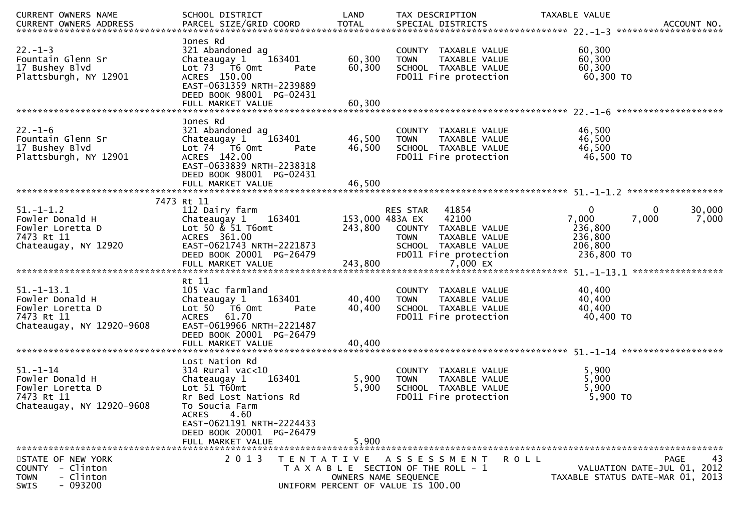| CURRENT OWNERS NAME<br>CURRENT OWNERS ADDRESS | SCHOOL DISTRICT<br>PARCEL SIZE/GRID COORD | LAND<br>TOTAL | TAX DESCRIPTION<br>SPECIAL DISTRICTS | TAXABLE VALUE | | ACCOUNT NO. |
|---|---|---|---|---|---|---|
| **22.-1-3** | | | | | | |
| | Jones Rd | | | | | |
| 22.-1-3 | 321 Abandoned ag | | COUNTY TAXABLE VALUE | 60,300 | | |
| Fountain Glenn Sr | Chateaugay 1 163401 | 60,300 | TOWN TAXABLE VALUE | 60,300 | | |
| 17 Bushey Blvd | Lot 73 T6 Omt Pate | 60,300 | SCHOOL TAXABLE VALUE | 60,300 | | |
| Plattsburgh, NY 12901 | ACRES 150.00 | | FD011 Fire protection | 60,300 TO | | |
| | EAST-0631359 NRTH-2239889 | | | | | |
| | DEED BOOK 98001 PG-02431 | | | | | |
| | FULL MARKET VALUE | 60,300 | | | | |
| **22.-1-6** | | | | | | |
| | Jones Rd | | | | | |
| 22.-1-6 | 321 Abandoned ag | | COUNTY TAXABLE VALUE | 46,500 | | |
| Fountain Glenn Sr | Chateaugay 1 163401 | 46,500 | TOWN TAXABLE VALUE | 46,500 | | |
| 17 Bushey Blvd | Lot 74 T6 Omt Pate | 46,500 | SCHOOL TAXABLE VALUE | 46,500 | | |
| Plattsburgh, NY 12901 | ACRES 142.00 | | FD011 Fire protection | 46,500 TO | | |
| | EAST-0633839 NRTH-2238318 | | | | | |
| | DEED BOOK 98001 PG-02431 | | | | | |
| | FULL MARKET VALUE | 46,500 | | | | |
| **51.-1-1.2** | | | | | | |
| | 7473 Rt 11 | | | | | |
| 51.-1-1.2 | 112 Dairy farm | | RES STAR 41854 | 0 | 0 | 30,000 |
| Fowler Donald H | Chateaugay 1 163401 | 153,000 | 483A EX 42100 | 7,000 | 7,000 | 7,000 |
| Fowler Loretta D | Lot 50 & 51 T6omt | 243,800 | COUNTY TAXABLE VALUE | 236,800 | | |
| 7473 Rt 11 | ACRES 361.00 | | TOWN TAXABLE VALUE | 236,800 | | |
| Chateaugay, NY 12920 | EAST-0621743 NRTH-2221873 | | SCHOOL TAXABLE VALUE | 206,800 | | |
| | DEED BOOK 20001 PG-26479 | | FD011 Fire protection | 236,800 TO | | |
| | FULL MARKET VALUE | 243,800 | 7,000 EX | | | |
| **51.-1-13.1** | | | | | | |
| | Rt 11 | | | | | |
| 51.-1-13.1 | 105 Vac farmland | | COUNTY TAXABLE VALUE | 40,400 | | |
| Fowler Donald H | Chateaugay 1 163401 | 40,400 | TOWN TAXABLE VALUE | 40,400 | | |
| Fowler Loretta D | Lot 50 T6 Omt Pate | 40,400 | SCHOOL TAXABLE VALUE | 40,400 | | |
| 7473 Rt 11 | ACRES 61.70 | | FD011 Fire protection | 40,400 TO | | |
| Chateaugay, NY 12920-9608 | EAST-0619966 NRTH-2221487 | | | | | |
| | DEED BOOK 20001 PG-26479 | | | | | |
| | FULL MARKET VALUE | 40,400 | | | | |
| **51.-1-14** | | | | | | |
| | Lost Nation Rd | | | | | |
| 51.-1-14 | 314 Rural vac<10 | | COUNTY TAXABLE VALUE | 5,900 | | |
| Fowler Donald H | Chateaugay 1 163401 | 5,900 | TOWN TAXABLE VALUE | 5,900 | | |
| Fowler Loretta D | Lot 51 T60mt | 5,900 | SCHOOL TAXABLE VALUE | 5,900 | | |
| 7473 Rt 11 | Rr Bed Lost Nations Rd | | FD011 Fire protection | 5,900 TO | | |
| Chateaugay, NY 12920-9608 | To Soucia Farm | | | | | |
| | ACRES 4.60 | | | | | |
| | EAST-0621191 NRTH-2224433 | | | | | |
| | DEED BOOK 20001 PG-26479 | | | | | |
| | FULL MARKET VALUE | 5,900 | | | | |

STATE OF NEW YORK — 2013 TENTATIVE ASSESSMENT ROLL
COUNTY - Clinton — TAXABLE SECTION OF THE ROLL - 1 — VALUATION DATE-JUL 01, 2012
TOWN - Clinton — OWNERS NAME SEQUENCE — TAXABLE STATUS DATE-MAR 01, 2013
SWIS - 093200 — UNIFORM PERCENT OF VALUE IS 100.00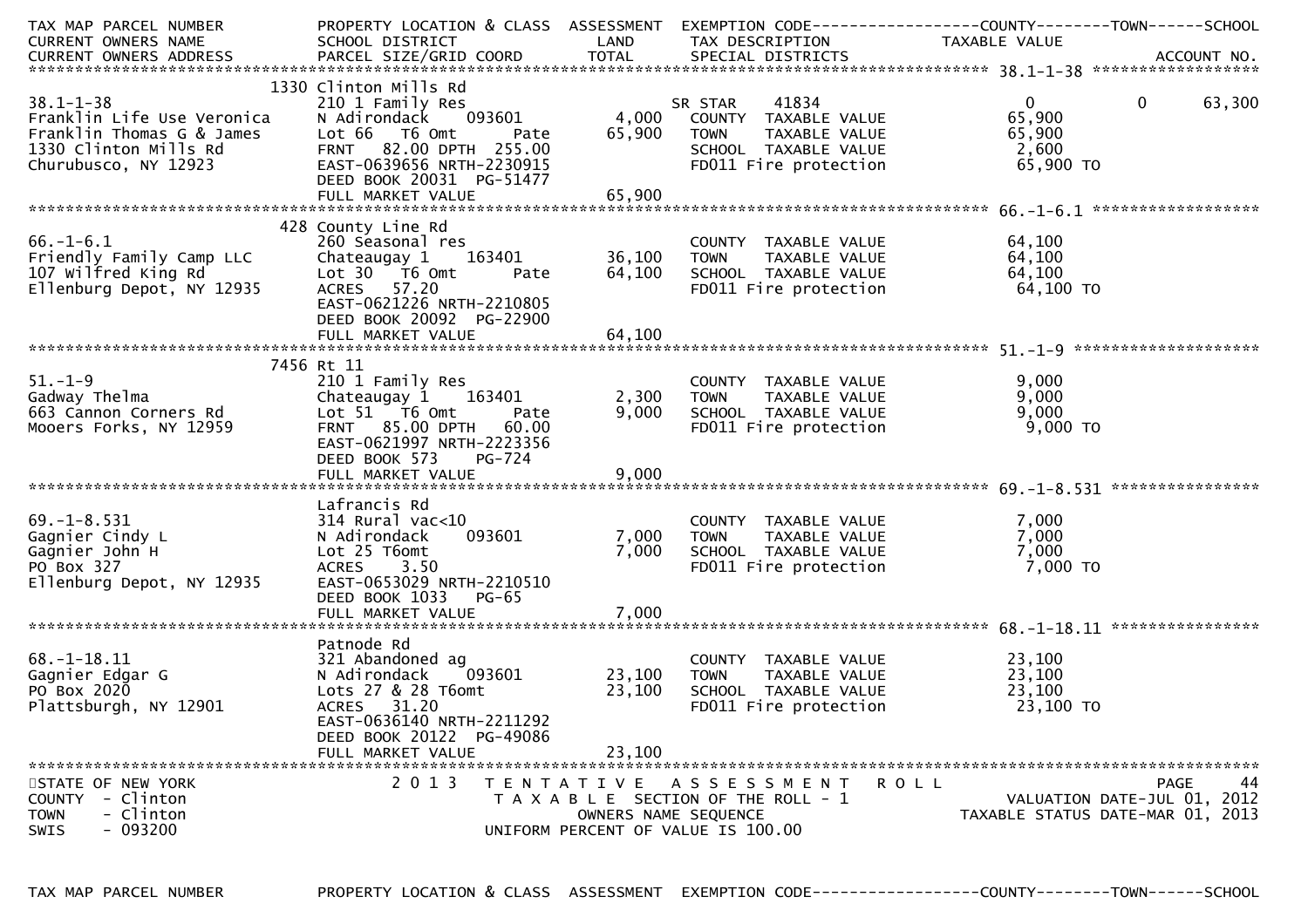| TAX MAP PARCEL NUMBER<br>CURRENT OWNERS NAME<br>CURRENT OWNERS ADDRESS | PROPERTY LOCATION & CLASS<br>SCHOOL DISTRICT<br>PARCEL SIZE/GRID COORD | ASSESSMENT<br>LAND<br>TOTAL | EXEMPTION CODE<br>TAX DESCRIPTION<br>SPECIAL DISTRICTS | COUNTY<br>TAXABLE VALUE | TOWN | SCHOOL<br>ACCOUNT NO. |
|---|---|---|---|---|---|---|
| **38.1-1-38** | 1330 Clinton Mills Rd | | | | | |
| 38.1-1-38 | 210 1 Family Res | | SR STAR 41834 | 0 | 0 | 63,300 |
| Franklin Life Use Veronica | N Adirondack 093601 | 4,000 | COUNTY TAXABLE VALUE | 65,900 | | |
| Franklin Thomas G & James | Lot 66 T6 Omt Pate | 65,900 | TOWN TAXABLE VALUE | 65,900 | | |
| 1330 Clinton Mills Rd | FRNT 82.00 DPTH 255.00 | | SCHOOL TAXABLE VALUE | 2,600 | | |
| Churubusco, NY 12923 | EAST-0639656 NRTH-2230915 | | FD011 Fire protection | 65,900 TO | | |
| | DEED BOOK 20031 PG-51477 | | | | | |
| | FULL MARKET VALUE | 65,900 | | | | |
| **66.-1-6.1** | 428 County Line Rd | | | | | |
| 66.-1-6.1 | 260 Seasonal res | | COUNTY TAXABLE VALUE | 64,100 | | |
| Friendly Family Camp LLC | Chateaugay 1 163401 | 36,100 | TOWN TAXABLE VALUE | 64,100 | | |
| 107 Wilfred King Rd | Lot 30 T6 Omt Pate | 64,100 | SCHOOL TAXABLE VALUE | 64,100 | | |
| Ellenburg Depot, NY 12935 | ACRES 57.20 | | FD011 Fire protection | 64,100 TO | | |
| | EAST-0621226 NRTH-2210805 | | | | | |
| | DEED BOOK 20092 PG-22900 | | | | | |
| | FULL MARKET VALUE | 64,100 | | | | |
| **51.-1-9** | 7456 Rt 11 | | | | | |
| 51.-1-9 | 210 1 Family Res | | COUNTY TAXABLE VALUE | 9,000 | | |
| Gadway Thelma | Chateaugay 1 163401 | 2,300 | TOWN TAXABLE VALUE | 9,000 | | |
| 663 Cannon Corners Rd | Lot 51 T6 Omt Pate | 9,000 | SCHOOL TAXABLE VALUE | 9,000 | | |
| Mooers Forks, NY 12959 | FRNT 85.00 DPTH 60.00 | | FD011 Fire protection | 9,000 TO | | |
| | EAST-0621997 NRTH-2223356 | | | | | |
| | DEED BOOK 573 PG-724 | | | | | |
| | FULL MARKET VALUE | 9,000 | | | | |
| **69.-1-8.531** | Lafrancis Rd | | | | | |
| 69.-1-8.531 | 314 Rural vac<10 | | COUNTY TAXABLE VALUE | 7,000 | | |
| Gagnier Cindy L | N Adirondack 093601 | 7,000 | TOWN TAXABLE VALUE | 7,000 | | |
| Gagnier John H | Lot 25 T6omt | 7,000 | SCHOOL TAXABLE VALUE | 7,000 | | |
| PO Box 327 | ACRES 3.50 | | FD011 Fire protection | 7,000 TO | | |
| Ellenburg Depot, NY 12935 | EAST-0653029 NRTH-2210510 | | | | | |
| | DEED BOOK 1033 PG-65 | | | | | |
| | FULL MARKET VALUE | 7,000 | | | | |
| **68.-1-18.11** | Patnode Rd | | | | | |
| 68.-1-18.11 | 321 Abandoned ag | | COUNTY TAXABLE VALUE | 23,100 | | |
| Gagnier Edgar G | N Adirondack 093601 | 23,100 | TOWN TAXABLE VALUE | 23,100 | | |
| PO Box 2020 | Lots 27 & 28 T6omt | 23,100 | SCHOOL TAXABLE VALUE | 23,100 | | |
| Plattsburgh, NY 12901 | ACRES 31.20 | | FD011 Fire protection | 23,100 TO | | |
| | EAST-0636140 NRTH-2211292 | | | | | |
| | DEED BOOK 20122 PG-49086 | | | | | |
| | FULL MARKET VALUE | 23,100 | | | | |

STATE OF NEW YORK
COUNTY - Clinton
TOWN - Clinton
SWIS - 093200

2013 TENTATIVE ASSESSMENT ROLL
TAXABLE SECTION OF THE ROLL - 1
OWNERS NAME SEQUENCE
UNIFORM PERCENT OF VALUE IS 100.00

PAGE 44
VALUATION DATE-JUL 01, 2012
TAXABLE STATUS DATE-MAR 01, 2013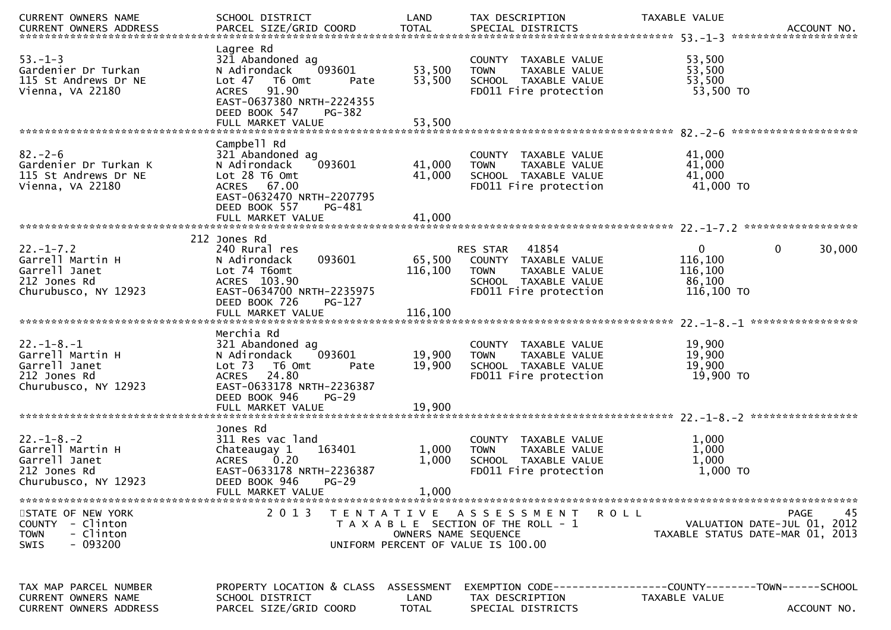| CURRENT OWNERS NAME | SCHOOL DISTRICT | LAND | TAX DESCRIPTION | TAXABLE VALUE | | |
|---|---|---|---|---|---|---|
| CURRENT OWNERS ADDRESS | PARCEL SIZE/GRID COORD | TOTAL | SPECIAL DISTRICTS | | | ACCOUNT NO. |

******************** 53.-1-3 ********************

| | | | | | | |
|---|---|---|---|---|---|---|
| | Lagree Rd | | | | | |
| 53.-1-3 | 321 Abandoned ag | | COUNTY TAXABLE VALUE | 53,500 | | |
| Gardenier Dr Turkan | N Adirondack 093601 | 53,500 | TOWN TAXABLE VALUE | 53,500 | | |
| 115 St Andrews Dr NE | Lot 47 T6 Omt Pate | 53,500 | SCHOOL TAXABLE VALUE | 53,500 | | |
| Vienna, VA 22180 | ACRES 91.90 | | FD011 Fire protection | 53,500 TO | | |
| | EAST-0637380 NRTH-2224355 | | | | | |
| | DEED BOOK 547 PG-382 | | | | | |
| | FULL MARKET VALUE | 53,500 | | | | |

******************** 82.-2-6 ********************

| | | | | | | |
|---|---|---|---|---|---|---|
| | Campbell Rd | | | | | |
| 82.-2-6 | 321 Abandoned ag | | COUNTY TAXABLE VALUE | 41,000 | | |
| Gardenier Dr Turkan K | N Adirondack 093601 | 41,000 | TOWN TAXABLE VALUE | 41,000 | | |
| 115 St Andrews Dr NE | Lot 28 T6 Omt | 41,000 | SCHOOL TAXABLE VALUE | 41,000 | | |
| Vienna, VA 22180 | ACRES 67.00 | | FD011 Fire protection | 41,000 TO | | |
| | EAST-0632470 NRTH-2207795 | | | | | |
| | DEED BOOK 557 PG-481 | | | | | |
| | FULL MARKET VALUE | 41,000 | | | | |

******************** 22.-1-7.2 ********************

| | | | | | | |
|---|---|---|---|---|---|---|
| | 212 Jones Rd | | | | | |
| 22.-1-7.2 | 240 Rural res | | RES STAR 41854 | 0 | 0 | 30,000 |
| Garrell Martin H | N Adirondack 093601 | 65,500 | COUNTY TAXABLE VALUE | 116,100 | | |
| Garrell Janet | Lot 74 T6omt | 116,100 | TOWN TAXABLE VALUE | 116,100 | | |
| 212 Jones Rd | ACRES 103.90 | | SCHOOL TAXABLE VALUE | 86,100 | | |
| Churubusco, NY 12923 | EAST-0634700 NRTH-2235975 | | FD011 Fire protection | 116,100 TO | | |
| | DEED BOOK 726 PG-127 | | | | | |
| | FULL MARKET VALUE | 116,100 | | | | |

******************** 22.-1-8.-1 ********************

| | | | | | | |
|---|---|---|---|---|---|---|
| | Merchia Rd | | | | | |
| 22.-1-8.-1 | 321 Abandoned ag | | COUNTY TAXABLE VALUE | 19,900 | | |
| Garrell Martin H | N Adirondack 093601 | 19,900 | TOWN TAXABLE VALUE | 19,900 | | |
| Garrell Janet | Lot 73 T6 Omt Pate | 19,900 | SCHOOL TAXABLE VALUE | 19,900 | | |
| 212 Jones Rd | ACRES 24.80 | | FD011 Fire protection | 19,900 TO | | |
| Churubusco, NY 12923 | EAST-0633178 NRTH-2236387 | | | | | |
| | DEED BOOK 946 PG-29 | | | | | |
| | FULL MARKET VALUE | 19,900 | | | | |

******************** 22.-1-8.-2 ********************

| | | | | | | |
|---|---|---|---|---|---|---|
| | Jones Rd | | | | | |
| 22.-1-8.-2 | 311 Res vac land | | COUNTY TAXABLE VALUE | 1,000 | | |
| Garrell Martin H | Chateaugay 1 163401 | 1,000 | TOWN TAXABLE VALUE | 1,000 | | |
| Garrell Janet | ACRES 0.20 | 1,000 | SCHOOL TAXABLE VALUE | 1,000 | | |
| 212 Jones Rd | EAST-0633178 NRTH-2236387 | | FD011 Fire protection | 1,000 TO | | |
| Churubusco, NY 12923 | DEED BOOK 946 PG-29 | | | | | |
| | FULL MARKET VALUE | 1,000 | | | | |

STATE OF NEW YORK — 2013 TENTATIVE ASSESSMENT ROLL
COUNTY - Clinton — TAXABLE SECTION OF THE ROLL - 1 — VALUATION DATE-JUL 01, 2012
TOWN - Clinton — OWNERS NAME SEQUENCE — TAXABLE STATUS DATE-MAR 01, 2013
SWIS - 093200 — UNIFORM PERCENT OF VALUE IS 100.00

| TAX MAP PARCEL NUMBER | PROPERTY LOCATION & CLASS | ASSESSMENT | EXEMPTION CODE------------------COUNTY--------TOWN------SCHOOL | | | |
|---|---|---|---|---|---|---|
| CURRENT OWNERS NAME | SCHOOL DISTRICT | LAND | TAX DESCRIPTION | TAXABLE VALUE | | |
| CURRENT OWNERS ADDRESS | PARCEL SIZE/GRID COORD | TOTAL | SPECIAL DISTRICTS | | | ACCOUNT NO. |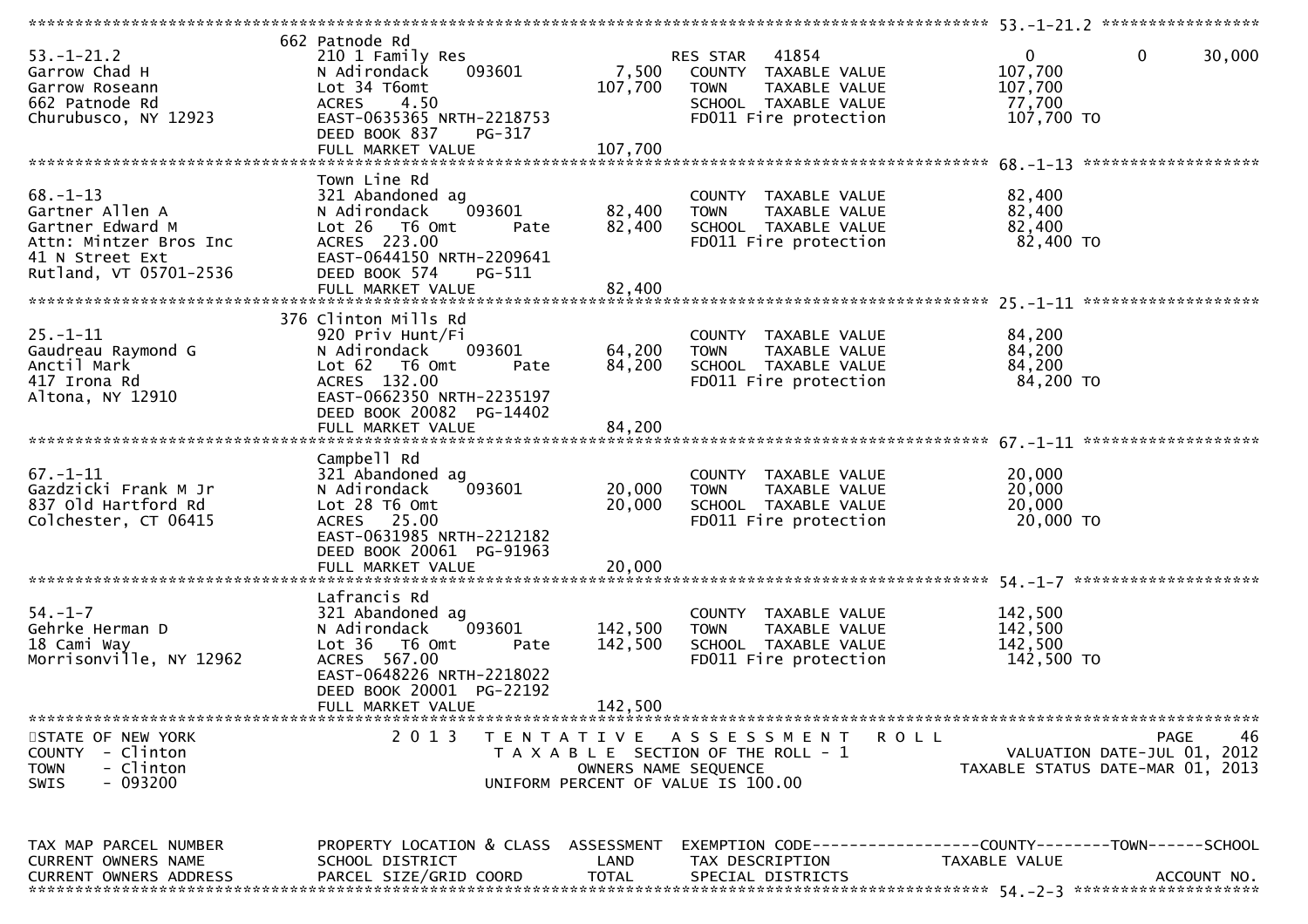```
******************************************************************************************************* 53.-1-21.2 *****************
                              662 Patnode Rd
53.-1-21.2                    210 1 Family Res                     RES STAR   41854                0            0        30,000
Garrow Chad H                 N Adirondack      093601        7,500   COUNTY  TAXABLE VALUE            107,700
Garrow Roseann                Lot 34 T6omt                  107,700   TOWN    TAXABLE VALUE            107,700
662 Patnode Rd                ACRES     4.50                          SCHOOL  TAXABLE VALUE             77,700
Churubusco, NY 12923          EAST-0635365 NRTH-2218753               FD011 Fire protection            107,700 TO
                              DEED BOOK 837     PG-317
                              FULL MARKET VALUE             107,700
******************************************************************************************************* 68.-1-13 *******************
                              Town Line Rd
68.-1-13                      321 Abandoned ag                     COUNTY  TAXABLE VALUE             82,400
Gartner Allen A               N Adirondack      093601       82,400   TOWN    TAXABLE VALUE             82,400
Gartner Edward M              Lot 26   T6 Omt        Pate    82,400   SCHOOL  TAXABLE VALUE             82,400
Attn: Mintzer Bros Inc        ACRES  223.00                           FD011 Fire protection             82,400 TO
41 N Street Ext               EAST-0644150 NRTH-2209641
Rutland, VT 05701-2536        DEED BOOK 574     PG-511
                              FULL MARKET VALUE              82,400
******************************************************************************************************* 25.-1-11 *******************
                              376 Clinton Mills Rd
25.-1-11                      920 Priv Hunt/Fi                     COUNTY  TAXABLE VALUE             84,200
Gaudreau Raymond G            N Adirondack      093601       64,200   TOWN    TAXABLE VALUE             84,200
Anctil Mark                   Lot 62   T6 Omt        Pate    84,200   SCHOOL  TAXABLE VALUE             84,200
417 Irona Rd                  ACRES  132.00                           FD011 Fire protection             84,200 TO
Altona, NY 12910              EAST-0662350 NRTH-2235197
                              DEED BOOK 20082  PG-14402
                              FULL MARKET VALUE              84,200
******************************************************************************************************* 67.-1-11 *******************
                              Campbell Rd
67.-1-11                      321 Abandoned ag                     COUNTY  TAXABLE VALUE             20,000
Gazdzicki Frank M Jr          N Adirondack      093601       20,000   TOWN    TAXABLE VALUE             20,000
837 Old Hartford Rd           Lot 28 T6 Omt                  20,000   SCHOOL  TAXABLE VALUE             20,000
Colchester, CT 06415          ACRES   25.00                           FD011 Fire protection             20,000 TO
                              EAST-0631985 NRTH-2212182
                              DEED BOOK 20061  PG-91963
                              FULL MARKET VALUE              20,000
******************************************************************************************************* 54.-1-7 ********************
                              Lafrancis Rd
54.-1-7                       321 Abandoned ag                     COUNTY  TAXABLE VALUE            142,500
Gehrke Herman D               N Adirondack      093601      142,500   TOWN    TAXABLE VALUE            142,500
18 Cami Way                   Lot 36   T6 Omt        Pate   142,500   SCHOOL  TAXABLE VALUE            142,500
Morrisonville, NY 12962       ACRES  567.00                           FD011 Fire protection            142,500 TO
                              EAST-0648226 NRTH-2218022
                              DEED BOOK 20001  PG-22192
                              FULL MARKET VALUE             142,500
************************************************************************************************************************************
STATE OF NEW YORK                  2 0 1 3   T E N T A T I V E   A S S E S S M E N T   R O L L                         PAGE    46
COUNTY  - Clinton                              T A X A B L E  SECTION OF THE ROLL - 1                   VALUATION DATE-JUL 01, 2012
TOWN    - Clinton                                    OWNERS NAME SEQUENCE                            TAXABLE STATUS DATE-MAR 01, 2013
SWIS    - 093200                              UNIFORM PERCENT OF VALUE IS 100.00


TAX MAP PARCEL NUMBER         PROPERTY LOCATION & CLASS  ASSESSMENT  EXEMPTION CODE------------------COUNTY--------TOWN------SCHOOL
CURRENT OWNERS NAME           SCHOOL DISTRICT               LAND      TAX DESCRIPTION             TAXABLE VALUE
CURRENT OWNERS ADDRESS        PARCEL SIZE/GRID COORD        TOTAL     SPECIAL DISTRICTS                                  ACCOUNT NO.
******************************************************************************************************* 54.-2-3 ********************
```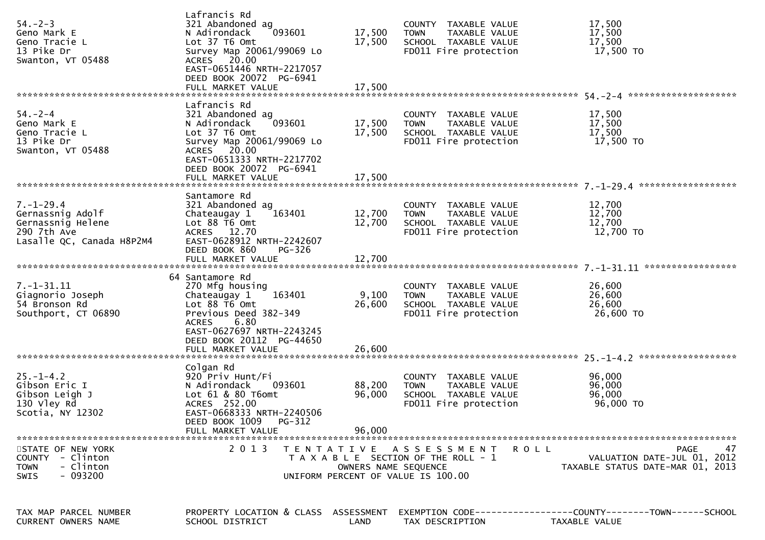| TAX MAP PARCEL NUMBER | PROPERTY LOCATION & CLASS | ASSESSMENT | EXEMPTION CODE | COUNTY / TOWN / SCHOOL |
| --- | --- | --- | --- | --- |
| CURRENT OWNERS NAME | SCHOOL DISTRICT | LAND | TAX DESCRIPTION | TAXABLE VALUE |
| CURRENT OWNERS ADDRESS | PARCEL SIZE/GRID COORD | TOTAL | SPECIAL DISTRICTS | |

**54.-2-3**

| | | | | |
| --- | --- | --- | --- | --- |
| | Lafrancis Rd | | | |
| 54.-2-3 | 321 Abandoned ag | | COUNTY TAXABLE VALUE | 17,500 |
| Geno Mark E | N Adirondack 093601 | 17,500 | TOWN TAXABLE VALUE | 17,500 |
| Geno Tracie L | Lot 37 T6 Omt | 17,500 | SCHOOL TAXABLE VALUE | 17,500 |
| 13 Pike Dr | Survey Map 20061/99069 Lo | | FD011 Fire protection | 17,500 TO |
| Swanton, VT 05488 | ACRES 20.00 | | | |
| | EAST-0651446 NRTH-2217057 | | | |
| | DEED BOOK 20072 PG-6941 | | | |
| | FULL MARKET VALUE | 17,500 | | |

**54.-2-4**

| | | | | |
| --- | --- | --- | --- | --- |
| | Lafrancis Rd | | | |
| 54.-2-4 | 321 Abandoned ag | | COUNTY TAXABLE VALUE | 17,500 |
| Geno Mark E | N Adirondack 093601 | 17,500 | TOWN TAXABLE VALUE | 17,500 |
| Geno Tracie L | Lot 37 T6 Omt | 17,500 | SCHOOL TAXABLE VALUE | 17,500 |
| 13 Pike Dr | Survey Map 20061/99069 Lo | | FD011 Fire protection | 17,500 TO |
| Swanton, VT 05488 | ACRES 20.00 | | | |
| | EAST-0651333 NRTH-2217702 | | | |
| | DEED BOOK 20072 PG-6941 | | | |
| | FULL MARKET VALUE | 17,500 | | |

**7.-1-29.4**

| | | | | |
| --- | --- | --- | --- | --- |
| | Santamore Rd | | | |
| 7.-1-29.4 | 321 Abandoned ag | | COUNTY TAXABLE VALUE | 12,700 |
| Gernassnig Adolf | Chateaugay 1 163401 | 12,700 | TOWN TAXABLE VALUE | 12,700 |
| Gernassnig Helene | Lot 88 T6 Omt | 12,700 | SCHOOL TAXABLE VALUE | 12,700 |
| 290 7th Ave | ACRES 12.70 | | FD011 Fire protection | 12,700 TO |
| Lasalle QC, Canada H8P2M4 | EAST-0628912 NRTH-2242607 | | | |
| | DEED BOOK 860 PG-326 | | | |
| | FULL MARKET VALUE | 12,700 | | |

**7.-1-31.11**

| | | | | |
| --- | --- | --- | --- | --- |
| | 64 Santamore Rd | | | |
| 7.-1-31.11 | 270 Mfg housing | | COUNTY TAXABLE VALUE | 26,600 |
| Giagnorio Joseph | Chateaugay 1 163401 | 9,100 | TOWN TAXABLE VALUE | 26,600 |
| 54 Bronson Rd | Lot 88 T6 Omt | 26,600 | SCHOOL TAXABLE VALUE | 26,600 |
| Southport, CT 06890 | Previous Deed 382-349 | | FD011 Fire protection | 26,600 TO |
| | ACRES 6.80 | | | |
| | EAST-0627697 NRTH-2243245 | | | |
| | DEED BOOK 20112 PG-44650 | | | |
| | FULL MARKET VALUE | 26,600 | | |

**25.-1-4.2**

| | | | | |
| --- | --- | --- | --- | --- |
| | Colgan Rd | | | |
| 25.-1-4.2 | 920 Priv Hunt/Fi | | COUNTY TAXABLE VALUE | 96,000 |
| Gibson Eric I | N Adirondack 093601 | 88,200 | TOWN TAXABLE VALUE | 96,000 |
| Gibson Leigh J | Lot 61 & 80 T6omt | 96,000 | SCHOOL TAXABLE VALUE | 96,000 |
| 130 Vley Rd | ACRES 252.00 | | FD011 Fire protection | 96,000 TO |
| Scotia, NY 12302 | EAST-0668333 NRTH-2240506 | | | |
| | DEED BOOK 1009 PG-312 | | | |
| | FULL MARKET VALUE | 96,000 | | |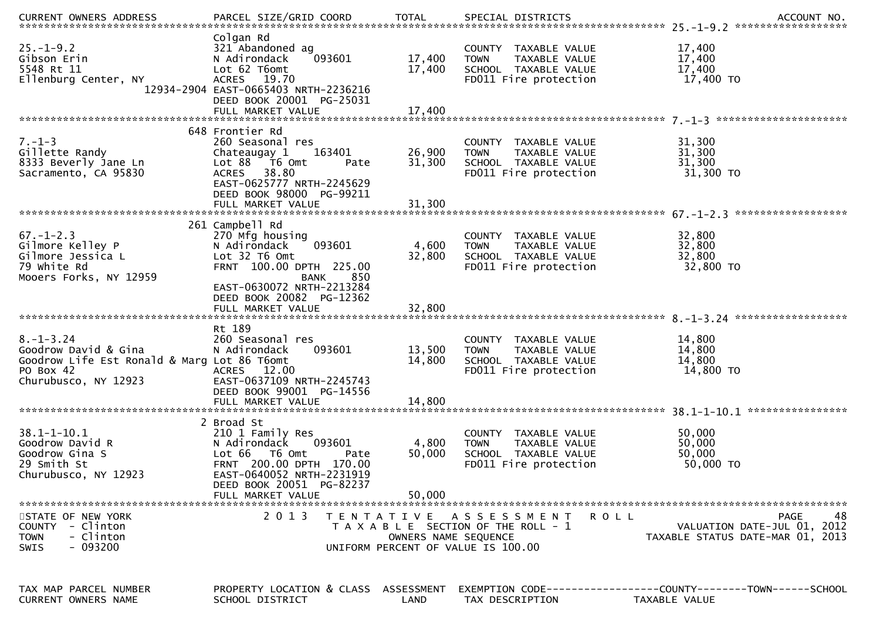| CURRENT OWNERS ADDRESS | PARCEL SIZE/GRID COORD | TOTAL | SPECIAL DISTRICTS | | ACCOUNT NO. |
|---|---|---|---|---|---|
| | | | | 25.-1-9.2 | |
| | Colgan Rd | | | | |
| 25.-1-9.2 | 321 Abandoned ag | | COUNTY TAXABLE VALUE | 17,400 | |
| Gibson Erin | N Adirondack 093601 | 17,400 | TOWN TAXABLE VALUE | 17,400 | |
| 5548 Rt 11 | Lot 62 T6omt | 17,400 | SCHOOL TAXABLE VALUE | 17,400 | |
| Ellenburg Center, NY | ACRES 19.70 | | FD011 Fire protection | 17,400 TO | |
| 12934-2904 | EAST-0665403 NRTH-2236216 | | | | |
| | DEED BOOK 20001 PG-25031 | | | | |
| | FULL MARKET VALUE | 17,400 | | | |
| | | | | 7.-1-3 | |
| | 648 Frontier Rd | | | | |
| 7.-1-3 | 260 Seasonal res | | COUNTY TAXABLE VALUE | 31,300 | |
| Gillette Randy | Chateaugay 1 163401 | 26,900 | TOWN TAXABLE VALUE | 31,300 | |
| 8333 Beverly Jane Ln | Lot 88 T6 Omt Pate | 31,300 | SCHOOL TAXABLE VALUE | 31,300 | |
| Sacramento, CA 95830 | ACRES 38.80 | | FD011 Fire protection | 31,300 TO | |
| | EAST-0625777 NRTH-2245629 | | | | |
| | DEED BOOK 98000 PG-99211 | | | | |
| | FULL MARKET VALUE | 31,300 | | | |
| | | | | 67.-1-2.3 | |
| | 261 Campbell Rd | | | | |
| 67.-1-2.3 | 270 Mfg housing | | COUNTY TAXABLE VALUE | 32,800 | |
| Gilmore Kelley P | N Adirondack 093601 | 4,600 | TOWN TAXABLE VALUE | 32,800 | |
| Gilmore Jessica L | Lot 32 T6 Omt | 32,800 | SCHOOL TAXABLE VALUE | 32,800 | |
| 79 White Rd | FRNT 100.00 DPTH 225.00 | | FD011 Fire protection | 32,800 TO | |
| Mooers Forks, NY 12959 | BANK 850 | | | | |
| | EAST-0630072 NRTH-2213284 | | | | |
| | DEED BOOK 20082 PG-12362 | | | | |
| | FULL MARKET VALUE | 32,800 | | | |
| | | | | 8.-1-3.24 | |
| | Rt 189 | | | | |
| 8.-1-3.24 | 260 Seasonal res | | COUNTY TAXABLE VALUE | 14,800 | |
| Goodrow David & Gina | N Adirondack 093601 | 13,500 | TOWN TAXABLE VALUE | 14,800 | |
| Goodrow Life Est Ronald & Marg | Lot 86 T6omt | 14,800 | SCHOOL TAXABLE VALUE | 14,800 | |
| PO Box 42 | ACRES 12.00 | | FD011 Fire protection | 14,800 TO | |
| Churubusco, NY 12923 | EAST-0637109 NRTH-2245743 | | | | |
| | DEED BOOK 99001 PG-14556 | | | | |
| | FULL MARKET VALUE | 14,800 | | | |
| | | | | 38.1-1-10.1 | |
| | 2 Broad St | | | | |
| 38.1-1-10.1 | 210 1 Family Res | | COUNTY TAXABLE VALUE | 50,000 | |
| Goodrow David R | N Adirondack 093601 | 4,800 | TOWN TAXABLE VALUE | 50,000 | |
| Goodrow Gina S | Lot 66 T6 Omt Pate | 50,000 | SCHOOL TAXABLE VALUE | 50,000 | |
| 29 Smith St | FRNT 200.00 DPTH 170.00 | | FD011 Fire protection | 50,000 TO | |
| Churubusco, NY 12923 | EAST-0640052 NRTH-2231919 | | | | |
| | DEED BOOK 20051 PG-82237 | | | | |
| | FULL MARKET VALUE | 50,000 | | | |

STATE OF NEW YORK
COUNTY - Clinton
TOWN - Clinton
SWIS - 093200

2013 TENTATIVE ASSESSMENT ROLL
TAXABLE SECTION OF THE ROLL - 1
OWNERS NAME SEQUENCE
UNIFORM PERCENT OF VALUE IS 100.00

VALUATION DATE-JUL 01, 2012
TAXABLE STATUS DATE-MAR 01, 2013

| TAX MAP PARCEL NUMBER | PROPERTY LOCATION & CLASS | ASSESSMENT | EXEMPTION CODE------------------COUNTY--------TOWN------SCHOOL |
|---|---|---|---|
| CURRENT OWNERS NAME | SCHOOL DISTRICT | LAND | TAX DESCRIPTION TAXABLE VALUE |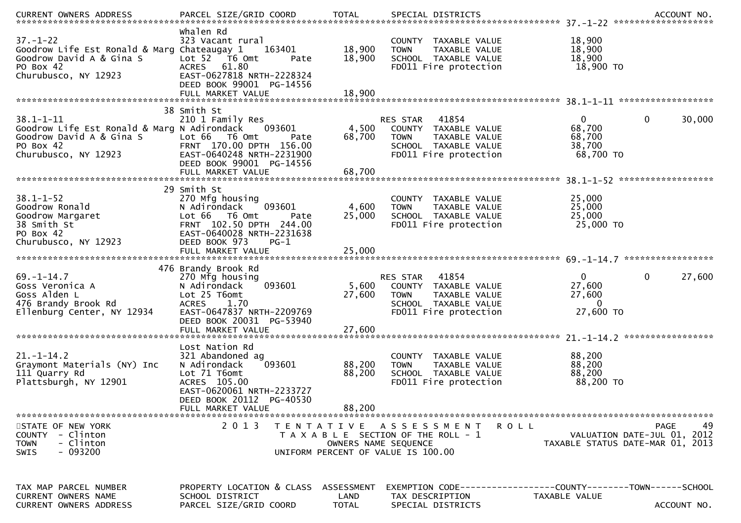CURRENT OWNERS ADDRESS    PARCEL SIZE/GRID COORD    TOTAL    SPECIAL DISTRICTS    ACCOUNT NO.

```
******************************************************************************************************* 37.-1-22 ********************
                                Whalen Rd
37.-1-22                        323 Vacant rural                    COUNTY  TAXABLE VALUE          18,900
Goodrow Life Est Ronald & Marg  Chateaugay 1     163401    18,900   TOWN    TAXABLE VALUE          18,900
Goodrow David A & Gina S        Lot 52  T6 Omt       Pate  18,900   SCHOOL  TAXABLE VALUE          18,900
PO Box 42                       ACRES   61.80                       FD011 Fire protection           18,900 TO
Churubusco, NY 12923            EAST-0627818 NRTH-2228324
                                DEED BOOK 99001  PG-14556
                                FULL MARKET VALUE          18,900
******************************************************************************************************* 38.1-1-11 *******************
                             38 Smith St
38.1-1-11                       210 1 Family Res                    RES STAR   41854                0          0      30,000
Goodrow Life Est Ronald & Marg  N Adirondack     093601     4,500   COUNTY  TAXABLE VALUE          68,700
Goodrow David A & Gina S        Lot 66  T6 Omt       Pate  68,700   TOWN    TAXABLE VALUE          68,700
PO Box 42                       FRNT 170.00 DPTH 156.00             SCHOOL  TAXABLE VALUE          38,700
Churubusco, NY 12923            EAST-0640248 NRTH-2231900           FD011 Fire protection           68,700 TO
                                DEED BOOK 99001  PG-14556
                                FULL MARKET VALUE          68,700
******************************************************************************************************* 38.1-1-52 *******************
                             29 Smith St
38.1-1-52                       270 Mfg housing                     COUNTY  TAXABLE VALUE          25,000
Goodrow Ronald                  N Adirondack     093601     4,600   TOWN    TAXABLE VALUE          25,000
Goodrow Margaret                Lot 66  T6 Omt       Pate  25,000   SCHOOL  TAXABLE VALUE          25,000
38 Smith St                     FRNT 102.50 DPTH 244.00             FD011 Fire protection           25,000 TO
PO Box 42                       EAST-0640028 NRTH-2231638
Churubusco, NY 12923            DEED BOOK 973    PG-1
                                FULL MARKET VALUE          25,000
******************************************************************************************************* 69.-1-14.7 ******************
                            476 Brandy Brook Rd
69.-1-14.7                      270 Mfg housing                     RES STAR   41854                0          0      27,600
Goss Veronica A                 N Adirondack     093601     5,600   COUNTY  TAXABLE VALUE          27,600
Goss Alden L                    Lot 25 T6omt               27,600   TOWN    TAXABLE VALUE          27,600
476 Brandy Brook Rd             ACRES    1.70                       SCHOOL  TAXABLE VALUE               0
Ellenburg Center, NY 12934      EAST-0647837 NRTH-2209769           FD011 Fire protection           27,600 TO
                                DEED BOOK 20031  PG-53940
                                FULL MARKET VALUE          27,600
******************************************************************************************************* 21.-1-14.2 ******************
                                Lost Nation Rd
21.-1-14.2                      321 Abandoned ag                    COUNTY  TAXABLE VALUE          88,200
Graymont Materials (NY) Inc     N Adirondack     093601    88,200   TOWN    TAXABLE VALUE          88,200
111 Quarry Rd                   Lot 71 T6omt               88,200   SCHOOL  TAXABLE VALUE          88,200
Plattsburgh, NY 12901           ACRES  105.00                       FD011 Fire protection           88,200 TO
                                EAST-0620061 NRTH-2233727
                                DEED BOOK 20112  PG-40530
                                FULL MARKET VALUE          88,200
**************************************************************************************************************************************
```

STATE OF NEW YORK
COUNTY - Clinton
TOWN - Clinton
SWIS - 093200

2013 TENTATIVE ASSESSMENT ROLL
TAXABLE SECTION OF THE ROLL - 1
OWNERS NAME SEQUENCE
UNIFORM PERCENT OF VALUE IS 100.00

VALUATION DATE-JUL 01, 2012
TAXABLE STATUS DATE-MAR 01, 2013

| TAX MAP PARCEL NUMBER | PROPERTY LOCATION & CLASS | ASSESSMENT | EXEMPTION CODE------------------COUNTY--------TOWN------SCHOOL |
|---|---|---|---|
| CURRENT OWNERS NAME | SCHOOL DISTRICT | LAND | TAX DESCRIPTION TAXABLE VALUE |
| CURRENT OWNERS ADDRESS | PARCEL SIZE/GRID COORD | TOTAL | SPECIAL DISTRICTS ACCOUNT NO. |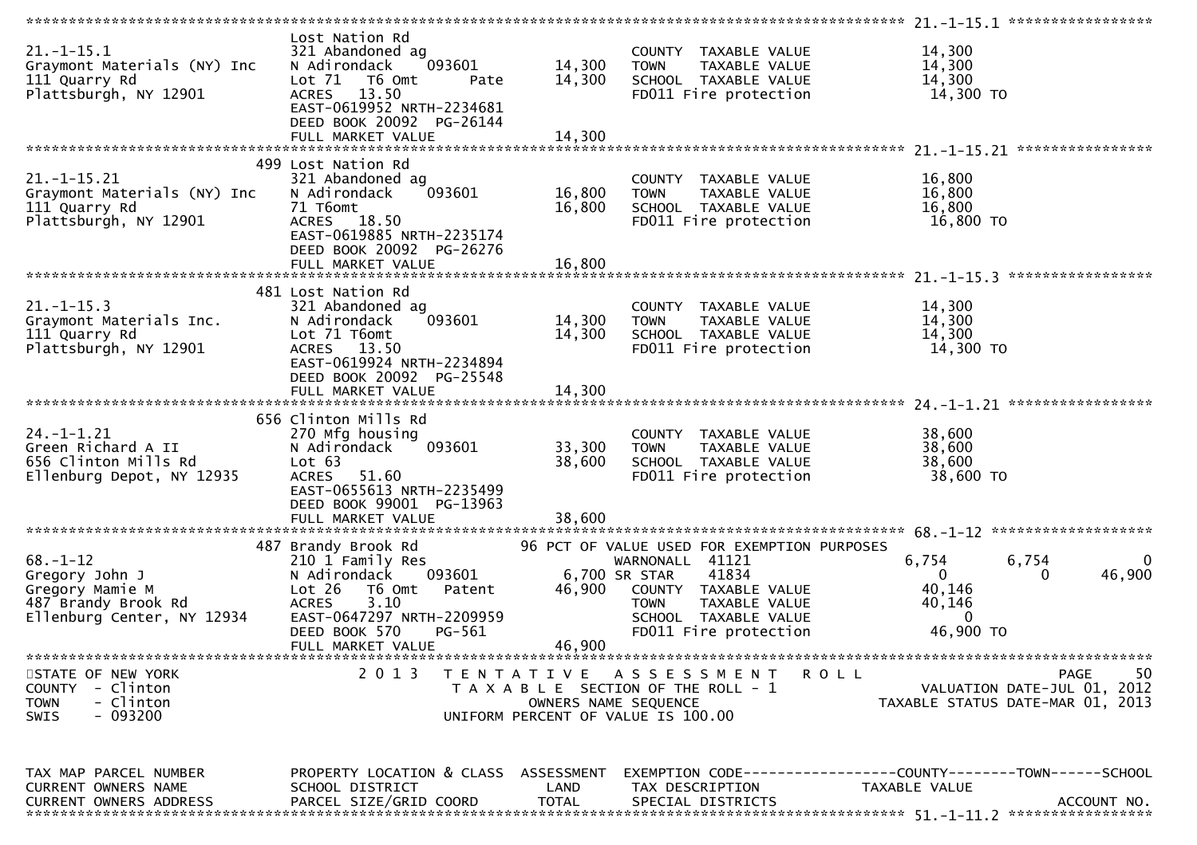```
******************************************************************************************************* 21.-1-15.1 *****************
                               Lost Nation Rd
21.-1-15.1                     321 Abandoned ag                    COUNTY  TAXABLE VALUE            14,300
Graymont Materials (NY) Inc    N Adirondack    093601     14,300   TOWN    TAXABLE VALUE            14,300
111 Quarry Rd                  Lot 71  T6 Omt       Pate  14,300   SCHOOL  TAXABLE VALUE            14,300
Plattsburgh, NY 12901          ACRES   13.50                       FD011 Fire protection             14,300 TO
                               EAST-0619952 NRTH-2234681
                               DEED BOOK 20092  PG-26144
                               FULL MARKET VALUE          14,300
******************************************************************************************************* 21.-1-15.21 ****************
                           499 Lost Nation Rd
21.-1-15.21                    321 Abandoned ag                    COUNTY  TAXABLE VALUE            16,800
Graymont Materials (NY) Inc    N Adirondack    093601     16,800   TOWN    TAXABLE VALUE            16,800
111 Quarry Rd                  71 T6omt                   16,800   SCHOOL  TAXABLE VALUE            16,800
Plattsburgh, NY 12901          ACRES   18.50                       FD011 Fire protection             16,800 TO
                               EAST-0619885 NRTH-2235174
                               DEED BOOK 20092  PG-26276
                               FULL MARKET VALUE          16,800
******************************************************************************************************* 21.-1-15.3 *****************
                           481 Lost Nation Rd
21.-1-15.3                     321 Abandoned ag                    COUNTY  TAXABLE VALUE            14,300
Graymont Materials Inc.        N Adirondack    093601     14,300   TOWN    TAXABLE VALUE            14,300
111 Quarry Rd                  Lot 71 T6omt               14,300   SCHOOL  TAXABLE VALUE            14,300
Plattsburgh, NY 12901          ACRES   13.50                       FD011 Fire protection             14,300 TO
                               EAST-0619924 NRTH-2234894
                               DEED BOOK 20092  PG-25548
                               FULL MARKET VALUE          14,300
******************************************************************************************************* 24.-1-1.21 *****************
                           656 Clinton Mills Rd
24.-1-1.21                     270 Mfg housing                     COUNTY  TAXABLE VALUE            38,600
Green Richard A II             N Adirondack    093601     33,300   TOWN    TAXABLE VALUE            38,600
656 Clinton Mills Rd           Lot 63                     38,600   SCHOOL  TAXABLE VALUE            38,600
Ellenburg Depot, NY 12935      ACRES   51.60                       FD011 Fire protection             38,600 TO
                               EAST-0655613 NRTH-2235499
                               DEED BOOK 99001  PG-13963
                               FULL MARKET VALUE          38,600
******************************************************************************************************* 68.-1-12 *******************
                           487 Brandy Brook Rd            96 PCT OF VALUE USED FOR EXEMPTION PURPOSES
68.-1-12                       210 1 Family Res                    WARNONALL  41121              6,754        6,754            0
Gregory John J                 N Adirondack    093601      6,700 SR STAR     41834                  0            0       46,900
Gregory Mamie M                Lot 26   T6 Omt   Patent   46,900   COUNTY  TAXABLE VALUE            40,146
487 Brandy Brook Rd            ACRES    3.10                       TOWN    TAXABLE VALUE            40,146
Ellenburg Center, NY 12934     EAST-0647297 NRTH-2209959           SCHOOL  TAXABLE VALUE                 0
                               DEED BOOK 570    PG-561             FD011 Fire protection             46,900 TO
                               FULL MARKET VALUE          46,900
************************************************************************************************************************************
STATE OF NEW YORK                 2 0 1 3   T E N T A T I V E   A S S E S S M E N T   R O L L                          PAGE    50
COUNTY  - Clinton                              T A X A B L E  SECTION OF THE ROLL - 1                    VALUATION DATE-JUL 01, 2012
TOWN    - Clinton                                    OWNERS NAME SEQUENCE                           TAXABLE STATUS DATE-MAR 01, 2013
SWIS    - 093200                                UNIFORM PERCENT OF VALUE IS 100.00


TAX MAP PARCEL NUMBER          PROPERTY LOCATION & CLASS  ASSESSMENT  EXEMPTION CODE------------------COUNTY--------TOWN------SCHOOL
CURRENT OWNERS NAME            SCHOOL DISTRICT               LAND      TAX DESCRIPTION            TAXABLE VALUE
CURRENT OWNERS ADDRESS         PARCEL SIZE/GRID COORD        TOTAL     SPECIAL DISTRICTS                                  ACCOUNT NO.
******************************************************************************************************* 51.-1-11.2 *****************
```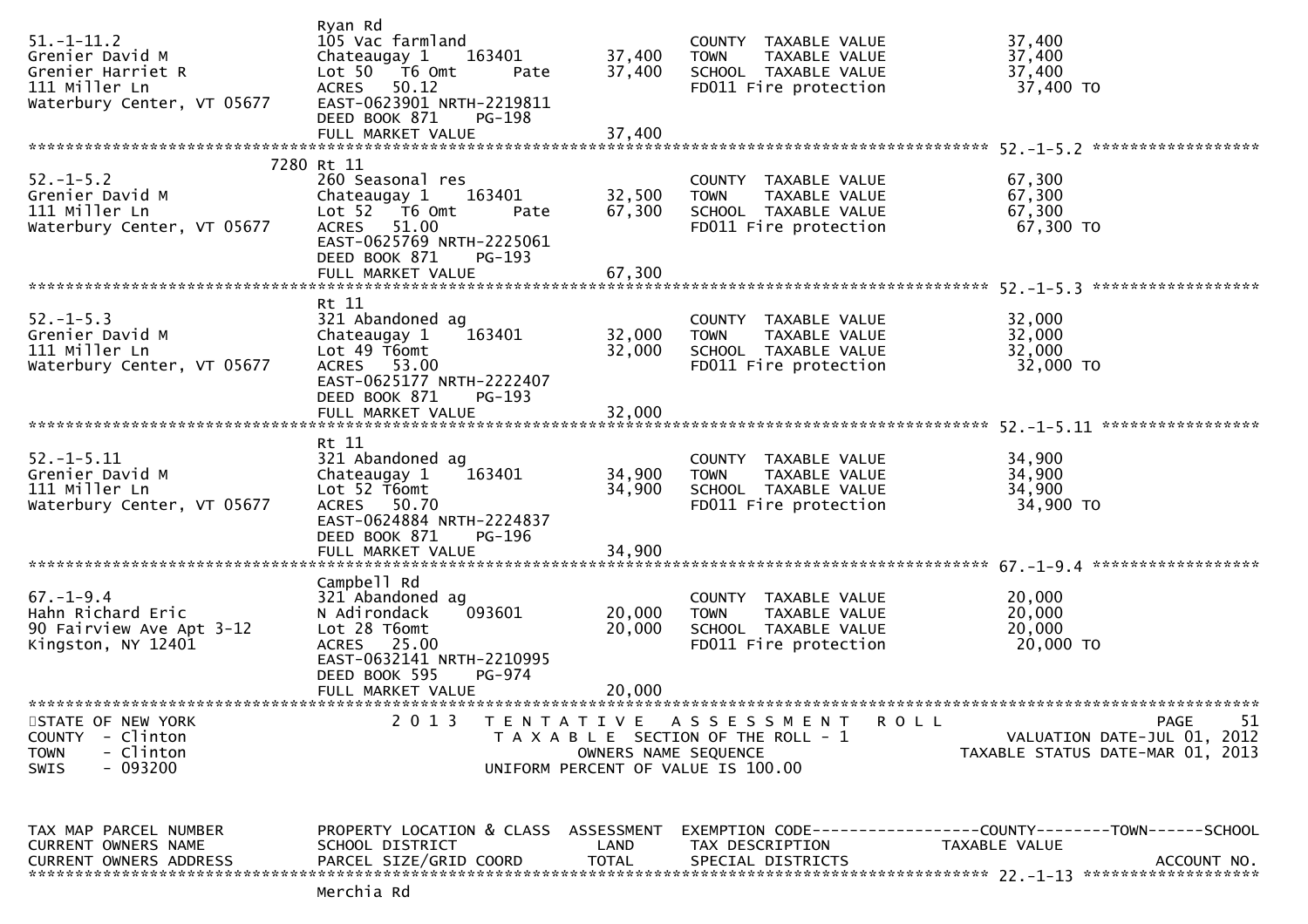```
                              Ryan Rd
51.-1-11.2                    105 Vac farmland                          COUNTY  TAXABLE VALUE           37,400
Grenier David M               Chateaugay 1    163401       37,400       TOWN    TAXABLE VALUE           37,400
Grenier Harriet R             Lot 50   T6 Omt       Pate   37,400       SCHOOL  TAXABLE VALUE           37,400
111 Miller Ln                 ACRES   50.12                             FD011 Fire protection            37,400 TO
Waterbury Center, VT 05677    EAST-0623901 NRTH-2219811
                              DEED BOOK 871    PG-198
                              FULL MARKET VALUE            37,400
******************************************************************************************************* 52.-1-5.2 ******************
                         7280 Rt 11
52.-1-5.2                     260 Seasonal res                          COUNTY  TAXABLE VALUE           67,300
Grenier David M               Chateaugay 1    163401       32,500       TOWN    TAXABLE VALUE           67,300
111 Miller Ln                 Lot 52   T6 Omt       Pate   67,300       SCHOOL  TAXABLE VALUE           67,300
Waterbury Center, VT 05677    ACRES   51.00                             FD011 Fire protection            67,300 TO
                              EAST-0625769 NRTH-2225061
                              DEED BOOK 871    PG-193
                              FULL MARKET VALUE            67,300
******************************************************************************************************* 52.-1-5.3 ******************
                              Rt 11
52.-1-5.3                     321 Abandoned ag                          COUNTY  TAXABLE VALUE           32,000
Grenier David M               Chateaugay 1    163401       32,000       TOWN    TAXABLE VALUE           32,000
111 Miller Ln                 Lot 49 T6omt                 32,000       SCHOOL  TAXABLE VALUE           32,000
Waterbury Center, VT 05677    ACRES   53.00                             FD011 Fire protection            32,000 TO
                              EAST-0625177 NRTH-2222407
                              DEED BOOK 871    PG-193
                              FULL MARKET VALUE            32,000
******************************************************************************************************* 52.-1-5.11 *****************
                              Rt 11
52.-1-5.11                    321 Abandoned ag                          COUNTY  TAXABLE VALUE           34,900
Grenier David M               Chateaugay 1    163401       34,900       TOWN    TAXABLE VALUE           34,900
111 Miller Ln                 Lot 52 T6omt                 34,900       SCHOOL  TAXABLE VALUE           34,900
Waterbury Center, VT 05677    ACRES   50.70                             FD011 Fire protection            34,900 TO
                              EAST-0624884 NRTH-2224837
                              DEED BOOK 871    PG-196
                              FULL MARKET VALUE            34,900
******************************************************************************************************* 67.-1-9.4 ******************
                              Campbell Rd
67.-1-9.4                     321 Abandoned ag                          COUNTY  TAXABLE VALUE           20,000
Hahn Richard Eric             N Adirondack    093601       20,000       TOWN    TAXABLE VALUE           20,000
90 Fairview Ave Apt 3-12      Lot 28 T6omt                 20,000       SCHOOL  TAXABLE VALUE           20,000
Kingston, NY 12401            ACRES   25.00                             FD011 Fire protection            20,000 TO
                              EAST-0632141 NRTH-2210995
                              DEED BOOK 595    PG-974
                              FULL MARKET VALUE            20,000
************************************************************************************************************************************
STATE OF NEW YORK                  2 0 1 3   T E N T A T I V E   A S S E S S M E N T   R O L L                          PAGE    51
COUNTY  - Clinton                           T A X A B L E  SECTION OF THE ROLL - 1                    VALUATION DATE-JUL 01, 2012
TOWN    - Clinton                                  OWNERS NAME SEQUENCE                          TAXABLE STATUS DATE-MAR 01, 2013
SWIS    - 093200                            UNIFORM PERCENT OF VALUE IS 100.00


TAX MAP PARCEL NUMBER         PROPERTY LOCATION & CLASS  ASSESSMENT  EXEMPTION CODE------------------COUNTY--------TOWN------SCHOOL
CURRENT OWNERS NAME           SCHOOL DISTRICT               LAND      TAX DESCRIPTION              TAXABLE VALUE
CURRENT OWNERS ADDRESS        PARCEL SIZE/GRID COORD        TOTAL     SPECIAL DISTRICTS                                  ACCOUNT NO.
******************************************************************************************************* 22.-1-13 *******************
                              Merchia Rd
```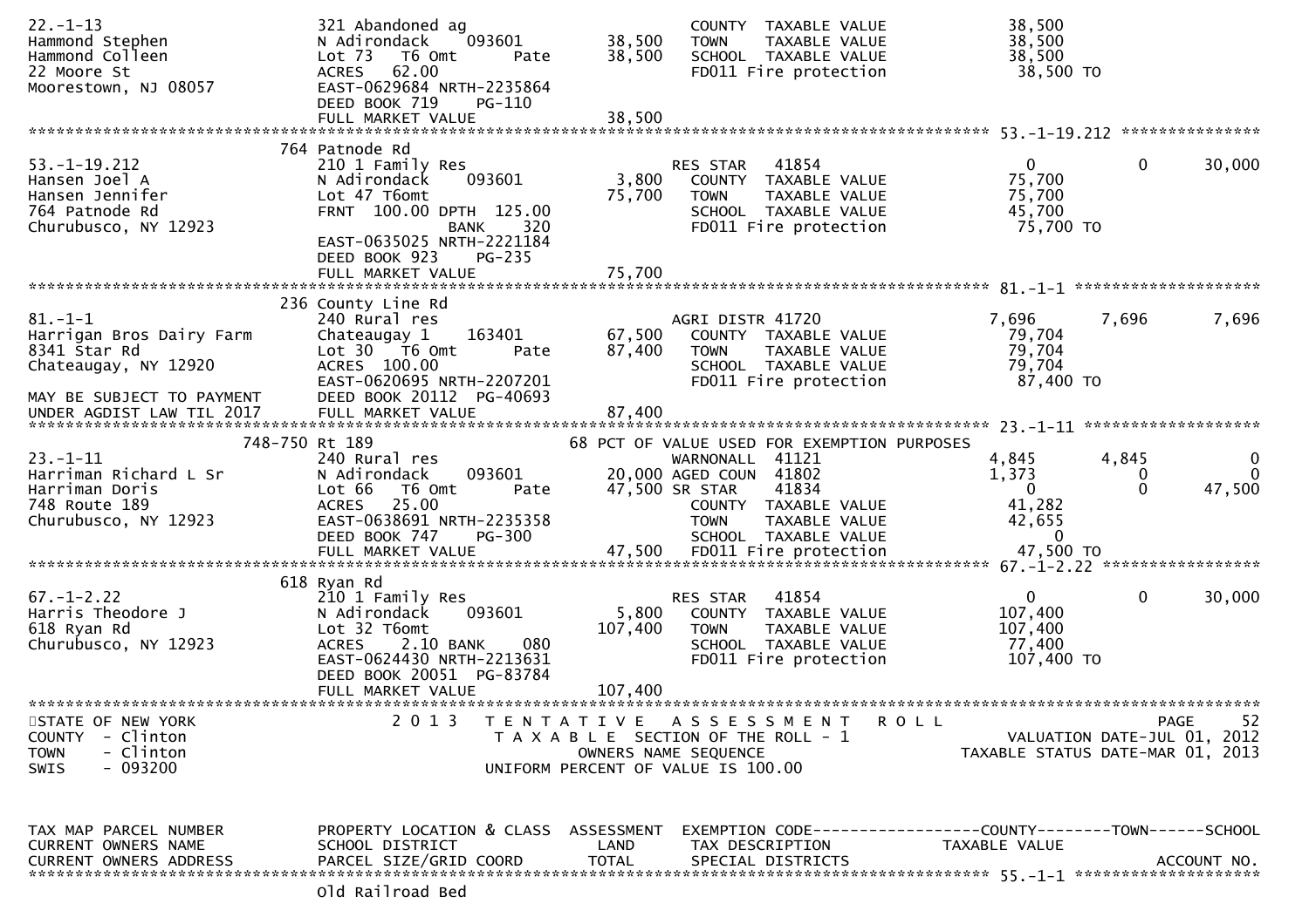```
22.-1-13                       321 Abandoned ag                          COUNTY  TAXABLE VALUE          38,500
Hammond Stephen                N Adirondack    093601        38,500      TOWN    TAXABLE VALUE          38,500
Hammond Colleen                Lot 73   T6 Omt      Pate     38,500      SCHOOL  TAXABLE VALUE          38,500
22 Moore St                    ACRES   62.00                             FD011 Fire protection          38,500 TO
Moorestown, NJ 08057           EAST-0629684 NRTH-2235864
                               DEED BOOK 719    PG-110
                               FULL MARKET VALUE             38,500
******************************************************************************************************* 53.-1-19.212 ***************
                          764 Patnode Rd
53.-1-19.212                   210 1 Family Res                          RES STAR   41854                  0           0      30,000
Hansen Joel A                  N Adirondack    093601         3,800      COUNTY  TAXABLE VALUE          75,700
Hansen Jennifer                Lot 47 T6omt                  75,700      TOWN    TAXABLE VALUE          75,700
764 Patnode Rd                 FRNT  100.00 DPTH  125.00                 SCHOOL  TAXABLE VALUE          45,700
Churubusco, NY 12923                         BANK     320                FD011 Fire protection          75,700 TO
                               EAST-0635025 NRTH-2221184
                               DEED BOOK 923    PG-235
                               FULL MARKET VALUE             75,700
******************************************************************************************************* 81.-1-1 ********************
                          236 County Line Rd
81.-1-1                        240 Rural res                             AGRI DISTR 41720               7,696       7,696       7,696
Harrigan Bros Dairy Farm       Chateaugay 1    163401        67,500      COUNTY  TAXABLE VALUE          79,704
8341 Star Rd                   Lot 30   T6 Omt      Pate     87,400      TOWN    TAXABLE VALUE          79,704
Chateaugay, NY 12920           ACRES  100.00                             SCHOOL  TAXABLE VALUE          79,704
                               EAST-0620695 NRTH-2207201                 FD011 Fire protection          87,400 TO
MAY BE SUBJECT TO PAYMENT      DEED BOOK 20112  PG-40693
UNDER AGDIST LAW TIL 2017      FULL MARKET VALUE             87,400
******************************************************************************************************* 23.-1-11 *******************
                     748-750 Rt 189                          68 PCT OF VALUE USED FOR EXEMPTION PURPOSES
23.-1-11                       240 Rural res                             WARNONALL  41121               4,845       4,845           0
Harriman Richard L Sr          N Adirondack    093601        20,000 AGED COUN  41802               1,373           0           0
Harriman Doris                 Lot 66   T6 Omt      Pate     47,500 SR STAR    41834                   0           0      47,500
748 Route 189                  ACRES   25.00                             COUNTY  TAXABLE VALUE          41,282
Churubusco, NY 12923           EAST-0638691 NRTH-2235358                 TOWN    TAXABLE VALUE          42,655
                               DEED BOOK 747    PG-300                   SCHOOL  TAXABLE VALUE               0
                               FULL MARKET VALUE             47,500      FD011 Fire protection          47,500 TO
******************************************************************************************************* 67.-1-2.22 *****************
                          618 Ryan Rd
67.-1-2.22                     210 1 Family Res                          RES STAR   41854                  0           0      30,000
Harris Theodore J              N Adirondack    093601         5,800      COUNTY  TAXABLE VALUE         107,400
618 Ryan Rd                    Lot 32 T6omt                 107,400      TOWN    TAXABLE VALUE         107,400
Churubusco, NY 12923           ACRES    2.10 BANK     080                SCHOOL  TAXABLE VALUE          77,400
                               EAST-0624430 NRTH-2213631                 FD011 Fire protection         107,400 TO
                               DEED BOOK 20051  PG-83784
                               FULL MARKET VALUE            107,400
************************************************************************************************************************************
STATE OF NEW YORK                    2 0 1 3   T E N T A T I V E   A S S E S S M E N T   R O L L                          PAGE    52
COUNTY  - Clinton                         T A X A B L E  SECTION OF THE ROLL - 1                      VALUATION DATE-JUL 01, 2012
TOWN    - Clinton                                  OWNERS NAME SEQUENCE                          TAXABLE STATUS DATE-MAR 01, 2013
SWIS    - 093200                           UNIFORM PERCENT OF VALUE IS 100.00


TAX MAP PARCEL NUMBER          PROPERTY LOCATION & CLASS  ASSESSMENT  EXEMPTION CODE------------------COUNTY--------TOWN------SCHOOL
CURRENT OWNERS NAME            SCHOOL DISTRICT               LAND      TAX DESCRIPTION              TAXABLE VALUE
CURRENT OWNERS ADDRESS         PARCEL SIZE/GRID COORD       TOTAL      SPECIAL DISTRICTS                                   ACCOUNT NO.
******************************************************************************************************* 55.-1-1 ********************
                               Old Railroad Bed
```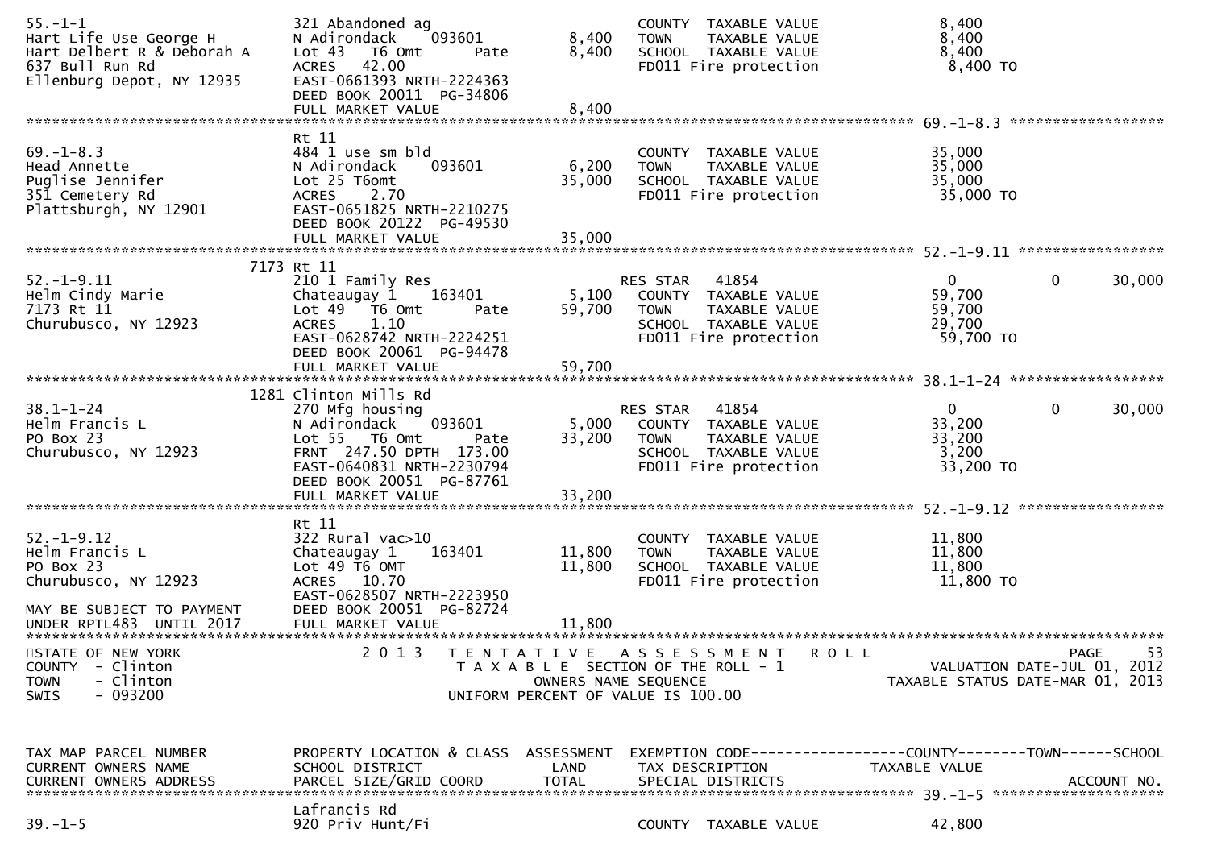```
55.-1-1                        321 Abandoned ag                          COUNTY  TAXABLE VALUE             8,400
Hart Life Use George H         N Adirondack    093601        8,400       TOWN    TAXABLE VALUE             8,400
Hart Delbert R & Deborah A     Lot 43   T6 Omt      Pate     8,400       SCHOOL  TAXABLE VALUE             8,400
637 Bull Run Rd                ACRES   42.00                             FD011 Fire protection              8,400 TO
Ellenburg Depot, NY 12935      EAST-0661393 NRTH-2224363
                               DEED BOOK 20011  PG-34806
                               FULL MARKET VALUE             8,400
******************************************************************************************************* 69.-1-8.3 ******************
                               Rt 11
69.-1-8.3                      484 1 use sm bld                          COUNTY  TAXABLE VALUE            35,000
Head Annette                   N Adirondack    093601        6,200       TOWN    TAXABLE VALUE            35,000
Puglise Jennifer               Lot 25 T6omt                 35,000       SCHOOL  TAXABLE VALUE            35,000
351 Cemetery Rd                ACRES    2.70                             FD011 Fire protection             35,000 TO
Plattsburgh, NY 12901          EAST-0651825 NRTH-2210275
                               DEED BOOK 20122  PG-49530
                               FULL MARKET VALUE            35,000
******************************************************************************************************* 52.-1-9.11 *****************
                          7173 Rt 11
52.-1-9.11                     210 1 Family Res                          RES STAR    41854                 0          0      30,000
Helm Cindy Marie               Chateaugay 1    163401        5,100       COUNTY  TAXABLE VALUE            59,700
7173 Rt 11                     Lot 49   T6 Omt      Pate    59,700       TOWN    TAXABLE VALUE            59,700
Churubusco, NY 12923           ACRES    1.10                             SCHOOL  TAXABLE VALUE            29,700
                               EAST-0628742 NRTH-2224251                 FD011 Fire protection             59,700 TO
                               DEED BOOK 20061  PG-94478
                               FULL MARKET VALUE            59,700
******************************************************************************************************* 38.1-1-24 ******************
                          1281 Clinton Mills Rd
38.1-1-24                      270 Mfg housing                           RES STAR    41854                 0          0      30,000
Helm Francis L                 N Adirondack    093601        5,000       COUNTY  TAXABLE VALUE            33,200
PO Box 23                      Lot 55   T6 Omt      Pate    33,200       TOWN    TAXABLE VALUE            33,200
Churubusco, NY 12923           FRNT  247.50 DPTH  173.00                 SCHOOL  TAXABLE VALUE             3,200
                               EAST-0640831 NRTH-2230794                 FD011 Fire protection             33,200 TO
                               DEED BOOK 20051  PG-87761
                               FULL MARKET VALUE            33,200
******************************************************************************************************* 52.-1-9.12 *****************
                               Rt 11
52.-1-9.12                     322 Rural vac>10                          COUNTY  TAXABLE VALUE            11,800
Helm Francis L                 Chateaugay 1    163401       11,800       TOWN    TAXABLE VALUE            11,800
PO Box 23                      Lot 49 T6 OMT                11,800       SCHOOL  TAXABLE VALUE            11,800
Churubusco, NY 12923           ACRES   10.70                             FD011 Fire protection             11,800 TO
                               EAST-0628507 NRTH-2223950
MAY BE SUBJECT TO PAYMENT      DEED BOOK 20051  PG-82724
UNDER RPTL483  UNTIL 2017      FULL MARKET VALUE            11,800
************************************************************************************************************************************
STATE OF NEW YORK                2 0 1 3   T E N T A T I V E   A S S E S S M E N T   R O L L                              PAGE     53
COUNTY  - Clinton                          T A X A B L E  SECTION OF THE ROLL - 1                        VALUATION DATE-JUL 01, 2012
TOWN    - Clinton                                 OWNERS NAME SEQUENCE                              TAXABLE STATUS DATE-MAR 01, 2013
SWIS    - 093200                           UNIFORM PERCENT OF VALUE IS 100.00


TAX MAP PARCEL NUMBER          PROPERTY LOCATION & CLASS  ASSESSMENT  EXEMPTION CODE------------------COUNTY--------TOWN------SCHOOL
CURRENT OWNERS NAME            SCHOOL DISTRICT               LAND     TAX DESCRIPTION            TAXABLE VALUE
CURRENT OWNERS ADDRESS         PARCEL SIZE/GRID COORD        TOTAL    SPECIAL DISTRICTS                                  ACCOUNT NO.
******************************************************************************************************* 39.-1-5 ********************
                               Lafrancis Rd
39.-1-5                        920 Priv Hunt/Fi                          COUNTY  TAXABLE VALUE            42,800
```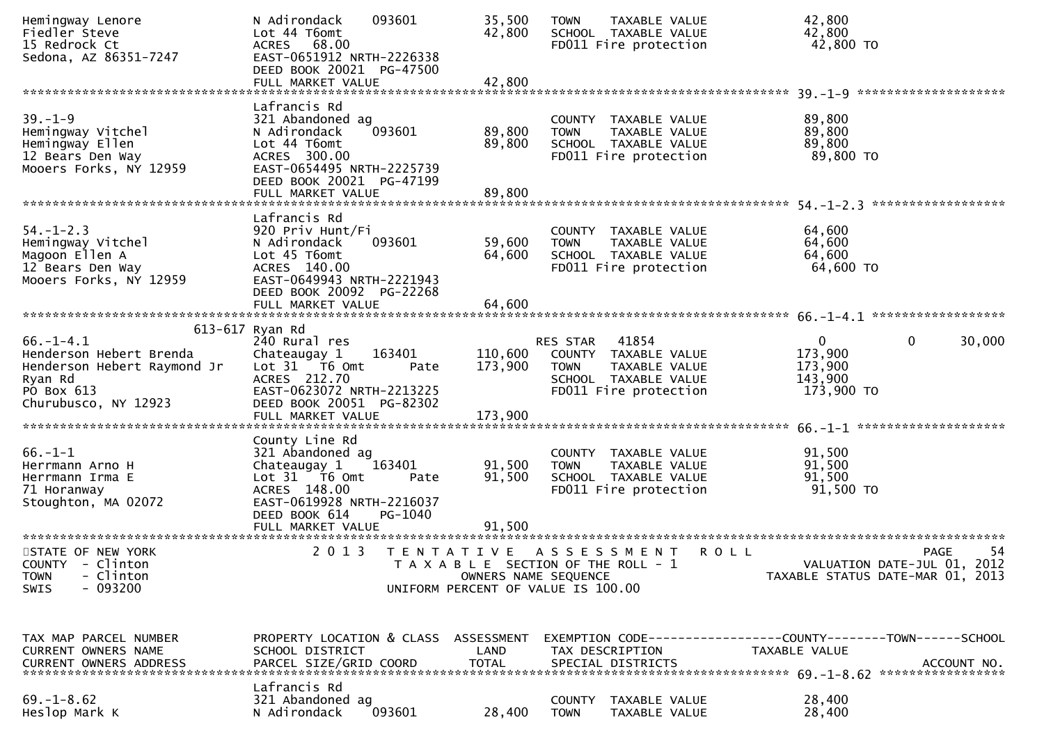```
Hemingway Lenore              N Adirondack     093601           35,500    TOWN     TAXABLE VALUE             42,800
Fiedler Steve                 Lot 44 T6omt                      42,800    SCHOOL  TAXABLE VALUE              42,800
15 Redrock Ct                 ACRES   68.00                               FD011 Fire protection               42,800 TO
Sedona, AZ 86351-7247         EAST-0651912 NRTH-2226338
                              DEED BOOK 20021  PG-47500
                              FULL MARKET VALUE                 42,800
******************************************************************************************************* 39.-1-9 ********************
                              Lafrancis Rd
39.-1-9                       321 Abandoned ag                            COUNTY  TAXABLE VALUE              89,800
Hemingway Vitchel             N Adirondack     093601           89,800    TOWN     TAXABLE VALUE             89,800
Hemingway Ellen               Lot 44 T6omt                      89,800    SCHOOL  TAXABLE VALUE              89,800
12 Bears Den Way              ACRES  300.00                               FD011 Fire protection               89,800 TO
Mooers Forks, NY 12959        EAST-0654495 NRTH-2225739
                              DEED BOOK 20021  PG-47199
                              FULL MARKET VALUE                 89,800
******************************************************************************************************* 54.-1-2.3 ******************
                              Lafrancis Rd
54.-1-2.3                     920 Priv Hunt/Fi                            COUNTY  TAXABLE VALUE              64,600
Hemingway Vitchel             N Adirondack     093601           59,600    TOWN     TAXABLE VALUE             64,600
Magoon Ellen A                Lot 45 T6omt                      64,600    SCHOOL  TAXABLE VALUE              64,600
12 Bears Den Way              ACRES  140.00                               FD011 Fire protection               64,600 TO
Mooers Forks, NY 12959        EAST-0649943 NRTH-2221943
                              DEED BOOK 20092  PG-22268
                              FULL MARKET VALUE                 64,600
******************************************************************************************************* 66.-1-4.1 ******************
                      613-617 Ryan Rd
66.-1-4.1                     240 Rural res                               RES STAR   41854                        0            0      30,000
Henderson Hebert Brenda       Chateaugay 1     163401          110,600    COUNTY  TAXABLE VALUE             173,900
Henderson Hebert Raymond Jr   Lot 31  T6 Omt          Pate     173,900    TOWN     TAXABLE VALUE            173,900
Ryan Rd                       ACRES  212.70                               SCHOOL  TAXABLE VALUE             143,900
PO Box 613                    EAST-0623072 NRTH-2213225                   FD011 Fire protection              173,900 TO
Churubusco, NY 12923          DEED BOOK 20051  PG-82302
                              FULL MARKET VALUE                173,900
******************************************************************************************************* 66.-1-1 ********************
                              County Line Rd
66.-1-1                       321 Abandoned ag                            COUNTY  TAXABLE VALUE              91,500
Herrmann Arno H               Chateaugay 1     163401           91,500    TOWN     TAXABLE VALUE             91,500
Herrmann Irma E               Lot 31  T6 Omt          Pate      91,500    SCHOOL  TAXABLE VALUE              91,500
71 Horanway                   ACRES  148.00                               FD011 Fire protection               91,500 TO
Stoughton, MA 02072           EAST-0619928 NRTH-2216037
                              DEED BOOK 614    PG-1040
                              FULL MARKET VALUE                 91,500
************************************************************************************************************************************
STATE OF NEW YORK                 2 0 1 3   T E N T A T I V E   A S S E S S M E N T   R O L L                                PAGE    54
COUNTY  - Clinton                           T A X A B L E  SECTION OF THE ROLL - 1                     VALUATION DATE-JUL 01, 2012
TOWN    - Clinton                                  OWNERS NAME SEQUENCE                             TAXABLE STATUS DATE-MAR 01, 2013
SWIS    - 093200                            UNIFORM PERCENT OF VALUE IS 100.00


TAX MAP PARCEL NUMBER         PROPERTY LOCATION & CLASS  ASSESSMENT  EXEMPTION CODE------------------COUNTY--------TOWN------SCHOOL
CURRENT OWNERS NAME           SCHOOL DISTRICT               LAND      TAX DESCRIPTION              TAXABLE VALUE
CURRENT OWNERS ADDRESS        PARCEL SIZE/GRID COORD        TOTAL     SPECIAL DISTRICTS                                  ACCOUNT NO.
******************************************************************************************************* 69.-1-8.62 *****************
                              Lafrancis Rd
69.-1-8.62                    321 Abandoned ag                            COUNTY  TAXABLE VALUE              28,400
Heslop Mark K                 N Adirondack     093601           28,400    TOWN     TAXABLE VALUE             28,400
```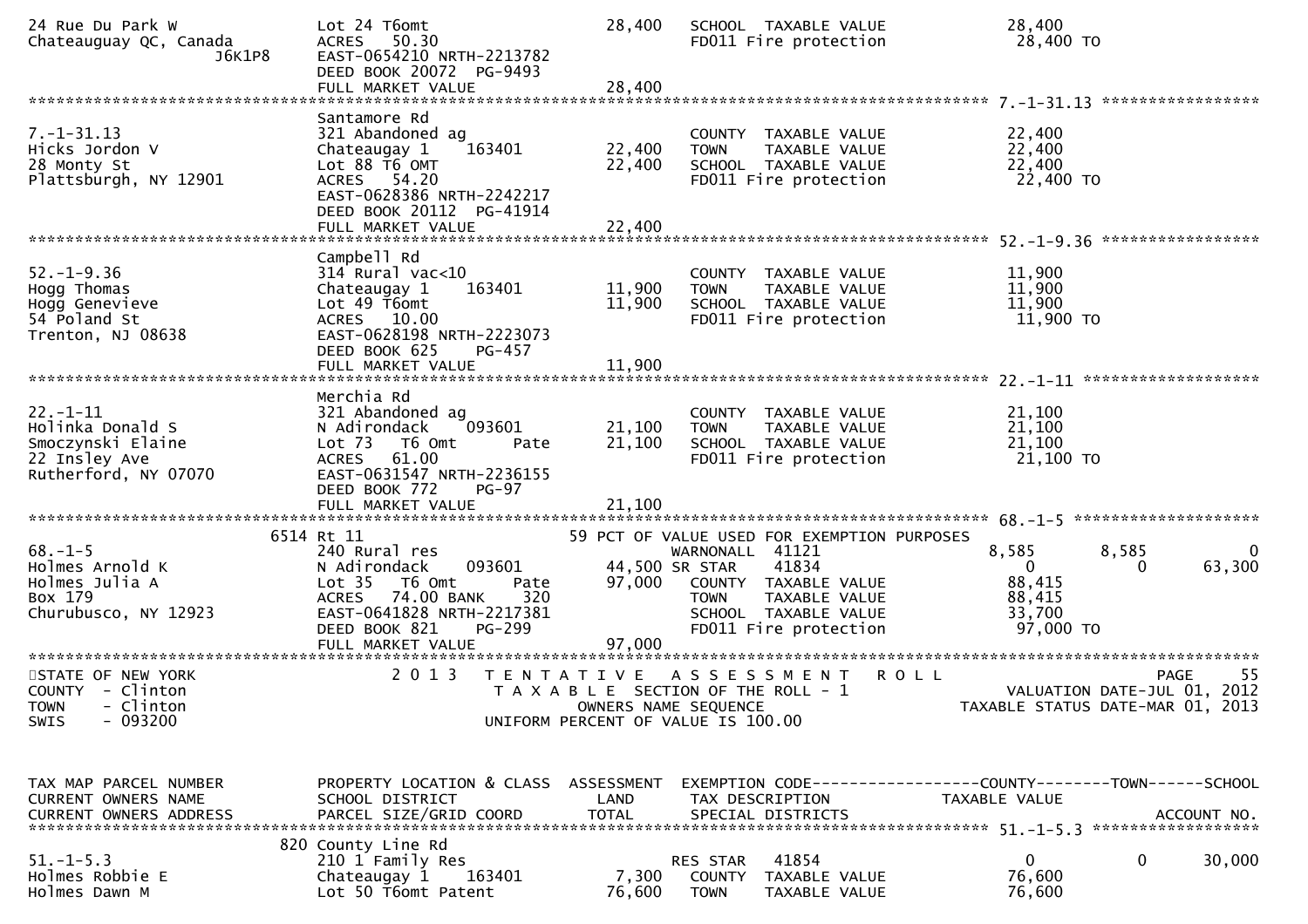```
24 Rue Du Park W               Lot 24 T6omt                    28,400   SCHOOL  TAXABLE VALUE              28,400
Chateauguay QC, Canada         ACRES   50.30                            FD011 Fire protection               28,400 TO
                 J6K1P8        EAST-0654210 NRTH-2213782
                               DEED BOOK 20072  PG-9493
                               FULL MARKET VALUE               28,400
******************************************************************************************************* 7.-1-31.13 *****************
                               Santamore Rd
7.-1-31.13                     321 Abandoned ag                         COUNTY  TAXABLE VALUE              22,400
Hicks Jordon V                 Chateaugay 1     163401         22,400   TOWN    TAXABLE VALUE              22,400
28 Monty St                    Lot 88 T6 OMT                   22,400   SCHOOL  TAXABLE VALUE              22,400
Plattsburgh, NY 12901          ACRES   54.20                            FD011 Fire protection               22,400 TO
                               EAST-0628386 NRTH-2242217
                               DEED BOOK 20112  PG-41914
                               FULL MARKET VALUE               22,400
******************************************************************************************************* 52.-1-9.36 *****************
                               Campbell Rd
52.-1-9.36                     314 Rural vac<10                         COUNTY  TAXABLE VALUE              11,900
Hogg Thomas                    Chateaugay 1     163401         11,900   TOWN    TAXABLE VALUE              11,900
Hogg Genevieve                 Lot 49 T6omt                    11,900   SCHOOL  TAXABLE VALUE              11,900
54 Poland St                   ACRES   10.00                            FD011 Fire protection               11,900 TO
Trenton, NJ 08638              EAST-0628198 NRTH-2223073
                               DEED BOOK 625    PG-457
                               FULL MARKET VALUE               11,900
******************************************************************************************************* 22.-1-11 *******************
                               Merchia Rd
22.-1-11                       321 Abandoned ag                         COUNTY  TAXABLE VALUE              21,100
Holinka Donald S               N Adirondack     093601         21,100   TOWN    TAXABLE VALUE              21,100
Smoczynski Elaine              Lot 73  T6 Omt      Pate        21,100   SCHOOL  TAXABLE VALUE              21,100
22 Insley Ave                  ACRES   61.00                            FD011 Fire protection               21,100 TO
Rutherford, NY 07070           EAST-0631547 NRTH-2236155
                               DEED BOOK 772    PG-97
                               FULL MARKET VALUE               21,100
******************************************************************************************************* 68.-1-5 ********************
                          6514 Rt 11                           59 PCT OF VALUE USED FOR EXEMPTION PURPOSES
68.-1-5                        240 Rural res                            WARNONALL  41121               8,585       8,585           0
Holmes Arnold K                N Adirondack     093601         44,500 SR STAR     41834                    0           0      63,300
Holmes Julia A                 Lot 35  T6 Omt      Pate        97,000   COUNTY  TAXABLE VALUE              88,415
Box 179                        ACRES   74.00 BANK     320               TOWN    TAXABLE VALUE              88,415
Churubusco, NY 12923           EAST-0641828 NRTH-2217381                SCHOOL  TAXABLE VALUE              33,700
                               DEED BOOK 821    PG-299                  FD011 Fire protection               97,000 TO
                               FULL MARKET VALUE               97,000
************************************************************************************************************************************
STATE OF NEW YORK                2 0 1 3   T E N T A T I V E   A S S E S S M E N T   R O L L                              PAGE    55
COUNTY  - Clinton                          T A X A B L E  SECTION OF THE ROLL - 1                      VALUATION DATE-JUL 01, 2012
TOWN    - Clinton                               OWNERS NAME SEQUENCE                                TAXABLE STATUS DATE-MAR 01, 2013
SWIS    - 093200                         UNIFORM PERCENT OF VALUE IS 100.00


TAX MAP PARCEL NUMBER          PROPERTY LOCATION & CLASS  ASSESSMENT  EXEMPTION CODE------------------COUNTY--------TOWN------SCHOOL
CURRENT OWNERS NAME            SCHOOL DISTRICT               LAND      TAX DESCRIPTION             TAXABLE VALUE
CURRENT OWNERS ADDRESS         PARCEL SIZE/GRID COORD       TOTAL      SPECIAL DISTRICTS                                   ACCOUNT NO.
******************************************************************************************************* 51.-1-5.3 ******************
                           820 County Line Rd
51.-1-5.3                      210 1 Family Res                         RES STAR   41854                   0           0      30,000
Holmes Robbie E                Chateaugay 1     163401          7,300   COUNTY  TAXABLE VALUE              76,600
Holmes Dawn M                  Lot 50 T6omt Patent             76,600   TOWN    TAXABLE VALUE              76,600
```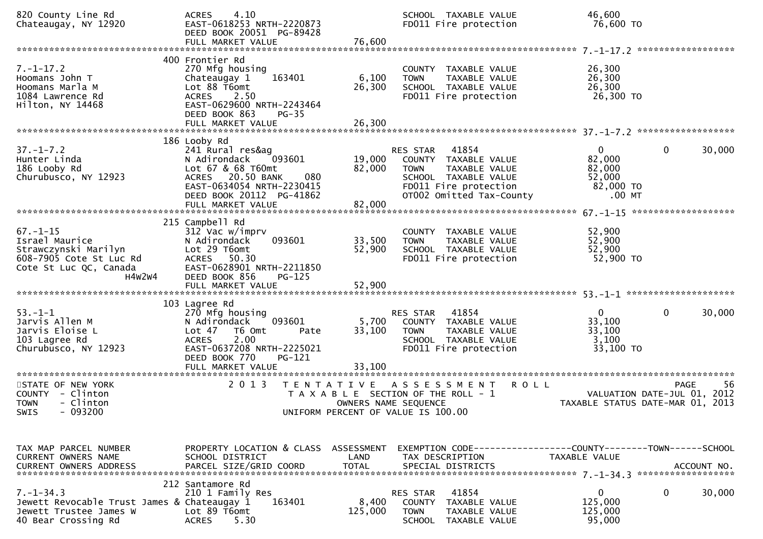```
820 County Line Rd          ACRES    4.10                            SCHOOL  TAXABLE VALUE              46,600
Chateaugay, NY 12920        EAST-0618253 NRTH-2220873                FD011 Fire protection               76,600 TO
                            DEED BOOK 20051  PG-89428
                            FULL MARKET VALUE               76,600
******************************************************************************************************* 7.-1-17.2 ******************
                           400 Frontier Rd
7.-1-17.2                   270 Mfg housing                          COUNTY  TAXABLE VALUE              26,300
Hoomans John T              Chateaugay 1     163401         6,100    TOWN    TAXABLE VALUE              26,300
Hoomans Marla M             Lot 88 T6omt                   26,300    SCHOOL  TAXABLE VALUE              26,300
1084 Lawrence Rd            ACRES    2.50                            FD011 Fire protection               26,300 TO
Hilton, NY 14468            EAST-0629600 NRTH-2243464
                            DEED BOOK 863    PG-35
                            FULL MARKET VALUE               26,300
******************************************************************************************************* 37.-1-7.2 ******************
                           186 Looby Rd
37.-1-7.2                   241 Rural res&ag                         RES STAR   41854                     0            0       30,000
Hunter Linda                N Adirondack     093601        19,000    COUNTY  TAXABLE VALUE              82,000
186 Looby Rd                Lot 67 & 68 T60mt              82,000    TOWN    TAXABLE VALUE              82,000
Churubusco, NY 12923        ACRES   20.50 BANK     080               SCHOOL  TAXABLE VALUE              52,000
                            EAST-0634054 NRTH-2230415                FD011 Fire protection               82,000 TO
                            DEED BOOK 20112  PG-41862                OT002 Omitted Tax-County               .00 MT
                            FULL MARKET VALUE               82,000
******************************************************************************************************* 67.-1-15 *******************
                           215 Campbell Rd
67.-1-15                    312 Vac w/imprv                          COUNTY  TAXABLE VALUE              52,900
Israel Maurice              N Adirondack     093601        33,500    TOWN    TAXABLE VALUE              52,900
Strawczynski Marilyn        Lot 29 T6omt                   52,900    SCHOOL  TAXABLE VALUE              52,900
608-7905 Cote St Luc Rd     ACRES   50.30                            FD011 Fire protection               52,900 TO
Cote St Luc QC, Canada      EAST-0628901 NRTH-2211850
                 H4W2W4     DEED BOOK 856    PG-125
                            FULL MARKET VALUE               52,900
******************************************************************************************************* 53.-1-1 ********************
                           103 Lagree Rd
53.-1-1                     270 Mfg housing                          RES STAR   41854                     0            0       30,000
Jarvis Allen M              N Adirondack     093601         5,700    COUNTY  TAXABLE VALUE              33,100
Jarvis Eloise L             Lot 47   T6 Omt        Pate    33,100    TOWN    TAXABLE VALUE              33,100
103 Lagree Rd               ACRES    2.00                            SCHOOL  TAXABLE VALUE               3,100
Churubusco, NY 12923        EAST-0637208 NRTH-2225021                FD011 Fire protection               33,100 TO
                            DEED BOOK 770    PG-121
                            FULL MARKET VALUE               33,100
************************************************************************************************************************************
STATE OF NEW YORK                2 0 1 3   T E N T A T I V E   A S S E S S M E N T   R O L L                              PAGE    56
COUNTY  - Clinton                          T A X A B L E  SECTION OF THE ROLL - 1                        VALUATION DATE-JUL 01, 2012
TOWN    - Clinton                                  OWNERS NAME SEQUENCE                              TAXABLE STATUS DATE-MAR 01, 2013
SWIS    - 093200                            UNIFORM PERCENT OF VALUE IS 100.00


TAX MAP PARCEL NUMBER       PROPERTY LOCATION & CLASS  ASSESSMENT  EXEMPTION CODE------------------COUNTY--------TOWN------SCHOOL
CURRENT OWNERS NAME         SCHOOL DISTRICT               LAND     TAX DESCRIPTION              TAXABLE VALUE
CURRENT OWNERS ADDRESS      PARCEL SIZE/GRID COORD        TOTAL    SPECIAL DISTRICTS                                  ACCOUNT NO.
******************************************************************************************************* 7.-1-34.3 ******************
                           212 Santamore Rd
7.-1-34.3                   210 1 Family Res                         RES STAR   41854                     0            0       30,000
Jewett Revocable Trust James & Chateaugay 1   163401        8,400    COUNTY  TAXABLE VALUE             125,000
Jewett Trustee James W      Lot 89 T6omt                  125,000    TOWN    TAXABLE VALUE             125,000
40 Bear Crossing Rd         ACRES    5.30                            SCHOOL  TAXABLE VALUE              95,000
```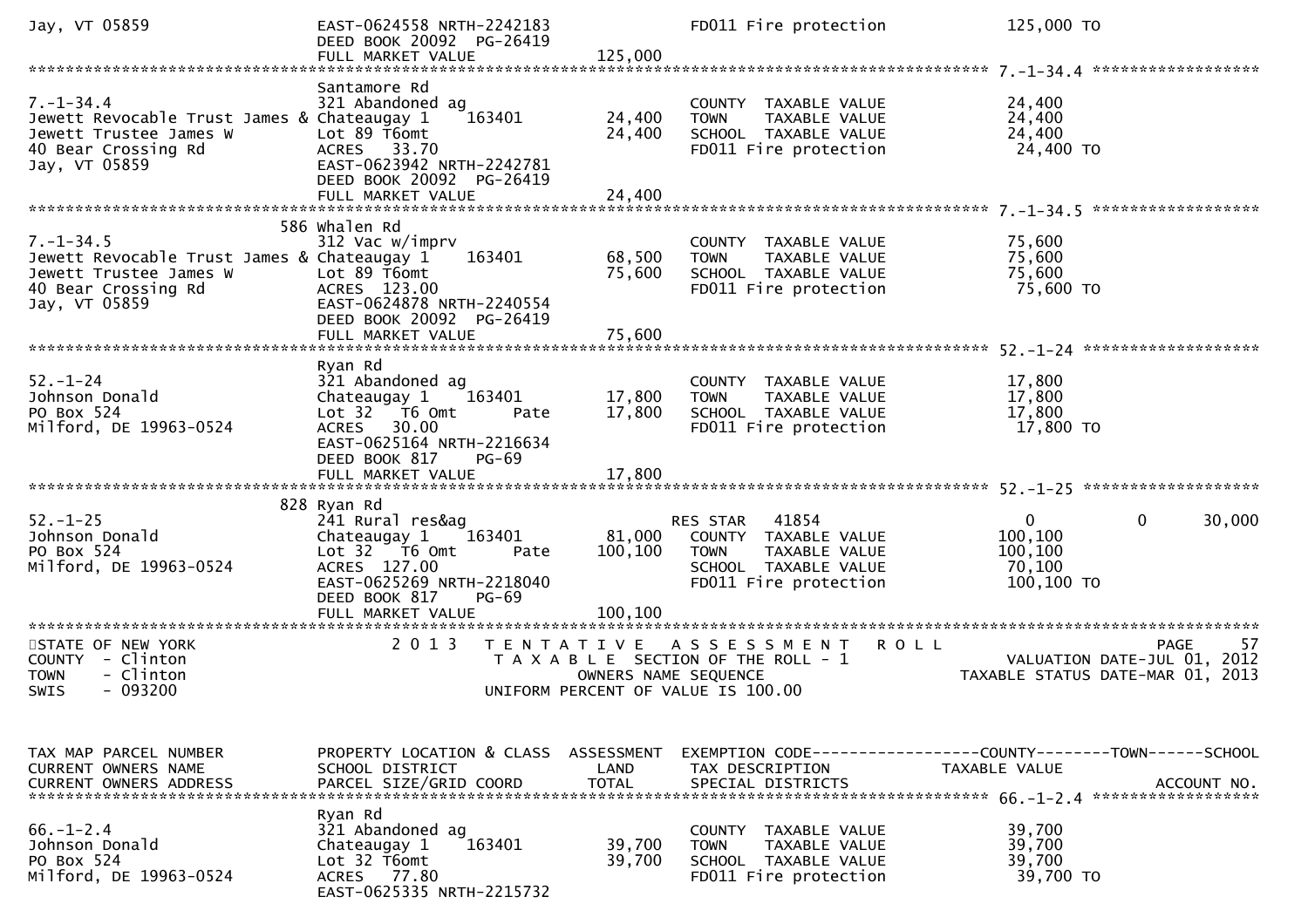```
Jay, VT 05859                      EAST-0624558 NRTH-2242183               FD011 Fire protection              125,000 TO
                                   DEED BOOK 20092  PG-26419
                                   FULL MARKET VALUE             125,000
******************************************************************************************************* 7.-1-34.4 ******************
                                   Santamore Rd
7.-1-34.4                          321 Abandoned ag                        COUNTY  TAXABLE VALUE              24,400
Jewett Revocable Trust James &     Chateaugay 1     163401      24,400    TOWN    TAXABLE VALUE              24,400
Jewett Trustee James W             Lot 89 T6omt                  24,400    SCHOOL  TAXABLE VALUE              24,400
40 Bear Crossing Rd                ACRES   33.70                           FD011 Fire protection               24,400 TO
Jay, VT 05859                      EAST-0623942 NRTH-2242781
                                   DEED BOOK 20092  PG-26419
                                   FULL MARKET VALUE              24,400
******************************************************************************************************* 7.-1-34.5 ******************
                               586 Whalen Rd
7.-1-34.5                          312 Vac w/imprv                         COUNTY  TAXABLE VALUE              75,600
Jewett Revocable Trust James &     Chateaugay 1     163401      68,500    TOWN    TAXABLE VALUE              75,600
Jewett Trustee James W             Lot 89 T6omt                  75,600    SCHOOL  TAXABLE VALUE              75,600
40 Bear Crossing Rd                ACRES  123.00                           FD011 Fire protection               75,600 TO
Jay, VT 05859                      EAST-0624878 NRTH-2240554
                                   DEED BOOK 20092  PG-26419
                                   FULL MARKET VALUE              75,600
******************************************************************************************************* 52.-1-24 *******************
                                   Ryan Rd
52.-1-24                           321 Abandoned ag                        COUNTY  TAXABLE VALUE              17,800
Johnson Donald                     Chateaugay 1     163401      17,800    TOWN    TAXABLE VALUE              17,800
PO Box 524                         Lot 32   T6 Omt        Pate   17,800    SCHOOL  TAXABLE VALUE              17,800
Milford, DE 19963-0524             ACRES   30.00                           FD011 Fire protection               17,800 TO
                                   EAST-0625164 NRTH-2216634
                                   DEED BOOK 817    PG-69
                                   FULL MARKET VALUE              17,800
******************************************************************************************************* 52.-1-25 *******************
                               828 Ryan Rd
52.-1-25                           241 Rural res&ag                        RES STAR   41854                   0            0       30,000
Johnson Donald                     Chateaugay 1     163401      81,000    COUNTY  TAXABLE VALUE             100,100
PO Box 524                         Lot 32   T6 Omt        Pate  100,100    TOWN    TAXABLE VALUE             100,100
Milford, DE 19963-0524             ACRES  127.00                           SCHOOL  TAXABLE VALUE              70,100
                                   EAST-0625269 NRTH-2218040               FD011 Fire protection              100,100 TO
                                   DEED BOOK 817    PG-69
                                   FULL MARKET VALUE             100,100
************************************************************************************************************************************
STATE OF NEW YORK                 2 0 1 3   T E N T A T I V E   A S S E S S M E N T   R O L L                          PAGE    57
COUNTY  - Clinton                          T A X A B L E  SECTION OF THE ROLL - 1                       VALUATION DATE-JUL 01, 2012
TOWN    - Clinton                                  OWNERS NAME SEQUENCE                            TAXABLE STATUS DATE-MAR 01, 2013
SWIS    - 093200                           UNIFORM PERCENT OF VALUE IS 100.00



TAX MAP PARCEL NUMBER              PROPERTY LOCATION & CLASS  ASSESSMENT  EXEMPTION CODE------------------COUNTY--------TOWN------SCHOOL
CURRENT OWNERS NAME                SCHOOL DISTRICT               LAND      TAX DESCRIPTION             TAXABLE VALUE
CURRENT OWNERS ADDRESS             PARCEL SIZE/GRID COORD        TOTAL     SPECIAL DISTRICTS                                    ACCOUNT NO.
******************************************************************************************************* 66.-1-2.4 ******************
                                   Ryan Rd
66.-1-2.4                          321 Abandoned ag                        COUNTY  TAXABLE VALUE              39,700
Johnson Donald                     Chateaugay 1     163401      39,700    TOWN    TAXABLE VALUE              39,700
PO Box 524                         Lot 32 T6omt                  39,700    SCHOOL  TAXABLE VALUE              39,700
Milford, DE 19963-0524             ACRES   77.80                           FD011 Fire protection               39,700 TO
                                   EAST-0625335 NRTH-2215732
```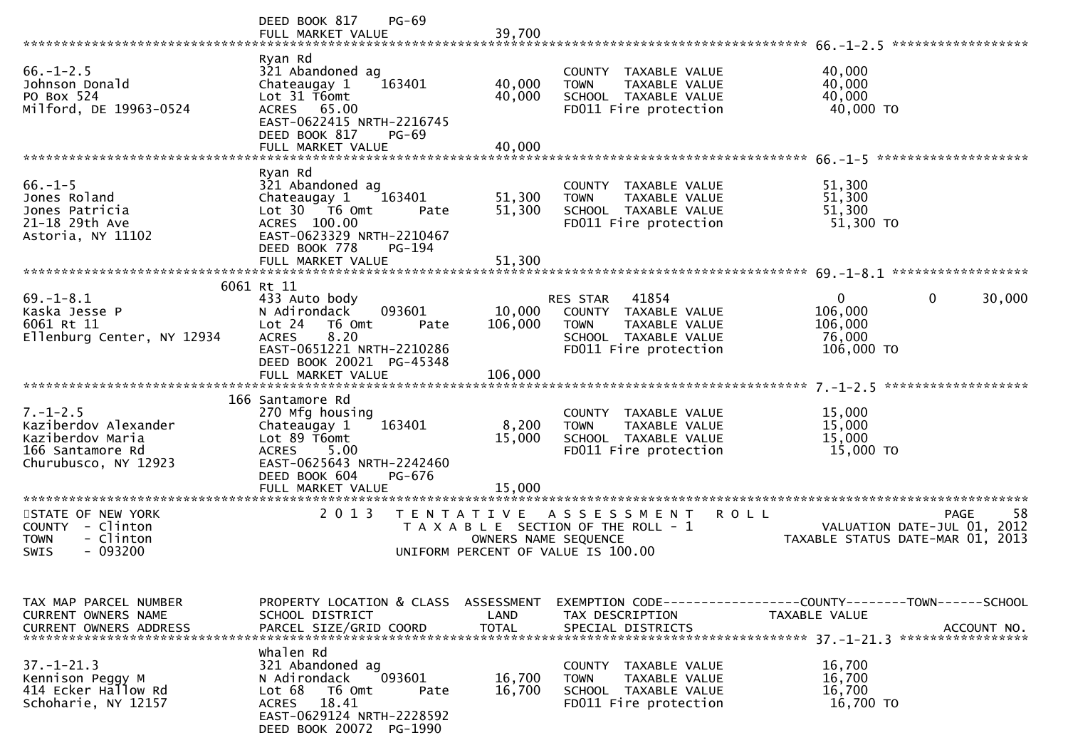```
                                 DEED BOOK 817    PG-69
                                 FULL MARKET VALUE              39,700
****************************************************************************************************** 66.-1-2.5 ******************
                                 Ryan Rd
66.-1-2.5                        321 Abandoned ag                         COUNTY  TAXABLE VALUE              40,000
Johnson Donald                   Chateaugay 1     163401        40,000    TOWN    TAXABLE VALUE              40,000
PO Box 524                       Lot 31 T6omt                   40,000    SCHOOL  TAXABLE VALUE              40,000
Milford, DE 19963-0524           ACRES   65.00                            FD011 Fire protection               40,000 TO
                                 EAST-0622415 NRTH-2216745
                                 DEED BOOK 817    PG-69
                                 FULL MARKET VALUE              40,000
****************************************************************************************************** 66.-1-5 ********************
                                 Ryan Rd
66.-1-5                          321 Abandoned ag                         COUNTY  TAXABLE VALUE              51,300
Jones Roland                     Chateaugay 1     163401        51,300    TOWN    TAXABLE VALUE              51,300
Jones Patricia                   Lot 30   T6 Omt        Pate    51,300    SCHOOL  TAXABLE VALUE              51,300
21-18 29th Ave                   ACRES  100.00                            FD011 Fire protection               51,300 TO
Astoria, NY 11102                EAST-0623329 NRTH-2210467
                                 DEED BOOK 778    PG-194
                                 FULL MARKET VALUE              51,300
****************************************************************************************************** 69.-1-8.1 ******************
                            6061 Rt 11
69.-1-8.1                        433 Auto body                            RES STAR    41854                    0           0      30,000
Kaska Jesse P                    N Adirondack     093601        10,000    COUNTY  TAXABLE VALUE             106,000
6061 Rt 11                       Lot 24   T6 Omt        Pate   106,000    TOWN    TAXABLE VALUE             106,000
Ellenburg Center, NY 12934       ACRES    8.20                            SCHOOL  TAXABLE VALUE              76,000
                                 EAST-0651221 NRTH-2210286                FD011 Fire protection              106,000 TO
                                 DEED BOOK 20021  PG-45348
                                 FULL MARKET VALUE             106,000
****************************************************************************************************** 7.-1-2.5 *******************
                            166 Santamore Rd
7.-1-2.5                         270 Mfg housing                          COUNTY  TAXABLE VALUE              15,000
Kaziberdov Alexander             Chateaugay 1     163401         8,200    TOWN    TAXABLE VALUE              15,000
Kaziberdov Maria                 Lot 89 T6omt                   15,000    SCHOOL  TAXABLE VALUE              15,000
166 Santamore Rd                 ACRES    5.00                            FD011 Fire protection               15,000 TO
Churubusco, NY 12923             EAST-0625643 NRTH-2242460
                                 DEED BOOK 604    PG-676
                                 FULL MARKET VALUE              15,000
************************************************************************************************************************************
STATE OF NEW YORK                     2 0 1 3   T E N T A T I V E   A S S E S S M E N T   R O L L                         PAGE     58
COUNTY  - Clinton                           T A X A B L E  SECTION OF THE ROLL - 1                       VALUATION DATE-JUL 01, 2012
TOWN    - Clinton                                  OWNERS NAME SEQUENCE                            TAXABLE STATUS DATE-MAR 01, 2013
SWIS    - 093200                           UNIFORM PERCENT OF VALUE IS 100.00


TAX MAP PARCEL NUMBER            PROPERTY LOCATION & CLASS  ASSESSMENT  EXEMPTION CODE------------------COUNTY--------TOWN------SCHOOL
CURRENT OWNERS NAME              SCHOOL DISTRICT               LAND      TAX DESCRIPTION              TAXABLE VALUE
CURRENT OWNERS ADDRESS           PARCEL SIZE/GRID COORD        TOTAL     SPECIAL DISTRICTS                                 ACCOUNT NO.
****************************************************************************************************** 37.-1-21.3 *****************
                                 Whalen Rd
37.-1-21.3                       321 Abandoned ag                         COUNTY  TAXABLE VALUE              16,700
Kennison Peggy M                 N Adirondack     093601        16,700    TOWN    TAXABLE VALUE              16,700
414 Ecker Hallow Rd              Lot 68   T6 Omt        Pate    16,700    SCHOOL  TAXABLE VALUE              16,700
Schoharie, NY 12157              ACRES   18.41                            FD011 Fire protection               16,700 TO
                                 EAST-0629124 NRTH-2228592
                                 DEED BOOK 20072  PG-1990
```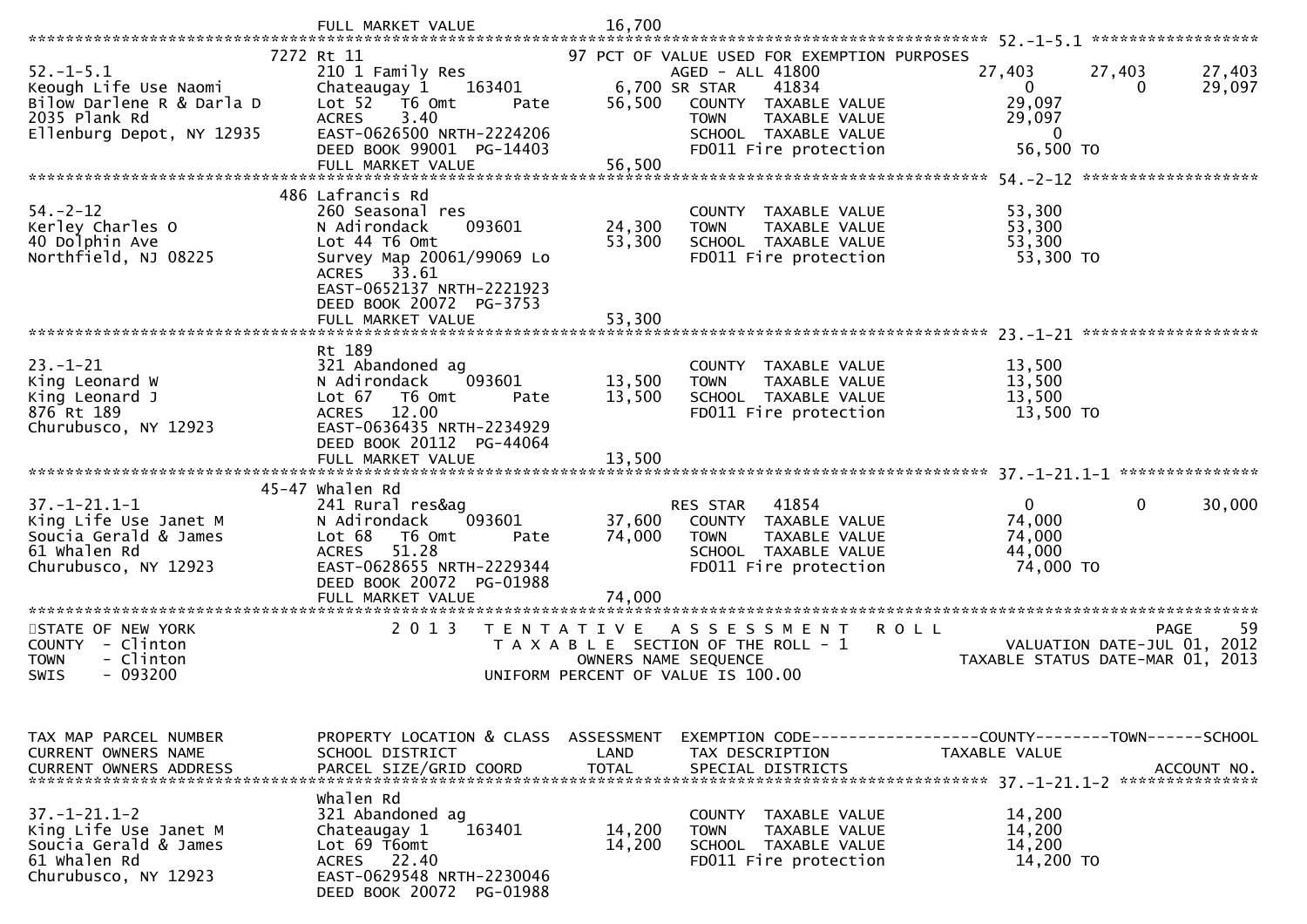```
                               FULL MARKET VALUE             16,700
******************************************************************************************************* 52.-1-5.1 ******************
                           7272 Rt 11                          97 PCT OF VALUE USED FOR EXEMPTION PURPOSES
52.-1-5.1                  210 1 Family Res                      AGED - ALL 41800              27,403      27,403      27,403
Keough Life Use Naomi      Chateaugay 1     163401          6,700 SR STAR     41834                  0           0      29,097
Bilow Darlene R & Darla D  Lot 52   T6 Omt        Pate     56,500   COUNTY  TAXABLE VALUE          29,097
2035 Plank Rd              ACRES     3.40                           TOWN    TAXABLE VALUE          29,097
Ellenburg Depot, NY 12935  EAST-0626500 NRTH-2224206                SCHOOL  TAXABLE VALUE               0
                           DEED BOOK 99001  PG-14403                FD011 Fire protection           56,500 TO
                           FULL MARKET VALUE             56,500
******************************************************************************************************* 54.-2-12 *******************
                           486 Lafrancis Rd
54.-2-12                   260 Seasonal res                         COUNTY  TAXABLE VALUE          53,300
Kerley Charles O           N Adirondack     093601         24,300   TOWN    TAXABLE VALUE          53,300
40 Dolphin Ave             Lot 44 T6 Omt                   53,300   SCHOOL  TAXABLE VALUE          53,300
Northfield, NJ 08225       Survey Map 20061/99069 Lo                FD011 Fire protection           53,300 TO
                           ACRES    33.61
                           EAST-0652137 NRTH-2221923
                           DEED BOOK 20072  PG-3753
                           FULL MARKET VALUE             53,300
******************************************************************************************************* 23.-1-21 *******************
                           Rt 189
23.-1-21                   321 Abandoned ag                         COUNTY  TAXABLE VALUE          13,500
King Leonard W             N Adirondack     093601         13,500   TOWN    TAXABLE VALUE          13,500
King Leonard J             Lot 67   T6 Omt        Pate     13,500   SCHOOL  TAXABLE VALUE          13,500
876 Rt 189                 ACRES    12.00                           FD011 Fire protection           13,500 TO
Churubusco, NY 12923       EAST-0636435 NRTH-2234929
                           DEED BOOK 20112  PG-44064
                           FULL MARKET VALUE             13,500
******************************************************************************************************* 37.-1-21.1-1 ***************
                           45-47 Whalen Rd
37.-1-21.1-1               241 Rural res&ag                         RES STAR    41854                  0           0      30,000
King Life Use Janet M      N Adirondack     093601         37,600   COUNTY  TAXABLE VALUE          74,000
Soucia Gerald & James      Lot 68   T6 Omt        Pate     74,000   TOWN    TAXABLE VALUE          74,000
61 Whalen Rd               ACRES    51.28                           SCHOOL  TAXABLE VALUE          44,000
Churubusco, NY 12923       EAST-0628655 NRTH-2229344                FD011 Fire protection           74,000 TO
                           DEED BOOK 20072  PG-01988
                           FULL MARKET VALUE             74,000
************************************************************************************************************************************
STATE OF NEW YORK                 2 0 1 3   T E N T A T I V E   A S S E S S M E N T   R O L L                         PAGE    59
COUNTY  - Clinton                           T A X A B L E  SECTION OF THE ROLL - 1                    VALUATION DATE-JUL 01, 2012
TOWN    - Clinton                                  OWNERS NAME SEQUENCE                             TAXABLE STATUS DATE-MAR 01, 2013
SWIS    - 093200                           UNIFORM PERCENT OF VALUE IS 100.00


TAX MAP PARCEL NUMBER      PROPERTY LOCATION & CLASS  ASSESSMENT  EXEMPTION CODE------------------COUNTY--------TOWN------SCHOOL
CURRENT OWNERS NAME        SCHOOL DISTRICT               LAND      TAX DESCRIPTION               TAXABLE VALUE
CURRENT OWNERS ADDRESS     PARCEL SIZE/GRID COORD       TOTAL      SPECIAL DISTRICTS                                    ACCOUNT NO.
******************************************************************************************************* 37.-1-21.1-2 ***************
                           Whalen Rd
37.-1-21.1-2               321 Abandoned ag                         COUNTY  TAXABLE VALUE          14,200
King Life Use Janet M      Chateaugay 1     163401         14,200   TOWN    TAXABLE VALUE          14,200
Soucia Gerald & James      Lot 69 T6omt                    14,200   SCHOOL  TAXABLE VALUE          14,200
61 Whalen Rd               ACRES    22.40                           FD011 Fire protection           14,200 TO
Churubusco, NY 12923       EAST-0629548 NRTH-2230046
                           DEED BOOK 20072  PG-01988
```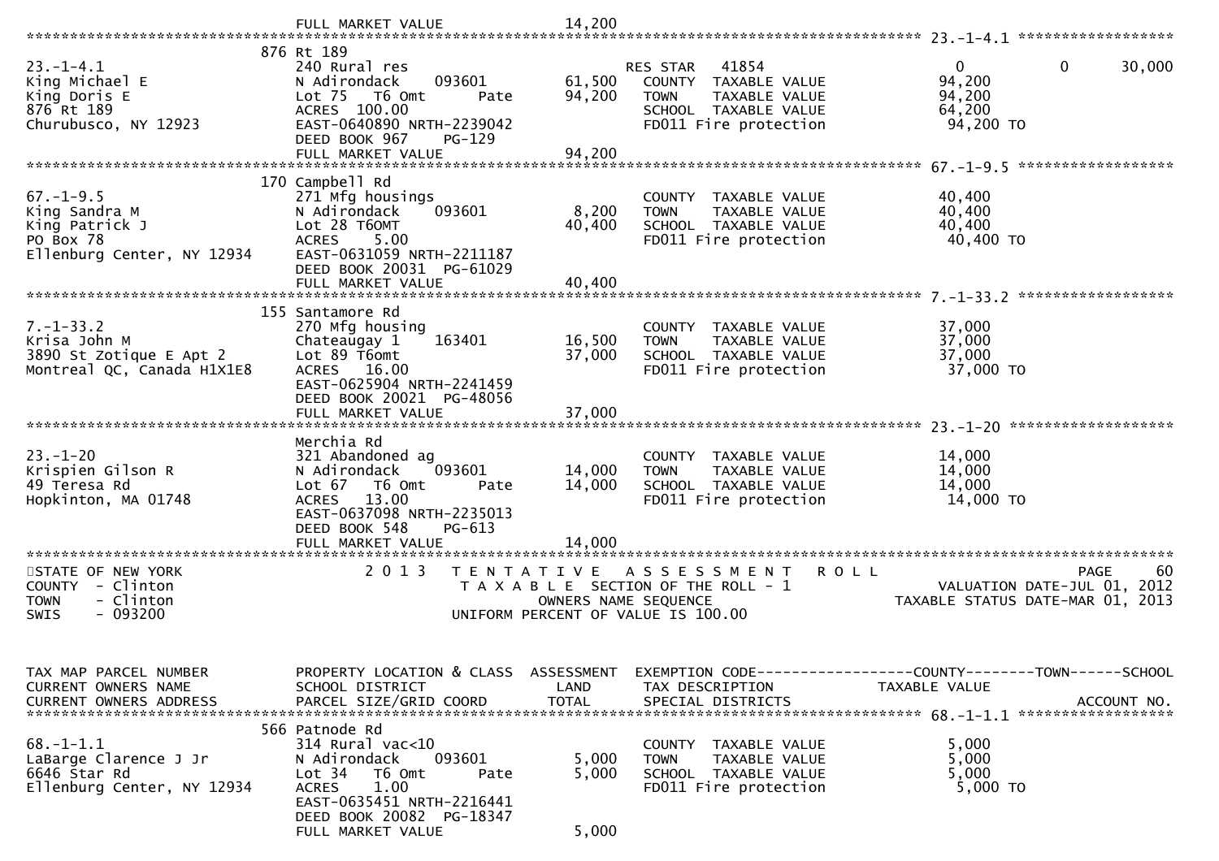FULL MARKET VALUE 14,200

************************************************************************************************ 23.-1-4.1 ******************

| TAX MAP PARCEL NUMBER / CURRENT OWNERS NAME / CURRENT OWNERS ADDRESS | PROPERTY LOCATION & CLASS / SCHOOL DISTRICT / PARCEL SIZE/GRID COORD | ASSESSMENT LAND | ASSESSMENT TOTAL | EXEMPTION CODE / TAX DESCRIPTION / SPECIAL DISTRICTS | COUNTY TAXABLE VALUE | TOWN | SCHOOL |
|---|---|---|---|---|---|---|---|
| | 876 Rt 189 | | | | | | |
| 23.-1-4.1 | 240 Rural res | | | RES STAR 41854 | 0 | 0 | 30,000 |
| King Michael E | N Adirondack 093601 | 61,500 | | COUNTY TAXABLE VALUE | 94,200 | | |
| King Doris E | Lot 75 T6 Omt Pate | | 94,200 | TOWN TAXABLE VALUE | 94,200 | | |
| 876 Rt 189 | ACRES 100.00 | | | SCHOOL TAXABLE VALUE | 64,200 | | |
| Churubusco, NY 12923 | EAST-0640890 NRTH-2239042 | | | FD011 Fire protection | 94,200 TO | | |
| | DEED BOOK 967 PG-129 | | | | | | |
| | FULL MARKET VALUE | | 94,200 | | | | |

************************************************************************************************ 67.-1-9.5 ******************

| TAX MAP PARCEL NUMBER / CURRENT OWNERS NAME / CURRENT OWNERS ADDRESS | PROPERTY LOCATION & CLASS / SCHOOL DISTRICT / PARCEL SIZE/GRID COORD | ASSESSMENT LAND | ASSESSMENT TOTAL | EXEMPTION CODE / TAX DESCRIPTION / SPECIAL DISTRICTS | COUNTY TAXABLE VALUE | TOWN | SCHOOL |
|---|---|---|---|---|---|---|---|
| | 170 Campbell Rd | | | | | | |
| 67.-1-9.5 | 271 Mfg housings | | | COUNTY TAXABLE VALUE | 40,400 | | |
| King Sandra M | N Adirondack 093601 | 8,200 | | TOWN TAXABLE VALUE | 40,400 | | |
| King Patrick J | Lot 28 T6OMT | | 40,400 | SCHOOL TAXABLE VALUE | 40,400 | | |
| PO Box 78 | ACRES 5.00 | | | FD011 Fire protection | 40,400 TO | | |
| Ellenburg Center, NY 12934 | EAST-0631059 NRTH-2211187 | | | | | | |
| | DEED BOOK 20031 PG-61029 | | | | | | |
| | FULL MARKET VALUE | | 40,400 | | | | |

************************************************************************************************ 7.-1-33.2 ******************

| TAX MAP PARCEL NUMBER / CURRENT OWNERS NAME / CURRENT OWNERS ADDRESS | PROPERTY LOCATION & CLASS / SCHOOL DISTRICT / PARCEL SIZE/GRID COORD | ASSESSMENT LAND | ASSESSMENT TOTAL | EXEMPTION CODE / TAX DESCRIPTION / SPECIAL DISTRICTS | COUNTY TAXABLE VALUE | TOWN | SCHOOL |
|---|---|---|---|---|---|---|---|
| | 155 Santamore Rd | | | | | | |
| 7.-1-33.2 | 270 Mfg housing | | | COUNTY TAXABLE VALUE | 37,000 | | |
| Krisa John M | Chateaugay 1 163401 | 16,500 | | TOWN TAXABLE VALUE | 37,000 | | |
| 3890 St Zotique E Apt 2 | Lot 89 T6omt | | 37,000 | SCHOOL TAXABLE VALUE | 37,000 | | |
| Montreal QC, Canada H1X1E8 | ACRES 16.00 | | | FD011 Fire protection | 37,000 TO | | |
| | EAST-0625904 NRTH-2241459 | | | | | | |
| | DEED BOOK 20021 PG-48056 | | | | | | |
| | FULL MARKET VALUE | | 37,000 | | | | |

************************************************************************************************ 23.-1-20 ******************

| TAX MAP PARCEL NUMBER / CURRENT OWNERS NAME / CURRENT OWNERS ADDRESS | PROPERTY LOCATION & CLASS / SCHOOL DISTRICT / PARCEL SIZE/GRID COORD | ASSESSMENT LAND | ASSESSMENT TOTAL | EXEMPTION CODE / TAX DESCRIPTION / SPECIAL DISTRICTS | COUNTY TAXABLE VALUE | TOWN | SCHOOL |
|---|---|---|---|---|---|---|---|
| | Merchia Rd | | | | | | |
| 23.-1-20 | 321 Abandoned ag | | | COUNTY TAXABLE VALUE | 14,000 | | |
| Krispien Gilson R | N Adirondack 093601 | 14,000 | | TOWN TAXABLE VALUE | 14,000 | | |
| 49 Teresa Rd | Lot 67 T6 Omt Pate | | 14,000 | SCHOOL TAXABLE VALUE | 14,000 | | |
| Hopkinton, MA 01748 | ACRES 13.00 | | | FD011 Fire protection | 14,000 TO | | |
| | EAST-0637098 NRTH-2235013 | | | | | | |
| | DEED BOOK 548 PG-613 | | | | | | |
| | FULL MARKET VALUE | | 14,000 | | | | |

************************************************************************************************************************************

STATE OF NEW YORK — 2013 TENTATIVE ASSESSMENT ROLL — PAGE 60
COUNTY - Clinton — TAXABLE SECTION OF THE ROLL - 1 — VALUATION DATE-JUL 01, 2012
TOWN - Clinton — OWNERS NAME SEQUENCE — TAXABLE STATUS DATE-MAR 01, 2013
SWIS - 093200 — UNIFORM PERCENT OF VALUE IS 100.00

************************************************************************************************ 68.-1-1.1 ******************

| TAX MAP PARCEL NUMBER / CURRENT OWNERS NAME / CURRENT OWNERS ADDRESS | PROPERTY LOCATION & CLASS / SCHOOL DISTRICT / PARCEL SIZE/GRID COORD | ASSESSMENT LAND | ASSESSMENT TOTAL | EXEMPTION CODE / TAX DESCRIPTION / SPECIAL DISTRICTS | COUNTY TAXABLE VALUE | TOWN | SCHOOL / ACCOUNT NO. |
|---|---|---|---|---|---|---|---|
| | 566 Patnode Rd | | | | | | |
| 68.-1-1.1 | 314 Rural vac<10 | | | COUNTY TAXABLE VALUE | 5,000 | | |
| LaBarge Clarence J Jr | N Adirondack 093601 | 5,000 | | TOWN TAXABLE VALUE | 5,000 | | |
| 6646 Star Rd | Lot 34 T6 Omt Pate | | 5,000 | SCHOOL TAXABLE VALUE | 5,000 | | |
| Ellenburg Center, NY 12934 | ACRES 1.00 | | | FD011 Fire protection | 5,000 TO | | |
| | EAST-0635451 NRTH-2216441 | | | | | | |
| | DEED BOOK 20082 PG-18347 | | | | | | |
| | FULL MARKET VALUE | | 5,000 | | | | |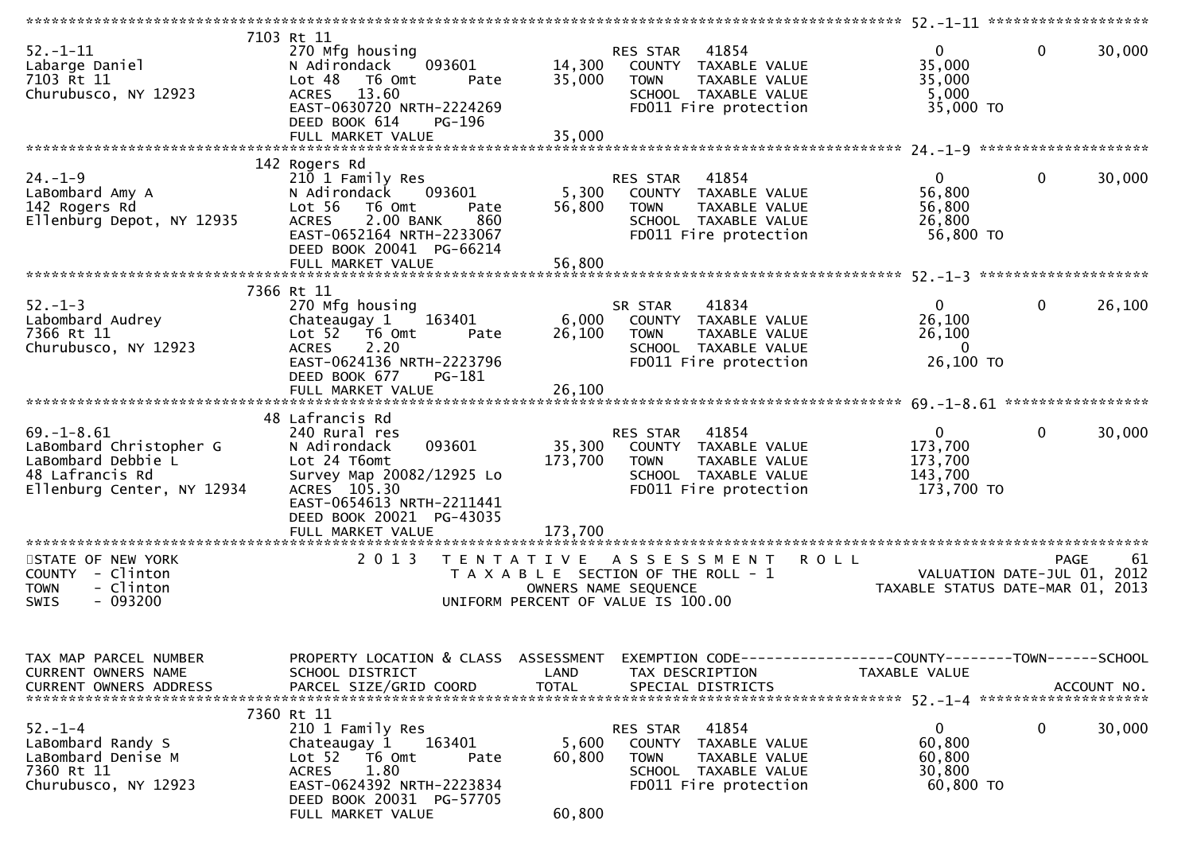```
******************************************************************************************************* 52.-1-11 ********************
                        7103 Rt 11
52.-1-11                         270 Mfg housing                       RES STAR   41854                 0           0       30,000
Labarge Daniel                   N Adirondack      093601      14,300   COUNTY  TAXABLE VALUE           35,000
7103 Rt 11                       Lot 48   T6 Omt       Pate    35,000   TOWN    TAXABLE VALUE           35,000
Churubusco, NY 12923             ACRES   13.60                          SCHOOL  TAXABLE VALUE            5,000
                                 EAST-0630720 NRTH-2224269              FD011 Fire protection           35,000 TO
                                 DEED BOOK 614     PG-196
                                 FULL MARKET VALUE             35,000
******************************************************************************************************* 24.-1-9 *********************
                        142 Rogers Rd
24.-1-9                          210 1 Family Res                      RES STAR   41854                 0           0       30,000
LaBombard Amy A                  N Adirondack      093601       5,300   COUNTY  TAXABLE VALUE           56,800
142 Rogers Rd                    Lot 56   T6 Omt       Pate    56,800   TOWN    TAXABLE VALUE           56,800
Ellenburg Depot, NY 12935        ACRES    2.00 BANK     860             SCHOOL  TAXABLE VALUE           26,800
                                 EAST-0652164 NRTH-2233067              FD011 Fire protection           56,800 TO
                                 DEED BOOK 20041  PG-66214
                                 FULL MARKET VALUE             56,800
******************************************************************************************************* 52.-1-3 *********************
                        7366 Rt 11
52.-1-3                          270 Mfg housing                       SR STAR    41834                 0           0       26,100
Labombard Audrey                 Chateaugay 1      163401       6,000   COUNTY  TAXABLE VALUE           26,100
7366 Rt 11                       Lot 52   T6 Omt       Pate    26,100   TOWN    TAXABLE VALUE           26,100
Churubusco, NY 12923             ACRES    2.20                          SCHOOL  TAXABLE VALUE                0
                                 EAST-0624136 NRTH-2223796              FD011 Fire protection           26,100 TO
                                 DEED BOOK 677     PG-181
                                 FULL MARKET VALUE             26,100
******************************************************************************************************* 69.-1-8.61 ******************
                        48 Lafrancis Rd
69.-1-8.61                       240 Rural res                         RES STAR   41854                 0           0       30,000
LaBombard Christopher G          N Adirondack      093601      35,300   COUNTY  TAXABLE VALUE          173,700
LaBombard Debbie L               Lot 24 T6omt                 173,700   TOWN    TAXABLE VALUE          173,700
48 Lafrancis Rd                  Survey Map 20082/12925 Lo              SCHOOL  TAXABLE VALUE          143,700
Ellenburg Center, NY 12934       ACRES  105.30                          FD011 Fire protection          173,700 TO
                                 EAST-0654613 NRTH-2211441
                                 DEED BOOK 20021  PG-43035
                                 FULL MARKET VALUE            173,700
************************************************************************************************************************************
STATE OF NEW YORK                2 0 1 3   T E N T A T I V E   A S S E S S M E N T   R O L L                          PAGE     61
COUNTY  - Clinton                          T A X A B L E  SECTION OF THE ROLL - 1                    VALUATION DATE-JUL 01, 2012
TOWN    - Clinton                                  OWNERS NAME SEQUENCE                           TAXABLE STATUS DATE-MAR 01, 2013
SWIS    - 093200                           UNIFORM PERCENT OF VALUE IS 100.00


TAX MAP PARCEL NUMBER            PROPERTY LOCATION & CLASS  ASSESSMENT  EXEMPTION CODE------------------COUNTY--------TOWN------SCHOOL
CURRENT OWNERS NAME              SCHOOL DISTRICT               LAND     TAX DESCRIPTION                TAXABLE VALUE
CURRENT OWNERS ADDRESS           PARCEL SIZE/GRID COORD       TOTAL     SPECIAL DISTRICTS                                ACCOUNT NO.
******************************************************************************************************* 52.-1-4 *********************
                        7360 Rt 11
52.-1-4                          210 1 Family Res                      RES STAR   41854                 0           0       30,000
LaBombard Randy S                Chateaugay 1      163401       5,600   COUNTY  TAXABLE VALUE           60,800
LaBombard Denise M               Lot 52   T6 Omt       Pate    60,800   TOWN    TAXABLE VALUE           60,800
7360 Rt 11                       ACRES    1.80                          SCHOOL  TAXABLE VALUE           30,800
Churubusco, NY 12923             EAST-0624392 NRTH-2223834              FD011 Fire protection           60,800 TO
                                 DEED BOOK 20031  PG-57705
                                 FULL MARKET VALUE             60,800
```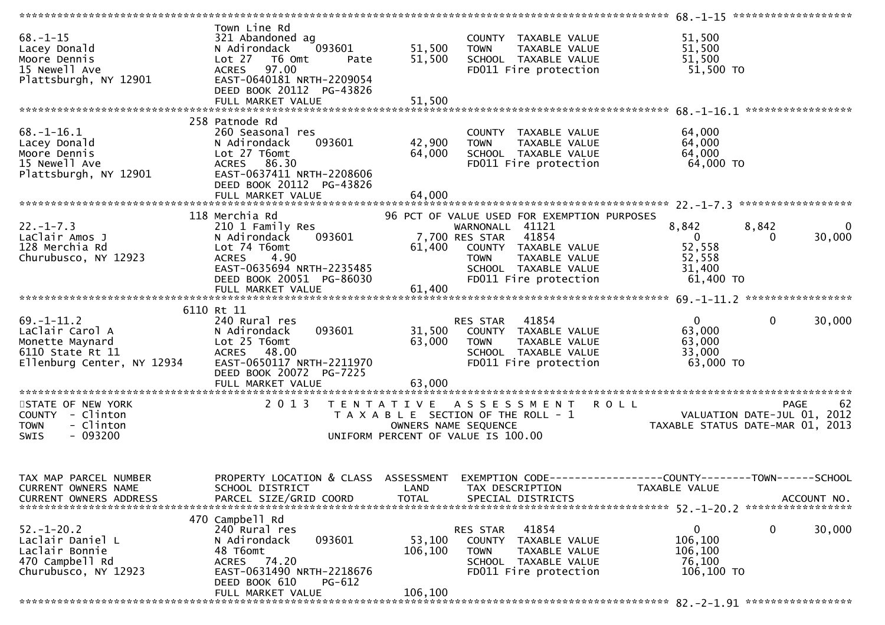```
******************************************************************************************************* 68.-1-15 *******************
                               Town Line Rd
68.-1-15                       321 Abandoned ag                        COUNTY  TAXABLE VALUE            51,500
Lacey Donald                   N Adirondack    093601        51,500    TOWN    TAXABLE VALUE            51,500
Moore Dennis                   Lot 27  T6 Omt        Pate    51,500    SCHOOL  TAXABLE VALUE            51,500
15 Newell Ave                  ACRES   97.00                           FD011 Fire protection             51,500 TO
Plattsburgh, NY 12901          EAST-0640181 NRTH-2209054
                               DEED BOOK 20112  PG-43826
                               FULL MARKET VALUE             51,500
******************************************************************************************************* 68.-1-16.1 *****************
                           258 Patnode Rd
68.-1-16.1                     260 Seasonal res                        COUNTY  TAXABLE VALUE            64,000
Lacey Donald                   N Adirondack    093601        42,900    TOWN    TAXABLE VALUE            64,000
Moore Dennis                   Lot 27 T6omt                  64,000    SCHOOL  TAXABLE VALUE            64,000
15 Newell Ave                  ACRES   86.30                           FD011 Fire protection             64,000 TO
Plattsburgh, NY 12901          EAST-0637411 NRTH-2208606
                               DEED BOOK 20112  PG-43826
                               FULL MARKET VALUE             64,000
******************************************************************************************************* 22.-1-7.3 ******************
                           118 Merchia Rd                      96 PCT OF VALUE USED FOR EXEMPTION PURPOSES
22.-1-7.3                      210 1 Family Res                        WARNONALL  41121              8,842         8,842             0
LaClair Amos J                 N Adirondack    093601         7,700 RES STAR   41854                  0             0        30,000
128 Merchia Rd                 Lot 74 T6omt                  61,400    COUNTY  TAXABLE VALUE            52,558
Churubusco, NY 12923           ACRES    4.90                           TOWN    TAXABLE VALUE            52,558
                               EAST-0635694 NRTH-2235485               SCHOOL  TAXABLE VALUE            31,400
                               DEED BOOK 20051  PG-86030               FD011 Fire protection             61,400 TO
                               FULL MARKET VALUE             61,400
******************************************************************************************************* 69.-1-11.2 *****************
                         6110 Rt 11
69.-1-11.2                     240 Rural res                           RES STAR   41854                  0             0        30,000
LaClair Carol A                N Adirondack    093601        31,500    COUNTY  TAXABLE VALUE            63,000
Monette Maynard                Lot 25 T6omt                  63,000    TOWN    TAXABLE VALUE            63,000
6110 State Rt 11               ACRES   48.00                           SCHOOL  TAXABLE VALUE            33,000
Ellenburg Center, NY 12934     EAST-0650117 NRTH-2211970               FD011 Fire protection             63,000 TO
                               DEED BOOK 20072  PG-7225
                               FULL MARKET VALUE             63,000
************************************************************************************************************************************
STATE OF NEW YORK                    2 0 1 3   T E N T A T I V E   A S S E S S M E N T   R O L L                          PAGE    62
COUNTY  - Clinton                              T A X A B L E  SECTION OF THE ROLL - 1                  VALUATION DATE-JUL 01, 2012
TOWN    - Clinton                                     OWNERS NAME SEQUENCE                         TAXABLE STATUS DATE-MAR 01, 2013
SWIS    - 093200                                 UNIFORM PERCENT OF VALUE IS 100.00


TAX MAP PARCEL NUMBER          PROPERTY LOCATION & CLASS  ASSESSMENT  EXEMPTION CODE------------------COUNTY--------TOWN------SCHOOL
CURRENT OWNERS NAME            SCHOOL DISTRICT               LAND      TAX DESCRIPTION             TAXABLE VALUE
CURRENT OWNERS ADDRESS         PARCEL SIZE/GRID COORD        TOTAL     SPECIAL DISTRICTS                                ACCOUNT NO.
******************************************************************************************************* 52.-1-20.2 *****************
                           470 Campbell Rd
52.-1-20.2                     240 Rural res                           RES STAR   41854                  0             0        30,000
Laclair Daniel L               N Adirondack    093601        53,100    COUNTY  TAXABLE VALUE           106,100
Laclair Bonnie                 48 T6omt                     106,100    TOWN    TAXABLE VALUE           106,100
470 Campbell Rd                ACRES   74.20                           SCHOOL  TAXABLE VALUE            76,100
Churubusco, NY 12923           EAST-0631490 NRTH-2218676               FD011 Fire protection            106,100 TO
                               DEED BOOK 610     PG-612
                               FULL MARKET VALUE            106,100
******************************************************************************************************* 82.-2-1.91 *****************
```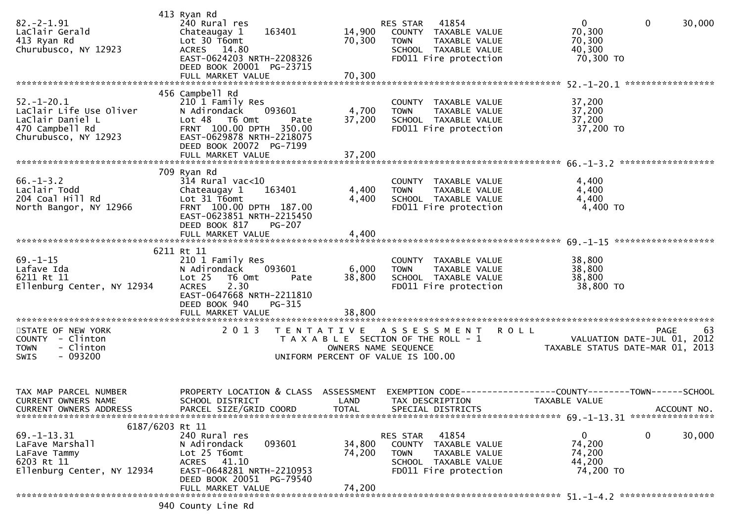```
                        413 Ryan Rd
82.-2-1.91                240 Rural res                            RES STAR   41854                    0            0       30,000
LaClair Gerald            Chateaugay 1     163401        14,900    COUNTY  TAXABLE VALUE            70,300
413 Ryan Rd               Lot 30 T6omt                   70,300    TOWN    TAXABLE VALUE            70,300
Churubusco, NY 12923      ACRES   14.80                            SCHOOL  TAXABLE VALUE            40,300
                          EAST-0624203 NRTH-2208326                FD011 Fire protection             70,300 TO
                          DEED BOOK 20001  PG-23715
                          FULL MARKET VALUE              70,300
******************************************************************************************************* 52.-1-20.1 *****************
                        456 Campbell Rd
52.-1-20.1                210 1 Family Res                         COUNTY  TAXABLE VALUE            37,200
LaClair Life Use Oliver   N Adirondack     093601         4,700    TOWN    TAXABLE VALUE            37,200
LaClair Daniel L          Lot 48   T6 Omt        Pate    37,200    SCHOOL  TAXABLE VALUE            37,200
470 Campbell Rd           FRNT 100.00 DPTH 350.00                  FD011 Fire protection             37,200 TO
Churubusco, NY 12923      EAST-0629878 NRTH-2218075
                          DEED BOOK 20072  PG-7199
                          FULL MARKET VALUE              37,200
******************************************************************************************************* 66.-1-3.2 ******************
                        709 Ryan Rd
66.-1-3.2                 314 Rural vac<10                         COUNTY  TAXABLE VALUE             4,400
Laclair Todd              Chateaugay 1     163401         4,400    TOWN    TAXABLE VALUE             4,400
204 Coal Hill Rd          Lot 31 T6omt                    4,400    SCHOOL  TAXABLE VALUE             4,400
North Bangor, NY 12966    FRNT 100.00 DPTH 187.00                  FD011 Fire protection              4,400 TO
                          EAST-0623851 NRTH-2215450
                          DEED BOOK 817    PG-207
                          FULL MARKET VALUE               4,400
******************************************************************************************************* 69.-1-15 *******************
                        6211 Rt 11
69.-1-15                  210 1 Family Res                         COUNTY  TAXABLE VALUE            38,800
Lafave Ida                N Adirondack     093601         6,000    TOWN    TAXABLE VALUE            38,800
6211 Rt 11                Lot 25   T6 Omt        Pate    38,800    SCHOOL  TAXABLE VALUE            38,800
Ellenburg Center, NY 12934 ACRES    2.30                           FD011 Fire protection             38,800 TO
                          EAST-0647668 NRTH-2211810
                          DEED BOOK 940    PG-315
                          FULL MARKET VALUE              38,800
************************************************************************************************************************************
STATE OF NEW YORK                2 0 1 3   T E N T A T I V E   A S S E S S M E N T   R O L L                              PAGE    63
COUNTY  - Clinton                         T A X A B L E  SECTION OF THE ROLL - 1                        VALUATION DATE-JUL 01, 2012
TOWN    - Clinton                              OWNERS NAME SEQUENCE                               TAXABLE STATUS DATE-MAR 01, 2013
SWIS    - 093200                         UNIFORM PERCENT OF VALUE IS 100.00


TAX MAP PARCEL NUMBER     PROPERTY LOCATION & CLASS  ASSESSMENT  EXEMPTION CODE------------------COUNTY--------TOWN------SCHOOL
CURRENT OWNERS NAME       SCHOOL DISTRICT               LAND     TAX DESCRIPTION              TAXABLE VALUE
CURRENT OWNERS ADDRESS    PARCEL SIZE/GRID COORD        TOTAL    SPECIAL DISTRICTS                                     ACCOUNT NO.
******************************************************************************************************* 69.-1-13.31 ****************
                   6187/6203 Rt 11
69.-1-13.31               240 Rural res                            RES STAR   41854                    0            0       30,000
LaFave Marshall           N Adirondack     093601        34,800    COUNTY  TAXABLE VALUE            74,200
LaFave Tammy              Lot 25 T6omt                   74,200    TOWN    TAXABLE VALUE            74,200
6203 Rt 11                ACRES   41.10                            SCHOOL  TAXABLE VALUE            44,200
Ellenburg Center, NY 12934 EAST-0648281 NRTH-2210953               FD011 Fire protection             74,200 TO
                          DEED BOOK 20051  PG-79540
                          FULL MARKET VALUE              74,200
******************************************************************************************************* 51.-1-4.2 ******************
                        940 County Line Rd
```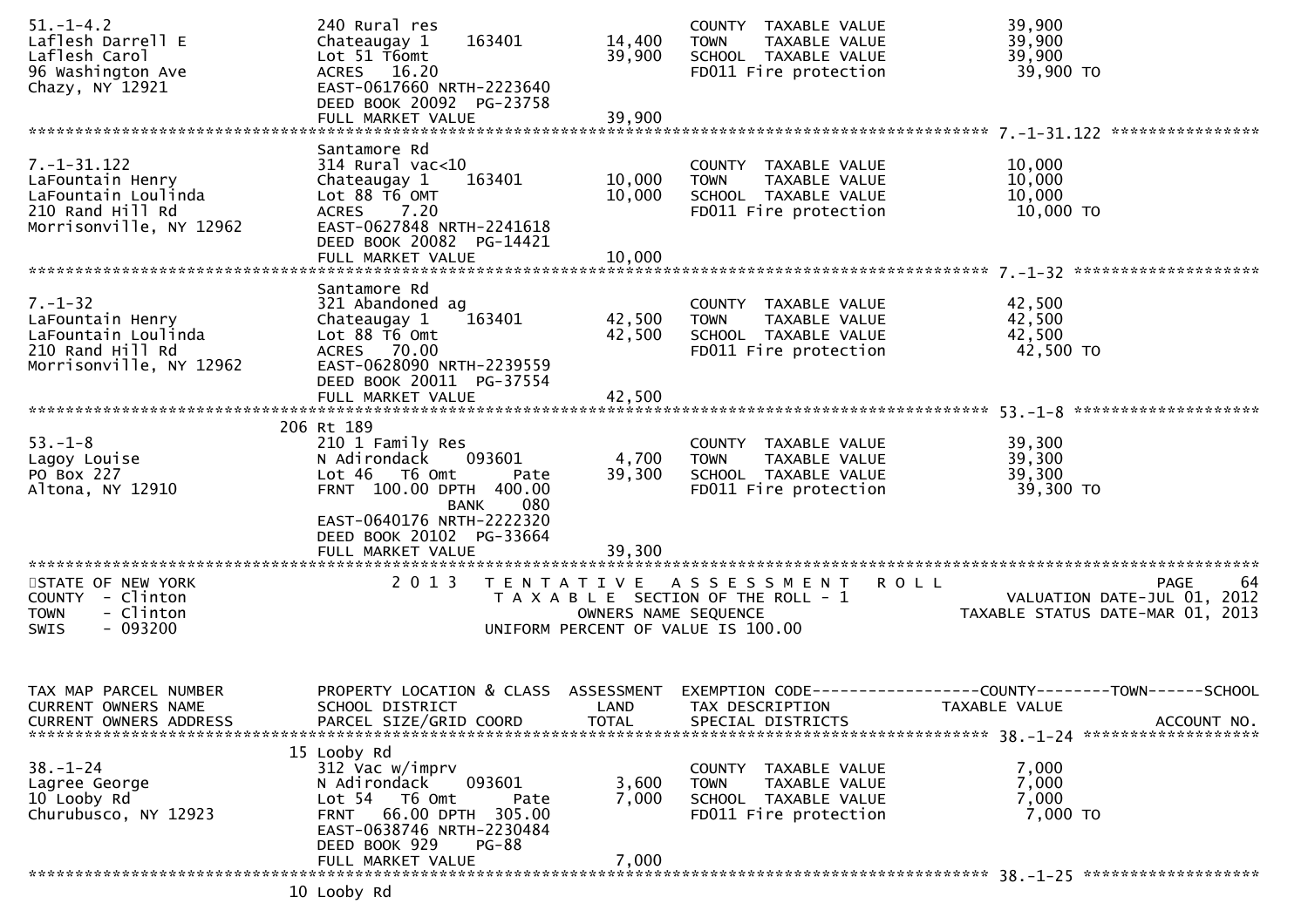```
51.-1-4.2                      240 Rural res                            COUNTY  TAXABLE VALUE             39,900
Laflesh Darrell E              Chateaugay 1     163401      14,400     TOWN    TAXABLE VALUE             39,900
Laflesh Carol                  Lot 51 T6omt                 39,900     SCHOOL  TAXABLE VALUE             39,900
96 Washington Ave              ACRES   16.20                            FD011 Fire protection              39,900 TO
Chazy, NY 12921                EAST-0617660 NRTH-2223640
                               DEED BOOK 20092  PG-23758
                               FULL MARKET VALUE            39,900
******************************************************************************************************* 7.-1-31.122 ****************
                               Santamore Rd
7.-1-31.122                    314 Rural vac<10                         COUNTY  TAXABLE VALUE             10,000
LaFountain Henry               Chateaugay 1     163401      10,000     TOWN    TAXABLE VALUE             10,000
LaFountain Loulinda            Lot 88 T6 OMT                10,000     SCHOOL  TAXABLE VALUE             10,000
210 Rand Hill Rd               ACRES    7.20                            FD011 Fire protection              10,000 TO
Morrisonville, NY 12962        EAST-0627848 NRTH-2241618
                               DEED BOOK 20082  PG-14421
                               FULL MARKET VALUE            10,000
******************************************************************************************************* 7.-1-32 ********************
                               Santamore Rd
7.-1-32                        321 Abandoned ag                         COUNTY  TAXABLE VALUE             42,500
LaFountain Henry               Chateaugay 1     163401      42,500     TOWN    TAXABLE VALUE             42,500
LaFountain Loulinda            Lot 88 T6 Omt                42,500     SCHOOL  TAXABLE VALUE             42,500
210 Rand Hill Rd               ACRES   70.00                            FD011 Fire protection              42,500 TO
Morrisonville, NY 12962        EAST-0628090 NRTH-2239559
                               DEED BOOK 20011  PG-37554
                               FULL MARKET VALUE            42,500
******************************************************************************************************* 53.-1-8 ********************
                            206 Rt 189
53.-1-8                        210 1 Family Res                         COUNTY  TAXABLE VALUE             39,300
Lagoy Louise                   N Adirondack     093601       4,700     TOWN    TAXABLE VALUE             39,300
PO Box 227                     Lot 46   T6 Omt       Pate   39,300     SCHOOL  TAXABLE VALUE             39,300
Altona, NY 12910               FRNT  100.00 DPTH  400.00                FD011 Fire protection              39,300 TO
                                             BANK     080
                               EAST-0640176 NRTH-2222320
                               DEED BOOK 20102  PG-33664
                               FULL MARKET VALUE            39,300
************************************************************************************************************************************
STATE OF NEW YORK                 2 0 1 3   T E N T A T I V E   A S S E S S M E N T   R O L L                              PAGE    64
COUNTY  - Clinton                          T A X A B L E  SECTION OF THE ROLL - 1                         VALUATION DATE-JUL 01, 2012
TOWN    - Clinton                                OWNERS NAME SEQUENCE                                 TAXABLE STATUS DATE-MAR 01, 2013
SWIS    - 093200                          UNIFORM PERCENT OF VALUE IS 100.00


TAX MAP PARCEL NUMBER          PROPERTY LOCATION & CLASS  ASSESSMENT  EXEMPTION CODE------------------COUNTY--------TOWN------SCHOOL
CURRENT OWNERS NAME            SCHOOL DISTRICT               LAND      TAX DESCRIPTION                 TAXABLE VALUE
CURRENT OWNERS ADDRESS         PARCEL SIZE/GRID COORD        TOTAL     SPECIAL DISTRICTS                                  ACCOUNT NO.
******************************************************************************************************* 38.-1-24 *******************
                            15 Looby Rd
38.-1-24                       312 Vac w/imprv                          COUNTY  TAXABLE VALUE              7,000
Lagree George                  N Adirondack     093601       3,600     TOWN    TAXABLE VALUE              7,000
10 Looby Rd                    Lot 54   T6 Omt       Pate    7,000     SCHOOL  TAXABLE VALUE              7,000
Churubusco, NY 12923           FRNT   66.00 DPTH  305.00                FD011 Fire protection               7,000 TO
                               EAST-0638746 NRTH-2230484
                               DEED BOOK 929     PG-88
                               FULL MARKET VALUE             7,000
******************************************************************************************************* 38.-1-25 *******************
                            10 Looby Rd
```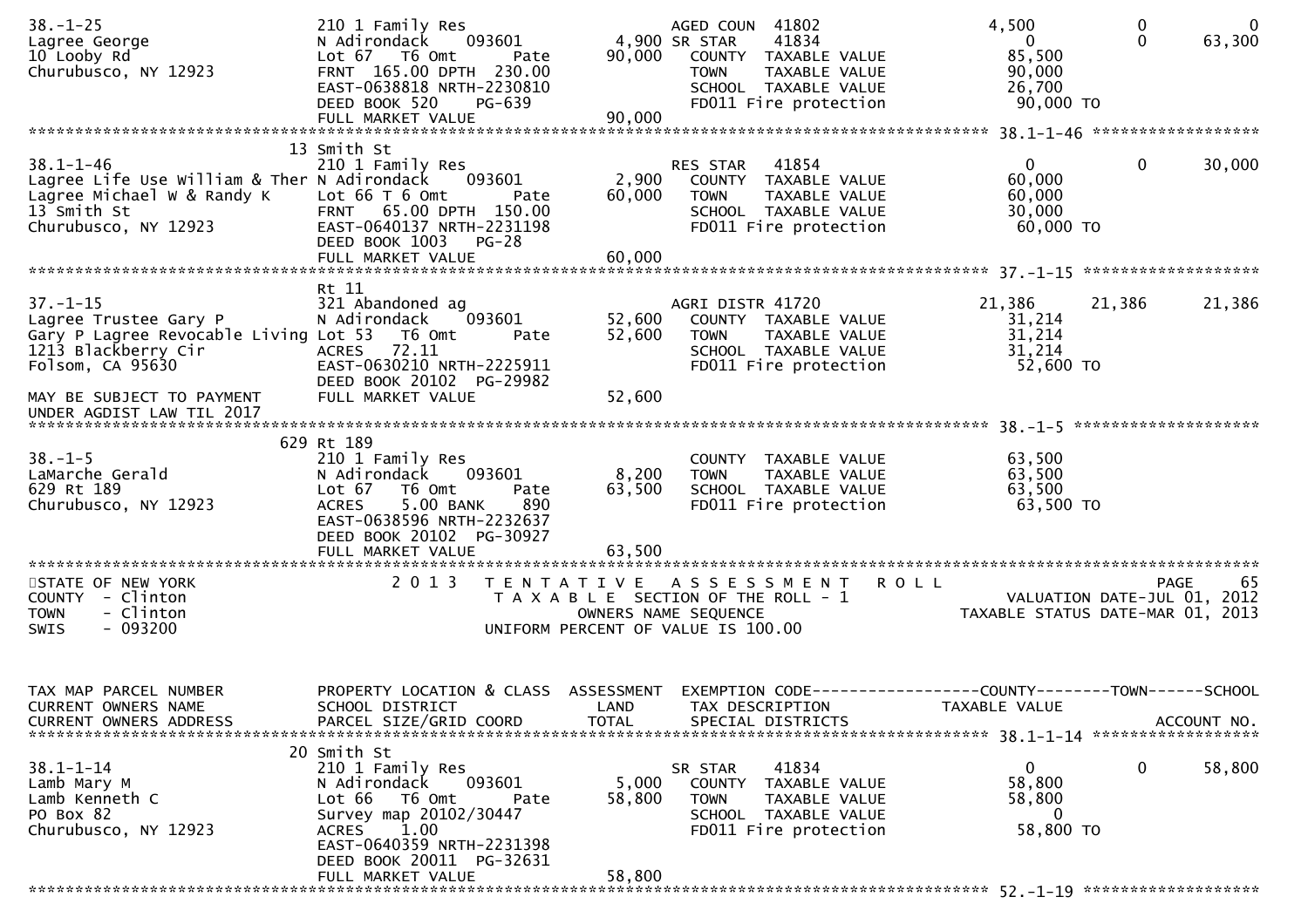```
38.-1-25                        210 1 Family Res                    AGED COUN  41802              4,500          0              0
Lagree George                   N Adirondack    093601        4,900 SR STAR    41834                  0          0         63,300
10 Looby Rd                     Lot 67   T6 Omt      Pate    90,000   COUNTY  TAXABLE VALUE          85,500
Churubusco, NY 12923            FRNT 165.00 DPTH 230.00               TOWN    TAXABLE VALUE          90,000
                                EAST-0638818 NRTH-2230810             SCHOOL  TAXABLE VALUE          26,700
                                DEED BOOK 520     PG-639              FD011 Fire protection           90,000 TO
                                FULL MARKET VALUE            90,000
******************************************************************************************************* 38.1-1-46 ******************
                             13 Smith St
38.1-1-46                       210 1 Family Res                    RES STAR   41854                  0          0         30,000
Lagree Life Use William & Ther N Adirondack     093601        2,900   COUNTY  TAXABLE VALUE          60,000
Lagree Michael W & Randy K      Lot 66 T 6 Omt       Pate    60,000   TOWN    TAXABLE VALUE          60,000
13 Smith St                     FRNT  65.00 DPTH 150.00               SCHOOL  TAXABLE VALUE          30,000
Churubusco, NY 12923            EAST-0640137 NRTH-2231198             FD011 Fire protection           60,000 TO
                                DEED BOOK 1003   PG-28
                                FULL MARKET VALUE            60,000
******************************************************************************************************* 37.-1-15 *******************
                                Rt 11
37.-1-15                        321 Abandoned ag                    AGRI DISTR 41720             21,386     21,386         21,386
Lagree Trustee Gary P           N Adirondack    093601       52,600   COUNTY  TAXABLE VALUE          31,214
Gary P Lagree Revocable Living Lot 53   T6 Omt      Pate    52,600   TOWN    TAXABLE VALUE          31,214
1213 Blackberry Cir             ACRES   72.11                         SCHOOL  TAXABLE VALUE          31,214
Folsom, CA 95630                EAST-0630210 NRTH-2225911             FD011 Fire protection           52,600 TO
                                DEED BOOK 20102  PG-29982
MAY BE SUBJECT TO PAYMENT       FULL MARKET VALUE            52,600
UNDER AGDIST LAW TIL 2017
******************************************************************************************************* 38.-1-5 ********************
                            629 Rt 189
38.-1-5                         210 1 Family Res                      COUNTY  TAXABLE VALUE          63,500
LaMarche Gerald                 N Adirondack    093601        8,200   TOWN    TAXABLE VALUE          63,500
629 Rt 189                      Lot 67   T6 Omt      Pate    63,500   SCHOOL  TAXABLE VALUE          63,500
Churubusco, NY 12923            ACRES    5.00 BANK    890             FD011 Fire protection           63,500 TO
                                EAST-0638596 NRTH-2232637
                                DEED BOOK 20102  PG-30927
                                FULL MARKET VALUE            63,500
************************************************************************************************************************************
STATE OF NEW YORK                   2 0 1 3   T E N T A T I V E   A S S E S S M E N T   R O L L                           PAGE    65
COUNTY  - Clinton                             T A X A B L E  SECTION OF THE ROLL - 1                     VALUATION DATE-JUL 01, 2012
TOWN    - Clinton                                  OWNERS NAME SEQUENCE                           TAXABLE STATUS DATE-MAR 01, 2013
SWIS    - 093200                              UNIFORM PERCENT OF VALUE IS 100.00


TAX MAP PARCEL NUMBER           PROPERTY LOCATION & CLASS  ASSESSMENT  EXEMPTION CODE------------------COUNTY--------TOWN------SCHOOL
CURRENT OWNERS NAME             SCHOOL DISTRICT               LAND      TAX DESCRIPTION               TAXABLE VALUE
CURRENT OWNERS ADDRESS          PARCEL SIZE/GRID COORD        TOTAL     SPECIAL DISTRICTS                                 ACCOUNT NO.
******************************************************************************************************* 38.1-1-14 ******************
                             20 Smith St
38.1-1-14                       210 1 Family Res                    SR STAR    41834                  0          0         58,800
Lamb Mary M                     N Adirondack    093601        5,000   COUNTY  TAXABLE VALUE          58,800
Lamb Kenneth C                  Lot 66   T6 Omt      Pate    58,800   TOWN    TAXABLE VALUE          58,800
PO Box 82                       Survey map 20102/30447                SCHOOL  TAXABLE VALUE               0
Churubusco, NY 12923            ACRES    1.00                         FD011 Fire protection           58,800 TO
                                EAST-0640359 NRTH-2231398
                                DEED BOOK 20011  PG-32631
                                FULL MARKET VALUE            58,800
******************************************************************************************************* 52.-1-19 *******************
```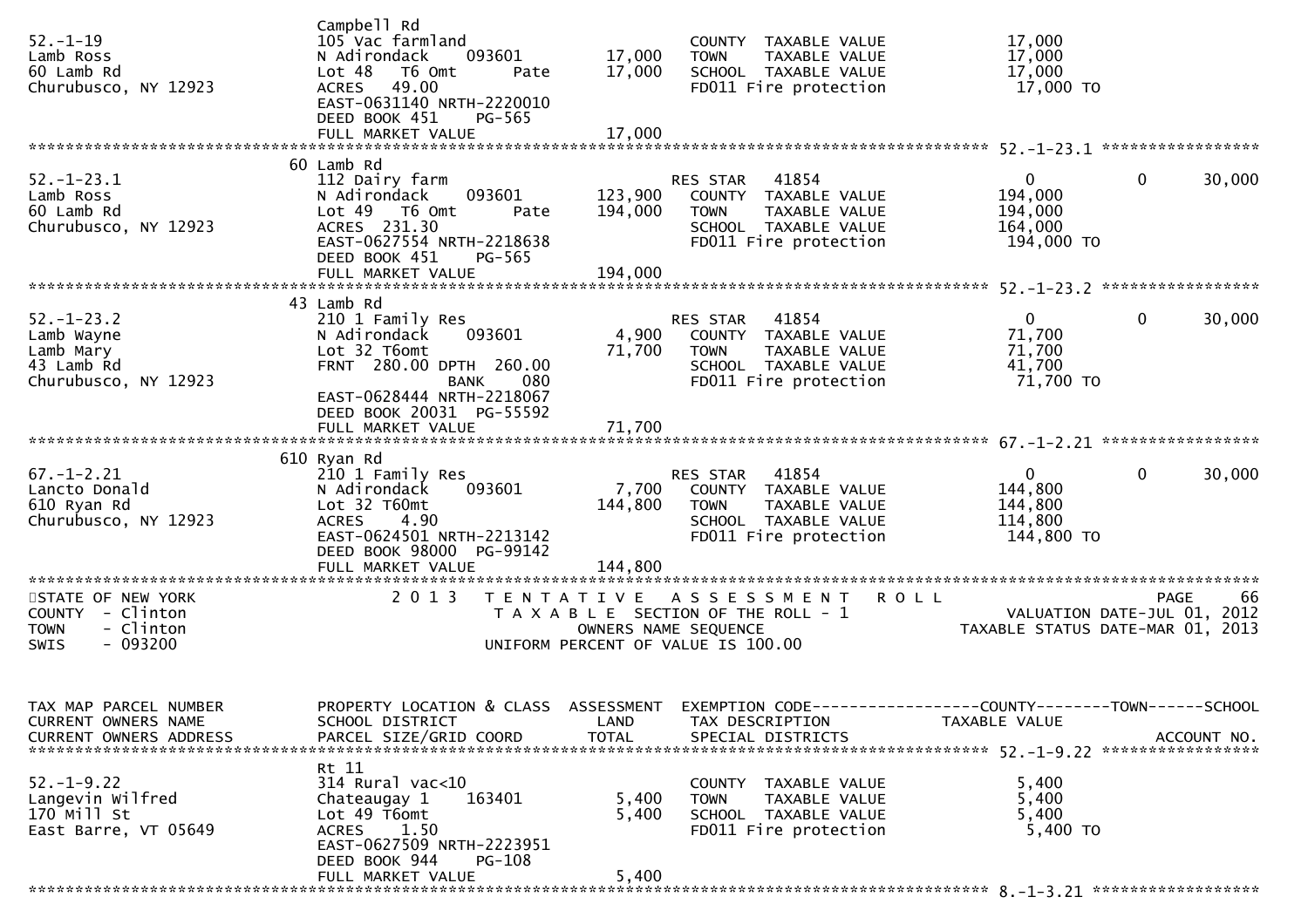```
                                   Campbell Rd
52.-1-19                           105 Vac farmland                         COUNTY  TAXABLE VALUE             17,000
Lamb Ross                          N Adirondack     093601         17,000   TOWN    TAXABLE VALUE             17,000
60 Lamb Rd                         Lot 48   T6 Omt       Pate       17,000   SCHOOL  TAXABLE VALUE             17,000
Churubusco, NY 12923               ACRES   49.00                            FD011 Fire protection              17,000 TO
                                   EAST-0631140 NRTH-2220010
                                   DEED BOOK 451    PG-565
                                   FULL MARKET VALUE                17,000
******************************************************************************************************* 52.-1-23.1 *****************
                                   60 Lamb Rd
52.-1-23.1                         112 Dairy farm                           RES STAR   41854                   0            0      30,000
Lamb Ross                          N Adirondack     093601        123,900   COUNTY  TAXABLE VALUE            194,000
60 Lamb Rd                         Lot 49   T6 Omt       Pate      194,000   TOWN    TAXABLE VALUE            194,000
Churubusco, NY 12923               ACRES  231.30                            SCHOOL  TAXABLE VALUE            164,000
                                   EAST-0627554 NRTH-2218638                FD011 Fire protection             194,000 TO
                                   DEED BOOK 451    PG-565
                                   FULL MARKET VALUE               194,000
******************************************************************************************************* 52.-1-23.2 *****************
                                   43 Lamb Rd
52.-1-23.2                         210 1 Family Res                         RES STAR   41854                   0            0      30,000
Lamb Wayne                         N Adirondack     093601          4,900   COUNTY  TAXABLE VALUE             71,700
Lamb Mary                          Lot 32 T6omt                     71,700   TOWN    TAXABLE VALUE             71,700
43 Lamb Rd                         FRNT  280.00 DPTH  260.00                SCHOOL  TAXABLE VALUE             41,700
Churubusco, NY 12923                             BANK     080               FD011 Fire protection              71,700 TO
                                   EAST-0628444 NRTH-2218067
                                   DEED BOOK 20031  PG-55592
                                   FULL MARKET VALUE                71,700
******************************************************************************************************* 67.-1-2.21 *****************
                                   610 Ryan Rd
67.-1-2.21                         210 1 Family Res                         RES STAR   41854                   0            0      30,000
Lancto Donald                      N Adirondack     093601          7,700   COUNTY  TAXABLE VALUE            144,800
610 Ryan Rd                        Lot 32 T60mt                    144,800   TOWN    TAXABLE VALUE            144,800
Churubusco, NY 12923               ACRES    4.90                            SCHOOL  TAXABLE VALUE            114,800
                                   EAST-0624501 NRTH-2213142                FD011 Fire protection             144,800 TO
                                   DEED BOOK 98000  PG-99142
                                   FULL MARKET VALUE               144,800
************************************************************************************************************************************
STATE OF NEW YORK                  2 0 1 3   T E N T A T I V E   A S S E S S M E N T   R O L L                              PAGE     66
COUNTY  - Clinton                            T A X A B L E  SECTION OF THE ROLL - 1                   VALUATION DATE-JUL 01, 2012
TOWN    - Clinton                                  OWNERS NAME SEQUENCE                            TAXABLE STATUS DATE-MAR 01, 2013
SWIS    - 093200                            UNIFORM PERCENT OF VALUE IS 100.00


TAX MAP PARCEL NUMBER              PROPERTY LOCATION & CLASS  ASSESSMENT  EXEMPTION CODE------------------COUNTY--------TOWN------SCHOOL
CURRENT OWNERS NAME                SCHOOL DISTRICT               LAND      TAX DESCRIPTION             TAXABLE VALUE
CURRENT OWNERS ADDRESS             PARCEL SIZE/GRID COORD        TOTAL     SPECIAL DISTRICTS                                  ACCOUNT NO.
******************************************************************************************************* 52.-1-9.22 *****************
                                   Rt 11
52.-1-9.22                         314 Rural vac<10                         COUNTY  TAXABLE VALUE              5,400
Langevin Wilfred                   Chateaugay 1     163401          5,400   TOWN    TAXABLE VALUE              5,400
170 Mill St                        Lot 49 T6omt                      5,400   SCHOOL  TAXABLE VALUE              5,400
East Barre, VT 05649               ACRES    1.50                            FD011 Fire protection               5,400 TO
                                   EAST-0627509 NRTH-2223951
                                   DEED BOOK 944    PG-108
                                   FULL MARKET VALUE                 5,400
******************************************************************************************************* 8.-1-3.21 ******************
```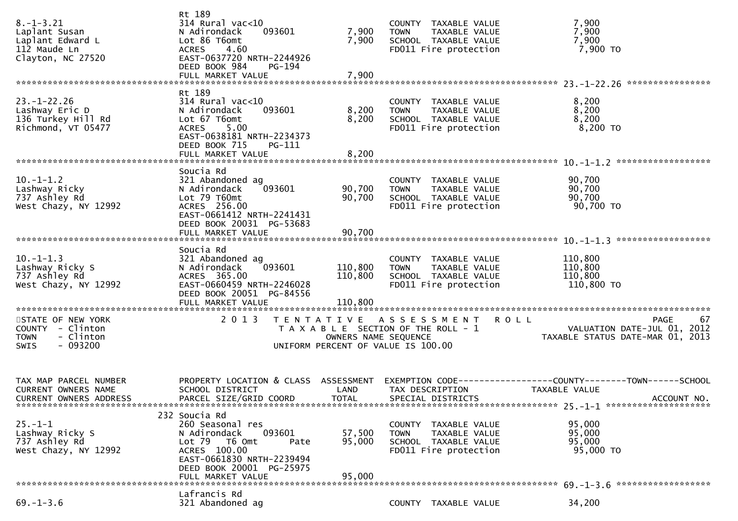| TAX MAP PARCEL NUMBER / CURRENT OWNERS NAME / CURRENT OWNERS ADDRESS | PROPERTY LOCATION & CLASS / SCHOOL DISTRICT / PARCEL SIZE/GRID COORD | ASSESSMENT LAND | ASSESSMENT TOTAL | EXEMPTION CODE / TAX DESCRIPTION / SPECIAL DISTRICTS | TAXABLE VALUE | ACCOUNT NO. |
|---|---|---|---|---|---|---|
| 8.-1-3.21<br>Laplant Susan<br>Laplant Edward L<br>112 Maude Ln<br>Clayton, NC 27520 | Rt 189<br>314 Rural vac<10<br>N Adirondack 093601<br>Lot 86 T6omt<br>ACRES 4.60<br>EAST-0637720 NRTH-2244926<br>DEED BOOK 984 PG-194<br>FULL MARKET VALUE 7,900 | 7,900 | 7,900 | COUNTY TAXABLE VALUE<br>TOWN TAXABLE VALUE<br>SCHOOL TAXABLE VALUE<br>FD011 Fire protection | 7,900<br>7,900<br>7,900<br>7,900 TO | |
| 23.-1-22.26<br>Lashway Eric D<br>136 Turkey Hill Rd<br>Richmond, VT 05477 | Rt 189<br>314 Rural vac<10<br>N Adirondack 093601<br>Lot 67 T6omt<br>ACRES 5.00<br>EAST-0638181 NRTH-2234373<br>DEED BOOK 715 PG-111<br>FULL MARKET VALUE 8,200 | 8,200 | 8,200 | COUNTY TAXABLE VALUE<br>TOWN TAXABLE VALUE<br>SCHOOL TAXABLE VALUE<br>FD011 Fire protection | 8,200<br>8,200<br>8,200<br>8,200 TO | |
| 10.-1-1.2<br>Lashway Ricky<br>737 Ashley Rd<br>West Chazy, NY 12992 | Soucia Rd<br>321 Abandoned ag<br>N Adirondack 093601<br>Lot 79 T60mt<br>ACRES 256.00<br>EAST-0661412 NRTH-2241431<br>DEED BOOK 20031 PG-53683<br>FULL MARKET VALUE 90,700 | 90,700 | 90,700 | COUNTY TAXABLE VALUE<br>TOWN TAXABLE VALUE<br>SCHOOL TAXABLE VALUE<br>FD011 Fire protection | 90,700<br>90,700<br>90,700<br>90,700 TO | |
| 10.-1-1.3<br>Lashway Ricky S<br>737 Ashley Rd<br>West Chazy, NY 12992 | Soucia Rd<br>321 Abandoned ag<br>N Adirondack 093601<br>ACRES 365.00<br>EAST-0660459 NRTH-2246028<br>DEED BOOK 20051 PG-84556<br>FULL MARKET VALUE 110,800 | 110,800 | 110,800 | COUNTY TAXABLE VALUE<br>TOWN TAXABLE VALUE<br>SCHOOL TAXABLE VALUE<br>FD011 Fire protection | 110,800<br>110,800<br>110,800<br>110,800 TO | |

STATE OF NEW YORK — COUNTY - Clinton — TOWN - Clinton — SWIS - 093200

2013 TENTATIVE ASSESSMENT ROLL
TAXABLE SECTION OF THE ROLL - 1
OWNERS NAME SEQUENCE
UNIFORM PERCENT OF VALUE IS 100.00

VALUATION DATE-JUL 01, 2012
TAXABLE STATUS DATE-MAR 01, 2013

| TAX MAP PARCEL NUMBER / CURRENT OWNERS NAME / CURRENT OWNERS ADDRESS | PROPERTY LOCATION & CLASS / SCHOOL DISTRICT / PARCEL SIZE/GRID COORD | ASSESSMENT LAND | ASSESSMENT TOTAL | EXEMPTION CODE / TAX DESCRIPTION / SPECIAL DISTRICTS | TAXABLE VALUE | ACCOUNT NO. |
|---|---|---|---|---|---|---|
| 25.-1-1<br>Lashway Ricky S<br>737 Ashley Rd<br>West Chazy, NY 12992 | 232 Soucia Rd<br>260 Seasonal res<br>N Adirondack 093601<br>Lot 79 T6 Omt Pate<br>ACRES 100.00<br>EAST-0661830 NRTH-2239494<br>DEED BOOK 20001 PG-25975<br>FULL MARKET VALUE 95,000 | 57,500 | 95,000 | COUNTY TAXABLE VALUE<br>TOWN TAXABLE VALUE<br>SCHOOL TAXABLE VALUE<br>FD011 Fire protection | 95,000<br>95,000<br>95,000<br>95,000 TO | |
| 69.-1-3.6 | Lafrancis Rd<br>321 Abandoned ag | | | COUNTY TAXABLE VALUE | 34,200 | |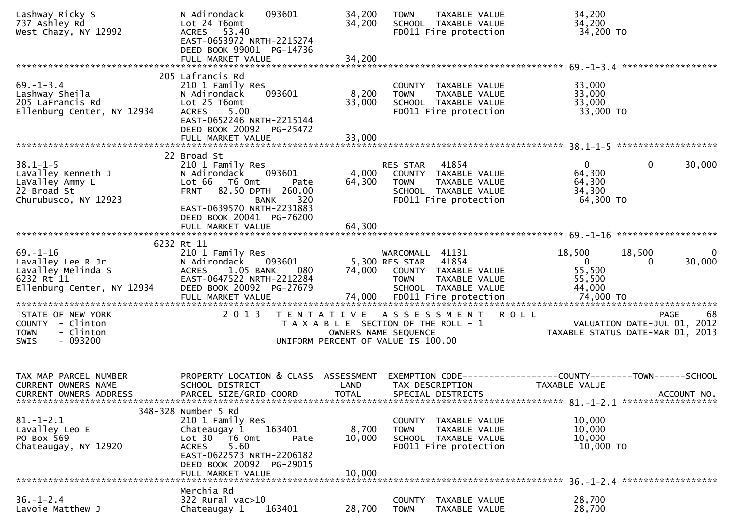```
Lashway Ricky S                N Adirondack     093601        34,200   TOWN     TAXABLE VALUE              34,200
737 Ashley Rd                  Lot 24 T6omt                   34,200   SCHOOL   TAXABLE VALUE              34,200
West Chazy, NY 12992           ACRES   53.40                           FD011 Fire protection                34,200 TO
                               EAST-0653972 NRTH-2215274
                               DEED BOOK 99001  PG-14736
                               FULL MARKET VALUE              34,200
******************************************************************************************************* 69.-1-3.4 ******************
                          205 Lafrancis Rd
69.-1-3.4                      210 1 Family Res                        COUNTY   TAXABLE VALUE              33,000
Lashway Sheila                 N Adirondack     093601         8,200   TOWN     TAXABLE VALUE              33,000
205 LaFrancis Rd               Lot 25 T6omt                   33,000   SCHOOL   TAXABLE VALUE              33,000
Ellenburg Center, NY 12934     ACRES    5.00                           FD011 Fire protection                33,000 TO
                               EAST-0652246 NRTH-2215144
                               DEED BOOK 20092  PG-25472
                               FULL MARKET VALUE              33,000
******************************************************************************************************* 38.1-1-5 *******************
                          22 Broad St
38.1-1-5                       210 1 Family Res                        RES STAR    41854                    0           0       30,000
LaValley Kenneth J             N Adirondack     093601         4,000   COUNTY   TAXABLE VALUE              64,300
LaValley Ammy L                Lot 66   T6 Omt      Pate      64,300   TOWN     TAXABLE VALUE              64,300
22 Broad St                    FRNT   82.50 DPTH  260.00               SCHOOL   TAXABLE VALUE              34,300
Churubusco, NY 12923                          BANK    320              FD011 Fire protection                64,300 TO
                               EAST-0639570 NRTH-2231883
                               DEED BOOK 20041  PG-76200
                               FULL MARKET VALUE              64,300
******************************************************************************************************* 69.-1-16 *******************
                          6232 Rt 11
69.-1-16                       210 1 Family Res                        WARCOMALL  41131                18,500      18,500            0
Lavalley Lee R Jr              N Adirondack     093601         5,300 RES STAR    41854                      0           0       30,000
Lavalley Melinda S             ACRES    1.05 BANK     080     74,000   COUNTY   TAXABLE VALUE              55,500
6232 Rt 11                     EAST-0647522 NRTH-2212284               TOWN     TAXABLE VALUE              55,500
Ellenburg Center, NY 12934     DEED BOOK 20092  PG-27679               SCHOOL   TAXABLE VALUE              44,000
                               FULL MARKET VALUE              74,000   FD011 Fire protection                74,000 TO
************************************************************************************************************************************
STATE OF NEW YORK                   2 0 1 3   T E N T A T I V E   A S S E S S M E N T   R O L L                              PAGE    68
COUNTY  - Clinton                              T A X A B L E  SECTION OF THE ROLL - 1                  VALUATION DATE-JUL 01, 2012
TOWN    - Clinton                                 OWNERS NAME SEQUENCE                          TAXABLE STATUS DATE-MAR 01, 2013
SWIS    - 093200                           UNIFORM PERCENT OF VALUE IS 100.00


TAX MAP PARCEL NUMBER          PROPERTY LOCATION & CLASS  ASSESSMENT  EXEMPTION CODE------------------COUNTY--------TOWN------SCHOOL
CURRENT OWNERS NAME            SCHOOL DISTRICT               LAND      TAX DESCRIPTION              TAXABLE VALUE
CURRENT OWNERS ADDRESS         PARCEL SIZE/GRID COORD       TOTAL      SPECIAL DISTRICTS                                  ACCOUNT NO.
******************************************************************************************************* 81.-1-2.1 ******************
                          348-328 Number 5 Rd
81.-1-2.1                      210 1 Family Res                        COUNTY   TAXABLE VALUE              10,000
Lavalley Leo E                 Chateaugay 1     163401         8,700   TOWN     TAXABLE VALUE              10,000
PO Box 569                     Lot 30   T6 Omt      Pate      10,000   SCHOOL   TAXABLE VALUE              10,000
Chateaugay, NY 12920           ACRES    5.60                           FD011 Fire protection                10,000 TO
                               EAST-0622573 NRTH-2206182
                               DEED BOOK 20092  PG-29015
                               FULL MARKET VALUE              10,000
******************************************************************************************************* 36.-1-2.4 ******************
                               Merchia Rd
36.-1-2.4                      322 Rural vac>10                        COUNTY   TAXABLE VALUE              28,700
Lavoie Matthew J               Chateaugay 1     163401        28,700   TOWN     TAXABLE VALUE              28,700
```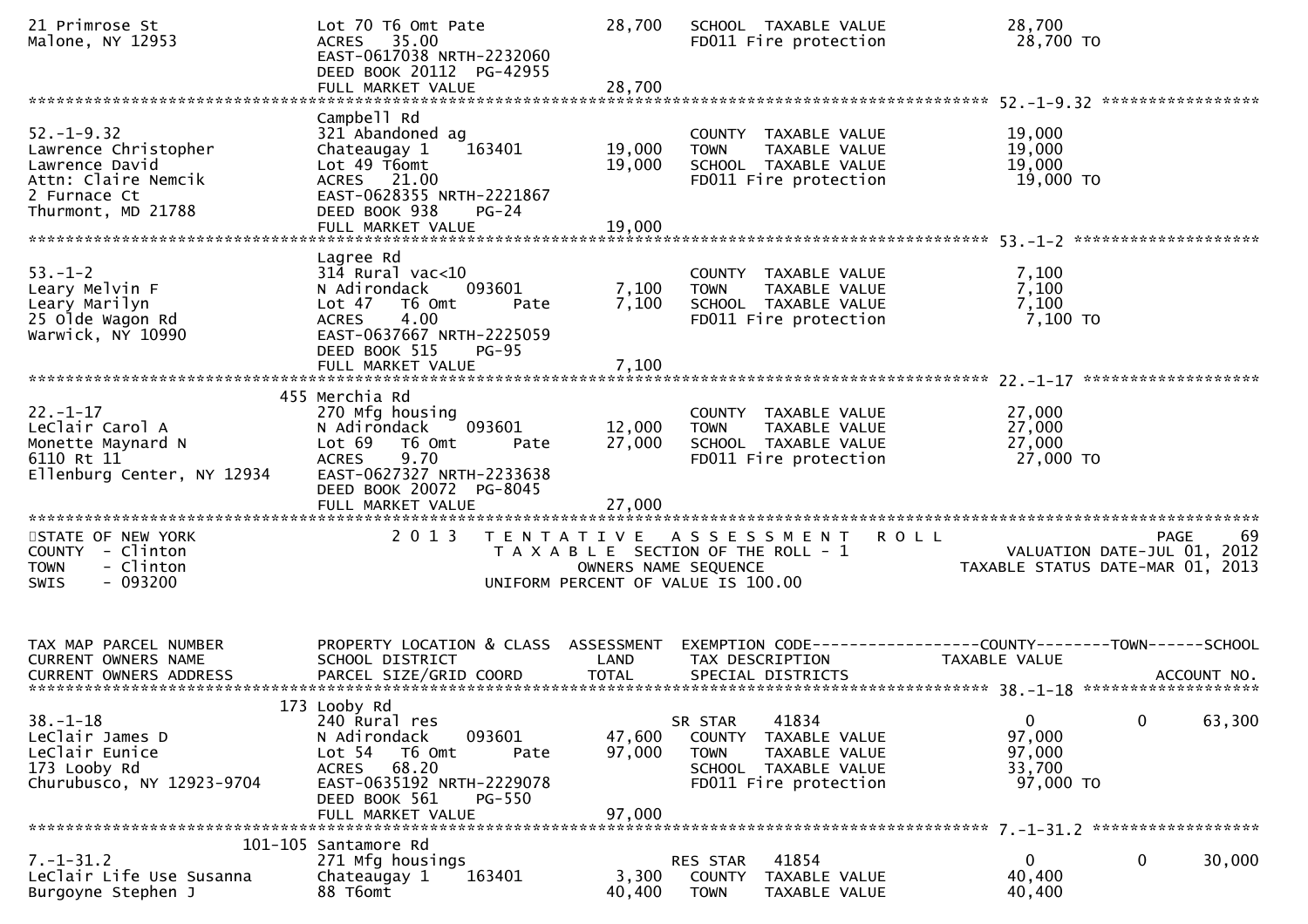```
21 Primrose St                    Lot 70 T6 Omt Pate              28,700   SCHOOL  TAXABLE VALUE           28,700
Malone, NY 12953                  ACRES   35.00                            FD011 Fire protection            28,700 TO
                                  EAST-0617038 NRTH-2232060
                                  DEED BOOK 20112  PG-42955
                                  FULL MARKET VALUE               28,700
******************************************************************************************************* 52.-1-9.32 *****************
                                  Campbell Rd
52.-1-9.32                        321 Abandoned ag                          COUNTY  TAXABLE VALUE           19,000
Lawrence Christopher              Chateaugay 1    163401          19,000   TOWN    TAXABLE VALUE           19,000
Lawrence David                    Lot 49 T6omt                    19,000   SCHOOL  TAXABLE VALUE           19,000
Attn: Claire Nemcik               ACRES   21.00                            FD011 Fire protection            19,000 TO
2 Furnace Ct                      EAST-0628355 NRTH-2221867
Thurmont, MD 21788                DEED BOOK 938    PG-24
                                  FULL MARKET VALUE               19,000
******************************************************************************************************* 53.-1-2 ********************
                                  Lagree Rd
53.-1-2                           314 Rural vac<10                          COUNTY  TAXABLE VALUE            7,100
Leary Melvin F                    N Adirondack    093601           7,100   TOWN    TAXABLE VALUE            7,100
Leary Marilyn                     Lot 47   T6 Omt        Pate      7,100   SCHOOL  TAXABLE VALUE            7,100
25 Olde Wagon Rd                  ACRES    4.00                            FD011 Fire protection             7,100 TO
Warwick, NY 10990                 EAST-0637667 NRTH-2225059
                                  DEED BOOK 515    PG-95
                                  FULL MARKET VALUE                7,100
******************************************************************************************************* 22.-1-17 *******************
                              455 Merchia Rd
22.-1-17                          270 Mfg housing                           COUNTY  TAXABLE VALUE           27,000
LeClair Carol A                   N Adirondack    093601          12,000   TOWN    TAXABLE VALUE           27,000
Monette Maynard N                 Lot 69   T6 Omt        Pate     27,000   SCHOOL  TAXABLE VALUE           27,000
6110 Rt 11                        ACRES    9.70                            FD011 Fire protection            27,000 TO
Ellenburg Center, NY 12934        EAST-0627327 NRTH-2233638
                                  DEED BOOK 20072  PG-8045
                                  FULL MARKET VALUE               27,000
************************************************************************************************************************************
STATE OF NEW YORK                 2 0 1 3   T E N T A T I V E   A S S E S S M E N T   R O L L                          PAGE    69
COUNTY  - Clinton                           T A X A B L E  SECTION OF THE ROLL - 1                   VALUATION DATE-JUL 01, 2012
TOWN    - Clinton                                  OWNERS NAME SEQUENCE                          TAXABLE STATUS DATE-MAR 01, 2013
SWIS    - 093200                              UNIFORM PERCENT OF VALUE IS 100.00


TAX MAP PARCEL NUMBER             PROPERTY LOCATION & CLASS  ASSESSMENT  EXEMPTION CODE------------------COUNTY--------TOWN------SCHOOL
CURRENT OWNERS NAME               SCHOOL DISTRICT               LAND      TAX DESCRIPTION             TAXABLE VALUE
CURRENT OWNERS ADDRESS            PARCEL SIZE/GRID COORD        TOTAL     SPECIAL DISTRICTS                                 ACCOUNT NO.
******************************************************************************************************* 38.-1-18 *******************
                              173 Looby Rd
38.-1-18                          240 Rural res                            SR STAR    41834              0             0       63,300
LeClair James D                   N Adirondack    093601          47,600   COUNTY  TAXABLE VALUE           97,000
LeClair Eunice                    Lot 54   T6 Omt        Pate     97,000   TOWN    TAXABLE VALUE           97,000
173 Looby Rd                      ACRES   68.20                            SCHOOL  TAXABLE VALUE           33,700
Churubusco, NY 12923-9704         EAST-0635192 NRTH-2229078                FD011 Fire protection            97,000 TO
                                  DEED BOOK 561    PG-550
                                  FULL MARKET VALUE               97,000
******************************************************************************************************* 7.-1-31.2 ******************
                          101-105 Santamore Rd
7.-1-31.2                         271 Mfg housings                         RES STAR   41854              0             0       30,000
LeClair Life Use Susanna          Chateaugay 1    163401           3,300   COUNTY  TAXABLE VALUE           40,400
Burgoyne Stephen J                88 T6omt                        40,400   TOWN    TAXABLE VALUE           40,400
```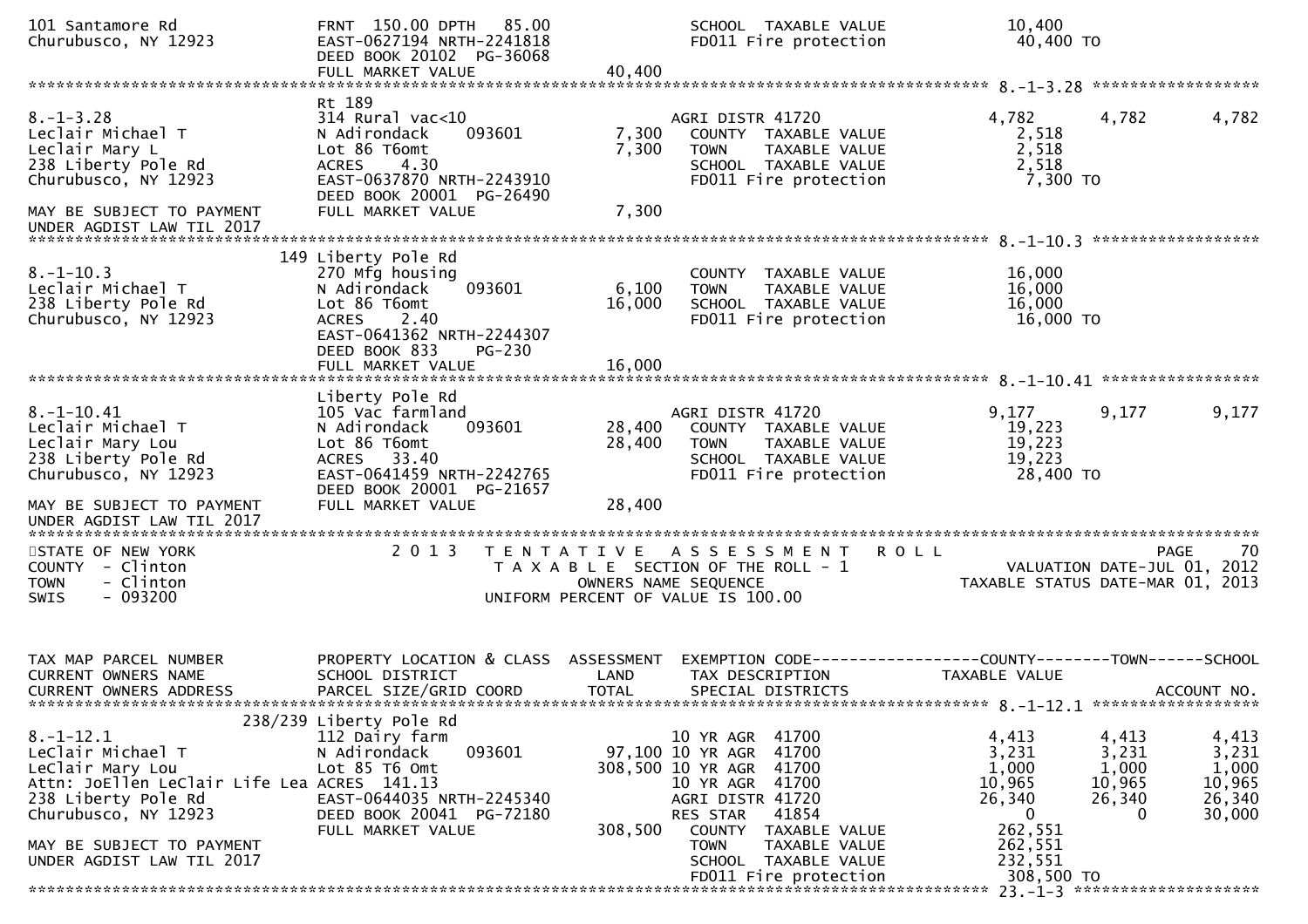| TAX MAP PARCEL NUMBER / CURRENT OWNERS NAME / CURRENT OWNERS ADDRESS | PROPERTY LOCATION & CLASS / SCHOOL DISTRICT / PARCEL SIZE/GRID COORD | ASSESSMENT LAND / TOTAL | EXEMPTION CODE / TAX DESCRIPTION / SPECIAL DISTRICTS | COUNTY TAXABLE VALUE | TOWN | SCHOOL |
|---|---|---|---|---|---|---|
| 101 Santamore Rd | FRNT 150.00 DPTH 85.00 | | SCHOOL TAXABLE VALUE | 10,400 | | |
| Churubusco, NY 12923 | EAST-0627194 NRTH-2241818 | | FD011 Fire protection | 40,400 TO | | |
| | DEED BOOK 20102 PG-36068 | | | | | |
| | FULL MARKET VALUE | 40,400 | | | | |
| **8.-1-3.28** | Rt 189 | | | | | |
| 8.-1-3.28 | 314 Rural vac<10 | | AGRI DISTR 41720 | 4,782 | 4,782 | 4,782 |
| Leclair Michael T | N Adirondack 093601 | 7,300 | COUNTY TAXABLE VALUE | 2,518 | | |
| Leclair Mary L | Lot 86 T6omt | 7,300 | TOWN TAXABLE VALUE | 2,518 | | |
| 238 Liberty Pole Rd | ACRES 4.30 | | SCHOOL TAXABLE VALUE | 2,518 | | |
| Churubusco, NY 12923 | EAST-0637870 NRTH-2243910 | | FD011 Fire protection | 7,300 TO | | |
| | DEED BOOK 20001 PG-26490 | | | | | |
| MAY BE SUBJECT TO PAYMENT | FULL MARKET VALUE | 7,300 | | | | |
| UNDER AGDIST LAW TIL 2017 | | | | | | |
| **8.-1-10.3** | 149 Liberty Pole Rd | | | | | |
| 8.-1-10.3 | 270 Mfg housing | | COUNTY TAXABLE VALUE | 16,000 | | |
| Leclair Michael T | N Adirondack 093601 | 6,100 | TOWN TAXABLE VALUE | 16,000 | | |
| 238 Liberty Pole Rd | Lot 86 T6omt | 16,000 | SCHOOL TAXABLE VALUE | 16,000 | | |
| Churubusco, NY 12923 | ACRES 2.40 | | FD011 Fire protection | 16,000 TO | | |
| | EAST-0641362 NRTH-2244307 | | | | | |
| | DEED BOOK 833 PG-230 | | | | | |
| | FULL MARKET VALUE | 16,000 | | | | |
| **8.-1-10.41** | Liberty Pole Rd | | | | | |
| 8.-1-10.41 | 105 Vac farmland | | AGRI DISTR 41720 | 9,177 | 9,177 | 9,177 |
| Leclair Michael T | N Adirondack 093601 | 28,400 | COUNTY TAXABLE VALUE | 19,223 | | |
| Leclair Mary Lou | Lot 86 T6omt | 28,400 | TOWN TAXABLE VALUE | 19,223 | | |
| 238 Liberty Pole Rd | ACRES 33.40 | | SCHOOL TAXABLE VALUE | 19,223 | | |
| Churubusco, NY 12923 | EAST-0641459 NRTH-2242765 | | FD011 Fire protection | 28,400 TO | | |
| | DEED BOOK 20001 PG-21657 | | | | | |
| MAY BE SUBJECT TO PAYMENT | FULL MARKET VALUE | 28,400 | | | | |
| UNDER AGDIST LAW TIL 2017 | | | | | | |

STATE OF NEW YORK — 2013 TENTATIVE ASSESSMENT ROLL — PAGE 70
COUNTY - Clinton — TAXABLE SECTION OF THE ROLL - 1 — VALUATION DATE-JUL 01, 2012
TOWN - Clinton — OWNERS NAME SEQUENCE — TAXABLE STATUS DATE-MAR 01, 2013
SWIS - 093200 — UNIFORM PERCENT OF VALUE IS 100.00

| TAX MAP PARCEL NUMBER / CURRENT OWNERS NAME / CURRENT OWNERS ADDRESS | PROPERTY LOCATION & CLASS / SCHOOL DISTRICT / PARCEL SIZE/GRID COORD | ASSESSMENT LAND / TOTAL | EXEMPTION CODE / TAX DESCRIPTION / SPECIAL DISTRICTS | COUNTY TAXABLE VALUE | TOWN | SCHOOL / ACCOUNT NO. |
|---|---|---|---|---|---|---|
| **8.-1-12.1** | 238/239 Liberty Pole Rd | | | | | |
| 8.-1-12.1 | 112 Dairy farm | | 10 YR AGR 41700 | 4,413 | 4,413 | 4,413 |
| LeClair Michael T | N Adirondack 093601 | 97,100 | 10 YR AGR 41700 | 3,231 | 3,231 | 3,231 |
| LeClair Mary Lou | Lot 85 T6 Omt | 308,500 | 10 YR AGR 41700 | 1,000 | 1,000 | 1,000 |
| Attn: JoEllen LeClair Life Lea | ACRES 141.13 | | 10 YR AGR 41700 | 10,965 | 10,965 | 10,965 |
| 238 Liberty Pole Rd | EAST-0644035 NRTH-2245340 | | AGRI DISTR 41720 | 26,340 | 26,340 | 26,340 |
| Churubusco, NY 12923 | DEED BOOK 20041 PG-72180 | | RES STAR 41854 | 0 | 0 | 30,000 |
| | FULL MARKET VALUE | 308,500 | COUNTY TAXABLE VALUE | 262,551 | | |
| MAY BE SUBJECT TO PAYMENT | | | TOWN TAXABLE VALUE | 262,551 | | |
| UNDER AGDIST LAW TIL 2017 | | | SCHOOL TAXABLE VALUE | 232,551 | | |
| | | | FD011 Fire protection | 308,500 TO | | |
| **23.-1-3** | | | | | | |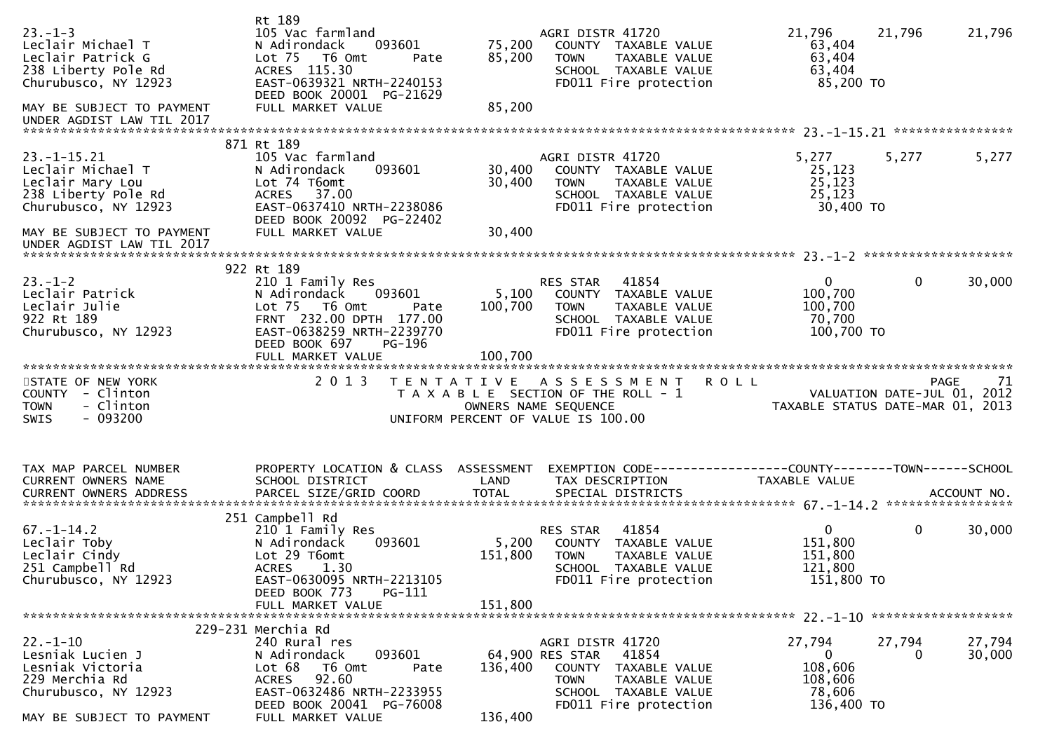```
                              Rt 189
23.-1-3                       105 Vac farmland                     AGRI DISTR 41720              21,796      21,796       21,796
Leclair Michael T             N Adirondack     093601     75,200    COUNTY  TAXABLE VALUE          63,404
Leclair Patrick G             Lot 75   T6 Omt       Pate  85,200    TOWN    TAXABLE VALUE          63,404
238 Liberty Pole Rd           ACRES  115.30                          SCHOOL  TAXABLE VALUE          63,404
Churubusco, NY 12923          EAST-0639321 NRTH-2240153              FD011 Fire protection           85,200 TO
                              DEED BOOK 20001  PG-21629
MAY BE SUBJECT TO PAYMENT     FULL MARKET VALUE           85,200
UNDER AGDIST LAW TIL 2017
******************************************************************************************************* 23.-1-15.21 ****************
                          871 Rt 189
23.-1-15.21                   105 Vac farmland                     AGRI DISTR 41720               5,277       5,277        5,277
Leclair Michael T             N Adirondack     093601     30,400    COUNTY  TAXABLE VALUE          25,123
Leclair Mary Lou              Lot 74 T6omt                30,400    TOWN    TAXABLE VALUE          25,123
238 Liberty Pole Rd           ACRES   37.00                          SCHOOL  TAXABLE VALUE          25,123
Churubusco, NY 12923          EAST-0637410 NRTH-2238086              FD011 Fire protection           30,400 TO
                              DEED BOOK 20092  PG-22402
MAY BE SUBJECT TO PAYMENT     FULL MARKET VALUE           30,400
UNDER AGDIST LAW TIL 2017
******************************************************************************************************* 23.-1-2 ********************
                          922 Rt 189
23.-1-2                       210 1 Family Res                     RES STAR    41854                  0           0       30,000
Leclair Patrick               N Adirondack     093601      5,100    COUNTY  TAXABLE VALUE         100,700
Leclair Julie                 Lot 75   T6 Omt       Pate 100,700    TOWN    TAXABLE VALUE         100,700
922 Rt 189                    FRNT 232.00 DPTH 177.00                SCHOOL  TAXABLE VALUE          70,700
Churubusco, NY 12923          EAST-0638259 NRTH-2239770              FD011 Fire protection          100,700 TO
                              DEED BOOK 697    PG-196
                              FULL MARKET VALUE          100,700
************************************************************************************************************************************
STATE OF NEW YORK                 2 0 1 3   T E N T A T I V E   A S S E S S M E N T   R O L L                          PAGE    71
COUNTY  - Clinton                           T A X A B L E  SECTION OF THE ROLL - 1                    VALUATION DATE-JUL 01, 2012
TOWN    - Clinton                                  OWNERS NAME SEQUENCE                         TAXABLE STATUS DATE-MAR 01, 2013
SWIS    - 093200                            UNIFORM PERCENT OF VALUE IS 100.00


TAX MAP PARCEL NUMBER         PROPERTY LOCATION & CLASS  ASSESSMENT  EXEMPTION CODE------------------COUNTY--------TOWN------SCHOOL
CURRENT OWNERS NAME           SCHOOL DISTRICT               LAND      TAX DESCRIPTION              TAXABLE VALUE
CURRENT OWNERS ADDRESS        PARCEL SIZE/GRID COORD        TOTAL     SPECIAL DISTRICTS                                   ACCOUNT NO.
******************************************************************************************************* 67.-1-14.2 *****************
                          251 Campbell Rd
67.-1-14.2                    210 1 Family Res                     RES STAR    41854                  0           0       30,000
Leclair Toby                  N Adirondack     093601      5,200    COUNTY  TAXABLE VALUE         151,800
Leclair Cindy                 Lot 29 T6omt               151,800    TOWN    TAXABLE VALUE         151,800
251 Campbell Rd               ACRES    1.30                          SCHOOL  TAXABLE VALUE         121,800
Churubusco, NY 12923          EAST-0630095 NRTH-2213105              FD011 Fire protection          151,800 TO
                              DEED BOOK 773    PG-111
                              FULL MARKET VALUE          151,800
******************************************************************************************************* 22.-1-10 *******************
                      229-231 Merchia Rd
22.-1-10                      240 Rural res                        AGRI DISTR 41720              27,794      27,794       27,794
Lesniak Lucien J              N Adirondack     093601     64,900 RES STAR    41854                  0           0       30,000
Lesniak Victoria              Lot 68   T6 Omt       Pate 136,400    COUNTY  TAXABLE VALUE         108,606
229 Merchia Rd                ACRES   92.60                          TOWN    TAXABLE VALUE         108,606
Churubusco, NY 12923          EAST-0632486 NRTH-2233955              SCHOOL  TAXABLE VALUE          78,606
                              DEED BOOK 20041  PG-76008              FD011 Fire protection          136,400 TO
MAY BE SUBJECT TO PAYMENT     FULL MARKET VALUE          136,400
```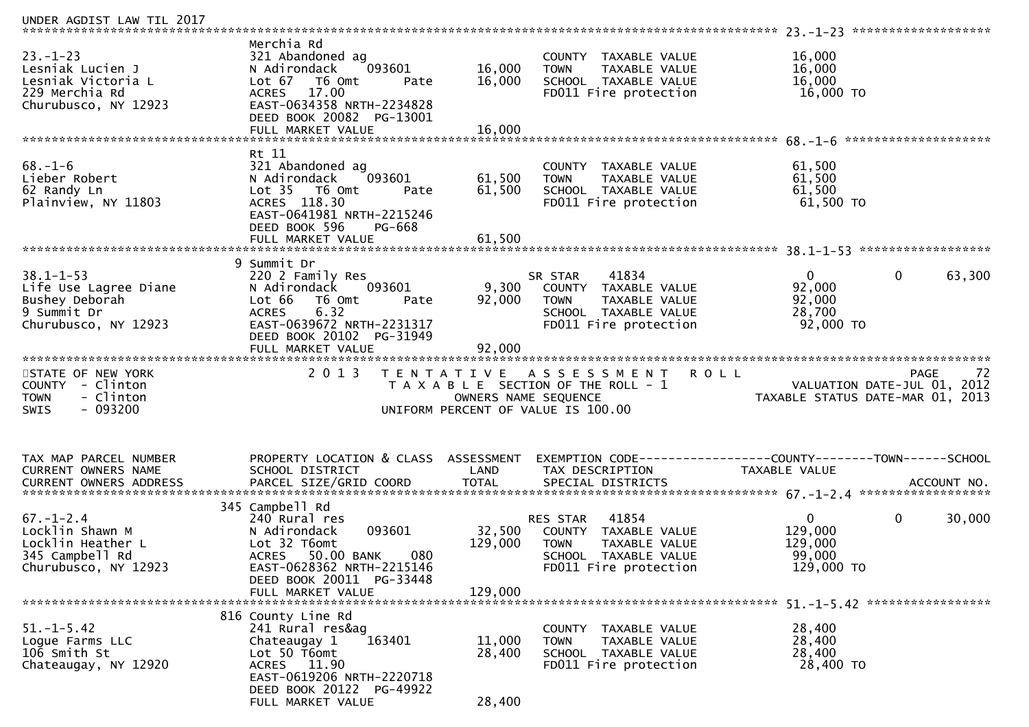UNDER AGDIST LAW TIL 2017

```
******************************************************************************************************* 23.-1-23 ******************
                              Merchia Rd
23.-1-23                      321 Abandoned ag                        COUNTY  TAXABLE VALUE            16,000
Lesniak Lucien J              N Adirondack     093601      16,000     TOWN    TAXABLE VALUE            16,000
Lesniak Victoria L            Lot 67   T6 Omt      Pate    16,000     SCHOOL  TAXABLE VALUE            16,000
229 Merchia Rd                ACRES   17.00                           FD011 Fire protection             16,000 TO
Churubusco, NY 12923          EAST-0634358 NRTH-2234828
                              DEED BOOK 20082  PG-13001
                              FULL MARKET VALUE            16,000
******************************************************************************************************* 68.-1-6 *******************
                              Rt 11
68.-1-6                       321 Abandoned ag                        COUNTY  TAXABLE VALUE            61,500
Lieber Robert                 N Adirondack     093601      61,500     TOWN    TAXABLE VALUE            61,500
62 Randy Ln                   Lot 35   T6 Omt      Pate    61,500     SCHOOL  TAXABLE VALUE            61,500
Plainview, NY 11803           ACRES  118.30                           FD011 Fire protection             61,500 TO
                              EAST-0641981 NRTH-2215246
                              DEED BOOK 596    PG-668
                              FULL MARKET VALUE            61,500
******************************************************************************************************* 38.1-1-53 *****************
                            9 Summit Dr
38.1-1-53                     220 2 Family Res                        SR STAR     41834                 0           0       63,300
Life Use Lagree Diane         N Adirondack     093601       9,300     COUNTY  TAXABLE VALUE            92,000
Bushey Deborah                Lot 66   T6 Omt      Pate    92,000     TOWN    TAXABLE VALUE            92,000
9 Summit Dr                   ACRES    6.32                           SCHOOL  TAXABLE VALUE            28,700
Churubusco, NY 12923          EAST-0639672 NRTH-2231317               FD011 Fire protection             92,000 TO
                              DEED BOOK 20102  PG-31949
                              FULL MARKET VALUE            92,000
************************************************************************************************************************************
STATE OF NEW YORK                2 0 1 3   T E N T A T I V E   A S S E S S M E N T   R O L L                              PAGE    72
COUNTY  - Clinton                          T A X A B L E  SECTION OF THE ROLL - 1                      VALUATION DATE-JUL 01, 2012
TOWN    - Clinton                               OWNERS NAME SEQUENCE                                 TAXABLE STATUS DATE-MAR 01, 2013
SWIS    - 093200                           UNIFORM PERCENT OF VALUE IS 100.00


TAX MAP PARCEL NUMBER          PROPERTY LOCATION & CLASS  ASSESSMENT  EXEMPTION CODE------------------COUNTY--------TOWN------SCHOOL
CURRENT OWNERS NAME            SCHOOL DISTRICT               LAND     TAX DESCRIPTION             TAXABLE VALUE
CURRENT OWNERS ADDRESS         PARCEL SIZE/GRID COORD        TOTAL    SPECIAL DISTRICTS                                  ACCOUNT NO.
******************************************************************************************************* 67.-1-2.4 *****************
                          345 Campbell Rd
67.-1-2.4                     240 Rural res                           RES STAR    41854                 0           0       30,000
Locklin Shawn M               N Adirondack     093601      32,500     COUNTY  TAXABLE VALUE           129,000
Locklin Heather L             Lot 32 T6omt                129,000     TOWN    TAXABLE VALUE           129,000
345 Campbell Rd               ACRES   50.00 BANK     080              SCHOOL  TAXABLE VALUE            99,000
Churubusco, NY 12923          EAST-0628362 NRTH-2215146               FD011 Fire protection            129,000 TO
                              DEED BOOK 20011  PG-33448
                              FULL MARKET VALUE           129,000
******************************************************************************************************* 51.-1-5.42 ****************
                          816 County Line Rd
51.-1-5.42                    241 Rural res&ag                        COUNTY  TAXABLE VALUE            28,400
Logue Farms LLC               Chateaugay 1     163401      11,000     TOWN    TAXABLE VALUE            28,400
106 Smith St                  Lot 50 T6omt                 28,400     SCHOOL  TAXABLE VALUE            28,400
Chateaugay, NY 12920          ACRES   11.90                           FD011 Fire protection             28,400 TO
                              EAST-0619206 NRTH-2220718
                              DEED BOOK 20122  PG-49922
                              FULL MARKET VALUE            28,400
```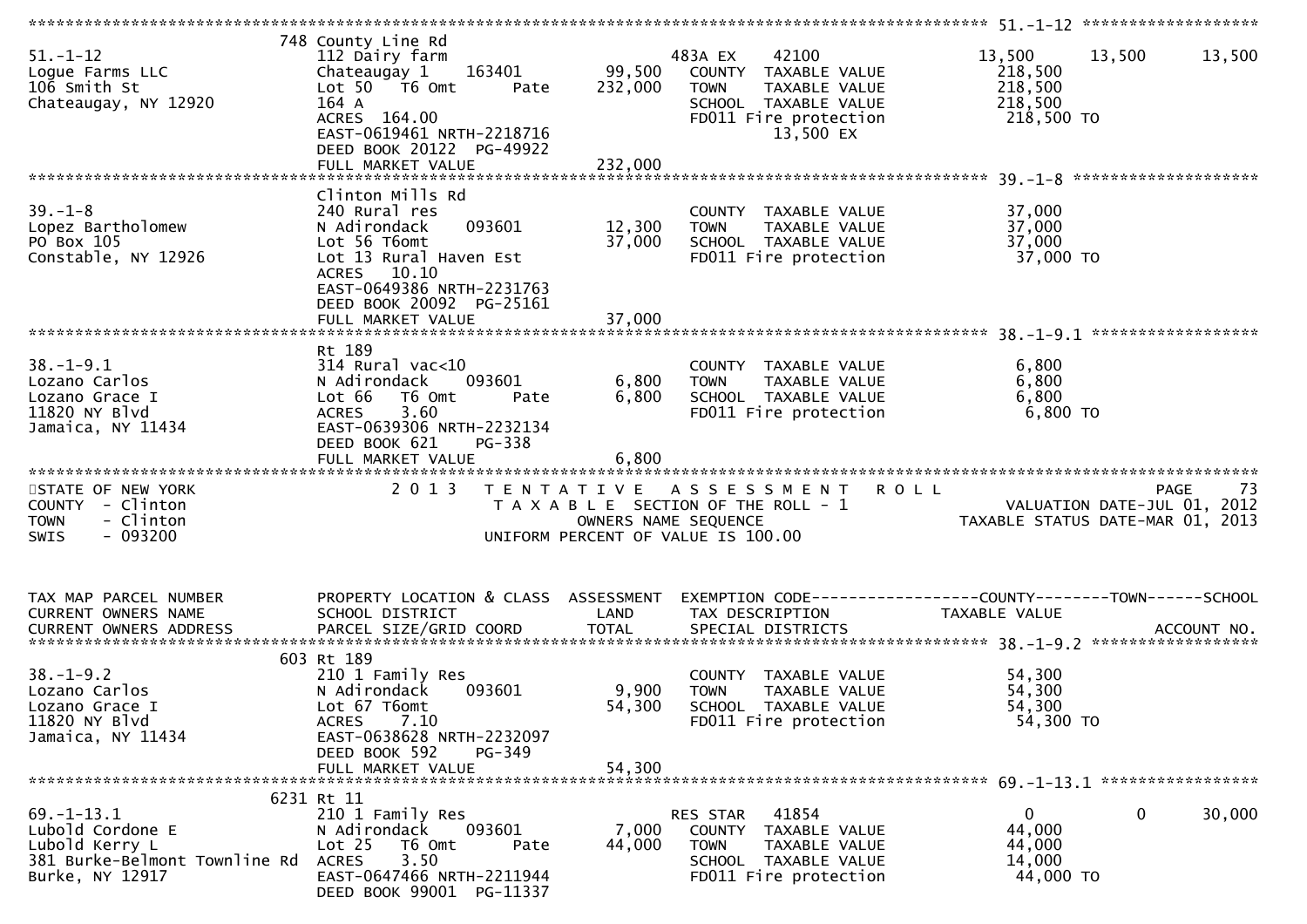```
******************************************************************************************************* 51.-1-12 *******************
                     748 County Line Rd
51.-1-12                       112 Dairy farm                          483A EX    42100             13,500      13,500      13,500
Logue Farms LLC                Chateaugay 1     163401       99,500    COUNTY  TAXABLE VALUE          218,500
106 Smith St                   Lot 50   T6 Omt      Pate    232,000    TOWN    TAXABLE VALUE          218,500
Chateaugay, NY 12920           164 A                                   SCHOOL  TAXABLE VALUE          218,500
                               ACRES  164.00                           FD011 Fire protection           218,500 TO
                               EAST-0619461 NRTH-2218716                     13,500 EX
                               DEED BOOK 20122  PG-49922
                               FULL MARKET VALUE            232,000
******************************************************************************************************* 39.-1-8 ********************
                               Clinton Mills Rd
39.-1-8                        240 Rural res                           COUNTY  TAXABLE VALUE           37,000
Lopez Bartholomew              N Adirondack    093601        12,300    TOWN    TAXABLE VALUE           37,000
PO Box 105                     Lot 56 T6omt                  37,000    SCHOOL  TAXABLE VALUE           37,000
Constable, NY 12926            Lot 13 Rural Haven Est                  FD011 Fire protection            37,000 TO
                               ACRES   10.10
                               EAST-0649386 NRTH-2231763
                               DEED BOOK 20092  PG-25161
                               FULL MARKET VALUE             37,000
******************************************************************************************************* 38.-1-9.1 ******************
                               Rt 189
38.-1-9.1                      314 Rural vac<10                        COUNTY  TAXABLE VALUE            6,800
Lozano Carlos                  N Adirondack    093601         6,800    TOWN    TAXABLE VALUE            6,800
Lozano Grace I                 Lot 66   T6 Omt      Pate      6,800    SCHOOL  TAXABLE VALUE            6,800
11820 NY Blvd                  ACRES    3.60                           FD011 Fire protection             6,800 TO
Jamaica, NY 11434              EAST-0639306 NRTH-2232134
                               DEED BOOK 621     PG-338
                               FULL MARKET VALUE              6,800
************************************************************************************************************************************
STATE OF NEW YORK                 2 0 1 3   T E N T A T I V E   A S S E S S M E N T   R O L L                              PAGE    73
COUNTY  - Clinton                           T A X A B L E  SECTION OF THE ROLL - 1                      VALUATION DATE-JUL 01, 2012
TOWN    - Clinton                                  OWNERS NAME SEQUENCE                               TAXABLE STATUS DATE-MAR 01, 2013
SWIS    - 093200                            UNIFORM PERCENT OF VALUE IS 100.00


TAX MAP PARCEL NUMBER          PROPERTY LOCATION & CLASS  ASSESSMENT  EXEMPTION CODE------------------COUNTY--------TOWN------SCHOOL
CURRENT OWNERS NAME            SCHOOL DISTRICT               LAND      TAX DESCRIPTION              TAXABLE VALUE
CURRENT OWNERS ADDRESS         PARCEL SIZE/GRID COORD        TOTAL     SPECIAL DISTRICTS                                    ACCOUNT NO.
******************************************************************************************************* 38.-1-9.2 ******************
                     603 Rt 189
38.-1-9.2                      210 1 Family Res                        COUNTY  TAXABLE VALUE           54,300
Lozano Carlos                  N Adirondack    093601         9,900    TOWN    TAXABLE VALUE           54,300
Lozano Grace I                 Lot 67 T6omt                  54,300    SCHOOL  TAXABLE VALUE           54,300
11820 NY Blvd                  ACRES    7.10                           FD011 Fire protection            54,300 TO
Jamaica, NY 11434              EAST-0638628 NRTH-2232097
                               DEED BOOK 592     PG-349
                               FULL MARKET VALUE             54,300
******************************************************************************************************* 69.-1-13.1 *****************
                    6231 Rt 11
69.-1-13.1                     210 1 Family Res                        RES STAR   41854                 0           0       30,000
Lubold Cordone E               N Adirondack    093601         7,000    COUNTY  TAXABLE VALUE           44,000
Lubold Kerry L                 Lot 25   T6 Omt      Pate     44,000    TOWN    TAXABLE VALUE           44,000
381 Burke-Belmont Townline Rd  ACRES    3.50                           SCHOOL  TAXABLE VALUE           14,000
Burke, NY 12917                EAST-0647466 NRTH-2211944               FD011 Fire protection            44,000 TO
                               DEED BOOK 99001  PG-11337
```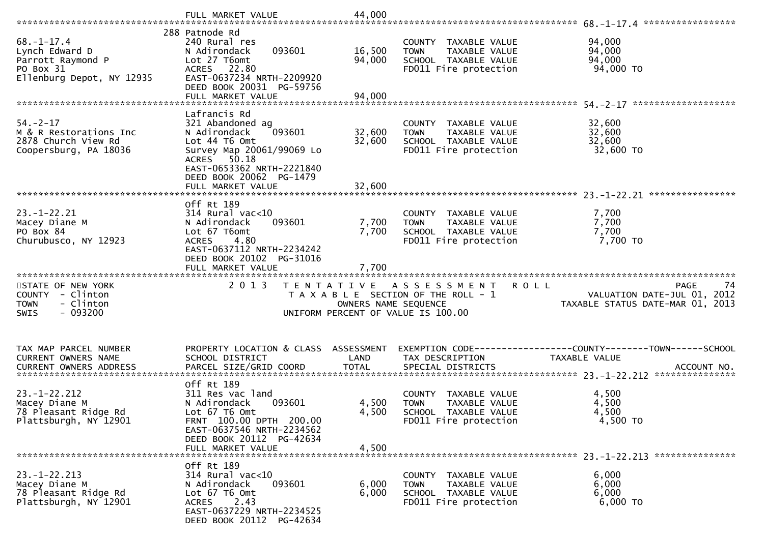FULL MARKET VALUE 44,000

---

**68.-1-17.4**

| | | | | |
|---|---|---|---|---|
| 68.-1-17.4 | 288 Patnode Rd<br>240 Rural res | | COUNTY TAXABLE VALUE | 94,000 |
| Lynch Edward D | N Adirondack 093601 | 16,500 | TOWN TAXABLE VALUE | 94,000 |
| Parrott Raymond P | Lot 27 T6omt | 94,000 | SCHOOL TAXABLE VALUE | 94,000 |
| PO Box 31 | ACRES 22.80 | | FD011 Fire protection | 94,000 TO |
| Ellenburg Depot, NY 12935 | EAST-0637234 NRTH-2209920 | | | |
| | DEED BOOK 20031 PG-59756 | | | |
| | FULL MARKET VALUE | 94,000 | | |

**54.-2-17**

| | | | | |
|---|---|---|---|---|
| 54.-2-17 | Lafrancis Rd<br>321 Abandoned ag | | COUNTY TAXABLE VALUE | 32,600 |
| M & R Restorations Inc | N Adirondack 093601 | 32,600 | TOWN TAXABLE VALUE | 32,600 |
| 2878 Church View Rd | Lot 44 T6 Omt | 32,600 | SCHOOL TAXABLE VALUE | 32,600 |
| Coopersburg, PA 18036 | Survey Map 20061/99069 Lo | | FD011 Fire protection | 32,600 TO |
| | ACRES 50.18 | | | |
| | EAST-0653362 NRTH-2221840 | | | |
| | DEED BOOK 20062 PG-1479 | | | |
| | FULL MARKET VALUE | 32,600 | | |

**23.-1-22.21**

| | | | | |
|---|---|---|---|---|
| 23.-1-22.21 | Off Rt 189<br>314 Rural vac<10 | | COUNTY TAXABLE VALUE | 7,700 |
| Macey Diane M | N Adirondack 093601 | 7,700 | TOWN TAXABLE VALUE | 7,700 |
| PO Box 84 | Lot 67 T6omt | 7,700 | SCHOOL TAXABLE VALUE | 7,700 |
| Churubusco, NY 12923 | ACRES 4.80 | | FD011 Fire protection | 7,700 TO |
| | EAST-0637112 NRTH-2234242 | | | |
| | DEED BOOK 20102 PG-31016 | | | |
| | FULL MARKET VALUE | 7,700 | | |

---

STATE OF NEW YORK — 2013 TENTATIVE ASSESSMENT ROLL — PAGE 74
COUNTY - Clinton — TAXABLE SECTION OF THE ROLL - 1 — VALUATION DATE-JUL 01, 2012
TOWN - Clinton — OWNERS NAME SEQUENCE — TAXABLE STATUS DATE-MAR 01, 2013
SWIS - 093200 — UNIFORM PERCENT OF VALUE IS 100.00

| TAX MAP PARCEL NUMBER<br>CURRENT OWNERS NAME<br>CURRENT OWNERS ADDRESS | PROPERTY LOCATION & CLASS<br>SCHOOL DISTRICT<br>PARCEL SIZE/GRID COORD | ASSESSMENT<br>LAND<br>TOTAL | EXEMPTION CODE------COUNTY------TOWN------SCHOOL<br>TAX DESCRIPTION<br>SPECIAL DISTRICTS | TAXABLE VALUE<br><br>ACCOUNT NO. |
|---|---|---|---|---|
| **23.-1-22.212** | | | | |
| 23.-1-22.212 | Off Rt 189<br>311 Res vac land | | COUNTY TAXABLE VALUE | 4,500 |
| Macey Diane M | N Adirondack 093601 | 4,500 | TOWN TAXABLE VALUE | 4,500 |
| 78 Pleasant Ridge Rd | Lot 67 T6 Omt | 4,500 | SCHOOL TAXABLE VALUE | 4,500 |
| Plattsburgh, NY 12901 | FRNT 100.00 DPTH 200.00 | | FD011 Fire protection | 4,500 TO |
| | EAST-0637546 NRTH-2234562 | | | |
| | DEED BOOK 20112 PG-42634 | | | |
| | FULL MARKET VALUE | 4,500 | | |
| **23.-1-22.213** | | | | |
| 23.-1-22.213 | Off Rt 189<br>314 Rural vac<10 | | COUNTY TAXABLE VALUE | 6,000 |
| Macey Diane M | N Adirondack 093601 | 6,000 | TOWN TAXABLE VALUE | 6,000 |
| 78 Pleasant Ridge Rd | Lot 67 T6 Omt | 6,000 | SCHOOL TAXABLE VALUE | 6,000 |
| Plattsburgh, NY 12901 | ACRES 2.43 | | FD011 Fire protection | 6,000 TO |
| | EAST-0637229 NRTH-2234525 | | | |
| | DEED BOOK 20112 PG-42634 | | | |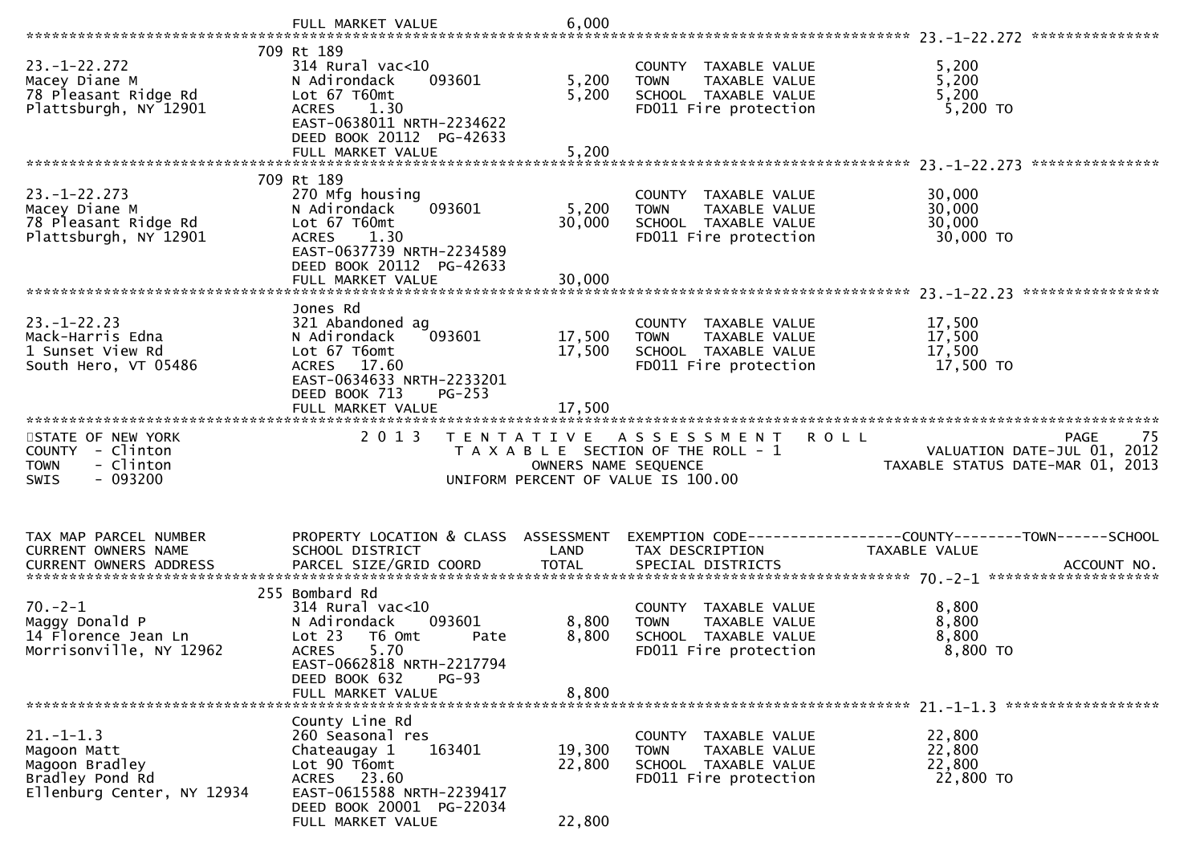FULL MARKET VALUE 6,000

**23.-1-22.272**

| | | | | |
|---|---|---|---|---|
| 23.-1-22.272 | 709 Rt 189 | | | |
| Macey Diane M | 314 Rural vac<10 | | COUNTY TAXABLE VALUE | 5,200 |
| 78 Pleasant Ridge Rd | N Adirondack 093601 | 5,200 | TOWN TAXABLE VALUE | 5,200 |
| Plattsburgh, NY 12901 | Lot 67 T60mt | 5,200 | SCHOOL TAXABLE VALUE | 5,200 |
| | ACRES 1.30 | | FD011 Fire protection | 5,200 TO |
| | EAST-0638011 NRTH-2234622 | | | |
| | DEED BOOK 20112 PG-42633 | | | |
| | FULL MARKET VALUE | 5,200 | | |

**23.-1-22.273**

| | | | | |
|---|---|---|---|---|
| 23.-1-22.273 | 709 Rt 189 | | | |
| Macey Diane M | 270 Mfg housing | | COUNTY TAXABLE VALUE | 30,000 |
| 78 Pleasant Ridge Rd | N Adirondack 093601 | 5,200 | TOWN TAXABLE VALUE | 30,000 |
| Plattsburgh, NY 12901 | Lot 67 T60mt | 30,000 | SCHOOL TAXABLE VALUE | 30,000 |
| | ACRES 1.30 | | FD011 Fire protection | 30,000 TO |
| | EAST-0637739 NRTH-2234589 | | | |
| | DEED BOOK 20112 PG-42633 | | | |
| | FULL MARKET VALUE | 30,000 | | |

**23.-1-22.23**

| | | | | |
|---|---|---|---|---|
| 23.-1-22.23 | Jones Rd | | | |
| Mack-Harris Edna | 321 Abandoned ag | | COUNTY TAXABLE VALUE | 17,500 |
| 1 Sunset View Rd | N Adirondack 093601 | 17,500 | TOWN TAXABLE VALUE | 17,500 |
| South Hero, VT 05486 | Lot 67 T6omt | 17,500 | SCHOOL TAXABLE VALUE | 17,500 |
| | ACRES 17.60 | | FD011 Fire protection | 17,500 TO |
| | EAST-0634633 NRTH-2233201 | | | |
| | DEED BOOK 713 PG-253 | | | |
| | FULL MARKET VALUE | 17,500 | | |

STATE OF NEW YORK
COUNTY - Clinton
TOWN - Clinton
SWIS - 093200

2 0 1 3 T E N T A T I V E A S S E S S M E N T R O L L
T A X A B L E SECTION OF THE ROLL - 1
OWNERS NAME SEQUENCE
UNIFORM PERCENT OF VALUE IS 100.00

VALUATION DATE-JUL 01, 2012
TAXABLE STATUS DATE-MAR 01, 2013

| TAX MAP PARCEL NUMBER<br>CURRENT OWNERS NAME<br>CURRENT OWNERS ADDRESS | PROPERTY LOCATION & CLASS<br>SCHOOL DISTRICT<br>PARCEL SIZE/GRID COORD | ASSESSMENT<br>LAND<br>TOTAL | EXEMPTION CODE------COUNTY-----TOWN-----SCHOOL<br>TAX DESCRIPTION<br>SPECIAL DISTRICTS | TAXABLE VALUE<br>ACCOUNT NO. |
|---|---|---|---|---|
| **70.-2-1** | 255 Bombard Rd | | | |
| 70.-2-1 | 314 Rural vac<10 | | COUNTY TAXABLE VALUE | 8,800 |
| Maggy Donald P | N Adirondack 093601 | 8,800 | TOWN TAXABLE VALUE | 8,800 |
| 14 Florence Jean Ln | Lot 23 T6 Omt Pate | 8,800 | SCHOOL TAXABLE VALUE | 8,800 |
| Morrisonville, NY 12962 | ACRES 5.70 | | FD011 Fire protection | 8,800 TO |
| | EAST-0662818 NRTH-2217794 | | | |
| | DEED BOOK 632 PG-93 | | | |
| | FULL MARKET VALUE | 8,800 | | |
| **21.-1-1.3** | County Line Rd | | | |
| 21.-1-1.3 | 260 Seasonal res | | COUNTY TAXABLE VALUE | 22,800 |
| Magoon Matt | Chateaugay 1 163401 | 19,300 | TOWN TAXABLE VALUE | 22,800 |
| Magoon Bradley | Lot 90 T6omt | 22,800 | SCHOOL TAXABLE VALUE | 22,800 |
| Bradley Pond Rd | ACRES 23.60 | | FD011 Fire protection | 22,800 TO |
| Ellenburg Center, NY 12934 | EAST-0615588 NRTH-2239417 | | | |
| | DEED BOOK 20001 PG-22034 | | | |
| | FULL MARKET VALUE | 22,800 | | |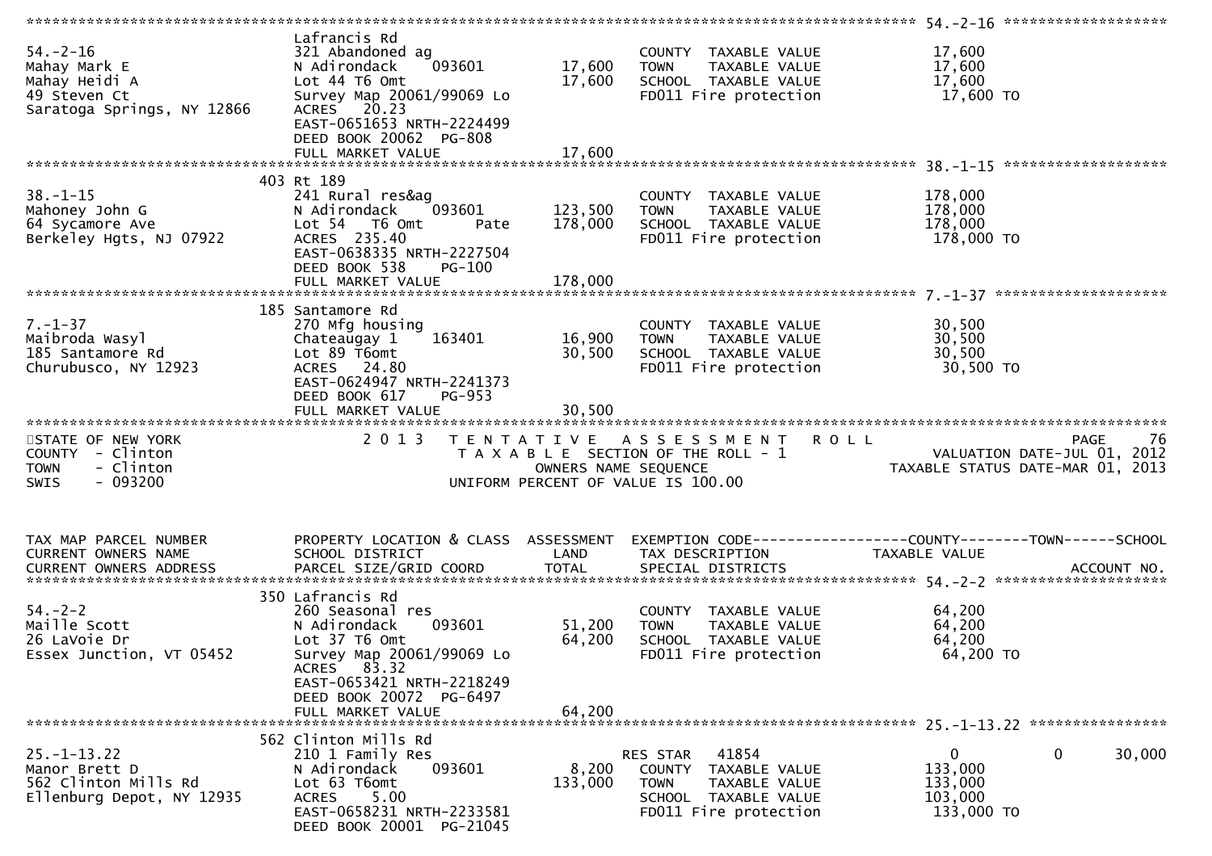```
******************************************************************************************************* 54.-2-16 ********************
                               Lafrancis Rd
54.-2-16                       321 Abandoned ag                          COUNTY  TAXABLE VALUE           17,600
Mahay Mark E                   N Adirondack     093601        17,600     TOWN    TAXABLE VALUE           17,600
Mahay Heidi A                  Lot 44 T6 Omt                  17,600     SCHOOL  TAXABLE VALUE           17,600
49 Steven Ct                   Survey Map 20061/99069 Lo                 FD011 Fire protection            17,600 TO
Saratoga Springs, NY 12866     ACRES   20.23
                               EAST-0651653 NRTH-2224499
                               DEED BOOK 20062  PG-808
                               FULL MARKET VALUE              17,600
******************************************************************************************************* 38.-1-15 ********************
                            403 Rt 189
38.-1-15                       241 Rural res&ag                          COUNTY  TAXABLE VALUE          178,000
Mahoney John G                 N Adirondack     093601       123,500     TOWN    TAXABLE VALUE          178,000
64 Sycamore Ave                Lot 54   T6 Omt        Pate   178,000     SCHOOL  TAXABLE VALUE          178,000
Berkeley Hgts, NJ 07922        ACRES  235.40                             FD011 Fire protection           178,000 TO
                               EAST-0638335 NRTH-2227504
                               DEED BOOK 538    PG-100
                               FULL MARKET VALUE             178,000
******************************************************************************************************* 7.-1-37 *********************
                            185 Santamore Rd
7.-1-37                        270 Mfg housing                           COUNTY  TAXABLE VALUE           30,500
Maibroda Wasyl                 Chateaugay 1     163401        16,900     TOWN    TAXABLE VALUE           30,500
185 Santamore Rd               Lot 89 T6omt                   30,500     SCHOOL  TAXABLE VALUE           30,500
Churubusco, NY 12923           ACRES   24.80                             FD011 Fire protection            30,500 TO
                               EAST-0624947 NRTH-2241373
                               DEED BOOK 617    PG-953
                               FULL MARKET VALUE              30,500
*************************************************************************************************************************************
STATE OF NEW YORK                 2 0 1 3   T E N T A T I V E   A S S E S S M E N T   R O L L                             PAGE    76
COUNTY  - Clinton                             T A X A B L E  SECTION OF THE ROLL - 1                    VALUATION DATE-JUL 01, 2012
TOWN    - Clinton                                   OWNERS NAME SEQUENCE                            TAXABLE STATUS DATE-MAR 01, 2013
SWIS    - 093200                              UNIFORM PERCENT OF VALUE IS 100.00


TAX MAP PARCEL NUMBER          PROPERTY LOCATION & CLASS  ASSESSMENT  EXEMPTION CODE------------------COUNTY--------TOWN------SCHOOL
CURRENT OWNERS NAME            SCHOOL DISTRICT               LAND      TAX DESCRIPTION              TAXABLE VALUE
CURRENT OWNERS ADDRESS         PARCEL SIZE/GRID COORD        TOTAL     SPECIAL DISTRICTS                                  ACCOUNT NO.
******************************************************************************************************* 54.-2-2 *********************
                            350 Lafrancis Rd
54.-2-2                        260 Seasonal res                          COUNTY  TAXABLE VALUE           64,200
Maille Scott                   N Adirondack     093601        51,200     TOWN    TAXABLE VALUE           64,200
26 LaVoie Dr                   Lot 37 T6 Omt                  64,200     SCHOOL  TAXABLE VALUE           64,200
Essex Junction, VT 05452       Survey Map 20061/99069 Lo                 FD011 Fire protection            64,200 TO
                               ACRES   83.32
                               EAST-0653421 NRTH-2218249
                               DEED BOOK 20072  PG-6497
                               FULL MARKET VALUE              64,200
******************************************************************************************************* 25.-1-13.22 *****************
                            562 Clinton Mills Rd
25.-1-13.22                    210 1 Family Res                          RES STAR   41854                 0             0       30,000
Manor Brett D                  N Adirondack     093601         8,200     COUNTY  TAXABLE VALUE          133,000
562 Clinton Mills Rd           Lot 63 T6omt                  133,000     TOWN    TAXABLE VALUE          133,000
Ellenburg Depot, NY 12935      ACRES    5.00                             SCHOOL  TAXABLE VALUE          103,000
                               EAST-0658231 NRTH-2233581                 FD011 Fire protection           133,000 TO
                               DEED BOOK 20001  PG-21045
```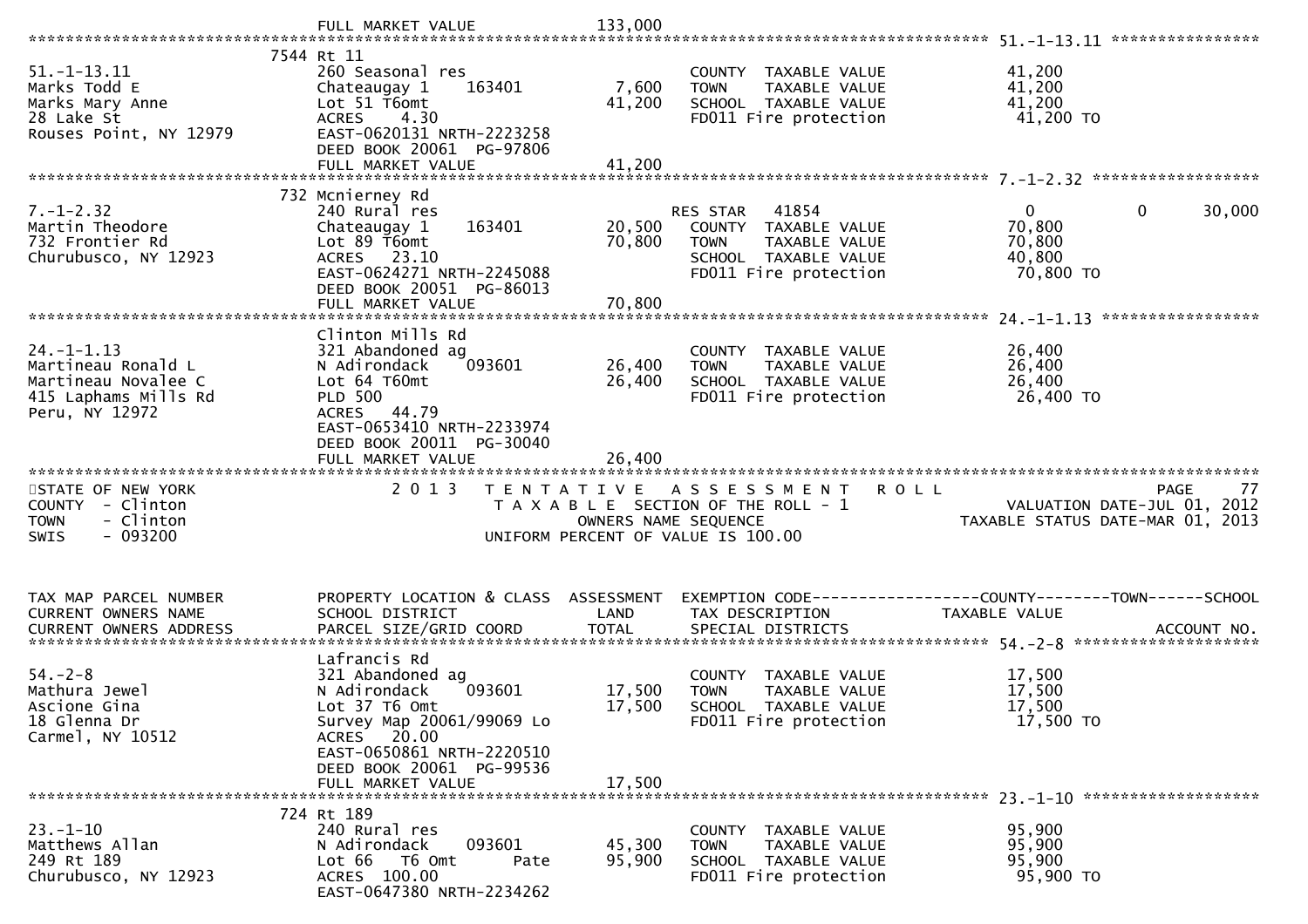FULL MARKET VALUE 133,000

******************************************************************************************************* 51.-1-13.11 ****************

| TAX MAP PARCEL NUMBER / CURRENT OWNERS NAME / CURRENT OWNERS ADDRESS | PROPERTY LOCATION & CLASS / SCHOOL DISTRICT / PARCEL SIZE/GRID COORD | ASSESSMENT LAND | ASSESSMENT TOTAL | EXEMPTION CODE / TAX DESCRIPTION / SPECIAL DISTRICTS | COUNTY TAXABLE VALUE | TOWN | SCHOOL | ACCOUNT NO. |
|---|---|---|---|---|---|---|---|---|
| 51.-1-13.11 | 7544 Rt 11 | | | | | | | |
| Marks Todd E | 260 Seasonal res | | | COUNTY TAXABLE VALUE | 41,200 | | | |
| Marks Mary Anne | Chateaugay 1 163401 | 7,600 | | TOWN TAXABLE VALUE | 41,200 | | | |
| 28 Lake St | Lot 51 T6omt | | 41,200 | SCHOOL TAXABLE VALUE | 41,200 | | | |
| Rouses Point, NY 12979 | ACRES 4.30 | | | FD011 Fire protection | 41,200 TO | | | |
| | EAST-0620131 NRTH-2223258 | | | | | | | |
| | DEED BOOK 20061 PG-97806 | | | | | | | |
| | FULL MARKET VALUE | | 41,200 | | | | | |
| 7.-1-2.32 | 732 Mcnierney Rd | | | | | | | |
| Martin Theodore | 240 Rural res | | | RES STAR 41854 | 0 | 0 | 30,000 | |
| 732 Frontier Rd | Chateaugay 1 163401 | 20,500 | | COUNTY TAXABLE VALUE | 70,800 | | | |
| Churubusco, NY 12923 | Lot 89 T6omt | | 70,800 | TOWN TAXABLE VALUE | 70,800 | | | |
| | ACRES 23.10 | | | SCHOOL TAXABLE VALUE | 40,800 | | | |
| | EAST-0624271 NRTH-2245088 | | | FD011 Fire protection | 70,800 TO | | | |
| | DEED BOOK 20051 PG-86013 | | | | | | | |
| | FULL MARKET VALUE | | 70,800 | | | | | |
| 24.-1-1.13 | Clinton Mills Rd | | | | | | | |
| Martineau Ronald L | 321 Abandoned ag | | | COUNTY TAXABLE VALUE | 26,400 | | | |
| Martineau Novalee C | N Adirondack 093601 | 26,400 | | TOWN TAXABLE VALUE | 26,400 | | | |
| 415 Laphams Mills Rd | Lot 64 T60mt | | 26,400 | SCHOOL TAXABLE VALUE | 26,400 | | | |
| Peru, NY 12972 | PLD 500 | | | FD011 Fire protection | 26,400 TO | | | |
| | ACRES 44.79 | | | | | | | |
| | EAST-0653410 NRTH-2233974 | | | | | | | |
| | DEED BOOK 20011 PG-30040 | | | | | | | |
| | FULL MARKET VALUE | | 26,400 | | | | | |

STATE OF NEW YORK
COUNTY - Clinton
TOWN - Clinton
SWIS - 093200

2 0 1 3 TENTATIVE ASSESSMENT ROLL
TAXABLE SECTION OF THE ROLL - 1
OWNERS NAME SEQUENCE
UNIFORM PERCENT OF VALUE IS 100.00

PAGE 77
VALUATION DATE-JUL 01, 2012
TAXABLE STATUS DATE-MAR 01, 2013

| TAX MAP PARCEL NUMBER / CURRENT OWNERS NAME / CURRENT OWNERS ADDRESS | PROPERTY LOCATION & CLASS / SCHOOL DISTRICT / PARCEL SIZE/GRID COORD | ASSESSMENT LAND | ASSESSMENT TOTAL | EXEMPTION CODE / TAX DESCRIPTION / SPECIAL DISTRICTS | COUNTY TAXABLE VALUE | TOWN | SCHOOL | ACCOUNT NO. |
|---|---|---|---|---|---|---|---|---|
| 54.-2-8 | Lafrancis Rd | | | | | | | |
| Mathura Jewel | 321 Abandoned ag | | | COUNTY TAXABLE VALUE | 17,500 | | | |
| Ascione Gina | N Adirondack 093601 | 17,500 | | TOWN TAXABLE VALUE | 17,500 | | | |
| 18 Glenna Dr | Lot 37 T6 Omt | | 17,500 | SCHOOL TAXABLE VALUE | 17,500 | | | |
| Carmel, NY 10512 | Survey Map 20061/99069 Lo | | | FD011 Fire protection | 17,500 TO | | | |
| | ACRES 20.00 | | | | | | | |
| | EAST-0650861 NRTH-2220510 | | | | | | | |
| | DEED BOOK 20061 PG-99536 | | | | | | | |
| | FULL MARKET VALUE | | 17,500 | | | | | |
| 23.-1-10 | 724 Rt 189 | | | | | | | |
| Matthews Allan | 240 Rural res | | | COUNTY TAXABLE VALUE | 95,900 | | | |
| 249 Rt 189 | N Adirondack 093601 | 45,300 | | TOWN TAXABLE VALUE | 95,900 | | | |
| Churubusco, NY 12923 | Lot 66 T6 Omt Pate | | 95,900 | SCHOOL TAXABLE VALUE | 95,900 | | | |
| | ACRES 100.00 | | | FD011 Fire protection | 95,900 TO | | | |
| | EAST-0647380 NRTH-2234262 | | | | | | | |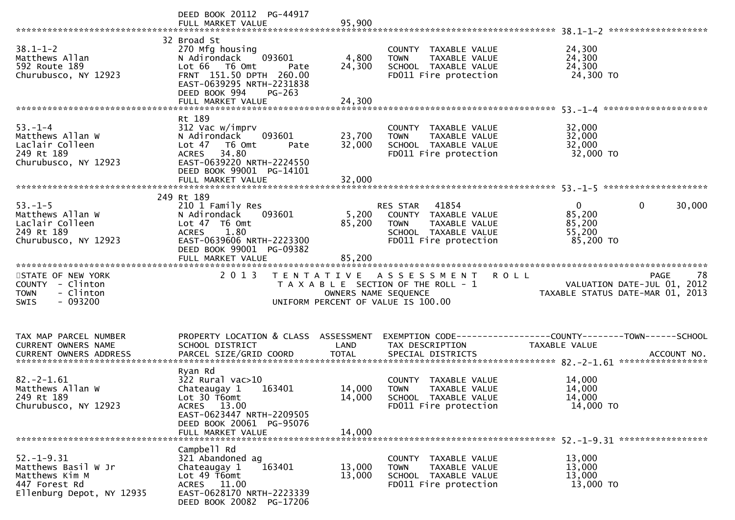```
                          DEED BOOK 20112  PG-44917
                          FULL MARKET VALUE              95,900
******************************************************************************************************* 38.1-1-2 ******************
                        32 Broad St
38.1-1-2                  270 Mfg housing                       COUNTY  TAXABLE VALUE            24,300
Matthews Allan            N Adirondack    093601        4,800   TOWN    TAXABLE VALUE            24,300
592 Route 189             Lot 66   T6 Omt        Pate   24,300   SCHOOL  TAXABLE VALUE            24,300
Churubusco, NY 12923      FRNT 151.50 DPTH 260.00               FD011 Fire protection             24,300 TO
                          EAST-0639295 NRTH-2231838
                          DEED BOOK 994    PG-263
                          FULL MARKET VALUE              24,300
******************************************************************************************************* 53.-1-4 *******************
                        Rt 189
53.-1-4                   312 Vac w/imprv                       COUNTY  TAXABLE VALUE            32,000
Matthews Allan W          N Adirondack    093601       23,700   TOWN    TAXABLE VALUE            32,000
Laclair Colleen           Lot 47   T6 Omt        Pate   32,000   SCHOOL  TAXABLE VALUE            32,000
249 Rt 189                ACRES   34.80                         FD011 Fire protection             32,000 TO
Churubusco, NY 12923      EAST-0639220 NRTH-2224550
                          DEED BOOK 99001  PG-14101
                          FULL MARKET VALUE              32,000
******************************************************************************************************* 53.-1-5 *******************
                        249 Rt 189
53.-1-5                   210 1 Family Res                      RES STAR   41854                  0            0       30,000
Matthews Allan W          N Adirondack    093601        5,200   COUNTY  TAXABLE VALUE            85,200
Laclair Colleen           Lot 47  T6 Omt                85,200   TOWN    TAXABLE VALUE            85,200
249 Rt 189                ACRES    1.80                         SCHOOL  TAXABLE VALUE            55,200
Churubusco, NY 12923      EAST-0639606 NRTH-2223300             FD011 Fire protection             85,200 TO
                          DEED BOOK 99001  PG-09382
                          FULL MARKET VALUE              85,200
************************************************************************************************************************************
STATE OF NEW YORK                2 0 1 3   T E N T A T I V E   A S S E S S M E N T   R O L L                       PAGE    78
COUNTY  - Clinton                      T A X A B L E  SECTION OF THE ROLL - 1                    VALUATION DATE-JUL 01, 2012
TOWN    - Clinton                             OWNERS NAME SEQUENCE                          TAXABLE STATUS DATE-MAR 01, 2013
SWIS    - 093200                      UNIFORM PERCENT OF VALUE IS 100.00


TAX MAP PARCEL NUMBER     PROPERTY LOCATION & CLASS  ASSESSMENT  EXEMPTION CODE------------------COUNTY--------TOWN------SCHOOL
CURRENT OWNERS NAME       SCHOOL DISTRICT               LAND      TAX DESCRIPTION               TAXABLE VALUE
CURRENT OWNERS ADDRESS    PARCEL SIZE/GRID COORD       TOTAL      SPECIAL DISTRICTS                                   ACCOUNT NO.
******************************************************************************************************* 82.-2-1.61 ****************
                          Ryan Rd
82.-2-1.61                322 Rural vac>10                      COUNTY  TAXABLE VALUE            14,000
Matthews Allan W          Chateaugay 1    163401       14,000   TOWN    TAXABLE VALUE            14,000
249 Rt 189                Lot 30 T6omt                 14,000   SCHOOL  TAXABLE VALUE            14,000
Churubusco, NY 12923      ACRES   13.00                         FD011 Fire protection             14,000 TO
                          EAST-0623447 NRTH-2209505
                          DEED BOOK 20061  PG-95076
                          FULL MARKET VALUE              14,000
******************************************************************************************************* 52.-1-9.31 ****************
                          Campbell Rd
52.-1-9.31                321 Abandoned ag                      COUNTY  TAXABLE VALUE            13,000
Matthews Basil W Jr       Chateaugay 1    163401       13,000   TOWN    TAXABLE VALUE            13,000
Matthews Kim M            Lot 49 T6omt                 13,000   SCHOOL  TAXABLE VALUE            13,000
447 Forest Rd             ACRES   11.00                         FD011 Fire protection             13,000 TO
Ellenburg Depot, NY 12935 EAST-0628170 NRTH-2223339
                          DEED BOOK 20082  PG-17206
```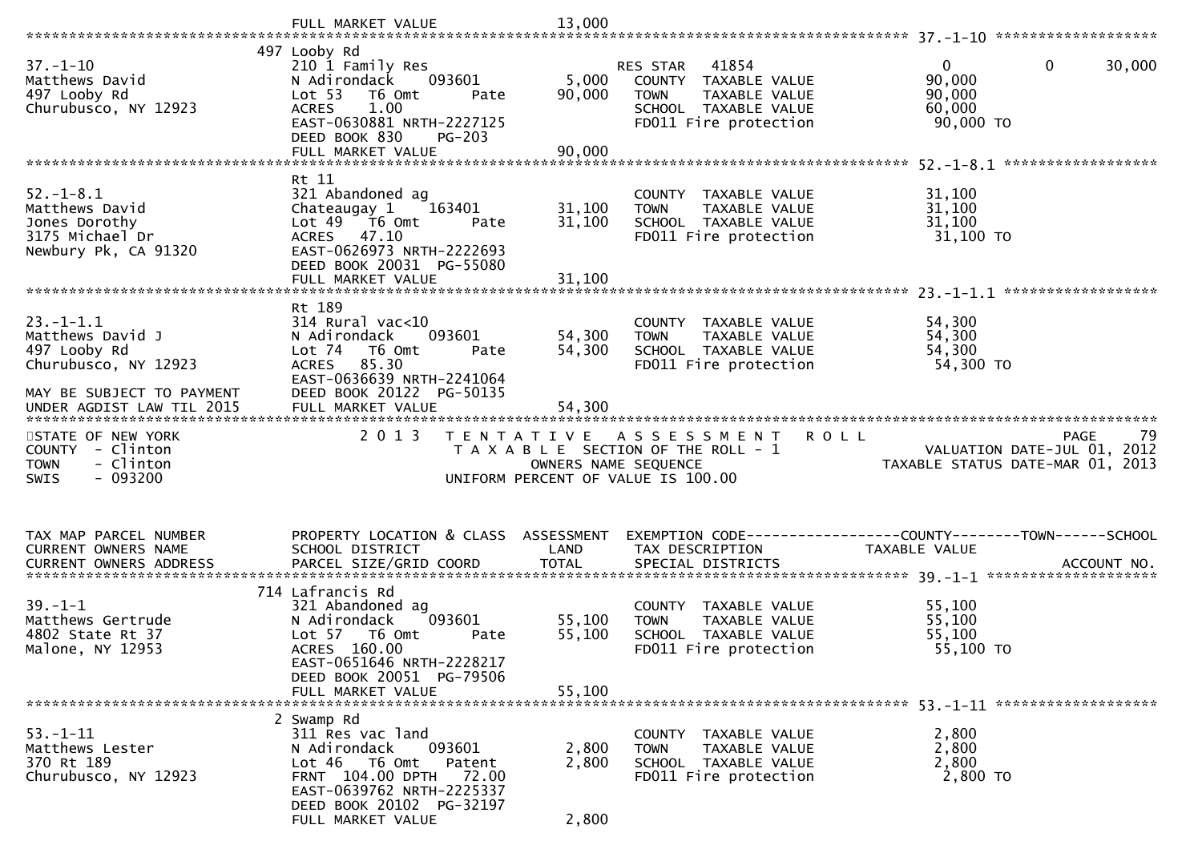```
                              FULL MARKET VALUE                 13,000
******************************************************************************************************* 37.-1-10 ******************
                           497 Looby Rd
37.-1-10                     210 1 Family Res                          RES STAR   41854                  0            0       30,000
Matthews David               N Adirondack      093601         5,000   COUNTY  TAXABLE VALUE           90,000
497 Looby Rd                 Lot 53   T6 Omt       Pate      90,000   TOWN    TAXABLE VALUE           90,000
Churubusco, NY 12923         ACRES    1.00                            SCHOOL  TAXABLE VALUE           60,000
                             EAST-0630881 NRTH-2227125                FD011 Fire protection            90,000 TO
                             DEED BOOK 830    PG-203
                             FULL MARKET VALUE               90,000
******************************************************************************************************* 52.-1-8.1 *****************
                           Rt 11
52.-1-8.1                    321 Abandoned ag                         COUNTY  TAXABLE VALUE           31,100
Matthews David               Chateaugay 1     163401         31,100   TOWN    TAXABLE VALUE           31,100
Jones Dorothy                Lot 49   T6 Omt       Pate      31,100   SCHOOL  TAXABLE VALUE           31,100
3175 Michael Dr              ACRES   47.10                            FD011 Fire protection            31,100 TO
Newbury Pk, CA 91320         EAST-0626973 NRTH-2222693
                             DEED BOOK 20031  PG-55080
                             FULL MARKET VALUE               31,100
******************************************************************************************************* 23.-1-1.1 *****************
                           Rt 189
23.-1-1.1                    314 Rural vac<10                         COUNTY  TAXABLE VALUE           54,300
Matthews David J             N Adirondack      093601        54,300   TOWN    TAXABLE VALUE           54,300
497 Looby Rd                 Lot 74   T6 Omt       Pate      54,300   SCHOOL  TAXABLE VALUE           54,300
Churubusco, NY 12923         ACRES   85.30                            FD011 Fire protection            54,300 TO
                             EAST-0636639 NRTH-2241064
MAY BE SUBJECT TO PAYMENT    DEED BOOK 20122  PG-50135
UNDER AGDIST LAW TIL 2015    FULL MARKET VALUE               54,300
************************************************************************************************************************************
STATE OF NEW YORK                 2 0 1 3   T E N T A T I V E   A S S E S S M E N T   R O L L                              PAGE    79
COUNTY  - Clinton                           T A X A B L E  SECTION OF THE ROLL - 1                     VALUATION DATE-JUL 01, 2012
TOWN    - Clinton                                   OWNERS NAME SEQUENCE                             TAXABLE STATUS DATE-MAR 01, 2013
SWIS    - 093200                               UNIFORM PERCENT OF VALUE IS 100.00


TAX MAP PARCEL NUMBER          PROPERTY LOCATION & CLASS  ASSESSMENT  EXEMPTION CODE------------------COUNTY--------TOWN------SCHOOL
CURRENT OWNERS NAME            SCHOOL DISTRICT               LAND      TAX DESCRIPTION              TAXABLE VALUE
CURRENT OWNERS ADDRESS         PARCEL SIZE/GRID COORD        TOTAL     SPECIAL DISTRICTS                                    ACCOUNT NO.
******************************************************************************************************* 39.-1-1 *******************
                           714 Lafrancis Rd
39.-1-1                      321 Abandoned ag                         COUNTY  TAXABLE VALUE           55,100
Matthews Gertrude            N Adirondack      093601        55,100   TOWN    TAXABLE VALUE           55,100
4802 State Rt 37             Lot 57   T6 Omt       Pate      55,100   SCHOOL  TAXABLE VALUE           55,100
Malone, NY 12953             ACRES  160.00                            FD011 Fire protection            55,100 TO
                             EAST-0651646 NRTH-2228217
                             DEED BOOK 20051  PG-79506
                             FULL MARKET VALUE               55,100
******************************************************************************************************* 53.-1-11 ******************
                           2 Swamp Rd
53.-1-11                     311 Res vac land                         COUNTY  TAXABLE VALUE            2,800
Matthews Lester              N Adirondack      093601         2,800   TOWN    TAXABLE VALUE            2,800
370 Rt 189                   Lot 46   T6 Omt    Patent        2,800   SCHOOL  TAXABLE VALUE            2,800
Churubusco, NY 12923         FRNT  104.00 DPTH   72.00                FD011 Fire protection             2,800 TO
                             EAST-0639762 NRTH-2225337
                             DEED BOOK 20102  PG-32197
                             FULL MARKET VALUE                2,800
```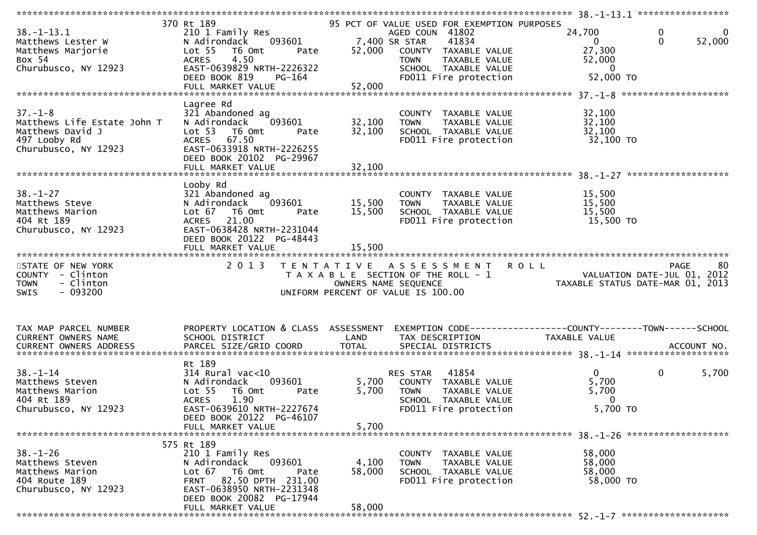```
******************************************************************************************************* 38.-1-13.1 *****************
            370 Rt 189                            95 PCT OF VALUE USED FOR EXEMPTION PURPOSES
38.-1-13.1                  210 1 Family Res                 AGED COUN  41802             24,700            0           0
Matthews Lester W           N Adirondack     093601       7,400 SR STAR     41834                  0            0      52,000
Matthews Marjorie           Lot 55   T6 Omt       Pate   52,000   COUNTY  TAXABLE VALUE          27,300
Box 54                      ACRES     4.50                        TOWN    TAXABLE VALUE          52,000
Churubusco, NY 12923        EAST-0639829 NRTH-2226322             SCHOOL  TAXABLE VALUE               0
                            DEED BOOK 819     PG-164              FD011 Fire protection          52,000 TO
                            FULL MARKET VALUE               52,000
******************************************************************************************************* 37.-1-8 ********************
            Lagree Rd
37.-1-8                     321 Abandoned ag                      COUNTY  TAXABLE VALUE          32,100
Matthews Life Estate John T N Adirondack     093601      32,100   TOWN    TAXABLE VALUE          32,100
Matthews David J            Lot 53   T6 Omt       Pate   32,100   SCHOOL  TAXABLE VALUE          32,100
497 Looby Rd                ACRES    67.50                        FD011 Fire protection          32,100 TO
Churubusco, NY 12923        EAST-0633918 NRTH-2226255
                            DEED BOOK 20102 PG-29967
                            FULL MARKET VALUE               32,100
******************************************************************************************************* 38.-1-27 *******************
            Looby Rd
38.-1-27                    321 Abandoned ag                      COUNTY  TAXABLE VALUE          15,500
Matthews Steve              N Adirondack     093601      15,500   TOWN    TAXABLE VALUE          15,500
Matthews Marion             Lot 67   T6 Omt       Pate   15,500   SCHOOL  TAXABLE VALUE          15,500
404 Rt 189                  ACRES    21.00                        FD011 Fire protection          15,500 TO
Churubusco, NY 12923        EAST-0638428 NRTH-2231044
                            DEED BOOK 20122 PG-48443
                            FULL MARKET VALUE               15,500
************************************************************************************************************************************
STATE OF NEW YORK                   2 0 1 3   T E N T A T I V E   A S S E S S M E N T   R O L L                           PAGE    80
COUNTY  - Clinton                          T A X A B L E  SECTION OF THE ROLL - 1                       VALUATION DATE-JUL 01, 2012
TOWN    - Clinton                                 OWNERS NAME SEQUENCE                             TAXABLE STATUS DATE-MAR 01, 2013
SWIS    - 093200                          UNIFORM PERCENT OF VALUE IS 100.00


TAX MAP PARCEL NUMBER       PROPERTY LOCATION & CLASS  ASSESSMENT  EXEMPTION CODE------------------COUNTY--------TOWN------SCHOOL
CURRENT OWNERS NAME         SCHOOL DISTRICT               LAND      TAX DESCRIPTION              TAXABLE VALUE
CURRENT OWNERS ADDRESS      PARCEL SIZE/GRID COORD        TOTAL     SPECIAL DISTRICTS                                ACCOUNT NO.
******************************************************************************************************* 38.-1-14 *******************
            Rt 189
38.-1-14                    314 Rural vac<10                      RES STAR    41854                  0            0       5,700
Matthews Steven             N Adirondack     093601       5,700   COUNTY  TAXABLE VALUE           5,700
Matthews Marion             Lot 55   T6 Omt       Pate    5,700   TOWN    TAXABLE VALUE           5,700
404 Rt 189                  ACRES     1.90                        SCHOOL  TAXABLE VALUE               0
Churubusco, NY 12923        EAST-0639610 NRTH-2227674             FD011 Fire protection           5,700 TO
                            DEED BOOK 20122 PG-46107
                            FULL MARKET VALUE                5,700
******************************************************************************************************* 38.-1-26 *******************
            575 Rt 189
38.-1-26                    210 1 Family Res                      COUNTY  TAXABLE VALUE          58,000
Matthews Steven             N Adirondack     093601       4,100   TOWN    TAXABLE VALUE          58,000
Matthews Marion             Lot 67   T6 Omt       Pate   58,000   SCHOOL  TAXABLE VALUE          58,000
404 Route 189               FRNT    82.50 DPTH 231.00             FD011 Fire protection          58,000 TO
Churubusco, NY 12923        EAST-0638950 NRTH-2231348
                            DEED BOOK 20082 PG-17944
                            FULL MARKET VALUE               58,000
******************************************************************************************************* 52.-1-7 ********************
```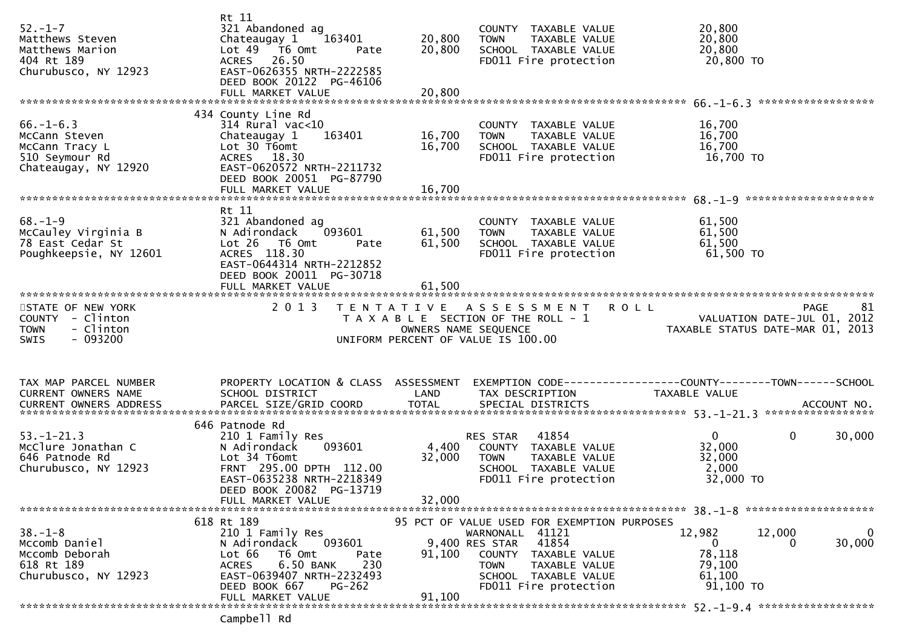```
                                 Rt 11
52.-1-7                          321 Abandoned ag                        COUNTY  TAXABLE VALUE            20,800
Matthews Steven                  Chateaugay 1    163401      20,800      TOWN    TAXABLE VALUE            20,800
Matthews Marion                  Lot 49  T6 Omt       Pate   20,800      SCHOOL  TAXABLE VALUE            20,800
404 Rt 189                       ACRES   26.50                           FD011 Fire protection             20,800 TO
Churubusco, NY 12923             EAST-0626355 NRTH-2222585
                                 DEED BOOK 20122  PG-46106
                                 FULL MARKET VALUE            20,800
******************************************************************************************************* 66.-1-6.3 ******************
                                 434 County Line Rd
66.-1-6.3                        314 Rural vac<10                        COUNTY  TAXABLE VALUE            16,700
McCann Steven                    Chateaugay 1    163401      16,700      TOWN    TAXABLE VALUE            16,700
McCann Tracy L                   Lot 30 T6omt                16,700      SCHOOL  TAXABLE VALUE            16,700
510 Seymour Rd                   ACRES   18.30                           FD011 Fire protection             16,700 TO
Chateaugay, NY 12920             EAST-0620572 NRTH-2211732
                                 DEED BOOK 20051  PG-87790
                                 FULL MARKET VALUE            16,700
******************************************************************************************************* 68.-1-9 ********************
                                 Rt 11
68.-1-9                          321 Abandoned ag                        COUNTY  TAXABLE VALUE            61,500
McCauley Virginia B              N Adirondack    093601      61,500      TOWN    TAXABLE VALUE            61,500
78 East Cedar St                 Lot 26  T6 Omt       Pate   61,500      SCHOOL  TAXABLE VALUE            61,500
Poughkeepsie, NY 12601           ACRES  118.30                           FD011 Fire protection             61,500 TO
                                 EAST-0644314 NRTH-2212852
                                 DEED BOOK 20011  PG-30718
                                 FULL MARKET VALUE            61,500
************************************************************************************************************************************
STATE OF NEW YORK                2 0 1 3   T E N T A T I V E   A S S E S S M E N T   R O L L                              PAGE    81
COUNTY  - Clinton                          T A X A B L E  SECTION OF THE ROLL - 1                    VALUATION DATE-JUL 01, 2012
TOWN    - Clinton                                 OWNERS NAME SEQUENCE                          TAXABLE STATUS DATE-MAR 01, 2013
SWIS    - 093200                           UNIFORM PERCENT OF VALUE IS 100.00


TAX MAP PARCEL NUMBER            PROPERTY LOCATION & CLASS  ASSESSMENT  EXEMPTION CODE------------------COUNTY--------TOWN------SCHOOL
CURRENT OWNERS NAME              SCHOOL DISTRICT               LAND      TAX DESCRIPTION              TAXABLE VALUE
CURRENT OWNERS ADDRESS           PARCEL SIZE/GRID COORD        TOTAL     SPECIAL DISTRICTS                                 ACCOUNT NO.
******************************************************************************************************* 53.-1-21.3 *****************
                                 646 Patnode Rd
53.-1-21.3                       210 1 Family Res                        RES STAR    41854                0           0       30,000
McClure Jonathan C               N Adirondack    093601       4,400      COUNTY  TAXABLE VALUE            32,000
646 Patnode Rd                   Lot 34 T6omt                32,000      TOWN    TAXABLE VALUE            32,000
Churubusco, NY 12923             FRNT  295.00 DPTH  112.00               SCHOOL  TAXABLE VALUE             2,000
                                 EAST-0635238 NRTH-2218349               FD011 Fire protection             32,000 TO
                                 DEED BOOK 20082  PG-13719
                                 FULL MARKET VALUE            32,000
******************************************************************************************************* 38.-1-8 ********************
                                 618 Rt 189                     95 PCT OF VALUE USED FOR EXEMPTION PURPOSES
38.-1-8                          210 1 Family Res                        WARNONALL   41121            12,982      12,000            0
Mccomb Daniel                    N Adirondack    093601       9,400 RES STAR     41854                0           0       30,000
Mccomb Deborah                   Lot 66  T6 Omt       Pate   91,100      COUNTY  TAXABLE VALUE            78,118
618 Rt 189                       ACRES    6.50 BANK    230               TOWN    TAXABLE VALUE            79,100
Churubusco, NY 12923             EAST-0639407 NRTH-2232493               SCHOOL  TAXABLE VALUE            61,100
                                 DEED BOOK 667    PG-262                 FD011 Fire protection             91,100 TO
                                 FULL MARKET VALUE            91,100
******************************************************************************************************* 52.-1-9.4 ******************
                                 Campbell Rd
```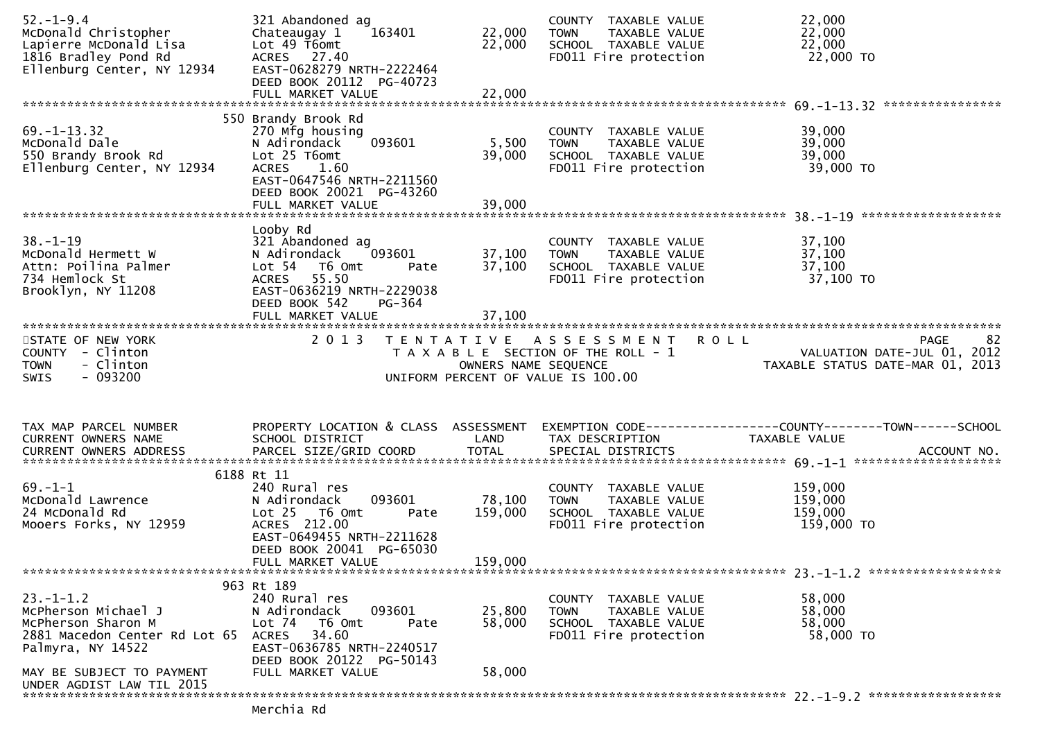```
52.-1-9.4                     321 Abandoned ag                            COUNTY  TAXABLE VALUE           22,000
McDonald Christopher          Chateaugay 1    163401         22,000   TOWN    TAXABLE VALUE           22,000
Lapierre McDonald Lisa        Lot 49 T6omt                   22,000   SCHOOL  TAXABLE VALUE           22,000
1816 Bradley Pond Rd          ACRES   27.40                           FD011 Fire protection            22,000 TO
Ellenburg Center, NY 12934    EAST-0628279 NRTH-2222464
                              DEED BOOK 20112  PG-40723
                              FULL MARKET VALUE              22,000
******************************************************************************************************* 69.-1-13.32 ****************
                          550 Brandy Brook Rd
69.-1-13.32                   270 Mfg housing                             COUNTY  TAXABLE VALUE           39,000
McDonald Dale                 N Adirondack    093601          5,500   TOWN    TAXABLE VALUE           39,000
550 Brandy Brook Rd           Lot 25 T6omt                   39,000   SCHOOL  TAXABLE VALUE           39,000
Ellenburg Center, NY 12934    ACRES    1.60                           FD011 Fire protection            39,000 TO
                              EAST-0647546 NRTH-2211560
                              DEED BOOK 20021  PG-43260
                              FULL MARKET VALUE              39,000
******************************************************************************************************* 38.-1-19 *******************
                              Looby Rd
38.-1-19                      321 Abandoned ag                            COUNTY  TAXABLE VALUE           37,100
McDonald Hermett W            N Adirondack    093601         37,100   TOWN    TAXABLE VALUE           37,100
Attn: Poilina Palmer          Lot 54   T6 Omt        Pate    37,100   SCHOOL  TAXABLE VALUE           37,100
734 Hemlock St                ACRES   55.50                           FD011 Fire protection            37,100 TO
Brooklyn, NY 11208            EAST-0636219 NRTH-2229038
                              DEED BOOK 542    PG-364
                              FULL MARKET VALUE              37,100
************************************************************************************************************************************
STATE OF NEW YORK                  2 0 1 3   T E N T A T I V E   A S S E S S M E N T   R O L L                          PAGE     82
COUNTY  - Clinton                            T A X A B L E  SECTION OF THE ROLL - 1                      VALUATION DATE-JUL 01, 2012
TOWN    - Clinton                                  OWNERS NAME SEQUENCE                               TAXABLE STATUS DATE-MAR 01, 2013
SWIS    - 093200                           UNIFORM PERCENT OF VALUE IS 100.00


TAX MAP PARCEL NUMBER          PROPERTY LOCATION & CLASS  ASSESSMENT  EXEMPTION CODE------------------COUNTY--------TOWN------SCHOOL
CURRENT OWNERS NAME            SCHOOL DISTRICT               LAND      TAX DESCRIPTION              TAXABLE VALUE
CURRENT OWNERS ADDRESS         PARCEL SIZE/GRID COORD       TOTAL      SPECIAL DISTRICTS                                  ACCOUNT NO.
******************************************************************************************************* 69.-1-1 ********************
                         6188 Rt 11
69.-1-1                       240 Rural res                               COUNTY  TAXABLE VALUE          159,000
McDonald Lawrence             N Adirondack    093601         78,100   TOWN    TAXABLE VALUE          159,000
24 McDonald Rd                Lot 25   T6 Omt        Pate   159,000   SCHOOL  TAXABLE VALUE          159,000
Mooers Forks, NY 12959        ACRES  212.00                           FD011 Fire protection           159,000 TO
                              EAST-0649455 NRTH-2211628
                              DEED BOOK 20041  PG-65030
                              FULL MARKET VALUE             159,000
******************************************************************************************************* 23.-1-1.2 ******************
                          963 Rt 189
23.-1-1.2                     240 Rural res                               COUNTY  TAXABLE VALUE           58,000
McPherson Michael J           N Adirondack    093601         25,800   TOWN    TAXABLE VALUE           58,000
McPherson Sharon M            Lot 74   T6 Omt        Pate    58,000   SCHOOL  TAXABLE VALUE           58,000
2881 Macedon Center Rd Lot 65 ACRES   34.60                           FD011 Fire protection            58,000 TO
Palmyra, NY 14522             EAST-0636785 NRTH-2240517
                              DEED BOOK 20122  PG-50143
MAY BE SUBJECT TO PAYMENT     FULL MARKET VALUE              58,000
UNDER AGDIST LAW TIL 2015
******************************************************************************************************* 22.-1-9.2 ******************
                              Merchia Rd
```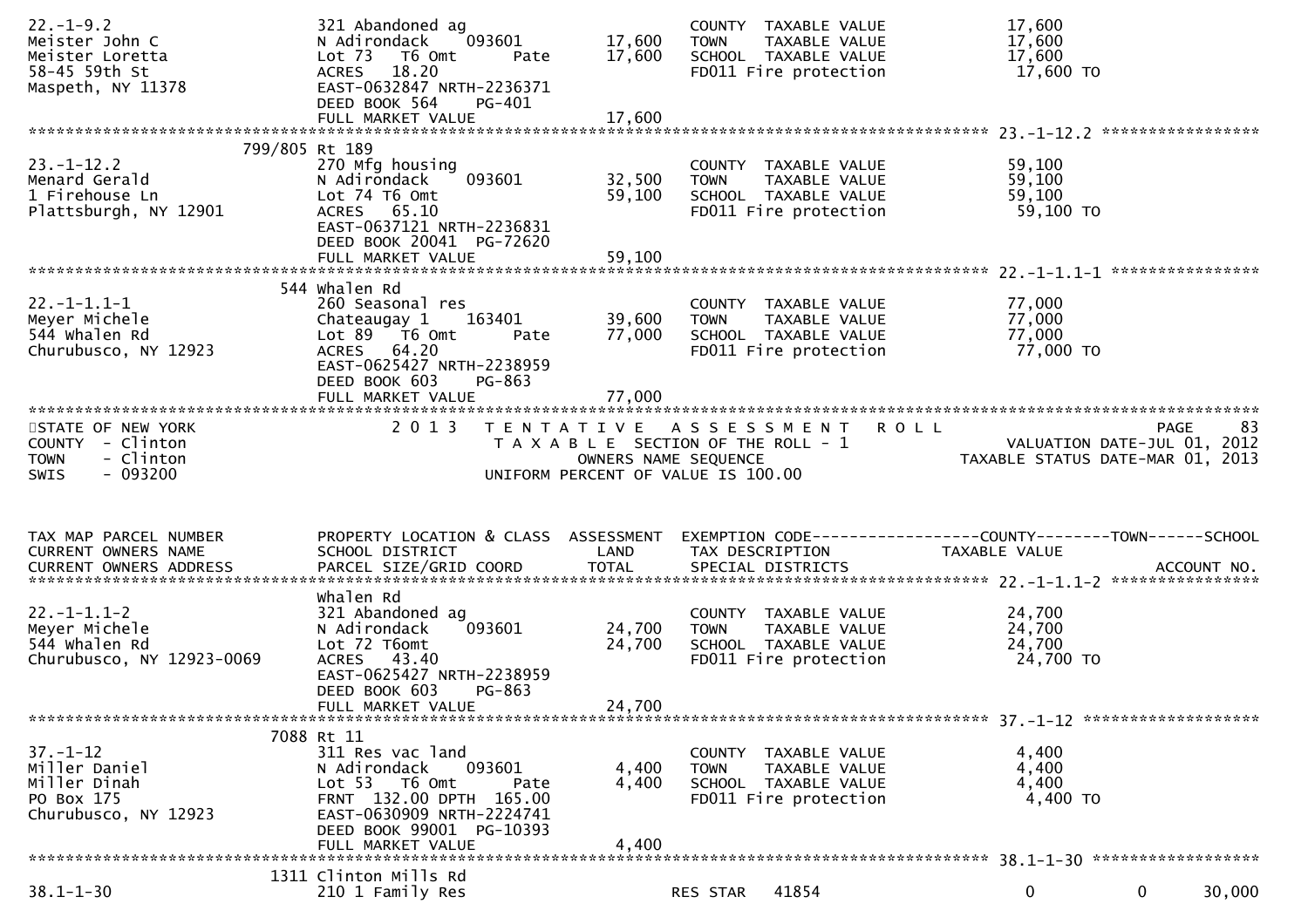```
22.-1-9.2                      321 Abandoned ag                            COUNTY  TAXABLE VALUE            17,600
Meister John C                 N Adirondack    093601       17,600        TOWN    TAXABLE VALUE            17,600
Meister Loretta                Lot 73   T6 Omt       Pate   17,600        SCHOOL  TAXABLE VALUE            17,600
58-45 59th St                  ACRES   18.20                               FD011 Fire protection             17,600 TO
Maspeth, NY 11378              EAST-0632847 NRTH-2236371
                               DEED BOOK 564     PG-401
                               FULL MARKET VALUE            17,600
******************************************************************************************************* 23.-1-12.2 *****************
                        799/805 Rt 189
23.-1-12.2                     270 Mfg housing                             COUNTY  TAXABLE VALUE            59,100
Menard Gerald                  N Adirondack    093601       32,500        TOWN    TAXABLE VALUE            59,100
1 Firehouse Ln                 Lot 74 T6 Omt                59,100        SCHOOL  TAXABLE VALUE            59,100
Plattsburgh, NY 12901          ACRES   65.10                               FD011 Fire protection             59,100 TO
                               EAST-0637121 NRTH-2236831
                               DEED BOOK 20041  PG-72620
                               FULL MARKET VALUE            59,100
******************************************************************************************************* 22.-1-1.1-1 ****************
                            544 Whalen Rd
22.-1-1.1-1                    260 Seasonal res                            COUNTY  TAXABLE VALUE            77,000
Meyer Michele                  Chateaugay 1    163401       39,600        TOWN    TAXABLE VALUE            77,000
544 Whalen Rd                  Lot 89   T6 Omt       Pate   77,000        SCHOOL  TAXABLE VALUE            77,000
Churubusco, NY 12923           ACRES   64.20                               FD011 Fire protection             77,000 TO
                               EAST-0625427 NRTH-2238959
                               DEED BOOK 603     PG-863
                               FULL MARKET VALUE            77,000
************************************************************************************************************************************
STATE OF NEW YORK                2 0 1 3   T E N T A T I V E   A S S E S S M E N T   R O L L                        PAGE    83
COUNTY  - Clinton                        T A X A B L E  SECTION OF THE ROLL - 1                     VALUATION DATE-JUL 01, 2012
TOWN    - Clinton                                  OWNERS NAME SEQUENCE                          TAXABLE STATUS DATE-MAR 01, 2013
SWIS    - 093200                          UNIFORM PERCENT OF VALUE IS 100.00


TAX MAP PARCEL NUMBER          PROPERTY LOCATION & CLASS  ASSESSMENT  EXEMPTION CODE------------------COUNTY--------TOWN------SCHOOL
CURRENT OWNERS NAME            SCHOOL DISTRICT               LAND      TAX DESCRIPTION            TAXABLE VALUE
CURRENT OWNERS ADDRESS         PARCEL SIZE/GRID COORD        TOTAL     SPECIAL DISTRICTS                                 ACCOUNT NO.
******************************************************************************************************* 22.-1-1.1-2 ****************
                               Whalen Rd
22.-1-1.1-2                    321 Abandoned ag                            COUNTY  TAXABLE VALUE            24,700
Meyer Michele                  N Adirondack    093601       24,700        TOWN    TAXABLE VALUE            24,700
544 Whalen Rd                  Lot 72 T6omt                 24,700        SCHOOL  TAXABLE VALUE            24,700
Churubusco, NY 12923-0069      ACRES   43.40                               FD011 Fire protection             24,700 TO
                               EAST-0625427 NRTH-2238959
                               DEED BOOK 603     PG-863
                               FULL MARKET VALUE            24,700
******************************************************************************************************* 37.-1-12 ******************
                           7088 Rt 11
37.-1-12                       311 Res vac land                            COUNTY  TAXABLE VALUE             4,400
Miller Daniel                  N Adirondack    093601        4,400        TOWN    TAXABLE VALUE             4,400
Miller Dinah                   Lot 53   T6 Omt       Pate    4,400        SCHOOL  TAXABLE VALUE             4,400
PO Box 175                     FRNT 132.00 DPTH 165.00                     FD011 Fire protection              4,400 TO
Churubusco, NY 12923           EAST-0630909 NRTH-2224741
                               DEED BOOK 99001  PG-10393
                               FULL MARKET VALUE             4,400
******************************************************************************************************* 38.1-1-30 *****************
                           1311 Clinton Mills Rd
38.1-1-30                      210 1 Family Res                        RES STAR   41854                   0           0      30,000
```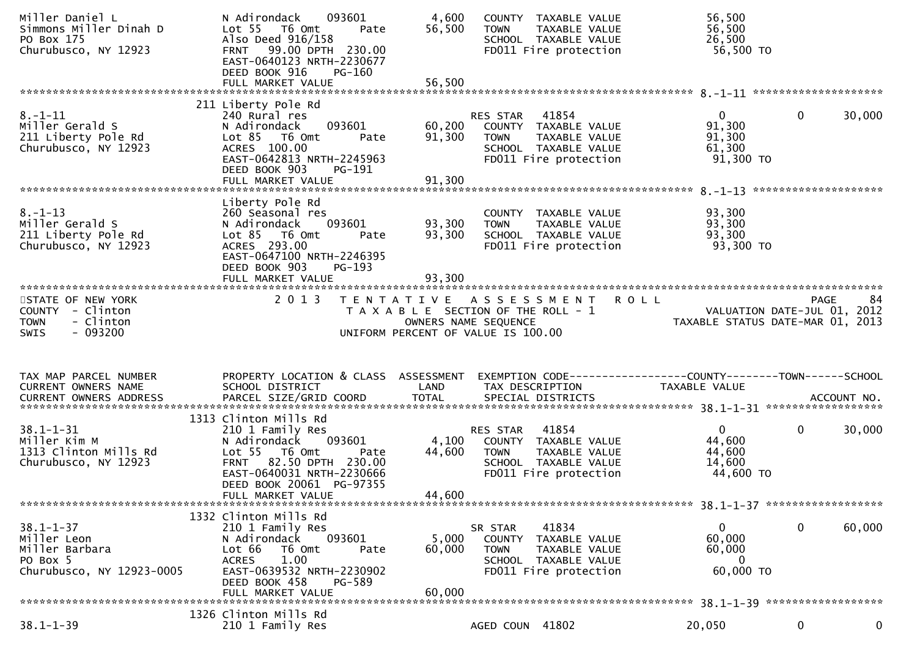```
Miller Daniel L               N Adirondack    093601        4,600   COUNTY  TAXABLE VALUE            56,500
Simmons Miller Dinah D        Lot 55   T6 Omt      Pate    56,500   TOWN    TAXABLE VALUE            56,500
PO Box 175                    Also Deed 916/158                     SCHOOL  TAXABLE VALUE            26,500
Churubusco, NY 12923          FRNT   99.00 DPTH  230.00             FD011 Fire protection             56,500 TO
                              EAST-0640123 NRTH-2230677
                              DEED BOOK 916    PG-160
                              FULL MARKET VALUE            56,500
******************************************************************************************************* 8.-1-11 ********************
                          211 Liberty Pole Rd
8.-1-11                       240 Rural res                         RES STAR   41854                  0            0        30,000
Miller Gerald S               N Adirondack    093601       60,200   COUNTY  TAXABLE VALUE            91,300
211 Liberty Pole Rd           Lot 85   T6 Omt      Pate    91,300   TOWN    TAXABLE VALUE            91,300
Churubusco, NY 12923          ACRES  100.00                         SCHOOL  TAXABLE VALUE            61,300
                              EAST-0642813 NRTH-2245963             FD011 Fire protection             91,300 TO
                              DEED BOOK 903    PG-191
                              FULL MARKET VALUE            91,300
******************************************************************************************************* 8.-1-13 ********************
                              Liberty Pole Rd
8.-1-13                       260 Seasonal res                      COUNTY  TAXABLE VALUE            93,300
Miller Gerald S               N Adirondack    093601       93,300   TOWN    TAXABLE VALUE            93,300
211 Liberty Pole Rd           Lot 85   T6 Omt      Pate    93,300   SCHOOL  TAXABLE VALUE            93,300
Churubusco, NY 12923          ACRES  293.00                         FD011 Fire protection             93,300 TO
                              EAST-0647100 NRTH-2246395
                              DEED BOOK 903    PG-193
                              FULL MARKET VALUE            93,300
************************************************************************************************************************************
STATE OF NEW YORK                2 0 1 3   T E N T A T I V E   A S S E S S M E N T   R O L L                          PAGE    84
COUNTY  - Clinton                           T A X A B L E  SECTION OF THE ROLL - 1                   VALUATION DATE-JUL 01, 2012
TOWN    - Clinton                                  OWNERS NAME SEQUENCE                         TAXABLE STATUS DATE-MAR 01, 2013
SWIS    - 093200                           UNIFORM PERCENT OF VALUE IS 100.00


TAX MAP PARCEL NUMBER         PROPERTY LOCATION & CLASS  ASSESSMENT  EXEMPTION CODE------------------COUNTY--------TOWN------SCHOOL
CURRENT OWNERS NAME           SCHOOL DISTRICT               LAND     TAX DESCRIPTION             TAXABLE VALUE
CURRENT OWNERS ADDRESS        PARCEL SIZE/GRID COORD        TOTAL    SPECIAL DISTRICTS                                  ACCOUNT NO.
******************************************************************************************************* 38.1-1-31 ******************
                         1313 Clinton Mills Rd
38.1-1-31                     210 1 Family Res                      RES STAR   41854                  0            0        30,000
Miller Kim M                  N Adirondack    093601        4,100   COUNTY  TAXABLE VALUE            44,600
1313 Clinton Mills Rd         Lot 55   T6 Omt      Pate    44,600   TOWN    TAXABLE VALUE            44,600
Churubusco, NY 12923          FRNT   82.50 DPTH  230.00             SCHOOL  TAXABLE VALUE            14,600
                              EAST-0640031 NRTH-2230666             FD011 Fire protection             44,600 TO
                              DEED BOOK 20061  PG-97355
                              FULL MARKET VALUE            44,600
******************************************************************************************************* 38.1-1-37 ******************
                         1332 Clinton Mills Rd
38.1-1-37                     210 1 Family Res                      SR STAR    41834                  0            0        60,000
Miller Leon                   N Adirondack    093601        5,000   COUNTY  TAXABLE VALUE            60,000
Miller Barbara                Lot 66   T6 Omt      Pate    60,000   TOWN    TAXABLE VALUE            60,000
PO Box 5                      ACRES    1.00                         SCHOOL  TAXABLE VALUE                 0
Churubusco, NY 12923-0005     EAST-0639532 NRTH-2230902             FD011 Fire protection             60,000 TO
                              DEED BOOK 458    PG-589
                              FULL MARKET VALUE            60,000
******************************************************************************************************* 38.1-1-39 ******************
                         1326 Clinton Mills Rd
38.1-1-39                     210 1 Family Res                      AGED COUN  41802             20,050            0             0
```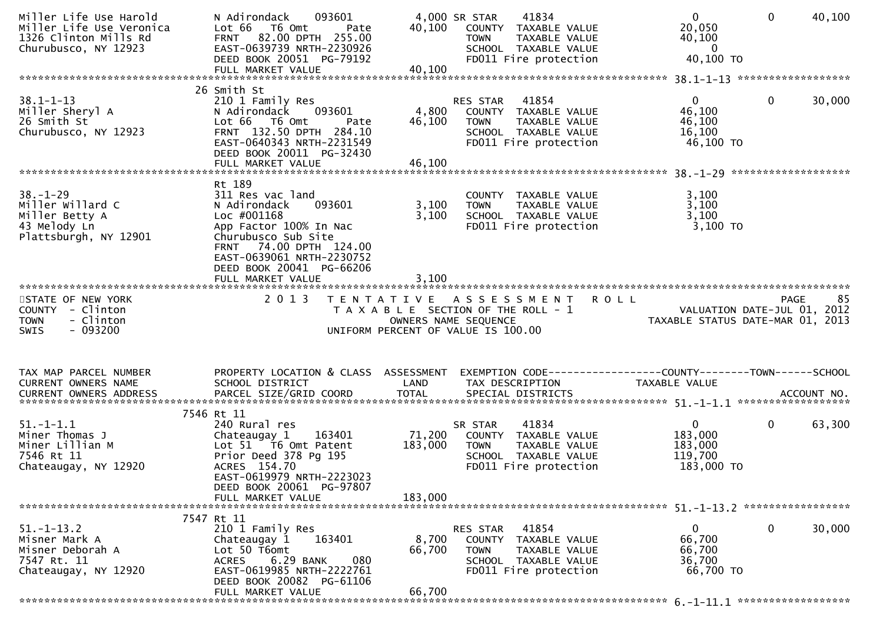```
Miller Life Use Harold        N Adirondack     093601        4,000 SR STAR     41834                    0           0        40,100
Miller Life Use Veronica      Lot 66   T6 Omt       Pate    40,100   COUNTY  TAXABLE VALUE         20,050
1326 Clinton Mills Rd         FRNT   82.00 DPTH  255.00               TOWN    TAXABLE VALUE         40,100
Churubusco, NY 12923          EAST-0639739 NRTH-2230926               SCHOOL  TAXABLE VALUE              0
                              DEED BOOK 20051  PG-79192               FD011 Fire protection          40,100 TO
                              FULL MARKET VALUE             40,100
******************************************************************************************************* 38.1-1-13 ******************
                           26 Smith St
38.1-1-13                     210 1 Family Res                       RES STAR     41854                    0           0        30,000
Miller Sheryl A               N Adirondack     093601        4,800   COUNTY  TAXABLE VALUE         46,100
26 Smith St                   Lot 66   T6 Omt       Pate    46,100   TOWN    TAXABLE VALUE         46,100
Churubusco, NY 12923          FRNT  132.50 DPTH  284.10               SCHOOL  TAXABLE VALUE         16,100
                              EAST-0640343 NRTH-2231549               FD011 Fire protection          46,100 TO
                              DEED BOOK 20011  PG-32430
                              FULL MARKET VALUE             46,100
******************************************************************************************************* 38.-1-29 *******************
                              Rt 189
38.-1-29                      311 Res vac land                        COUNTY  TAXABLE VALUE          3,100
Miller Willard C              N Adirondack     093601        3,100   TOWN    TAXABLE VALUE          3,100
Miller Betty A                Loc #001168                    3,100   SCHOOL  TAXABLE VALUE          3,100
43 Melody Ln                  App Factor 100% In Nac                  FD011 Fire protection           3,100 TO
Plattsburgh, NY 12901         Churubusco Sub Site
                              FRNT   74.00 DPTH  124.00
                              EAST-0639061 NRTH-2230752
                              DEED BOOK 20041  PG-66206
                              FULL MARKET VALUE              3,100
************************************************************************************************************************************
STATE OF NEW YORK             2 0 1 3   T E N T A T I V E   A S S E S S M E N T   R O L L                                PAGE     85
COUNTY  - Clinton                        T A X A B L E SECTION OF THE ROLL - 1                       VALUATION DATE-JUL 01, 2012
TOWN    - Clinton                              OWNERS NAME SEQUENCE                              TAXABLE STATUS DATE-MAR 01, 2013
SWIS    - 093200                         UNIFORM PERCENT OF VALUE IS 100.00


TAX MAP PARCEL NUMBER         PROPERTY LOCATION & CLASS  ASSESSMENT  EXEMPTION CODE------------------COUNTY--------TOWN------SCHOOL
CURRENT OWNERS NAME           SCHOOL DISTRICT               LAND      TAX DESCRIPTION              TAXABLE VALUE
CURRENT OWNERS ADDRESS        PARCEL SIZE/GRID COORD        TOTAL     SPECIAL DISTRICTS                                   ACCOUNT NO.
******************************************************************************************************* 51.-1-1.1 ******************
                         7546 Rt 11
51.-1-1.1                     240 Rural res                          SR STAR      41834                    0           0        63,300
Miner Thomas J                Chateaugay 1     163401       71,200   COUNTY  TAXABLE VALUE        183,000
Miner Lillian M               Lot 51   T6 Omt Patent       183,000   TOWN    TAXABLE VALUE        183,000
7546 Rt 11                    Prior Deed 378 Pg 195                   SCHOOL  TAXABLE VALUE        119,700
Chateaugay, NY 12920          ACRES  154.70                           FD011 Fire protection         183,000 TO
                              EAST-0619979 NRTH-2223023
                              DEED BOOK 20061  PG-97807
                              FULL MARKET VALUE            183,000
******************************************************************************************************* 51.-1-13.2 *****************
                         7547 Rt 11
51.-1-13.2                    210 1 Family Res                       RES STAR     41854                    0           0        30,000
Misner Mark A                 Chateaugay 1     163401        8,700   COUNTY  TAXABLE VALUE         66,700
Misner Deborah A              Lot 50 T6omt                  66,700   TOWN    TAXABLE VALUE         66,700
7547 Rt. 11                   ACRES     6.29 BANK     080             SCHOOL  TAXABLE VALUE         36,700
Chateaugay, NY 12920          EAST-0619985 NRTH-2222761               FD011 Fire protection          66,700 TO
                              DEED BOOK 20082  PG-61106
                              FULL MARKET VALUE             66,700
******************************************************************************************************* 6.-1-11.1 ******************
```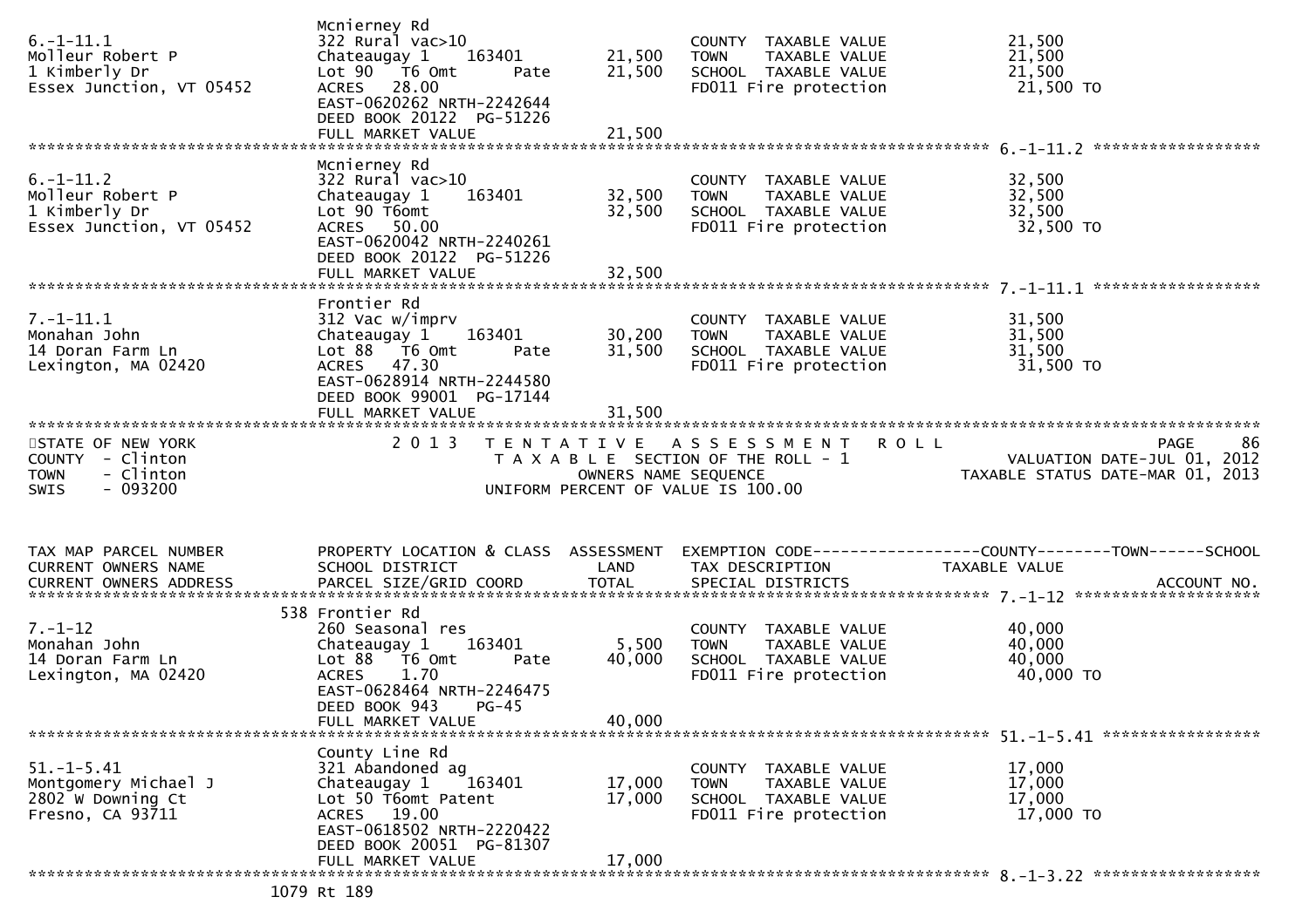```
                              Mcnierney Rd
6.-1-11.1                     322 Rural vac>10                      COUNTY  TAXABLE VALUE            21,500
Molleur Robert P              Chateaugay 1    163401     21,500    TOWN    TAXABLE VALUE            21,500
1 Kimberly Dr                 Lot 90  T6 Omt       Pate  21,500    SCHOOL  TAXABLE VALUE            21,500
Essex Junction, VT 05452      ACRES   28.00                         FD011 Fire protection             21,500 TO
                              EAST-0620262 NRTH-2242644
                              DEED BOOK 20122  PG-51226
                              FULL MARKET VALUE          21,500
******************************************************************************************************* 6.-1-11.2 ******************
                              Mcnierney Rd
6.-1-11.2                     322 Rural vac>10                      COUNTY  TAXABLE VALUE            32,500
Molleur Robert P              Chateaugay 1    163401     32,500    TOWN    TAXABLE VALUE            32,500
1 Kimberly Dr                 Lot 90 T6omt               32,500    SCHOOL  TAXABLE VALUE            32,500
Essex Junction, VT 05452      ACRES   50.00                         FD011 Fire protection             32,500 TO
                              EAST-0620042 NRTH-2240261
                              DEED BOOK 20122  PG-51226
                              FULL MARKET VALUE          32,500
******************************************************************************************************* 7.-1-11.1 ******************
                              Frontier Rd
7.-1-11.1                     312 Vac w/imprv                       COUNTY  TAXABLE VALUE            31,500
Monahan John                  Chateaugay 1    163401     30,200    TOWN    TAXABLE VALUE            31,500
14 Doran Farm Ln              Lot 88  T6 Omt       Pate  31,500    SCHOOL  TAXABLE VALUE            31,500
Lexington, MA 02420           ACRES   47.30                         FD011 Fire protection             31,500 TO
                              EAST-0628914 NRTH-2244580
                              DEED BOOK 99001  PG-17144
                              FULL MARKET VALUE          31,500
************************************************************************************************************************************
STATE OF NEW YORK                2013  TENTATIVE ASSESSMENT ROLL                                            PAGE     86
COUNTY  - Clinton                       TAXABLE SECTION OF THE ROLL - 1                        VALUATION DATE-JUL 01, 2012
TOWN    - Clinton                           OWNERS NAME SEQUENCE                          TAXABLE STATUS DATE-MAR 01, 2013
SWIS    - 093200                    UNIFORM PERCENT OF VALUE IS 100.00


TAX MAP PARCEL NUMBER         PROPERTY LOCATION & CLASS  ASSESSMENT  EXEMPTION CODE------------------COUNTY--------TOWN------SCHOOL
CURRENT OWNERS NAME           SCHOOL DISTRICT               LAND      TAX DESCRIPTION              TAXABLE VALUE
CURRENT OWNERS ADDRESS        PARCEL SIZE/GRID COORD        TOTAL     SPECIAL DISTRICTS                                  ACCOUNT NO.
******************************************************************************************************* 7.-1-12 ********************
                          538 Frontier Rd
7.-1-12                       260 Seasonal res                      COUNTY  TAXABLE VALUE            40,000
Monahan John                  Chateaugay 1    163401      5,500    TOWN    TAXABLE VALUE            40,000
14 Doran Farm Ln              Lot 88  T6 Omt       Pate  40,000    SCHOOL  TAXABLE VALUE            40,000
Lexington, MA 02420           ACRES    1.70                         FD011 Fire protection             40,000 TO
                              EAST-0628464 NRTH-2246475
                              DEED BOOK 943    PG-45
                              FULL MARKET VALUE          40,000
******************************************************************************************************* 51.-1-5.41 *****************
                              County Line Rd
51.-1-5.41                    321 Abandoned ag                      COUNTY  TAXABLE VALUE            17,000
Montgomery Michael J          Chateaugay 1    163401     17,000    TOWN    TAXABLE VALUE            17,000
2802 W Downing Ct             Lot 50 T6omt Patent        17,000    SCHOOL  TAXABLE VALUE            17,000
Fresno, CA 93711              ACRES   19.00                         FD011 Fire protection             17,000 TO
                              EAST-0618502 NRTH-2220422
                              DEED BOOK 20051  PG-81307
                              FULL MARKET VALUE          17,000
******************************************************************************************************* 8.-1-3.22 ******************
                         1079 Rt 189
```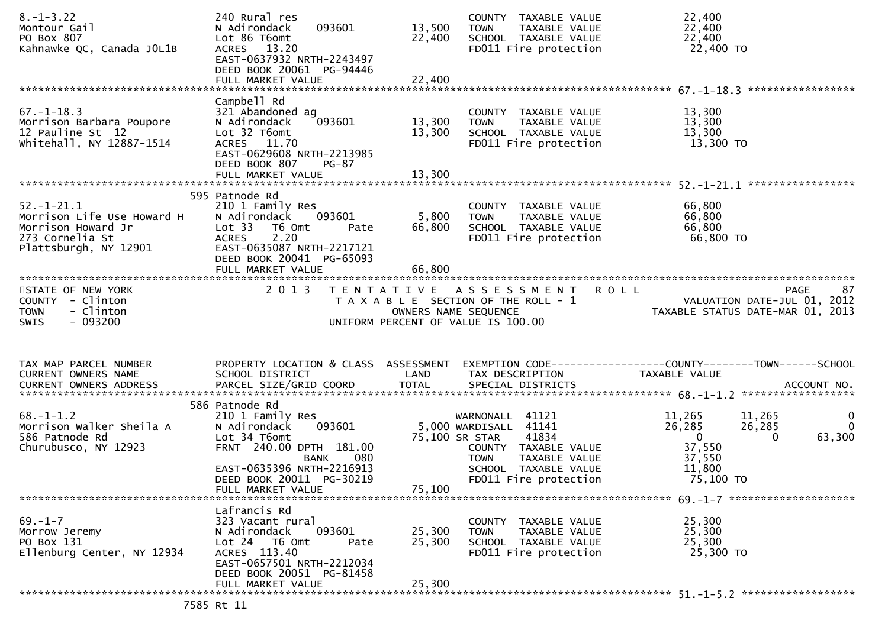```
8.-1-3.22                   240 Rural res                          COUNTY  TAXABLE VALUE           22,400
Montour Gail                N Adirondack    093601      13,500     TOWN    TAXABLE VALUE           22,400
PO Box 807                  Lot 86 T6omt                22,400     SCHOOL  TAXABLE VALUE           22,400
Kahnawke QC, Canada J0L1B   ACRES  13.20                           FD011 Fire protection            22,400 TO
                            EAST-0637932 NRTH-2243497
                            DEED BOOK 20061  PG-94446
                            FULL MARKET VALUE           22,400
******************************************************************************************************* 67.-1-18.3 *****************
                            Campbell Rd
67.-1-18.3                  321 Abandoned ag                       COUNTY  TAXABLE VALUE           13,300
Morrison Barbara Poupore    N Adirondack    093601      13,300     TOWN    TAXABLE VALUE           13,300
12 Pauline St  12           Lot 32 T6omt                13,300     SCHOOL  TAXABLE VALUE           13,300
Whitehall, NY 12887-1514    ACRES  11.70                           FD011 Fire protection            13,300 TO
                            EAST-0629608 NRTH-2213985
                            DEED BOOK 807    PG-87
                            FULL MARKET VALUE           13,300
******************************************************************************************************* 52.-1-21.1 *****************
                          595 Patnode Rd
52.-1-21.1                  210 1 Family Res                       COUNTY  TAXABLE VALUE           66,800
Morrison Life Use Howard H  N Adirondack    093601       5,800     TOWN    TAXABLE VALUE           66,800
Morrison Howard Jr          Lot 33   T6 Omt       Pate  66,800     SCHOOL  TAXABLE VALUE           66,800
273 Cornelia St             ACRES    2.20                          FD011 Fire protection            66,800 TO
Plattsburgh, NY 12901       EAST-0635087 NRTH-2217121
                            DEED BOOK 20041  PG-65093
                            FULL MARKET VALUE           66,800
*************************************************************************************************************************************
STATE OF NEW YORK                2 0 1 3   T E N T A T I V E   A S S E S S M E N T   R O L L                          PAGE    87
COUNTY  - Clinton                          T A X A B L E SECTION OF THE ROLL - 1                      VALUATION DATE-JUL 01, 2012
TOWN    - Clinton                                   OWNERS NAME SEQUENCE                           TAXABLE STATUS DATE-MAR 01, 2013
SWIS    - 093200                               UNIFORM PERCENT OF VALUE IS 100.00


TAX MAP PARCEL NUMBER       PROPERTY LOCATION & CLASS  ASSESSMENT  EXEMPTION CODE------------------COUNTY--------TOWN------SCHOOL
CURRENT OWNERS NAME         SCHOOL DISTRICT              LAND      TAX DESCRIPTION             TAXABLE VALUE
CURRENT OWNERS ADDRESS      PARCEL SIZE/GRID COORD       TOTAL     SPECIAL DISTRICTS                                    ACCOUNT NO.
******************************************************************************************************* 68.-1-1.2 ******************
                          586 Patnode Rd
68.-1-1.2                   210 1 Family Res                       WARNONALL  41121              11,265       11,265            0
Morrison Walker Sheila A    N Adirondack    093601       5,000 WARDISALL  41141                  26,285       26,285            0
586 Patnode Rd              Lot 34 T6omt                75,100 SR STAR    41834                       0            0       63,300
Churubusco, NY 12923        FRNT 240.00 DPTH 181.00                COUNTY  TAXABLE VALUE           37,550
                                          BANK     080             TOWN    TAXABLE VALUE           37,550
                            EAST-0635396 NRTH-2216913              SCHOOL  TAXABLE VALUE           11,800
                            DEED BOOK 20011  PG-30219              FD011 Fire protection            75,100 TO
                            FULL MARKET VALUE           75,100
******************************************************************************************************* 69.-1-7 ********************
                            Lafrancis Rd
69.-1-7                     323 Vacant rural                       COUNTY  TAXABLE VALUE           25,300
Morrow Jeremy               N Adirondack    093601      25,300     TOWN    TAXABLE VALUE           25,300
PO Box 131                  Lot 24   T6 Omt       Pate  25,300     SCHOOL  TAXABLE VALUE           25,300
Ellenburg Center, NY 12934  ACRES 113.40                           FD011 Fire protection            25,300 TO
                            EAST-0657501 NRTH-2212034
                            DEED BOOK 20051  PG-81458
                            FULL MARKET VALUE           25,300
******************************************************************************************************* 51.-1-5.2 ******************
                         7585 Rt 11
```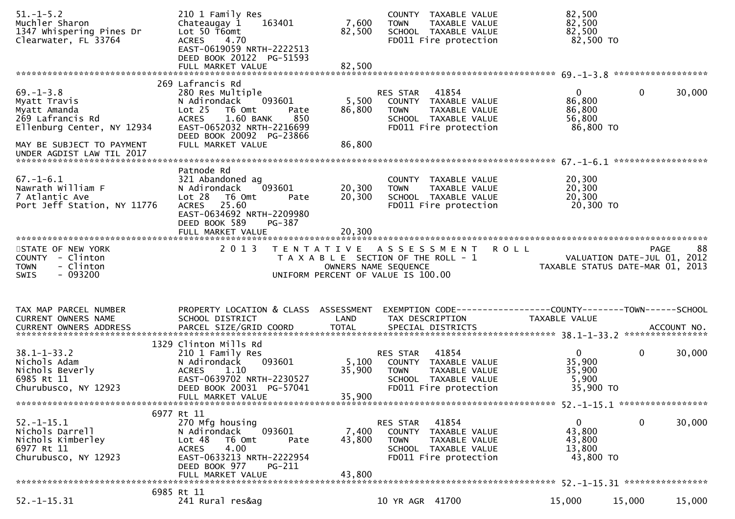```
51.-1-5.2                      210 1 Family Res                        COUNTY  TAXABLE VALUE             82,500
Muchler Sharon                 Chateaugay 1    163401          7,600   TOWN    TAXABLE VALUE             82,500
1347 Whispering Pines Dr       Lot 50 T6omt                   82,500   SCHOOL  TAXABLE VALUE             82,500
Clearwater, FL 33764           ACRES    4.70                           FD011 Fire protection              82,500 TO
                               EAST-0619059 NRTH-2222513
                               DEED BOOK 20122  PG-51593
                               FULL MARKET VALUE              82,500
******************************************************************************************************* 69.-1-3.8 ******************
                           269 Lafrancis Rd
69.-1-3.8                      280 Res Multiple                        RES STAR   41854                   0             0       30,000
Myatt Travis                   N Adirondack    093601          5,500   COUNTY  TAXABLE VALUE             86,800
Myatt Amanda                   Lot 25   T6 Omt         Pate   86,800   TOWN    TAXABLE VALUE             86,800
269 Lafrancis Rd               ACRES    1.60 BANK      850             SCHOOL  TAXABLE VALUE             56,800
Ellenburg Center, NY 12934     EAST-0652032 NRTH-2216699               FD011 Fire protection              86,800 TO
                               DEED BOOK 20092  PG-23866
MAY BE SUBJECT TO PAYMENT      FULL MARKET VALUE              86,800
UNDER AGDIST LAW TIL 2017
******************************************************************************************************* 67.-1-6.1 ******************
                               Patnode Rd
67.-1-6.1                      321 Abandoned ag                        COUNTY  TAXABLE VALUE             20,300
Nawrath William F              N Adirondack    093601         20,300   TOWN    TAXABLE VALUE             20,300
7 Atlantic Ave                 Lot 28   T6 Omt         Pate   20,300   SCHOOL  TAXABLE VALUE             20,300
Port Jeff Station, NY 11776    ACRES   25.60                           FD011 Fire protection              20,300 TO
                               EAST-0634692 NRTH-2209980
                               DEED BOOK 589    PG-387
                               FULL MARKET VALUE              20,300
************************************************************************************************************************************
STATE OF NEW YORK                  2 0 1 3   T E N T A T I V E   A S S E S S M E N T   R O L L                          PAGE     88
COUNTY  - Clinton                           T A X A B L E  SECTION OF THE ROLL - 1                     VALUATION DATE-JUL 01, 2012
TOWN    - Clinton                                 OWNERS NAME SEQUENCE                            TAXABLE STATUS DATE-MAR 01, 2013
SWIS    - 093200                           UNIFORM PERCENT OF VALUE IS 100.00


TAX MAP PARCEL NUMBER          PROPERTY LOCATION & CLASS  ASSESSMENT  EXEMPTION CODE------------------COUNTY--------TOWN------SCHOOL
CURRENT OWNERS NAME            SCHOOL DISTRICT               LAND      TAX DESCRIPTION                 TAXABLE VALUE
CURRENT OWNERS ADDRESS         PARCEL SIZE/GRID COORD        TOTAL     SPECIAL DISTRICTS                                    ACCOUNT NO.
******************************************************************************************************* 38.1-1-33.2 ****************
                          1329 Clinton Mills Rd
38.1-1-33.2                    210 1 Family Res                        RES STAR   41854                   0             0       30,000
Nichols Adam                   N Adirondack    093601          5,100   COUNTY  TAXABLE VALUE             35,900
Nichols Beverly                ACRES    1.10                  35,900   TOWN    TAXABLE VALUE             35,900
6985 Rt 11                     EAST-0639702 NRTH-2230527               SCHOOL  TAXABLE VALUE              5,900
Churubusco, NY 12923           DEED BOOK 20031  PG-57041               FD011 Fire protection              35,900 TO
                               FULL MARKET VALUE              35,900
******************************************************************************************************* 52.-1-15.1 *****************
                          6977 Rt 11
52.-1-15.1                     270 Mfg housing                         RES STAR   41854                   0             0       30,000
Nichols Darrell                N Adirondack    093601          7,400   COUNTY  TAXABLE VALUE             43,800
Nichols Kimberley              Lot 48   T6 Omt         Pate   43,800   TOWN    TAXABLE VALUE             43,800
6977 Rt 11                     ACRES    4.00                           SCHOOL  TAXABLE VALUE             13,800
Churubusco, NY 12923           EAST-0633213 NRTH-2222954               FD011 Fire protection              43,800 TO
                               DEED BOOK 977    PG-211
                               FULL MARKET VALUE              43,800
******************************************************************************************************* 52.-1-15.31 ****************
                          6985 Rt 11
52.-1-15.31                    241 Rural res&ag                        10 YR AGR  41700              15,000        15,000       15,000
```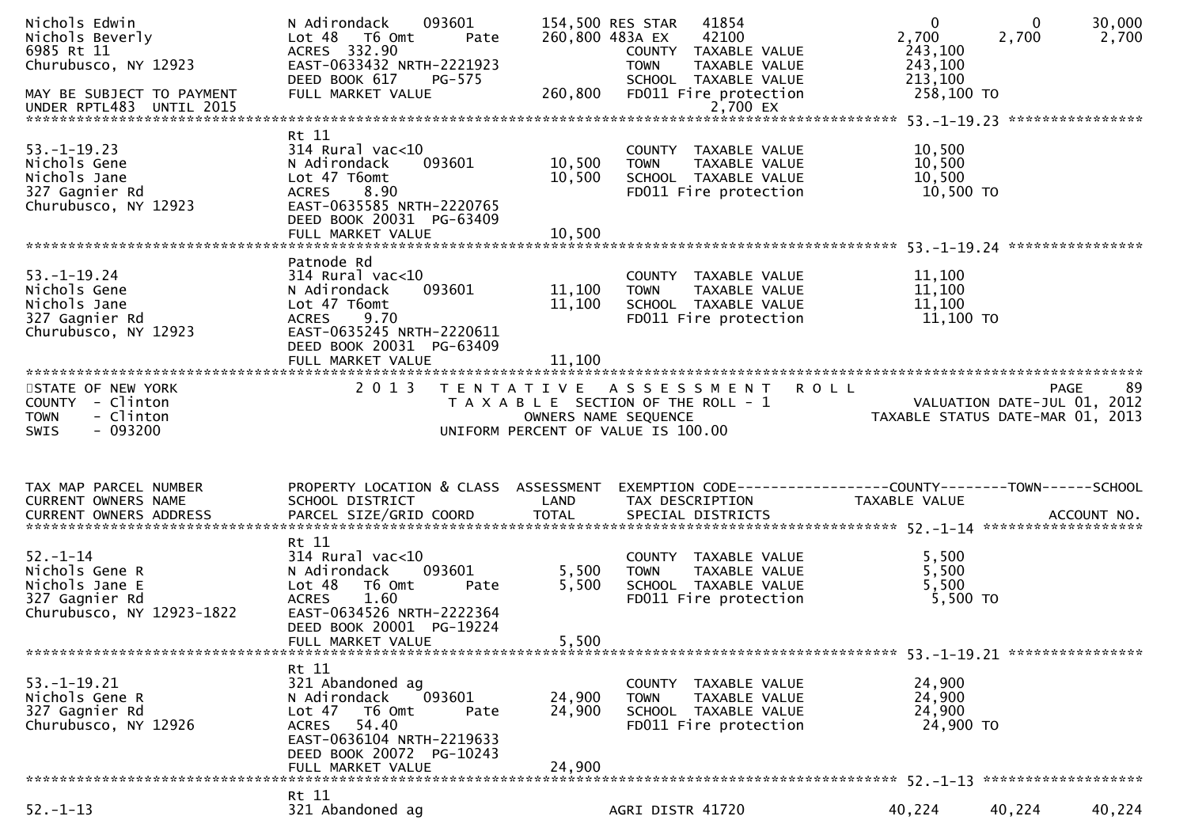```
Nichols Edwin                  N Adirondack    093601        154,500 RES STAR    41854                 0          0     30,000
Nichols Beverly                Lot 48   T6 Omt       Pate    260,800 483A EX     42100             2,700      2,700      2,700
6985 Rt 11                     ACRES  332.90                         COUNTY  TAXABLE VALUE           243,100
Churubusco, NY 12923           EAST-0633432 NRTH-2221923             TOWN    TAXABLE VALUE           243,100
                               DEED BOOK 617     PG-575              SCHOOL  TAXABLE VALUE           213,100
MAY BE SUBJECT TO PAYMENT      FULL MARKET VALUE             260,800  FD011 Fire protection          258,100 TO
UNDER RPTL483  UNTIL 2015                                                  2,700 EX
******************************************************************************************************* 53.-1-19.23 ****************
                               Rt 11
53.-1-19.23                    314 Rural vac<10                       COUNTY  TAXABLE VALUE            10,500
Nichols Gene                   N Adirondack    093601         10,500  TOWN    TAXABLE VALUE            10,500
Nichols Jane                   Lot 47 T6omt                   10,500  SCHOOL  TAXABLE VALUE            10,500
327 Gagnier Rd                 ACRES    8.90                          FD011 Fire protection             10,500 TO
Churubusco, NY 12923           EAST-0635585 NRTH-2220765
                               DEED BOOK 20031  PG-63409
                               FULL MARKET VALUE              10,500
******************************************************************************************************* 53.-1-19.24 ****************
                               Patnode Rd
53.-1-19.24                    314 Rural vac<10                       COUNTY  TAXABLE VALUE            11,100
Nichols Gene                   N Adirondack    093601         11,100  TOWN    TAXABLE VALUE            11,100
Nichols Jane                   Lot 47 T6omt                   11,100  SCHOOL  TAXABLE VALUE            11,100
327 Gagnier Rd                 ACRES    9.70                          FD011 Fire protection             11,100 TO
Churubusco, NY 12923           EAST-0635245 NRTH-2220611
                               DEED BOOK 20031  PG-63409
                               FULL MARKET VALUE              11,100
*******************************************************************************************************************************
STATE OF NEW YORK                  2 0 1 3   T E N T A T I V E   A S S E S S M E N T   R O L L                      PAGE    89
COUNTY  - Clinton                        T A X A B L E  SECTION OF THE ROLL - 1                VALUATION DATE-JUL 01, 2012
TOWN    - Clinton                              OWNERS NAME SEQUENCE                      TAXABLE STATUS DATE-MAR 01, 2013
SWIS    - 093200                        UNIFORM PERCENT OF VALUE IS 100.00


TAX MAP PARCEL NUMBER          PROPERTY LOCATION & CLASS  ASSESSMENT  EXEMPTION CODE------------------COUNTY--------TOWN------SCHOOL
CURRENT OWNERS NAME            SCHOOL DISTRICT               LAND     TAX DESCRIPTION             TAXABLE VALUE
CURRENT OWNERS ADDRESS         PARCEL SIZE/GRID COORD        TOTAL    SPECIAL DISTRICTS                                  ACCOUNT NO.
******************************************************************************************************* 52.-1-14 *******************
                               Rt 11
52.-1-14                       314 Rural vac<10                       COUNTY  TAXABLE VALUE             5,500
Nichols Gene R                 N Adirondack    093601          5,500  TOWN    TAXABLE VALUE             5,500
Nichols Jane E                 Lot 48   T6 Omt       Pate      5,500  SCHOOL  TAXABLE VALUE             5,500
327 Gagnier Rd                 ACRES    1.60                          FD011 Fire protection              5,500 TO
Churubusco, NY 12923-1822      EAST-0634526 NRTH-2222364
                               DEED BOOK 20001  PG-19224
                               FULL MARKET VALUE               5,500
******************************************************************************************************* 53.-1-19.21 ****************
                               Rt 11
53.-1-19.21                    321 Abandoned ag                       COUNTY  TAXABLE VALUE            24,900
Nichols Gene R                 N Adirondack    093601         24,900  TOWN    TAXABLE VALUE            24,900
327 Gagnier Rd                 Lot 47   T6 Omt       Pate     24,900  SCHOOL  TAXABLE VALUE            24,900
Churubusco, NY 12926           ACRES   54.40                          FD011 Fire protection             24,900 TO
                               EAST-0636104 NRTH-2219633
                               DEED BOOK 20072  PG-10243
                               FULL MARKET VALUE              24,900
******************************************************************************************************* 52.-1-13 *******************
                               Rt 11
52.-1-13                       321 Abandoned ag                       AGRI DISTR 41720              40,224     40,224     40,224
```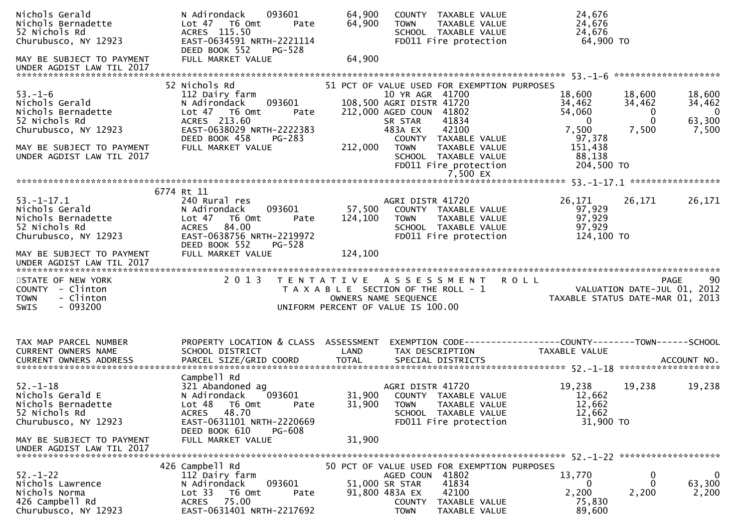```
Nichols Gerald                N Adirondack     093601        64,900    COUNTY  TAXABLE VALUE              24,676
Nichols Bernadette            Lot 47   T6 Omt        Pate    64,900    TOWN    TAXABLE VALUE              24,676
52 Nichols Rd                 ACRES  115.50                            SCHOOL  TAXABLE VALUE              24,676
Churubusco, NY 12923          EAST-0634591 NRTH-2221114                FD011 Fire protection              64,900 TO
                              DEED BOOK 552    PG-528
MAY BE SUBJECT TO PAYMENT     FULL MARKET VALUE              64,900
UNDER AGDIST LAW TIL 2017
******************************************************************************************************* 53.-1-6 ********************
                              52 Nichols Rd                       51 PCT OF VALUE USED FOR EXEMPTION PURPOSES
53.-1-6                       112 Dairy farm                          10 YR AGR  41700             18,600     18,600     18,600
Nichols Gerald                N Adirondack     093601       108,500 AGRI DISTR 41720              34,462     34,462     34,462
Nichols Bernadette            Lot 47   T6 Omt        Pate   212,000 AGED COUN  41802              54,060          0          0
52 Nichols Rd                 ACRES  213.60                           SR STAR    41834                   0          0     63,300
Churubusco, NY 12923          EAST-0638029 NRTH-2222383               483A EX    42100               7,500      7,500      7,500
                              DEED BOOK 458    PG-283                   COUNTY  TAXABLE VALUE         97,378
MAY BE SUBJECT TO PAYMENT     FULL MARKET VALUE             212,000    TOWN    TAXABLE VALUE        151,438
UNDER AGDIST LAW TIL 2017                                              SCHOOL  TAXABLE VALUE         88,138
                                                                       FD011 Fire protection        204,500 TO
                                                                                  7,500 EX
******************************************************************************************************* 53.-1-17.1 *****************
                              6774 Rt 11
53.-1-17.1                    240 Rural res                           AGRI DISTR 41720              26,171     26,171     26,171
Nichols Gerald                N Adirondack     093601        57,500    COUNTY  TAXABLE VALUE          97,929
Nichols Bernadette            Lot 47   T6 Omt        Pate   124,100    TOWN    TAXABLE VALUE          97,929
52 Nichols Rd                 ACRES   84.00                            SCHOOL  TAXABLE VALUE          97,929
Churubusco, NY 12923          EAST-0638756 NRTH-2219972                FD011 Fire protection         124,100 TO
                              DEED BOOK 552    PG-528
MAY BE SUBJECT TO PAYMENT     FULL MARKET VALUE             124,100
UNDER AGDIST LAW TIL 2017
************************************************************************************************************************************
STATE OF NEW YORK                2 0 1 3   T E N T A T I V E   A S S E S S M E N T   R O L L                          PAGE     90
COUNTY  - Clinton                          T A X A B L E  SECTION OF THE ROLL - 1                     VALUATION DATE-JUL 01, 2012
TOWN    - Clinton                                  OWNERS NAME SEQUENCE                          TAXABLE STATUS DATE-MAR 01, 2013
SWIS    - 093200                          UNIFORM PERCENT OF VALUE IS 100.00


TAX MAP PARCEL NUMBER         PROPERTY LOCATION & CLASS  ASSESSMENT  EXEMPTION CODE------------------COUNTY--------TOWN------SCHOOL
CURRENT OWNERS NAME           SCHOOL DISTRICT               LAND      TAX DESCRIPTION              TAXABLE VALUE
CURRENT OWNERS ADDRESS        PARCEL SIZE/GRID COORD        TOTAL     SPECIAL DISTRICTS                                   ACCOUNT NO.
******************************************************************************************************* 52.-1-18 *******************
                              Campbell Rd
52.-1-18                      321 Abandoned ag                        AGRI DISTR 41720              19,238     19,238     19,238
Nichols Gerald E              N Adirondack     093601        31,900    COUNTY  TAXABLE VALUE          12,662
Nichols Bernadette            Lot 48   T6 Omt        Pate    31,900    TOWN    TAXABLE VALUE          12,662
52 Nichols Rd                 ACRES   48.70                            SCHOOL  TAXABLE VALUE          12,662
Churubusco, NY 12923          EAST-0631101 NRTH-2220669                FD011 Fire protection          31,900 TO
                              DEED BOOK 610    PG-608
MAY BE SUBJECT TO PAYMENT     FULL MARKET VALUE              31,900
UNDER AGDIST LAW TIL 2017
******************************************************************************************************* 52.-1-22 *******************
                              426 Campbell Rd                     50 PCT OF VALUE USED FOR EXEMPTION PURPOSES
52.-1-22                      112 Dairy farm                          AGED COUN  41802              13,770          0          0
Nichols Lawrence              N Adirondack     093601        51,000 SR STAR    41834                   0          0     63,300
Nichols Norma                 Lot 33   T6 Omt        Pate    91,800 483A EX    42100               2,200      2,200      2,200
426 Campbell Rd               ACRES   75.00                            COUNTY  TAXABLE VALUE          75,830
Churubusco, NY 12923          EAST-0631401 NRTH-2217692                TOWN    TAXABLE VALUE          89,600
```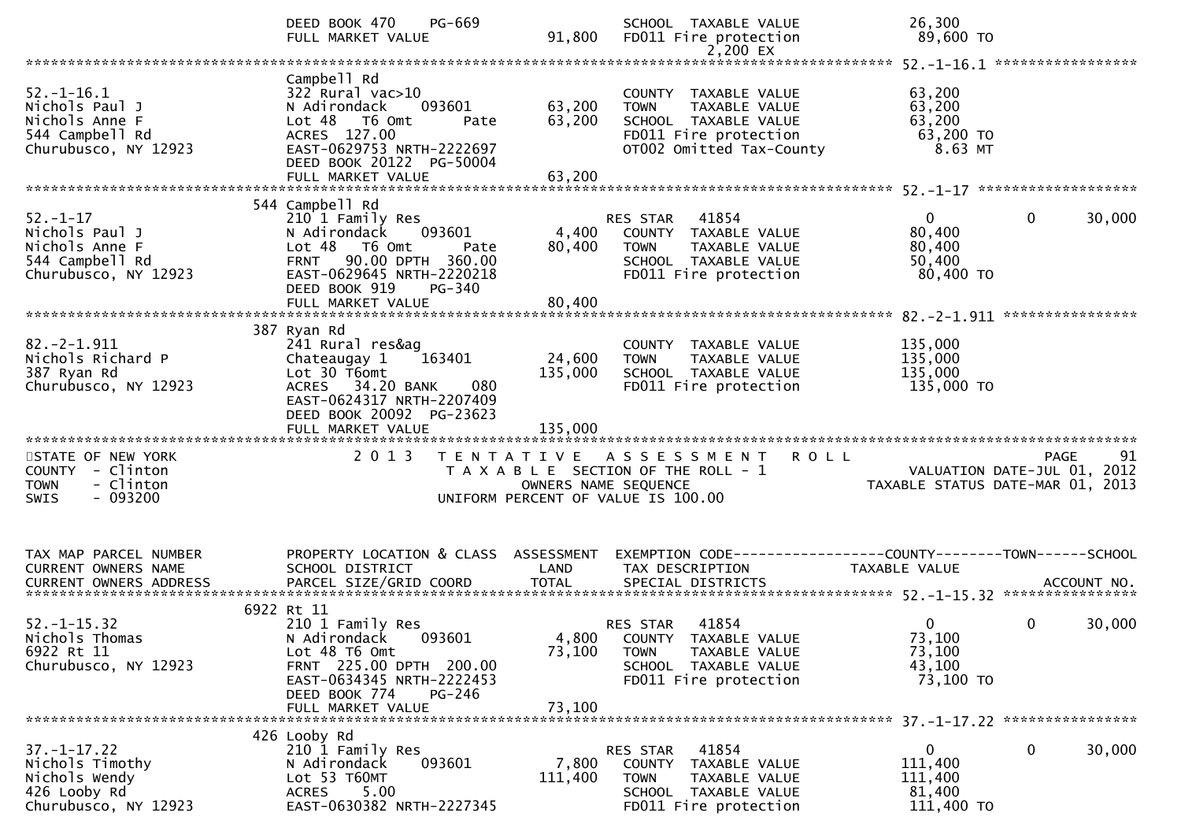```
                                DEED BOOK 470     PG-669                         SCHOOL  TAXABLE VALUE                26,300
                                FULL MARKET VALUE              91,800            FD011 Fire protection                 89,600 TO
                                                                                           2,200 EX
******************************************************************************************************* 52.-1-16.1 *****************
                              Campbell Rd
52.-1-16.1                      322 Rural vac>10                                 COUNTY  TAXABLE VALUE                63,200
Nichols Paul J                  N Adirondack      093601       63,200            TOWN    TAXABLE VALUE                63,200
Nichols Anne F                  Lot 48   T6 Omt        Pate    63,200            SCHOOL  TAXABLE VALUE                63,200
544 Campbell Rd                 ACRES  127.00                                    FD011 Fire protection                 63,200 TO
Churubusco, NY 12923            EAST-0629753 NRTH-2222697                        OT002 Omitted Tax-County                8.63 MT
                                DEED BOOK 20122  PG-50004
                                FULL MARKET VALUE              63,200
******************************************************************************************************* 52.-1-17 *******************
                              544 Campbell Rd
52.-1-17                        210 1 Family Res                                 RES STAR    41854                       0              0        30,000
Nichols Paul J                  N Adirondack      093601        4,400            COUNTY  TAXABLE VALUE                80,400
Nichols Anne F                  Lot 48   T6 Omt        Pate    80,400            TOWN    TAXABLE VALUE                80,400
544 Campbell Rd                 FRNT   90.00 DPTH  360.00                        SCHOOL  TAXABLE VALUE                50,400
Churubusco, NY 12923            EAST-0629645 NRTH-2220218                        FD011 Fire protection                 80,400 TO
                                DEED BOOK 919     PG-340
                                FULL MARKET VALUE              80,400
******************************************************************************************************* 82.-2-1.911 ****************
                              387 Ryan Rd
82.-2-1.911                     241 Rural res&ag                                 COUNTY  TAXABLE VALUE               135,000
Nichols Richard P               Chateaugay 1      163401       24,600            TOWN    TAXABLE VALUE               135,000
387 Ryan Rd                     Lot 30 T6omt                  135,000            SCHOOL  TAXABLE VALUE               135,000
Churubusco, NY 12923            ACRES   34.20 BANK     080                       FD011 Fire protection                135,000 TO
                                EAST-0624317 NRTH-2207409
                                DEED BOOK 20092  PG-23623
                                FULL MARKET VALUE             135,000
*******************************************************************************************************************************************
STATE OF NEW YORK                2 0 1 3   T E N T A T I V E   A S S E S S M E N T   R O L L                                   PAGE    91
COUNTY  - Clinton                          T A X A B L E  SECTION OF THE ROLL - 1                              VALUATION DATE-JUL 01, 2012
TOWN    - Clinton                                 OWNERS NAME SEQUENCE                                    TAXABLE STATUS DATE-MAR 01, 2013
SWIS    - 093200                          UNIFORM PERCENT OF VALUE IS 100.00


TAX MAP PARCEL NUMBER           PROPERTY LOCATION & CLASS  ASSESSMENT  EXEMPTION CODE------------------COUNTY--------TOWN------SCHOOL
CURRENT OWNERS NAME             SCHOOL DISTRICT               LAND     TAX DESCRIPTION               TAXABLE VALUE
CURRENT OWNERS ADDRESS          PARCEL SIZE/GRID COORD        TOTAL    SPECIAL DISTRICTS                                    ACCOUNT NO.
******************************************************************************************************* 52.-1-15.32 ****************
                              6922 Rt 11
52.-1-15.32                     210 1 Family Res                                 RES STAR    41854                       0              0        30,000
Nichols Thomas                  N Adirondack      093601        4,800            COUNTY  TAXABLE VALUE                73,100
6922 Rt 11                      Lot 48 T6 Omt                  73,100            TOWN    TAXABLE VALUE                73,100
Churubusco, NY 12923            FRNT  225.00 DPTH  200.00                        SCHOOL  TAXABLE VALUE                43,100
                                EAST-0634345 NRTH-2222453                        FD011 Fire protection                 73,100 TO
                                DEED BOOK 774     PG-246
                                FULL MARKET VALUE              73,100
******************************************************************************************************* 37.-1-17.22 ****************
                              426 Looby Rd
37.-1-17.22                     210 1 Family Res                                 RES STAR    41854                       0              0        30,000
Nichols Timothy                 N Adirondack      093601        7,800            COUNTY  TAXABLE VALUE               111,400
Nichols Wendy                   Lot 53 T60MT                  111,400            TOWN    TAXABLE VALUE               111,400
426 Looby Rd                    ACRES    5.00                                    SCHOOL  TAXABLE VALUE                81,400
Churubusco, NY 12923            EAST-0630382 NRTH-2227345                        FD011 Fire protection                111,400 TO
```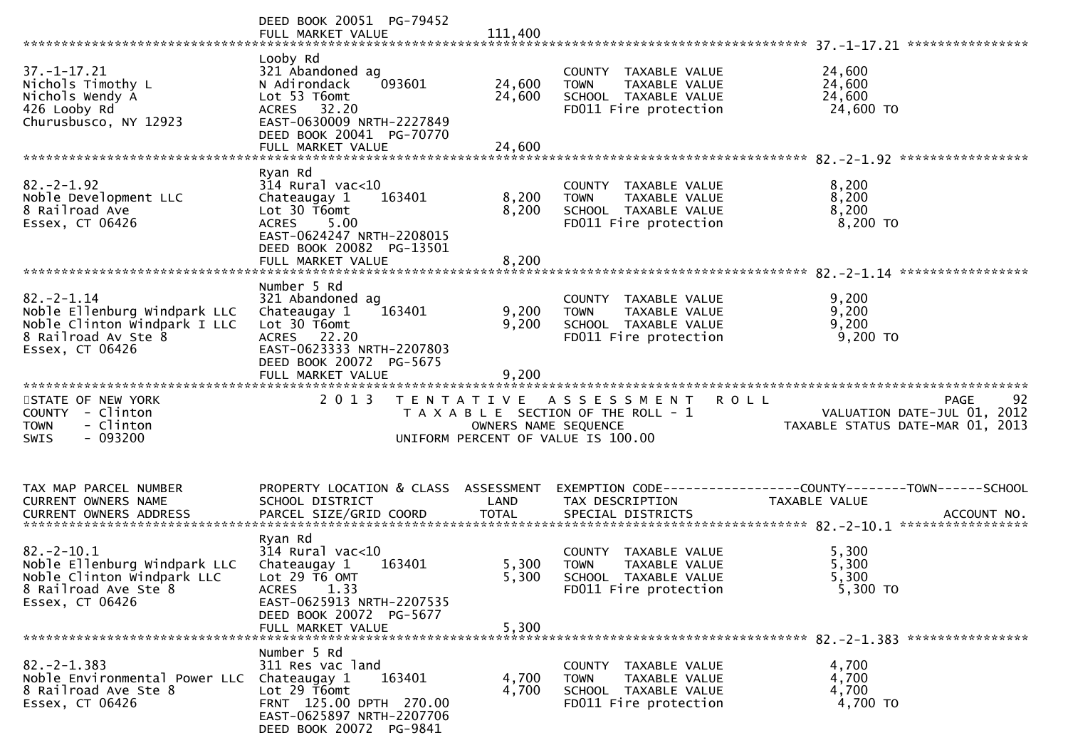DEED BOOK 20051 PG-79452
FULL MARKET VALUE 111,400

******** 37.-1-17.21 ********

| | | | | |
|---|---|---|---|---|
| 37.-1-17.21 | Looby Rd | | | |
| Nichols Timothy L | 321 Abandoned ag | | COUNTY TAXABLE VALUE | 24,600 |
| Nichols Wendy A | N Adirondack 093601 | 24,600 | TOWN TAXABLE VALUE | 24,600 |
| 426 Looby Rd | Lot 53 T6omt | 24,600 | SCHOOL TAXABLE VALUE | 24,600 |
| Churusbusco, NY 12923 | ACRES 32.20 | | FD011 Fire protection | 24,600 TO |
| | EAST-0630009 NRTH-2227849 | | | |
| | DEED BOOK 20041 PG-70770 | | | |
| | FULL MARKET VALUE | 24,600 | | |

******** 82.-2-1.92 ********

| | | | | |
|---|---|---|---|---|
| 82.-2-1.92 | Ryan Rd | | | |
| Noble Development LLC | 314 Rural vac<10 | | COUNTY TAXABLE VALUE | 8,200 |
| 8 Railroad Ave | Chateaugay 1 163401 | 8,200 | TOWN TAXABLE VALUE | 8,200 |
| Essex, CT 06426 | Lot 30 T6omt | 8,200 | SCHOOL TAXABLE VALUE | 8,200 |
| | ACRES 5.00 | | FD011 Fire protection | 8,200 TO |
| | EAST-0624247 NRTH-2208015 | | | |
| | DEED BOOK 20082 PG-13501 | | | |
| | FULL MARKET VALUE | 8,200 | | |

******** 82.-2-1.14 ********

| | | | | |
|---|---|---|---|---|
| 82.-2-1.14 | Number 5 Rd | | | |
| Noble Ellenburg Windpark LLC | 321 Abandoned ag | | COUNTY TAXABLE VALUE | 9,200 |
| Noble Clinton Windpark I LLC | Chateaugay 1 163401 | 9,200 | TOWN TAXABLE VALUE | 9,200 |
| 8 Railroad Av Ste 8 | Lot 30 T6omt | 9,200 | SCHOOL TAXABLE VALUE | 9,200 |
| Essex, CT 06426 | ACRES 22.20 | | FD011 Fire protection | 9,200 TO |
| | EAST-0623333 NRTH-2207803 | | | |
| | DEED BOOK 20072 PG-5675 | | | |
| | FULL MARKET VALUE | 9,200 | | |

STATE OF NEW YORK — 2013 TENTATIVE ASSESSMENT ROLL — PAGE 92
COUNTY - Clinton — TAXABLE SECTION OF THE ROLL - 1 — VALUATION DATE-JUL 01, 2012
TOWN - Clinton — OWNERS NAME SEQUENCE — TAXABLE STATUS DATE-MAR 01, 2013
SWIS - 093200 — UNIFORM PERCENT OF VALUE IS 100.00

| TAX MAP PARCEL NUMBER / CURRENT OWNERS NAME / CURRENT OWNERS ADDRESS | PROPERTY LOCATION & CLASS / SCHOOL DISTRICT / PARCEL SIZE/GRID COORD | ASSESSMENT LAND / TOTAL | EXEMPTION CODE / TAX DESCRIPTION / SPECIAL DISTRICTS | COUNTY--------TOWN------SCHOOL TAXABLE VALUE / ACCOUNT NO. |
|---|---|---|---|---|

******** 82.-2-10.1 ********

| | | | | |
|---|---|---|---|---|
| 82.-2-10.1 | Ryan Rd | | | |
| Noble Ellenburg Windpark LLC | 314 Rural vac<10 | | COUNTY TAXABLE VALUE | 5,300 |
| Noble Clinton Windpark LLC | Chateaugay 1 163401 | 5,300 | TOWN TAXABLE VALUE | 5,300 |
| 8 Railroad Ave Ste 8 | Lot 29 T6 OMT | 5,300 | SCHOOL TAXABLE VALUE | 5,300 |
| Essex, CT 06426 | ACRES 1.33 | | FD011 Fire protection | 5,300 TO |
| | EAST-0625913 NRTH-2207535 | | | |
| | DEED BOOK 20072 PG-5677 | | | |
| | FULL MARKET VALUE | 5,300 | | |

******** 82.-2-1.383 ********

| | | | | |
|---|---|---|---|---|
| 82.-2-1.383 | Number 5 Rd | | | |
| Noble Environmental Power LLC | 311 Res vac land | | COUNTY TAXABLE VALUE | 4,700 |
| 8 Railroad Ave Ste 8 | Chateaugay 1 163401 | 4,700 | TOWN TAXABLE VALUE | 4,700 |
| Essex, CT 06426 | Lot 29 T6omt | 4,700 | SCHOOL TAXABLE VALUE | 4,700 |
| | FRNT 125.00 DPTH 270.00 | | FD011 Fire protection | 4,700 TO |
| | EAST-0625897 NRTH-2207706 | | | |
| | DEED BOOK 20072 PG-9841 | | | |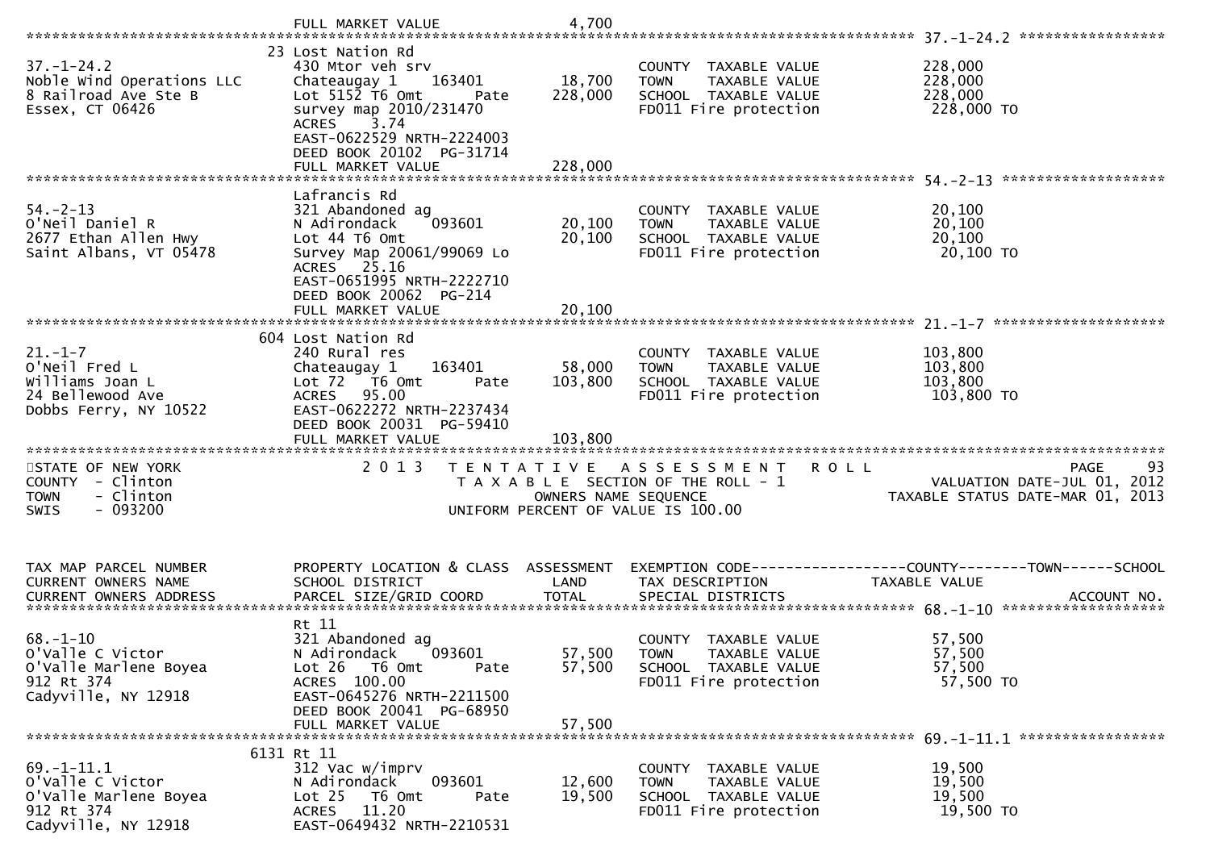| | | | | |
|---|---|---|---|---|
| | FULL MARKET VALUE | 4,700 | | |

******************************************************************************************************* 37.-1-24.2 *****************

```
                              23 Lost Nation Rd
37.-1-24.2                    430 Mtor veh srv                     COUNTY  TAXABLE VALUE          228,000
Noble Wind Operations LLC     Chateaugay 1    163401      18,700   TOWN    TAXABLE VALUE          228,000
8 Railroad Ave Ste B          Lot 5152 T6 Omt      Pate  228,000   SCHOOL  TAXABLE VALUE          228,000
Essex, CT 06426               survey map 2010/231470               FD011 Fire protection            228,000 TO
                              ACRES    3.74
                              EAST-0622529 NRTH-2224003
                              DEED BOOK 20102  PG-31714
                              FULL MARKET VALUE          228,000
******************************************************************************************************* 54.-2-13 *******************
                              Lafrancis Rd
54.-2-13                      321 Abandoned ag                     COUNTY  TAXABLE VALUE           20,100
O'Neil Daniel R               N Adirondack    093601      20,100   TOWN    TAXABLE VALUE           20,100
2677 Ethan Allen Hwy          Lot 44 T6 Omt               20,100   SCHOOL  TAXABLE VALUE           20,100
Saint Albans, VT 05478        Survey Map 20061/99069 Lo            FD011 Fire protection             20,100 TO
                              ACRES   25.16
                              EAST-0651995 NRTH-2222710
                              DEED BOOK 20062  PG-214
                              FULL MARKET VALUE           20,100
******************************************************************************************************* 21.-1-7 ********************
                              604 Lost Nation Rd
21.-1-7                       240 Rural res                        COUNTY  TAXABLE VALUE          103,800
O'Neil Fred L                 Chateaugay 1    163401      58,000   TOWN    TAXABLE VALUE          103,800
Williams Joan L               Lot 72   T6 Omt      Pate  103,800   SCHOOL  TAXABLE VALUE          103,800
24 Bellewood Ave              ACRES   95.00                        FD011 Fire protection            103,800 TO
Dobbs Ferry, NY 10522         EAST-0622272 NRTH-2237434
                              DEED BOOK 20031  PG-59410
                              FULL MARKET VALUE          103,800
************************************************************************************************************************************
```

STATE OF NEW YORK — 2013 TENTATIVE ASSESSMENT ROLL — PAGE 93
COUNTY - Clinton — TAXABLE SECTION OF THE ROLL - 1 — VALUATION DATE-JUL 01, 2012
TOWN - Clinton — OWNERS NAME SEQUENCE — TAXABLE STATUS DATE-MAR 01, 2013
SWIS - 093200 — UNIFORM PERCENT OF VALUE IS 100.00

```
TAX MAP PARCEL NUMBER         PROPERTY LOCATION & CLASS  ASSESSMENT  EXEMPTION CODE------------------COUNTY--------TOWN------SCHOOL
CURRENT OWNERS NAME           SCHOOL DISTRICT               LAND      TAX DESCRIPTION            TAXABLE VALUE
CURRENT OWNERS ADDRESS        PARCEL SIZE/GRID COORD        TOTAL     SPECIAL DISTRICTS                                  ACCOUNT NO.
******************************************************************************************************* 68.-1-10 *******************
                              Rt 11
68.-1-10                      321 Abandoned ag                     COUNTY  TAXABLE VALUE           57,500
O'Valle C Victor              N Adirondack    093601      57,500   TOWN    TAXABLE VALUE           57,500
O'Valle Marlene Boyea         Lot 26   T6 Omt      Pate   57,500   SCHOOL  TAXABLE VALUE           57,500
912 Rt 374                    ACRES  100.00                        FD011 Fire protection             57,500 TO
Cadyville, NY 12918           EAST-0645276 NRTH-2211500
                              DEED BOOK 20041  PG-68950
                              FULL MARKET VALUE           57,500
******************************************************************************************************* 69.-1-11.1 *****************
                              6131 Rt 11
69.-1-11.1                    312 Vac w/imprv                      COUNTY  TAXABLE VALUE           19,500
O'Valle C Victor              N Adirondack    093601      12,600   TOWN    TAXABLE VALUE           19,500
O'Valle Marlene Boyea         Lot 25   T6 Omt      Pate   19,500   SCHOOL  TAXABLE VALUE           19,500
912 Rt 374                    ACRES   11.20                        FD011 Fire protection             19,500 TO
Cadyville, NY 12918           EAST-0649432 NRTH-2210531
```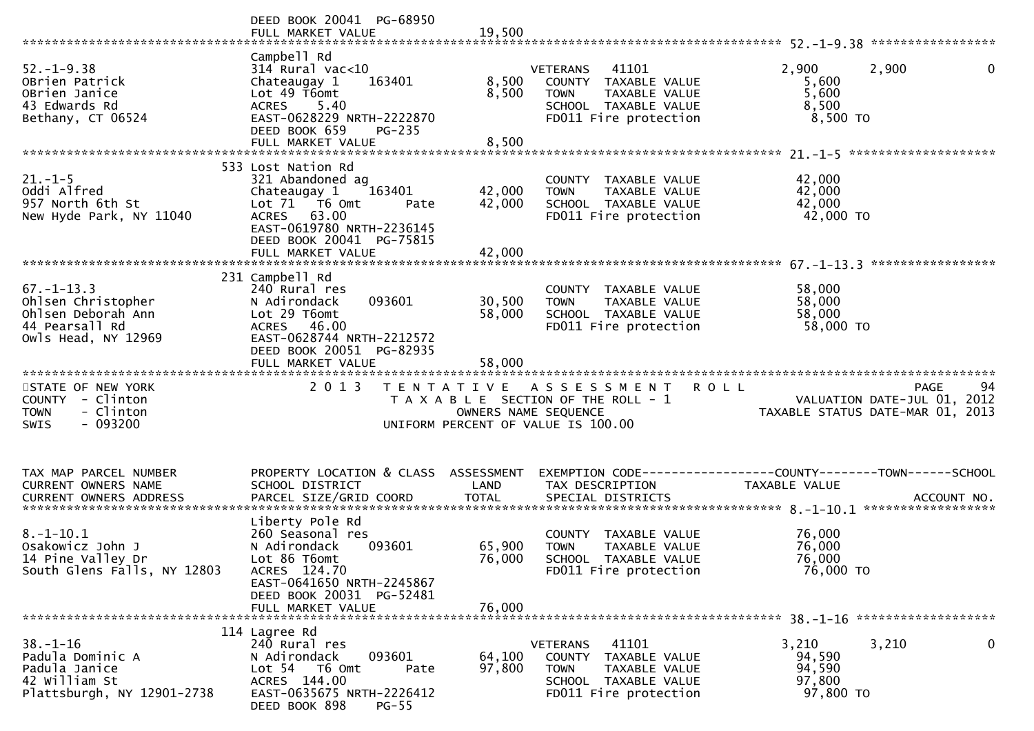```
                                DEED BOOK 20041  PG-68950
                                FULL MARKET VALUE               19,500
******************************************************************************************************* 52.-1-9.38 *****************
                                Campbell Rd
52.-1-9.38                      314 Rural vac<10                        VETERANS   41101              2,900       2,900           0
OBrien Patrick                  Chateaugay 1     163401        8,500    COUNTY  TAXABLE VALUE          5,600
OBrien Janice                   Lot 49 T6omt                   8,500    TOWN    TAXABLE VALUE          5,600
43 Edwards Rd                   ACRES     5.40                          SCHOOL  TAXABLE VALUE          8,500
Bethany, CT 06524               EAST-0628229 NRTH-2222870               FD011 Fire protection           8,500 TO
                                DEED BOOK 659     PG-235
                                FULL MARKET VALUE                8,500
******************************************************************************************************* 21.-1-5 ********************
                            533 Lost Nation Rd
21.-1-5                         321 Abandoned ag                        COUNTY  TAXABLE VALUE         42,000
Oddi Alfred                     Chateaugay 1     163401       42,000    TOWN    TAXABLE VALUE         42,000
957 North 6th St                Lot 71  T6 Omt       Pate     42,000    SCHOOL  TAXABLE VALUE         42,000
New Hyde Park, NY 11040         ACRES    63.00                          FD011 Fire protection          42,000 TO
                                EAST-0619780 NRTH-2236145
                                DEED BOOK 20041  PG-75815
                                FULL MARKET VALUE               42,000
******************************************************************************************************* 67.-1-13.3 *****************
                            231 Campbell Rd
67.-1-13.3                      240 Rural res                           COUNTY  TAXABLE VALUE         58,000
Ohlsen Christopher              N Adirondack     093601       30,500    TOWN    TAXABLE VALUE         58,000
Ohlsen Deborah Ann              Lot 29 T6omt                  58,000    SCHOOL  TAXABLE VALUE         58,000
44 Pearsall Rd                  ACRES    46.00                          FD011 Fire protection          58,000 TO
Owls Head, NY 12969             EAST-0628744 NRTH-2212572
                                DEED BOOK 20051  PG-82935
                                FULL MARKET VALUE               58,000
************************************************************************************************************************************
STATE OF NEW YORK               2 0 1 3   T E N T A T I V E   A S S E S S M E N T   R O L L                              PAGE     94
COUNTY  - Clinton                         T A X A B L E  SECTION OF THE ROLL - 1                     VALUATION DATE-JUL 01, 2012
TOWN    - Clinton                               OWNERS NAME SEQUENCE                               TAXABLE STATUS DATE-MAR 01, 2013
SWIS    - 093200                         UNIFORM PERCENT OF VALUE IS 100.00


TAX MAP PARCEL NUMBER           PROPERTY LOCATION & CLASS  ASSESSMENT  EXEMPTION CODE------------------COUNTY--------TOWN------SCHOOL
CURRENT OWNERS NAME             SCHOOL DISTRICT               LAND      TAX DESCRIPTION              TAXABLE VALUE
CURRENT OWNERS ADDRESS          PARCEL SIZE/GRID COORD       TOTAL      SPECIAL DISTRICTS                                 ACCOUNT NO.
******************************************************************************************************* 8.-1-10.1 ******************
                                Liberty Pole Rd
8.-1-10.1                       260 Seasonal res                        COUNTY  TAXABLE VALUE         76,000
Osakowicz John J                N Adirondack     093601       65,900    TOWN    TAXABLE VALUE         76,000
14 Pine Valley Dr               Lot 86 T6omt                  76,000    SCHOOL  TAXABLE VALUE         76,000
South Glens Falls, NY 12803     ACRES   124.70                          FD011 Fire protection          76,000 TO
                                EAST-0641650 NRTH-2245867
                                DEED BOOK 20031  PG-52481
                                FULL MARKET VALUE               76,000
******************************************************************************************************* 38.-1-16 *******************
                            114 Lagree Rd
38.-1-16                        240 Rural res                           VETERANS   41101              3,210       3,210           0
Padula Dominic A                N Adirondack     093601       64,100    COUNTY  TAXABLE VALUE         94,590
Padula Janice                   Lot 54   T6 Omt      Pate     97,800    TOWN    TAXABLE VALUE         94,590
42 William St                   ACRES   144.00                          SCHOOL  TAXABLE VALUE         97,800
Plattsburgh, NY 12901-2738      EAST-0635675 NRTH-2226412               FD011 Fire protection          97,800 TO
                                DEED BOOK 898     PG-55
```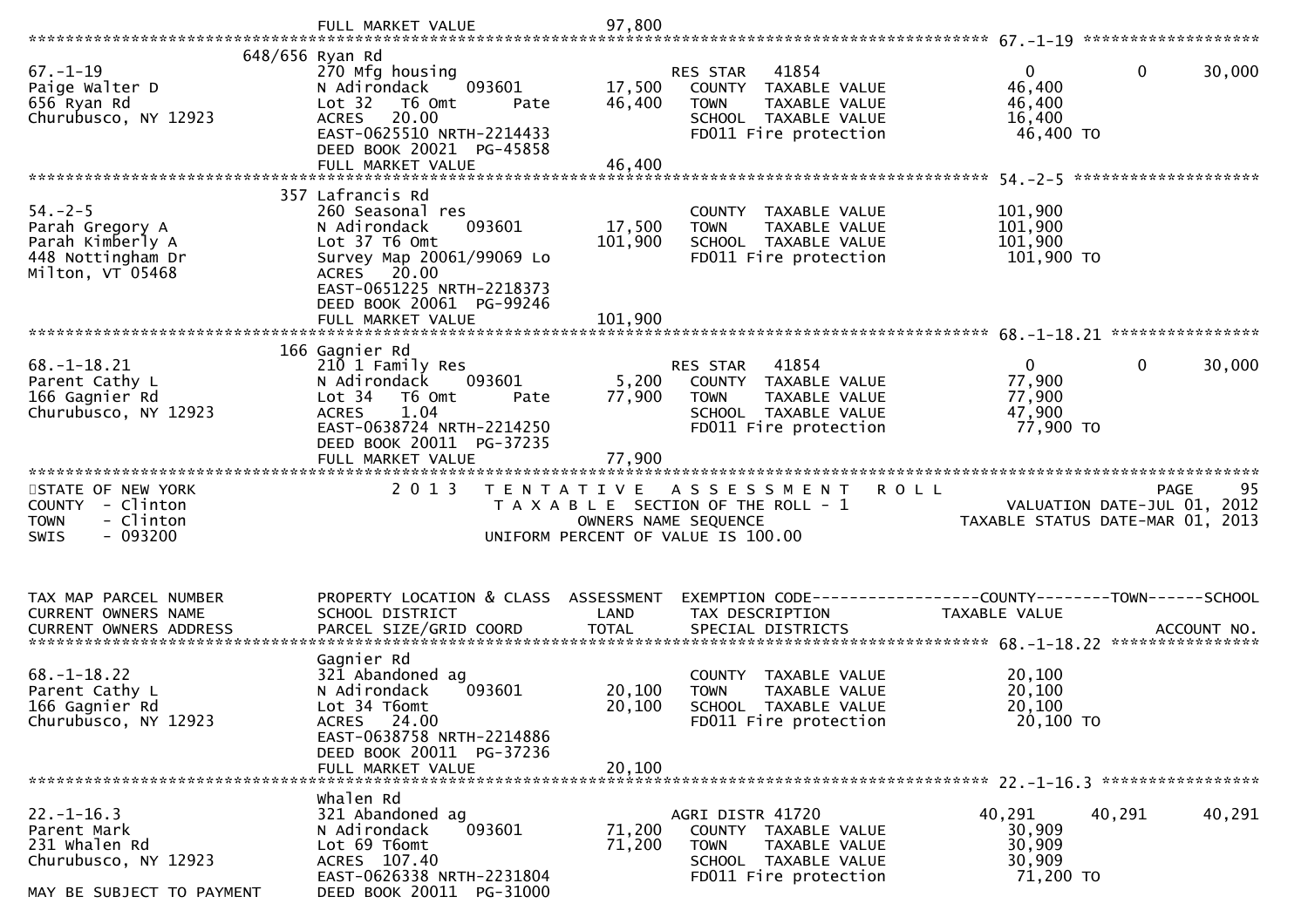FULL MARKET VALUE 97,800

## 67.-1-19

| | | | | | | |
|---|---|---|---|---|---|---|
| | 648/656 Ryan Rd | | | | | |
| 67.-1-19 | 270 Mfg housing | | RES STAR 41854 | 0 | 0 | 30,000 |
| Paige Walter D | N Adirondack 093601 | 17,500 | COUNTY TAXABLE VALUE | 46,400 | | |
| 656 Ryan Rd | Lot 32 T6 Omt Pate | 46,400 | TOWN TAXABLE VALUE | 46,400 | | |
| Churubusco, NY 12923 | ACRES 20.00 | | SCHOOL TAXABLE VALUE | 16,400 | | |
| | EAST-0625510 NRTH-2214433 | | FD011 Fire protection | 46,400 TO | | |
| | DEED BOOK 20021 PG-45858 | | | | | |
| | FULL MARKET VALUE | 46,400 | | | | |

## 54.-2-5

| | | | | | | |
|---|---|---|---|---|---|---|
| | 357 Lafrancis Rd | | | | | |
| 54.-2-5 | 260 Seasonal res | | COUNTY TAXABLE VALUE | 101,900 | | |
| Parah Gregory A | N Adirondack 093601 | 17,500 | TOWN TAXABLE VALUE | 101,900 | | |
| Parah Kimberly A | Lot 37 T6 Omt | 101,900 | SCHOOL TAXABLE VALUE | 101,900 | | |
| 448 Nottingham Dr | Survey Map 20061/99069 Lo | | FD011 Fire protection | 101,900 TO | | |
| Milton, VT 05468 | ACRES 20.00 | | | | | |
| | EAST-0651225 NRTH-2218373 | | | | | |
| | DEED BOOK 20061 PG-99246 | | | | | |
| | FULL MARKET VALUE | 101,900 | | | | |

## 68.-1-18.21

| | | | | | | |
|---|---|---|---|---|---|---|
| | 166 Gagnier Rd | | | | | |
| 68.-1-18.21 | 210 1 Family Res | | RES STAR 41854 | 0 | 0 | 30,000 |
| Parent Cathy L | N Adirondack 093601 | 5,200 | COUNTY TAXABLE VALUE | 77,900 | | |
| 166 Gagnier Rd | Lot 34 T6 Omt Pate | 77,900 | TOWN TAXABLE VALUE | 77,900 | | |
| Churubusco, NY 12923 | ACRES 1.04 | | SCHOOL TAXABLE VALUE | 47,900 | | |
| | EAST-0638724 NRTH-2214250 | | FD011 Fire protection | 77,900 TO | | |
| | DEED BOOK 20011 PG-37235 | | | | | |
| | FULL MARKET VALUE | 77,900 | | | | |

STATE OF NEW YORK — COUNTY - Clinton — TOWN - Clinton — SWIS - 093200

2013 TENTATIVE ASSESSMENT ROLL
TAXABLE SECTION OF THE ROLL - 1
OWNERS NAME SEQUENCE
UNIFORM PERCENT OF VALUE IS 100.00

PAGE 95 — VALUATION DATE-JUL 01, 2012 — TAXABLE STATUS DATE-MAR 01, 2013

| TAX MAP PARCEL NUMBER / CURRENT OWNERS NAME / CURRENT OWNERS ADDRESS | PROPERTY LOCATION & CLASS / SCHOOL DISTRICT / PARCEL SIZE/GRID COORD | ASSESSMENT LAND / TOTAL | EXEMPTION CODE / TAX DESCRIPTION / SPECIAL DISTRICTS | COUNTY TAXABLE VALUE | TOWN | SCHOOL / ACCOUNT NO. |
|---|---|---|---|---|---|---|
| **68.-1-18.22** | | | | | | |
| | Gagnier Rd | | | | | |
| 68.-1-18.22 | 321 Abandoned ag | | COUNTY TAXABLE VALUE | 20,100 | | |
| Parent Cathy L | N Adirondack 093601 | 20,100 | TOWN TAXABLE VALUE | 20,100 | | |
| 166 Gagnier Rd | Lot 34 T6omt | 20,100 | SCHOOL TAXABLE VALUE | 20,100 | | |
| Churubusco, NY 12923 | ACRES 24.00 | | FD011 Fire protection | 20,100 TO | | |
| | EAST-0638758 NRTH-2214886 | | | | | |
| | DEED BOOK 20011 PG-37236 | | | | | |
| | FULL MARKET VALUE | 20,100 | | | | |
| **22.-1-16.3** | | | | | | |
| | Whalen Rd | | | | | |
| 22.-1-16.3 | 321 Abandoned ag | | AGRI DISTR 41720 | 40,291 | 40,291 | 40,291 |
| Parent Mark | N Adirondack 093601 | 71,200 | COUNTY TAXABLE VALUE | 30,909 | | |
| 231 Whalen Rd | Lot 69 T6omt | 71,200 | TOWN TAXABLE VALUE | 30,909 | | |
| Churubusco, NY 12923 | ACRES 107.40 | | SCHOOL TAXABLE VALUE | 30,909 | | |
| | EAST-0626338 NRTH-2231804 | | FD011 Fire protection | 71,200 TO | | |
| MAY BE SUBJECT TO PAYMENT | DEED BOOK 20011 PG-31000 | | | | | |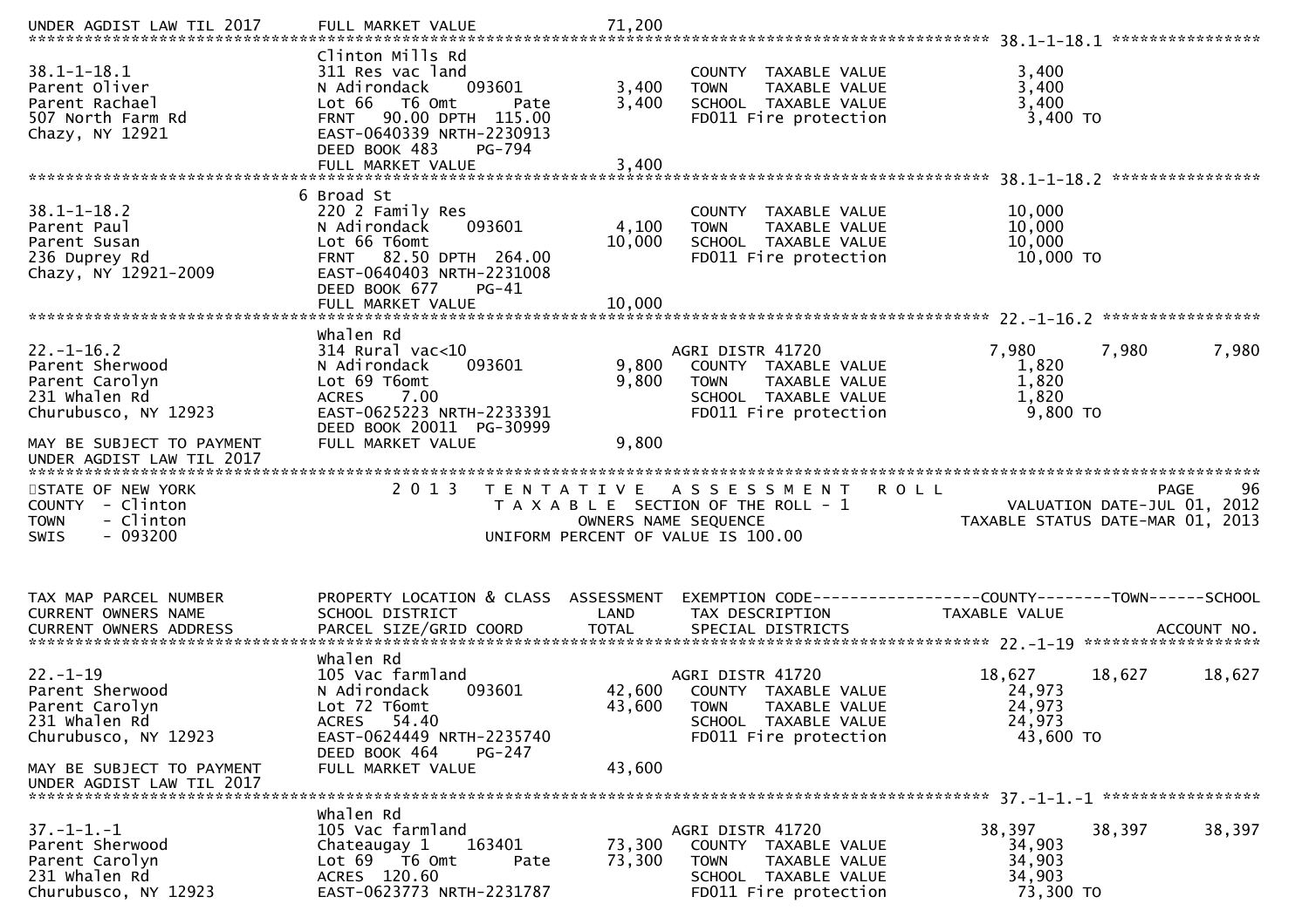```
UNDER AGDIST LAW TIL 2017      FULL MARKET VALUE               71,200
******************************************************************************************************* 38.1-1-18.1 ****************
                               Clinton Mills Rd
38.1-1-18.1                    311 Res vac land                        COUNTY  TAXABLE VALUE              3,400
Parent Oliver                  N Adirondack     093601         3,400   TOWN    TAXABLE VALUE              3,400
Parent Rachael                 Lot 66  T6 Omt          Pate    3,400   SCHOOL  TAXABLE VALUE              3,400
507 North Farm Rd              FRNT   90.00 DPTH 115.00                FD011 Fire protection               3,400 TO
Chazy, NY 12921                EAST-0640339 NRTH-2230913
                               DEED BOOK 483     PG-794
                               FULL MARKET VALUE                3,400
******************************************************************************************************* 38.1-1-18.2 ****************
                             6 Broad St
38.1-1-18.2                    220 2 Family Res                        COUNTY  TAXABLE VALUE             10,000
Parent Paul                    N Adirondack     093601         4,100   TOWN    TAXABLE VALUE             10,000
Parent Susan                   Lot 66 T6omt                   10,000   SCHOOL  TAXABLE VALUE             10,000
236 Duprey Rd                  FRNT   82.50 DPTH 264.00                FD011 Fire protection              10,000 TO
Chazy, NY 12921-2009           EAST-0640403 NRTH-2231008
                               DEED BOOK 677     PG-41
                               FULL MARKET VALUE               10,000
******************************************************************************************************* 22.-1-16.2 *****************
                               Whalen Rd
22.-1-16.2                     314 Rural vac<10                        AGRI DISTR 41720             7,980      7,980      7,980
Parent Sherwood                N Adirondack     093601         9,800   COUNTY  TAXABLE VALUE              1,820
Parent Carolyn                 Lot 69 T6omt                    9,800   TOWN    TAXABLE VALUE              1,820
231 Whalen Rd                  ACRES     7.00                          SCHOOL  TAXABLE VALUE              1,820
Churubusco, NY 12923           EAST-0625223 NRTH-2233391               FD011 Fire protection               9,800 TO
                               DEED BOOK 20011  PG-30999
MAY BE SUBJECT TO PAYMENT      FULL MARKET VALUE                9,800
UNDER AGDIST LAW TIL 2017
*******************************************************************************************************************************
STATE OF NEW YORK                 2 0 1 3   T E N T A T I V E   A S S E S S M E N T   R O L L                         PAGE     96
COUNTY  - Clinton                           T A X A B L E  SECTION OF THE ROLL - 1                      VALUATION DATE-JUL 01, 2012
TOWN    - Clinton                                  OWNERS NAME SEQUENCE                            TAXABLE STATUS DATE-MAR 01, 2013
SWIS    - 093200                            UNIFORM PERCENT OF VALUE IS 100.00


TAX MAP PARCEL NUMBER          PROPERTY LOCATION & CLASS  ASSESSMENT  EXEMPTION CODE------------------COUNTY--------TOWN------SCHOOL
CURRENT OWNERS NAME            SCHOOL DISTRICT               LAND      TAX DESCRIPTION             TAXABLE VALUE
CURRENT OWNERS ADDRESS         PARCEL SIZE/GRID COORD       TOTAL      SPECIAL DISTRICTS                                  ACCOUNT NO.
******************************************************************************************************* 22.-1-19 *******************
                               Whalen Rd
22.-1-19                       105 Vac farmland                        AGRI DISTR 41720            18,627     18,627     18,627
Parent Sherwood                N Adirondack     093601        42,600   COUNTY  TAXABLE VALUE             24,973
Parent Carolyn                 Lot 72 T6omt                   43,600   TOWN    TAXABLE VALUE             24,973
231 Whalen Rd                  ACRES    54.40                          SCHOOL  TAXABLE VALUE             24,973
Churubusco, NY 12923           EAST-0624449 NRTH-2235740               FD011 Fire protection              43,600 TO
                               DEED BOOK 464     PG-247
MAY BE SUBJECT TO PAYMENT      FULL MARKET VALUE               43,600
UNDER AGDIST LAW TIL 2017
******************************************************************************************************* 37.-1-1.-1 *****************
                               Whalen Rd
37.-1-1.-1                     105 Vac farmland                        AGRI DISTR 41720            38,397     38,397     38,397
Parent Sherwood                Chateaugay 1     163401        73,300   COUNTY  TAXABLE VALUE             34,903
Parent Carolyn                 Lot 69  T6 Omt          Pate   73,300   TOWN    TAXABLE VALUE             34,903
231 Whalen Rd                  ACRES  120.60                           SCHOOL  TAXABLE VALUE             34,903
Churubusco, NY 12923           EAST-0623773 NRTH-2231787               FD011 Fire protection              73,300 TO
```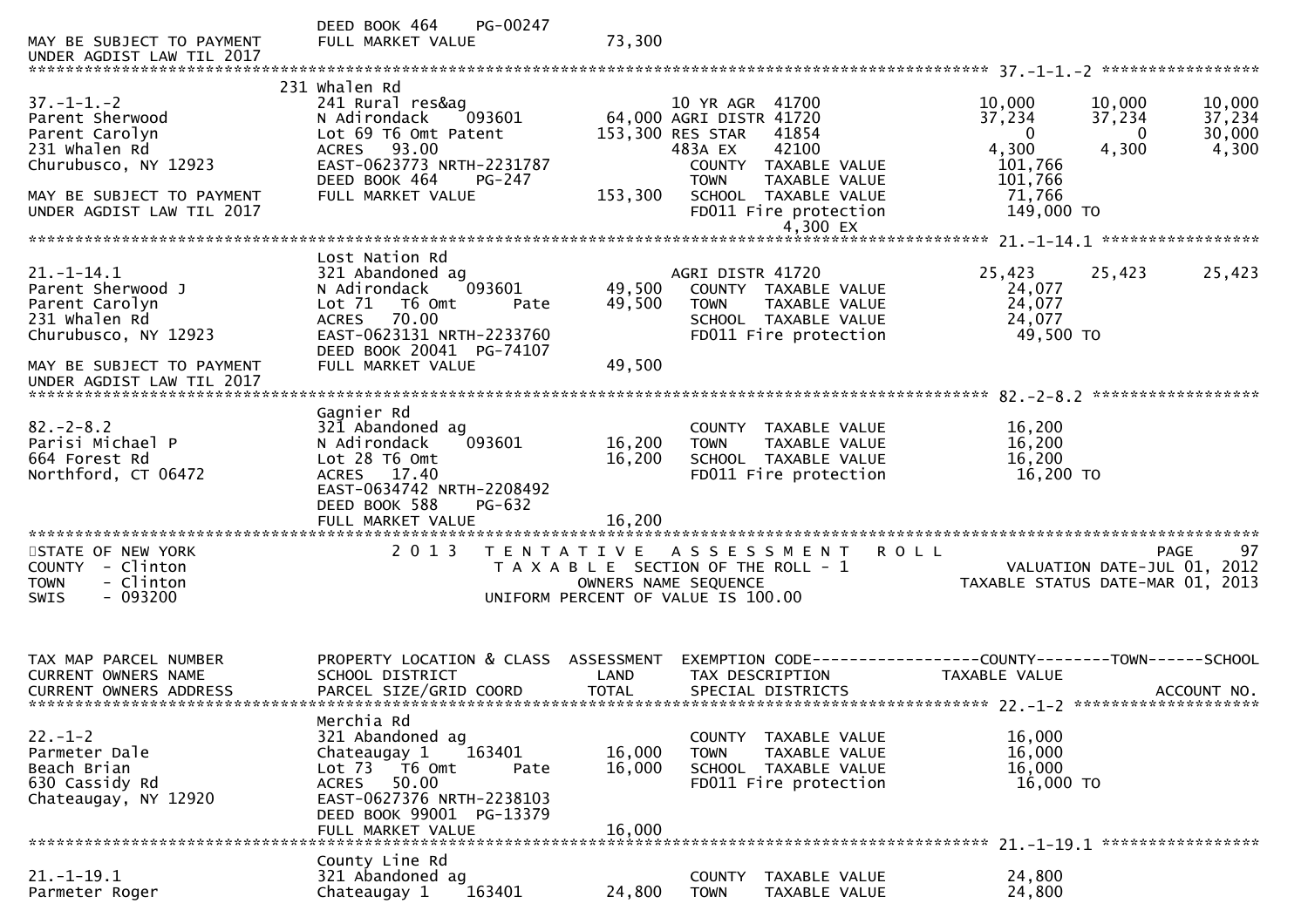```
                                 DEED BOOK 464    PG-00247
MAY BE SUBJECT TO PAYMENT        FULL MARKET VALUE              73,300
UNDER AGDIST LAW TIL 2017
******************************************************************************************************* 37.-1-1.-2 *****************
                                 231 Whalen Rd
37.-1-1.-2                       241 Rural res&ag                      10 YR AGR  41700              10,000      10,000      10,000
Parent Sherwood                  N Adirondack    093601       64,000 AGRI DISTR 41720                37,234      37,234      37,234
Parent Carolyn                   Lot 69 T6 Omt Patent        153,300 RES STAR    41854                    0           0      30,000
231 Whalen Rd                    ACRES   93.00                       483A EX     42100                4,300       4,300       4,300
Churubusco, NY 12923             EAST-0623773 NRTH-2231787             COUNTY  TAXABLE VALUE         101,766
                                 DEED BOOK 464    PG-247               TOWN    TAXABLE VALUE         101,766
MAY BE SUBJECT TO PAYMENT        FULL MARKET VALUE             153,300 SCHOOL  TAXABLE VALUE          71,766
UNDER AGDIST LAW TIL 2017                                              FD011 Fire protection          149,000 TO
                                                                                    4,300 EX
******************************************************************************************************* 21.-1-14.1 *****************
                                 Lost Nation Rd
21.-1-14.1                       321 Abandoned ag                      AGRI DISTR 41720              25,423      25,423      25,423
Parent Sherwood J                N Adirondack    093601       49,500   COUNTY  TAXABLE VALUE          24,077
Parent Carolyn                   Lot 71   T6 Omt       Pate   49,500   TOWN    TAXABLE VALUE          24,077
231 Whalen Rd                    ACRES   70.00                         SCHOOL  TAXABLE VALUE          24,077
Churubusco, NY 12923             EAST-0623131 NRTH-2233760             FD011 Fire protection           49,500 TO
                                 DEED BOOK 20041  PG-74107
MAY BE SUBJECT TO PAYMENT        FULL MARKET VALUE              49,500
UNDER AGDIST LAW TIL 2017
******************************************************************************************************* 82.-2-8.2 ******************
                                 Gagnier Rd
82.-2-8.2                        321 Abandoned ag                      COUNTY  TAXABLE VALUE          16,200
Parisi Michael P                 N Adirondack    093601       16,200   TOWN    TAXABLE VALUE          16,200
664 Forest Rd                    Lot 28 T6 Omt                16,200   SCHOOL  TAXABLE VALUE          16,200
Northford, CT 06472              ACRES   17.40                         FD011 Fire protection           16,200 TO
                                 EAST-0634742 NRTH-2208492
                                 DEED BOOK 588    PG-632
                                 FULL MARKET VALUE              16,200
************************************************************************************************************************************
STATE OF NEW YORK                2 0 1 3   T E N T A T I V E   A S S E S S M E N T   R O L L                          PAGE     97
COUNTY  - Clinton                      T A X A B L E  SECTION OF THE ROLL - 1                   VALUATION DATE-JUL 01, 2012
TOWN    - Clinton                              OWNERS NAME SEQUENCE                       TAXABLE STATUS DATE-MAR 01, 2013
SWIS    - 093200                        UNIFORM PERCENT OF VALUE IS 100.00


TAX MAP PARCEL NUMBER            PROPERTY LOCATION & CLASS  ASSESSMENT  EXEMPTION CODE------------------COUNTY--------TOWN------SCHOOL
CURRENT OWNERS NAME              SCHOOL DISTRICT               LAND      TAX DESCRIPTION              TAXABLE VALUE
CURRENT OWNERS ADDRESS           PARCEL SIZE/GRID COORD        TOTAL     SPECIAL DISTRICTS                                ACCOUNT NO.
******************************************************************************************************* 22.-1-2 ********************
                                 Merchia Rd
22.-1-2                          321 Abandoned ag                      COUNTY  TAXABLE VALUE          16,000
Parmeter Dale                    Chateaugay 1    163401       16,000   TOWN    TAXABLE VALUE          16,000
Beach Brian                      Lot 73   T6 Omt       Pate   16,000   SCHOOL  TAXABLE VALUE          16,000
630 Cassidy Rd                   ACRES   50.00                         FD011 Fire protection           16,000 TO
Chateaugay, NY 12920             EAST-0627376 NRTH-2238103
                                 DEED BOOK 99001  PG-13379
                                 FULL MARKET VALUE              16,000
******************************************************************************************************* 21.-1-19.1 *****************
                                 County Line Rd
21.-1-19.1                       321 Abandoned ag                      COUNTY  TAXABLE VALUE          24,800
Parmeter Roger                   Chateaugay 1    163401       24,800   TOWN    TAXABLE VALUE          24,800
```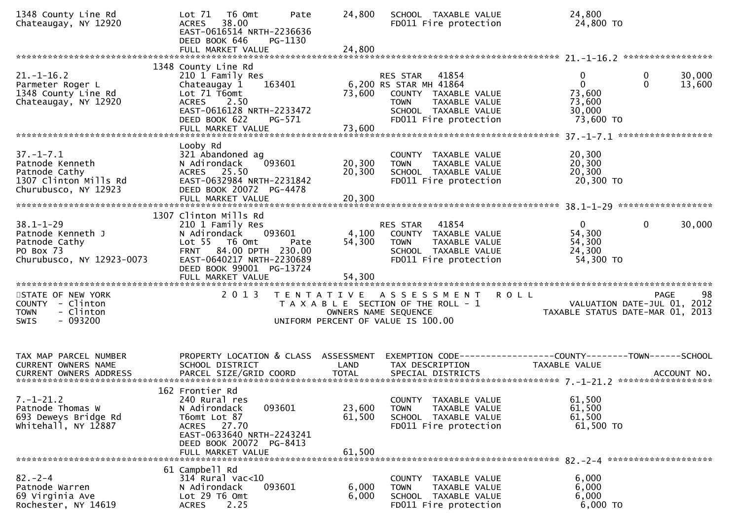```
1348 County Line Rd           Lot 71   T6 Omt       Pate      24,800   SCHOOL  TAXABLE VALUE              24,800
Chateaugay, NY 12920          ACRES   38.00                            FD011 Fire protection               24,800 TO
                              EAST-0616514 NRTH-2236636
                              DEED BOOK 646     PG-1130
                              FULL MARKET VALUE             24,800
******************************************************************************************************* 21.-1-16.2 *****************
                          1348 County Line Rd
21.-1-16.2                    210 1 Family Res                         RES STAR   41854                     0             0      30,000
Parmeter Roger L              Chateaugay 1      163401       6,200 RS STAR MH 41864                         0             0      13,600
1348 County Line Rd           Lot 71 T6omt                  73,600   COUNTY  TAXABLE VALUE              73,600
Chateaugay, NY 12920          ACRES    2.50                            TOWN    TAXABLE VALUE              73,600
                              EAST-0616128 NRTH-2233472                SCHOOL  TAXABLE VALUE              30,000
                              DEED BOOK 622     PG-571                 FD011 Fire protection               73,600 TO
                              FULL MARKET VALUE             73,600
******************************************************************************************************* 37.-1-7.1 ******************
                              Looby Rd
37.-1-7.1                     321 Abandoned ag                         COUNTY  TAXABLE VALUE              20,300
Patnode Kenneth               N Adirondack      093601      20,300   TOWN    TAXABLE VALUE              20,300
Patnode Cathy                 ACRES   25.50                 20,300   SCHOOL  TAXABLE VALUE              20,300
1307 Clinton Mills Rd         EAST-0632984 NRTH-2231842                FD011 Fire protection               20,300 TO
Churubusco, NY 12923          DEED BOOK 20072  PG-4478
                              FULL MARKET VALUE             20,300
******************************************************************************************************* 38.1-1-29 ******************
                          1307 Clinton Mills Rd
38.1-1-29                     210 1 Family Res                         RES STAR   41854                     0             0      30,000
Patnode Kenneth J             N Adirondack      093601       4,100   COUNTY  TAXABLE VALUE              54,300
Patnode Cathy                 Lot 55   T6 Omt       Pate    54,300   TOWN    TAXABLE VALUE              54,300
PO Box 73                     FRNT   84.00 DPTH  230.00                SCHOOL  TAXABLE VALUE              24,300
Churubusco, NY 12923-0073     EAST-0640217 NRTH-2230689                FD011 Fire protection               54,300 TO
                              DEED BOOK 99001  PG-13724
                              FULL MARKET VALUE             54,300
************************************************************************************************************************************
STATE OF NEW YORK                  2 0 1 3   T E N T A T I V E   A S S E S S M E N T   R O L L                              PAGE    98
COUNTY  - Clinton                         T A X A B L E  SECTION OF THE ROLL - 1                       VALUATION DATE-JUL 01, 2012
TOWN    - Clinton                                 OWNERS NAME SEQUENCE                            TAXABLE STATUS DATE-MAR 01, 2013
SWIS    - 093200                          UNIFORM PERCENT OF VALUE IS 100.00


TAX MAP PARCEL NUMBER         PROPERTY LOCATION & CLASS  ASSESSMENT  EXEMPTION CODE------------------COUNTY--------TOWN------SCHOOL
CURRENT OWNERS NAME           SCHOOL DISTRICT               LAND      TAX DESCRIPTION              TAXABLE VALUE
CURRENT OWNERS ADDRESS        PARCEL SIZE/GRID COORD        TOTAL     SPECIAL DISTRICTS                                  ACCOUNT NO.
******************************************************************************************************* 7.-1-21.2 ******************
                          162 Frontier Rd
7.-1-21.2                     240 Rural res                            COUNTY  TAXABLE VALUE              61,500
Patnode Thomas W              N Adirondack      093601      23,600   TOWN    TAXABLE VALUE              61,500
693 Deweys Bridge Rd          T6omt Lot 87                  61,500   SCHOOL  TAXABLE VALUE              61,500
Whitehall, NY 12887           ACRES   27.70                            FD011 Fire protection               61,500 TO
                              EAST-0633640 NRTH-2243241
                              DEED BOOK 20072  PG-8413
                              FULL MARKET VALUE             61,500
******************************************************************************************************* 82.-2-4 ********************
                           61 Campbell Rd
82.-2-4                       314 Rural vac<10                         COUNTY  TAXABLE VALUE               6,000
Patnode Warren                N Adirondack      093601       6,000   TOWN    TAXABLE VALUE               6,000
69 Virginia Ave               Lot 29 T6 Omt                  6,000   SCHOOL  TAXABLE VALUE               6,000
Rochester, NY 14619           ACRES    2.25                            FD011 Fire protection                6,000 TO
```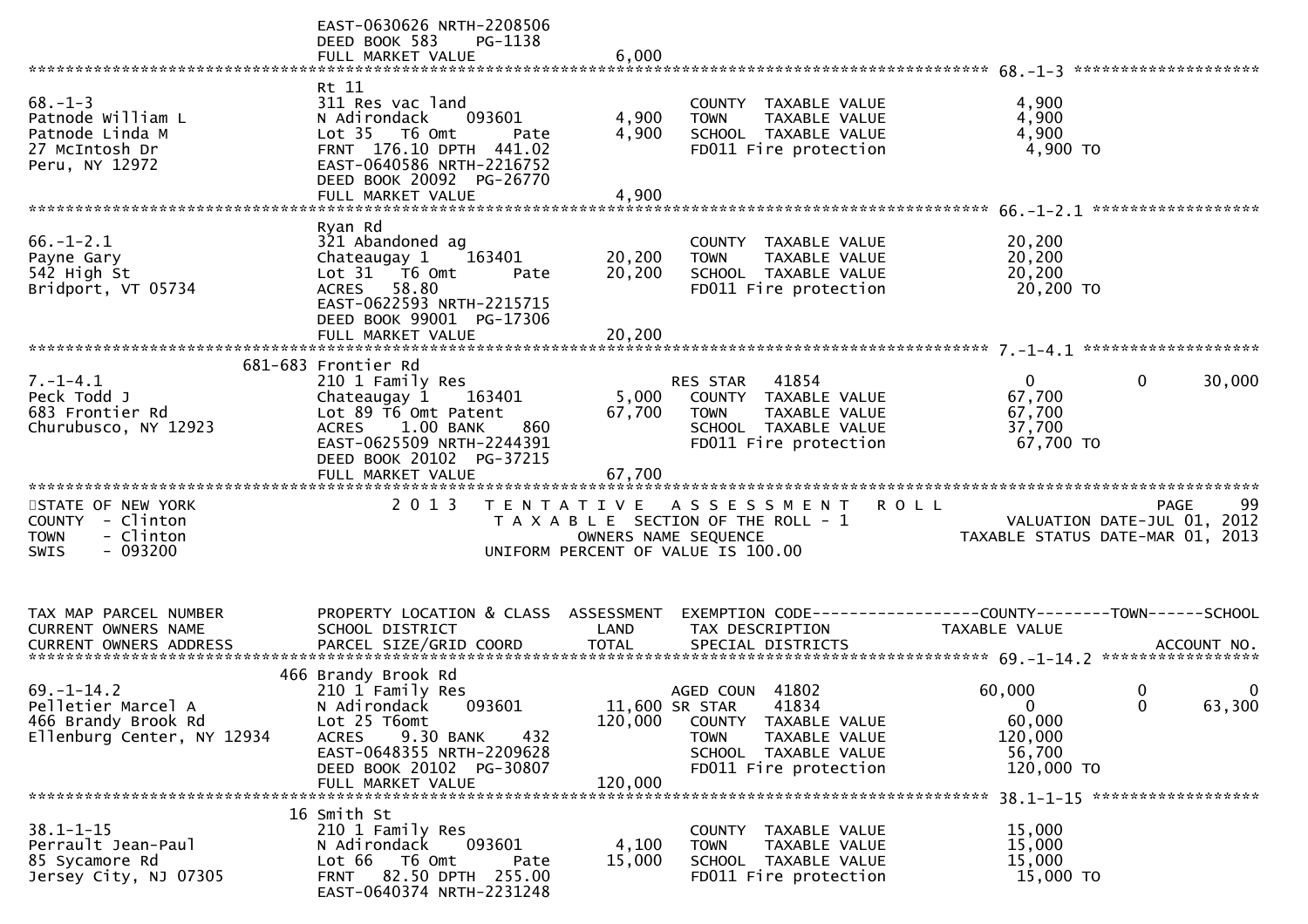```
                                 EAST-0630626 NRTH-2208506
                                 DEED BOOK 583    PG-1138
                                 FULL MARKET VALUE              6,000
******************************************************************************************************* 68.-1-3 ********************
                                 Rt 11
68.-1-3                          311 Res vac land                       COUNTY  TAXABLE VALUE             4,900
Patnode William L                N Adirondack    093601       4,900     TOWN    TAXABLE VALUE             4,900
Patnode Linda M                  Lot 35   T6 Omt      Pate    4,900     SCHOOL  TAXABLE VALUE             4,900
27 McIntosh Dr                   FRNT  176.10 DPTH  441.02              FD011 Fire protection              4,900 TO
Peru, NY 12972                   EAST-0640586 NRTH-2216752
                                 DEED BOOK 20092  PG-26770
                                 FULL MARKET VALUE              4,900
******************************************************************************************************* 66.-1-2.1 ******************
                                 Ryan Rd
66.-1-2.1                        321 Abandoned ag                       COUNTY  TAXABLE VALUE            20,200
Payne Gary                       Chateaugay 1    163401      20,200     TOWN    TAXABLE VALUE            20,200
542 High St                      Lot 31   T6 Omt      Pate   20,200     SCHOOL  TAXABLE VALUE            20,200
Bridport, VT 05734               ACRES   58.80                          FD011 Fire protection             20,200 TO
                                 EAST-0622593 NRTH-2215715
                                 DEED BOOK 99001  PG-17306
                                 FULL MARKET VALUE             20,200
******************************************************************************************************* 7.-1-4.1 *******************
                         681-683 Frontier Rd
7.-1-4.1                         210 1 Family Res                       RES STAR   41854                    0             0       30,000
Peck Todd J                      Chateaugay 1    163401       5,000     COUNTY  TAXABLE VALUE            67,700
683 Frontier Rd                  Lot 89 T6 Omt Patent        67,700     TOWN    TAXABLE VALUE            67,700
Churubusco, NY 12923             ACRES    1.00 BANK     860             SCHOOL  TAXABLE VALUE            37,700
                                 EAST-0625509 NRTH-2244391              FD011 Fire protection             67,700 TO
                                 DEED BOOK 20102  PG-37215
                                 FULL MARKET VALUE             67,700
************************************************************************************************************************************
STATE OF NEW YORK                     2 0 1 3   T E N T A T I V E   A S S E S S M E N T   R O L L                           PAGE    99
COUNTY  - Clinton                           T A X A B L E  SECTION OF THE ROLL - 1                         VALUATION DATE-JUL 01, 2012
TOWN    - Clinton                                   OWNERS NAME SEQUENCE                            TAXABLE STATUS DATE-MAR 01, 2013
SWIS    - 093200                            UNIFORM PERCENT OF VALUE IS 100.00


TAX MAP PARCEL NUMBER            PROPERTY LOCATION & CLASS  ASSESSMENT  EXEMPTION CODE------------------COUNTY--------TOWN------SCHOOL
CURRENT OWNERS NAME              SCHOOL DISTRICT               LAND     TAX DESCRIPTION              TAXABLE VALUE
CURRENT OWNERS ADDRESS           PARCEL SIZE/GRID COORD       TOTAL     SPECIAL DISTRICTS                                 ACCOUNT NO.
******************************************************************************************************* 69.-1-14.2 *****************
                             466 Brandy Brook Rd
69.-1-14.2                       210 1 Family Res                       AGED COUN  41802               60,000             0            0
Pelletier Marcel A               N Adirondack    093601      11,600 SR STAR    41834                        0             0       63,300
466 Brandy Brook Rd              Lot 25 T6omt               120,000     COUNTY  TAXABLE VALUE            60,000
Ellenburg Center, NY 12934       ACRES    9.30 BANK     432             TOWN    TAXABLE VALUE           120,000
                                 EAST-0648355 NRTH-2209628              SCHOOL  TAXABLE VALUE            56,700
                                 DEED BOOK 20102  PG-30807              FD011 Fire protection            120,000 TO
                                 FULL MARKET VALUE            120,000
******************************************************************************************************* 38.1-1-15 ******************
                             16 Smith St
38.1-1-15                        210 1 Family Res                       COUNTY  TAXABLE VALUE            15,000
Perrault Jean-Paul               N Adirondack    093601       4,100     TOWN    TAXABLE VALUE            15,000
85 Sycamore Rd                   Lot 66   T6 Omt      Pate   15,000     SCHOOL  TAXABLE VALUE            15,000
Jersey City, NJ 07305            FRNT   82.50 DPTH  255.00              FD011 Fire protection             15,000 TO
                                 EAST-0640374 NRTH-2231248
```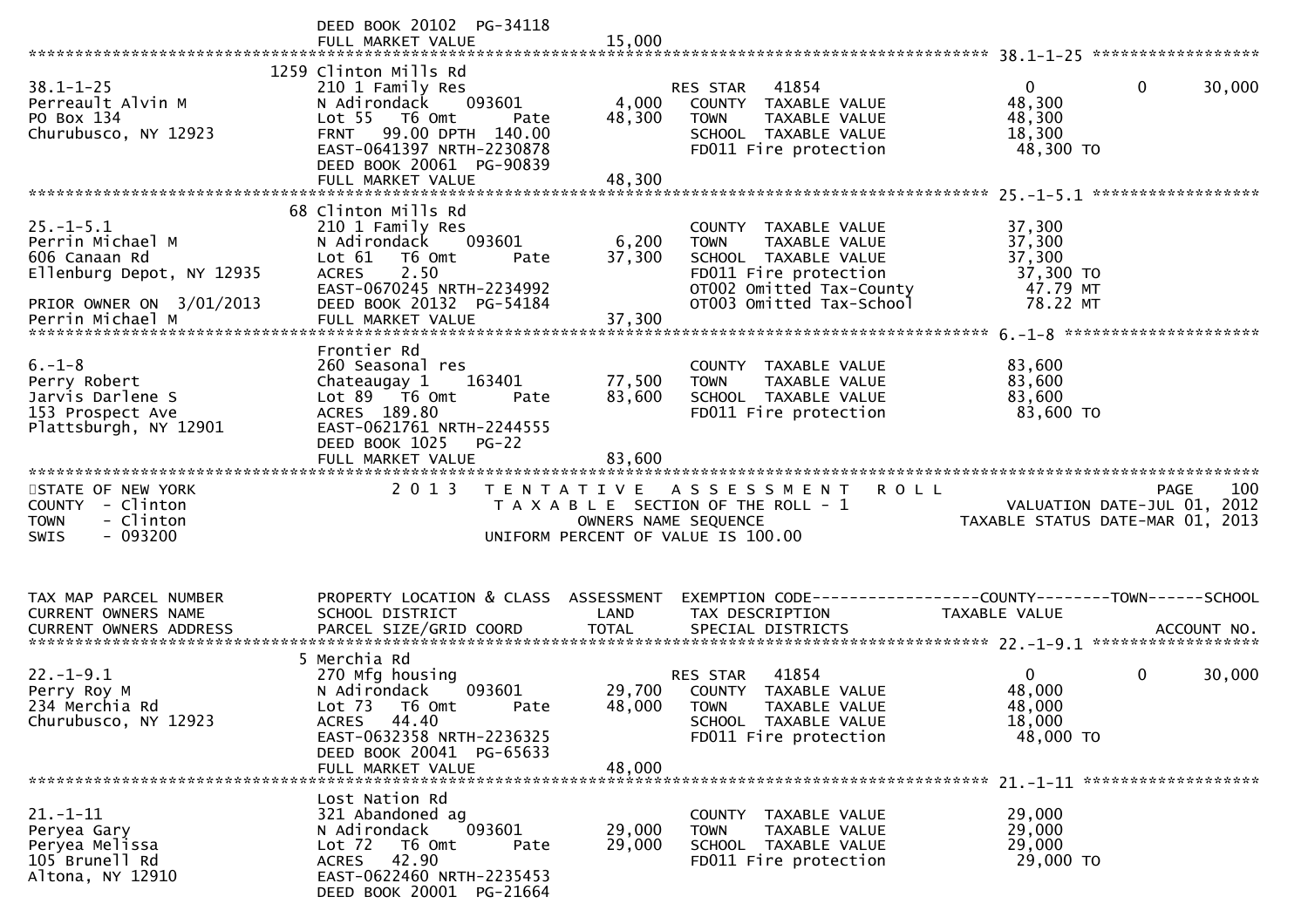```
                               DEED BOOK 20102  PG-34118
                               FULL MARKET VALUE              15,000
******************************************************************************************************* 38.1-1-25 ******************
                             1259 Clinton Mills Rd
38.1-1-25                      210 1 Family Res                       RES STAR    41854                0             0        30,000
Perreault Alvin M              N Adirondack     093601       4,000    COUNTY  TAXABLE VALUE            48,300
PO Box 134                     Lot 55   T6 Omt      Pate     48,300    TOWN    TAXABLE VALUE            48,300
Churubusco, NY 12923           FRNT   99.00 DPTH 140.00               SCHOOL  TAXABLE VALUE            18,300
                               EAST-0641397 NRTH-2230878              FD011 Fire protection             48,300 TO
                               DEED BOOK 20061  PG-90839
                               FULL MARKET VALUE              48,300
******************************************************************************************************* 25.-1-5.1 ******************
                             68 Clinton Mills Rd
25.-1-5.1                      210 1 Family Res                       COUNTY  TAXABLE VALUE            37,300
Perrin Michael M               N Adirondack     093601       6,200    TOWN    TAXABLE VALUE            37,300
606 Canaan Rd                  Lot 61   T6 Omt      Pate     37,300    SCHOOL  TAXABLE VALUE            37,300
Ellenburg Depot, NY 12935      ACRES     2.50                         FD011 Fire protection             37,300 TO
                               EAST-0670245 NRTH-2234992              OT002 Omitted Tax-County           47.79 MT
PRIOR OWNER ON  3/01/2013      DEED BOOK 20132  PG-54184              OT003 Omitted Tax-School           78.22 MT
Perrin Michael M               FULL MARKET VALUE              37,300
******************************************************************************************************* 6.-1-8 *********************
                               Frontier Rd
6.-1-8                         260 Seasonal res                       COUNTY  TAXABLE VALUE            83,600
Perry Robert                   Chateaugay 1     163401      77,500    TOWN    TAXABLE VALUE            83,600
Jarvis Darlene S               Lot 89   T6 Omt      Pate     83,600    SCHOOL  TAXABLE VALUE            83,600
153 Prospect Ave               ACRES  189.80                          FD011 Fire protection             83,600 TO
Plattsburgh, NY 12901          EAST-0621761 NRTH-2244555
                               DEED BOOK 1025   PG-22
                               FULL MARKET VALUE              83,600
************************************************************************************************************************************
STATE OF NEW YORK                 2 0 1 3   T E N T A T I V E   A S S E S S M E N T   R O L L                          PAGE     100
COUNTY  - Clinton                           T A X A B L E  SECTION OF THE ROLL - 1                   VALUATION DATE-JUL 01, 2012
TOWN    - Clinton                                  OWNERS NAME SEQUENCE                           TAXABLE STATUS DATE-MAR 01, 2013
SWIS    - 093200                             UNIFORM PERCENT OF VALUE IS 100.00


TAX MAP PARCEL NUMBER          PROPERTY LOCATION & CLASS  ASSESSMENT  EXEMPTION CODE------------------COUNTY--------TOWN------SCHOOL
CURRENT OWNERS NAME            SCHOOL DISTRICT               LAND      TAX DESCRIPTION              TAXABLE VALUE
CURRENT OWNERS ADDRESS         PARCEL SIZE/GRID COORD        TOTAL     SPECIAL DISTRICTS                                    ACCOUNT NO.
******************************************************************************************************* 22.-1-9.1 ******************
                             5 Merchia Rd
22.-1-9.1                      270 Mfg housing                        RES STAR    41854                0             0        30,000
Perry Roy M                    N Adirondack     093601      29,700    COUNTY  TAXABLE VALUE            48,000
234 Merchia Rd                 Lot 73   T6 Omt      Pate     48,000    TOWN    TAXABLE VALUE            48,000
Churubusco, NY 12923           ACRES    44.40                         SCHOOL  TAXABLE VALUE            18,000
                               EAST-0632358 NRTH-2236325              FD011 Fire protection             48,000 TO
                               DEED BOOK 20041  PG-65633
                               FULL MARKET VALUE              48,000
******************************************************************************************************* 21.-1-11 *******************
                               Lost Nation Rd
21.-1-11                       321 Abandoned ag                       COUNTY  TAXABLE VALUE            29,000
Peryea Gary                    N Adirondack     093601      29,000    TOWN    TAXABLE VALUE            29,000
Peryea Melissa                 Lot 72   T6 Omt      Pate     29,000    SCHOOL  TAXABLE VALUE            29,000
105 Brunell Rd                 ACRES    42.90                         FD011 Fire protection             29,000 TO
Altona, NY 12910               EAST-0622460 NRTH-2235453
                               DEED BOOK 20001  PG-21664
```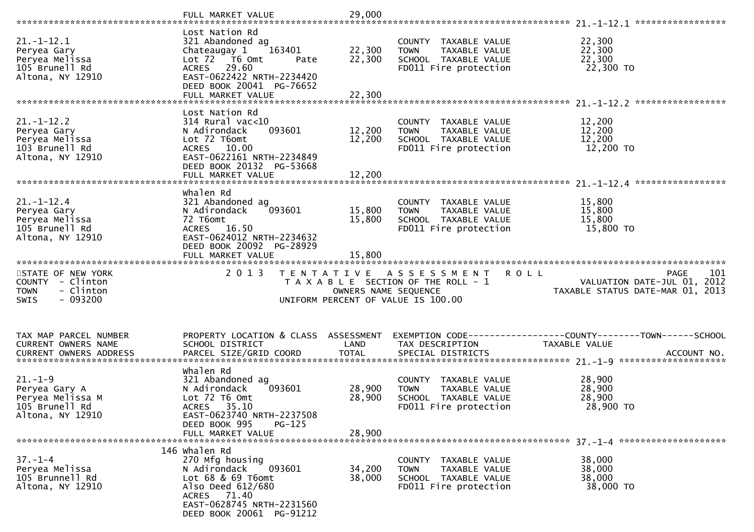| | FULL MARKET VALUE | 29,000 | | |
|---|---|---|---|---|

\*\*\*\*\*\*\*\*\*\*\*\*\*\*\*\*\*\*\*\*\*\*\*\*\*\*\*\*\*\*\*\*\*\*\*\*\*\*\*\*\*\*\*\*\*\*\*\*\*\*\*\*\*\*\*\*\*\*\*\*\*\*\*\*\*\*\*\*\*\*\*\*\*\*\*\*\*\*\*\*\*\*\*\*\*\*\*\*\*\*\*\*\*\*\*\*\*\*\*\*\*\*\*\* 21.-1-12.1 \*\*\*\*\*\*\*\*\*\*\*\*\*\*\*\*\*

| TAX MAP PARCEL NUMBER / CURRENT OWNERS NAME / CURRENT OWNERS ADDRESS | PROPERTY LOCATION & CLASS / SCHOOL DISTRICT / PARCEL SIZE/GRID COORD | ASSESSMENT LAND / TOTAL | EXEMPTION CODE / TAX DESCRIPTION / SPECIAL DISTRICTS | TAXABLE VALUE |
|---|---|---|---|---|
| 21.-1-12.1 | Lost Nation Rd | | | |
| Peryea Gary | 321 Abandoned ag | | COUNTY TAXABLE VALUE | 22,300 |
| Peryea Melissa | Chateaugay 1 163401 | 22,300 | TOWN TAXABLE VALUE | 22,300 |
| 105 Brunell Rd | Lot 72 T6 Omt Pate | 22,300 | SCHOOL TAXABLE VALUE | 22,300 |
| Altona, NY 12910 | ACRES 29.60 | | FD011 Fire protection | 22,300 TO |
| | EAST-0622422 NRTH-2234420 | | | |
| | DEED BOOK 20041 PG-76652 | | | |
| | FULL MARKET VALUE | 22,300 | | |
| 21.-1-12.2 | Lost Nation Rd | | | |
| Peryea Gary | 314 Rural vac<10 | | COUNTY TAXABLE VALUE | 12,200 |
| Peryea Melissa | N Adirondack 093601 | 12,200 | TOWN TAXABLE VALUE | 12,200 |
| 103 Brunell Rd | Lot 72 T6omt | 12,200 | SCHOOL TAXABLE VALUE | 12,200 |
| Altona, NY 12910 | ACRES 10.00 | | FD011 Fire protection | 12,200 TO |
| | EAST-0622161 NRTH-2234849 | | | |
| | DEED BOOK 20132 PG-53668 | | | |
| | FULL MARKET VALUE | 12,200 | | |
| 21.-1-12.4 | Whalen Rd | | | |
| Peryea Gary | 321 Abandoned ag | | COUNTY TAXABLE VALUE | 15,800 |
| Peryea Melissa | N Adirondack 093601 | 15,800 | TOWN TAXABLE VALUE | 15,800 |
| 105 Brunell Rd | 72 T6omt | 15,800 | SCHOOL TAXABLE VALUE | 15,800 |
| Altona, NY 12910 | ACRES 16.50 | | FD011 Fire protection | 15,800 TO |
| | EAST-0624012 NRTH-2234632 | | | |
| | DEED BOOK 20092 PG-28929 | | | |
| | FULL MARKET VALUE | 15,800 | | |

STATE OF NEW YORK — 2013 TENTATIVE ASSESSMENT ROLL — PAGE 101
COUNTY - Clinton — TAXABLE SECTION OF THE ROLL - 1 — VALUATION DATE-JUL 01, 2012
TOWN - Clinton — OWNERS NAME SEQUENCE — TAXABLE STATUS DATE-MAR 01, 2013
SWIS - 093200 — UNIFORM PERCENT OF VALUE IS 100.00

| TAX MAP PARCEL NUMBER / CURRENT OWNERS NAME / CURRENT OWNERS ADDRESS | PROPERTY LOCATION & CLASS / SCHOOL DISTRICT / PARCEL SIZE/GRID COORD | ASSESSMENT LAND / TOTAL | EXEMPTION CODE------COUNTY------TOWN------SCHOOL / TAX DESCRIPTION / SPECIAL DISTRICTS | TAXABLE VALUE / ACCOUNT NO. |
|---|---|---|---|---|
| 21.-1-9 | Whalen Rd | | | |
| Peryea Gary A | 321 Abandoned ag | | COUNTY TAXABLE VALUE | 28,900 |
| Peryea Melissa M | N Adirondack 093601 | 28,900 | TOWN TAXABLE VALUE | 28,900 |
| 105 Brunell Rd | Lot 72 T6 Omt | 28,900 | SCHOOL TAXABLE VALUE | 28,900 |
| Altona, NY 12910 | ACRES 35.10 | | FD011 Fire protection | 28,900 TO |
| | EAST-0623740 NRTH-2237508 | | | |
| | DEED BOOK 995 PG-125 | | | |
| | FULL MARKET VALUE | 28,900 | | |
| 37.-1-4 | 146 Whalen Rd | | | |
| Peryea Melissa | 270 Mfg housing | | COUNTY TAXABLE VALUE | 38,000 |
| 105 Brunnell Rd | N Adirondack 093601 | 34,200 | TOWN TAXABLE VALUE | 38,000 |
| Altona, NY 12910 | Lot 68 & 69 T6omt | 38,000 | SCHOOL TAXABLE VALUE | 38,000 |
| | Also Deed 612/680 | | FD011 Fire protection | 38,000 TO |
| | ACRES 71.40 | | | |
| | EAST-0628745 NRTH-2231560 | | | |
| | DEED BOOK 20061 PG-91212 | | | |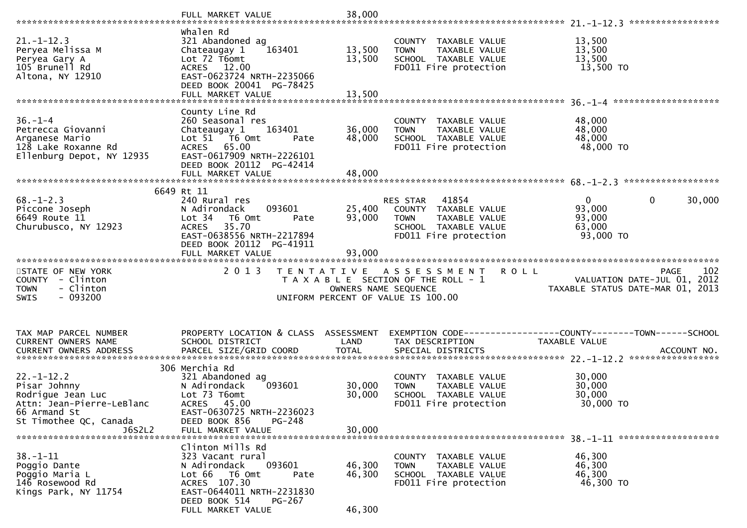FULL MARKET VALUE 38,000

******************************************************************************************************* 21.-1-12.3 *****************

| | | | | |
|---|---|---|---|---|
| 21.-1-12.3 | Whalen Rd | | | |
| Peryea Melissa M | 321 Abandoned ag | | COUNTY TAXABLE VALUE | 13,500 |
| Peryea Gary A | Chateaugay 1 163401 | 13,500 | TOWN TAXABLE VALUE | 13,500 |
| 105 Brunell Rd | Lot 72 T6omt | 13,500 | SCHOOL TAXABLE VALUE | 13,500 |
| Altona, NY 12910 | ACRES 12.00 | | FD011 Fire protection | 13,500 TO |
| | EAST-0623724 NRTH-2235066 | | | |
| | DEED BOOK 20041 PG-78425 | | | |
| | FULL MARKET VALUE | 13,500 | | |

******************************************************************************************************* 36.-1-4 ********************

| | | | | |
|---|---|---|---|---|
| 36.-1-4 | County Line Rd | | | |
| Petrecca Giovanni | 260 Seasonal res | | COUNTY TAXABLE VALUE | 48,000 |
| Arganese Mario | Chateaugay 1 163401 | 36,000 | TOWN TAXABLE VALUE | 48,000 |
| 128 Lake Roxanne Rd | Lot 51 T6 Omt Pate | 48,000 | SCHOOL TAXABLE VALUE | 48,000 |
| Ellenburg Depot, NY 12935 | ACRES 65.00 | | FD011 Fire protection | 48,000 TO |
| | EAST-0617909 NRTH-2226101 | | | |
| | DEED BOOK 20112 PG-42414 | | | |
| | FULL MARKET VALUE | 48,000 | | |

******************************************************************************************************* 68.-1-2.3 ******************

| | | | | | | |
|---|---|---|---|---|---|---|
| 68.-1-2.3 | 6649 Rt 11 | | | | | |
| Piccone Joseph | 240 Rural res | | RES STAR 41854 | 0 | 0 | 30,000 |
| 6649 Route 11 | N Adirondack 093601 | 25,400 | COUNTY TAXABLE VALUE | 93,000 | | |
| Churubusco, NY 12923 | Lot 34 T6 Omt Pate | 93,000 | TOWN TAXABLE VALUE | 93,000 | | |
| | ACRES 35.70 | | SCHOOL TAXABLE VALUE | 63,000 | | |
| | EAST-0638556 NRTH-2217894 | | FD011 Fire protection | 93,000 TO | | |
| | DEED BOOK 20112 PG-41911 | | | | | |
| | FULL MARKET VALUE | 93,000 | | | | |

*******************************************************************************************************************************************

STATE OF NEW YORK — 2013 TENTATIVE ASSESSMENT ROLL — PAGE 102
COUNTY - Clinton — TAXABLE SECTION OF THE ROLL - 1 — VALUATION DATE-JUL 01, 2012
TOWN - Clinton — OWNERS NAME SEQUENCE — TAXABLE STATUS DATE-MAR 01, 2013
SWIS - 093200 — UNIFORM PERCENT OF VALUE IS 100.00

| TAX MAP PARCEL NUMBER / CURRENT OWNERS NAME / CURRENT OWNERS ADDRESS | PROPERTY LOCATION & CLASS / SCHOOL DISTRICT / PARCEL SIZE/GRID COORD | ASSESSMENT LAND / TOTAL | EXEMPTION CODE / TAX DESCRIPTION / SPECIAL DISTRICTS | COUNTY / TAXABLE VALUE | TOWN | SCHOOL / ACCOUNT NO. |
|---|---|---|---|---|---|---|

******************************************************************************************************* 22.-1-12.2 *****************

| | | | | |
|---|---|---|---|---|
| 22.-1-12.2 | 306 Merchia Rd | | | |
| Pisar Johnny | 321 Abandoned ag | | COUNTY TAXABLE VALUE | 30,000 |
| Rodrigue Jean Luc | N Adirondack 093601 | 30,000 | TOWN TAXABLE VALUE | 30,000 |
| Attn: Jean-Pierre-LeBlanc | Lot 73 T6omt | 30,000 | SCHOOL TAXABLE VALUE | 30,000 |
| 66 Armand St | ACRES 45.00 | | FD011 Fire protection | 30,000 TO |
| St Timothee QC, Canada | EAST-0630725 NRTH-2236023 | | | |
| J6S2L2 | DEED BOOK 856 PG-248 | | | |
| | FULL MARKET VALUE | 30,000 | | |

******************************************************************************************************* 38.-1-11 *******************

| | | | | |
|---|---|---|---|---|
| 38.-1-11 | Clinton Mills Rd | | | |
| Poggio Dante | 323 Vacant rural | | COUNTY TAXABLE VALUE | 46,300 |
| Poggio Maria L | N Adirondack 093601 | 46,300 | TOWN TAXABLE VALUE | 46,300 |
| 146 Rosewood Rd | Lot 66 T6 Omt Pate | 46,300 | SCHOOL TAXABLE VALUE | 46,300 |
| Kings Park, NY 11754 | ACRES 107.30 | | FD011 Fire protection | 46,300 TO |
| | EAST-0644011 NRTH-2231830 | | | |
| | DEED BOOK 514 PG-267 | | | |
| | FULL MARKET VALUE | 46,300 | | |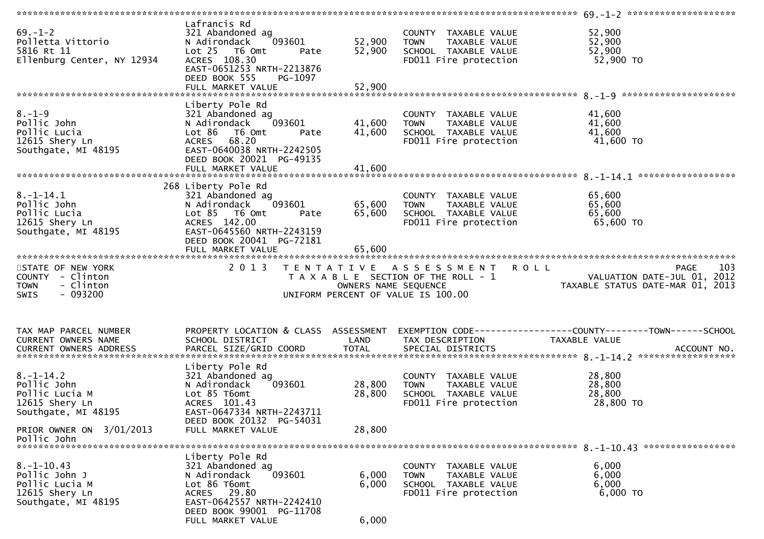```
******************************************************************************************************* 69.-1-2 ********************
                              Lafrancis Rd
69.-1-2                       321 Abandoned ag                          COUNTY  TAXABLE VALUE            52,900
Polletta Vittorio             N Adirondack    093601        52,900      TOWN    TAXABLE VALUE            52,900
5816 Rt 11                    Lot 25   T6 Omt       Pate    52,900      SCHOOL  TAXABLE VALUE            52,900
Ellenburg Center, NY 12934    ACRES  108.30                             FD011 Fire protection             52,900 TO
                              EAST-0651253 NRTH-2213876
                              DEED BOOK 555    PG-1097
                              FULL MARKET VALUE             52,900
******************************************************************************************************* 8.-1-9 *********************
                              Liberty Pole Rd
8.-1-9                        321 Abandoned ag                          COUNTY  TAXABLE VALUE            41,600
Pollic John                   N Adirondack    093601        41,600      TOWN    TAXABLE VALUE            41,600
Pollic Lucia                  Lot 86   T6 Omt       Pate    41,600      SCHOOL  TAXABLE VALUE            41,600
12615 Shery Ln                ACRES   68.20                             FD011 Fire protection             41,600 TO
Southgate, MI 48195           EAST-0640038 NRTH-2242505
                              DEED BOOK 20021  PG-49135
                              FULL MARKET VALUE             41,600
******************************************************************************************************* 8.-1-14.1 ******************
                          268 Liberty Pole Rd
8.-1-14.1                     321 Abandoned ag                          COUNTY  TAXABLE VALUE            65,600
Pollic John                   N Adirondack    093601        65,600      TOWN    TAXABLE VALUE            65,600
Pollic Lucia                  Lot 85   T6 Omt       Pate    65,600      SCHOOL  TAXABLE VALUE            65,600
12615 Shery Ln                ACRES  142.00                             FD011 Fire protection             65,600 TO
Southgate, MI 48195           EAST-0645560 NRTH-2243159
                              DEED BOOK 20041  PG-72181
                              FULL MARKET VALUE             65,600
************************************************************************************************************************************
STATE OF NEW YORK                2 0 1 3   T E N T A T I V E   A S S E S S M E N T   R O L L                           PAGE    103
COUNTY  - Clinton                          T A X A B L E  SECTION OF THE ROLL - 1                          VALUATION DATE-JUL 01, 2012
TOWN    - Clinton                                  OWNERS NAME SEQUENCE                                TAXABLE STATUS DATE-MAR 01, 2013
SWIS    - 093200                          UNIFORM PERCENT OF VALUE IS 100.00


TAX MAP PARCEL NUMBER         PROPERTY LOCATION & CLASS  ASSESSMENT  EXEMPTION CODE------------------COUNTY--------TOWN------SCHOOL
CURRENT OWNERS NAME           SCHOOL DISTRICT               LAND      TAX DESCRIPTION             TAXABLE VALUE
CURRENT OWNERS ADDRESS        PARCEL SIZE/GRID COORD        TOTAL     SPECIAL DISTRICTS                                  ACCOUNT NO.
******************************************************************************************************* 8.-1-14.2 ******************
                              Liberty Pole Rd
8.-1-14.2                     321 Abandoned ag                          COUNTY  TAXABLE VALUE            28,800
Pollic John                   N Adirondack    093601        28,800      TOWN    TAXABLE VALUE            28,800
Pollic Lucia M                Lot 85 T6omt                  28,800      SCHOOL  TAXABLE VALUE            28,800
12615 Shery Ln                ACRES  101.43                             FD011 Fire protection             28,800 TO
Southgate, MI 48195           EAST-0647334 NRTH-2243711
                              DEED BOOK 20132  PG-54031
PRIOR OWNER ON  3/01/2013     FULL MARKET VALUE             28,800
Pollic John
******************************************************************************************************* 8.-1-10.43 *****************
                              Liberty Pole Rd
8.-1-10.43                    321 Abandoned ag                          COUNTY  TAXABLE VALUE             6,000
Pollic John J                 N Adirondack    093601         6,000      TOWN    TAXABLE VALUE             6,000
Pollic Lucia M                Lot 86 T6omt                   6,000      SCHOOL  TAXABLE VALUE             6,000
12615 Shery Ln                ACRES   29.80                             FD011 Fire protection              6,000 TO
Southgate, MI 48195           EAST-0642557 NRTH-2242410
                              DEED BOOK 99001  PG-11708
                              FULL MARKET VALUE              6,000
```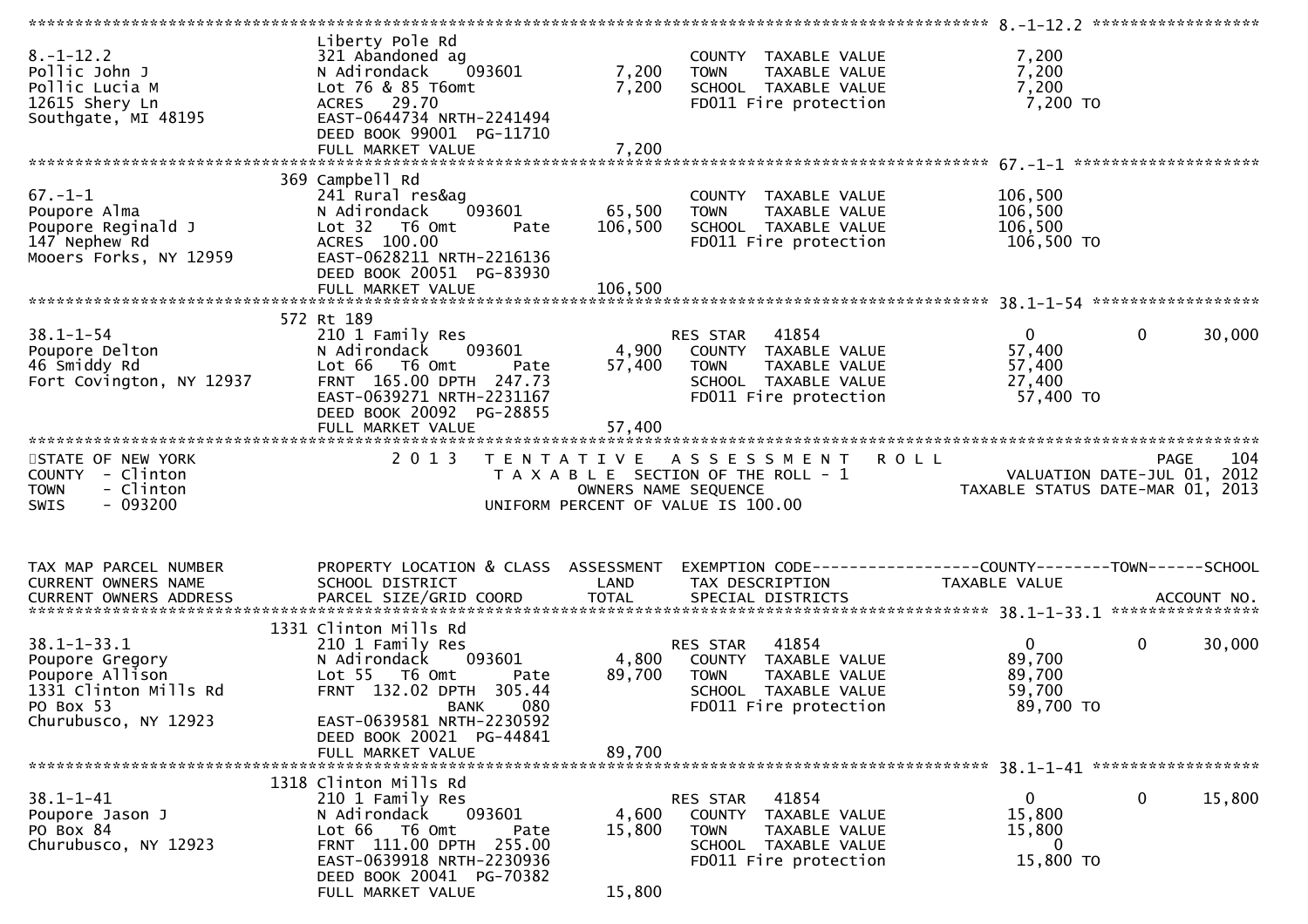```
******************************************************************************************************* 8.-1-12.2 ******************
                               Liberty Pole Rd
8.-1-12.2                      321 Abandoned ag                       COUNTY  TAXABLE VALUE              7,200
Pollic John J                  N Adirondack     093601        7,200   TOWN    TAXABLE VALUE              7,200
Pollic Lucia M                 Lot 76 & 85 T6omt              7,200   SCHOOL  TAXABLE VALUE              7,200
12615 Shery Ln                 ACRES   29.70                          FD011 Fire protection               7,200 TO
Southgate, MI 48195            EAST-0644734 NRTH-2241494
                               DEED BOOK 99001  PG-11710
                               FULL MARKET VALUE              7,200
******************************************************************************************************* 67.-1-1 ********************
                           369 Campbell Rd
67.-1-1                        241 Rural res&ag                       COUNTY  TAXABLE VALUE            106,500
Poupore Alma                   N Adirondack     093601       65,500   TOWN    TAXABLE VALUE            106,500
Poupore Reginald J             Lot 32   T6 Omt       Pate   106,500   SCHOOL  TAXABLE VALUE            106,500
147 Nephew Rd                  ACRES  100.00                          FD011 Fire protection             106,500 TO
Mooers Forks, NY 12959         EAST-0628211 NRTH-2216136
                               DEED BOOK 20051  PG-83930
                               FULL MARKET VALUE            106,500
******************************************************************************************************* 38.1-1-54 ******************
                           572 Rt 189
38.1-1-54                      210 1 Family Res                       RES STAR   41854                   0            0      30,000
Poupore Delton                 N Adirondack     093601        4,900   COUNTY  TAXABLE VALUE             57,400
46 Smiddy Rd                   Lot 66   T6 Omt       Pate    57,400   TOWN    TAXABLE VALUE             57,400
Fort Covington, NY 12937       FRNT 165.00 DPTH 247.73                SCHOOL  TAXABLE VALUE             27,400
                               EAST-0639271 NRTH-2231167              FD011 Fire protection              57,400 TO
                               DEED BOOK 20092  PG-28855
                               FULL MARKET VALUE             57,400
************************************************************************************************************************************
STATE OF NEW YORK                    2 0 1 3   T E N T A T I V E   A S S E S S M E N T   R O L L                       PAGE   104
COUNTY  - Clinton                              T A X A B L E  SECTION OF THE ROLL - 1                      VALUATION DATE-JUL 01, 2012
TOWN    - Clinton                                     OWNERS NAME SEQUENCE                                TAXABLE STATUS DATE-MAR 01, 2013
SWIS    - 093200                                UNIFORM PERCENT OF VALUE IS 100.00



TAX MAP PARCEL NUMBER          PROPERTY LOCATION & CLASS  ASSESSMENT  EXEMPTION CODE------------------COUNTY--------TOWN------SCHOOL
CURRENT OWNERS NAME            SCHOOL DISTRICT               LAND      TAX DESCRIPTION               TAXABLE VALUE
CURRENT OWNERS ADDRESS         PARCEL SIZE/GRID COORD        TOTAL     SPECIAL DISTRICTS                                   ACCOUNT NO.
******************************************************************************************************* 38.1-1-33.1 ****************
                          1331 Clinton Mills Rd
38.1-1-33.1                    210 1 Family Res                       RES STAR   41854                   0            0      30,000
Poupore Gregory                N Adirondack     093601        4,800   COUNTY  TAXABLE VALUE             89,700
Poupore Allison                Lot 55   T6 Omt       Pate    89,700   TOWN    TAXABLE VALUE             89,700
1331 Clinton Mills Rd          FRNT 132.02 DPTH 305.44                SCHOOL  TAXABLE VALUE             59,700
PO Box 53                                      BANK     080           FD011 Fire protection              89,700 TO
Churubusco, NY 12923           EAST-0639581 NRTH-2230592
                               DEED BOOK 20021  PG-44841
                               FULL MARKET VALUE             89,700
******************************************************************************************************* 38.1-1-41 ******************
                          1318 Clinton Mills Rd
38.1-1-41                      210 1 Family Res                       RES STAR   41854                   0            0      15,800
Poupore Jason J                N Adirondack     093601        4,600   COUNTY  TAXABLE VALUE             15,800
PO Box 84                      Lot 66   T6 Omt       Pate    15,800   TOWN    TAXABLE VALUE             15,800
Churubusco, NY 12923           FRNT 111.00 DPTH 255.00                SCHOOL  TAXABLE VALUE                  0
                               EAST-0639918 NRTH-2230936              FD011 Fire protection              15,800 TO
                               DEED BOOK 20041  PG-70382
                               FULL MARKET VALUE             15,800
```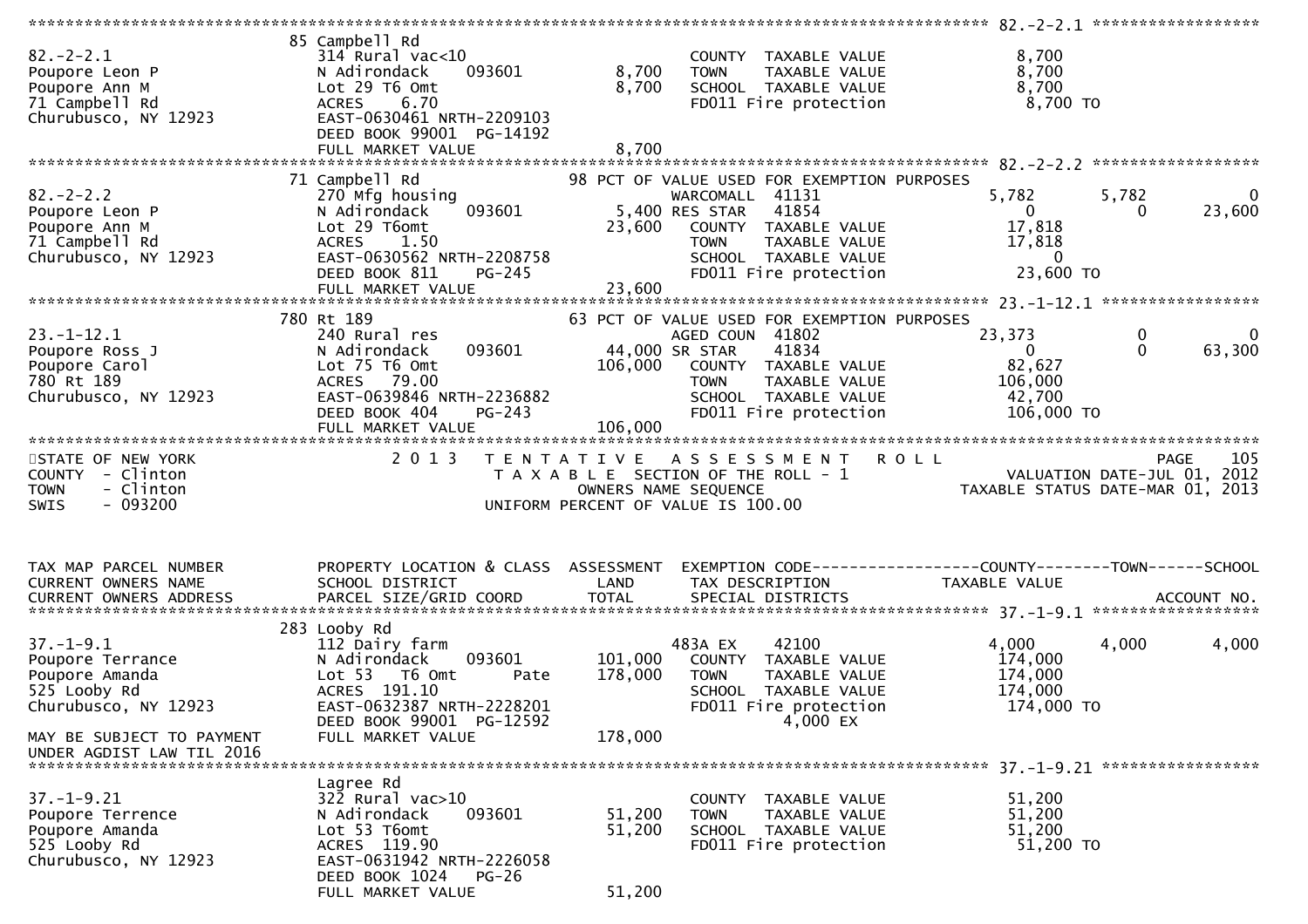```
******************************************************************************************************* 82.-2-2.1 ******************
                                 85 Campbell Rd
82.-2-2.1                        314 Rural vac<10                         COUNTY  TAXABLE VALUE              8,700
Poupore Leon P                   N Adirondack     093601        8,700     TOWN    TAXABLE VALUE              8,700
Poupore Ann M                    Lot 29 T6 Omt                  8,700     SCHOOL  TAXABLE VALUE              8,700
71 Campbell Rd                   ACRES    6.70                            FD011 Fire protection               8,700 TO
Churubusco, NY 12923             EAST-0630461 NRTH-2209103
                                 DEED BOOK 99001  PG-14192
                                 FULL MARKET VALUE              8,700
******************************************************************************************************* 82.-2-2.2 ******************
                                 71 Campbell Rd                  98 PCT OF VALUE USED FOR EXEMPTION PURPOSES
82.-2-2.2                        270 Mfg housing                          WARCOMALL  41131              5,782       5,782            0
Poupore Leon P                   N Adirondack     093601        5,400 RES STAR   41854                  0           0       23,600
Poupore Ann M                    Lot 29 T6omt                  23,600     COUNTY  TAXABLE VALUE             17,818
71 Campbell Rd                   ACRES    1.50                            TOWN    TAXABLE VALUE             17,818
Churubusco, NY 12923             EAST-0630562 NRTH-2208758                SCHOOL  TAXABLE VALUE                  0
                                 DEED BOOK 811    PG-245                  FD011 Fire protection              23,600 TO
                                 FULL MARKET VALUE             23,600
******************************************************************************************************* 23.-1-12.1 *****************
                                 780 Rt 189                      63 PCT OF VALUE USED FOR EXEMPTION PURPOSES
23.-1-12.1                       240 Rural res                            AGED COUN  41802             23,373           0            0
Poupore Ross J                   N Adirondack     093601       44,000 SR STAR    41834                  0           0       63,300
Poupore Carol                    Lot 75 T6 Omt                106,000     COUNTY  TAXABLE VALUE             82,627
780 Rt 189                       ACRES   79.00                            TOWN    TAXABLE VALUE            106,000
Churubusco, NY 12923             EAST-0639846 NRTH-2236882                SCHOOL  TAXABLE VALUE             42,700
                                 DEED BOOK 404    PG-243                  FD011 Fire protection             106,000 TO
                                 FULL MARKET VALUE            106,000
************************************************************************************************************************************
STATE OF NEW YORK                2 0 1 3   T E N T A T I V E   A S S E S S M E N T   R O L L                         PAGE    105
COUNTY  - Clinton                          T A X A B L E  SECTION OF THE ROLL - 1                   VALUATION DATE-JUL 01, 2012
TOWN    - Clinton                                  OWNERS NAME SEQUENCE                          TAXABLE STATUS DATE-MAR 01, 2013
SWIS    - 093200                           UNIFORM PERCENT OF VALUE IS 100.00



TAX MAP PARCEL NUMBER            PROPERTY LOCATION & CLASS  ASSESSMENT  EXEMPTION CODE------------------COUNTY--------TOWN------SCHOOL
CURRENT OWNERS NAME              SCHOOL DISTRICT               LAND      TAX DESCRIPTION              TAXABLE VALUE
CURRENT OWNERS ADDRESS           PARCEL SIZE/GRID COORD        TOTAL     SPECIAL DISTRICTS                                 ACCOUNT NO.
******************************************************************************************************* 37.-1-9.1 ******************
                                 283 Looby Rd
37.-1-9.1                        112 Dairy farm                           483A EX    42100              4,000       4,000        4,000
Poupore Terrance                 N Adirondack     093601      101,000     COUNTY  TAXABLE VALUE            174,000
Poupore Amanda                   Lot 53   T6 Omt       Pate   178,000     TOWN    TAXABLE VALUE            174,000
525 Looby Rd                     ACRES  191.10                            SCHOOL  TAXABLE VALUE            174,000
Churubusco, NY 12923             EAST-0632387 NRTH-2228201                FD011 Fire protection             174,000 TO
                                 DEED BOOK 99001  PG-12592                          4,000 EX
MAY BE SUBJECT TO PAYMENT        FULL MARKET VALUE            178,000
UNDER AGDIST LAW TIL 2016
******************************************************************************************************* 37.-1-9.21 *****************
                                 Lagree Rd
37.-1-9.21                       322 Rural vac>10                         COUNTY  TAXABLE VALUE             51,200
Poupore Terrence                 N Adirondack     093601       51,200     TOWN    TAXABLE VALUE             51,200
Poupore Amanda                   Lot 53 T6omt                  51,200     SCHOOL  TAXABLE VALUE             51,200
525 Looby Rd                     ACRES  119.90                            FD011 Fire protection              51,200 TO
Churubusco, NY 12923             EAST-0631942 NRTH-2226058
                                 DEED BOOK 1024   PG-26
                                 FULL MARKET VALUE             51,200
```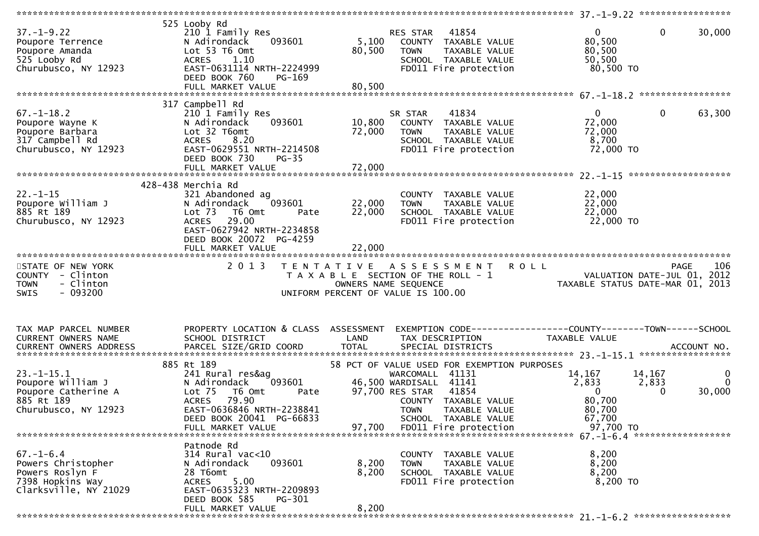```
******************************************************************************************************* 37.-1-9.22 *****************
                       525 Looby Rd
37.-1-9.22             210 1 Family Res                    RES STAR   41854              0          0     30,000
Poupore Terrence       N Adirondack    093601      5,100    COUNTY  TAXABLE VALUE       80,500
Poupore Amanda         Lot 53 T6 Omt              80,500    TOWN    TAXABLE VALUE       80,500
525 Looby Rd           ACRES    1.10                        SCHOOL  TAXABLE VALUE       50,500
Churubusco, NY 12923   EAST-0631114 NRTH-2224999            FD011 Fire protection        80,500 TO
                       DEED BOOK 760    PG-169
                       FULL MARKET VALUE          80,500
******************************************************************************************************* 67.-1-18.2 *****************
                       317 Campbell Rd
67.-1-18.2             210 1 Family Res                    SR STAR    41834              0          0     63,300
Poupore Wayne K        N Adirondack    093601     10,800    COUNTY  TAXABLE VALUE       72,000
Poupore Barbara        Lot 32 T6omt               72,000    TOWN    TAXABLE VALUE       72,000
317 Campbell Rd        ACRES    8.20                        SCHOOL  TAXABLE VALUE        8,700
Churubusco, NY 12923   EAST-0629551 NRTH-2214508            FD011 Fire protection        72,000 TO
                       DEED BOOK 730    PG-35
                       FULL MARKET VALUE          72,000
******************************************************************************************************* 22.-1-15 *******************
                   428-438 Merchia Rd
22.-1-15               321 Abandoned ag                     COUNTY  TAXABLE VALUE       22,000
Poupore William J      N Adirondack    093601     22,000    TOWN    TAXABLE VALUE       22,000
885 Rt 189             Lot 73   T6 Omt       Pate 22,000    SCHOOL  TAXABLE VALUE       22,000
Churubusco, NY 12923   ACRES   29.00                        FD011 Fire protection        22,000 TO
                       EAST-0627942 NRTH-2234858
                       DEED BOOK 20072  PG-4259
                       FULL MARKET VALUE          22,000
************************************************************************************************************************************
STATE OF NEW YORK               2 0 1 3   T E N T A T I V E   A S S E S S M E N T   R O L L                         PAGE    106
COUNTY  - Clinton                        T A X A B L E  SECTION OF THE ROLL - 1                  VALUATION DATE-JUL 01, 2012
TOWN    - Clinton                              OWNERS NAME SEQUENCE                         TAXABLE STATUS DATE-MAR 01, 2013
SWIS    - 093200                        UNIFORM PERCENT OF VALUE IS 100.00


TAX MAP PARCEL NUMBER    PROPERTY LOCATION & CLASS  ASSESSMENT  EXEMPTION CODE------------------COUNTY--------TOWN------SCHOOL
CURRENT OWNERS NAME      SCHOOL DISTRICT               LAND      TAX DESCRIPTION             TAXABLE VALUE
CURRENT OWNERS ADDRESS   PARCEL SIZE/GRID COORD        TOTAL     SPECIAL DISTRICTS                                   ACCOUNT NO.
******************************************************************************************************* 23.-1-15.1 *****************
                       885 Rt 189                   58 PCT OF VALUE USED FOR EXEMPTION PURPOSES
23.-1-15.1             241 Rural res&ag                     WARCOMALL  41131            14,167     14,167          0
Poupore William J      N Adirondack    093601     46,500 WARDISALL  41141             2,833      2,833          0
Poupore Catherine A    Lot 75   T6 Omt       Pate 97,700 RES STAR   41854                 0          0     30,000
885 Rt 189             ACRES   79.90                        COUNTY  TAXABLE VALUE       80,700
Churubusco, NY 12923   EAST-0636846 NRTH-2238841            TOWN    TAXABLE VALUE       80,700
                       DEED BOOK 20041  PG-66833            SCHOOL  TAXABLE VALUE       67,700
                       FULL MARKET VALUE          97,700    FD011 Fire protection        97,700 TO
******************************************************************************************************* 67.-1-6.4 ******************
                       Patnode Rd
67.-1-6.4              314 Rural vac<10                     COUNTY  TAXABLE VALUE        8,200
Powers Christopher     N Adirondack    093601      8,200    TOWN    TAXABLE VALUE        8,200
Powers Roslyn F        28 T6omt                    8,200    SCHOOL  TAXABLE VALUE        8,200
7398 Hopkins Way       ACRES    5.00                        FD011 Fire protection         8,200 TO
Clarksville, NY 21029  EAST-0635323 NRTH-2209893
                       DEED BOOK 585    PG-301
                       FULL MARKET VALUE           8,200
******************************************************************************************************* 21.-1-6.2 ******************
```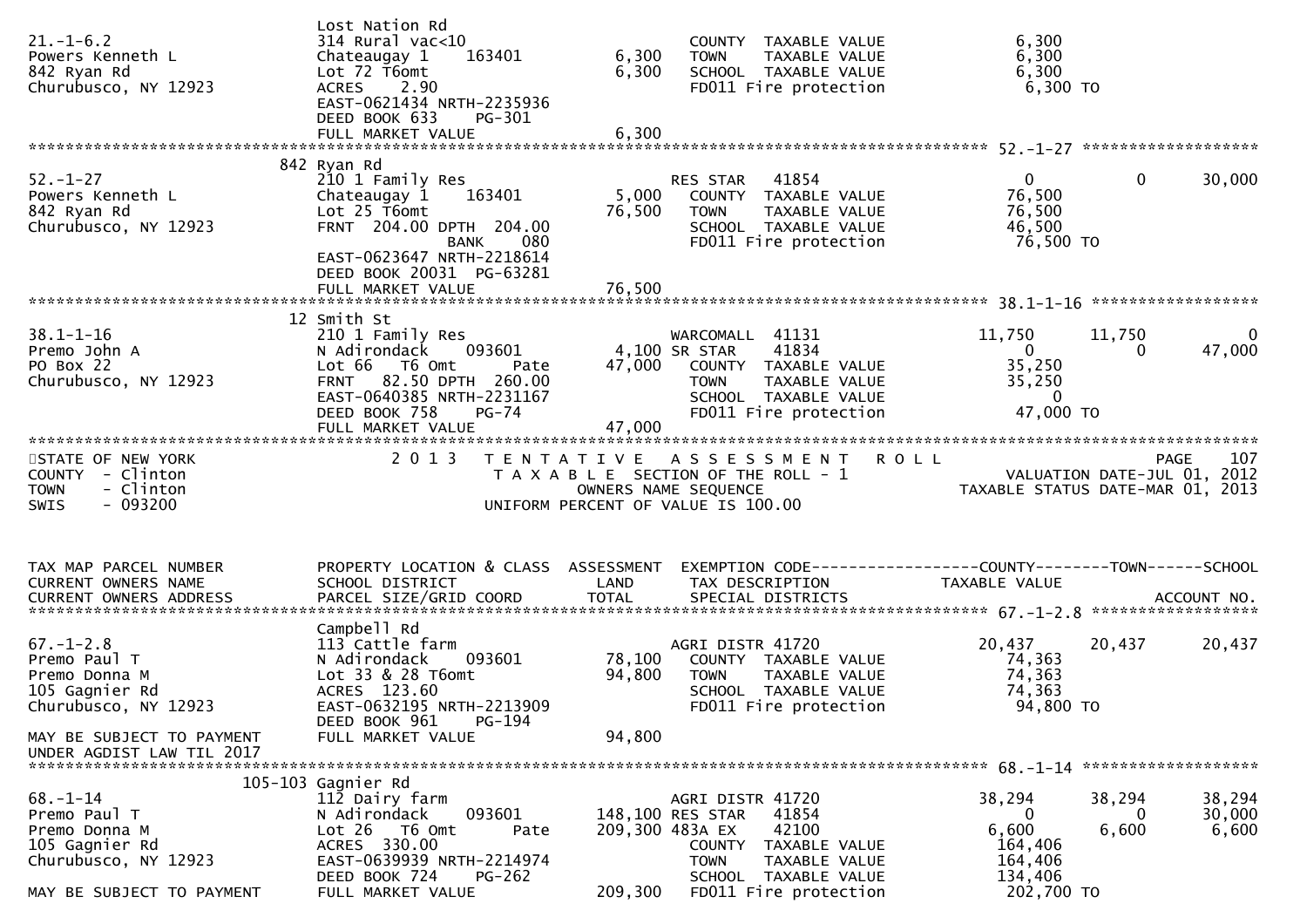```
                              Lost Nation Rd
21.-1-6.2                     314 Rural vac<10                      COUNTY  TAXABLE VALUE              6,300
Powers Kenneth L              Chateaugay 1    163401        6,300   TOWN    TAXABLE VALUE              6,300
842 Ryan Rd                   Lot 72 T6omt                  6,300   SCHOOL  TAXABLE VALUE              6,300
Churubusco, NY 12923          ACRES    2.90                         FD011 Fire protection              6,300 TO
                              EAST-0621434 NRTH-2235936
                              DEED BOOK 633    PG-301
                              FULL MARKET VALUE             6,300
******************************************************************************************************* 52.-1-27 ******************
                              842 Ryan Rd
52.-1-27                      210 1 Family Res                      RES STAR   41854                   0          0       30,000
Powers Kenneth L              Chateaugay 1    163401        5,000   COUNTY  TAXABLE VALUE             76,500
842 Ryan Rd                   Lot 25 T6omt                 76,500   TOWN    TAXABLE VALUE             76,500
Churubusco, NY 12923          FRNT 204.00 DPTH 204.00               SCHOOL  TAXABLE VALUE             46,500
                                           BANK    080              FD011 Fire protection             76,500 TO
                              EAST-0623647 NRTH-2218614
                              DEED BOOK 20031  PG-63281
                              FULL MARKET VALUE            76,500
******************************************************************************************************* 38.1-1-16 ****************
                              12 Smith St
38.1-1-16                     210 1 Family Res                      WARCOMALL  41131              11,750     11,750            0
Premo John A                  N Adirondack    093601        4,100 SR STAR      41834                   0          0       47,000
PO Box 22                     Lot 66   T6 Omt        Pate  47,000   COUNTY  TAXABLE VALUE             35,250
Churubusco, NY 12923          FRNT  82.50 DPTH 260.00               TOWN    TAXABLE VALUE             35,250
                              EAST-0640385 NRTH-2231167             SCHOOL  TAXABLE VALUE                  0
                              DEED BOOK 758    PG-74                FD011 Fire protection             47,000 TO
                              FULL MARKET VALUE            47,000
************************************************************************************************************************************
STATE OF NEW YORK                  2 0 1 3   T E N T A T I V E   A S S E S S M E N T   R O L L                          PAGE   107
COUNTY  - Clinton                            T A X A B L E  SECTION OF THE ROLL - 1                  VALUATION DATE-JUL 01, 2012
TOWN    - Clinton                                  OWNERS NAME SEQUENCE                         TAXABLE STATUS DATE-MAR 01, 2013
SWIS    - 093200                            UNIFORM PERCENT OF VALUE IS 100.00


TAX MAP PARCEL NUMBER         PROPERTY LOCATION & CLASS  ASSESSMENT  EXEMPTION CODE------------------COUNTY--------TOWN------SCHOOL
CURRENT OWNERS NAME           SCHOOL DISTRICT               LAND     TAX DESCRIPTION              TAXABLE VALUE
CURRENT OWNERS ADDRESS        PARCEL SIZE/GRID COORD        TOTAL    SPECIAL DISTRICTS                                 ACCOUNT NO.
******************************************************************************************************* 67.-1-2.8 ******************
                              Campbell Rd
67.-1-2.8                     113 Cattle farm                       AGRI DISTR 41720              20,437     20,437       20,437
Premo Paul T                  N Adirondack    093601       78,100   COUNTY  TAXABLE VALUE             74,363
Premo Donna M                 Lot 33 & 28 T6omt            94,800   TOWN    TAXABLE VALUE             74,363
105 Gagnier Rd                ACRES  123.60                         SCHOOL  TAXABLE VALUE             74,363
Churubusco, NY 12923          EAST-0632195 NRTH-2213909             FD011 Fire protection             94,800 TO
                              DEED BOOK 961    PG-194
MAY BE SUBJECT TO PAYMENT     FULL MARKET VALUE            94,800
UNDER AGDIST LAW TIL 2017
******************************************************************************************************* 68.-1-14 ******************
                        105-103 Gagnier Rd
68.-1-14                      112 Dairy farm                        AGRI DISTR 41720              38,294     38,294       38,294
Premo Paul T                  N Adirondack    093601      148,100 RES STAR     41854                   0          0       30,000
Premo Donna M                 Lot 26   T6 Omt        Pate 209,300 483A EX      42100               6,600      6,600        6,600
105 Gagnier Rd                ACRES  330.00                         COUNTY  TAXABLE VALUE            164,406
Churubusco, NY 12923          EAST-0639939 NRTH-2214974             TOWN    TAXABLE VALUE            164,406
                              DEED BOOK 724    PG-262               SCHOOL  TAXABLE VALUE            134,406
MAY BE SUBJECT TO PAYMENT     FULL MARKET VALUE           209,300   FD011 Fire protection            202,700 TO
```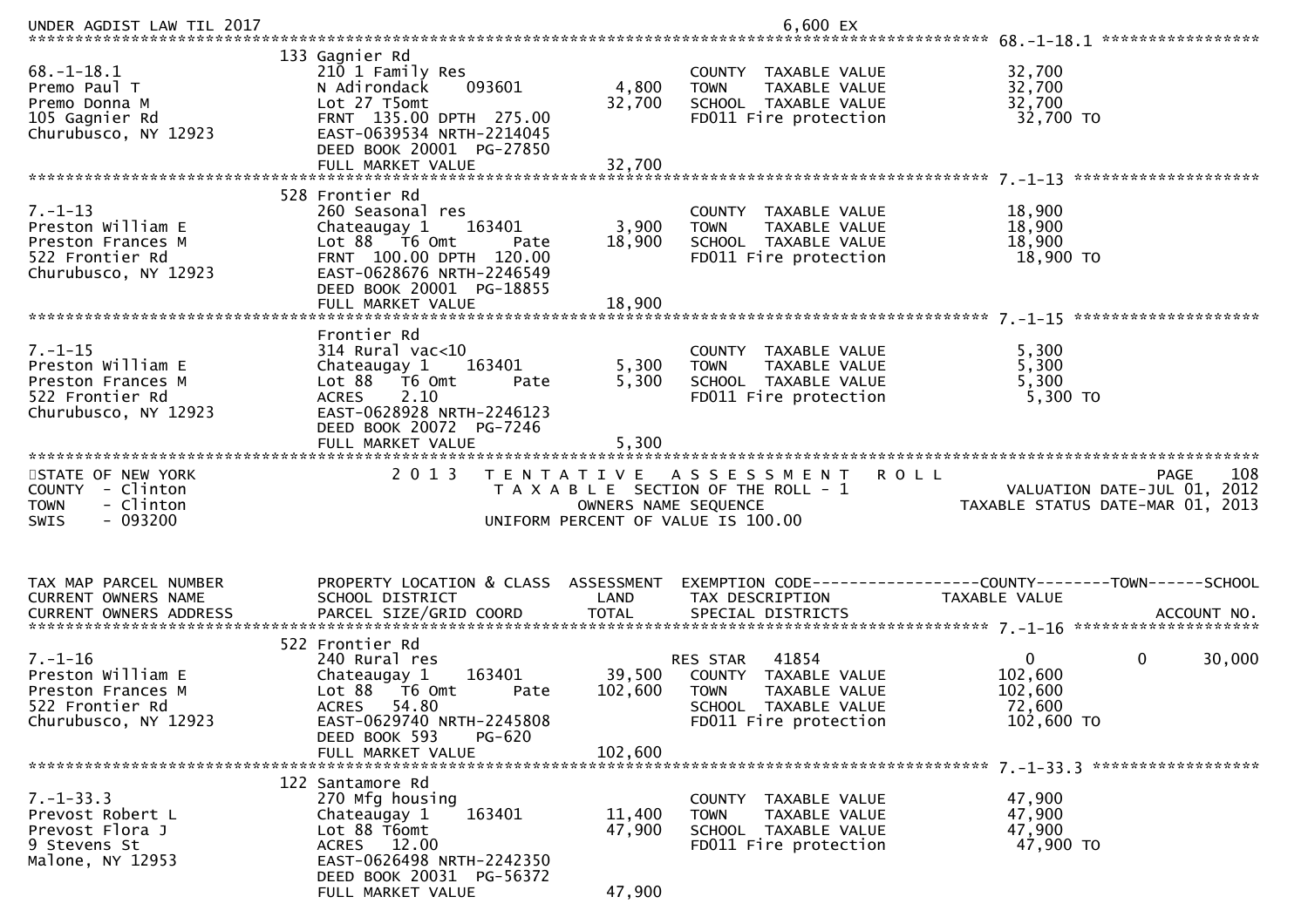UNDER AGDIST LAW TIL 2017 6,600 EX

```
******************************************************************************************************* 68.-1-18.1 *****************
                             133 Gagnier Rd
68.-1-18.1                   210 1 Family Res                          COUNTY  TAXABLE VALUE             32,700
Premo Paul T                 N Adirondack     093601          4,800    TOWN    TAXABLE VALUE             32,700
Premo Donna M                Lot 27 T5omt                    32,700    SCHOOL  TAXABLE VALUE             32,700
105 Gagnier Rd               FRNT 135.00 DPTH 275.00                   FD011 Fire protection              32,700 TO
Churubusco, NY 12923         EAST-0639534 NRTH-2214045
                             DEED BOOK 20001  PG-27850
                             FULL MARKET VALUE               32,700
******************************************************************************************************* 7.-1-13 ********************
                             528 Frontier Rd
7.-1-13                      260 Seasonal res                          COUNTY  TAXABLE VALUE             18,900
Preston William E            Chateaugay 1    163401           3,900    TOWN    TAXABLE VALUE             18,900
Preston Frances M            Lot 88  T6 Omt       Pate       18,900    SCHOOL  TAXABLE VALUE             18,900
522 Frontier Rd              FRNT 100.00 DPTH 120.00                   FD011 Fire protection              18,900 TO
Churubusco, NY 12923         EAST-0628676 NRTH-2246549
                             DEED BOOK 20001  PG-18855
                             FULL MARKET VALUE               18,900
******************************************************************************************************* 7.-1-15 ********************
                             Frontier Rd
7.-1-15                      314 Rural vac<10                          COUNTY  TAXABLE VALUE              5,300
Preston William E            Chateaugay 1    163401           5,300    TOWN    TAXABLE VALUE              5,300
Preston Frances M            Lot 88  T6 Omt       Pate        5,300    SCHOOL  TAXABLE VALUE              5,300
522 Frontier Rd              ACRES    2.10                             FD011 Fire protection               5,300 TO
Churubusco, NY 12923         EAST-0628928 NRTH-2246123
                             DEED BOOK 20072  PG-7246
                             FULL MARKET VALUE                5,300
************************************************************************************************************************************
STATE OF NEW YORK                 2 0 1 3   T E N T A T I V E   A S S E S S M E N T   R O L L                          PAGE    108
COUNTY  - Clinton                            T A X A B L E  SECTION OF THE ROLL - 1                         VALUATION DATE-JUL 01, 2012
TOWN    - Clinton                                  OWNERS NAME SEQUENCE                                   TAXABLE STATUS DATE-MAR 01, 2013
SWIS    - 093200                             UNIFORM PERCENT OF VALUE IS 100.00


TAX MAP PARCEL NUMBER        PROPERTY LOCATION & CLASS  ASSESSMENT  EXEMPTION CODE------------------COUNTY--------TOWN------SCHOOL
CURRENT OWNERS NAME          SCHOOL DISTRICT               LAND     TAX DESCRIPTION              TAXABLE VALUE
CURRENT OWNERS ADDRESS       PARCEL SIZE/GRID COORD        TOTAL    SPECIAL DISTRICTS                                    ACCOUNT NO.
******************************************************************************************************* 7.-1-16 ********************
                             522 Frontier Rd
7.-1-16                      240 Rural res                             RES STAR   41854                    0           0      30,000
Preston William E            Chateaugay 1    163401          39,500    COUNTY  TAXABLE VALUE            102,600
Preston Frances M            Lot 88  T6 Omt       Pate      102,600    TOWN    TAXABLE VALUE            102,600
522 Frontier Rd              ACRES   54.80                             SCHOOL  TAXABLE VALUE             72,600
Churubusco, NY 12923         EAST-0629740 NRTH-2245808                 FD011 Fire protection             102,600 TO
                             DEED BOOK 593    PG-620
                             FULL MARKET VALUE              102,600
******************************************************************************************************* 7.-1-33.3 ******************
                             122 Santamore Rd
7.-1-33.3                    270 Mfg housing                           COUNTY  TAXABLE VALUE             47,900
Prevost Robert L             Chateaugay 1    163401          11,400    TOWN    TAXABLE VALUE             47,900
Prevost Flora J              Lot 88 T6omt                    47,900    SCHOOL  TAXABLE VALUE             47,900
9 Stevens St                 ACRES   12.00                             FD011 Fire protection              47,900 TO
Malone, NY 12953             EAST-0626498 NRTH-2242350
                             DEED BOOK 20031  PG-56372
                             FULL MARKET VALUE               47,900
```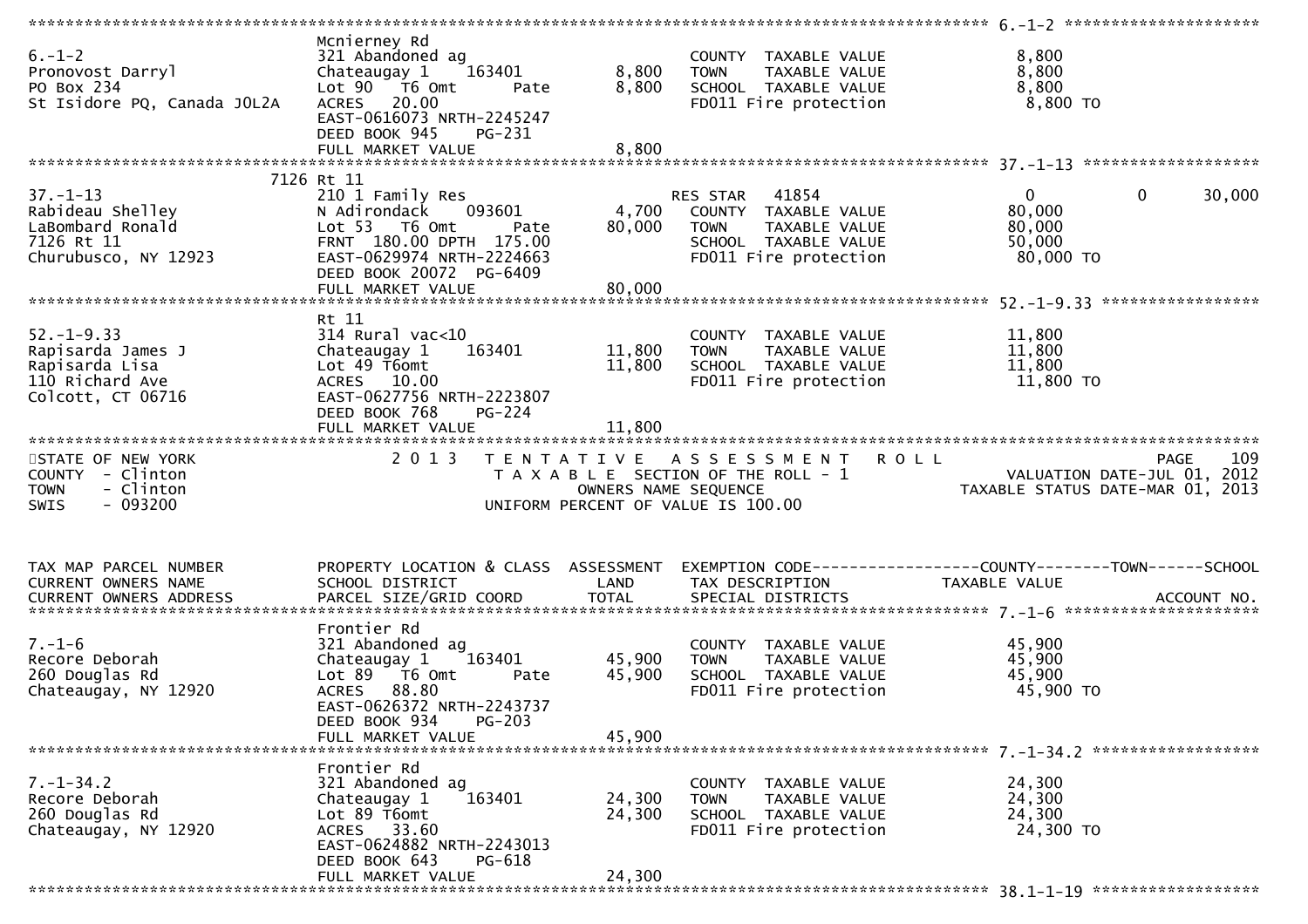```
********************************************************************************************* 6.-1-2 *********************
                              Mcnierney Rd
6.-1-2                        321 Abandoned ag                        COUNTY  TAXABLE VALUE             8,800
Pronovost Darryl              Chateaugay 1   163401        8,800     TOWN    TAXABLE VALUE             8,800
PO Box 234                    Lot 90  T6 Omt      Pate     8,800     SCHOOL  TAXABLE VALUE             8,800
St Isidore PQ, Canada J0L2A   ACRES  20.00                            FD011 Fire protection              8,800 TO
                              EAST-0616073 NRTH-2245247
                              DEED BOOK 945    PG-231
                              FULL MARKET VALUE             8,800
********************************************************************************************* 37.-1-13 *******************
                         7126 Rt 11
37.-1-13                      210 1 Family Res                        RES STAR   41854                 0           0      30,000
Rabideau Shelley              N Adirondack    093601       4,700     COUNTY  TAXABLE VALUE            80,000
LaBombard Ronald              Lot 53  T6 Omt      Pate    80,000     TOWN    TAXABLE VALUE            80,000
7126 Rt 11                    FRNT 180.00 DPTH 175.00                 SCHOOL  TAXABLE VALUE            50,000
Churubusco, NY 12923          EAST-0629974 NRTH-2224663               FD011 Fire protection             80,000 TO
                              DEED BOOK 20072  PG-6409
                              FULL MARKET VALUE            80,000
********************************************************************************************* 52.-1-9.33 *****************
                              Rt 11
52.-1-9.33                    314 Rural vac<10                        COUNTY  TAXABLE VALUE            11,800
Rapisarda James J             Chateaugay 1    163401      11,800     TOWN    TAXABLE VALUE            11,800
Rapisarda Lisa                Lot 49 T6omt                11,800     SCHOOL  TAXABLE VALUE            11,800
110 Richard Ave               ACRES  10.00                            FD011 Fire protection             11,800 TO
Colcott, CT 06716             EAST-0627756 NRTH-2223807
                              DEED BOOK 768    PG-224
                              FULL MARKET VALUE            11,800
*****************************************************************************************************************************
STATE OF NEW YORK                    2 0 1 3   T E N T A T I V E   A S S E S S M E N T   R O L L                      PAGE    109
COUNTY  - Clinton                        T A X A B L E  SECTION OF THE ROLL - 1                  VALUATION DATE-JUL 01, 2012
TOWN    - Clinton                               OWNERS NAME SEQUENCE                        TAXABLE STATUS DATE-MAR 01, 2013
SWIS    - 093200                          UNIFORM PERCENT OF VALUE IS 100.00


TAX MAP PARCEL NUMBER         PROPERTY LOCATION & CLASS  ASSESSMENT  EXEMPTION CODE------------------COUNTY--------TOWN------SCHOOL
CURRENT OWNERS NAME           SCHOOL DISTRICT               LAND      TAX DESCRIPTION              TAXABLE VALUE
CURRENT OWNERS ADDRESS        PARCEL SIZE/GRID COORD        TOTAL     SPECIAL DISTRICTS                                ACCOUNT NO.
********************************************************************************************* 7.-1-6 *********************
                              Frontier Rd
7.-1-6                        321 Abandoned ag                        COUNTY  TAXABLE VALUE            45,900
Recore Deborah                Chateaugay 1   163401       45,900     TOWN    TAXABLE VALUE            45,900
260 Douglas Rd                Lot 89  T6 Omt      Pate    45,900     SCHOOL  TAXABLE VALUE            45,900
Chateaugay, NY 12920          ACRES  88.80                            FD011 Fire protection             45,900 TO
                              EAST-0626372 NRTH-2243737
                              DEED BOOK 934    PG-203
                              FULL MARKET VALUE            45,900
********************************************************************************************* 7.-1-34.2 ******************
                              Frontier Rd
7.-1-34.2                     321 Abandoned ag                        COUNTY  TAXABLE VALUE            24,300
Recore Deborah                Chateaugay 1   163401       24,300     TOWN    TAXABLE VALUE            24,300
260 Douglas Rd                Lot 89 T6omt                24,300     SCHOOL  TAXABLE VALUE            24,300
Chateaugay, NY 12920          ACRES  33.60                            FD011 Fire protection             24,300 TO
                              EAST-0624882 NRTH-2243013
                              DEED BOOK 643    PG-618
                              FULL MARKET VALUE            24,300
********************************************************************************************* 38.1-1-19 ******************
```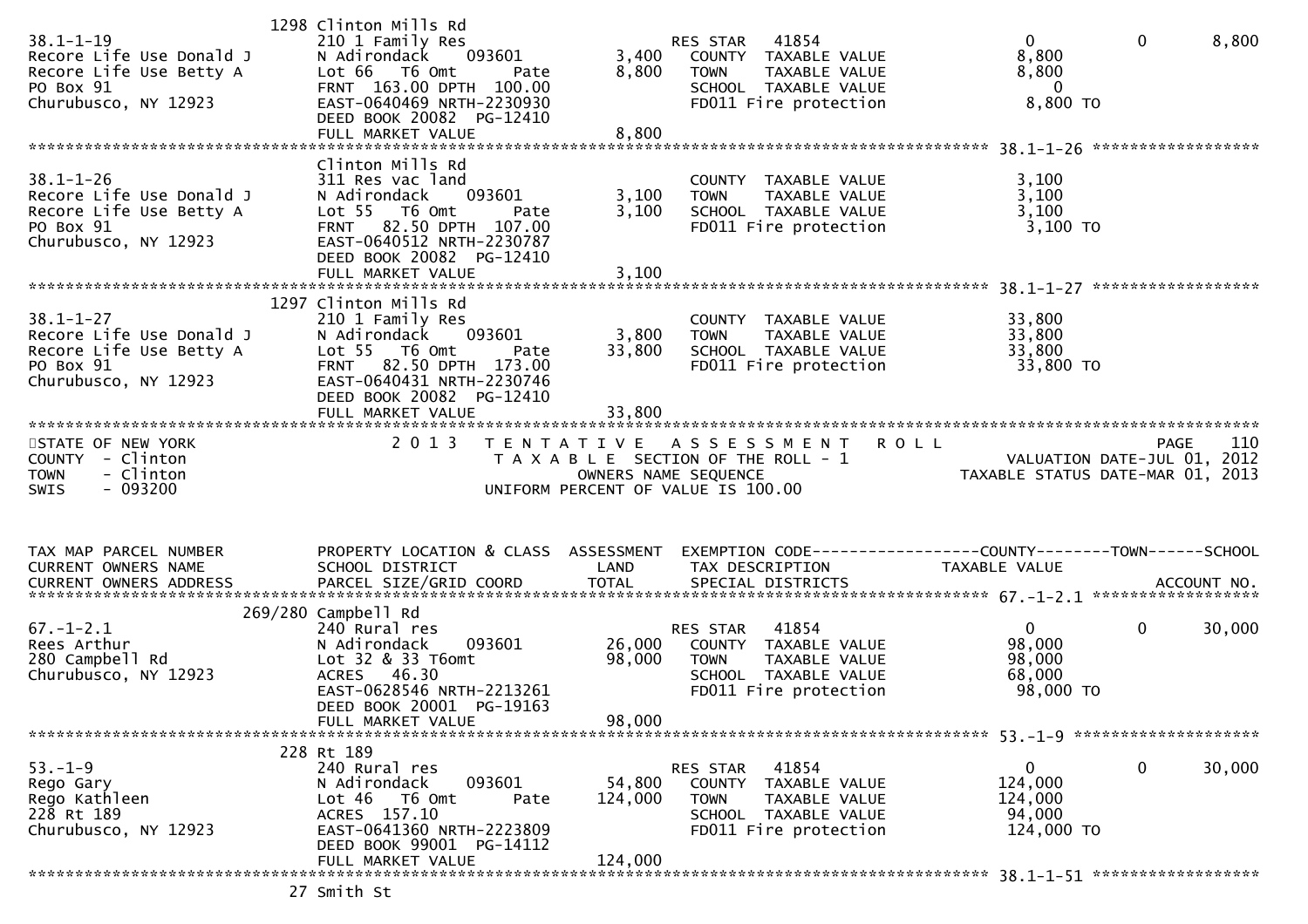| TAX MAP PARCEL NUMBER / CURRENT OWNERS NAME / CURRENT OWNERS ADDRESS | PROPERTY LOCATION & CLASS / SCHOOL DISTRICT / PARCEL SIZE/GRID COORD | ASSESSMENT LAND | TOTAL | EXEMPTION CODE / TAX DESCRIPTION / SPECIAL DISTRICTS | COUNTY TAXABLE VALUE | TOWN | SCHOOL | ACCOUNT NO. |
|---|---|---|---|---|---|---|---|---|
| 38.1-1-19 | 1298 Clinton Mills Rd | | | | | | | |
| Recore Life Use Donald J | 210 1 Family Res | | | RES STAR 41854 | 0 | 0 | 8,800 | |
| Recore Life Use Betty A | N Adirondack 093601 | 3,400 | | COUNTY TAXABLE VALUE | 8,800 | | | |
| PO Box 91 | Lot 66 T6 Omt Pate | | 8,800 | TOWN TAXABLE VALUE | 8,800 | | | |
| Churubusco, NY 12923 | FRNT 163.00 DPTH 100.00 | | | SCHOOL TAXABLE VALUE | 0 | | | |
| | EAST-0640469 NRTH-2230930 | | | FD011 Fire protection | 8,800 TO | | | |
| | DEED BOOK 20082 PG-12410 | | | | | | | |
| | FULL MARKET VALUE | | 8,800 | | | | | |
| 38.1-1-26 | Clinton Mills Rd | | | | | | | |
| Recore Life Use Donald J | 311 Res vac land | | | COUNTY TAXABLE VALUE | 3,100 | | | |
| Recore Life Use Betty A | N Adirondack 093601 | 3,100 | | TOWN TAXABLE VALUE | 3,100 | | | |
| PO Box 91 | Lot 55 T6 Omt Pate | | 3,100 | SCHOOL TAXABLE VALUE | 3,100 | | | |
| Churubusco, NY 12923 | FRNT 82.50 DPTH 107.00 | | | FD011 Fire protection | 3,100 TO | | | |
| | EAST-0640512 NRTH-2230787 | | | | | | | |
| | DEED BOOK 20082 PG-12410 | | | | | | | |
| | FULL MARKET VALUE | | 3,100 | | | | | |
| 38.1-1-27 | 1297 Clinton Mills Rd | | | | | | | |
| Recore Life Use Donald J | 210 1 Family Res | | | COUNTY TAXABLE VALUE | 33,800 | | | |
| Recore Life Use Betty A | N Adirondack 093601 | 3,800 | | TOWN TAXABLE VALUE | 33,800 | | | |
| PO Box 91 | Lot 55 T6 Omt Pate | | 33,800 | SCHOOL TAXABLE VALUE | 33,800 | | | |
| Churubusco, NY 12923 | FRNT 82.50 DPTH 173.00 | | | FD011 Fire protection | 33,800 TO | | | |
| | EAST-0640431 NRTH-2230746 | | | | | | | |
| | DEED BOOK 20082 PG-12410 | | | | | | | |
| | FULL MARKET VALUE | | 33,800 | | | | | |

STATE OF NEW YORK
COUNTY - Clinton
TOWN - Clinton
SWIS - 093200

2013 TENTATIVE ASSESSMENT ROLL
TAXABLE SECTION OF THE ROLL - 1
OWNERS NAME SEQUENCE
UNIFORM PERCENT OF VALUE IS 100.00

VALUATION DATE-JUL 01, 2012
TAXABLE STATUS DATE-MAR 01, 2013

| TAX MAP PARCEL NUMBER / CURRENT OWNERS NAME / CURRENT OWNERS ADDRESS | PROPERTY LOCATION & CLASS / SCHOOL DISTRICT / PARCEL SIZE/GRID COORD | ASSESSMENT LAND | TOTAL | EXEMPTION CODE / TAX DESCRIPTION / SPECIAL DISTRICTS | COUNTY TAXABLE VALUE | TOWN | SCHOOL | ACCOUNT NO. |
|---|---|---|---|---|---|---|---|---|
| 67.-1-2.1 | 269/280 Campbell Rd | | | | | | | |
| Rees Arthur | 240 Rural res | | | RES STAR 41854 | 0 | 0 | 30,000 | |
| 280 Campbell Rd | N Adirondack 093601 | 26,000 | | COUNTY TAXABLE VALUE | 98,000 | | | |
| Churubusco, NY 12923 | Lot 32 & 33 T6omt | | 98,000 | TOWN TAXABLE VALUE | 98,000 | | | |
| | ACRES 46.30 | | | SCHOOL TAXABLE VALUE | 68,000 | | | |
| | EAST-0628546 NRTH-2213261 | | | FD011 Fire protection | 98,000 TO | | | |
| | DEED BOOK 20001 PG-19163 | | | | | | | |
| | FULL MARKET VALUE | | 98,000 | | | | | |
| 53.-1-9 | 228 Rt 189 | | | | | | | |
| Rego Gary | 240 Rural res | | | RES STAR 41854 | 0 | 0 | 30,000 | |
| Rego Kathleen | N Adirondack 093601 | 54,800 | | COUNTY TAXABLE VALUE | 124,000 | | | |
| 228 Rt 189 | Lot 46 T6 Omt Pate | | 124,000 | TOWN TAXABLE VALUE | 124,000 | | | |
| Churubusco, NY 12923 | ACRES 157.10 | | | SCHOOL TAXABLE VALUE | 94,000 | | | |
| | EAST-0641360 NRTH-2223809 | | | FD011 Fire protection | 124,000 TO | | | |
| | DEED BOOK 99001 PG-14112 | | | | | | | |
| | FULL MARKET VALUE | | 124,000 | | | | | |
| 38.1-1-51 | 27 Smith St | | | | | | | |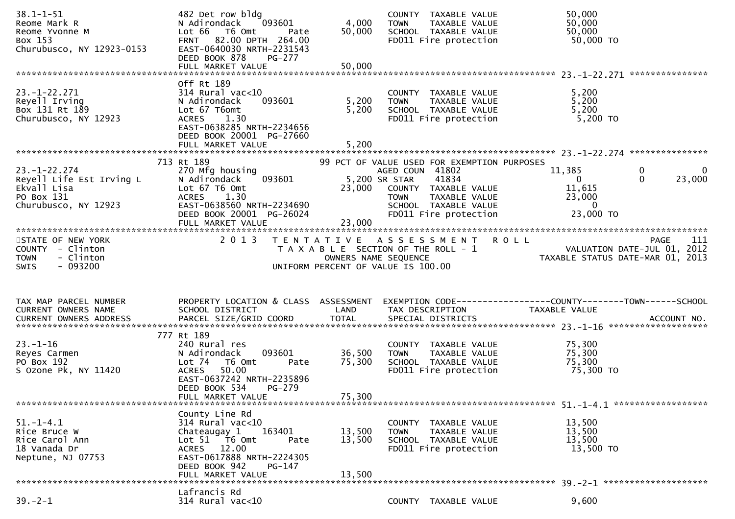```
38.1-1-51                      482 Det row bldg                         COUNTY  TAXABLE VALUE              50,000
Reome Mark R                   N Adirondack    093601        4,000     TOWN    TAXABLE VALUE              50,000
Reome Yvonne M                 Lot 66   T6 Omt       Pate    50,000     SCHOOL  TAXABLE VALUE              50,000
Box 153                        FRNT   82.00 DPTH  264.00                FD011 Fire protection              50,000 TO
Churubusco, NY 12923-0153      EAST-0640030 NRTH-2231543
                               DEED BOOK 878     PG-277
                               FULL MARKET VALUE              50,000
******************************************************************************************************* 23.-1-22.271 ***************
                               Off Rt 189
23.-1-22.271                   314 Rural vac<10                         COUNTY  TAXABLE VALUE               5,200
Reyell Irving                  N Adirondack    093601        5,200     TOWN    TAXABLE VALUE               5,200
Box 131 Rt 189                 Lot 67 T6omt                  5,200     SCHOOL  TAXABLE VALUE               5,200
Churubusco, NY 12923           ACRES     1.30                           FD011 Fire protection               5,200 TO
                               EAST-0638285 NRTH-2234656
                               DEED BOOK 20001  PG-27660
                               FULL MARKET VALUE               5,200
******************************************************************************************************* 23.-1-22.274 ***************
                           713 Rt 189                          99 PCT OF VALUE USED FOR EXEMPTION PURPOSES
23.-1-22.274                   270 Mfg housing                          AGED COUN  41802                   11,385            0             0
Reyell Life Est Irving L       N Adirondack    093601        5,200 SR STAR     41834                        0                0        23,000
Ekvall Lisa                    Lot 67 T6 Omt                23,000     COUNTY  TAXABLE VALUE              11,615
PO Box 131                     ACRES     1.30                           TOWN    TAXABLE VALUE              23,000
Churubusco, NY 12923           EAST-0638560 NRTH-2234690                SCHOOL  TAXABLE VALUE                   0
                               DEED BOOK 20001  PG-26024                FD011 Fire protection              23,000 TO
                               FULL MARKET VALUE              23,000
************************************************************************************************************************************
STATE OF NEW YORK                   2 0 1 3   T E N T A T I V E   A S S E S S M E N T   R O L L                          PAGE    111
COUNTY  - Clinton                          T A X A B L E  SECTION OF THE ROLL - 1                      VALUATION DATE-JUL 01, 2012
TOWN    - Clinton                              OWNERS NAME SEQUENCE                              TAXABLE STATUS DATE-MAR 01, 2013
SWIS    - 093200                        UNIFORM PERCENT OF VALUE IS 100.00


TAX MAP PARCEL NUMBER          PROPERTY LOCATION & CLASS  ASSESSMENT  EXEMPTION CODE------------------COUNTY--------TOWN------SCHOOL
CURRENT OWNERS NAME            SCHOOL DISTRICT               LAND      TAX DESCRIPTION            TAXABLE VALUE
CURRENT OWNERS ADDRESS         PARCEL SIZE/GRID COORD       TOTAL      SPECIAL DISTRICTS                                   ACCOUNT NO.
******************************************************************************************************* 23.-1-16 *******************
                           777 Rt 189
23.-1-16                       240 Rural res                            COUNTY  TAXABLE VALUE              75,300
Reyes Carmen                   N Adirondack    093601       36,500     TOWN    TAXABLE VALUE              75,300
PO Box 192                     Lot 74   T6 Omt       Pate   75,300     SCHOOL  TAXABLE VALUE              75,300
S Ozone Pk, NY 11420           ACRES    50.00                           FD011 Fire protection              75,300 TO
                               EAST-0637242 NRTH-2235896
                               DEED BOOK 534     PG-279
                               FULL MARKET VALUE              75,300
******************************************************************************************************* 51.-1-4.1 ******************
                               County Line Rd
51.-1-4.1                      314 Rural vac<10                         COUNTY  TAXABLE VALUE              13,500
Rice Bruce W                   Chateaugay 1    163401       13,500     TOWN    TAXABLE VALUE              13,500
Rice Carol Ann                 Lot 51   T6 Omt       Pate   13,500     SCHOOL  TAXABLE VALUE              13,500
18 Vanada Dr                   ACRES    12.00                           FD011 Fire protection              13,500 TO
Neptune, NJ 07753              EAST-0617888 NRTH-2224305
                               DEED BOOK 942     PG-147
                               FULL MARKET VALUE              13,500
******************************************************************************************************* 39.-2-1 ********************
                               Lafrancis Rd
39.-2-1                        314 Rural vac<10                         COUNTY  TAXABLE VALUE               9,600
```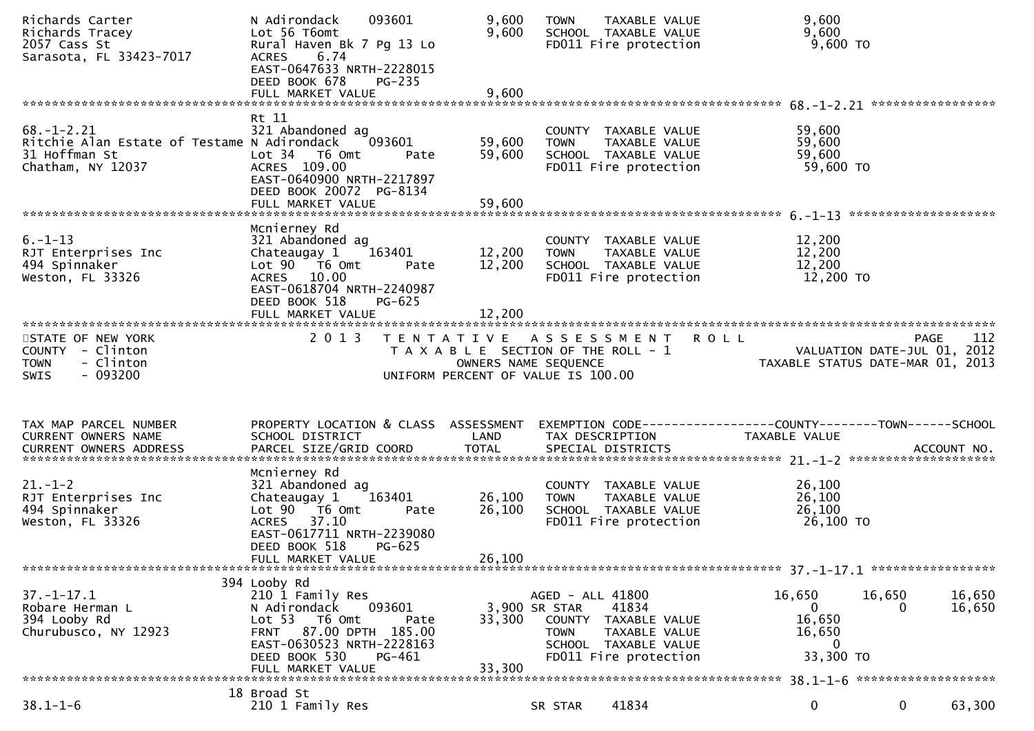```
Richards Carter                   N Adirondack    093601          9,600   TOWN    TAXABLE VALUE              9,600
Richards Tracey                   Lot 56 T6omt                    9,600   SCHOOL  TAXABLE VALUE              9,600
2057 Cass St                      Rural Haven Bk 7 Pg 13 Lo               FD011 Fire protection              9,600 TO
Sarasota, FL 33423-7017           ACRES    6.74
                                  EAST-0647633 NRTH-2228015
                                  DEED BOOK 678    PG-235
                                  FULL MARKET VALUE               9,600
******************************************************************************************************* 68.-1-2.21 *****************
                                  Rt 11
68.-1-2.21                        321 Abandoned ag                        COUNTY  TAXABLE VALUE             59,600
Ritchie Alan Estate of Testame N Adirondack     093601           59,600   TOWN    TAXABLE VALUE             59,600
31 Hoffman St                     Lot 34   T6 Omt        Pate    59,600   SCHOOL  TAXABLE VALUE             59,600
Chatham, NY 12037                 ACRES  109.00                           FD011 Fire protection             59,600 TO
                                  EAST-0640900 NRTH-2217897
                                  DEED BOOK 20072  PG-8134
                                  FULL MARKET VALUE              59,600
******************************************************************************************************* 6.-1-13 ********************
                                  Mcnierney Rd
6.-1-13                           321 Abandoned ag                        COUNTY  TAXABLE VALUE             12,200
RJT Enterprises Inc               Chateaugay 1    163401         12,200   TOWN    TAXABLE VALUE             12,200
494 Spinnaker                     Lot 90   T6 Omt        Pate    12,200   SCHOOL  TAXABLE VALUE             12,200
Weston, FL 33326                  ACRES   10.00                           FD011 Fire protection             12,200 TO
                                  EAST-0618704 NRTH-2240987
                                  DEED BOOK 518    PG-625
                                  FULL MARKET VALUE              12,200
************************************************************************************************************************************
STATE OF NEW YORK                 2 0 1 3   T E N T A T I V E   A S S E S S M E N T   R O L L                        PAGE    112
COUNTY  - Clinton                          T A X A B L E  SECTION OF THE ROLL - 1                   VALUATION DATE-JUL 01, 2012
TOWN    - Clinton                                 OWNERS NAME SEQUENCE                         TAXABLE STATUS DATE-MAR 01, 2013
SWIS    - 093200                           UNIFORM PERCENT OF VALUE IS 100.00


TAX MAP PARCEL NUMBER             PROPERTY LOCATION & CLASS  ASSESSMENT  EXEMPTION CODE------------------COUNTY--------TOWN------SCHOOL
CURRENT OWNERS NAME               SCHOOL DISTRICT               LAND      TAX DESCRIPTION              TAXABLE VALUE
CURRENT OWNERS ADDRESS            PARCEL SIZE/GRID COORD       TOTAL      SPECIAL DISTRICTS                                 ACCOUNT NO.
******************************************************************************************************* 21.-1-2 ********************
                                  Mcnierney Rd
21.-1-2                           321 Abandoned ag                        COUNTY  TAXABLE VALUE             26,100
RJT Enterprises Inc               Chateaugay 1    163401         26,100   TOWN    TAXABLE VALUE             26,100
494 Spinnaker                     Lot 90   T6 Omt        Pate    26,100   SCHOOL  TAXABLE VALUE             26,100
Weston, FL 33326                  ACRES   37.10                           FD011 Fire protection             26,100 TO
                                  EAST-0617711 NRTH-2239080
                                  DEED BOOK 518    PG-625
                                  FULL MARKET VALUE              26,100
******************************************************************************************************* 37.-1-17.1 *****************
                               394 Looby Rd
37.-1-17.1                        210 1 Family Res                        AGED - ALL  41800          16,650      16,650      16,650
Robare Herman L                   N Adirondack    093601          3,900 SR STAR     41834               0           0      16,650
394 Looby Rd                      Lot 53   T6 Omt        Pate    33,300   COUNTY  TAXABLE VALUE             16,650
Churubusco, NY 12923              FRNT   87.00 DPTH 185.00                TOWN    TAXABLE VALUE             16,650
                                  EAST-0630523 NRTH-2228163               SCHOOL  TAXABLE VALUE                  0
                                  DEED BOOK 530    PG-461                 FD011 Fire protection             33,300 TO
                                  FULL MARKET VALUE              33,300
******************************************************************************************************* 38.1-1-6 *******************
                               18 Broad St
38.1-1-6                          210 1 Family Res                        SR STAR     41834               0           0      63,300
```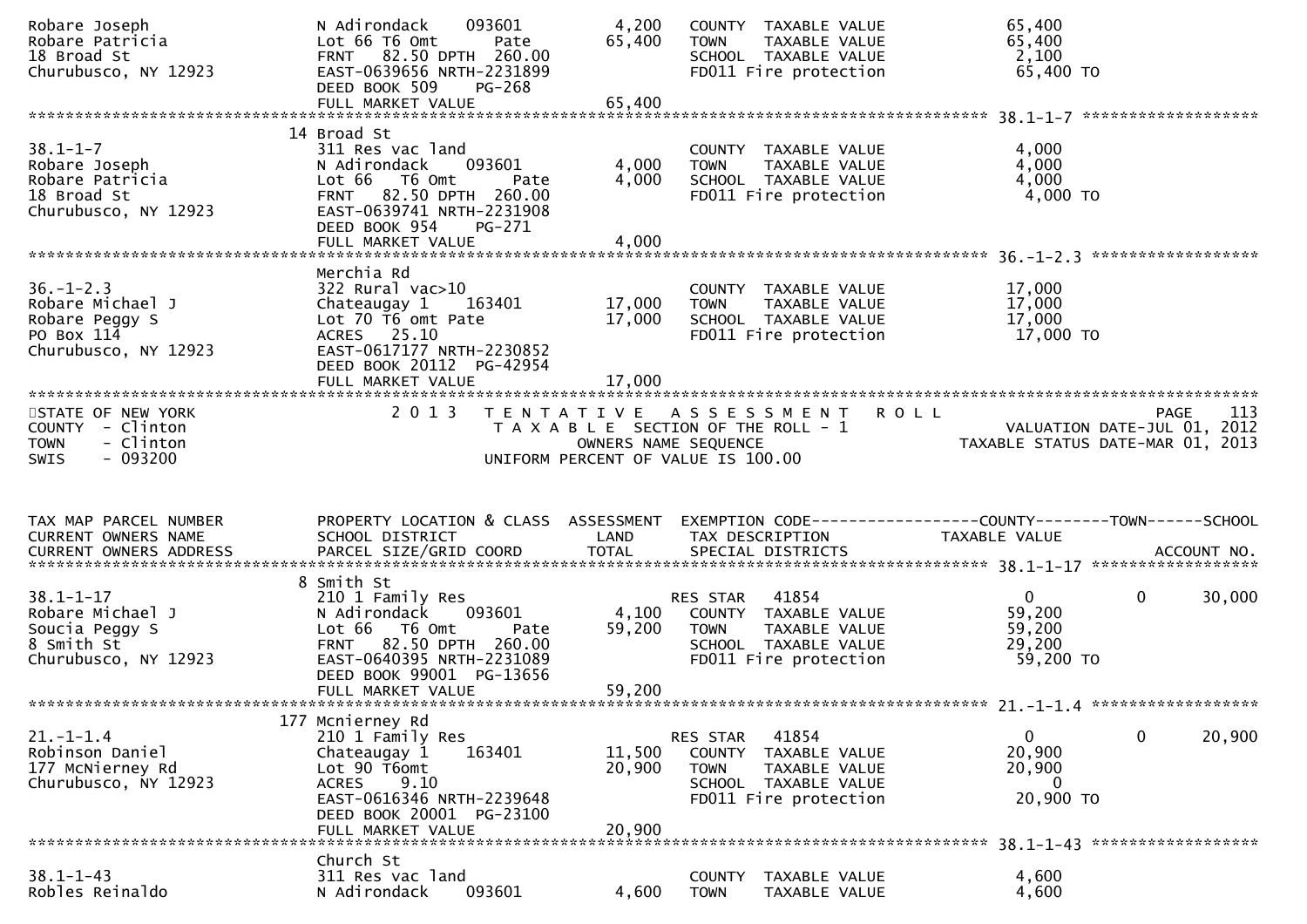```
Robare Joseph                  N Adirondack     093601         4,200   COUNTY  TAXABLE VALUE              65,400
Robare Patricia                Lot 66 T6 Omt       Pate       65,400   TOWN    TAXABLE VALUE              65,400
18 Broad St                    FRNT   82.50 DPTH  260.00                SCHOOL  TAXABLE VALUE               2,100
Churubusco, NY 12923           EAST-0639656 NRTH-2231899                FD011 Fire protection              65,400 TO
                               DEED BOOK 509     PG-268
                               FULL MARKET VALUE                65,400
******************************************************************************************************* 38.1-1-7 *******************
                             14 Broad St
38.1-1-7                       311 Res vac land                         COUNTY  TAXABLE VALUE               4,000
Robare Joseph                  N Adirondack     093601         4,000   TOWN    TAXABLE VALUE               4,000
Robare Patricia                Lot 66   T6 Omt      Pate        4,000   SCHOOL  TAXABLE VALUE               4,000
18 Broad St                    FRNT   82.50 DPTH  260.00                FD011 Fire protection               4,000 TO
Churubusco, NY 12923           EAST-0639741 NRTH-2231908
                               DEED BOOK 954     PG-271
                               FULL MARKET VALUE                 4,000
******************************************************************************************************* 36.-1-2.3 ******************
                               Merchia Rd
36.-1-2.3                      322 Rural vac>10                         COUNTY  TAXABLE VALUE              17,000
Robare Michael J               Chateaugay 1     163401        17,000   TOWN    TAXABLE VALUE              17,000
Robare Peggy S                 Lot 70 T6 omt Pate             17,000   SCHOOL  TAXABLE VALUE              17,000
PO Box 114                     ACRES   25.10                            FD011 Fire protection              17,000 TO
Churubusco, NY 12923           EAST-0617177 NRTH-2230852
                               DEED BOOK 20112  PG-42954
                               FULL MARKET VALUE                17,000
************************************************************************************************************************************
STATE OF NEW YORK                  2 0 1 3   T E N T A T I V E   A S S E S S M E N T   R O L L                          PAGE    113
COUNTY  - Clinton                            T A X A B L E  SECTION OF THE ROLL - 1                      VALUATION DATE-JUL 01, 2012
TOWN    - Clinton                                   OWNERS NAME SEQUENCE                            TAXABLE STATUS DATE-MAR 01, 2013
SWIS    - 093200                              UNIFORM PERCENT OF VALUE IS 100.00


TAX MAP PARCEL NUMBER          PROPERTY LOCATION & CLASS  ASSESSMENT  EXEMPTION CODE------------------COUNTY--------TOWN------SCHOOL
CURRENT OWNERS NAME            SCHOOL DISTRICT               LAND      TAX DESCRIPTION             TAXABLE VALUE
CURRENT OWNERS ADDRESS         PARCEL SIZE/GRID COORD        TOTAL     SPECIAL DISTRICTS                                 ACCOUNT NO.
******************************************************************************************************* 38.1-1-17 ******************
                             8 Smith St
38.1-1-17                      210 1 Family Res                         RES STAR   41854                  0            0       30,000
Robare Michael J               N Adirondack     093601         4,100   COUNTY  TAXABLE VALUE              59,200
Soucia Peggy S                 Lot 66   T6 Omt      Pate       59,200   TOWN    TAXABLE VALUE              59,200
8 Smith St                     FRNT   82.50 DPTH  260.00                SCHOOL  TAXABLE VALUE              29,200
Churubusco, NY 12923           EAST-0640395 NRTH-2231089                FD011 Fire protection              59,200 TO
                               DEED BOOK 99001  PG-13656
                               FULL MARKET VALUE                59,200
******************************************************************************************************* 21.-1-1.4 ******************
                           177 Mcnierney Rd
21.-1-1.4                      210 1 Family Res                         RES STAR   41854                  0            0       20,900
Robinson Daniel                Chateaugay 1     163401        11,500   COUNTY  TAXABLE VALUE              20,900
177 McNierney Rd               Lot 90 T6omt                   20,900   TOWN    TAXABLE VALUE              20,900
Churubusco, NY 12923           ACRES    9.10                            SCHOOL  TAXABLE VALUE                   0
                               EAST-0616346 NRTH-2239648                FD011 Fire protection              20,900 TO
                               DEED BOOK 20001  PG-23100
                               FULL MARKET VALUE                20,900
******************************************************************************************************* 38.1-1-43 ******************
                               Church St
38.1-1-43                      311 Res vac land                         COUNTY  TAXABLE VALUE               4,600
Robles Reinaldo                N Adirondack     093601         4,600   TOWN    TAXABLE VALUE               4,600
```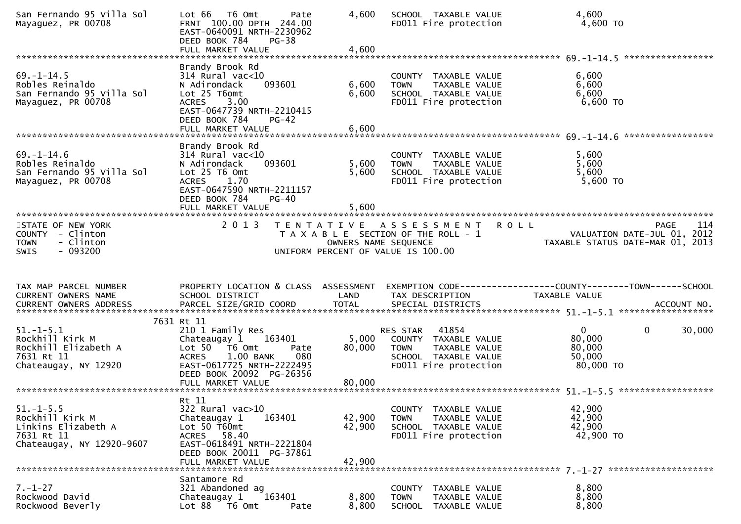```
San Fernando 95 Villa Sol     Lot 66   T6 Omt       Pate        4,600   SCHOOL  TAXABLE VALUE                4,600
Mayaguez, PR 00708            FRNT 100.00 DPTH 244.00                   FD011 Fire protection                 4,600 TO
                              EAST-0640091 NRTH-2230962
                              DEED BOOK 784    PG-38
                              FULL MARKET VALUE                 4,600
******************************************************************************************************* 69.-1-14.5 *****************
                              Brandy Brook Rd
69.-1-14.5                    314 Rural vac<10                          COUNTY  TAXABLE VALUE                6,600
Robles Reinaldo               N Adirondack     093601           6,600   TOWN    TAXABLE VALUE                6,600
San Fernando 95 Villa Sol     Lot 25 T6omt                      6,600   SCHOOL  TAXABLE VALUE                6,600
Mayaguez, PR 00708            ACRES    3.00                             FD011 Fire protection                 6,600 TO
                              EAST-0647739 NRTH-2210415
                              DEED BOOK 784    PG-42
                              FULL MARKET VALUE                 6,600
******************************************************************************************************* 69.-1-14.6 *****************
                              Brandy Brook Rd
69.-1-14.6                    314 Rural vac<10                          COUNTY  TAXABLE VALUE                5,600
Robles Reinaldo               N Adirondack     093601           5,600   TOWN    TAXABLE VALUE                5,600
San Fernando 95 Villa Sol     Lot 25 T6 Omt                     5,600   SCHOOL  TAXABLE VALUE                5,600
Mayaguez, PR 00708            ACRES    1.70                             FD011 Fire protection                 5,600 TO
                              EAST-0647590 NRTH-2211157
                              DEED BOOK 784    PG-40
                              FULL MARKET VALUE                 5,600
************************************************************************************************************************************
STATE OF NEW YORK                   2 0 1 3   T E N T A T I V E   A S S E S S M E N T   R O L L                           PAGE   114
COUNTY  - Clinton                            T A X A B L E  SECTION OF THE ROLL - 1                        VALUATION DATE-JUL 01, 2012
TOWN    - Clinton                                  OWNERS NAME SEQUENCE                                TAXABLE STATUS DATE-MAR 01, 2013
SWIS    - 093200                             UNIFORM PERCENT OF VALUE IS 100.00


TAX MAP PARCEL NUMBER          PROPERTY LOCATION & CLASS  ASSESSMENT  EXEMPTION CODE------------------COUNTY--------TOWN------SCHOOL
CURRENT OWNERS NAME            SCHOOL DISTRICT               LAND      TAX DESCRIPTION            TAXABLE VALUE
CURRENT OWNERS ADDRESS         PARCEL SIZE/GRID COORD        TOTAL     SPECIAL DISTRICTS                                   ACCOUNT NO.
******************************************************************************************************* 51.-1-5.1 ******************
                          7631 Rt 11
51.-1-5.1                     210 1 Family Res                         RES STAR   41854                   0           0       30,000
Rockhill Kirk M               Chateaugay 1     163401           5,000   COUNTY  TAXABLE VALUE               80,000
Rockhill Elizabeth A          Lot 50   T6 Omt       Pate       80,000   TOWN    TAXABLE VALUE               80,000
7631 Rt 11                    ACRES    1.00 BANK     080                SCHOOL  TAXABLE VALUE               50,000
Chateaugay, NY 12920          EAST-0617725 NRTH-2222495                 FD011 Fire protection                80,000 TO
                              DEED BOOK 20092  PG-26356
                              FULL MARKET VALUE                80,000
******************************************************************************************************* 51.-1-5.5 ******************
                              Rt 11
51.-1-5.5                     322 Rural vac>10                          COUNTY  TAXABLE VALUE               42,900
Rockhill Kirk M               Chateaugay 1     163401          42,900   TOWN    TAXABLE VALUE               42,900
Linkins Elizabeth A           Lot 50 T60mt                     42,900   SCHOOL  TAXABLE VALUE               42,900
7631 Rt 11                    ACRES   58.40                             FD011 Fire protection                42,900 TO
Chateaugay, NY 12920-9607     EAST-0618491 NRTH-2221804
                              DEED BOOK 20011  PG-37861
                              FULL MARKET VALUE                42,900
******************************************************************************************************* 7.-1-27 ********************
                              Santamore Rd
7.-1-27                       321 Abandoned ag                          COUNTY  TAXABLE VALUE                8,800
Rockwood David                Chateaugay 1     163401           8,800   TOWN    TAXABLE VALUE                8,800
Rockwood Beverly              Lot 88   T6 Omt       Pate        8,800   SCHOOL  TAXABLE VALUE                8,800
```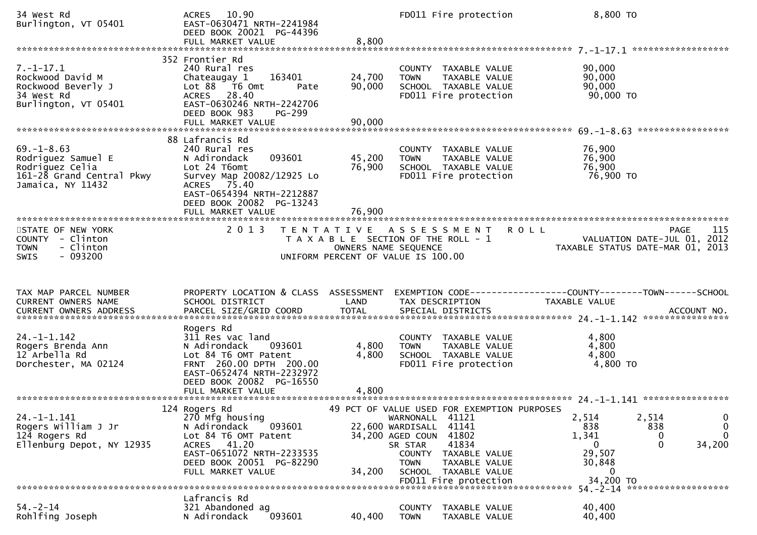```
34 West Rd                          ACRES   10.90                              FD011 Fire protection                 8,800 TO
Burlington, VT 05401                EAST-0630471 NRTH-2241984
                                    DEED BOOK 20021  PG-44396
                                    FULL MARKET VALUE                 8,800
******************************************************************************************************* 7.-1-17.1 ******************
                                352 Frontier Rd
7.-1-17.1                           240 Rural res                              COUNTY  TAXABLE VALUE               90,000
Rockwood David M                    Chateaugay 1     163401          24,700    TOWN    TAXABLE VALUE               90,000
Rockwood Beverly J                  Lot 88   T6 Omt        Pate      90,000    SCHOOL  TAXABLE VALUE               90,000
34 West Rd                          ACRES   28.40                              FD011 Fire protection                90,000 TO
Burlington, VT 05401                EAST-0630246 NRTH-2242706
                                    DEED BOOK 983    PG-299
                                    FULL MARKET VALUE                90,000
******************************************************************************************************* 69.-1-8.63 *****************
                                88 Lafrancis Rd
69.-1-8.63                          240 Rural res                              COUNTY  TAXABLE VALUE               76,900
Rodriguez Samuel E                  N Adirondack     093601          45,200    TOWN    TAXABLE VALUE               76,900
Rodriguez Celia                     Lot 24 T6omt                     76,900    SCHOOL  TAXABLE VALUE               76,900
161-28 Grand Central Pkwy           Survey Map 20082/12925 Lo                  FD011 Fire protection                76,900 TO
Jamaica, NY 11432                   ACRES   75.40
                                    EAST-0654394 NRTH-2212887
                                    DEED BOOK 20082  PG-13243
                                    FULL MARKET VALUE                76,900
************************************************************************************************************************************
STATE OF NEW YORK                       2 0 1 3   T E N T A T I V E   A S S E S S M E N T   R O L L                        PAGE    115
COUNTY  - Clinton                                    T A X A B L E  SECTION OF THE ROLL - 1                   VALUATION DATE-JUL 01, 2012
TOWN    - Clinton                                         OWNERS NAME SEQUENCE                             TAXABLE STATUS DATE-MAR 01, 2013
SWIS    - 093200                                  UNIFORM PERCENT OF VALUE IS 100.00


TAX MAP PARCEL NUMBER               PROPERTY LOCATION & CLASS  ASSESSMENT  EXEMPTION CODE------------------COUNTY--------TOWN------SCHOOL
CURRENT OWNERS NAME                 SCHOOL DISTRICT               LAND     TAX DESCRIPTION            TAXABLE VALUE
CURRENT OWNERS ADDRESS              PARCEL SIZE/GRID COORD        TOTAL    SPECIAL DISTRICTS                                 ACCOUNT NO.
******************************************************************************************************* 24.-1-1.142 ****************
                                    Rogers Rd
24.-1-1.142                         311 Res vac land                           COUNTY  TAXABLE VALUE                4,800
Rogers Brenda Ann                   N Adirondack     093601           4,800    TOWN    TAXABLE VALUE                4,800
12 Arbella Rd                       Lot 84 T6 OMT Patent              4,800    SCHOOL  TAXABLE VALUE                4,800
Dorchester, MA 02124                FRNT 260.00 DPTH 200.00                    FD011 Fire protection                 4,800 TO
                                    EAST-0652474 NRTH-2232972
                                    DEED BOOK 20082  PG-16550
                                    FULL MARKET VALUE                 4,800
******************************************************************************************************* 24.-1-1.141 ****************
                                124 Rogers Rd                      49 PCT OF VALUE USED FOR EXEMPTION PURPOSES
24.-1-1.141                         270 Mfg housing                    WARNONALL  41121                2,514        2,514            0
Rogers William J Jr                 N Adirondack     093601         22,600 WARDISALL  41141                  838          838            0
124 Rogers Rd                       Lot 84 T6 OMT Patent            34,200 AGED COUN  41802                1,341            0            0
Ellenburg Depot, NY 12935           ACRES   41.20                          SR STAR    41834                    0            0       34,200
                                    EAST-0651072 NRTH-2233535                  COUNTY  TAXABLE VALUE               29,507
                                    DEED BOOK 20051  PG-82290                  TOWN    TAXABLE VALUE               30,848
                                    FULL MARKET VALUE                34,200    SCHOOL  TAXABLE VALUE                    0
                                                                               FD011 Fire protection                34,200 TO
******************************************************************************************************* 54.-2-14 *******************
                                    Lafrancis Rd
54.-2-14                            321 Abandoned ag                           COUNTY  TAXABLE VALUE               40,400
Rohlfing Joseph                     N Adirondack     093601          40,400    TOWN    TAXABLE VALUE               40,400
```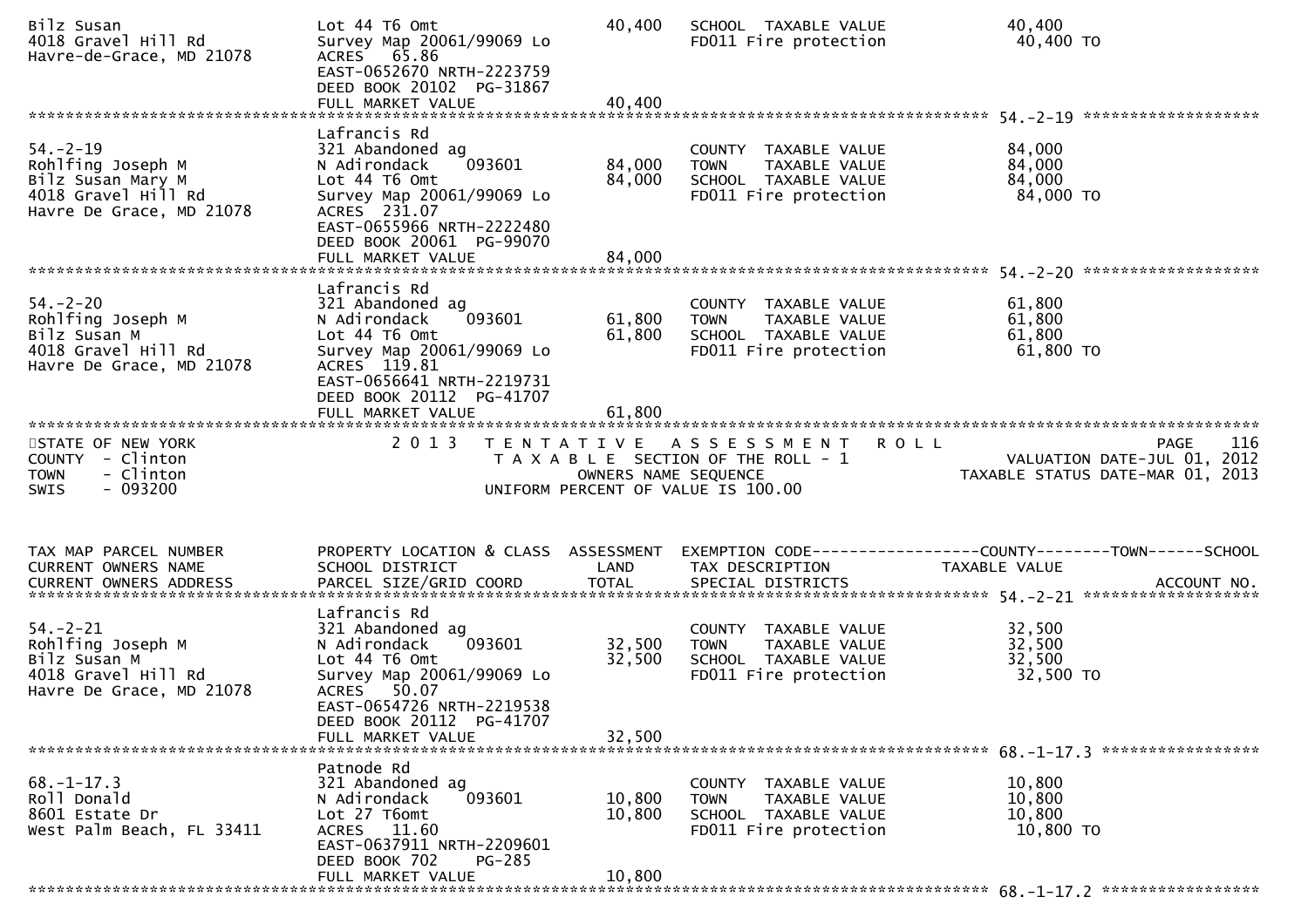```
Bilz Susan                     Lot 44 T6 Omt                    40,400   SCHOOL  TAXABLE VALUE              40,400
4018 Gravel Hill Rd            Survey Map 20061/99069 Lo                 FD011 Fire protection               40,400 TO
Havre-de-Grace, MD 21078       ACRES   65.86
                               EAST-0652670 NRTH-2223759
                               DEED BOOK 20102  PG-31867
                               FULL MARKET VALUE                40,400
******************************************************************************************************* 54.-2-19 *******************
                               Lafrancis Rd
54.-2-19                       321 Abandoned ag                          COUNTY  TAXABLE VALUE              84,000
Rohlfing Joseph M              N Adirondack     093601          84,000   TOWN    TAXABLE VALUE              84,000
Bilz Susan Mary M              Lot 44 T6 Omt                    84,000   SCHOOL  TAXABLE VALUE              84,000
4018 Gravel Hill Rd            Survey Map 20061/99069 Lo                 FD011 Fire protection               84,000 TO
Havre De Grace, MD 21078       ACRES  231.07
                               EAST-0655966 NRTH-2222480
                               DEED BOOK 20061  PG-99070
                               FULL MARKET VALUE                84,000
******************************************************************************************************* 54.-2-20 *******************
                               Lafrancis Rd
54.-2-20                       321 Abandoned ag                          COUNTY  TAXABLE VALUE              61,800
Rohlfing Joseph M              N Adirondack     093601          61,800   TOWN    TAXABLE VALUE              61,800
Bilz Susan M                   Lot 44 T6 Omt                    61,800   SCHOOL  TAXABLE VALUE              61,800
4018 Gravel Hill Rd            Survey Map 20061/99069 Lo                 FD011 Fire protection               61,800 TO
Havre De Grace, MD 21078       ACRES  119.81
                               EAST-0656641 NRTH-2219731
                               DEED BOOK 20112  PG-41707
                               FULL MARKET VALUE                61,800
************************************************************************************************************************************
STATE OF NEW YORK              2 0 1 3   T E N T A T I V E   A S S E S S M E N T   R O L L                              PAGE     116
COUNTY  - Clinton                        T A X A B L E  SECTION OF THE ROLL - 1                       VALUATION DATE-JUL 01, 2012
TOWN    - Clinton                              OWNERS NAME SEQUENCE                                TAXABLE STATUS DATE-MAR 01, 2013
SWIS    - 093200                       UNIFORM PERCENT OF VALUE IS 100.00


TAX MAP PARCEL NUMBER          PROPERTY LOCATION & CLASS  ASSESSMENT  EXEMPTION CODE------------------COUNTY--------TOWN------SCHOOL
CURRENT OWNERS NAME            SCHOOL DISTRICT               LAND      TAX DESCRIPTION             TAXABLE VALUE
CURRENT OWNERS ADDRESS         PARCEL SIZE/GRID COORD        TOTAL     SPECIAL DISTRICTS                                   ACCOUNT NO.
******************************************************************************************************* 54.-2-21 *******************
                               Lafrancis Rd
54.-2-21                       321 Abandoned ag                          COUNTY  TAXABLE VALUE              32,500
Rohlfing Joseph M              N Adirondack     093601          32,500   TOWN    TAXABLE VALUE              32,500
Bilz Susan M                   Lot 44 T6 Omt                    32,500   SCHOOL  TAXABLE VALUE              32,500
4018 Gravel Hill Rd            Survey Map 20061/99069 Lo                 FD011 Fire protection               32,500 TO
Havre De Grace, MD 21078       ACRES   50.07
                               EAST-0654726 NRTH-2219538
                               DEED BOOK 20112  PG-41707
                               FULL MARKET VALUE                32,500
******************************************************************************************************* 68.-1-17.3 *****************
                               Patnode Rd
68.-1-17.3                     321 Abandoned ag                          COUNTY  TAXABLE VALUE              10,800
Roll Donald                    N Adirondack     093601          10,800   TOWN    TAXABLE VALUE              10,800
8601 Estate Dr                 Lot 27 T6omt                     10,800   SCHOOL  TAXABLE VALUE              10,800
West Palm Beach, FL 33411      ACRES   11.60                             FD011 Fire protection               10,800 TO
                               EAST-0637911 NRTH-2209601
                               DEED BOOK 702     PG-285
                               FULL MARKET VALUE                10,800
******************************************************************************************************* 68.-1-17.2 *****************
```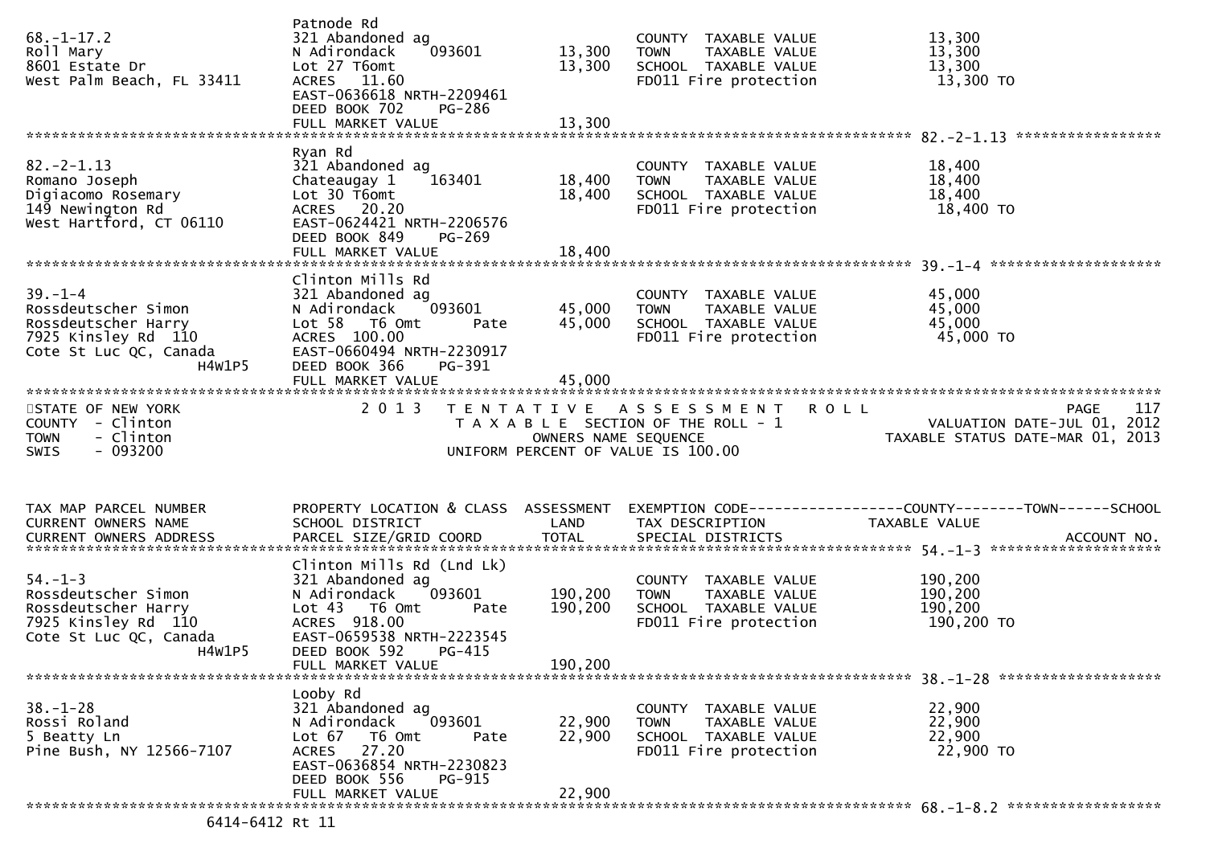```
68.-1-17.2                     Patnode Rd
Roll Mary                      321 Abandoned ag                        COUNTY  TAXABLE VALUE              13,300
8601 Estate Dr                 N Adirondack     093601       13,300    TOWN    TAXABLE VALUE              13,300
West Palm Beach, FL 33411      Lot 27 T6omt                  13,300    SCHOOL  TAXABLE VALUE              13,300
                               ACRES   11.60                           FD011 Fire protection               13,300 TO
                               EAST-0636618 NRTH-2209461
                               DEED BOOK 702     PG-286
                               FULL MARKET VALUE             13,300
******************************************************************************************************* 82.-2-1.13 *****************
                               Ryan Rd
82.-2-1.13                     321 Abandoned ag                        COUNTY  TAXABLE VALUE              18,400
Romano Joseph                  Chateaugay 1     163401       18,400    TOWN    TAXABLE VALUE              18,400
Digiacomo Rosemary             Lot 30 T6omt                  18,400    SCHOOL  TAXABLE VALUE              18,400
149 Newington Rd               ACRES   20.20                           FD011 Fire protection               18,400 TO
West Hartford, CT 06110        EAST-0624421 NRTH-2206576
                               DEED BOOK 849     PG-269
                               FULL MARKET VALUE             18,400
******************************************************************************************************* 39.-1-4 ********************
                               Clinton Mills Rd
39.-1-4                        321 Abandoned ag                        COUNTY  TAXABLE VALUE              45,000
Rossdeutscher Simon            N Adirondack     093601       45,000    TOWN    TAXABLE VALUE              45,000
Rossdeutscher Harry            Lot 58   T6 Omt        Pate   45,000    SCHOOL  TAXABLE VALUE              45,000
7925 Kinsley Rd  110           ACRES  100.00                           FD011 Fire protection               45,000 TO
Cote St Luc QC, Canada         EAST-0660494 NRTH-2230917
                    H4W1P5     DEED BOOK 366     PG-391
                               FULL MARKET VALUE             45,000
************************************************************************************************************************************
STATE OF NEW YORK                2 0 1 3   T E N T A T I V E   A S S E S S M E N T   R O L L                         PAGE    117
COUNTY  - Clinton                         T A X A B L E  SECTION OF THE ROLL - 1                      VALUATION DATE-JUL 01, 2012
TOWN    - Clinton                                  OWNERS NAME SEQUENCE                        TAXABLE STATUS DATE-MAR 01, 2013
SWIS    - 093200                          UNIFORM PERCENT OF VALUE IS 100.00


TAX MAP PARCEL NUMBER          PROPERTY LOCATION & CLASS  ASSESSMENT  EXEMPTION CODE------------------COUNTY--------TOWN------SCHOOL
CURRENT OWNERS NAME            SCHOOL DISTRICT               LAND     TAX DESCRIPTION              TAXABLE VALUE
CURRENT OWNERS ADDRESS         PARCEL SIZE/GRID COORD        TOTAL    SPECIAL DISTRICTS                                  ACCOUNT NO.
******************************************************************************************************* 54.-1-3 ********************
                               Clinton Mills Rd (Lnd Lk)
54.-1-3                        321 Abandoned ag                        COUNTY  TAXABLE VALUE             190,200
Rossdeutscher Simon            N Adirondack     093601      190,200    TOWN    TAXABLE VALUE             190,200
Rossdeutscher Harry            Lot 43   T6 Omt        Pate  190,200    SCHOOL  TAXABLE VALUE             190,200
7925 Kinsley Rd  110           ACRES  918.00                           FD011 Fire protection              190,200 TO
Cote St Luc QC, Canada         EAST-0659538 NRTH-2223545
                    H4W1P5     DEED BOOK 592     PG-415
                               FULL MARKET VALUE            190,200
******************************************************************************************************* 38.-1-28 *******************
                               Looby Rd
38.-1-28                       321 Abandoned ag                        COUNTY  TAXABLE VALUE              22,900
Rossi Roland                   N Adirondack     093601       22,900    TOWN    TAXABLE VALUE              22,900
5 Beatty Ln                    Lot 67   T6 Omt        Pate   22,900    SCHOOL  TAXABLE VALUE              22,900
Pine Bush, NY 12566-7107       ACRES   27.20                           FD011 Fire protection               22,900 TO
                               EAST-0636854 NRTH-2230823
                               DEED BOOK 556     PG-915
                               FULL MARKET VALUE             22,900
******************************************************************************************************* 68.-1-8.2 ******************
             6414-6412 Rt 11
```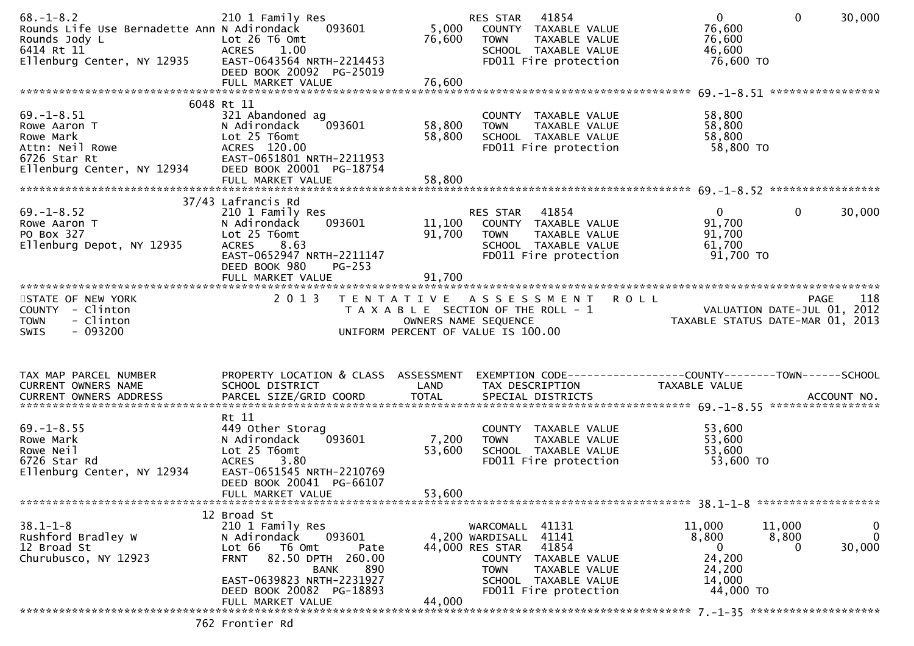```
68.-1-8.2                      210 1 Family Res                    RES STAR   41854                  0          0     30,000
Rounds Life Use Bernadette Ann N Adirondack    093601        5,000   COUNTY  TAXABLE VALUE          76,600
Rounds Jody L                  Lot 26 T6 Omt                76,600   TOWN    TAXABLE VALUE          76,600
6414 Rt 11                     ACRES    1.00                         SCHOOL  TAXABLE VALUE          46,600
Ellenburg Center, NY 12935     EAST-0643564 NRTH-2214453             FD011 Fire protection           76,600 TO
                               DEED BOOK 20092  PG-25019
                               FULL MARKET VALUE            76,600
******************************************************************************************************* 69.-1-8.51 *****************
                          6048 Rt 11
69.-1-8.51                     321 Abandoned ag                      COUNTY  TAXABLE VALUE          58,800
Rowe Aaron T                   N Adirondack    093601       58,800   TOWN    TAXABLE VALUE          58,800
Rowe Mark                      Lot 25 T6omt                 58,800   SCHOOL  TAXABLE VALUE          58,800
Attn: Neil Rowe                ACRES  120.00                         FD011 Fire protection           58,800 TO
6726 Star Rt                   EAST-0651801 NRTH-2211953
Ellenburg Center, NY 12934     DEED BOOK 20001  PG-18754
                               FULL MARKET VALUE            58,800
******************************************************************************************************* 69.-1-8.52 *****************
                         37/43 Lafrancis Rd
69.-1-8.52                     210 1 Family Res                    RES STAR   41854                  0          0     30,000
Rowe Aaron T                   N Adirondack    093601       11,100   COUNTY  TAXABLE VALUE          91,700
PO Box 327                     Lot 25 T6omt                 91,700   TOWN    TAXABLE VALUE          91,700
Ellenburg Depot, NY 12935      ACRES    8.63                         SCHOOL  TAXABLE VALUE          61,700
                               EAST-0652947 NRTH-2211147             FD011 Fire protection           91,700 TO
                               DEED BOOK 980    PG-253
                               FULL MARKET VALUE            91,700
************************************************************************************************************************************
STATE OF NEW YORK                 2 0 1 3   T E N T A T I V E   A S S E S S M E N T   R O L L                        PAGE    118
COUNTY  - Clinton                           T A X A B L E SECTION OF THE ROLL - 1                  VALUATION DATE-JUL 01, 2012
TOWN    - Clinton                                  OWNERS NAME SEQUENCE                        TAXABLE STATUS DATE-MAR 01, 2013
SWIS    - 093200                            UNIFORM PERCENT OF VALUE IS 100.00


TAX MAP PARCEL NUMBER          PROPERTY LOCATION & CLASS  ASSESSMENT  EXEMPTION CODE------------------COUNTY--------TOWN------SCHOOL
CURRENT OWNERS NAME            SCHOOL DISTRICT               LAND     TAX DESCRIPTION              TAXABLE VALUE
CURRENT OWNERS ADDRESS         PARCEL SIZE/GRID COORD        TOTAL    SPECIAL DISTRICTS                                  ACCOUNT NO.
******************************************************************************************************* 69.-1-8.55 *****************
                               Rt 11
69.-1-8.55                     449 Other Storag                      COUNTY  TAXABLE VALUE          53,600
Rowe Mark                      N Adirondack    093601        7,200   TOWN    TAXABLE VALUE          53,600
Rowe Neil                      Lot 25 T6omt                 53,600   SCHOOL  TAXABLE VALUE          53,600
6726 Star Rd                   ACRES    3.80                         FD011 Fire protection           53,600 TO
Ellenburg Center, NY 12934     EAST-0651545 NRTH-2210769
                               DEED BOOK 20041  PG-66107
                               FULL MARKET VALUE            53,600
******************************************************************************************************* 38.1-1-8 *******************
                            12 Broad St
38.1-1-8                       210 1 Family Res                    WARCOMALL  41131              11,000     11,000          0
Rushford Bradley W             N Adirondack    093601        4,200 WARDISALL  41141               8,800      8,800          0
12 Broad St                    Lot 66  T6 Omt       Pate    44,000 RES STAR   41854                  0          0     30,000
Churubusco, NY 12923           FRNT   82.50 DPTH  260.00             COUNTY  TAXABLE VALUE          24,200
                                              BANK     890           TOWN    TAXABLE VALUE          24,200
                               EAST-0639823 NRTH-2231927             SCHOOL  TAXABLE VALUE          14,000
                               DEED BOOK 20082  PG-18893             FD011 Fire protection           44,000 TO
                               FULL MARKET VALUE            44,000
******************************************************************************************************* 7.-1-35 ********************
                           762 Frontier Rd
```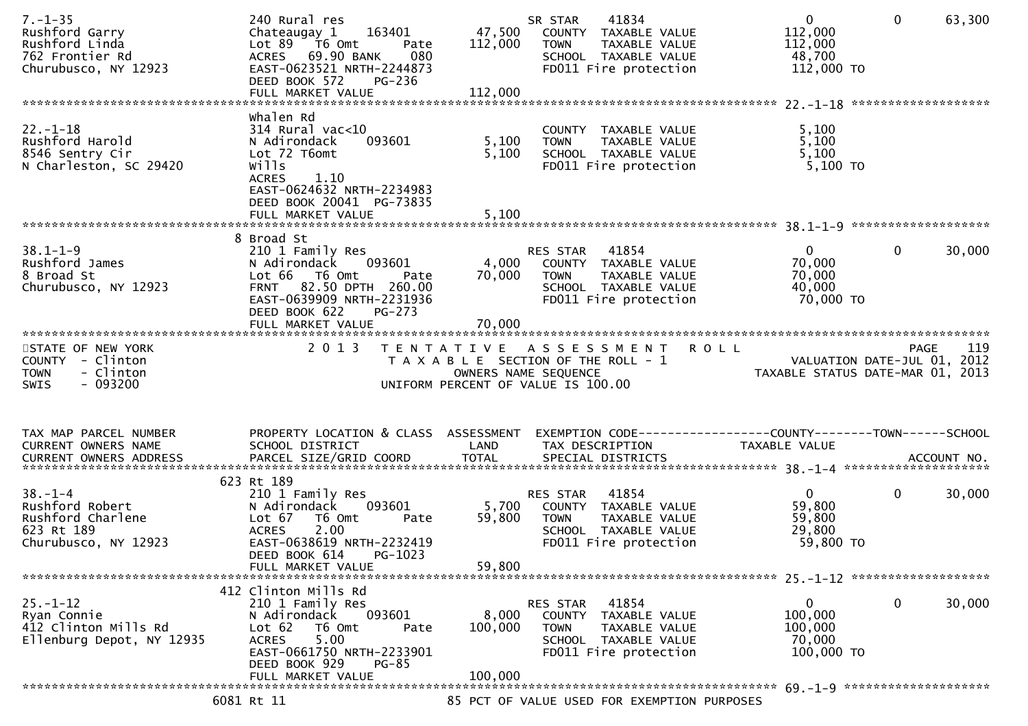| 7.-1-35 | 240 Rural res | | SR STAR 41834 | 0 | 0 | 63,300 |
|---|---|---|---|---|---|---|
| Rushford Garry | Chateaugay 1 163401 | 47,500 | COUNTY TAXABLE VALUE | 112,000 | | |
| Rushford Linda | Lot 89 T6 Omt Pate | 112,000 | TOWN TAXABLE VALUE | 112,000 | | |
| 762 Frontier Rd | ACRES 69.90 BANK 080 | | SCHOOL TAXABLE VALUE | 48,700 | | |
| Churubusco, NY 12923 | EAST-0623521 NRTH-2244873 | | FD011 Fire protection | 112,000 TO | | |
| | DEED BOOK 572 PG-236 | | | | | |
| | FULL MARKET VALUE | 112,000 | | | | |

******************************************************************************************************* 22.-1-18 ******************

| | Whalen Rd | | | | | |
|---|---|---|---|---|---|---|
| 22.-1-18 | 314 Rural vac<10 | | COUNTY TAXABLE VALUE | 5,100 | | |
| Rushford Harold | N Adirondack 093601 | 5,100 | TOWN TAXABLE VALUE | 5,100 | | |
| 8546 Sentry Cir | Lot 72 T6omt | 5,100 | SCHOOL TAXABLE VALUE | 5,100 | | |
| N Charleston, SC 29420 | Wills | | FD011 Fire protection | 5,100 TO | | |
| | ACRES 1.10 | | | | | |
| | EAST-0624632 NRTH-2234983 | | | | | |
| | DEED BOOK 20041 PG-73835 | | | | | |
| | FULL MARKET VALUE | 5,100 | | | | |

******************************************************************************************************* 38.1-1-9 ******************

| | 8 Broad St | | | | | |
|---|---|---|---|---|---|---|
| 38.1-1-9 | 210 1 Family Res | | RES STAR 41854 | 0 | 0 | 30,000 |
| Rushford James | N Adirondack 093601 | 4,000 | COUNTY TAXABLE VALUE | 70,000 | | |
| 8 Broad St | Lot 66 T6 Omt Pate | 70,000 | TOWN TAXABLE VALUE | 70,000 | | |
| Churubusco, NY 12923 | FRNT 82.50 DPTH 260.00 | | SCHOOL TAXABLE VALUE | 40,000 | | |
| | EAST-0639909 NRTH-2231936 | | FD011 Fire protection | 70,000 TO | | |
| | DEED BOOK 622 PG-273 | | | | | |
| | FULL MARKET VALUE | 70,000 | | | | |

STATE OF NEW YORK — 2013 TENTATIVE ASSESSMENT ROLL — PAGE 119
COUNTY - Clinton — TAXABLE SECTION OF THE ROLL - 1 — VALUATION DATE-JUL 01, 2012
TOWN - Clinton — OWNERS NAME SEQUENCE — TAXABLE STATUS DATE-MAR 01, 2013
SWIS - 093200 — UNIFORM PERCENT OF VALUE IS 100.00

| TAX MAP PARCEL NUMBER / CURRENT OWNERS NAME / CURRENT OWNERS ADDRESS | PROPERTY LOCATION & CLASS / SCHOOL DISTRICT / PARCEL SIZE/GRID COORD | ASSESSMENT LAND / TOTAL | EXEMPTION CODE / TAX DESCRIPTION / SPECIAL DISTRICTS | COUNTY TAXABLE VALUE | TOWN | SCHOOL / ACCOUNT NO. |
|---|---|---|---|---|---|---|
| | 623 Rt 189 | | | | | |
| 38.-1-4 | 210 1 Family Res | | RES STAR 41854 | 0 | 0 | 30,000 |
| Rushford Robert | N Adirondack 093601 | 5,700 | COUNTY TAXABLE VALUE | 59,800 | | |
| Rushford Charlene | Lot 67 T6 Omt Pate | 59,800 | TOWN TAXABLE VALUE | 59,800 | | |
| 623 Rt 189 | ACRES 2.00 | | SCHOOL TAXABLE VALUE | 29,800 | | |
| Churubusco, NY 12923 | EAST-0638619 NRTH-2232419 | | FD011 Fire protection | 59,800 TO | | |
| | DEED BOOK 614 PG-1023 | | | | | |
| | FULL MARKET VALUE | 59,800 | | | | |

******************************************************************************************************* 25.-1-12 ******************

| | 412 Clinton Mills Rd | | | | | |
|---|---|---|---|---|---|---|
| 25.-1-12 | 210 1 Family Res | | RES STAR 41854 | 0 | 0 | 30,000 |
| Ryan Connie | N Adirondack 093601 | 8,000 | COUNTY TAXABLE VALUE | 100,000 | | |
| 412 Clinton Mills Rd | Lot 62 T6 Omt Pate | 100,000 | TOWN TAXABLE VALUE | 100,000 | | |
| Ellenburg Depot, NY 12935 | ACRES 5.00 | | SCHOOL TAXABLE VALUE | 70,000 | | |
| | EAST-0661750 NRTH-2233901 | | FD011 Fire protection | 100,000 TO | | |
| | DEED BOOK 929 PG-85 | | | | | |
| | FULL MARKET VALUE | 100,000 | | | | |

******************************************************************************************************* 69.-1-9 ******************

6081 Rt 11 — 85 PCT OF VALUE USED FOR EXEMPTION PURPOSES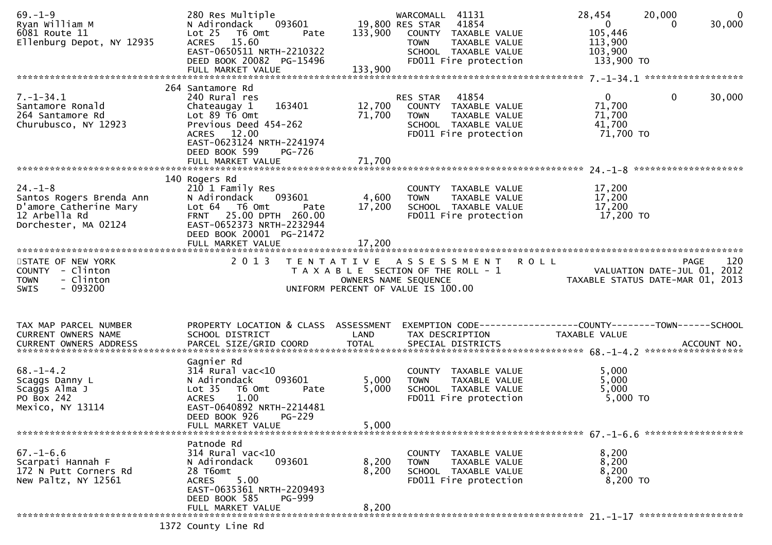```
69.-1-9                     280 Res Multiple                      WARCOMALL  41131                28,454       20,000            0
Ryan William M              N Adirondack    093601         19,800 RES STAR   41854                     0            0       30,000
6081 Route 11               Lot 25   T6 Omt       Pate    133,900    COUNTY  TAXABLE VALUE            105,446
Ellenburg Depot, NY 12935   ACRES   15.60                            TOWN    TAXABLE VALUE            113,900
                            EAST-0650511 NRTH-2210322                SCHOOL  TAXABLE VALUE            103,900
                            DEED BOOK 20082  PG-15496                FD011 Fire protection             133,900 TO
                            FULL MARKET VALUE             133,900
******************************************************************************************************* 7.-1-34.1 ******************
                         264 Santamore Rd
7.-1-34.1                   240 Rural res                         RES STAR   41854                     0            0       30,000
Santamore Ronald            Chateaugay 1     163401        12,700    COUNTY  TAXABLE VALUE             71,700
264 Santamore Rd            Lot 89 T6 Omt                  71,700    TOWN    TAXABLE VALUE             71,700
Churubusco, NY 12923        Previous Deed 454-262                    SCHOOL  TAXABLE VALUE             41,700
                            ACRES   12.00                            FD011 Fire protection              71,700 TO
                            EAST-0623124 NRTH-2241974
                            DEED BOOK 599    PG-726
                            FULL MARKET VALUE              71,700
******************************************************************************************************* 24.-1-8 ********************
                         140 Rogers Rd
24.-1-8                     210 1 Family Res                         COUNTY  TAXABLE VALUE             17,200
Santos Rogers Brenda Ann    N Adirondack    093601          4,600    TOWN    TAXABLE VALUE             17,200
D'amore Catherine Mary      Lot 64   T6 Omt       Pate     17,200    SCHOOL  TAXABLE VALUE             17,200
12 Arbella Rd               FRNT   25.00 DPTH 260.00                 FD011 Fire protection              17,200 TO
Dorchester, MA 02124        EAST-0652373 NRTH-2232944
                            DEED BOOK 20001  PG-21472
                            FULL MARKET VALUE              17,200
************************************************************************************************************************************
STATE OF NEW YORK                2 0 1 3   T E N T A T I V E   A S S E S S M E N T   R O L L                          PAGE    120
COUNTY  - Clinton                           T A X A B L E  SECTION OF THE ROLL - 1                    VALUATION DATE-JUL 01, 2012
TOWN    - Clinton                                   OWNERS NAME SEQUENCE                         TAXABLE STATUS DATE-MAR 01, 2013
SWIS    - 093200                               UNIFORM PERCENT OF VALUE IS 100.00


TAX MAP PARCEL NUMBER       PROPERTY LOCATION & CLASS  ASSESSMENT  EXEMPTION CODE------------------COUNTY--------TOWN------SCHOOL
CURRENT OWNERS NAME         SCHOOL DISTRICT               LAND      TAX DESCRIPTION              TAXABLE VALUE
CURRENT OWNERS ADDRESS      PARCEL SIZE/GRID COORD       TOTAL      SPECIAL DISTRICTS                                  ACCOUNT NO.
******************************************************************************************************* 68.-1-4.2 ******************
                            Gagnier Rd
68.-1-4.2                   314 Rural vac<10                         COUNTY  TAXABLE VALUE              5,000
Scaggs Danny L              N Adirondack    093601          5,000    TOWN    TAXABLE VALUE              5,000
Scaggs Alma J               Lot 35   T6 Omt       Pate      5,000    SCHOOL  TAXABLE VALUE              5,000
PO Box 242                  ACRES    1.00                            FD011 Fire protection               5,000 TO
Mexico, NY 13114            EAST-0640892 NRTH-2214481
                            DEED BOOK 926    PG-229
                            FULL MARKET VALUE               5,000
******************************************************************************************************* 67.-1-6.6 ******************
                            Patnode Rd
67.-1-6.6                   314 Rural vac<10                         COUNTY  TAXABLE VALUE              8,200
Scarpati Hannah F           N Adirondack    093601          8,200    TOWN    TAXABLE VALUE              8,200
172 N Putt Corners Rd       28 T6omt                        8,200    SCHOOL  TAXABLE VALUE              8,200
New Paltz, NY 12561         ACRES    5.00                            FD011 Fire protection               8,200 TO
                            EAST-0635361 NRTH-2209493
                            DEED BOOK 585    PG-999
                            FULL MARKET VALUE               8,200
******************************************************************************************************* 21.-1-17 *******************
                        1372 County Line Rd
```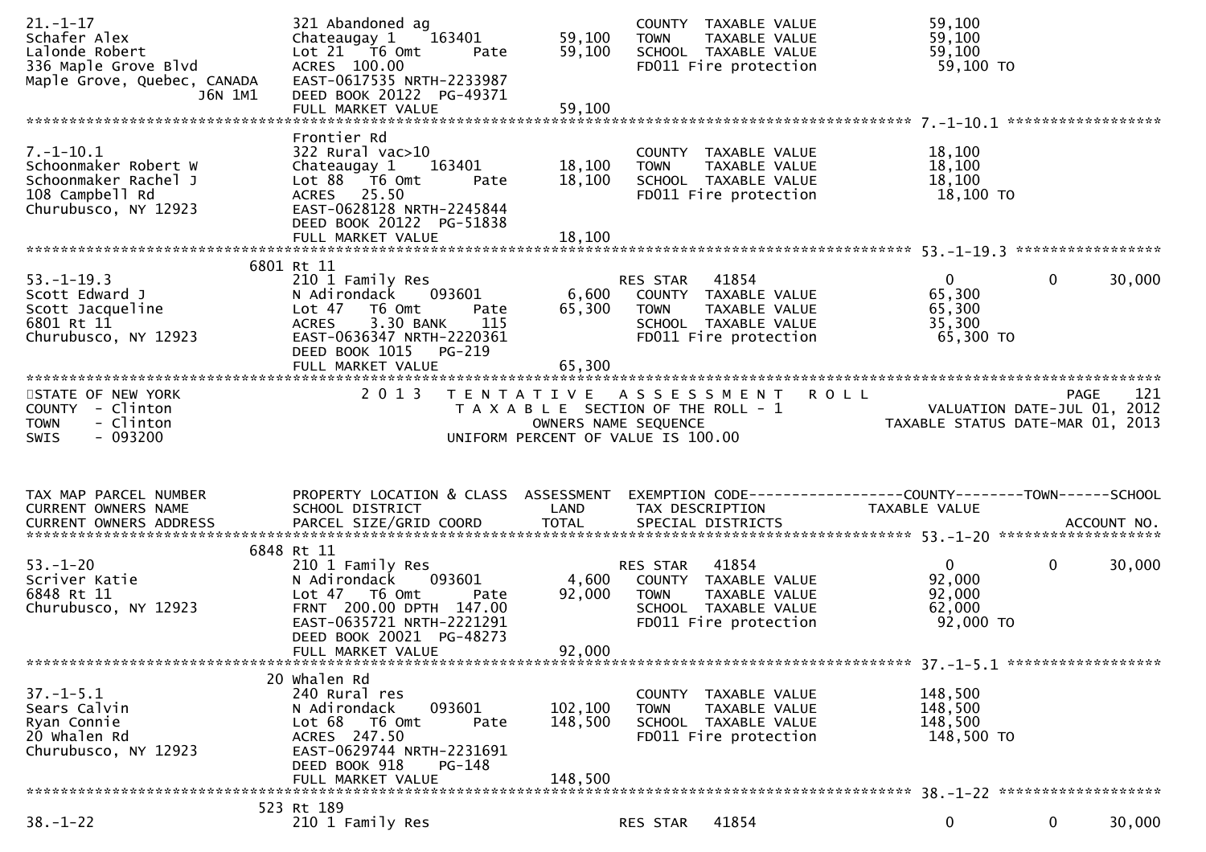```
21.-1-17                       321 Abandoned ag                         COUNTY  TAXABLE VALUE            59,100
Schafer Alex                   Chateaugay 1    163401       59,100      TOWN    TAXABLE VALUE            59,100
Lalonde Robert                 Lot 21  T6 Omt       Pate    59,100      SCHOOL  TAXABLE VALUE            59,100
336 Maple Grove Blvd           ACRES 100.00                             FD011 Fire protection             59,100 TO
Maple Grove, Quebec, CANADA    EAST-0617535 NRTH-2233987
                  J6N 1M1      DEED BOOK 20122  PG-49371
                               FULL MARKET VALUE            59,100
******************************************************************************************************* 7.-1-10.1 ******************
                               Frontier Rd
7.-1-10.1                      322 Rural vac>10                         COUNTY  TAXABLE VALUE            18,100
Schoonmaker Robert W           Chateaugay 1    163401       18,100      TOWN    TAXABLE VALUE            18,100
Schoonmaker Rachel J           Lot 88  T6 Omt       Pate    18,100      SCHOOL  TAXABLE VALUE            18,100
108 Campbell Rd                ACRES  25.50                             FD011 Fire protection             18,100 TO
Churubusco, NY 12923           EAST-0628128 NRTH-2245844
                               DEED BOOK 20122  PG-51838
                               FULL MARKET VALUE            18,100
******************************************************************************************************* 53.-1-19.3 *****************
                          6801 Rt 11
53.-1-19.3                     210 1 Family Res                         RES STAR   41854                  0          0       30,000
Scott Edward J                 N Adirondack    093601        6,600      COUNTY  TAXABLE VALUE            65,300
Scott Jacqueline               Lot 47  T6 Omt       Pate    65,300      TOWN    TAXABLE VALUE            65,300
6801 Rt 11                     ACRES    3.30 BANK    115                SCHOOL  TAXABLE VALUE            35,300
Churubusco, NY 12923           EAST-0636347 NRTH-2220361                FD011 Fire protection             65,300 TO
                               DEED BOOK 1015   PG-219
                               FULL MARKET VALUE            65,300
************************************************************************************************************************************
STATE OF NEW YORK                   2 0 1 3   T E N T A T I V E   A S S E S S M E N T   R O L L                          PAGE    121
COUNTY  - Clinton                          T A X A B L E  SECTION OF THE ROLL - 1                 VALUATION DATE-JUL 01, 2012
TOWN    - Clinton                                 OWNERS NAME SEQUENCE                        TAXABLE STATUS DATE-MAR 01, 2013
SWIS    - 093200                           UNIFORM PERCENT OF VALUE IS 100.00


TAX MAP PARCEL NUMBER          PROPERTY LOCATION & CLASS  ASSESSMENT  EXEMPTION CODE------------------COUNTY--------TOWN------SCHOOL
CURRENT OWNERS NAME            SCHOOL DISTRICT               LAND      TAX DESCRIPTION            TAXABLE VALUE
CURRENT OWNERS ADDRESS         PARCEL SIZE/GRID COORD        TOTAL     SPECIAL DISTRICTS                                 ACCOUNT NO.
******************************************************************************************************* 53.-1-20 *******************
                          6848 Rt 11
53.-1-20                       210 1 Family Res                         RES STAR   41854                  0          0       30,000
Scriver Katie                  N Adirondack    093601        4,600      COUNTY  TAXABLE VALUE            92,000
6848 Rt 11                     Lot 47  T6 Omt       Pate    92,000      TOWN    TAXABLE VALUE            92,000
Churubusco, NY 12923           FRNT 200.00 DPTH 147.00                  SCHOOL  TAXABLE VALUE            62,000
                               EAST-0635721 NRTH-2221291                FD011 Fire protection             92,000 TO
                               DEED BOOK 20021  PG-48273
                               FULL MARKET VALUE            92,000
******************************************************************************************************* 37.-1-5.1 ******************
                            20 Whalen Rd
37.-1-5.1                      240 Rural res                            COUNTY  TAXABLE VALUE           148,500
Sears Calvin                   N Adirondack    093601      102,100      TOWN    TAXABLE VALUE           148,500
Ryan Connie                    Lot 68  T6 Omt       Pate   148,500      SCHOOL  TAXABLE VALUE           148,500
20 Whalen Rd                   ACRES 247.50                             FD011 Fire protection            148,500 TO
Churubusco, NY 12923           EAST-0629744 NRTH-2231691
                               DEED BOOK 918    PG-148
                               FULL MARKET VALUE           148,500
******************************************************************************************************* 38.-1-22 *******************
                           523 Rt 189
38.-1-22                       210 1 Family Res                         RES STAR   41854                  0          0       30,000
```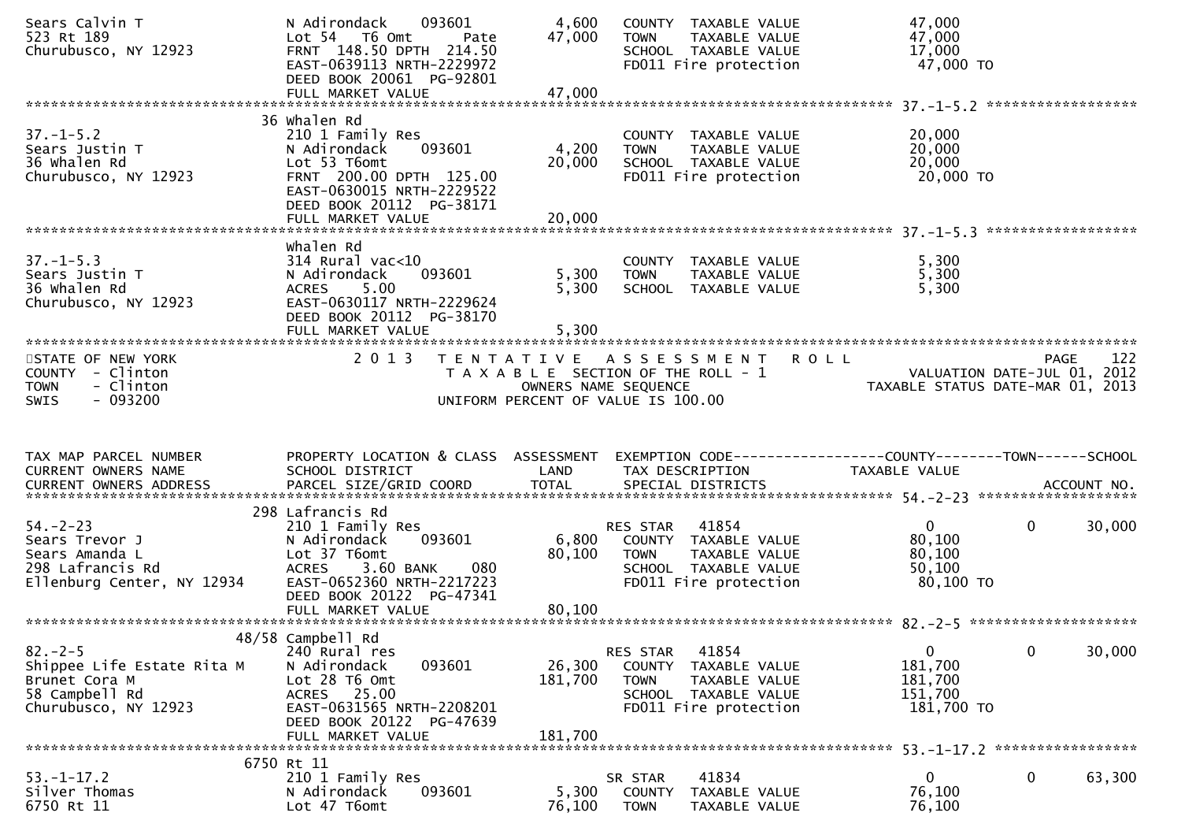```
Sears Calvin T                 N Adirondack    093601          4,600   COUNTY  TAXABLE VALUE              47,000
523 Rt 189                     Lot 54   T6 Omt       Pate     47,000   TOWN    TAXABLE VALUE              47,000
Churubusco, NY 12923           FRNT 148.50 DPTH 214.50                 SCHOOL  TAXABLE VALUE              17,000
                               EAST-0639113 NRTH-2229972               FD011 Fire protection               47,000 TO
                               DEED BOOK 20061  PG-92801
                               FULL MARKET VALUE              47,000
******************************************************************************************************* 37.-1-5.2 ******************
                             36 Whalen Rd
37.-1-5.2                      210 1 Family Res                        COUNTY  TAXABLE VALUE              20,000
Sears Justin T                 N Adirondack    093601          4,200   TOWN    TAXABLE VALUE              20,000
36 Whalen Rd                   Lot 53 T6omt                   20,000   SCHOOL  TAXABLE VALUE              20,000
Churubusco, NY 12923           FRNT 200.00 DPTH 125.00                 FD011 Fire protection               20,000 TO
                               EAST-0630015 NRTH-2229522
                               DEED BOOK 20112  PG-38171
                               FULL MARKET VALUE              20,000
******************************************************************************************************* 37.-1-5.3 ******************
                               Whalen Rd
37.-1-5.3                      314 Rural vac<10                        COUNTY  TAXABLE VALUE               5,300
Sears Justin T                 N Adirondack    093601          5,300   TOWN    TAXABLE VALUE               5,300
36 Whalen Rd                   ACRES    5.00                   5,300   SCHOOL  TAXABLE VALUE               5,300
Churubusco, NY 12923           EAST-0630117 NRTH-2229624
                               DEED BOOK 20112  PG-38170
                               FULL MARKET VALUE               5,300
************************************************************************************************************************************
STATE OF NEW YORK                  2 0 1 3   T E N T A T I V E   A S S E S S M E N T   R O L L                          PAGE    122
COUNTY  - Clinton                            T A X A B L E  SECTION OF THE ROLL - 1                     VALUATION DATE-JUL 01, 2012
TOWN    - Clinton                               OWNERS NAME SEQUENCE                                   TAXABLE STATUS DATE-MAR 01, 2013
SWIS    - 093200                          UNIFORM PERCENT OF VALUE IS 100.00


TAX MAP PARCEL NUMBER          PROPERTY LOCATION & CLASS  ASSESSMENT  EXEMPTION CODE------------------COUNTY--------TOWN------SCHOOL
CURRENT OWNERS NAME            SCHOOL DISTRICT               LAND      TAX DESCRIPTION             TAXABLE VALUE
CURRENT OWNERS ADDRESS         PARCEL SIZE/GRID COORD        TOTAL     SPECIAL DISTRICTS                                   ACCOUNT NO.
******************************************************************************************************* 54.-2-23 *******************
                           298 Lafrancis Rd
54.-2-23                       210 1 Family Res                        RES STAR   41854                   0          0      30,000
Sears Trevor J                 N Adirondack    093601          6,800   COUNTY  TAXABLE VALUE              80,100
Sears Amanda L                 Lot 37 T6omt                   80,100   TOWN    TAXABLE VALUE              80,100
298 Lafrancis Rd               ACRES    3.60 BANK     080              SCHOOL  TAXABLE VALUE              50,100
Ellenburg Center, NY 12934     EAST-0652360 NRTH-2217223               FD011 Fire protection               80,100 TO
                               DEED BOOK 20122  PG-47341
                               FULL MARKET VALUE              80,100
******************************************************************************************************* 82.-2-5 ********************
                           48/58 Campbell Rd
82.-2-5                        240 Rural res                           RES STAR   41854                   0          0      30,000
Shippee Life Estate Rita M     N Adirondack    093601         26,300   COUNTY  TAXABLE VALUE             181,700
Brunet Cora M                  Lot 28 T6 Omt                 181,700   TOWN    TAXABLE VALUE             181,700
58 Campbell Rd                 ACRES   25.00                           SCHOOL  TAXABLE VALUE             151,700
Churubusco, NY 12923           EAST-0631565 NRTH-2208201               FD011 Fire protection              181,700 TO
                               DEED BOOK 20122  PG-47639
                               FULL MARKET VALUE             181,700
******************************************************************************************************* 53.-1-17.2 *****************
                           6750 Rt 11
53.-1-17.2                     210 1 Family Res                        SR STAR    41834                   0          0      63,300
Silver Thomas                  N Adirondack    093601          5,300   COUNTY  TAXABLE VALUE              76,100
6750 Rt 11                     Lot 47 T6omt                   76,100   TOWN    TAXABLE VALUE              76,100
```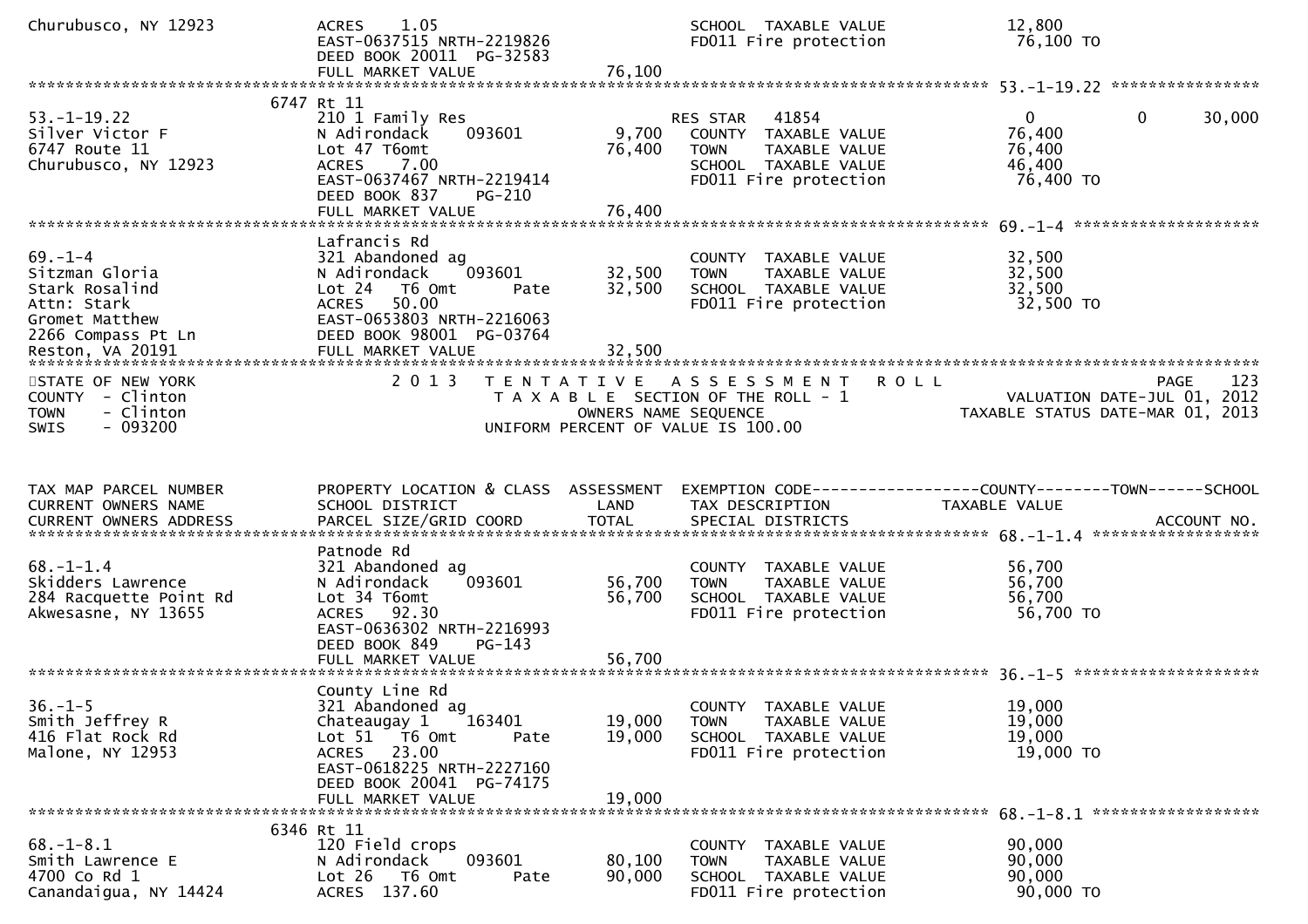```
Churubusco, NY 12923           ACRES    1.05                               SCHOOL  TAXABLE VALUE              12,800
                               EAST-0637515 NRTH-2219826                   FD011 Fire protection               76,100 TO
                               DEED BOOK 20011  PG-32583
                               FULL MARKET VALUE                  76,100
******************************************************************************************************* 53.-1-19.22 ****************
                          6747 Rt 11
53.-1-19.22                    210 1 Family Res                        RES STAR   41854                      0            0       30,000
Silver Victor F                N Adirondack     093601        9,700    COUNTY  TAXABLE VALUE              76,400
6747 Route 11                  Lot 47 T6omt                  76,400    TOWN    TAXABLE VALUE              76,400
Churubusco, NY 12923           ACRES    7.00                           SCHOOL  TAXABLE VALUE              46,400
                               EAST-0637467 NRTH-2219414               FD011 Fire protection               76,400 TO
                               DEED BOOK 837    PG-210
                               FULL MARKET VALUE                  76,400
******************************************************************************************************* 69.-1-4 ********************
                               Lafrancis Rd
69.-1-4                        321 Abandoned ag                        COUNTY  TAXABLE VALUE              32,500
Sitzman Gloria                 N Adirondack     093601       32,500    TOWN    TAXABLE VALUE              32,500
Stark Rosalind                 Lot 24   T6 Omt        Pate   32,500    SCHOOL  TAXABLE VALUE              32,500
Attn: Stark                    ACRES   50.00                           FD011 Fire protection               32,500 TO
Gromet Matthew                 EAST-0653803 NRTH-2216063
2266 Compass Pt Ln             DEED BOOK 98001  PG-03764
Reston, VA 20191               FULL MARKET VALUE                  32,500
************************************************************************************************************************************
STATE OF NEW YORK                 2 0 1 3   T E N T A T I V E   A S S E S S M E N T   R O L L                              PAGE    123
COUNTY  - Clinton                          T A X A B L E  SECTION OF THE ROLL - 1                      VALUATION DATE-JUL 01, 2012
TOWN    - Clinton                                OWNERS NAME SEQUENCE                            TAXABLE STATUS DATE-MAR 01, 2013
SWIS    - 093200                          UNIFORM PERCENT OF VALUE IS 100.00



TAX MAP PARCEL NUMBER          PROPERTY LOCATION & CLASS  ASSESSMENT  EXEMPTION CODE------------------COUNTY--------TOWN------SCHOOL
CURRENT OWNERS NAME            SCHOOL DISTRICT               LAND      TAX DESCRIPTION              TAXABLE VALUE
CURRENT OWNERS ADDRESS         PARCEL SIZE/GRID COORD        TOTAL     SPECIAL DISTRICTS                                  ACCOUNT NO.
******************************************************************************************************* 68.-1-1.4 ******************
                               Patnode Rd
68.-1-1.4                      321 Abandoned ag                        COUNTY  TAXABLE VALUE              56,700
Skidders Lawrence              N Adirondack     093601       56,700    TOWN    TAXABLE VALUE              56,700
284 Racquette Point Rd         Lot 34 T6omt                  56,700    SCHOOL  TAXABLE VALUE              56,700
Akwesasne, NY 13655            ACRES   92.30                           FD011 Fire protection               56,700 TO
                               EAST-0636302 NRTH-2216993
                               DEED BOOK 849    PG-143
                               FULL MARKET VALUE                  56,700
******************************************************************************************************* 36.-1-5 ********************
                               County Line Rd
36.-1-5                        321 Abandoned ag                        COUNTY  TAXABLE VALUE              19,000
Smith Jeffrey R                Chateaugay 1     163401       19,000    TOWN    TAXABLE VALUE              19,000
416 Flat Rock Rd               Lot 51   T6 Omt        Pate   19,000    SCHOOL  TAXABLE VALUE              19,000
Malone, NY 12953               ACRES   23.00                           FD011 Fire protection               19,000 TO
                               EAST-0618225 NRTH-2227160
                               DEED BOOK 20041  PG-74175
                               FULL MARKET VALUE                  19,000
******************************************************************************************************* 68.-1-8.1 ******************
                          6346 Rt 11
68.-1-8.1                      120 Field crops                         COUNTY  TAXABLE VALUE              90,000
Smith Lawrence E               N Adirondack     093601       80,100    TOWN    TAXABLE VALUE              90,000
4700 Co Rd 1                   Lot 26   T6 Omt        Pate   90,000    SCHOOL  TAXABLE VALUE              90,000
Canandaigua, NY 14424          ACRES  137.60                           FD011 Fire protection               90,000 TO
```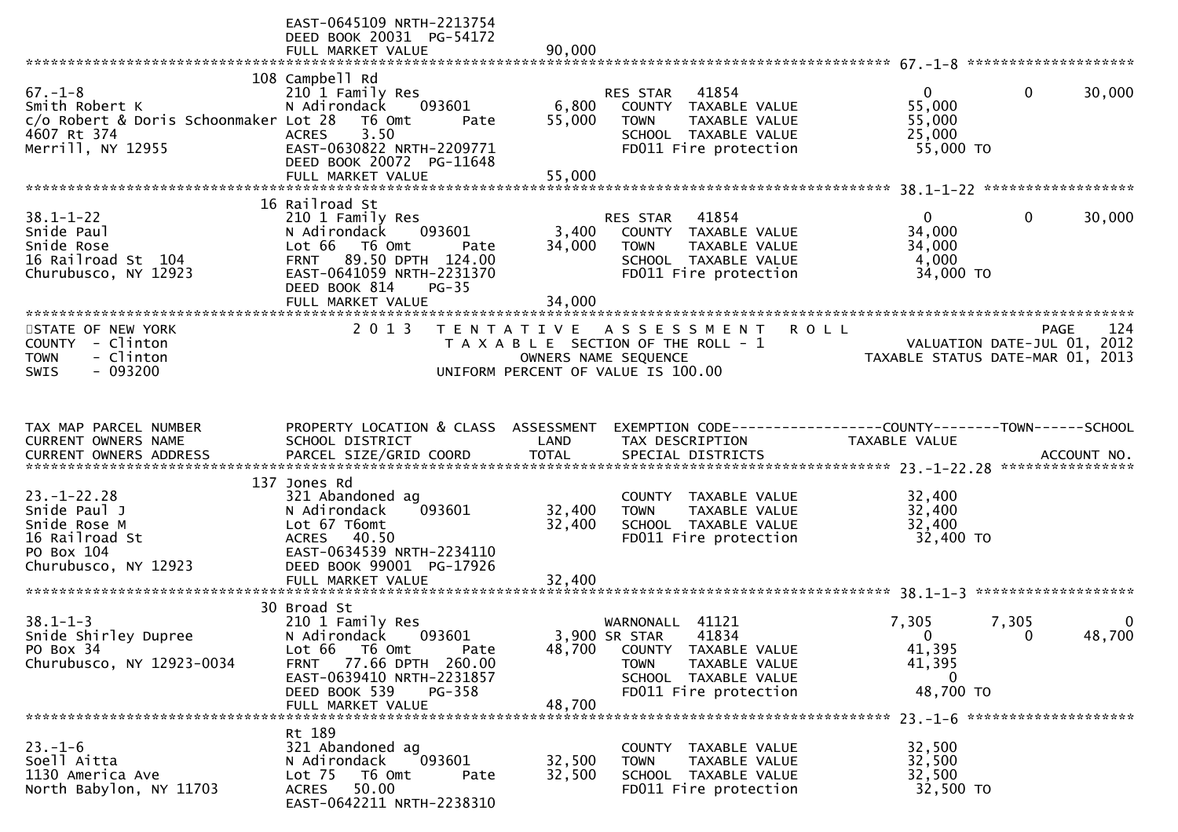EAST-0645109 NRTH-2213754
DEED BOOK 20031 PG-54172
FULL MARKET VALUE 90,000

******************************************************************************************************* 67.-1-8 ********************

```
                            108 Campbell Rd
67.-1-8                     210 1 Family Res                    RES STAR   41854               0             0        30,000
Smith Robert K              N Adirondack    093601       6,800    COUNTY  TAXABLE VALUE          55,000
c/o Robert & Doris Schoonmaker Lot 28   T6 Omt      Pate   55,000    TOWN    TAXABLE VALUE          55,000
4607 Rt 374                 ACRES     3.50                        SCHOOL  TAXABLE VALUE          25,000
Merrill, NY 12955           EAST-0630822 NRTH-2209771             FD011 Fire protection          55,000 TO
                            DEED BOOK 20072  PG-11648
                            FULL MARKET VALUE             55,000
******************************************************************************************************* 38.1-1-22 ******************
                            16 Railroad St
38.1-1-22                   210 1 Family Res                    RES STAR   41854               0             0        30,000
Snide Paul                  N Adirondack    093601       3,400    COUNTY  TAXABLE VALUE          34,000
Snide Rose                  Lot 66   T6 Omt      Pate   34,000    TOWN    TAXABLE VALUE          34,000
16 Railroad St  104         FRNT   89.50 DPTH 124.00              SCHOOL  TAXABLE VALUE           4,000
Churubusco, NY 12923        EAST-0641059 NRTH-2231370             FD011 Fire protection          34,000 TO
                            DEED BOOK 814    PG-35
                            FULL MARKET VALUE             34,000
*******************************************************************************************************
```

STATE OF NEW YORK — 2013 TENTATIVE ASSESSMENT ROLL — PAGE 124
COUNTY - Clinton — TAXABLE SECTION OF THE ROLL - 1 — VALUATION DATE-JUL 01, 2012
TOWN - Clinton — OWNERS NAME SEQUENCE — TAXABLE STATUS DATE-MAR 01, 2013
SWIS - 093200 — UNIFORM PERCENT OF VALUE IS 100.00

```
TAX MAP PARCEL NUMBER       PROPERTY LOCATION & CLASS  ASSESSMENT  EXEMPTION CODE------------------COUNTY--------TOWN------SCHOOL
CURRENT OWNERS NAME         SCHOOL DISTRICT               LAND      TAX DESCRIPTION              TAXABLE VALUE
CURRENT OWNERS ADDRESS      PARCEL SIZE/GRID COORD        TOTAL     SPECIAL DISTRICTS                                  ACCOUNT NO.
******************************************************************************************************* 23.-1-22.28 ****************
                            137 Jones Rd
23.-1-22.28                 321 Abandoned ag                      COUNTY  TAXABLE VALUE          32,400
Snide Paul J                N Adirondack    093601      32,400    TOWN    TAXABLE VALUE          32,400
Snide Rose M                Lot 67 T6omt                32,400    SCHOOL  TAXABLE VALUE          32,400
16 Railroad St              ACRES    40.50                        FD011 Fire protection          32,400 TO
PO Box 104                  EAST-0634539 NRTH-2234110
Churubusco, NY 12923        DEED BOOK 99001  PG-17926
                            FULL MARKET VALUE             32,400
******************************************************************************************************* 38.1-1-3 *******************
                            30 Broad St
38.1-1-3                    210 1 Family Res                    WARNONALL  41121           7,305         7,305             0
Snide Shirley Dupree        N Adirondack    093601       3,900 SR STAR     41834               0             0        48,700
PO Box 34                   Lot 66   T6 Omt      Pate   48,700    COUNTY  TAXABLE VALUE          41,395
Churubusco, NY 12923-0034   FRNT   77.66 DPTH 260.00              TOWN    TAXABLE VALUE          41,395
                            EAST-0639410 NRTH-2231857             SCHOOL  TAXABLE VALUE               0
                            DEED BOOK 539    PG-358               FD011 Fire protection          48,700 TO
                            FULL MARKET VALUE             48,700
******************************************************************************************************* 23.-1-6 ********************
                            Rt 189
23.-1-6                     321 Abandoned ag                      COUNTY  TAXABLE VALUE          32,500
Soell Aitta                 N Adirondack    093601      32,500    TOWN    TAXABLE VALUE          32,500
1130 America Ave            Lot 75   T6 Omt      Pate   32,500    SCHOOL  TAXABLE VALUE          32,500
North Babylon, NY 11703     ACRES    50.00                        FD011 Fire protection          32,500 TO
                            EAST-0642211 NRTH-2238310
```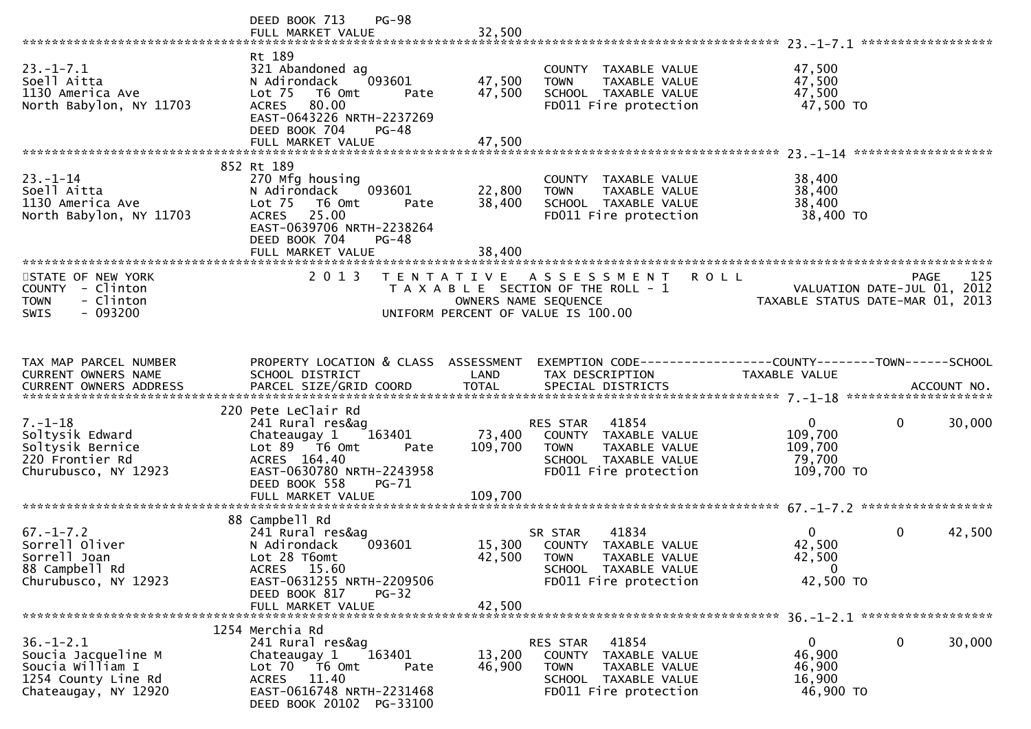DEED BOOK 713 PG-98
FULL MARKET VALUE 32,500

******************************************************************************************************* 23.-1-7.1 ******************

| TAX MAP PARCEL NUMBER / CURRENT OWNERS NAME / CURRENT OWNERS ADDRESS | PROPERTY LOCATION & CLASS / SCHOOL DISTRICT / PARCEL SIZE/GRID COORD | ASSESSMENT LAND | ASSESSMENT TOTAL | EXEMPTION CODE / TAX DESCRIPTION / SPECIAL DISTRICTS | COUNTY TAXABLE VALUE | TOWN | SCHOOL |
|---|---|---|---|---|---|---|---|
| 23.-1-7.1 | Rt 189 | | | | | | |
| Soell Aitta | 321 Abandoned ag | | | COUNTY TAXABLE VALUE | 47,500 | | |
| 1130 America Ave | N Adirondack 093601 | 47,500 | | TOWN TAXABLE VALUE | 47,500 | | |
| North Babylon, NY 11703 | Lot 75 T6 Omt Pate | | 47,500 | SCHOOL TAXABLE VALUE | 47,500 | | |
| | ACRES 80.00 | | | FD011 Fire protection | 47,500 TO | | |
| | EAST-0643226 NRTH-2237269 | | | | | | |
| | DEED BOOK 704 PG-48 | | | | | | |
| | FULL MARKET VALUE | | 47,500 | | | | |

******************************************************************************************************* 23.-1-14 ******************

| TAX MAP PARCEL NUMBER / CURRENT OWNERS NAME / CURRENT OWNERS ADDRESS | PROPERTY LOCATION & CLASS / SCHOOL DISTRICT / PARCEL SIZE/GRID COORD | ASSESSMENT LAND | ASSESSMENT TOTAL | EXEMPTION CODE / TAX DESCRIPTION / SPECIAL DISTRICTS | COUNTY TAXABLE VALUE | TOWN | SCHOOL |
|---|---|---|---|---|---|---|---|
| 23.-1-14 | 852 Rt 189 | | | | | | |
| Soell Aitta | 270 Mfg housing | | | COUNTY TAXABLE VALUE | 38,400 | | |
| 1130 America Ave | N Adirondack 093601 | 22,800 | | TOWN TAXABLE VALUE | 38,400 | | |
| North Babylon, NY 11703 | Lot 75 T6 Omt Pate | | 38,400 | SCHOOL TAXABLE VALUE | 38,400 | | |
| | ACRES 25.00 | | | FD011 Fire protection | 38,400 TO | | |
| | EAST-0639706 NRTH-2238264 | | | | | | |
| | DEED BOOK 704 PG-48 | | | | | | |
| | FULL MARKET VALUE | | 38,400 | | | | |

*******************************************************************************************************

STATE OF NEW YORK
COUNTY - Clinton
TOWN - Clinton
SWIS - 093200

2013 TENTATIVE ASSESSMENT ROLL
TAXABLE SECTION OF THE ROLL - 1
OWNERS NAME SEQUENCE
UNIFORM PERCENT OF VALUE IS 100.00

PAGE 125
VALUATION DATE-JUL 01, 2012
TAXABLE STATUS DATE-MAR 01, 2013

| TAX MAP PARCEL NUMBER / CURRENT OWNERS NAME / CURRENT OWNERS ADDRESS | PROPERTY LOCATION & CLASS / SCHOOL DISTRICT / PARCEL SIZE/GRID COORD | ASSESSMENT LAND | ASSESSMENT TOTAL | EXEMPTION CODE / TAX DESCRIPTION / SPECIAL DISTRICTS | COUNTY TAXABLE VALUE | TOWN | SCHOOL / ACCOUNT NO. |
|---|---|---|---|---|---|---|---|
| 7.-1-18 | 220 Pete LeClair Rd | | | | | | |
| Soltysik Edward | 241 Rural res&ag | | | RES STAR 41854 | 0 | 0 | 30,000 |
| Soltysik Bernice | Chateaugay 1 163401 | 73,400 | | COUNTY TAXABLE VALUE | 109,700 | | |
| 220 Frontier Rd | Lot 89 T6 Omt Pate | | 109,700 | TOWN TAXABLE VALUE | 109,700 | | |
| Churubusco, NY 12923 | ACRES 164.40 | | | SCHOOL TAXABLE VALUE | 79,700 | | |
| | EAST-0630780 NRTH-2243958 | | | FD011 Fire protection | 109,700 TO | | |
| | DEED BOOK 558 PG-71 | | | | | | |
| | FULL MARKET VALUE | | 109,700 | | | | |
| 67.-1-7.2 | 88 Campbell Rd | | | | | | |
| Sorrell Oliver | 241 Rural res&ag | | | SR STAR 41834 | 0 | 0 | 42,500 |
| Sorrell Joan | N Adirondack 093601 | 15,300 | | COUNTY TAXABLE VALUE | 42,500 | | |
| 88 Campbell Rd | Lot 28 T6omt | | 42,500 | TOWN TAXABLE VALUE | 42,500 | | |
| Churubusco, NY 12923 | ACRES 15.60 | | | SCHOOL TAXABLE VALUE | 0 | | |
| | EAST-0631255 NRTH-2209506 | | | FD011 Fire protection | 42,500 TO | | |
| | DEED BOOK 817 PG-32 | | | | | | |
| | FULL MARKET VALUE | | 42,500 | | | | |
| 36.-1-2.1 | 1254 Merchia Rd | | | | | | |
| Soucia Jacqueline M | 241 Rural res&ag | | | RES STAR 41854 | 0 | 0 | 30,000 |
| Soucia William I | Chateaugay 1 163401 | 13,200 | | COUNTY TAXABLE VALUE | 46,900 | | |
| 1254 County Line Rd | Lot 70 T6 Omt Pate | | 46,900 | TOWN TAXABLE VALUE | 46,900 | | |
| Chateaugay, NY 12920 | ACRES 11.40 | | | SCHOOL TAXABLE VALUE | 16,900 | | |
| | EAST-0616748 NRTH-2231468 | | | FD011 Fire protection | 46,900 TO | | |
| | DEED BOOK 20102 PG-33100 | | | | | | |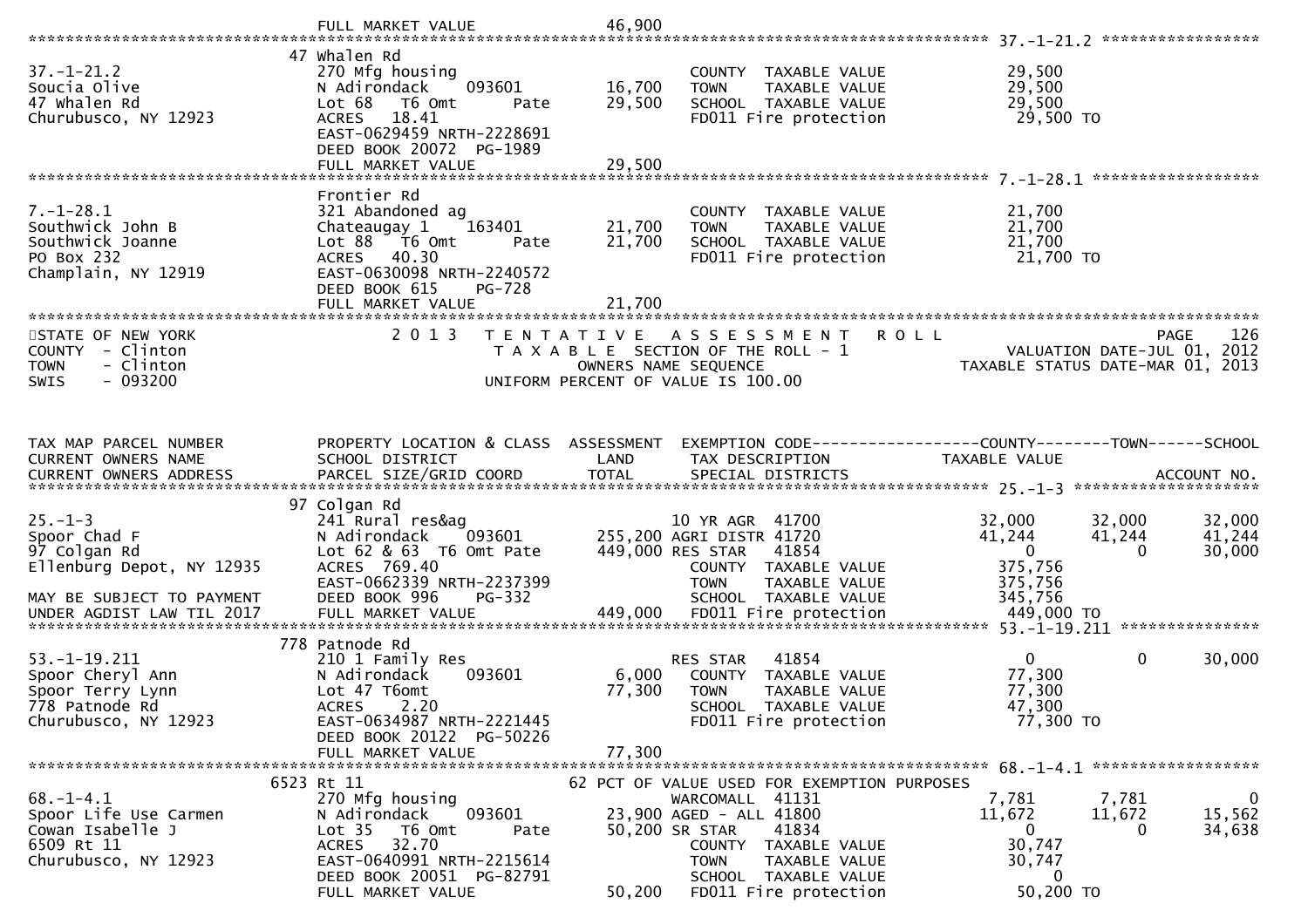FULL MARKET VALUE 46,900

**37.-1-21.2**

```
                              47 Whalen Rd
37.-1-21.2                    270 Mfg housing                        COUNTY  TAXABLE VALUE          29,500
Soucia Olive                  N Adirondack     093601     16,700     TOWN    TAXABLE VALUE          29,500
47 Whalen Rd                  Lot 68   T6 Omt      Pate   29,500     SCHOOL  TAXABLE VALUE          29,500
Churubusco, NY 12923          ACRES   18.41                          FD011 Fire protection           29,500 TO
                              EAST-0629459 NRTH-2228691
                              DEED BOOK 20072  PG-1989
                              FULL MARKET VALUE           29,500
```

**7.-1-28.1**

```
                              Frontier Rd
7.-1-28.1                     321 Abandoned ag                       COUNTY  TAXABLE VALUE          21,700
Southwick John B              Chateaugay 1    163401      21,700     TOWN    TAXABLE VALUE          21,700
Southwick Joanne              Lot 88   T6 Omt      Pate   21,700     SCHOOL  TAXABLE VALUE          21,700
PO Box 232                    ACRES   40.30                          FD011 Fire protection           21,700 TO
Champlain, NY 12919           EAST-0630098 NRTH-2240572
                              DEED BOOK 615    PG-728
                              FULL MARKET VALUE           21,700
```

STATE OF NEW YORK — COUNTY - Clinton — TOWN - Clinton — SWIS - 093200

2 0 1 3 TENTATIVE ASSESSMENT ROLL — TAXABLE SECTION OF THE ROLL - 1 — OWNERS NAME SEQUENCE — UNIFORM PERCENT OF VALUE IS 100.00

PAGE 126 — VALUATION DATE-JUL 01, 2012 — TAXABLE STATUS DATE-MAR 01, 2013

```
TAX MAP PARCEL NUMBER         PROPERTY LOCATION & CLASS  ASSESSMENT  EXEMPTION CODE------------------COUNTY--------TOWN------SCHOOL
CURRENT OWNERS NAME           SCHOOL DISTRICT               LAND     TAX DESCRIPTION            TAXABLE VALUE
CURRENT OWNERS ADDRESS        PARCEL SIZE/GRID COORD        TOTAL    SPECIAL DISTRICTS                                    ACCOUNT NO.
```

**25.-1-3**

```
                              97 Colgan Rd
25.-1-3                       241 Rural res&ag                       10 YR AGR  41700            32,000       32,000       32,000
Spoor Chad F                  N Adirondack     093601    255,200 AGRI DISTR 41720            41,244       41,244       41,244
97 Colgan Rd                  Lot 62 & 63  T6 Omt Pate   449,000 RES STAR   41854                 0            0       30,000
Ellenburg Depot, NY 12935     ACRES  769.40                          COUNTY  TAXABLE VALUE         375,756
                              EAST-0662339 NRTH-2237399              TOWN    TAXABLE VALUE         375,756
MAY BE SUBJECT TO PAYMENT     DEED BOOK 996    PG-332                SCHOOL  TAXABLE VALUE         345,756
UNDER AGDIST LAW TIL 2017     FULL MARKET VALUE          449,000     FD011 Fire protection          449,000 TO
```

**53.-1-19.211**

```
                              778 Patnode Rd
53.-1-19.211                  210 1 Family Res                       RES STAR   41854                 0            0       30,000
Spoor Cheryl Ann              N Adirondack     093601      6,000     COUNTY  TAXABLE VALUE          77,300
Spoor Terry Lynn              Lot 47 T6omt                77,300     TOWN    TAXABLE VALUE          77,300
778 Patnode Rd                ACRES    2.20                          SCHOOL  TAXABLE VALUE          47,300
Churubusco, NY 12923          EAST-0634987 NRTH-2221445              FD011 Fire protection           77,300 TO
                              DEED BOOK 20122  PG-50226
                              FULL MARKET VALUE           77,300
```

**68.-1-4.1**

```
                              6523 Rt 11                  62 PCT OF VALUE USED FOR EXEMPTION PURPOSES
68.-1-4.1                     270 Mfg housing                        WARCOMALL  41131             7,781        7,781            0
Spoor Life Use Carmen         N Adirondack     093601     23,900 AGED - ALL 41800            11,672       11,672       15,562
Cowan Isabelle J              Lot 35   T6 Omt      Pate   50,200 SR STAR    41834                 0            0       34,638
6509 Rt 11                    ACRES   32.70                          COUNTY  TAXABLE VALUE          30,747
Churubusco, NY 12923          EAST-0640991 NRTH-2215614              TOWN    TAXABLE VALUE          30,747
                              DEED BOOK 20051  PG-82791              SCHOOL  TAXABLE VALUE               0
                              FULL MARKET VALUE           50,200     FD011 Fire protection           50,200 TO
```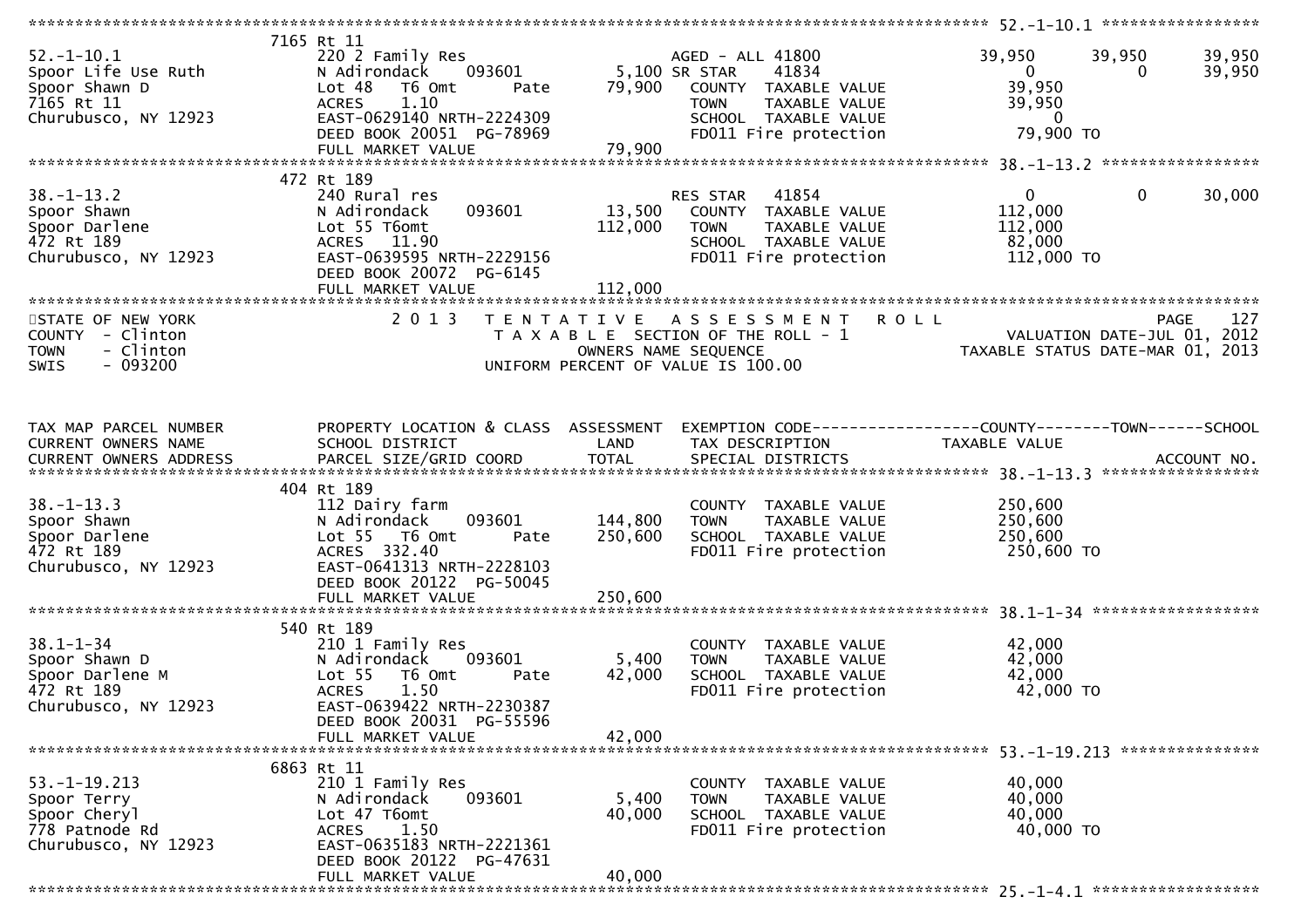```
******************************************************************************************************* 52.-1-10.1 *****************
                    7165 Rt 11
52.-1-10.1           220 2 Family Res                    AGED - ALL 41800               39,950      39,950      39,950
Spoor Life Use Ruth  N Adirondack    093601       5,100 SR STAR    41834                    0           0      39,950
Spoor Shawn D        Lot 48   T6 Omt      Pate   79,900   COUNTY  TAXABLE VALUE          39,950
7165 Rt 11           ACRES    1.10                        TOWN    TAXABLE VALUE          39,950
Churubusco, NY 12923 EAST-0629140 NRTH-2224309            SCHOOL  TAXABLE VALUE               0
                     DEED BOOK 20051  PG-78969            FD011 Fire protection          79,900 TO
                     FULL MARKET VALUE            79,900
******************************************************************************************************* 38.-1-13.2 *****************
                    472 Rt 189
38.-1-13.2           240 Rural res                       RES STAR   41854                    0           0      30,000
Spoor Shawn          N Adirondack    093601      13,500   COUNTY  TAXABLE VALUE         112,000
Spoor Darlene        Lot 55 T6omt               112,000   TOWN    TAXABLE VALUE         112,000
472 Rt 189           ACRES   11.90                        SCHOOL  TAXABLE VALUE          82,000
Churubusco, NY 12923 EAST-0639595 NRTH-2229156            FD011 Fire protection         112,000 TO
                     DEED BOOK 20072  PG-6145
                     FULL MARKET VALUE           112,000
************************************************************************************************************************************
STATE OF NEW YORK              2 0 1 3   T E N T A T I V E   A S S E S S M E N T   R O L L                               PAGE    127
COUNTY  - Clinton                        T A X A B L E SECTION OF THE ROLL - 1                      VALUATION DATE-JUL 01, 2012
TOWN    - Clinton                                OWNERS NAME SEQUENCE                              TAXABLE STATUS DATE-MAR 01, 2013
SWIS    - 093200                          UNIFORM PERCENT OF VALUE IS 100.00


TAX MAP PARCEL NUMBER      PROPERTY LOCATION & CLASS  ASSESSMENT  EXEMPTION CODE------------------COUNTY--------TOWN------SCHOOL
CURRENT OWNERS NAME        SCHOOL DISTRICT               LAND      TAX DESCRIPTION            TAXABLE VALUE
CURRENT OWNERS ADDRESS     PARCEL SIZE/GRID COORD       TOTAL      SPECIAL DISTRICTS                                   ACCOUNT NO.
******************************************************************************************************* 38.-1-13.3 *****************
                    404 Rt 189
38.-1-13.3           112 Dairy farm                           COUNTY  TAXABLE VALUE         250,600
Spoor Shawn          N Adirondack    093601     144,800   TOWN    TAXABLE VALUE         250,600
Spoor Darlene        Lot 55   T6 Omt      Pate  250,600   SCHOOL  TAXABLE VALUE         250,600
472 Rt 189           ACRES  332.40                        FD011 Fire protection         250,600 TO
Churubusco, NY 12923 EAST-0641313 NRTH-2228103
                     DEED BOOK 20122  PG-50045
                     FULL MARKET VALUE           250,600
******************************************************************************************************* 38.1-1-34 ******************
                    540 Rt 189
38.1-1-34            210 1 Family Res                         COUNTY  TAXABLE VALUE          42,000
Spoor Shawn D        N Adirondack    093601       5,400   TOWN    TAXABLE VALUE          42,000
Spoor Darlene M      Lot 55   T6 Omt      Pate   42,000   SCHOOL  TAXABLE VALUE          42,000
472 Rt 189           ACRES    1.50                        FD011 Fire protection          42,000 TO
Churubusco, NY 12923 EAST-0639422 NRTH-2230387
                     DEED BOOK 20031  PG-55596
                     FULL MARKET VALUE            42,000
******************************************************************************************************* 53.-1-19.213 ***************
                    6863 Rt 11
53.-1-19.213         210 1 Family Res                         COUNTY  TAXABLE VALUE          40,000
Spoor Terry          N Adirondack    093601       5,400   TOWN    TAXABLE VALUE          40,000
Spoor Cheryl         Lot 47 T6omt                40,000   SCHOOL  TAXABLE VALUE          40,000
778 Patnode Rd       ACRES    1.50                        FD011 Fire protection          40,000 TO
Churubusco, NY 12923 EAST-0635183 NRTH-2221361
                     DEED BOOK 20122  PG-47631
                     FULL MARKET VALUE            40,000
******************************************************************************************************* 25.-1-4.1 ******************
```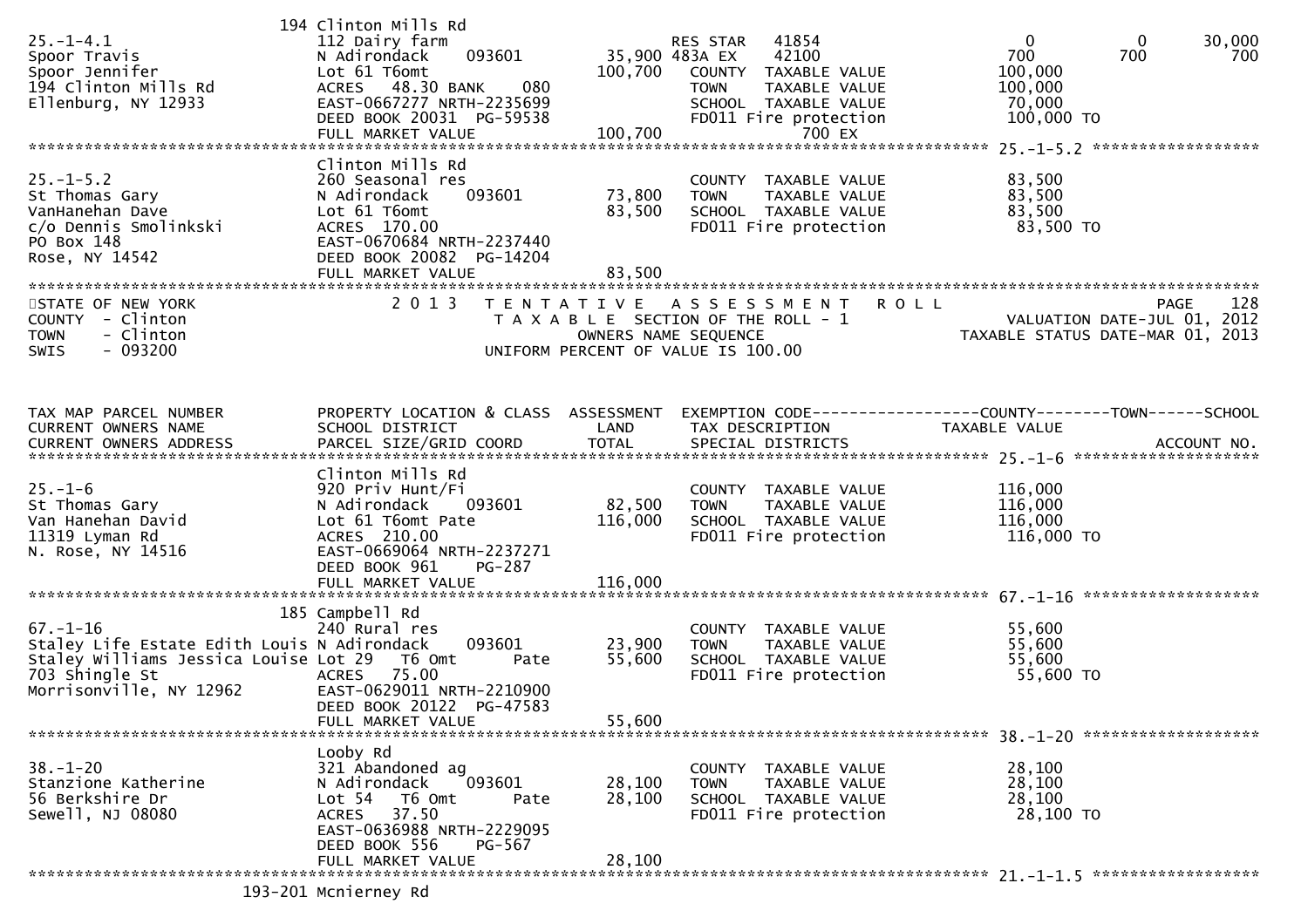```
                             194 Clinton Mills Rd
25.-1-4.1                    112 Dairy farm                         RES STAR    41854                    0            0        30,000
Spoor Travis                 N Adirondack      093601       35,900 483A EX      42100                  700          700           700
Spoor Jennifer               Lot 61 T6omt                  100,700    COUNTY  TAXABLE VALUE            100,000
194 Clinton Mills Rd         ACRES   48.30 BANK     080               TOWN    TAXABLE VALUE            100,000
Ellenburg, NY 12933          EAST-0667277 NRTH-2235699                SCHOOL  TAXABLE VALUE             70,000
                             DEED BOOK 20031  PG-59538                FD011 Fire protection             100,000 TO
                             FULL MARKET VALUE             100,700                        700 EX
******************************************************************************************************* 25.-1-5.2 ******************
                             Clinton Mills Rd
25.-1-5.2                    260 Seasonal res                         COUNTY  TAXABLE VALUE             83,500
St Thomas Gary               N Adirondack      093601       73,800    TOWN    TAXABLE VALUE             83,500
VanHanehan Dave              Lot 61 T6omt                   83,500    SCHOOL  TAXABLE VALUE             83,500
c/o Dennis Smolinkski        ACRES  170.00                            FD011 Fire protection              83,500 TO
PO Box 148                   EAST-0670684 NRTH-2237440
Rose, NY 14542               DEED BOOK 20082  PG-14204
                             FULL MARKET VALUE              83,500
************************************************************************************************************************************
STATE OF NEW YORK                 2 0 1 3   T E N T A T I V E   A S S E S S M E N T   R O L L                          PAGE    128
COUNTY  - Clinton                           T A X A B L E  SECTION OF THE ROLL - 1                    VALUATION DATE-JUL 01, 2012
TOWN    - Clinton                                 OWNERS NAME SEQUENCE                           TAXABLE STATUS DATE-MAR 01, 2013
SWIS    - 093200                           UNIFORM PERCENT OF VALUE IS 100.00


TAX MAP PARCEL NUMBER          PROPERTY LOCATION & CLASS  ASSESSMENT  EXEMPTION CODE------------------COUNTY--------TOWN------SCHOOL
CURRENT OWNERS NAME            SCHOOL DISTRICT               LAND     TAX DESCRIPTION               TAXABLE VALUE
CURRENT OWNERS ADDRESS         PARCEL SIZE/GRID COORD        TOTAL    SPECIAL DISTRICTS                                  ACCOUNT NO.
******************************************************************************************************* 25.-1-6 ********************
                             Clinton Mills Rd
25.-1-6                      920 Priv Hunt/Fi                         COUNTY  TAXABLE VALUE            116,000
St Thomas Gary               N Adirondack      093601       82,500    TOWN    TAXABLE VALUE            116,000
Van Hanehan David            Lot 61 T6omt Pate             116,000    SCHOOL  TAXABLE VALUE            116,000
11319 Lyman Rd               ACRES  210.00                            FD011 Fire protection             116,000 TO
N. Rose, NY 14516            EAST-0669064 NRTH-2237271
                             DEED BOOK 961     PG-287
                             FULL MARKET VALUE             116,000
******************************************************************************************************* 67.-1-16 *******************
                             185 Campbell Rd
67.-1-16                     240 Rural res                            COUNTY  TAXABLE VALUE             55,600
Staley Life Estate Edith Louis N Adirondack    093601       23,900    TOWN    TAXABLE VALUE             55,600
Staley Williams Jessica Louise Lot 29   T6 Omt      Pate    55,600    SCHOOL  TAXABLE VALUE             55,600
703 Shingle St               ACRES   75.00                            FD011 Fire protection              55,600 TO
Morrisonville, NY 12962      EAST-0629011 NRTH-2210900
                             DEED BOOK 20122  PG-47583
                             FULL MARKET VALUE              55,600
******************************************************************************************************* 38.-1-20 *******************
                             Looby Rd
38.-1-20                     321 Abandoned ag                         COUNTY  TAXABLE VALUE             28,100
Stanzione Katherine          N Adirondack      093601       28,100    TOWN    TAXABLE VALUE             28,100
56 Berkshire Dr              Lot 54   T6 Omt      Pate      28,100    SCHOOL  TAXABLE VALUE             28,100
Sewell, NJ 08080             ACRES   37.50                            FD011 Fire protection              28,100 TO
                             EAST-0636988 NRTH-2229095
                             DEED BOOK 556     PG-567
                             FULL MARKET VALUE              28,100
******************************************************************************************************* 21.-1-1.5 ******************
                             193-201 Mcnierney Rd
```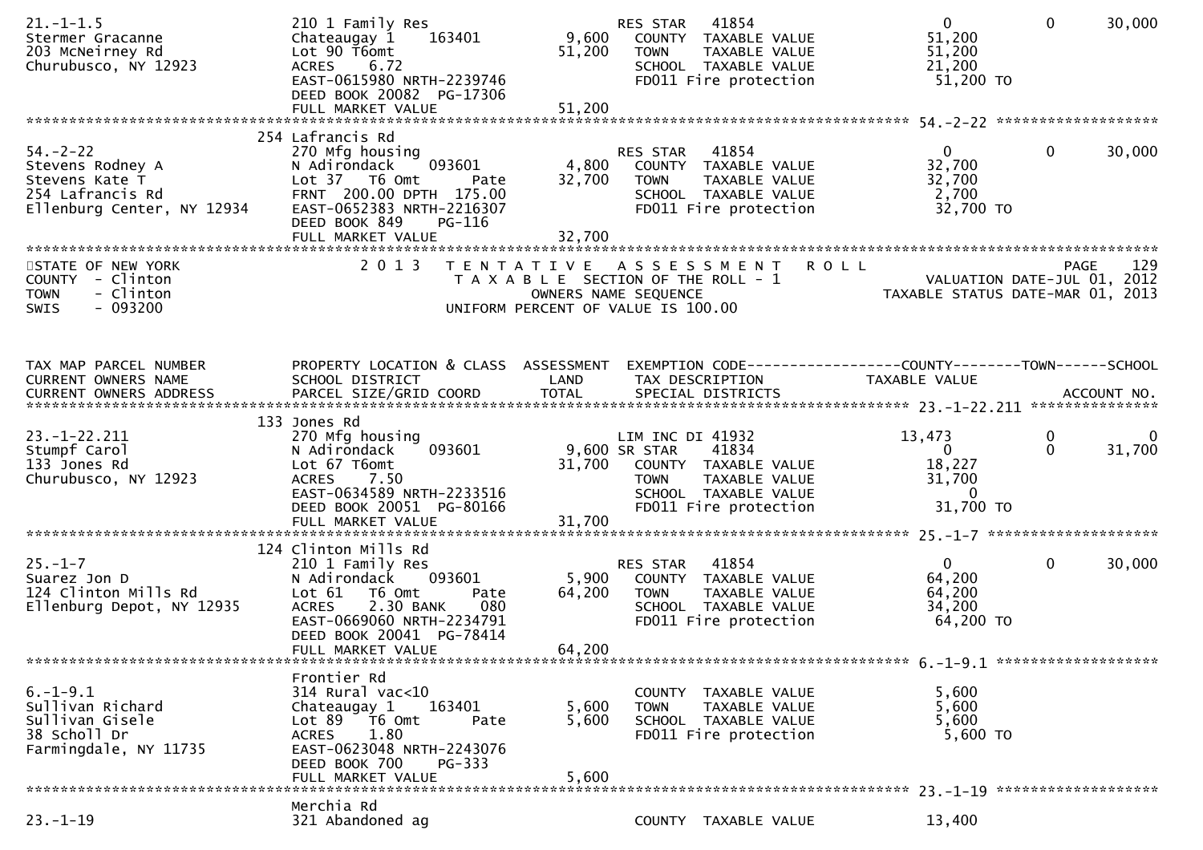```
21.-1-1.5                      210 1 Family Res                        RES STAR   41854                    0            0      30,000
Stermer Gracanne               Chateaugay 1     163401          9,600   COUNTY  TAXABLE VALUE            51,200
203 McNeirney Rd               Lot 90 T6omt                    51,200   TOWN    TAXABLE VALUE            51,200
Churubusco, NY 12923           ACRES    6.72                            SCHOOL  TAXABLE VALUE            21,200
                               EAST-0615980 NRTH-2239746                FD011 Fire protection            51,200 TO
                               DEED BOOK 20082  PG-17306
                               FULL MARKET VALUE               51,200
******************************************************************************************************* 54.-2-22 ******************
                               254 Lafrancis Rd
54.-2-22                       270 Mfg housing                         RES STAR   41854                    0            0      30,000
Stevens Rodney A               N Adirondack     093601          4,800   COUNTY  TAXABLE VALUE            32,700
Stevens Kate T                 Lot 37   T6 Omt        Pate     32,700   TOWN    TAXABLE VALUE            32,700
254 Lafrancis Rd               FRNT  200.00 DPTH  175.00                SCHOOL  TAXABLE VALUE             2,700
Ellenburg Center, NY 12934     EAST-0652383 NRTH-2216307                FD011 Fire protection            32,700 TO
                               DEED BOOK 849    PG-116
                               FULL MARKET VALUE               32,700
************************************************************************************************************************************
STATE OF NEW YORK                2 0 1 3   T E N T A T I V E   A S S E S S M E N T   R O L L                              PAGE    129
COUNTY  - Clinton                         T A X A B L E  SECTION OF THE ROLL - 1                      VALUATION DATE-JUL 01, 2012
TOWN    - Clinton                                OWNERS NAME SEQUENCE                              TAXABLE STATUS DATE-MAR 01, 2013
SWIS    - 093200                          UNIFORM PERCENT OF VALUE IS 100.00


TAX MAP PARCEL NUMBER          PROPERTY LOCATION & CLASS  ASSESSMENT  EXEMPTION CODE------------------COUNTY--------TOWN------SCHOOL
CURRENT OWNERS NAME            SCHOOL DISTRICT               LAND      TAX DESCRIPTION                  TAXABLE VALUE
CURRENT OWNERS ADDRESS         PARCEL SIZE/GRID COORD        TOTAL     SPECIAL DISTRICTS                                    ACCOUNT NO.
******************************************************************************************************* 23.-1-22.211 ***************
                               133 Jones Rd
23.-1-22.211                   270 Mfg housing                         LIM INC DI 41932                13,473            0           0
Stumpf Carol                   N Adirondack     093601          9,600 SR STAR    41834                    0            0      31,700
133 Jones Rd                   Lot 67 T6omt                    31,700   COUNTY  TAXABLE VALUE            18,227
Churubusco, NY 12923           ACRES    7.50                            TOWN    TAXABLE VALUE            31,700
                               EAST-0634589 NRTH-2233516                SCHOOL  TAXABLE VALUE                 0
                               DEED BOOK 20051  PG-80166                FD011 Fire protection            31,700 TO
                               FULL MARKET VALUE               31,700
******************************************************************************************************* 25.-1-7 *******************
                               124 Clinton Mills Rd
25.-1-7                        210 1 Family Res                        RES STAR   41854                    0            0      30,000
Suarez Jon D                   N Adirondack     093601          5,900   COUNTY  TAXABLE VALUE            64,200
124 Clinton Mills Rd           Lot 61   T6 Omt        Pate     64,200   TOWN    TAXABLE VALUE            64,200
Ellenburg Depot, NY 12935      ACRES    2.30 BANK     080               SCHOOL  TAXABLE VALUE            34,200
                               EAST-0669060 NRTH-2234791                FD011 Fire protection            64,200 TO
                               DEED BOOK 20041  PG-78414
                               FULL MARKET VALUE               64,200
******************************************************************************************************* 6.-1-9.1 ******************
                               Frontier Rd
6.-1-9.1                       314 Rural vac<10                         COUNTY  TAXABLE VALUE             5,600
Sullivan Richard               Chateaugay 1     163401          5,600   TOWN    TAXABLE VALUE             5,600
Sullivan Gisele                Lot 89   T6 Omt        Pate      5,600   SCHOOL  TAXABLE VALUE             5,600
38 Scholl Dr                   ACRES    1.80                            FD011 Fire protection             5,600 TO
Farmingdale, NY 11735          EAST-0623048 NRTH-2243076
                               DEED BOOK 700    PG-333
                               FULL MARKET VALUE                5,600
******************************************************************************************************* 23.-1-19 ******************
                               Merchia Rd
23.-1-19                       321 Abandoned ag                         COUNTY  TAXABLE VALUE            13,400
```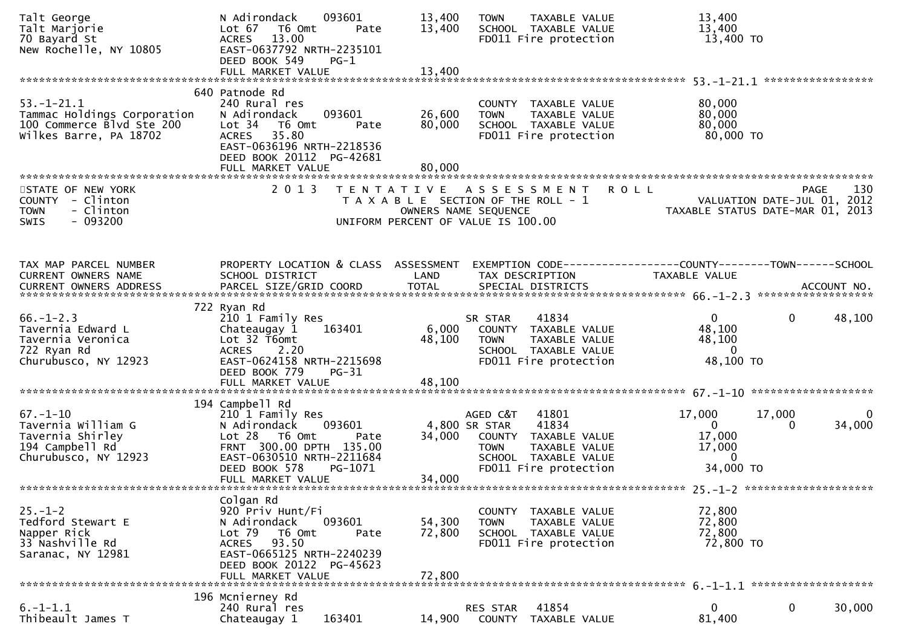```
Talt George                    N Adirondack    093601       13,400   TOWN    TAXABLE VALUE          13,400
Talt Marjorie                  Lot 67   T6 Omt      Pate   13,400   SCHOOL  TAXABLE VALUE          13,400
70 Bayard St                   ACRES   13.00                         FD011 Fire protection           13,400 TO
New Rochelle, NY 10805         EAST-0637792 NRTH-2235101
                               DEED BOOK 549    PG-1
                               FULL MARKET VALUE             13,400
******************************************************************************************************* 53.-1-21.1 *****************
                           640 Patnode Rd
53.-1-21.1                     240 Rural res                         COUNTY  TAXABLE VALUE          80,000
Tammac Holdings Corporation    N Adirondack    093601       26,600   TOWN    TAXABLE VALUE          80,000
100 Commerce Blvd Ste 200      Lot 34   T6 Omt      Pate   80,000   SCHOOL  TAXABLE VALUE          80,000
Wilkes Barre, PA 18702         ACRES   35.80                         FD011 Fire protection           80,000 TO
                               EAST-0636196 NRTH-2218536
                               DEED BOOK 20112  PG-42681
                               FULL MARKET VALUE             80,000
*******************************************************************************************************************************
STATE OF NEW YORK                  2 0 1 3   T E N T A T I V E   A S S E S S M E N T   R O L L                      PAGE    130
COUNTY  - Clinton                           T A X A B L E  SECTION OF THE ROLL - 1                 VALUATION DATE-JUL 01, 2012
TOWN    - Clinton                                  OWNERS NAME SEQUENCE                         TAXABLE STATUS DATE-MAR 01, 2013
SWIS    - 093200                              UNIFORM PERCENT OF VALUE IS 100.00


TAX MAP PARCEL NUMBER          PROPERTY LOCATION & CLASS  ASSESSMENT  EXEMPTION CODE------------------COUNTY--------TOWN------SCHOOL
CURRENT OWNERS NAME            SCHOOL DISTRICT               LAND      TAX DESCRIPTION             TAXABLE VALUE
CURRENT OWNERS ADDRESS         PARCEL SIZE/GRID COORD        TOTAL     SPECIAL DISTRICTS                                    ACCOUNT NO.
******************************************************************************************************* 66.-1-2.3 ******************
                           722 Ryan Rd
66.-1-2.3                      210 1 Family Res                      SR STAR     41834                0            0        48,100
Tavernia Edward L              Chateaugay 1    163401        6,000   COUNTY  TAXABLE VALUE          48,100
Tavernia Veronica              Lot 32 T6omt                 48,100   TOWN    TAXABLE VALUE          48,100
722 Ryan Rd                    ACRES    2.20                         SCHOOL  TAXABLE VALUE               0
Churubusco, NY 12923           EAST-0624158 NRTH-2215698             FD011 Fire protection           48,100 TO
                               DEED BOOK 779    PG-31
                               FULL MARKET VALUE             48,100
******************************************************************************************************* 67.-1-10 *******************
                           194 Campbell Rd
67.-1-10                       210 1 Family Res                      AGED C&T    41801           17,000       17,000             0
Tavernia William G             N Adirondack    093601        4,800 SR STAR     41834                0            0        34,000
Tavernia Shirley               Lot 28   T6 Omt      Pate   34,000   COUNTY  TAXABLE VALUE          17,000
194 Campbell Rd                FRNT 300.00 DPTH 135.00               TOWN    TAXABLE VALUE          17,000
Churubusco, NY 12923           EAST-0630510 NRTH-2211684             SCHOOL  TAXABLE VALUE               0
                               DEED BOOK 578    PG-1071              FD011 Fire protection           34,000 TO
                               FULL MARKET VALUE             34,000
******************************************************************************************************* 25.-1-2 ********************
                               Colgan Rd
25.-1-2                        920 Priv Hunt/Fi                      COUNTY  TAXABLE VALUE          72,800
Tedford Stewart E              N Adirondack    093601       54,300   TOWN    TAXABLE VALUE          72,800
Napper Rick                    Lot 79   T6 Omt      Pate   72,800   SCHOOL  TAXABLE VALUE          72,800
33 Nashville Rd                ACRES   93.50                         FD011 Fire protection           72,800 TO
Saranac, NY 12981              EAST-0665125 NRTH-2240239
                               DEED BOOK 20122  PG-45623
                               FULL MARKET VALUE             72,800
******************************************************************************************************* 6.-1-1.1 *******************
                           196 Mcnierney Rd
6.-1-1.1                       240 Rural res                         RES STAR    41854                0            0        30,000
Thibeault James T              Chateaugay 1    163401       14,900   COUNTY  TAXABLE VALUE          81,400
```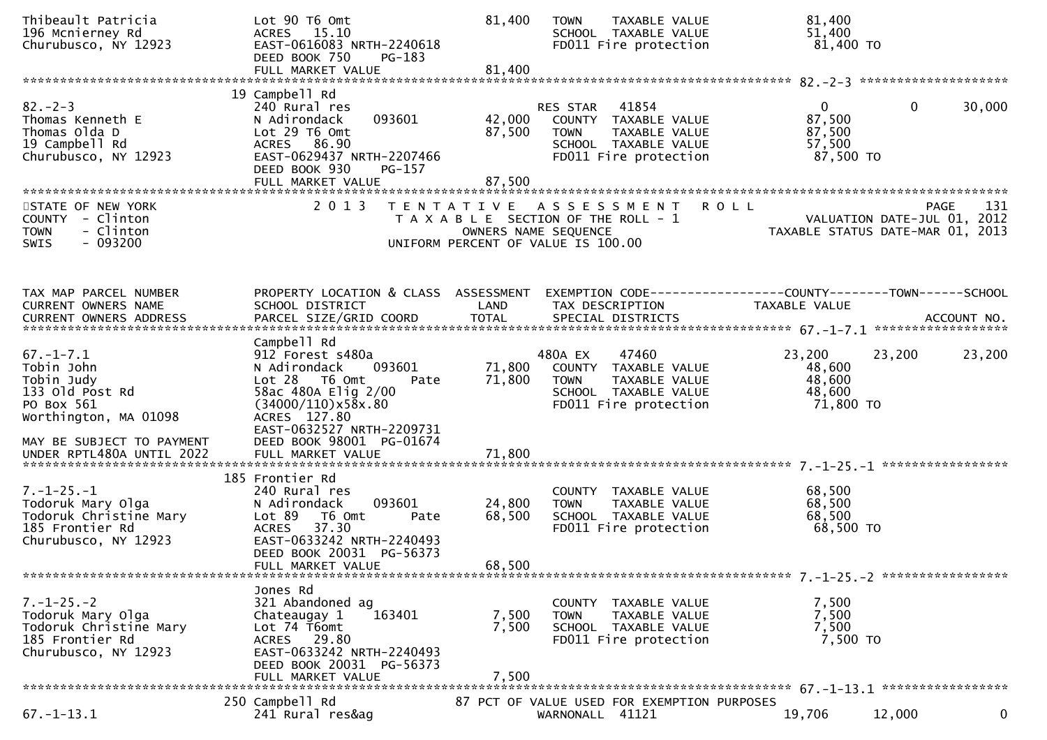```
Thibeault Patricia            Lot 90 T6 Omt                   81,400   TOWN    TAXABLE VALUE             81,400
196 Mcnierney Rd              ACRES  15.10                             SCHOOL  TAXABLE VALUE             51,400
Churubusco, NY 12923          EAST-0616083 NRTH-2240618                FD011 Fire protection              81,400 TO
                              DEED BOOK 750    PG-183
                              FULL MARKET VALUE               81,400
******************************************************************************************************* 82.-2-3 ********************
                            19 Campbell Rd
82.-2-3                       240 Rural res                            RES STAR   41854                    0          0      30,000
Thomas Kenneth E              N Adirondack     093601         42,000   COUNTY  TAXABLE VALUE             87,500
Thomas Olda D                 Lot 29 T6 Omt                   87,500   TOWN    TAXABLE VALUE             87,500
19 Campbell Rd                ACRES  86.90                             SCHOOL  TAXABLE VALUE             57,500
Churubusco, NY 12923          EAST-0629437 NRTH-2207466                FD011 Fire protection              87,500 TO
                              DEED BOOK 930    PG-157
                              FULL MARKET VALUE               87,500
************************************************************************************************************************************
STATE OF NEW YORK                 2 0 1 3   T E N T A T I V E   A S S E S S M E N T   R O L L                      PAGE   131
COUNTY  - Clinton                           T A X A B L E  SECTION OF THE ROLL - 1                   VALUATION DATE-JUL 01, 2012
TOWN    - Clinton                                  OWNERS NAME SEQUENCE                      TAXABLE STATUS DATE-MAR 01, 2013
SWIS    - 093200                            UNIFORM PERCENT OF VALUE IS 100.00


TAX MAP PARCEL NUMBER         PROPERTY LOCATION & CLASS  ASSESSMENT  EXEMPTION CODE------------------COUNTY--------TOWN------SCHOOL
CURRENT OWNERS NAME           SCHOOL DISTRICT               LAND      TAX DESCRIPTION             TAXABLE VALUE
CURRENT OWNERS ADDRESS        PARCEL SIZE/GRID COORD        TOTAL     SPECIAL DISTRICTS                                   ACCOUNT NO.
******************************************************************************************************* 67.-1-7.1 ******************
                              Campbell Rd
67.-1-7.1                     912 Forest s480a                         480A EX    47460               23,200     23,200      23,200
Tobin John                    N Adirondack     093601         71,800   COUNTY  TAXABLE VALUE             48,600
Tobin Judy                    Lot 28   T6 Omt        Pate     71,800   TOWN    TAXABLE VALUE             48,600
133 Old Post Rd               58ac 480A Elig 2/00                      SCHOOL  TAXABLE VALUE             48,600
PO Box 561                    (34000/110)x58x.80                       FD011 Fire protection              71,800 TO
Worthington, MA 01098         ACRES 127.80
                              EAST-0632527 NRTH-2209731
MAY BE SUBJECT TO PAYMENT     DEED BOOK 98001  PG-01674
UNDER RPTL480A UNTIL 2022     FULL MARKET VALUE               71,800
******************************************************************************************************* 7.-1-25.-1 *****************
                          185 Frontier Rd
7.-1-25.-1                    240 Rural res                            COUNTY  TAXABLE VALUE             68,500
Todoruk Mary Olga             N Adirondack     093601         24,800   TOWN    TAXABLE VALUE             68,500
Todoruk Christine Mary        Lot 89   T6 Omt        Pate     68,500   SCHOOL  TAXABLE VALUE             68,500
185 Frontier Rd               ACRES  37.30                             FD011 Fire protection              68,500 TO
Churubusco, NY 12923          EAST-0633242 NRTH-2240493
                              DEED BOOK 20031  PG-56373
                              FULL MARKET VALUE               68,500
******************************************************************************************************* 7.-1-25.-2 *****************
                              Jones Rd
7.-1-25.-2                    321 Abandoned ag                         COUNTY  TAXABLE VALUE              7,500
Todoruk Mary Olga             Chateaugay 1     163401          7,500   TOWN    TAXABLE VALUE              7,500
Todoruk Christine Mary        Lot 74 T6omt                     7,500   SCHOOL  TAXABLE VALUE              7,500
185 Frontier Rd               ACRES  29.80                             FD011 Fire protection               7,500 TO
Churubusco, NY 12923          EAST-0633242 NRTH-2240493
                              DEED BOOK 20031  PG-56373
                              FULL MARKET VALUE                7,500
******************************************************************************************************* 67.-1-13.1 *****************
                          250 Campbell Rd                     87 PCT OF VALUE USED FOR EXEMPTION PURPOSES
67.-1-13.1                    241 Rural res&ag                         WARNONALL  41121               19,706     12,000           0
```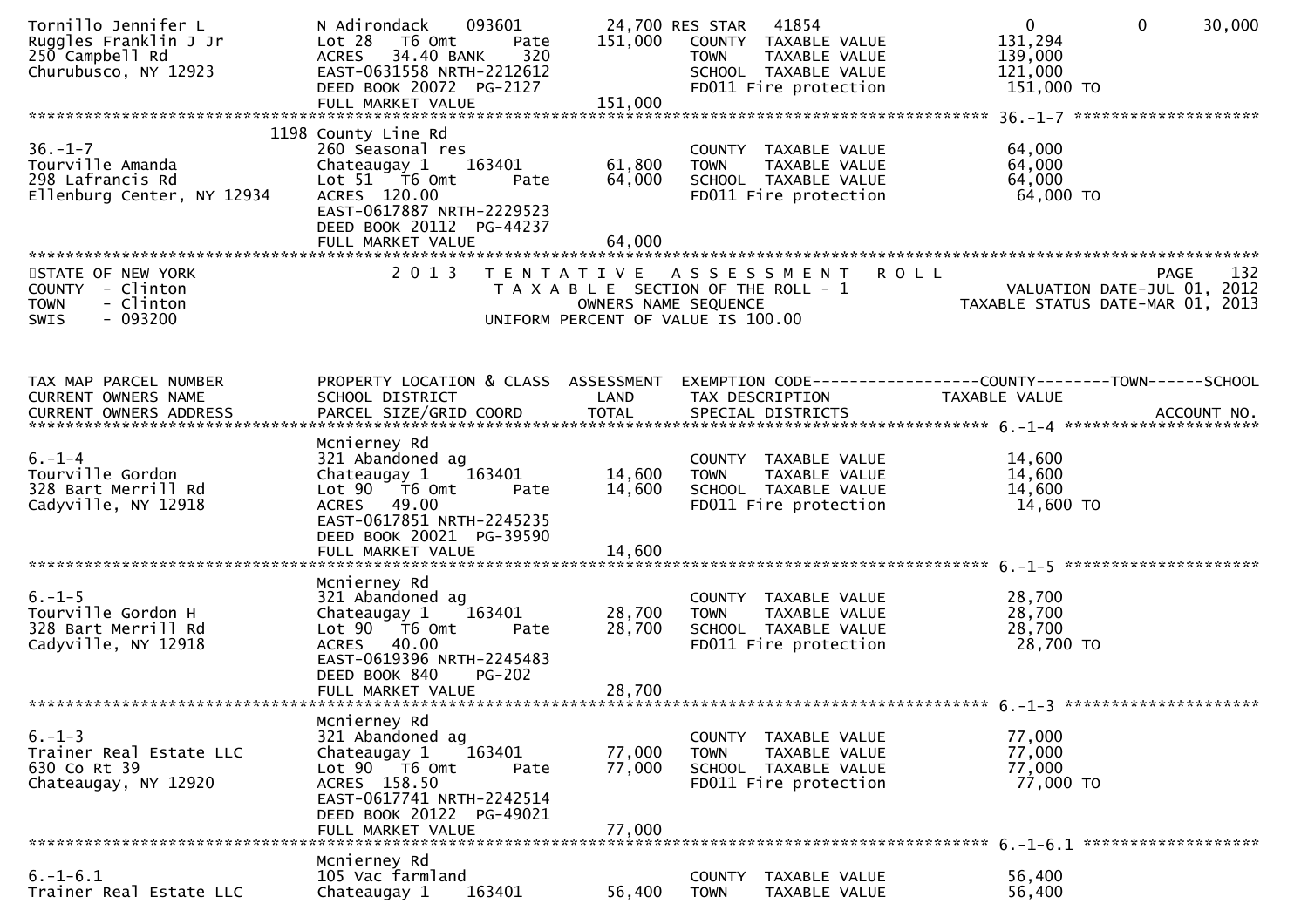```
Tornillo Jennifer L            N Adirondack     093601        24,700 RES STAR   41854                    0             0        30,000
Ruggles Franklin J Jr          Lot 28   T6 Omt        Pate    151,000   COUNTY  TAXABLE VALUE          131,294
250 Campbell Rd                ACRES   34.40 BANK     320                TOWN    TAXABLE VALUE          139,000
Churubusco, NY 12923           EAST-0631558 NRTH-2212612                 SCHOOL  TAXABLE VALUE          121,000
                               DEED BOOK 20072  PG-2127                  FD011 Fire protection           151,000 TO
                               FULL MARKET VALUE             151,000
******************************************************************************************************* 36.-1-7 *******************
                          1198 County Line Rd
36.-1-7                        260 Seasonal res                          COUNTY  TAXABLE VALUE           64,000
Tourville Amanda               Chateaugay 1     163401        61,800    TOWN    TAXABLE VALUE           64,000
298 Lafrancis Rd               Lot 51   T6 Omt        Pate     64,000    SCHOOL  TAXABLE VALUE           64,000
Ellenburg Center, NY 12934     ACRES  120.00                             FD011 Fire protection            64,000 TO
                               EAST-0617887 NRTH-2229523
                               DEED BOOK 20112  PG-44237
                               FULL MARKET VALUE              64,000
************************************************************************************************************************************
STATE OF NEW YORK                2 0 1 3   T E N T A T I V E   A S S E S S M E N T   R O L L                          PAGE    132
COUNTY  - Clinton                         T A X A B L E  SECTION OF THE ROLL - 1                  VALUATION DATE-JUL 01, 2012
TOWN    - Clinton                                OWNERS NAME SEQUENCE                           TAXABLE STATUS DATE-MAR 01, 2013
SWIS    - 093200                          UNIFORM PERCENT OF VALUE IS 100.00


TAX MAP PARCEL NUMBER          PROPERTY LOCATION & CLASS  ASSESSMENT  EXEMPTION CODE-----------------COUNTY--------TOWN------SCHOOL
CURRENT OWNERS NAME            SCHOOL DISTRICT               LAND      TAX DESCRIPTION             TAXABLE VALUE
CURRENT OWNERS ADDRESS         PARCEL SIZE/GRID COORD        TOTAL     SPECIAL DISTRICTS                                 ACCOUNT NO.
******************************************************************************************************* 6.-1-4 *********************
                               Mcnierney Rd
6.-1-4                         321 Abandoned ag                          COUNTY  TAXABLE VALUE           14,600
Tourville Gordon               Chateaugay 1     163401        14,600    TOWN    TAXABLE VALUE           14,600
328 Bart Merrill Rd            Lot 90   T6 Omt        Pate     14,600    SCHOOL  TAXABLE VALUE           14,600
Cadyville, NY 12918            ACRES   49.00                             FD011 Fire protection            14,600 TO
                               EAST-0617851 NRTH-2245235
                               DEED BOOK 20021  PG-39590
                               FULL MARKET VALUE              14,600
******************************************************************************************************* 6.-1-5 *********************
                               Mcnierney Rd
6.-1-5                         321 Abandoned ag                          COUNTY  TAXABLE VALUE           28,700
Tourville Gordon H             Chateaugay 1     163401        28,700    TOWN    TAXABLE VALUE           28,700
328 Bart Merrill Rd            Lot 90   T6 Omt        Pate     28,700    SCHOOL  TAXABLE VALUE           28,700
Cadyville, NY 12918            ACRES   40.00                             FD011 Fire protection            28,700 TO
                               EAST-0619396 NRTH-2245483
                               DEED BOOK 840     PG-202
                               FULL MARKET VALUE              28,700
******************************************************************************************************* 6.-1-3 *********************
                               Mcnierney Rd
6.-1-3                         321 Abandoned ag                          COUNTY  TAXABLE VALUE           77,000
Trainer Real Estate LLC        Chateaugay 1     163401        77,000    TOWN    TAXABLE VALUE           77,000
630 Co Rt 39                   Lot 90   T6 Omt        Pate     77,000    SCHOOL  TAXABLE VALUE           77,000
Chateaugay, NY 12920           ACRES  158.50                             FD011 Fire protection            77,000 TO
                               EAST-0617741 NRTH-2242514
                               DEED BOOK 20122  PG-49021
                               FULL MARKET VALUE              77,000
******************************************************************************************************* 6.-1-6.1 *******************
                               Mcnierney Rd
6.-1-6.1                       105 Vac farmland                          COUNTY  TAXABLE VALUE           56,400
Trainer Real Estate LLC        Chateaugay 1     163401        56,400    TOWN    TAXABLE VALUE           56,400
```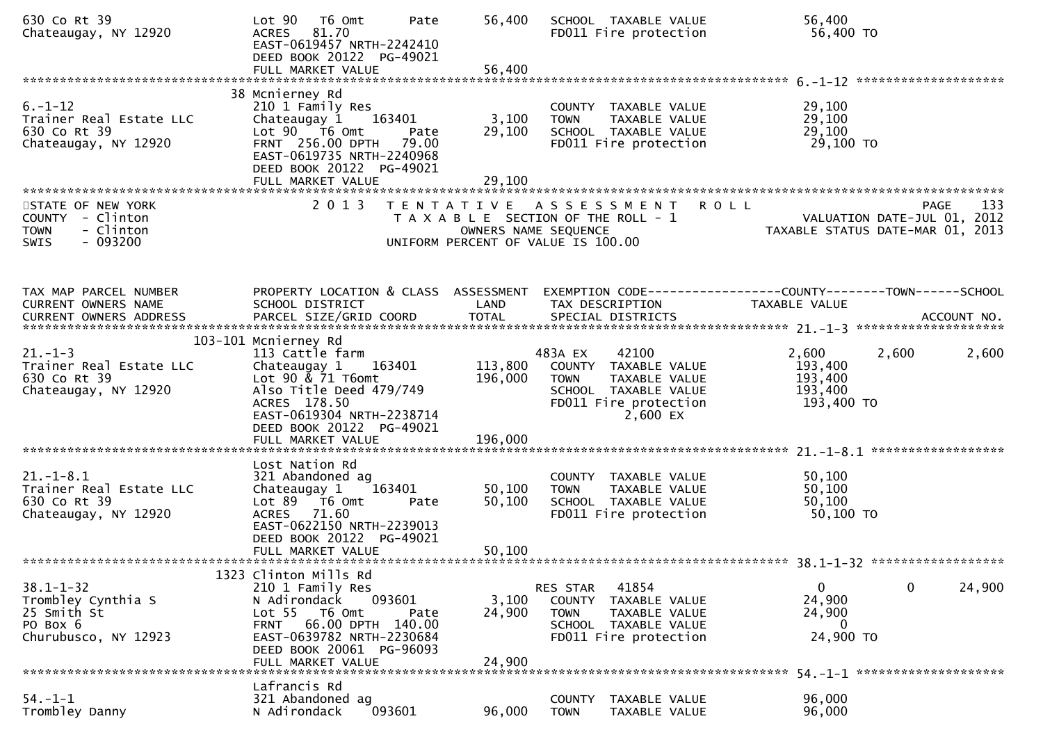```
630 Co Rt 39                   Lot 90   T6 Omt       Pate      56,400   SCHOOL  TAXABLE VALUE             56,400
Chateaugay, NY 12920           ACRES   81.70                            FD011 Fire protection              56,400 TO
                               EAST-0619457 NRTH-2242410
                               DEED BOOK 20122  PG-49021
                               FULL MARKET VALUE                56,400
******************************************************************************************************* 6.-1-12 ********************
                        38 Mcnierney Rd
6.-1-12                        210 1 Family Res                          COUNTY  TAXABLE VALUE             29,100
Trainer Real Estate LLC        Chateaugay 1     163401          3,100   TOWN    TAXABLE VALUE             29,100
630 Co Rt 39                   Lot 90   T6 Omt       Pate      29,100   SCHOOL  TAXABLE VALUE             29,100
Chateaugay, NY 12920           FRNT  256.00 DPTH   79.00                FD011 Fire protection              29,100 TO
                               EAST-0619735 NRTH-2240968
                               DEED BOOK 20122  PG-49021
                               FULL MARKET VALUE                29,100
************************************************************************************************************************************
STATE OF NEW YORK                2 0 1 3   T E N T A T I V E   A S S E S S M E N T   R O L L                          PAGE    133
COUNTY  - Clinton                       T A X A B L E  SECTION OF THE ROLL - 1                      VALUATION DATE-JUL 01, 2012
TOWN    - Clinton                              OWNERS NAME SEQUENCE                           TAXABLE STATUS DATE-MAR 01, 2013
SWIS    - 093200                         UNIFORM PERCENT OF VALUE IS 100.00


TAX MAP PARCEL NUMBER          PROPERTY LOCATION & CLASS  ASSESSMENT  EXEMPTION CODE------------------COUNTY--------TOWN------SCHOOL
CURRENT OWNERS NAME            SCHOOL DISTRICT               LAND      TAX DESCRIPTION            TAXABLE VALUE
CURRENT OWNERS ADDRESS         PARCEL SIZE/GRID COORD        TOTAL     SPECIAL DISTRICTS                                  ACCOUNT NO.
******************************************************************************************************* 21.-1-3 ********************
                    103-101 Mcnierney Rd
21.-1-3                        113 Cattle farm                          483A EX     42100             2,600       2,600        2,600
Trainer Real Estate LLC        Chateaugay 1     163401        113,800   COUNTY  TAXABLE VALUE            193,400
630 Co Rt 39                   Lot 90 & 71 T6omt              196,000   TOWN    TAXABLE VALUE            193,400
Chateaugay, NY 12920           Also Title Deed 479/749                  SCHOOL  TAXABLE VALUE            193,400
                               ACRES  178.50                            FD011 Fire protection             193,400 TO
                               EAST-0619304 NRTH-2238714                      2,600 EX
                               DEED BOOK 20122  PG-49021
                               FULL MARKET VALUE               196,000
******************************************************************************************************* 21.-1-8.1 ******************
                               Lost Nation Rd
21.-1-8.1                      321 Abandoned ag                         COUNTY  TAXABLE VALUE             50,100
Trainer Real Estate LLC        Chateaugay 1     163401         50,100   TOWN    TAXABLE VALUE             50,100
630 Co Rt 39                   Lot 89   T6 Omt       Pate      50,100   SCHOOL  TAXABLE VALUE             50,100
Chateaugay, NY 12920           ACRES   71.60                            FD011 Fire protection              50,100 TO
                               EAST-0622150 NRTH-2239013
                               DEED BOOK 20122  PG-49021
                               FULL MARKET VALUE                50,100
******************************************************************************************************* 38.1-1-32 ******************
                       1323 Clinton Mills Rd
38.1-1-32                      210 1 Family Res                         RES STAR    41854                 0            0       24,900
Trombley Cynthia S             N Adirondack     093601          3,100   COUNTY  TAXABLE VALUE             24,900
25 Smith St                    Lot 55   T6 Omt       Pate      24,900   TOWN    TAXABLE VALUE             24,900
PO Box 6                       FRNT   66.00 DPTH  140.00                SCHOOL  TAXABLE VALUE                  0
Churubusco, NY 12923           EAST-0639782 NRTH-2230684                FD011 Fire protection              24,900 TO
                               DEED BOOK 20061  PG-96093
                               FULL MARKET VALUE                24,900
******************************************************************************************************* 54.-1-1 ********************
                               Lafrancis Rd
54.-1-1                        321 Abandoned ag                         COUNTY  TAXABLE VALUE             96,000
Trombley Danny                 N Adirondack     093601         96,000   TOWN    TAXABLE VALUE             96,000
```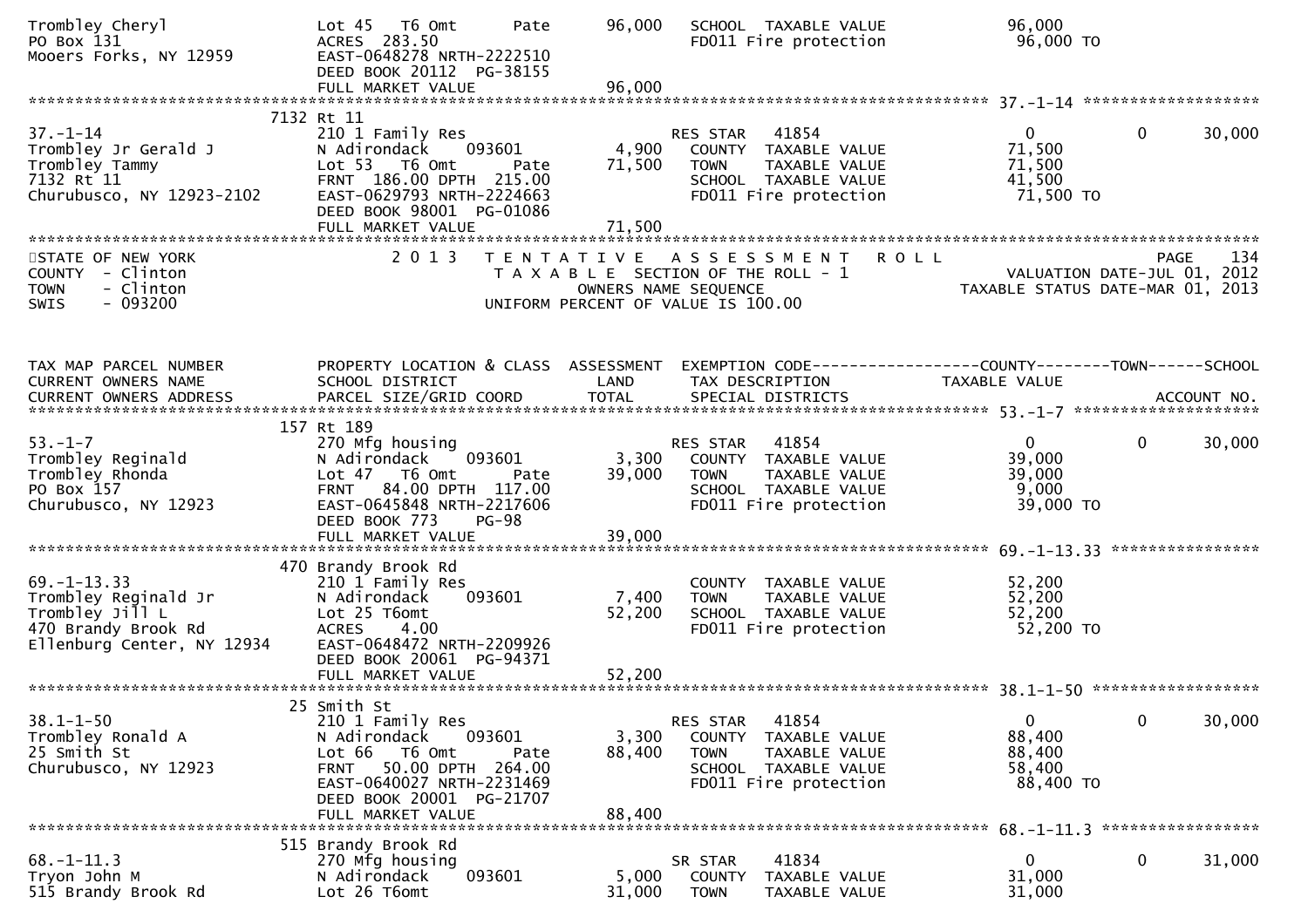```
Trombley Cheryl               Lot 45   T6 Omt      Pate       96,000   SCHOOL  TAXABLE VALUE              96,000
PO Box 131                    ACRES  283.50                             FD011 Fire protection               96,000 TO
Mooers Forks, NY 12959        EAST-0648278 NRTH-2222510
                              DEED BOOK 20112  PG-38155
                              FULL MARKET VALUE                 96,000
******************************************************************************************************* 37.-1-14 ******************
                      7132 Rt 11
37.-1-14                      210 1 Family Res                         RES STAR   41854                    0             0       30,000
Trombley Jr Gerald J          N Adirondack     093601          4,900   COUNTY  TAXABLE VALUE              71,500
Trombley Tammy                Lot 53   T6 Omt      Pate       71,500   TOWN    TAXABLE VALUE              71,500
7132 Rt 11                    FRNT  186.00 DPTH  215.00                SCHOOL  TAXABLE VALUE              41,500
Churubusco, NY 12923-2102     EAST-0629793 NRTH-2224663                FD011 Fire protection               71,500 TO
                              DEED BOOK 98001  PG-01086
                              FULL MARKET VALUE                 71,500
************************************************************************************************************************************
STATE OF NEW YORK                  2 0 1 3   T E N T A T I V E   A S S E S S M E N T   R O L L                          PAGE    134
COUNTY  - Clinton                          T A X A B L E  SECTION OF THE ROLL - 1                    VALUATION DATE-JUL 01, 2012
TOWN    - Clinton                                 OWNERS NAME SEQUENCE                          TAXABLE STATUS DATE-MAR 01, 2013
SWIS    - 093200                         UNIFORM PERCENT OF VALUE IS 100.00


TAX MAP PARCEL NUMBER         PROPERTY LOCATION & CLASS  ASSESSMENT  EXEMPTION CODE------------------COUNTY--------TOWN------SCHOOL
CURRENT OWNERS NAME           SCHOOL DISTRICT               LAND      TAX DESCRIPTION              TAXABLE VALUE
CURRENT OWNERS ADDRESS        PARCEL SIZE/GRID COORD       TOTAL      SPECIAL DISTRICTS                                  ACCOUNT NO.
******************************************************************************************************* 53.-1-7 ********************
                      157 Rt 189
53.-1-7                       270 Mfg housing                          RES STAR   41854                    0             0       30,000
Trombley Reginald             N Adirondack     093601          3,300   COUNTY  TAXABLE VALUE              39,000
Trombley Rhonda               Lot 47   T6 Omt      Pate       39,000   TOWN    TAXABLE VALUE              39,000
PO Box 157                    FRNT   84.00 DPTH  117.00                SCHOOL  TAXABLE VALUE               9,000
Churubusco, NY 12923          EAST-0645848 NRTH-2217606                FD011 Fire protection               39,000 TO
                              DEED BOOK 773    PG-98
                              FULL MARKET VALUE                 39,000
******************************************************************************************************* 69.-1-13.33 ****************
                      470 Brandy Brook Rd
69.-1-13.33                   210 1 Family Res                         COUNTY  TAXABLE VALUE              52,200
Trombley Reginald Jr          N Adirondack     093601          7,400   TOWN    TAXABLE VALUE              52,200
Trombley Jill L               Lot 25 T6omt                    52,200   SCHOOL  TAXABLE VALUE              52,200
470 Brandy Brook Rd           ACRES    4.00                            FD011 Fire protection               52,200 TO
Ellenburg Center, NY 12934    EAST-0648472 NRTH-2209926
                              DEED BOOK 20061  PG-94371
                              FULL MARKET VALUE                 52,200
******************************************************************************************************* 38.1-1-50 ******************
                      25 Smith St
38.1-1-50                     210 1 Family Res                         RES STAR   41854                    0             0       30,000
Trombley Ronald A             N Adirondack     093601          3,300   COUNTY  TAXABLE VALUE              88,400
25 Smith St                   Lot 66   T6 Omt      Pate       88,400   TOWN    TAXABLE VALUE              88,400
Churubusco, NY 12923          FRNT   50.00 DPTH  264.00                SCHOOL  TAXABLE VALUE              58,400
                              EAST-0640027 NRTH-2231469                FD011 Fire protection               88,400 TO
                              DEED BOOK 20001  PG-21707
                              FULL MARKET VALUE                 88,400
******************************************************************************************************* 68.-1-11.3 *****************
                      515 Brandy Brook Rd
68.-1-11.3                    270 Mfg housing                          SR STAR    41834                    0             0       31,000
Tryon John M                  N Adirondack     093601          5,000   COUNTY  TAXABLE VALUE              31,000
515 Brandy Brook Rd           Lot 26 T6omt                    31,000   TOWN    TAXABLE VALUE              31,000
```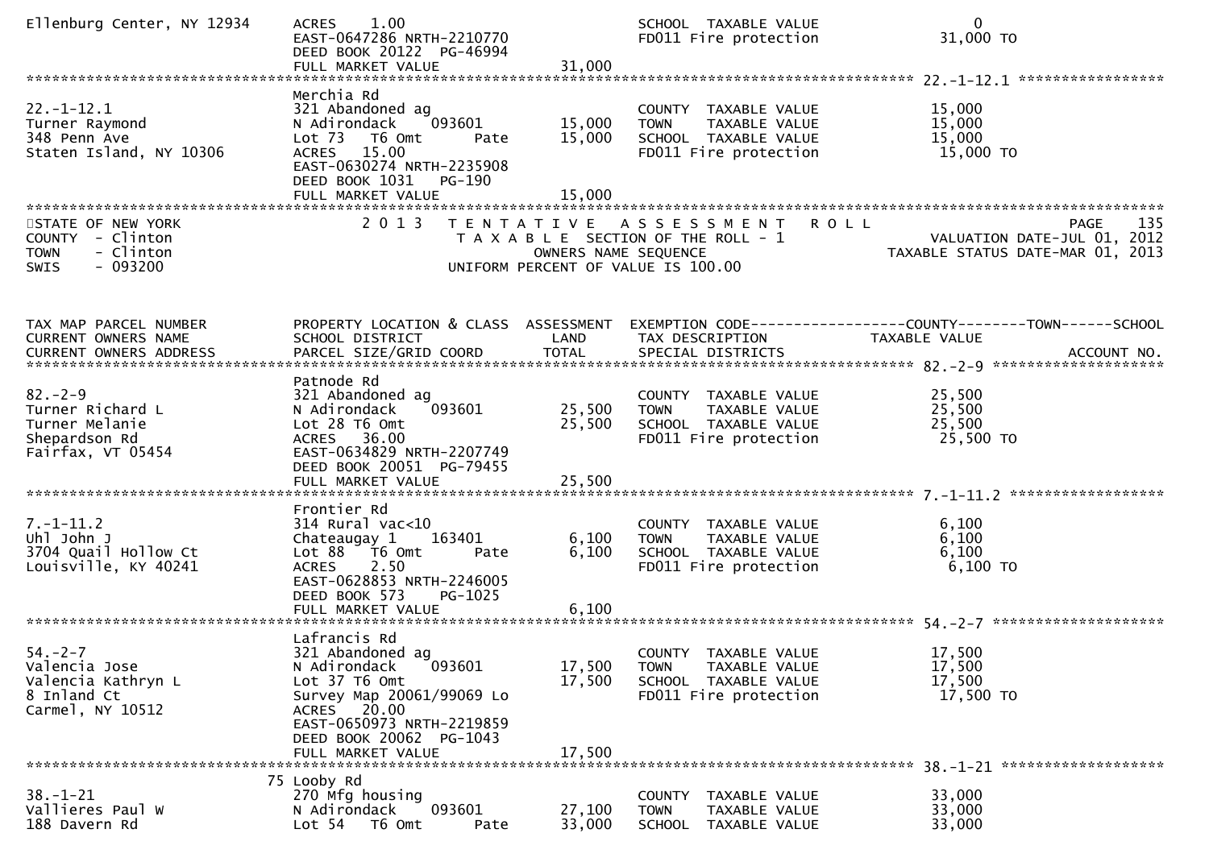```
Ellenburg Center, NY 12934    ACRES     1.00                                 SCHOOL  TAXABLE VALUE                 0
                              EAST-0647286 NRTH-2210770                      FD011 Fire protection            31,000 TO
                              DEED BOOK 20122  PG-46994
                              FULL MARKET VALUE                  31,000
******************************************************************************************************* 22.-1-12.1 *****************
                              Merchia Rd
22.-1-12.1                    321 Abandoned ag                               COUNTY  TAXABLE VALUE            15,000
Turner Raymond                N Adirondack     093601         15,000         TOWN    TAXABLE VALUE            15,000
348 Penn Ave                  Lot 73   T6 Omt        Pate     15,000         SCHOOL  TAXABLE VALUE            15,000
Staten Island, NY 10306       ACRES    15.00                                 FD011 Fire protection            15,000 TO
                              EAST-0630274 NRTH-2235908
                              DEED BOOK 1031    PG-190
                              FULL MARKET VALUE                  15,000
************************************************************************************************************************************
```

STATE OF NEW YORK — 2013 TENTATIVE ASSESSMENT ROLL — PAGE 135
COUNTY - Clinton — TAXABLE SECTION OF THE ROLL - 1 — VALUATION DATE-JUL 01, 2012
TOWN - Clinton — OWNERS NAME SEQUENCE — TAXABLE STATUS DATE-MAR 01, 2013
SWIS - 093200 — UNIFORM PERCENT OF VALUE IS 100.00

```
TAX MAP PARCEL NUMBER         PROPERTY LOCATION & CLASS  ASSESSMENT  EXEMPTION CODE------------------COUNTY--------TOWN------SCHOOL
CURRENT OWNERS NAME           SCHOOL DISTRICT               LAND     TAX DESCRIPTION              TAXABLE VALUE
CURRENT OWNERS ADDRESS        PARCEL SIZE/GRID COORD       TOTAL     SPECIAL DISTRICTS                                    ACCOUNT NO.
******************************************************************************************************* 82.-2-9 ********************
                              Patnode Rd
82.-2-9                       321 Abandoned ag                               COUNTY  TAXABLE VALUE            25,500
Turner Richard L              N Adirondack     093601         25,500         TOWN    TAXABLE VALUE            25,500
Turner Melanie                Lot 28 T6 Omt                   25,500         SCHOOL  TAXABLE VALUE            25,500
Shepardson Rd                 ACRES    36.00                                 FD011 Fire protection            25,500 TO
Fairfax, VT 05454             EAST-0634829 NRTH-2207749
                              DEED BOOK 20051  PG-79455
                              FULL MARKET VALUE                  25,500
******************************************************************************************************* 7.-1-11.2 ******************
                              Frontier Rd
7.-1-11.2                     314 Rural vac<10                               COUNTY  TAXABLE VALUE             6,100
Uhl John J                    Chateaugay 1     163401          6,100         TOWN    TAXABLE VALUE             6,100
3704 Quail Hollow Ct          Lot 88   T6 Omt        Pate      6,100         SCHOOL  TAXABLE VALUE             6,100
Louisville, KY 40241          ACRES     2.50                                 FD011 Fire protection             6,100 TO
                              EAST-0628853 NRTH-2246005
                              DEED BOOK 573     PG-1025
                              FULL MARKET VALUE                   6,100
******************************************************************************************************* 54.-2-7 ********************
                              Lafrancis Rd
54.-2-7                       321 Abandoned ag                               COUNTY  TAXABLE VALUE            17,500
Valencia Jose                 N Adirondack     093601         17,500         TOWN    TAXABLE VALUE            17,500
Valencia Kathryn L            Lot 37 T6 Omt                   17,500         SCHOOL  TAXABLE VALUE            17,500
8 Inland Ct                   Survey Map 20061/99069 Lo                      FD011 Fire protection            17,500 TO
Carmel, NY 10512              ACRES    20.00
                              EAST-0650973 NRTH-2219859
                              DEED BOOK 20062  PG-1043
                              FULL MARKET VALUE                  17,500
******************************************************************************************************* 38.-1-21 *******************
                          75 Looby Rd
38.-1-21                      270 Mfg housing                                COUNTY  TAXABLE VALUE            33,000
Vallieres Paul W              N Adirondack     093601         27,100         TOWN    TAXABLE VALUE            33,000
188 Davern Rd                 Lot 54   T6 Omt        Pate     33,000         SCHOOL  TAXABLE VALUE            33,000
```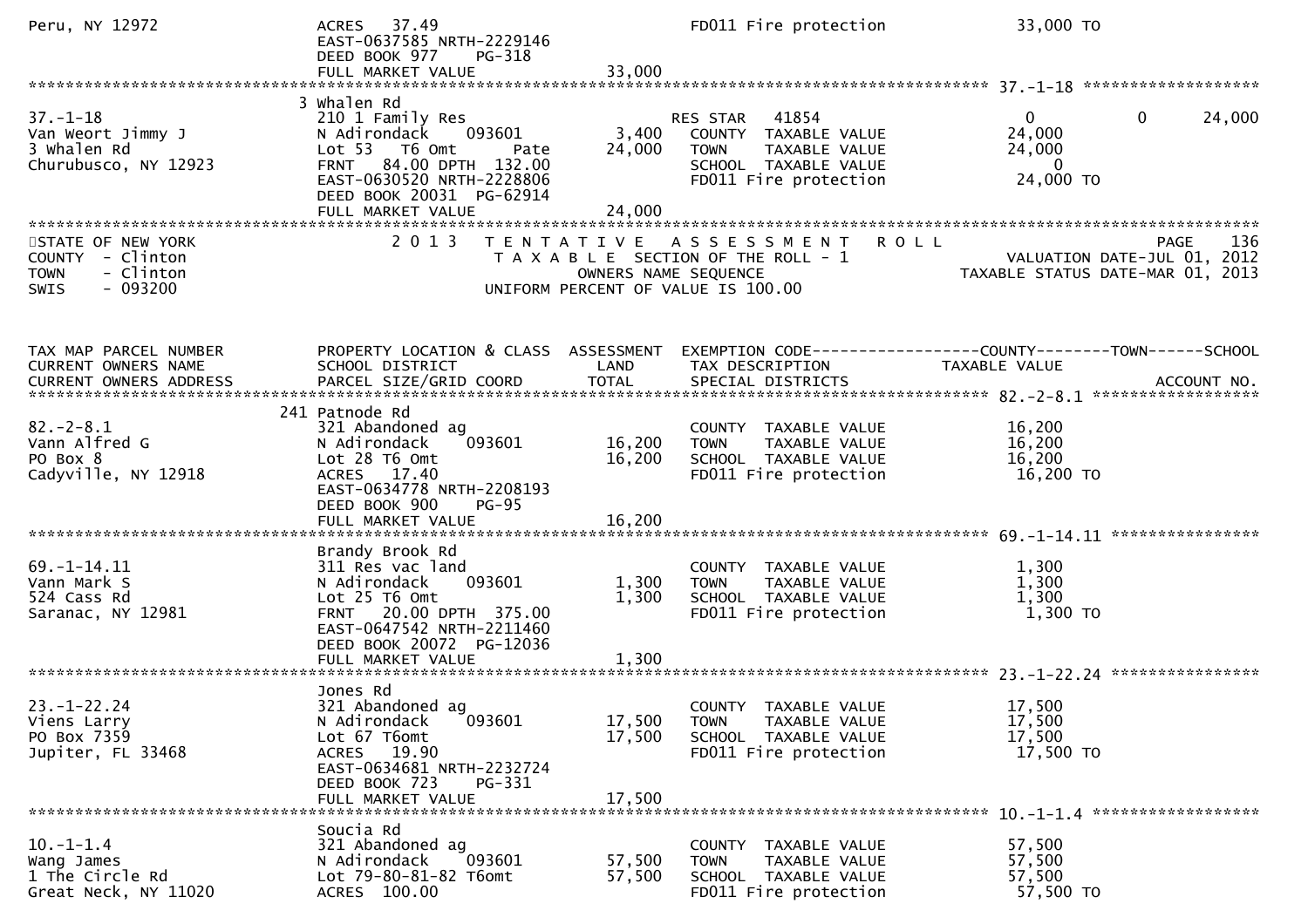```
Peru, NY 12972              ACRES   37.49                                FD011 Fire protection            33,000 TO
                            EAST-0637585 NRTH-2229146
                            DEED BOOK 977    PG-318
                            FULL MARKET VALUE              33,000
******************************************************************************************************* 37.-1-18 *******************
                          3 Whalen Rd
37.-1-18                    210 1 Family Res                        RES STAR   41854                     0             0        24,000
Van Weort Jimmy J           N Adirondack    093601          3,400    COUNTY  TAXABLE VALUE            24,000
3 Whalen Rd                 Lot 53   T6 Omt       Pate     24,000    TOWN    TAXABLE VALUE            24,000
Churubusco, NY 12923        FRNT   84.00 DPTH  132.00                SCHOOL  TAXABLE VALUE                 0
                            EAST-0630520 NRTH-2228806                FD011 Fire protection            24,000 TO
                            DEED BOOK 20031  PG-62914
                            FULL MARKET VALUE              24,000
************************************************************************************************************************************
STATE OF NEW YORK                  2 0 1 3   T E N T A T I V E   A S S E S S M E N T   R O L L                          PAGE   136
COUNTY  - Clinton                        T A X A B L E  SECTION OF THE ROLL - 1                       VALUATION DATE-JUL 01, 2012
TOWN    - Clinton                              OWNERS NAME SEQUENCE                               TAXABLE STATUS DATE-MAR 01, 2013
SWIS    - 093200                        UNIFORM PERCENT OF VALUE IS 100.00


TAX MAP PARCEL NUMBER       PROPERTY LOCATION & CLASS  ASSESSMENT  EXEMPTION CODE------------------COUNTY--------TOWN------SCHOOL
CURRENT OWNERS NAME         SCHOOL DISTRICT               LAND      TAX DESCRIPTION             TAXABLE VALUE
CURRENT OWNERS ADDRESS      PARCEL SIZE/GRID COORD       TOTAL      SPECIAL DISTRICTS                                    ACCOUNT NO.
******************************************************************************************************* 82.-2-8.1 ******************
                          241 Patnode Rd
82.-2-8.1                   321 Abandoned ag                         COUNTY  TAXABLE VALUE            16,200
Vann Alfred G               N Adirondack    093601         16,200    TOWN    TAXABLE VALUE            16,200
PO Box 8                    Lot 28 T6 Omt                  16,200    SCHOOL  TAXABLE VALUE            16,200
Cadyville, NY 12918         ACRES   17.40                            FD011 Fire protection            16,200 TO
                            EAST-0634778 NRTH-2208193
                            DEED BOOK 900    PG-95
                            FULL MARKET VALUE              16,200
******************************************************************************************************* 69.-1-14.11 ****************
                            Brandy Brook Rd
69.-1-14.11                 311 Res vac land                         COUNTY  TAXABLE VALUE             1,300
Vann Mark S                 N Adirondack    093601          1,300    TOWN    TAXABLE VALUE             1,300
524 Cass Rd                 Lot 25 T6 Omt                   1,300    SCHOOL  TAXABLE VALUE             1,300
Saranac, NY 12981           FRNT   20.00 DPTH  375.00                FD011 Fire protection             1,300 TO
                            EAST-0647542 NRTH-2211460
                            DEED BOOK 20072  PG-12036
                            FULL MARKET VALUE               1,300
******************************************************************************************************* 23.-1-22.24 ****************
                            Jones Rd
23.-1-22.24                 321 Abandoned ag                         COUNTY  TAXABLE VALUE            17,500
Viens Larry                 N Adirondack    093601         17,500    TOWN    TAXABLE VALUE            17,500
PO Box 7359                 Lot 67 T6omt                   17,500    SCHOOL  TAXABLE VALUE            17,500
Jupiter, FL 33468           ACRES   19.90                            FD011 Fire protection            17,500 TO
                            EAST-0634681 NRTH-2232724
                            DEED BOOK 723    PG-331
                            FULL MARKET VALUE              17,500
******************************************************************************************************* 10.-1-1.4 ******************
                            Soucia Rd
10.-1-1.4                   321 Abandoned ag                         COUNTY  TAXABLE VALUE            57,500
Wang James                  N Adirondack    093601         57,500    TOWN    TAXABLE VALUE            57,500
1 The Circle Rd             Lot 79-80-81-82 T6omt          57,500    SCHOOL  TAXABLE VALUE            57,500
Great Neck, NY 11020        ACRES  100.00                            FD011 Fire protection            57,500 TO
```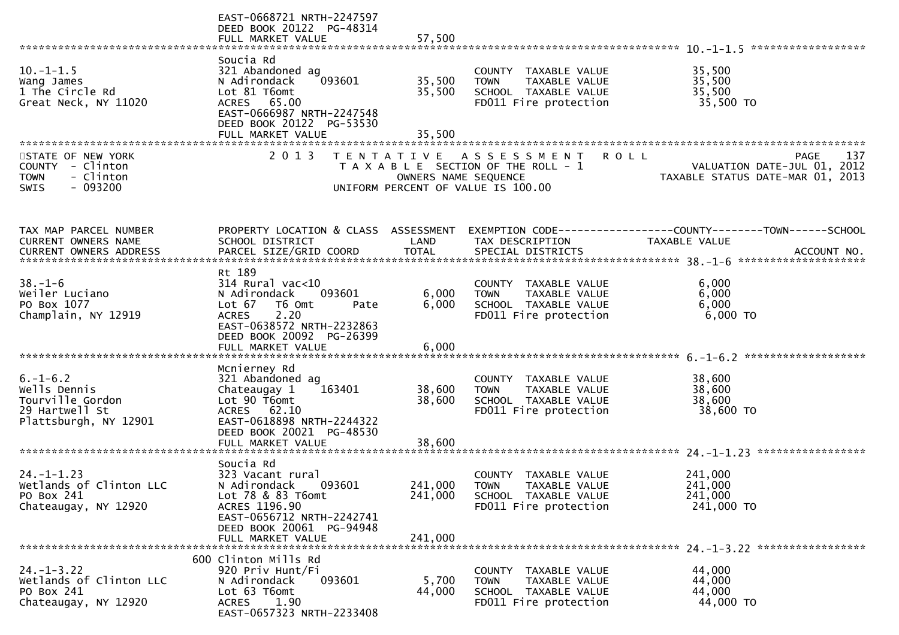EAST-0668721 NRTH-2247597
DEED BOOK 20122 PG-48314
FULL MARKET VALUE 57,500

******************************************************************************************************* 10.-1-1.5 ******************

| 10.-1-1.5 | Soucia Rd | | | |
|---|---|---|---|---|
| Wang James | 321 Abandoned ag | | COUNTY TAXABLE VALUE | 35,500 |
| 1 The Circle Rd | N Adirondack 093601 | 35,500 | TOWN TAXABLE VALUE | 35,500 |
| Great Neck, NY 11020 | Lot 81 T6omt | 35,500 | SCHOOL TAXABLE VALUE | 35,500 |
| | ACRES 65.00 | | FD011 Fire protection | 35,500 TO |
| | EAST-0666987 NRTH-2247548 | | | |
| | DEED BOOK 20122 PG-53530 | | | |
| | FULL MARKET VALUE | 35,500 | | |

STATE OF NEW YORK
COUNTY - Clinton
TOWN - Clinton
SWIS - 093200

2013 TENTATIVE ASSESSMENT ROLL
TAXABLE SECTION OF THE ROLL - 1
OWNERS NAME SEQUENCE
UNIFORM PERCENT OF VALUE IS 100.00

PAGE 137
VALUATION DATE-JUL 01, 2012
TAXABLE STATUS DATE-MAR 01, 2013

| TAX MAP PARCEL NUMBER / CURRENT OWNERS NAME / CURRENT OWNERS ADDRESS | PROPERTY LOCATION & CLASS / SCHOOL DISTRICT / PARCEL SIZE/GRID COORD | ASSESSMENT LAND / TOTAL | EXEMPTION CODE / TAX DESCRIPTION / SPECIAL DISTRICTS | COUNTY--------TOWN------SCHOOL TAXABLE VALUE / ACCOUNT NO. |
|---|---|---|---|---|
| **38.-1-6** | Rt 189 | | | |
| Weiler Luciano | 314 Rural vac<10 | | COUNTY TAXABLE VALUE | 6,000 |
| PO Box 1077 | N Adirondack 093601 | 6,000 | TOWN TAXABLE VALUE | 6,000 |
| Champlain, NY 12919 | Lot 67 T6 Omt Pate | 6,000 | SCHOOL TAXABLE VALUE | 6,000 |
| | ACRES 2.20 | | FD011 Fire protection | 6,000 TO |
| | EAST-0638572 NRTH-2232863 | | | |
| | DEED BOOK 20092 PG-26399 | | | |
| | FULL MARKET VALUE | 6,000 | | |
| **6.-1-6.2** | Mcnierney Rd | | | |
| Wells Dennis | 321 Abandoned ag | | COUNTY TAXABLE VALUE | 38,600 |
| Tourville Gordon | Chateaugay 1 163401 | 38,600 | TOWN TAXABLE VALUE | 38,600 |
| 29 Hartwell St | Lot 90 T6omt | 38,600 | SCHOOL TAXABLE VALUE | 38,600 |
| Plattsburgh, NY 12901 | ACRES 62.10 | | FD011 Fire protection | 38,600 TO |
| | EAST-0618898 NRTH-2244322 | | | |
| | DEED BOOK 20021 PG-48530 | | | |
| | FULL MARKET VALUE | 38,600 | | |
| **24.-1-1.23** | Soucia Rd | | | |
| Wetlands of Clinton LLC | 323 Vacant rural | | COUNTY TAXABLE VALUE | 241,000 |
| PO Box 241 | N Adirondack 093601 | 241,000 | TOWN TAXABLE VALUE | 241,000 |
| Chateaugay, NY 12920 | Lot 78 & 83 T6omt | 241,000 | SCHOOL TAXABLE VALUE | 241,000 |
| | ACRES 1196.90 | | FD011 Fire protection | 241,000 TO |
| | EAST-0656712 NRTH-2242741 | | | |
| | DEED BOOK 20061 PG-94948 | | | |
| | FULL MARKET VALUE | 241,000 | | |
| **24.-1-3.22** | 600 Clinton Mills Rd | | | |
| Wetlands of Clinton LLC | 920 Priv Hunt/Fi | | COUNTY TAXABLE VALUE | 44,000 |
| PO Box 241 | N Adirondack 093601 | 5,700 | TOWN TAXABLE VALUE | 44,000 |
| Chateaugay, NY 12920 | Lot 63 T6omt | 44,000 | SCHOOL TAXABLE VALUE | 44,000 |
| | ACRES 1.90 | | FD011 Fire protection | 44,000 TO |
| | EAST-0657323 NRTH-2233408 | | | |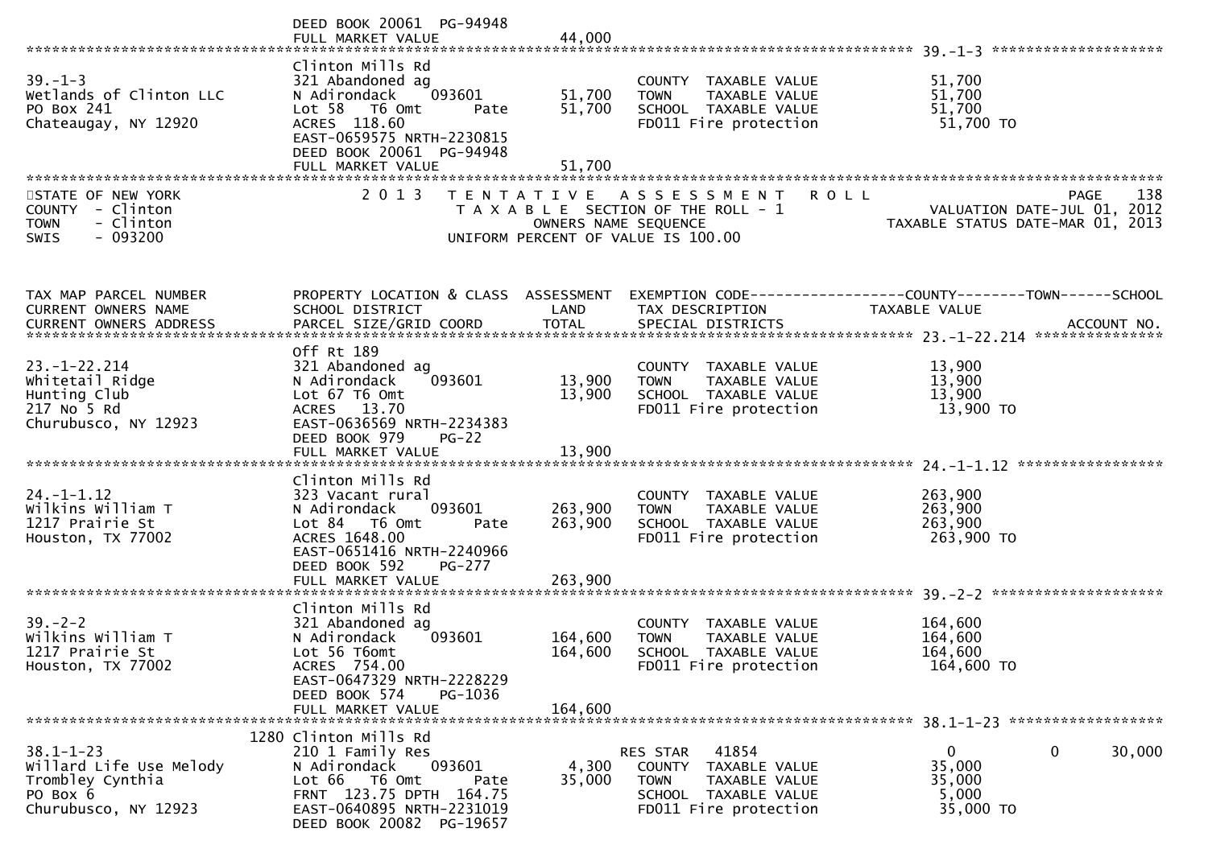```
                                   DEED BOOK 20061  PG-94948
                                   FULL MARKET VALUE               44,000
******************************************************************************************************* 39.-1-3 ********************
                                   Clinton Mills Rd
39.-1-3                            321 Abandoned ag                          COUNTY  TAXABLE VALUE             51,700
Wetlands of Clinton LLC            N Adirondack     093601         51,700    TOWN    TAXABLE VALUE             51,700
PO Box 241                         Lot 58   T6 Omt       Pate      51,700    SCHOOL  TAXABLE VALUE             51,700
Chateaugay, NY 12920               ACRES  118.60                             FD011 Fire protection              51,700 TO
                                   EAST-0659575 NRTH-2230815
                                   DEED BOOK 20061  PG-94948
                                   FULL MARKET VALUE               51,700
************************************************************************************************************************************
STATE OF NEW YORK                  2 0 1 3   T E N T A T I V E   A S S E S S M E N T   R O L L                          PAGE    138
COUNTY  - Clinton                          T A X A B L E SECTION OF THE ROLL - 1                       VALUATION DATE-JUL 01, 2012
TOWN    - Clinton                                  OWNERS NAME SEQUENCE                              TAXABLE STATUS DATE-MAR 01, 2013
SWIS    - 093200                           UNIFORM PERCENT OF VALUE IS 100.00


TAX MAP PARCEL NUMBER              PROPERTY LOCATION & CLASS  ASSESSMENT  EXEMPTION CODE------------------COUNTY--------TOWN------SCHOOL
CURRENT OWNERS NAME                SCHOOL DISTRICT               LAND     TAX DESCRIPTION              TAXABLE VALUE
CURRENT OWNERS ADDRESS             PARCEL SIZE/GRID COORD        TOTAL    SPECIAL DISTRICTS                                  ACCOUNT NO.
******************************************************************************************************* 23.-1-22.214 ***************
                                   Off Rt 189
23.-1-22.214                       321 Abandoned ag                          COUNTY  TAXABLE VALUE             13,900
Whitetail Ridge                    N Adirondack     093601         13,900    TOWN    TAXABLE VALUE             13,900
Hunting Club                       Lot 67 T6 Omt                   13,900    SCHOOL  TAXABLE VALUE             13,900
217 No 5 Rd                        ACRES   13.70                             FD011 Fire protection              13,900 TO
Churubusco, NY 12923               EAST-0636569 NRTH-2234383
                                   DEED BOOK 979     PG-22
                                   FULL MARKET VALUE               13,900
******************************************************************************************************* 24.-1-1.12 *****************
                                   Clinton Mills Rd
24.-1-1.12                         323 Vacant rural                          COUNTY  TAXABLE VALUE            263,900
Wilkins William T                  N Adirondack     093601        263,900    TOWN    TAXABLE VALUE            263,900
1217 Prairie St                    Lot 84   T6 Omt       Pate     263,900    SCHOOL  TAXABLE VALUE            263,900
Houston, TX 77002                  ACRES 1648.00                             FD011 Fire protection             263,900 TO
                                   EAST-0651416 NRTH-2240966
                                   DEED BOOK 592     PG-277
                                   FULL MARKET VALUE              263,900
******************************************************************************************************* 39.-2-2 ********************
                                   Clinton Mills Rd
39.-2-2                            321 Abandoned ag                          COUNTY  TAXABLE VALUE            164,600
Wilkins William T                  N Adirondack     093601        164,600    TOWN    TAXABLE VALUE            164,600
1217 Prairie St                    Lot 56 T6omt                   164,600    SCHOOL  TAXABLE VALUE            164,600
Houston, TX 77002                  ACRES  754.00                             FD011 Fire protection             164,600 TO
                                   EAST-0647329 NRTH-2228229
                                   DEED BOOK 574     PG-1036
                                   FULL MARKET VALUE              164,600
******************************************************************************************************* 38.1-1-23 ******************
                              1280 Clinton Mills Rd
38.1-1-23                          210 1 Family Res                     RES STAR    41854                   0              0     30,000
Willard Life Use Melody            N Adirondack     093601          4,300    COUNTY  TAXABLE VALUE             35,000
Trombley Cynthia                   Lot 66   T6 Omt       Pate      35,000    TOWN    TAXABLE VALUE             35,000
PO Box 6                           FRNT 123.75 DPTH 164.75                   SCHOOL  TAXABLE VALUE              5,000
Churubusco, NY 12923               EAST-0640895 NRTH-2231019                 FD011 Fire protection              35,000 TO
                                   DEED BOOK 20082  PG-19657
```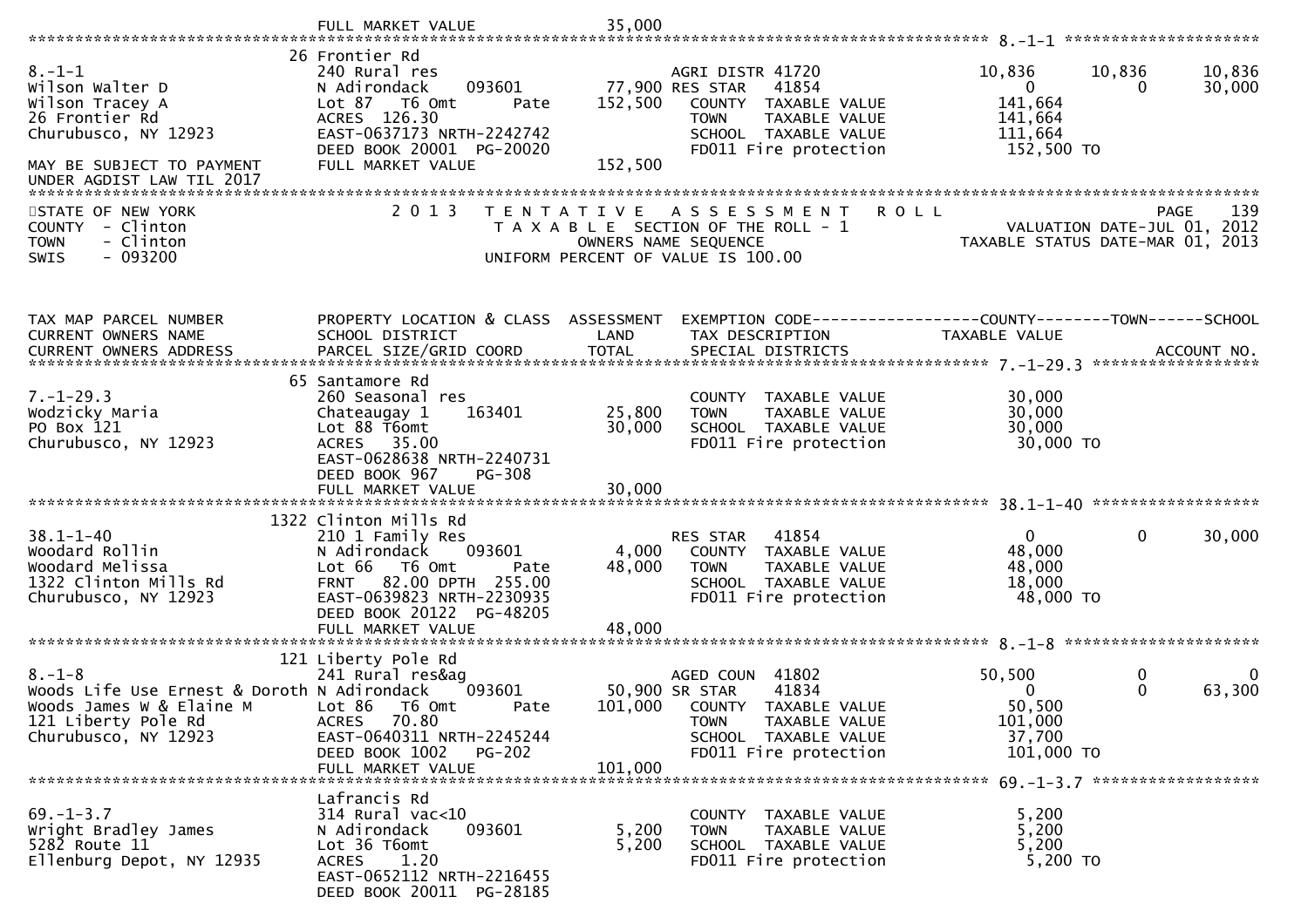FULL MARKET VALUE 35,000

**8.-1-1**

| | | | | | | |
|---|---|---|---|---|---|---|
| 8.-1-1 | 26 Frontier Rd | | | | | |
| Wilson Walter D | 240 Rural res | | AGRI DISTR 41720 | 10,836 | 10,836 | 10,836 |
| Wilson Tracey A | N Adirondack 093601 | 77,900 | RES STAR 41854 | 0 | 0 | 30,000 |
| 26 Frontier Rd | Lot 87 T6 Omt Pate | 152,500 | COUNTY TAXABLE VALUE | 141,664 | | |
| Churubusco, NY 12923 | ACRES 126.30 | | TOWN TAXABLE VALUE | 141,664 | | |
| | EAST-0637173 NRTH-2242742 | | SCHOOL TAXABLE VALUE | 111,664 | | |
| | DEED BOOK 20001 PG-20020 | | FD011 Fire protection | 152,500 TO | | |
| MAY BE SUBJECT TO PAYMENT UNDER AGDIST LAW TIL 2017 | FULL MARKET VALUE | 152,500 | | | | |

STATE OF NEW YORK
COUNTY - Clinton
TOWN - Clinton
SWIS - 093200

2 0 1 3 T E N T A T I V E A S S E S S M E N T R O L L
T A X A B L E SECTION OF THE ROLL - 1
OWNERS NAME SEQUENCE
UNIFORM PERCENT OF VALUE IS 100.00

VALUATION DATE-JUL 01, 2012
TAXABLE STATUS DATE-MAR 01, 2013

| TAX MAP PARCEL NUMBER / CURRENT OWNERS NAME / CURRENT OWNERS ADDRESS | PROPERTY LOCATION & CLASS / SCHOOL DISTRICT / PARCEL SIZE/GRID COORD | ASSESSMENT LAND / TOTAL | EXEMPTION CODE / TAX DESCRIPTION / SPECIAL DISTRICTS | COUNTY TAXABLE VALUE | TOWN | SCHOOL / ACCOUNT NO. |
|---|---|---|---|---|---|---|
| **7.-1-29.3** | | | | | | |
| | 65 Santamore Rd | | | | | |
| 7.-1-29.3 | 260 Seasonal res | | COUNTY TAXABLE VALUE | 30,000 | | |
| Wodzicky Maria | Chateaugay 1 163401 | 25,800 | TOWN TAXABLE VALUE | 30,000 | | |
| PO Box 121 | Lot 88 T6omt | 30,000 | SCHOOL TAXABLE VALUE | 30,000 | | |
| Churubusco, NY 12923 | ACRES 35.00 | | FD011 Fire protection | 30,000 TO | | |
| | EAST-0628638 NRTH-2240731 | | | | | |
| | DEED BOOK 967 PG-308 | | | | | |
| | FULL MARKET VALUE | 30,000 | | | | |
| **38.1-1-40** | | | | | | |
| | 1322 Clinton Mills Rd | | | | | |
| 38.1-1-40 | 210 1 Family Res | | RES STAR 41854 | 0 | 0 | 30,000 |
| Woodard Rollin | N Adirondack 093601 | 4,000 | COUNTY TAXABLE VALUE | 48,000 | | |
| Woodard Melissa | Lot 66 T6 Omt Pate | 48,000 | TOWN TAXABLE VALUE | 48,000 | | |
| 1322 Clinton Mills Rd | FRNT 82.00 DPTH 255.00 | | SCHOOL TAXABLE VALUE | 18,000 | | |
| Churubusco, NY 12923 | EAST-0639823 NRTH-2230935 | | FD011 Fire protection | 48,000 TO | | |
| | DEED BOOK 20122 PG-48205 | | | | | |
| | FULL MARKET VALUE | 48,000 | | | | |
| **8.-1-8** | | | | | | |
| | 121 Liberty Pole Rd | | | | | |
| 8.-1-8 | 241 Rural res&ag | | AGED COUN 41802 | 50,500 | 0 | 0 |
| Woods Life Use Ernest & Doroth | N Adirondack 093601 | 50,900 | SR STAR 41834 | 0 | 0 | 63,300 |
| Woods James W & Elaine M | Lot 86 T6 Omt Pate | 101,000 | COUNTY TAXABLE VALUE | 50,500 | | |
| 121 Liberty Pole Rd | ACRES 70.80 | | TOWN TAXABLE VALUE | 101,000 | | |
| Churubusco, NY 12923 | EAST-0640311 NRTH-2245244 | | SCHOOL TAXABLE VALUE | 37,700 | | |
| | DEED BOOK 1002 PG-202 | | FD011 Fire protection | 101,000 TO | | |
| | FULL MARKET VALUE | 101,000 | | | | |
| **69.-1-3.7** | | | | | | |
| | Lafrancis Rd | | | | | |
| 69.-1-3.7 | 314 Rural vac<10 | | COUNTY TAXABLE VALUE | 5,200 | | |
| Wright Bradley James | N Adirondack 093601 | 5,200 | TOWN TAXABLE VALUE | 5,200 | | |
| 5282 Route 11 | Lot 36 T6omt | 5,200 | SCHOOL TAXABLE VALUE | 5,200 | | |
| Ellenburg Depot, NY 12935 | ACRES 1.20 | | FD011 Fire protection | 5,200 TO | | |
| | EAST-0652112 NRTH-2216455 | | | | | |
| | DEED BOOK 20011 PG-28185 | | | | | |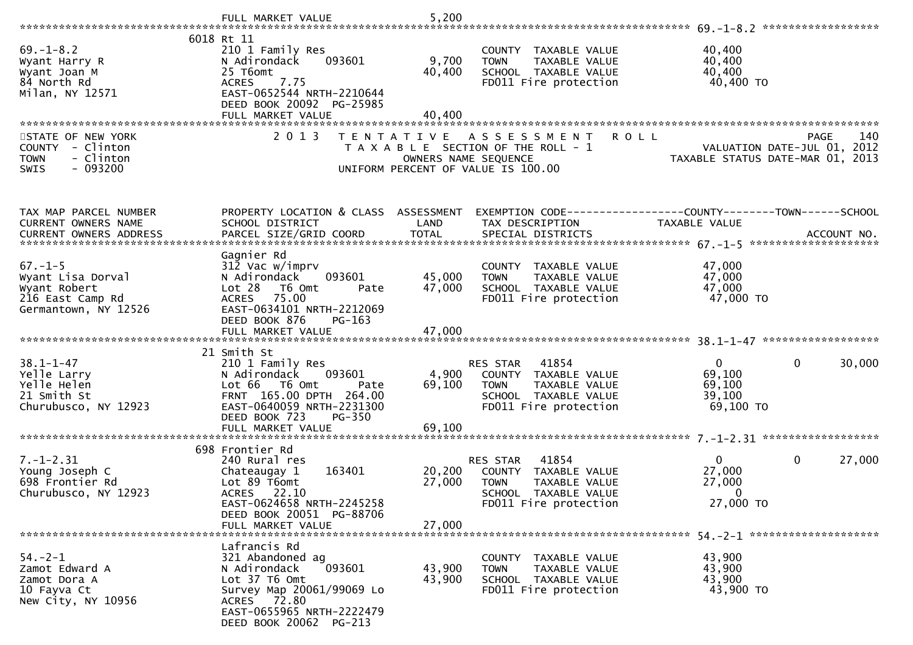FULL MARKET VALUE 5,200

******************************************************************************************************* 69.-1-8.2 ******************

| | 6018 Rt 11 | | | |
|---|---|---|---|---|
| 69.-1-8.2 | 210 1 Family Res | | COUNTY TAXABLE VALUE | 40,400 |
| Wyant Harry R | N Adirondack 093601 | 9,700 | TOWN TAXABLE VALUE | 40,400 |
| Wyant Joan M | 25 T6omt | 40,400 | SCHOOL TAXABLE VALUE | 40,400 |
| 84 North Rd | ACRES 7.75 | | FD011 Fire protection | 40,400 TO |
| Milan, NY 12571 | EAST-0652544 NRTH-2210644 | | | |
| | DEED BOOK 20092 PG-25985 | | | |
| | FULL MARKET VALUE | 40,400 | | |

STATE OF NEW YORK
COUNTY - Clinton
TOWN - Clinton
SWIS - 093200

2013 TENTATIVE ASSESSMENT ROLL
TAXABLE SECTION OF THE ROLL - 1
OWNERS NAME SEQUENCE
UNIFORM PERCENT OF VALUE IS 100.00

PAGE 140
VALUATION DATE-JUL 01, 2012
TAXABLE STATUS DATE-MAR 01, 2013

| TAX MAP PARCEL NUMBER / CURRENT OWNERS NAME / CURRENT OWNERS ADDRESS | PROPERTY LOCATION & CLASS / SCHOOL DISTRICT / PARCEL SIZE/GRID COORD | ASSESSMENT LAND / TOTAL | EXEMPTION CODE / TAX DESCRIPTION / SPECIAL DISTRICTS | COUNTY TAXABLE VALUE | TOWN | SCHOOL / ACCOUNT NO. |
|---|---|---|---|---|---|---|
| **67.-1-5** | Gagnier Rd | | | | | |
| 67.-1-5 | 312 Vac w/imprv | | COUNTY TAXABLE VALUE | 47,000 | | |
| Wyant Lisa Dorval | N Adirondack 093601 | 45,000 | TOWN TAXABLE VALUE | 47,000 | | |
| Wyant Robert | Lot 28 T6 Omt Pate | 47,000 | SCHOOL TAXABLE VALUE | 47,000 | | |
| 216 East Camp Rd | ACRES 75.00 | | FD011 Fire protection | 47,000 TO | | |
| Germantown, NY 12526 | EAST-0634101 NRTH-2212069 | | | | | |
| | DEED BOOK 876 PG-163 | | | | | |
| | FULL MARKET VALUE | 47,000 | | | | |
| **38.1-1-47** | 21 Smith St | | | | | |
| 38.1-1-47 | 210 1 Family Res | | RES STAR 41854 | 0 | 0 | 30,000 |
| Yelle Larry | N Adirondack 093601 | 4,900 | COUNTY TAXABLE VALUE | 69,100 | | |
| Yelle Helen | Lot 66 T6 Omt Pate | 69,100 | TOWN TAXABLE VALUE | 69,100 | | |
| 21 Smith St | FRNT 165.00 DPTH 264.00 | | SCHOOL TAXABLE VALUE | 39,100 | | |
| Churubusco, NY 12923 | EAST-0640059 NRTH-2231300 | | FD011 Fire protection | 69,100 TO | | |
| | DEED BOOK 723 PG-350 | | | | | |
| | FULL MARKET VALUE | 69,100 | | | | |
| **7.-1-2.31** | 698 Frontier Rd | | | | | |
| 7.-1-2.31 | 240 Rural res | | RES STAR 41854 | 0 | 0 | 27,000 |
| Young Joseph C | Chateaugay 1 163401 | 20,200 | COUNTY TAXABLE VALUE | 27,000 | | |
| 698 Frontier Rd | Lot 89 T6omt | 27,000 | TOWN TAXABLE VALUE | 27,000 | | |
| Churubusco, NY 12923 | ACRES 22.10 | | SCHOOL TAXABLE VALUE | 0 | | |
| | EAST-0624658 NRTH-2245258 | | FD011 Fire protection | 27,000 TO | | |
| | DEED BOOK 20051 PG-88706 | | | | | |
| | FULL MARKET VALUE | 27,000 | | | | |
| **54.-2-1** | Lafrancis Rd | | | | | |
| 54.-2-1 | 321 Abandoned ag | | COUNTY TAXABLE VALUE | 43,900 | | |
| Zamot Edward A | N Adirondack 093601 | 43,900 | TOWN TAXABLE VALUE | 43,900 | | |
| Zamot Dora A | Lot 37 T6 Omt | 43,900 | SCHOOL TAXABLE VALUE | 43,900 | | |
| 10 Fayva Ct | Survey Map 20061/99069 Lo | | FD011 Fire protection | 43,900 TO | | |
| New City, NY 10956 | ACRES 72.80 | | | | | |
| | EAST-0655965 NRTH-2222479 | | | | | |
| | DEED BOOK 20062 PG-213 | | | | | |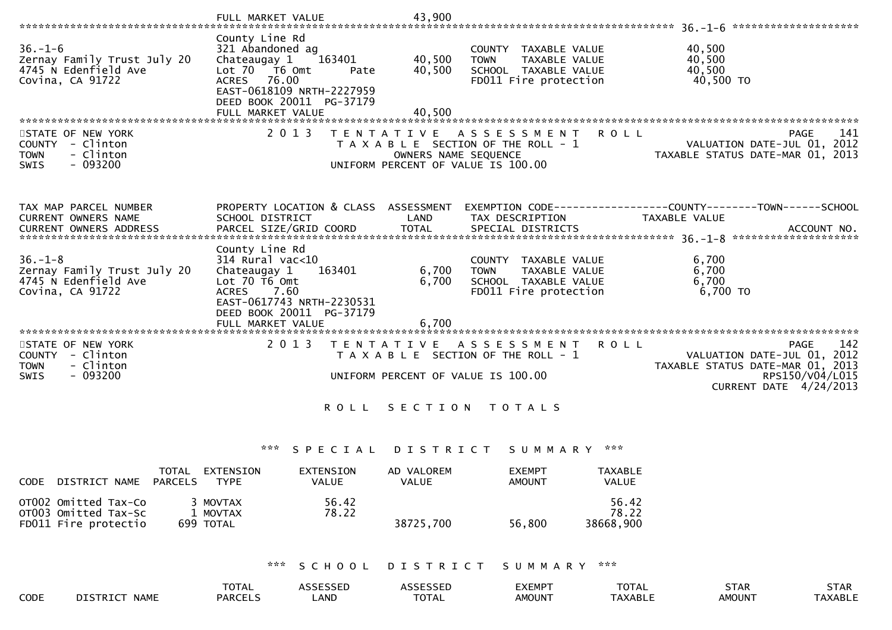FULL MARKET VALUE 43,900

************************************************************************************************** 36.-1-6 ********************

| | | | | |
|---|---|---|---|---|
| 36.-1-6 | County Line Rd | | | |
| Zernay Family Trust July 20 | 321 Abandoned ag | | COUNTY TAXABLE VALUE | 40,500 |
| 4745 N Edenfield Ave | Chateaugay 1 163401 | 40,500 | TOWN TAXABLE VALUE | 40,500 |
| Covina, CA 91722 | Lot 70 T6 Omt Pate | 40,500 | SCHOOL TAXABLE VALUE | 40,500 |
| | ACRES 76.00 | | FD011 Fire protection | 40,500 TO |
| | EAST-0618109 NRTH-2227959 | | | |
| | DEED BOOK 20011 PG-37179 | | | |
| | FULL MARKET VALUE | 40,500 | | |

STATE OF NEW YORK — 2013 TENTATIVE ASSESSMENT ROLL — PAGE 141
COUNTY - Clinton — TAXABLE SECTION OF THE ROLL - 1 — VALUATION DATE-JUL 01, 2012
TOWN - Clinton — OWNERS NAME SEQUENCE — TAXABLE STATUS DATE-MAR 01, 2013
SWIS - 093200 — UNIFORM PERCENT OF VALUE IS 100.00

| TAX MAP PARCEL NUMBER / CURRENT OWNERS NAME / CURRENT OWNERS ADDRESS | PROPERTY LOCATION & CLASS / SCHOOL DISTRICT / PARCEL SIZE/GRID COORD | ASSESSMENT LAND / TOTAL | EXEMPTION CODE / TAX DESCRIPTION / SPECIAL DISTRICTS | COUNTY--------TOWN------SCHOOL TAXABLE VALUE / ACCOUNT NO. |
|---|---|---|---|---|
| 36.-1-8 | County Line Rd | | | |
| Zernay Family Trust July 20 | 314 Rural vac<10 | | COUNTY TAXABLE VALUE | 6,700 |
| 4745 N Edenfield Ave | Chateaugay 1 163401 | 6,700 | TOWN TAXABLE VALUE | 6,700 |
| Covina, CA 91722 | Lot 70 T6 Omt | 6,700 | SCHOOL TAXABLE VALUE | 6,700 |
| | ACRES 7.60 | | FD011 Fire protection | 6,700 TO |
| | EAST-0617743 NRTH-2230531 | | | |
| | DEED BOOK 20011 PG-37179 | | | |
| | FULL MARKET VALUE | 6,700 | | |

STATE OF NEW YORK — 2013 TENTATIVE ASSESSMENT ROLL — PAGE 142
COUNTY - Clinton — TAXABLE SECTION OF THE ROLL - 1 — VALUATION DATE-JUL 01, 2012
TOWN - Clinton — TAXABLE STATUS DATE-MAR 01, 2013
SWIS - 093200 — UNIFORM PERCENT OF VALUE IS 100.00 — RPS150/V04/L015
CURRENT DATE 4/24/2013

# ROLL SECTION TOTALS

## *** SPECIAL DISTRICT SUMMARY ***

| CODE | DISTRICT NAME | TOTAL PARCELS | EXTENSION TYPE | EXTENSION VALUE | AD VALOREM VALUE | EXEMPT AMOUNT | TAXABLE VALUE |
|---|---|---|---|---|---|---|---|
| OT002 | Omitted Tax-Co | 3 | MOVTAX | 56.42 | | | 56.42 |
| OT003 | Omitted Tax-Sc | 1 | MOVTAX | 78.22 | | | 78.22 |
| FD011 | Fire protectio | 699 | TOTAL | | 38725,700 | 56,800 | 38668,900 |

## *** SCHOOL DISTRICT SUMMARY ***

| CODE | DISTRICT NAME | TOTAL PARCELS | ASSESSED LAND | ASSESSED TOTAL | EXEMPT AMOUNT | TOTAL TAXABLE | STAR AMOUNT | STAR TAXABLE |
|---|---|---|---|---|---|---|---|---|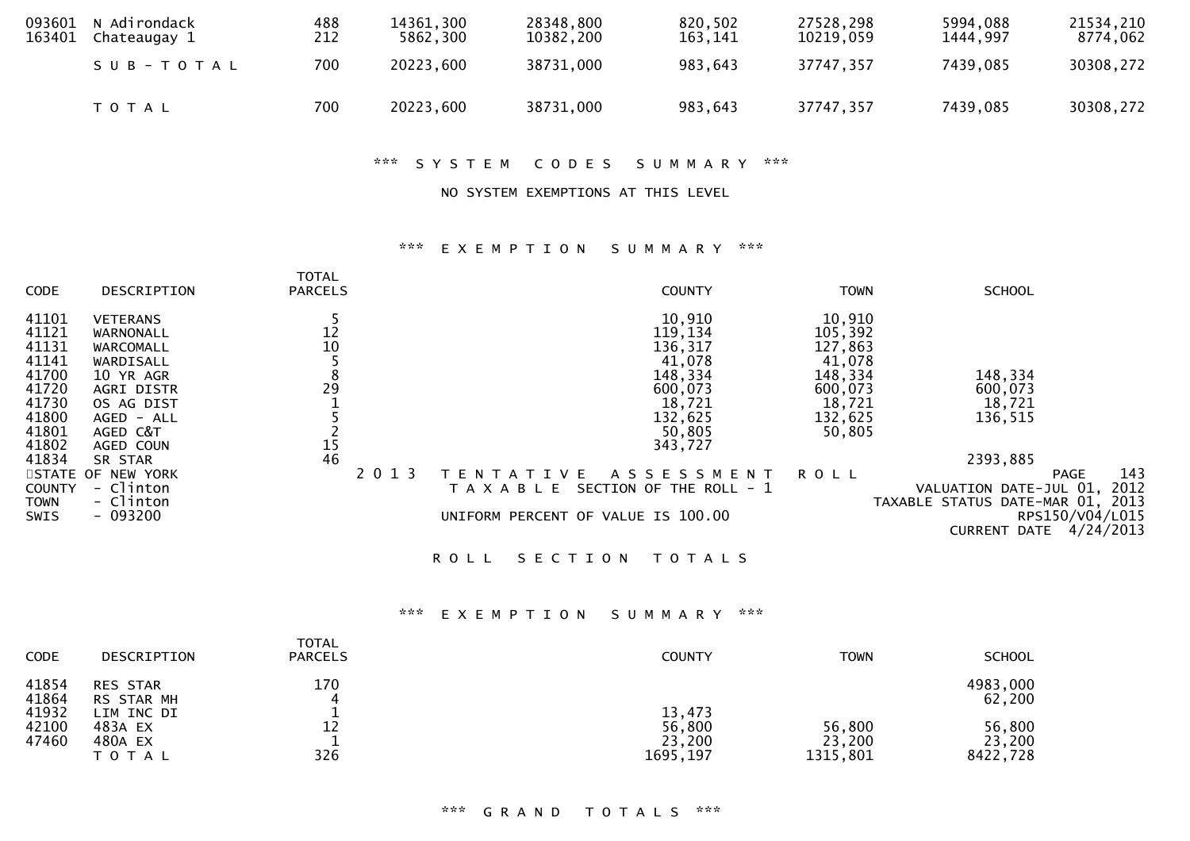| | | | | | | | | |
|---|---|---|---|---|---|---|---|---|
| 093601 | N Adirondack | 488 | 14361,300 | 28348,800 | 820,502 | 27528,298 | 5994,088 | 21534,210 |
| 163401 | Chateaugay 1 | 212 | 5862,300 | 10382,200 | 163,141 | 10219,059 | 1444,997 | 8774,062 |
| | S U B - T O T A L | 700 | 20223,600 | 38731,000 | 983,643 | 37747,357 | 7439,085 | 30308,272 |
| | T O T A L | 700 | 20223,600 | 38731,000 | 983,643 | 37747,357 | 7439,085 | 30308,272 |

\*\*\* S Y S T E M   C O D E S   S U M M A R Y \*\*\*

NO SYSTEM EXEMPTIONS AT THIS LEVEL

\*\*\* E X E M P T I O N   S U M M A R Y \*\*\*

| CODE | DESCRIPTION | TOTAL PARCELS | COUNTY | TOWN | SCHOOL |
|---|---|---|---|---|---|
| 41101 | VETERANS | 5 | 10,910 | 10,910 | |
| 41121 | WARNONALL | 12 | 119,134 | 105,392 | |
| 41131 | WARCOMALL | 10 | 136,317 | 127,863 | |
| 41141 | WARDISALL | 5 | 41,078 | 41,078 | |
| 41700 | 10 YR AGR | 8 | 148,334 | 148,334 | 148,334 |
| 41720 | AGRI DISTR | 29 | 600,073 | 600,073 | 600,073 |
| 41730 | OS AG DIST | 1 | 18,721 | 18,721 | 18,721 |
| 41800 | AGED - ALL | 5 | 132,625 | 132,625 | 136,515 |
| 41801 | AGED C&T | 2 | 50,805 | 50,805 | |
| 41802 | AGED COUN | 15 | 343,727 | | |
| 41834 | SR STAR | 46 | | | 2393,885 |

STATE OF NEW YORK
COUNTY - Clinton
TOWN - Clinton
SWIS - 093200

2 0 1 3   T E N T A T I V E   A S S E S S M E N T   R O L L
T A X A B L E   SECTION OF THE ROLL - 1
UNIFORM PERCENT OF VALUE IS 100.00

PAGE 143
VALUATION DATE-JUL 01, 2012
TAXABLE STATUS DATE-MAR 01, 2013
RPS150/V04/L015
CURRENT DATE 4/24/2013

R O L L   S E C T I O N   T O T A L S

\*\*\* E X E M P T I O N   S U M M A R Y \*\*\*

| CODE | DESCRIPTION | TOTAL PARCELS | COUNTY | TOWN | SCHOOL |
|---|---|---|---|---|---|
| 41854 | RES STAR | 170 | | | 4983,000 |
| 41864 | RS STAR MH | 4 | | | 62,200 |
| 41932 | LIM INC DI | 1 | 13,473 | | |
| 42100 | 483A EX | 12 | 56,800 | 56,800 | 56,800 |
| 47460 | 480A EX | 1 | 23,200 | 23,200 | 23,200 |
| | T O T A L | 326 | 1695,197 | 1315,801 | 8422,728 |

\*\*\* G R A N D   T O T A L S \*\*\*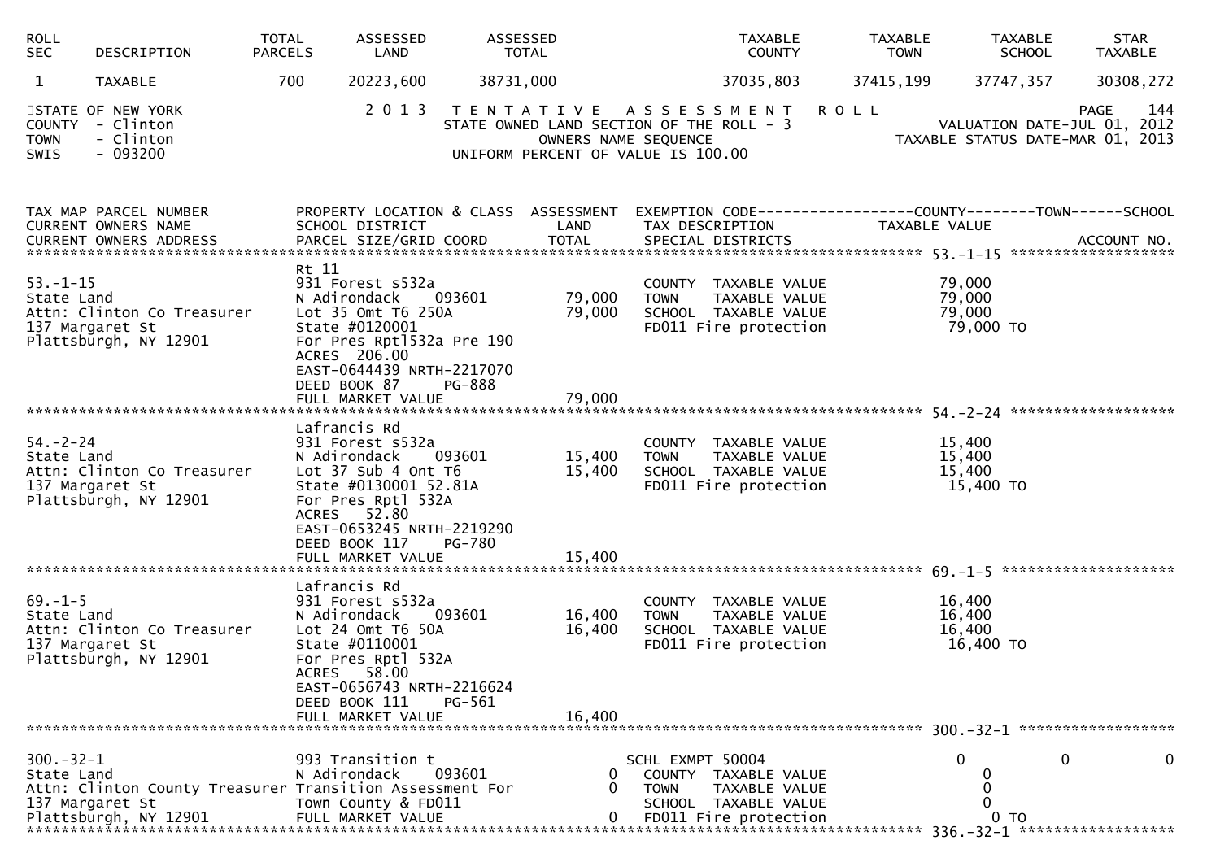| ROLL SEC | DESCRIPTION | TOTAL PARCELS | ASSESSED LAND | ASSESSED TOTAL | TAXABLE COUNTY | TAXABLE TOWN | TAXABLE SCHOOL | STAR TAXABLE |
|---|---|---|---|---|---|---|---|---|
| 1 | TAXABLE | 700 | 20223,600 | 38731,000 | 37035,803 | 37415,199 | 37747,357 | 30308,272 |

STATE OF NEW YORK
COUNTY - Clinton
TOWN - Clinton
SWIS - 093200

2 0 1 3 T E N T A T I V E A S S E S S M E N T R O L L
STATE OWNED LAND SECTION OF THE ROLL - 3
OWNERS NAME SEQUENCE
UNIFORM PERCENT OF VALUE IS 100.00

PAGE 144
VALUATION DATE-JUL 01, 2012
TAXABLE STATUS DATE-MAR 01, 2013

```
TAX MAP PARCEL NUMBER          PROPERTY LOCATION & CLASS  ASSESSMENT  EXEMPTION CODE------------------COUNTY--------TOWN------SCHOOL
CURRENT OWNERS NAME            SCHOOL DISTRICT               LAND      TAX DESCRIPTION              TAXABLE VALUE
CURRENT OWNERS ADDRESS         PARCEL SIZE/GRID COORD        TOTAL     SPECIAL DISTRICTS                                      ACCOUNT NO.
****************************************************************************************************** 53.-1-15 *******************
                               Rt 11
53.-1-15                       931 Forest s532a                         COUNTY  TAXABLE VALUE            79,000
State Land                     N Adirondack     093601        79,000    TOWN    TAXABLE VALUE            79,000
Attn: Clinton Co Treasurer     Lot 35 Omt T6 250A            79,000    SCHOOL  TAXABLE VALUE            79,000
137 Margaret St                State #0120001                           FD011 Fire protection             79,000 TO
Plattsburgh, NY 12901          For Pres Rptl532a Pre 190
                               ACRES 206.00
                               EAST-0644439 NRTH-2217070
                               DEED BOOK 87      PG-888
                               FULL MARKET VALUE             79,000
****************************************************************************************************** 54.-2-24 *******************
                               Lafrancis Rd
54.-2-24                       931 Forest s532a                         COUNTY  TAXABLE VALUE            15,400
State Land                     N Adirondack     093601        15,400    TOWN    TAXABLE VALUE            15,400
Attn: Clinton Co Treasurer     Lot 37 Sub 4 Ont T6           15,400    SCHOOL  TAXABLE VALUE            15,400
137 Margaret St                State #0130001 52.81A                    FD011 Fire protection             15,400 TO
Plattsburgh, NY 12901          For Pres Rptl 532A
                               ACRES  52.80
                               EAST-0653245 NRTH-2219290
                               DEED BOOK 117     PG-780
                               FULL MARKET VALUE             15,400
****************************************************************************************************** 69.-1-5 ********************
                               Lafrancis Rd
69.-1-5                        931 Forest s532a                         COUNTY  TAXABLE VALUE            16,400
State Land                     N Adirondack     093601        16,400    TOWN    TAXABLE VALUE            16,400
Attn: Clinton Co Treasurer     Lot 24 Omt T6 50A             16,400    SCHOOL  TAXABLE VALUE            16,400
137 Margaret St                State #0110001                           FD011 Fire protection             16,400 TO
Plattsburgh, NY 12901          For Pres Rptl 532A
                               ACRES  58.00
                               EAST-0656743 NRTH-2216624
                               DEED BOOK 111     PG-561
                               FULL MARKET VALUE             16,400
****************************************************************************************************** 300.-32-1 ******************
300.-32-1                      993 Transition t                        SCHL EXMPT 50004                 0            0            0
State Land                     N Adirondack     093601             0    COUNTY  TAXABLE VALUE             0
Attn: Clinton County Treasurer Transition Assessment For           0    TOWN    TAXABLE VALUE             0
137 Margaret St                Town County & FD011                      SCHOOL  TAXABLE VALUE             0
Plattsburgh, NY 12901          FULL MARKET VALUE                   0    FD011 Fire protection              0 TO
****************************************************************************************************** 336.-32-1 ******************
```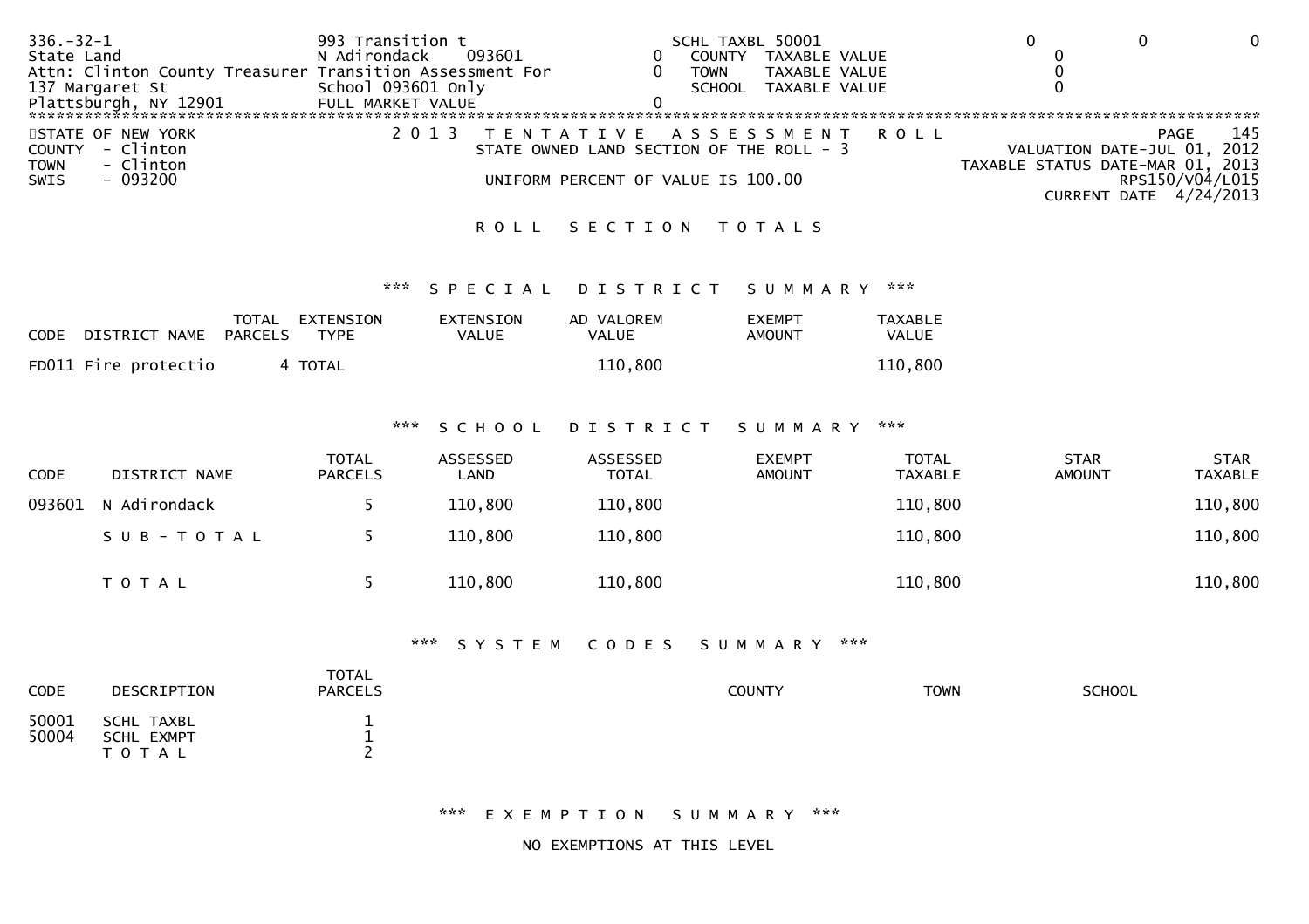```
336.-32-1                  993 Transition t                      SCHL TAXBL 50001                  0           0           0
State Land                 N Adirondack     093601          0    COUNTY  TAXABLE VALUE              0
Attn: Clinton County Treasurer Transition Assessment For    0    TOWN    TAXABLE VALUE              0
137 Margaret St            School 093601 Only                    SCHOOL  TAXABLE VALUE              0
Plattsburgh, NY 12901      FULL MARKET VALUE                0
******************************************************************************************************************************
```

STATE OF NEW YORK
COUNTY - Clinton
TOWN - Clinton
SWIS - 093200

2 0 1 3 T E N T A T I V E A S S E S S M E N T R O L L
STATE OWNED LAND SECTION OF THE ROLL - 3
UNIFORM PERCENT OF VALUE IS 100.00

PAGE 145
VALUATION DATE-JUL 01, 2012
TAXABLE STATUS DATE-MAR 01, 2013
RPS150/V04/L015
CURRENT DATE 4/24/2013

R O L L S E C T I O N T O T A L S

*** S P E C I A L D I S T R I C T S U M M A R Y ***

| CODE DISTRICT NAME | TOTAL PARCELS | EXTENSION TYPE | EXTENSION VALUE | AD VALOREM VALUE | EXEMPT AMOUNT | TAXABLE VALUE |
|---|---|---|---|---|---|---|
| FD011 Fire protectio | 4 | TOTAL | | 110,800 | | 110,800 |

*** S C H O O L D I S T R I C T S U M M A R Y ***

| CODE | DISTRICT NAME | TOTAL PARCELS | ASSESSED LAND | ASSESSED TOTAL | EXEMPT AMOUNT | TOTAL TAXABLE | STAR AMOUNT | STAR TAXABLE |
|---|---|---|---|---|---|---|---|---|
| 093601 | N Adirondack | 5 | 110,800 | 110,800 | | 110,800 | | 110,800 |
| | S U B - T O T A L | 5 | 110,800 | 110,800 | | 110,800 | | 110,800 |
| | T O T A L | 5 | 110,800 | 110,800 | | 110,800 | | 110,800 |

*** S Y S T E M C O D E S S U M M A R Y ***

| CODE | DESCRIPTION | TOTAL PARCELS | COUNTY | TOWN | SCHOOL |
|---|---|---|---|---|---|
| 50001 | SCHL TAXBL | 1 | | | |
| 50004 | SCHL EXMPT | 1 | | | |
| | T O T A L | 2 | | | |

*** E X E M P T I O N S U M M A R Y ***

NO EXEMPTIONS AT THIS LEVEL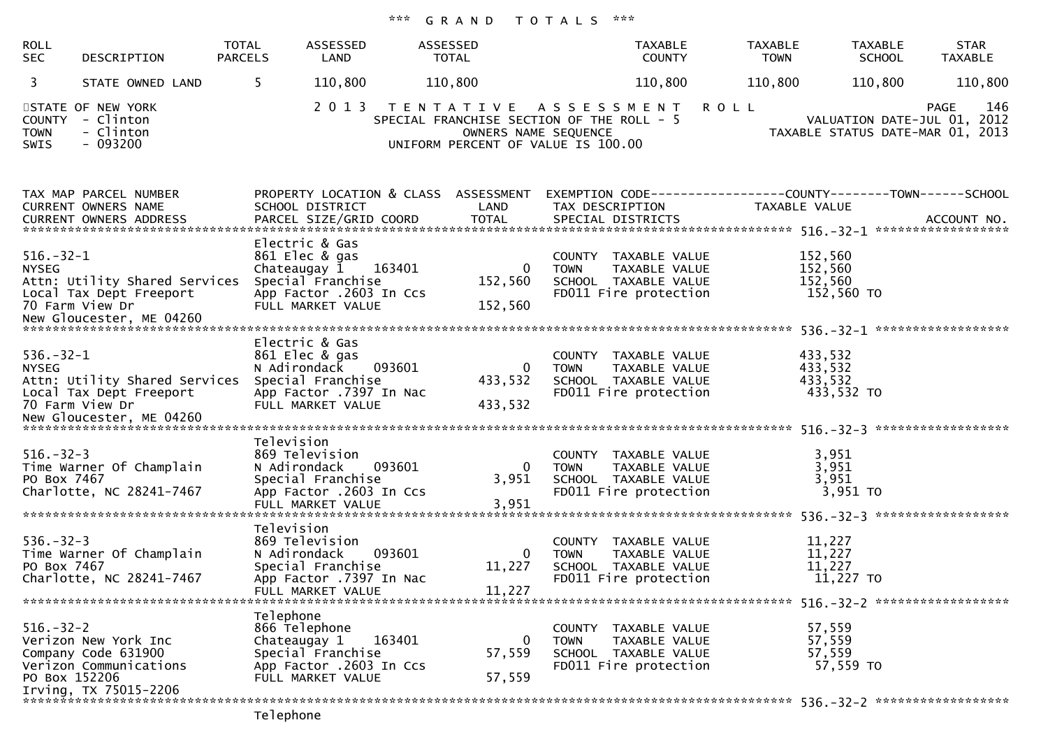### *** GRAND TOTALS ***

| ROLL SEC | DESCRIPTION | TOTAL PARCELS | ASSESSED LAND | ASSESSED TOTAL | TAXABLE COUNTY | TAXABLE TOWN | TAXABLE SCHOOL | STAR TAXABLE |
|---|---|---|---|---|---|---|---|---|
| 3 | STATE OWNED LAND | 5 | 110,800 | 110,800 | 110,800 | 110,800 | 110,800 | 110,800 |

STATE OF NEW YORK
COUNTY - Clinton
TOWN - Clinton
SWIS - 093200

2013 TENTATIVE ASSESSMENT ROLL
SPECIAL FRANCHISE SECTION OF THE ROLL - 5
OWNERS NAME SEQUENCE
UNIFORM PERCENT OF VALUE IS 100.00

PAGE 146
VALUATION DATE-JUL 01, 2012
TAXABLE STATUS DATE-MAR 01, 2013

| TAX MAP PARCEL NUMBER / CURRENT OWNERS NAME / CURRENT OWNERS ADDRESS | PROPERTY LOCATION & CLASS / SCHOOL DISTRICT / PARCEL SIZE/GRID COORD | ASSESSMENT LAND / TOTAL | EXEMPTION CODE / TAX DESCRIPTION / SPECIAL DISTRICTS | TAXABLE VALUE (COUNTY / TOWN / SCHOOL) | ACCOUNT NO. |
|---|---|---|---|---|---|
| **516.-32-1** | Electric & Gas | | | | |
| 516.-32-1 | 861 Elec & gas | | COUNTY TAXABLE VALUE | 152,560 | |
| NYSEG | Chateaugay 1 163401 | 0 | TOWN TAXABLE VALUE | 152,560 | |
| Attn: Utility Shared Services | Special Franchise | 152,560 | SCHOOL TAXABLE VALUE | 152,560 | |
| Local Tax Dept Freeport | App Factor .2603 In Ccs | | FD011 Fire protection | 152,560 TO | |
| 70 Farm View Dr | FULL MARKET VALUE | 152,560 | | | |
| New Gloucester, ME 04260 | | | | | |
| **536.-32-1** | Electric & Gas | | | | |
| 536.-32-1 | 861 Elec & gas | | COUNTY TAXABLE VALUE | 433,532 | |
| NYSEG | N Adirondack 093601 | 0 | TOWN TAXABLE VALUE | 433,532 | |
| Attn: Utility Shared Services | Special Franchise | 433,532 | SCHOOL TAXABLE VALUE | 433,532 | |
| Local Tax Dept Freeport | App Factor .7397 In Nac | | FD011 Fire protection | 433,532 TO | |
| 70 Farm View Dr | FULL MARKET VALUE | 433,532 | | | |
| New Gloucester, ME 04260 | | | | | |
| **516.-32-3** | Television | | | | |
| 516.-32-3 | 869 Television | | COUNTY TAXABLE VALUE | 3,951 | |
| Time Warner Of Champlain | N Adirondack 093601 | 0 | TOWN TAXABLE VALUE | 3,951 | |
| PO Box 7467 | Special Franchise | 3,951 | SCHOOL TAXABLE VALUE | 3,951 | |
| Charlotte, NC 28241-7467 | App Factor .2603 In Ccs | | FD011 Fire protection | 3,951 TO | |
| | FULL MARKET VALUE | 3,951 | | | |
| **536.-32-3** | Television | | | | |
| 536.-32-3 | 869 Television | | COUNTY TAXABLE VALUE | 11,227 | |
| Time Warner Of Champlain | N Adirondack 093601 | 0 | TOWN TAXABLE VALUE | 11,227 | |
| PO Box 7467 | Special Franchise | 11,227 | SCHOOL TAXABLE VALUE | 11,227 | |
| Charlotte, NC 28241-7467 | App Factor .7397 In Nac | | FD011 Fire protection | 11,227 TO | |
| | FULL MARKET VALUE | 11,227 | | | |
| **516.-32-2** | Telephone | | | | |
| 516.-32-2 | 866 Telephone | | COUNTY TAXABLE VALUE | 57,559 | |
| Verizon New York Inc | Chateaugay 1 163401 | 0 | TOWN TAXABLE VALUE | 57,559 | |
| Company Code 631900 | Special Franchise | 57,559 | SCHOOL TAXABLE VALUE | 57,559 | |
| Verizon Communications | App Factor .2603 In Ccs | | FD011 Fire protection | 57,559 TO | |
| PO Box 152206 | FULL MARKET VALUE | 57,559 | | | |
| Irving, TX 75015-2206 | | | | | |
| **536.-32-2** | Telephone | | | | |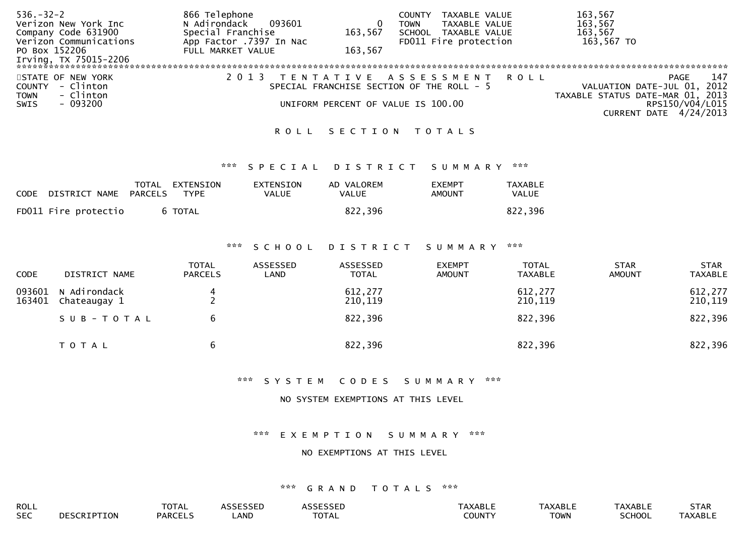```
536.-32-2                      866 Telephone                          COUNTY  TAXABLE VALUE          163,567
Verizon New York Inc           N Adirondack     093601          0     TOWN    TAXABLE VALUE          163,567
Company Code 631900            Special Franchise          163,567     SCHOOL  TAXABLE VALUE          163,567
Verizon Communications         App Factor .7397 In Nac                FD011 Fire protection           163,567 TO
PO Box 152206                  FULL MARKET VALUE          163,567
Irving, TX 75015-2206
******************************************************************************************************************
```

STATE OF NEW YORK
COUNTY - Clinton
TOWN - Clinton
SWIS - 093200

2013 TENTATIVE ASSESSMENT ROLL
SPECIAL FRANCHISE SECTION OF THE ROLL - 5
UNIFORM PERCENT OF VALUE IS 100.00

PAGE 147
VALUATION DATE-JUL 01, 2012
TAXABLE STATUS DATE-MAR 01, 2013
RPS150/V04/L015
CURRENT DATE 4/24/2013

## ROLL SECTION TOTALS

### *** SPECIAL DISTRICT SUMMARY ***

| CODE | DISTRICT NAME | TOTAL PARCELS | EXTENSION TYPE | EXTENSION VALUE | AD VALOREM VALUE | EXEMPT AMOUNT | TAXABLE VALUE |
|---|---|---|---|---|---|---|---|
| FD011 | Fire protectio | 6 | TOTAL | | 822,396 | | 822,396 |

### *** SCHOOL DISTRICT SUMMARY ***

| CODE | DISTRICT NAME | TOTAL PARCELS | ASSESSED LAND | ASSESSED TOTAL | EXEMPT AMOUNT | TOTAL TAXABLE | STAR AMOUNT | STAR TAXABLE |
|---|---|---|---|---|---|---|---|---|
| 093601 | N Adirondack | 4 | | 612,277 | | 612,277 | | 612,277 |
| 163401 | Chateaugay 1 | 2 | | 210,119 | | 210,119 | | 210,119 |
| | SUB-TOTAL | 6 | | 822,396 | | 822,396 | | 822,396 |
| | TOTAL | 6 | | 822,396 | | 822,396 | | 822,396 |

### *** SYSTEM CODES SUMMARY ***

NO SYSTEM EXEMPTIONS AT THIS LEVEL

### *** EXEMPTION SUMMARY ***

NO EXEMPTIONS AT THIS LEVEL

### *** GRAND TOTALS ***

| ROLL SEC | DESCRIPTION | TOTAL PARCELS | ASSESSED LAND | ASSESSED TOTAL | TAXABLE COUNTY | TAXABLE TOWN | TAXABLE SCHOOL | STAR TAXABLE |
|---|---|---|---|---|---|---|---|---|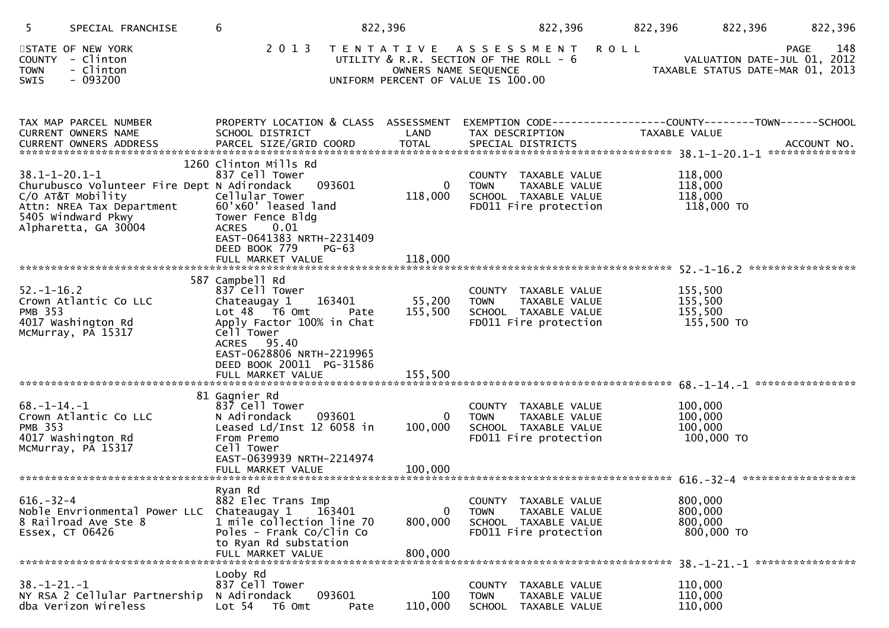| 5 | SPECIAL FRANCHISE | 6 | 822,396 | 822,396 | 822,396 | 822,396 | 822,396 |
|---|---|---|---|---|---|---|---|

STATE OF NEW YORK
COUNTY - Clinton
TOWN - Clinton
SWIS - 093200

2 0 1 3 T E N T A T I V E A S S E S S M E N T R O L L
UTILITY & R.R. SECTION OF THE ROLL - 6
OWNERS NAME SEQUENCE
UNIFORM PERCENT OF VALUE IS 100.00

PAGE 148
VALUATION DATE-JUL 01, 2012
TAXABLE STATUS DATE-MAR 01, 2013

| TAX MAP PARCEL NUMBER / CURRENT OWNERS NAME / CURRENT OWNERS ADDRESS | PROPERTY LOCATION & CLASS / SCHOOL DISTRICT / PARCEL SIZE/GRID COORD | ASSESSMENT LAND / TOTAL | EXEMPTION CODE / TAX DESCRIPTION / SPECIAL DISTRICTS | COUNTY--------TOWN------SCHOOL TAXABLE VALUE | ACCOUNT NO. |
|---|---|---|---|---|---|
| **38.1-1-20.1-1** | 1260 Clinton Mills Rd | | | | |
| 38.1-1-20.1-1 | 837 Cell Tower | | COUNTY TAXABLE VALUE | 118,000 | |
| Churubusco Volunteer Fire Dept | N Adirondack 093601 | 0 | TOWN TAXABLE VALUE | 118,000 | |
| C/O AT&T Mobility | Cellular Tower | 118,000 | SCHOOL TAXABLE VALUE | 118,000 | |
| Attn: NREA Tax Department | 60'x60' leased land | | FD011 Fire protection | 118,000 TO | |
| 5405 Windward Pkwy | Tower Fence Bldg | | | | |
| Alpharetta, GA 30004 | ACRES 0.01 | | | | |
| | EAST-0641383 NRTH-2231409 | | | | |
| | DEED BOOK 779 PG-63 | | | | |
| | FULL MARKET VALUE | 118,000 | | | |
| **52.-1-16.2** | 587 Campbell Rd | | | | |
| 52.-1-16.2 | 837 Cell Tower | | COUNTY TAXABLE VALUE | 155,500 | |
| Crown Atlantic Co LLC | Chateaugay 1 163401 | 55,200 | TOWN TAXABLE VALUE | 155,500 | |
| PMB 353 | Lot 48 T6 Omt Pate | 155,500 | SCHOOL TAXABLE VALUE | 155,500 | |
| 4017 Washington Rd | Apply Factor 100% in Chat | | FD011 Fire protection | 155,500 TO | |
| McMurray, PA 15317 | Cell Tower | | | | |
| | ACRES 95.40 | | | | |
| | EAST-0628806 NRTH-2219965 | | | | |
| | DEED BOOK 20011 PG-31586 | | | | |
| | FULL MARKET VALUE | 155,500 | | | |
| **68.-1-14.-1** | 81 Gagnier Rd | | | | |
| 68.-1-14.-1 | 837 Cell Tower | | COUNTY TAXABLE VALUE | 100,000 | |
| Crown Atlantic Co LLC | N Adirondack 093601 | 0 | TOWN TAXABLE VALUE | 100,000 | |
| PMB 353 | Leased Ld/Inst 12 6058 in | 100,000 | SCHOOL TAXABLE VALUE | 100,000 | |
| 4017 Washington Rd | From Premo | | FD011 Fire protection | 100,000 TO | |
| McMurray, PA 15317 | Cell Tower | | | | |
| | EAST-0639939 NRTH-2214974 | | | | |
| | FULL MARKET VALUE | 100,000 | | | |
| **616.-32-4** | Ryan Rd | | | | |
| 616.-32-4 | 882 Elec Trans Imp | | COUNTY TAXABLE VALUE | 800,000 | |
| Noble Envrionmental Power LLC | Chateaugay 1 163401 | 0 | TOWN TAXABLE VALUE | 800,000 | |
| 8 Railroad Ave Ste 8 | 1 mile collection line 70 | 800,000 | SCHOOL TAXABLE VALUE | 800,000 | |
| Essex, CT 06426 | Poles - Frank Co/Clin Co | | FD011 Fire protection | 800,000 TO | |
| | to Ryan Rd substation | | | | |
| | FULL MARKET VALUE | 800,000 | | | |
| **38.-1-21.-1** | Looby Rd | | | | |
| 38.-1-21.-1 | 837 Cell Tower | | COUNTY TAXABLE VALUE | 110,000 | |
| NY RSA 2 Cellular Partnership | N Adirondack 093601 | 100 | TOWN TAXABLE VALUE | 110,000 | |
| dba Verizon Wireless | Lot 54 T6 Omt Pate | 110,000 | SCHOOL TAXABLE VALUE | 110,000 | |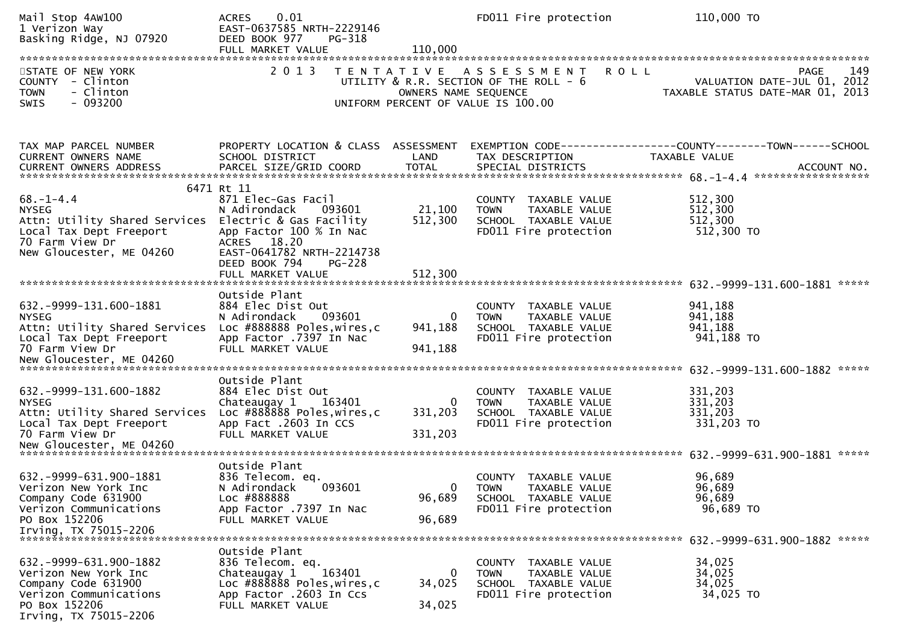Mail Stop 4AW100 | ACRES 0.01 | FD011 Fire protection | 110,000 TO
1 Verizon Way | EAST-0637585 NRTH-2229146
Basking Ridge, NJ 07920 | DEED BOOK 977 PG-318
FULL MARKET VALUE 110,000

STATE OF NEW YORK
COUNTY - Clinton
TOWN - Clinton
SWIS - 093200

2 0 1 3 T E N T A T I V E A S S E S S M E N T R O L L
UTILITY & R.R. SECTION OF THE ROLL - 6
OWNERS NAME SEQUENCE
UNIFORM PERCENT OF VALUE IS 100.00

VALUATION DATE-JUL 01, 2012
TAXABLE STATUS DATE-MAR 01, 2013

| TAX MAP PARCEL NUMBER / CURRENT OWNERS NAME / CURRENT OWNERS ADDRESS | PROPERTY LOCATION & CLASS / SCHOOL DISTRICT / PARCEL SIZE/GRID COORD | ASSESSMENT LAND | TOTAL | EXEMPTION CODE / TAX DESCRIPTION / SPECIAL DISTRICTS | COUNTY / TOWN / SCHOOL TAXABLE VALUE | ACCOUNT NO. |
|---|---|---|---|---|---|---|
| **68.-1-4.4** | 6471 Rt 11 | | | | | |
| 68.-1-4.4 | 871 Elec-Gas Facil | | | COUNTY TAXABLE VALUE | 512,300 | |
| NYSEG | N Adirondack 093601 | 21,100 | | TOWN TAXABLE VALUE | 512,300 | |
| Attn: Utility Shared Services | Electric & Gas Facility | | 512,300 | SCHOOL TAXABLE VALUE | 512,300 | |
| Local Tax Dept Freeport | App Factor 100 % In Nac | | | FD011 Fire protection | 512,300 TO | |
| 70 Farm View Dr | ACRES 18.20 | | | | | |
| New Gloucester, ME 04260 | EAST-0641782 NRTH-2214738 | | | | | |
| | DEED BOOK 794 PG-228 | | | | | |
| | FULL MARKET VALUE | | 512,300 | | | |
| **632.-9999-131.600-1881** | Outside Plant | | | | | |
| 632.-9999-131.600-1881 | 884 Elec Dist Out | | | COUNTY TAXABLE VALUE | 941,188 | |
| NYSEG | N Adirondack 093601 | 0 | | TOWN TAXABLE VALUE | 941,188 | |
| Attn: Utility Shared Services | Loc #888888 Poles,wires,c | | 941,188 | SCHOOL TAXABLE VALUE | 941,188 | |
| Local Tax Dept Freeport | App Factor .7397 In Nac | | | FD011 Fire protection | 941,188 TO | |
| 70 Farm View Dr | FULL MARKET VALUE | | 941,188 | | | |
| New Gloucester, ME 04260 | | | | | | |
| **632.-9999-131.600-1882** | Outside Plant | | | | | |
| 632.-9999-131.600-1882 | 884 Elec Dist Out | | | COUNTY TAXABLE VALUE | 331,203 | |
| NYSEG | Chateaugay 1 163401 | 0 | | TOWN TAXABLE VALUE | 331,203 | |
| Attn: Utility Shared Services | Loc #888888 Poles,wires,c | | 331,203 | SCHOOL TAXABLE VALUE | 331,203 | |
| Local Tax Dept Freeport | App Fact .2603 In CCS | | | FD011 Fire protection | 331,203 TO | |
| 70 Farm View Dr | FULL MARKET VALUE | | 331,203 | | | |
| New Gloucester, ME 04260 | | | | | | |
| **632.-9999-631.900-1881** | Outside Plant | | | | | |
| 632.-9999-631.900-1881 | 836 Telecom. eq. | | | COUNTY TAXABLE VALUE | 96,689 | |
| Verizon New York Inc | N Adirondack 093601 | 0 | | TOWN TAXABLE VALUE | 96,689 | |
| Company Code 631900 | Loc #888888 | | 96,689 | SCHOOL TAXABLE VALUE | 96,689 | |
| Verizon Communications | App Factor .7397 In Nac | | | FD011 Fire protection | 96,689 TO | |
| PO Box 152206 | FULL MARKET VALUE | | 96,689 | | | |
| Irving, TX 75015-2206 | | | | | | |
| **632.-9999-631.900-1882** | Outside Plant | | | | | |
| 632.-9999-631.900-1882 | 836 Telecom. eq. | | | COUNTY TAXABLE VALUE | 34,025 | |
| Verizon New York Inc | Chateaugay 1 163401 | 0 | | TOWN TAXABLE VALUE | 34,025 | |
| Company Code 631900 | Loc #888888 Poles,wires,c | | 34,025 | SCHOOL TAXABLE VALUE | 34,025 | |
| Verizon Communications | App Factor .2603 In Ccs | | | FD011 Fire protection | 34,025 TO | |
| PO Box 152206 | FULL MARKET VALUE | | 34,025 | | | |
| Irving, TX 75015-2206 | | | | | | |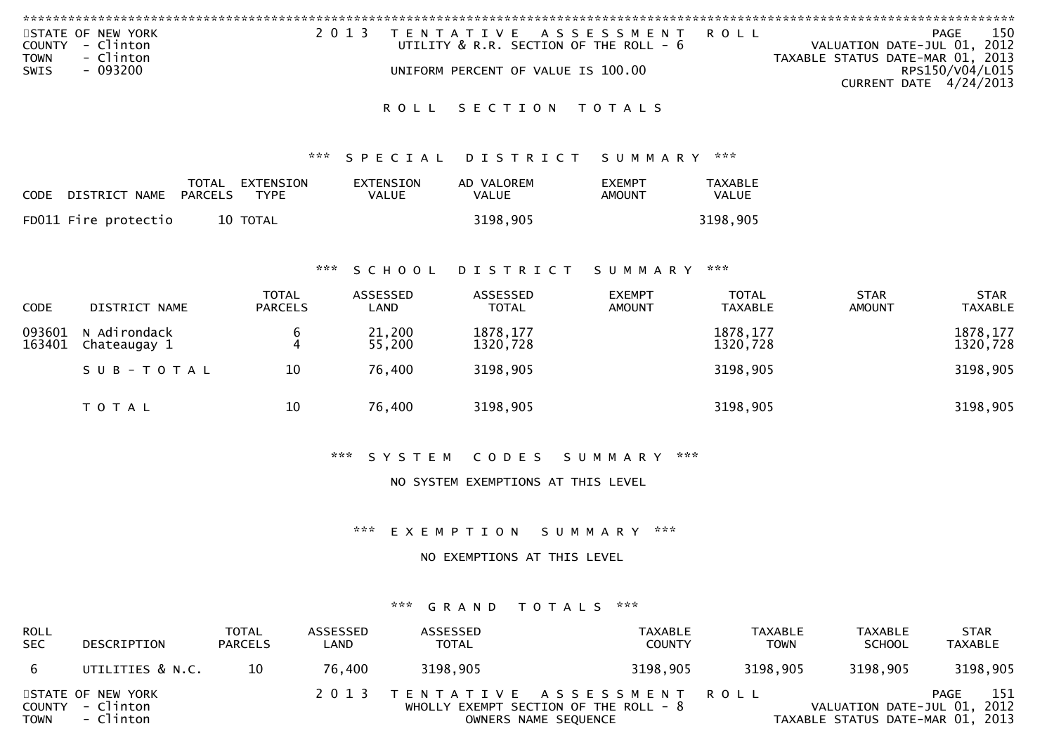STATE OF NEW YORK
COUNTY - Clinton
TOWN - Clinton
SWIS - 093200

2013 TENTATIVE ASSESSMENT ROLL
UTILITY & R.R. SECTION OF THE ROLL - 6
UNIFORM PERCENT OF VALUE IS 100.00

VALUATION DATE-JUL 01, 2012
TAXABLE STATUS DATE-MAR 01, 2013
RPS150/V04/L015
CURRENT DATE 4/24/2013

# ROLL SECTION TOTALS

## *** SPECIAL DISTRICT SUMMARY ***

| CODE | DISTRICT NAME | TOTAL PARCELS | EXTENSION TYPE | EXTENSION VALUE | AD VALOREM VALUE | EXEMPT AMOUNT | TAXABLE VALUE |
|---|---|---|---|---|---|---|---|
| FD011 | Fire protectio | 10 | TOTAL | | 3198,905 | | 3198,905 |

## *** SCHOOL DISTRICT SUMMARY ***

| CODE | DISTRICT NAME | TOTAL PARCELS | ASSESSED LAND | ASSESSED TOTAL | EXEMPT AMOUNT | TOTAL TAXABLE | STAR AMOUNT | STAR TAXABLE |
|---|---|---|---|---|---|---|---|---|
| 093601 | N Adirondack | 6 | 21,200 | 1878,177 | | 1878,177 | | 1878,177 |
| 163401 | Chateaugay 1 | 4 | 55,200 | 1320,728 | | 1320,728 | | 1320,728 |
| | SUB-TOTAL | 10 | 76,400 | 3198,905 | | 3198,905 | | 3198,905 |
| | TOTAL | 10 | 76,400 | 3198,905 | | 3198,905 | | 3198,905 |

## *** SYSTEM CODES SUMMARY ***

NO SYSTEM EXEMPTIONS AT THIS LEVEL

## *** EXEMPTION SUMMARY ***

NO EXEMPTIONS AT THIS LEVEL

## *** GRAND TOTALS ***

| ROLL SEC | DESCRIPTION | TOTAL PARCELS | ASSESSED LAND | ASSESSED TOTAL | TAXABLE COUNTY | TAXABLE TOWN | TAXABLE SCHOOL | STAR TAXABLE |
|---|---|---|---|---|---|---|---|---|
| 6 | UTILITIES & N.C. | 10 | 76,400 | 3198,905 | 3198,905 | 3198,905 | 3198,905 | 3198,905 |

STATE OF NEW YORK
COUNTY - Clinton
TOWN - Clinton

2013 TENTATIVE ASSESSMENT ROLL
WHOLLY EXEMPT SECTION OF THE ROLL - 8
OWNERS NAME SEQUENCE

VALUATION DATE-JUL 01, 2012
TAXABLE STATUS DATE-MAR 01, 2013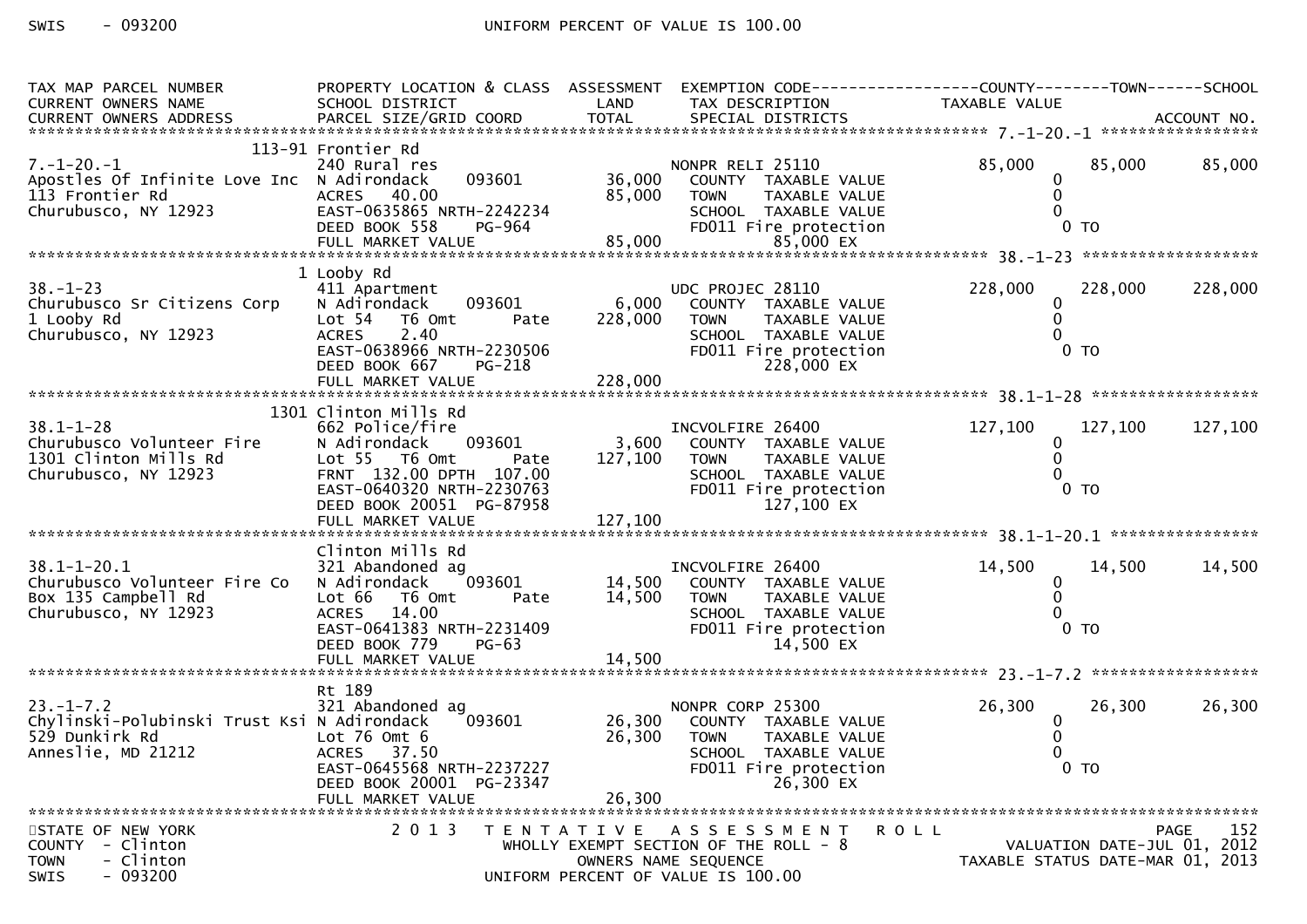| TAX MAP PARCEL NUMBER<br>CURRENT OWNERS NAME<br>CURRENT OWNERS ADDRESS | PROPERTY LOCATION & CLASS<br>SCHOOL DISTRICT<br>PARCEL SIZE/GRID COORD | ASSESSMENT<br>LAND<br>TOTAL | EXEMPTION CODE<br>TAX DESCRIPTION<br>SPECIAL DISTRICTS | COUNTY<br>TAXABLE VALUE | TOWN | SCHOOL<br>ACCOUNT NO. |
|---|---|---|---|---|---|---|
| **7.-1-20.-1** | | | | | | |
| | 113-91 Frontier Rd | | | | | |
| 7.-1-20.-1 | 240 Rural res | | NONPR RELI 25110 | 85,000 | 85,000 | 85,000 |
| Apostles Of Infinite Love Inc | N Adirondack 093601 | 36,000 | COUNTY TAXABLE VALUE | 0 | | |
| 113 Frontier Rd | ACRES 40.00 | 85,000 | TOWN TAXABLE VALUE | 0 | | |
| Churubusco, NY 12923 | EAST-0635865 NRTH-2242234 | | SCHOOL TAXABLE VALUE | 0 | | |
| | DEED BOOK 558 PG-964 | | FD011 Fire protection | 0 TO | | |
| | FULL MARKET VALUE | 85,000 | 85,000 EX | | | |
| **38.-1-23** | | | | | | |
| | 1 Looby Rd | | | | | |
| 38.-1-23 | 411 Apartment | | UDC PROJEC 28110 | 228,000 | 228,000 | 228,000 |
| Churubusco Sr Citizens Corp | N Adirondack 093601 | 6,000 | COUNTY TAXABLE VALUE | 0 | | |
| 1 Looby Rd | Lot 54 T6 Omt Pate | 228,000 | TOWN TAXABLE VALUE | 0 | | |
| Churubusco, NY 12923 | ACRES 2.40 | | SCHOOL TAXABLE VALUE | 0 | | |
| | EAST-0638966 NRTH-2230506 | | FD011 Fire protection | 0 TO | | |
| | DEED BOOK 667 PG-218 | | 228,000 EX | | | |
| | FULL MARKET VALUE | 228,000 | | | | |
| **38.1-1-28** | | | | | | |
| | 1301 Clinton Mills Rd | | | | | |
| 38.1-1-28 | 662 Police/fire | | INCVOLFIRE 26400 | 127,100 | 127,100 | 127,100 |
| Churubusco Volunteer Fire | N Adirondack 093601 | 3,600 | COUNTY TAXABLE VALUE | 0 | | |
| 1301 Clinton Mills Rd | Lot 55 T6 Omt Pate | 127,100 | TOWN TAXABLE VALUE | 0 | | |
| Churubusco, NY 12923 | FRNT 132.00 DPTH 107.00 | | SCHOOL TAXABLE VALUE | 0 | | |
| | EAST-0640320 NRTH-2230763 | | FD011 Fire protection | 0 TO | | |
| | DEED BOOK 20051 PG-87958 | | 127,100 EX | | | |
| | FULL MARKET VALUE | 127,100 | | | | |
| **38.1-1-20.1** | | | | | | |
| | Clinton Mills Rd | | | | | |
| 38.1-1-20.1 | 321 Abandoned ag | | INCVOLFIRE 26400 | 14,500 | 14,500 | 14,500 |
| Churubusco Volunteer Fire Co | N Adirondack 093601 | 14,500 | COUNTY TAXABLE VALUE | 0 | | |
| Box 135 Campbell Rd | Lot 66 T6 Omt Pate | 14,500 | TOWN TAXABLE VALUE | 0 | | |
| Churubusco, NY 12923 | ACRES 14.00 | | SCHOOL TAXABLE VALUE | 0 | | |
| | EAST-0641383 NRTH-2231409 | | FD011 Fire protection | 0 TO | | |
| | DEED BOOK 779 PG-63 | | 14,500 EX | | | |
| | FULL MARKET VALUE | 14,500 | | | | |
| **23.-1-7.2** | | | | | | |
| | Rt 189 | | | | | |
| 23.-1-7.2 | 321 Abandoned ag | | NONPR CORP 25300 | 26,300 | 26,300 | 26,300 |
| Chylinski-Polubinski Trust Ksi | N Adirondack 093601 | 26,300 | COUNTY TAXABLE VALUE | 0 | | |
| 529 Dunkirk Rd | Lot 76 Omt 6 | 26,300 | TOWN TAXABLE VALUE | 0 | | |
| Anneslie, MD 21212 | ACRES 37.50 | | SCHOOL TAXABLE VALUE | 0 | | |
| | EAST-0645568 NRTH-2237227 | | FD011 Fire protection | 0 TO | | |
| | DEED BOOK 20001 PG-23347 | | 26,300 EX | | | |
| | FULL MARKET VALUE | 26,300 | | | | |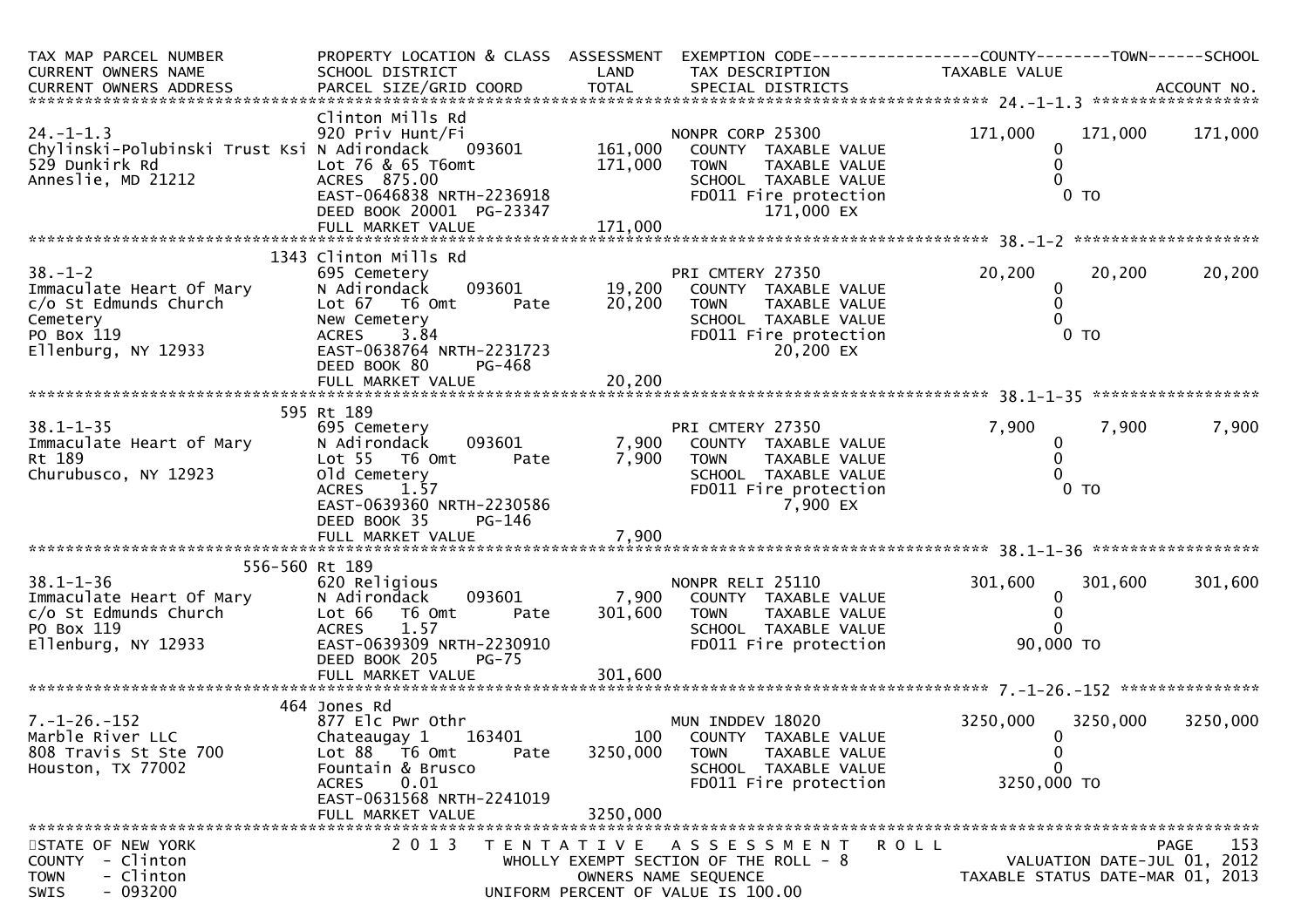TAX MAP PARCEL NUMBER | PROPERTY LOCATION & CLASS | ASSESSMENT | EXEMPTION CODE------------------COUNTY--------TOWN------SCHOOL

CURRENT OWNERS NAME | SCHOOL DISTRICT | LAND | TAX DESCRIPTION | TAXABLE VALUE

CURRENT OWNERS ADDRESS | PARCEL SIZE/GRID COORD | TOTAL | SPECIAL DISTRICTS | ACCOUNT NO.

```
******************************************************************************************************* 24.-1-1.3 *****************
                               Clinton Mills Rd
24.-1-1.3                      920 Priv Hunt/Fi                     NONPR CORP 25300         171,000    171,000    171,000
Chylinski-Polubinski Trust Ksi N Adirondack   093601      161,000     COUNTY  TAXABLE VALUE             0
529 Dunkirk Rd                 Lot 76 & 65 T6omt          171,000     TOWN    TAXABLE VALUE             0
Anneslie, MD 21212             ACRES  875.00                          SCHOOL  TAXABLE VALUE             0
                               EAST-0646838 NRTH-2236918              FD011 Fire protection               0 TO
                               DEED BOOK 20001  PG-23347                   171,000 EX
                               FULL MARKET VALUE          171,000
******************************************************************************************************* 38.-1-2 *******************
                          1343 Clinton Mills Rd
38.-1-2                        695 Cemetery                         PRI CMTERY 27350          20,200     20,200     20,200
Immaculate Heart Of Mary       N Adirondack   093601       19,200     COUNTY  TAXABLE VALUE             0
c/o St Edmunds Church          Lot 67  T6 Omt      Pate    20,200     TOWN    TAXABLE VALUE             0
Cemetery                       New Cemetery                           SCHOOL  TAXABLE VALUE             0
PO Box 119                     ACRES    3.84                          FD011 Fire protection               0 TO
Ellenburg, NY 12933            EAST-0638764 NRTH-2231723                    20,200 EX
                               DEED BOOK 80     PG-468
                               FULL MARKET VALUE           20,200
******************************************************************************************************* 38.1-1-35 *****************
                           595 Rt 189
38.1-1-35                      695 Cemetery                         PRI CMTERY 27350           7,900      7,900      7,900
Immaculate Heart of Mary       N Adirondack   093601        7,900     COUNTY  TAXABLE VALUE             0
Rt 189                         Lot 55  T6 Omt      Pate     7,900     TOWN    TAXABLE VALUE             0
Churubusco, NY 12923           Old Cemetery                           SCHOOL  TAXABLE VALUE             0
                               ACRES    1.57                          FD011 Fire protection               0 TO
                               EAST-0639360 NRTH-2230586                     7,900 EX
                               DEED BOOK 35     PG-146
                               FULL MARKET VALUE            7,900
******************************************************************************************************* 38.1-1-36 *****************
                       556-560 Rt 189
38.1-1-36                      620 Religious                        NONPR RELI 25110         301,600    301,600    301,600
Immaculate Heart Of Mary       N Adirondack   093601        7,900     COUNTY  TAXABLE VALUE             0
c/o St Edmunds Church          Lot 66  T6 Omt      Pate   301,600     TOWN    TAXABLE VALUE             0
PO Box 119                     ACRES    1.57                          SCHOOL  TAXABLE VALUE             0
Ellenburg, NY 12933            EAST-0639309 NRTH-2230910              FD011 Fire protection          90,000 TO
                               DEED BOOK 205    PG-75
                               FULL MARKET VALUE          301,600
******************************************************************************************************* 7.-1-26.-152 **************
                           464 Jones Rd
7.-1-26.-152                   877 Elc Pwr Othr                     MUN INDDEV 18020        3250,000   3250,000   3250,000
Marble River LLC               Chateaugay 1   163401          100     COUNTY  TAXABLE VALUE             0
808 Travis St Ste 700          Lot 88  T6 Omt      Pate  3250,000     TOWN    TAXABLE VALUE             0
Houston, TX 77002              Fountain & Brusco                      SCHOOL  TAXABLE VALUE             0
                               ACRES    0.01                          FD011 Fire protection        3250,000 TO
                               EAST-0631568 NRTH-2241019
                               FULL MARKET VALUE         3250,000
************************************************************************************************************************************
```

STATE OF NEW YORK — 2013 TENTATIVE ASSESSMENT ROLL — PAGE 153

COUNTY - Clinton — WHOLLY EXEMPT SECTION OF THE ROLL - 8 — VALUATION DATE-JUL 01, 2012

TOWN - Clinton — OWNERS NAME SEQUENCE — TAXABLE STATUS DATE-MAR 01, 2013

SWIS - 093200 — UNIFORM PERCENT OF VALUE IS 100.00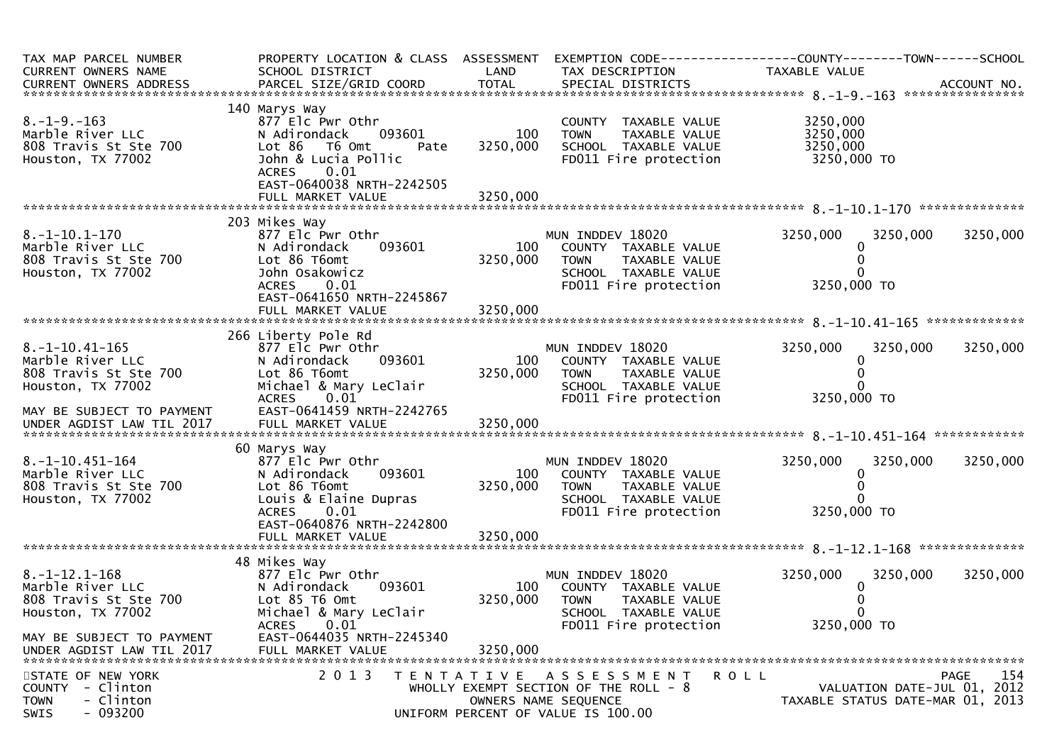| TAX MAP PARCEL NUMBER<br>CURRENT OWNERS NAME<br>CURRENT OWNERS ADDRESS | PROPERTY LOCATION & CLASS<br>SCHOOL DISTRICT<br>PARCEL SIZE/GRID COORD | ASSESSMENT<br>LAND<br>TOTAL | EXEMPTION CODE<br>TAX DESCRIPTION<br>SPECIAL DISTRICTS | COUNTY<br>TAXABLE VALUE | TOWN | SCHOOL<br><br>ACCOUNT NO. |
|---|---|---|---|---|---|---|
| **8.-1-9.-163** | | | | | | |
| | 140 Marys Way | | | | | |
| 8.-1-9.-163 | 877 Elc Pwr Othr | | COUNTY TAXABLE VALUE | 3250,000 | | |
| Marble River LLC | N Adirondack 093601 | 100 | TOWN TAXABLE VALUE | 3250,000 | | |
| 808 Travis St Ste 700 | Lot 86 T6 Omt Pate | 3250,000 | SCHOOL TAXABLE VALUE | 3250,000 | | |
| Houston, TX 77002 | John & Lucia Pollic | | FD011 Fire protection | 3250,000 TO | | |
| | ACRES 0.01 | | | | | |
| | EAST-0640038 NRTH-2242505 | | | | | |
| | FULL MARKET VALUE | 3250,000 | | | | |
| **8.-1-10.1-170** | | | | | | |
| | 203 Mikes Way | | | | | |
| 8.-1-10.1-170 | 877 Elc Pwr Othr | | MUN INDDEV 18020 | 3250,000 | 3250,000 | 3250,000 |
| Marble River LLC | N Adirondack 093601 | 100 | COUNTY TAXABLE VALUE | 0 | | |
| 808 Travis St Ste 700 | Lot 86 T6omt | 3250,000 | TOWN TAXABLE VALUE | 0 | | |
| Houston, TX 77002 | John Osakowicz | | SCHOOL TAXABLE VALUE | 0 | | |
| | ACRES 0.01 | | FD011 Fire protection | 3250,000 TO | | |
| | EAST-0641650 NRTH-2245867 | | | | | |
| | FULL MARKET VALUE | 3250,000 | | | | |
| **8.-1-10.41-165** | | | | | | |
| | 266 Liberty Pole Rd | | | | | |
| 8.-1-10.41-165 | 877 Elc Pwr Othr | | MUN INDDEV 18020 | 3250,000 | 3250,000 | 3250,000 |
| Marble River LLC | N Adirondack 093601 | 100 | COUNTY TAXABLE VALUE | 0 | | |
| 808 Travis St Ste 700 | Lot 86 T6omt | 3250,000 | TOWN TAXABLE VALUE | 0 | | |
| Houston, TX 77002 | Michael & Mary LeClair | | SCHOOL TAXABLE VALUE | 0 | | |
| | ACRES 0.01 | | FD011 Fire protection | 3250,000 TO | | |
| MAY BE SUBJECT TO PAYMENT | EAST-0641459 NRTH-2242765 | | | | | |
| UNDER AGDIST LAW TIL 2017 | FULL MARKET VALUE | 3250,000 | | | | |
| **8.-1-10.451-164** | | | | | | |
| | 60 Marys Way | | | | | |
| 8.-1-10.451-164 | 877 Elc Pwr Othr | | MUN INDDEV 18020 | 3250,000 | 3250,000 | 3250,000 |
| Marble River LLC | N Adirondack 093601 | 100 | COUNTY TAXABLE VALUE | 0 | | |
| 808 Travis St Ste 700 | Lot 86 T6omt | 3250,000 | TOWN TAXABLE VALUE | 0 | | |
| Houston, TX 77002 | Louis & Elaine Dupras | | SCHOOL TAXABLE VALUE | 0 | | |
| | ACRES 0.01 | | FD011 Fire protection | 3250,000 TO | | |
| | EAST-0640876 NRTH-2242800 | | | | | |
| | FULL MARKET VALUE | 3250,000 | | | | |
| **8.-1-12.1-168** | | | | | | |
| | 48 Mikes Way | | | | | |
| 8.-1-12.1-168 | 877 Elc Pwr Othr | | MUN INDDEV 18020 | 3250,000 | 3250,000 | 3250,000 |
| Marble River LLC | N Adirondack 093601 | 100 | COUNTY TAXABLE VALUE | 0 | | |
| 808 Travis St Ste 700 | Lot 85 T6 Omt | 3250,000 | TOWN TAXABLE VALUE | 0 | | |
| Houston, TX 77002 | Michael & Mary LeClair | | SCHOOL TAXABLE VALUE | 0 | | |
| | ACRES 0.01 | | FD011 Fire protection | 3250,000 TO | | |
| MAY BE SUBJECT TO PAYMENT | EAST-0644035 NRTH-2245340 | | | | | |
| UNDER AGDIST LAW TIL 2017 | FULL MARKET VALUE | 3250,000 | | | | |

STATE OF NEW YORK
COUNTY - Clinton
TOWN - Clinton
SWIS - 093200

2013 TENTATIVE ASSESSMENT ROLL
WHOLLY EXEMPT SECTION OF THE ROLL - 8
OWNERS NAME SEQUENCE
UNIFORM PERCENT OF VALUE IS 100.00

VALUATION DATE-JUL 01, 2012
TAXABLE STATUS DATE-MAR 01, 2013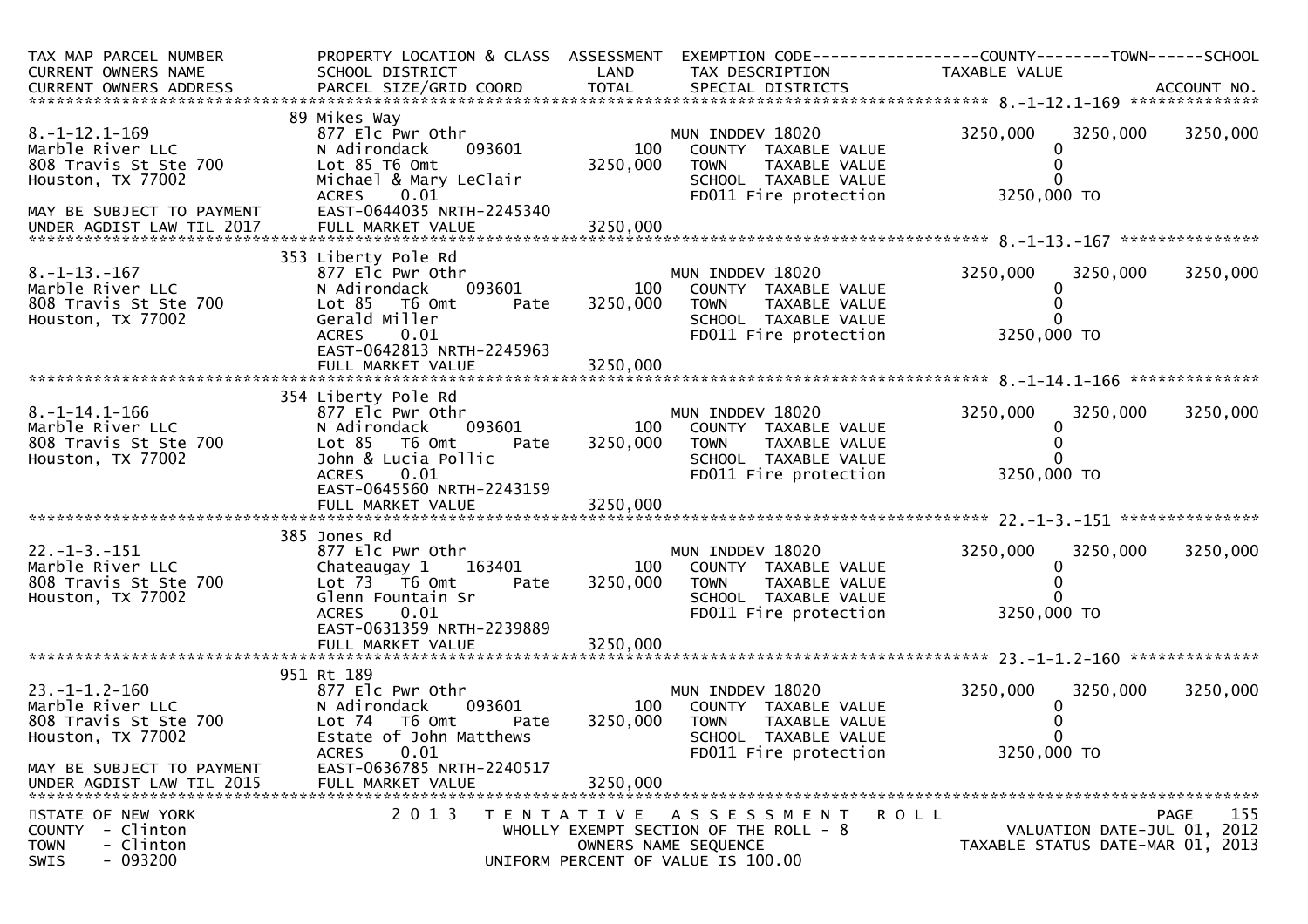| TAX MAP PARCEL NUMBER<br>CURRENT OWNERS NAME<br>CURRENT OWNERS ADDRESS | PROPERTY LOCATION & CLASS<br>SCHOOL DISTRICT<br>PARCEL SIZE/GRID COORD | ASSESSMENT<br>LAND<br>TOTAL | EXEMPTION CODE<br>TAX DESCRIPTION<br>SPECIAL DISTRICTS | COUNTY<br>TAXABLE VALUE | TOWN | SCHOOL<br>ACCOUNT NO. |
|---|---|---|---|---|---|---|
| **8.-1-12.1-169** | 89 Mikes Way | | | | | |
| 8.-1-12.1-169 | 877 Elc Pwr Othr | | MUN INDDEV 18020 | 3250,000 | 3250,000 | 3250,000 |
| Marble River LLC | N Adirondack 093601 | 100 | COUNTY TAXABLE VALUE | 0 | | |
| 808 Travis St Ste 700 | Lot 85 T6 Omt | 3250,000 | TOWN TAXABLE VALUE | 0 | | |
| Houston, TX 77002 | Michael & Mary LeClair | | SCHOOL TAXABLE VALUE | 0 | | |
| | ACRES 0.01 | | FD011 Fire protection | 3250,000 TO | | |
| MAY BE SUBJECT TO PAYMENT | EAST-0644035 NRTH-2245340 | | | | | |
| UNDER AGDIST LAW TIL 2017 | FULL MARKET VALUE | 3250,000 | | | | |
| **8.-1-13.-167** | 353 Liberty Pole Rd | | | | | |
| 8.-1-13.-167 | 877 Elc Pwr Othr | | MUN INDDEV 18020 | 3250,000 | 3250,000 | 3250,000 |
| Marble River LLC | N Adirondack 093601 | 100 | COUNTY TAXABLE VALUE | 0 | | |
| 808 Travis St Ste 700 | Lot 85 T6 Omt Pate | 3250,000 | TOWN TAXABLE VALUE | 0 | | |
| Houston, TX 77002 | Gerald Miller | | SCHOOL TAXABLE VALUE | 0 | | |
| | ACRES 0.01 | | FD011 Fire protection | 3250,000 TO | | |
| | EAST-0642813 NRTH-2245963 | | | | | |
| | FULL MARKET VALUE | 3250,000 | | | | |
| **8.-1-14.1-166** | 354 Liberty Pole Rd | | | | | |
| 8.-1-14.1-166 | 877 Elc Pwr Othr | | MUN INDDEV 18020 | 3250,000 | 3250,000 | 3250,000 |
| Marble River LLC | N Adirondack 093601 | 100 | COUNTY TAXABLE VALUE | 0 | | |
| 808 Travis St Ste 700 | Lot 85 T6 Omt Pate | 3250,000 | TOWN TAXABLE VALUE | 0 | | |
| Houston, TX 77002 | John & Lucia Pollic | | SCHOOL TAXABLE VALUE | 0 | | |
| | ACRES 0.01 | | FD011 Fire protection | 3250,000 TO | | |
| | EAST-0645560 NRTH-2243159 | | | | | |
| | FULL MARKET VALUE | 3250,000 | | | | |
| **22.-1-3.-151** | 385 Jones Rd | | | | | |
| 22.-1-3.-151 | 877 Elc Pwr Othr | | MUN INDDEV 18020 | 3250,000 | 3250,000 | 3250,000 |
| Marble River LLC | Chateaugay 1 163401 | 100 | COUNTY TAXABLE VALUE | 0 | | |
| 808 Travis St Ste 700 | Lot 73 T6 Omt Pate | 3250,000 | TOWN TAXABLE VALUE | 0 | | |
| Houston, TX 77002 | Glenn Fountain Sr | | SCHOOL TAXABLE VALUE | 0 | | |
| | ACRES 0.01 | | FD011 Fire protection | 3250,000 TO | | |
| | EAST-0631359 NRTH-2239889 | | | | | |
| | FULL MARKET VALUE | 3250,000 | | | | |
| **23.-1-1.2-160** | 951 Rt 189 | | | | | |
| 23.-1-1.2-160 | 877 Elc Pwr Othr | | MUN INDDEV 18020 | 3250,000 | 3250,000 | 3250,000 |
| Marble River LLC | N Adirondack 093601 | 100 | COUNTY TAXABLE VALUE | 0 | | |
| 808 Travis St Ste 700 | Lot 74 T6 Omt Pate | 3250,000 | TOWN TAXABLE VALUE | 0 | | |
| Houston, TX 77002 | Estate of John Matthews | | SCHOOL TAXABLE VALUE | 0 | | |
| | ACRES 0.01 | | FD011 Fire protection | 3250,000 TO | | |
| MAY BE SUBJECT TO PAYMENT | EAST-0636785 NRTH-2240517 | | | | | |
| UNDER AGDIST LAW TIL 2015 | FULL MARKET VALUE | 3250,000 | | | | |

STATE OF NEW YORK
COUNTY - Clinton
TOWN - Clinton
SWIS - 093200

2013 TENTATIVE ASSESSMENT ROLL
WHOLLY EXEMPT SECTION OF THE ROLL - 8
OWNERS NAME SEQUENCE
UNIFORM PERCENT OF VALUE IS 100.00

PAGE 155
VALUATION DATE-JUL 01, 2012
TAXABLE STATUS DATE-MAR 01, 2013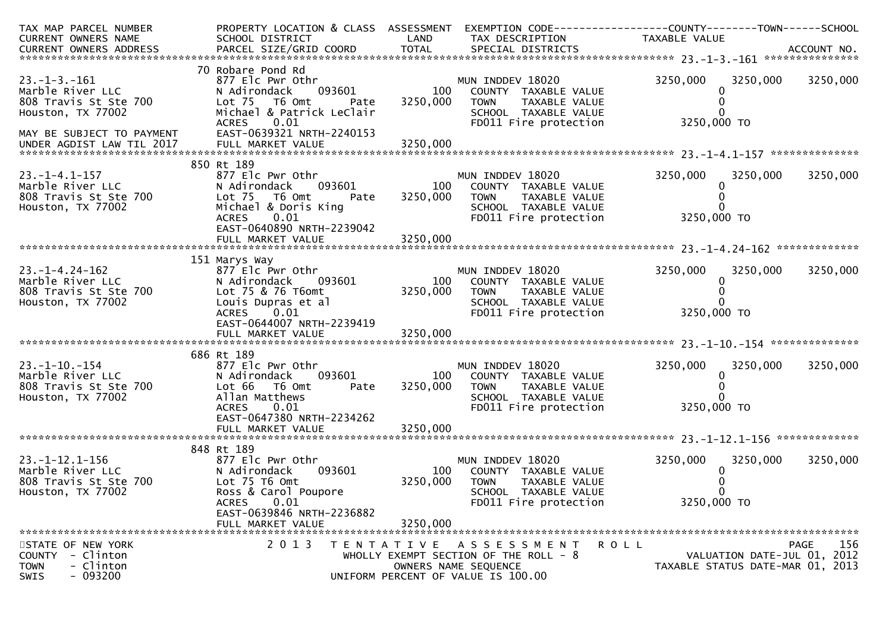| TAX MAP PARCEL NUMBER<br>CURRENT OWNERS NAME<br>CURRENT OWNERS ADDRESS | PROPERTY LOCATION & CLASS<br>SCHOOL DISTRICT<br>PARCEL SIZE/GRID COORD | ASSESSMENT<br>LAND<br>TOTAL | EXEMPTION CODE<br>TAX DESCRIPTION<br>SPECIAL DISTRICTS | COUNTY<br>TAXABLE VALUE | TOWN | SCHOOL<br>ACCOUNT NO. |
|---|---|---|---|---|---|---|
| **23.-1-3.-161** | 70 Robare Pond Rd | | | | | |
| 23.-1-3.-161 | 877 Elc Pwr Othr | | MUN INDDEV 18020 | 3250,000 | 3250,000 | 3250,000 |
| Marble River LLC | N Adirondack 093601 | 100 | COUNTY TAXABLE VALUE | 0 | | |
| 808 Travis St Ste 700 | Lot 75 T6 Omt Pate | 3250,000 | TOWN TAXABLE VALUE | 0 | | |
| Houston, TX 77002 | Michael & Patrick LeClair | | SCHOOL TAXABLE VALUE | 0 | | |
| | ACRES 0.01 | | FD011 Fire protection | 3250,000 TO | | |
| MAY BE SUBJECT TO PAYMENT | EAST-0639321 NRTH-2240153 | | | | | |
| UNDER AGDIST LAW TIL 2017 | FULL MARKET VALUE | 3250,000 | | | | |
| **23.-1-4.1-157** | 850 Rt 189 | | | | | |
| 23.-1-4.1-157 | 877 Elc Pwr Othr | | MUN INDDEV 18020 | 3250,000 | 3250,000 | 3250,000 |
| Marble River LLC | N Adirondack 093601 | 100 | COUNTY TAXABLE VALUE | 0 | | |
| 808 Travis St Ste 700 | Lot 75 T6 Omt Pate | 3250,000 | TOWN TAXABLE VALUE | 0 | | |
| Houston, TX 77002 | Michael & Doris King | | SCHOOL TAXABLE VALUE | 0 | | |
| | ACRES 0.01 | | FD011 Fire protection | 3250,000 TO | | |
| | EAST-0640890 NRTH-2239042 | | | | | |
| | FULL MARKET VALUE | 3250,000 | | | | |
| **23.-1-4.24-162** | 151 Marys Way | | | | | |
| 23.-1-4.24-162 | 877 Elc Pwr Othr | | MUN INDDEV 18020 | 3250,000 | 3250,000 | 3250,000 |
| Marble River LLC | N Adirondack 093601 | 100 | COUNTY TAXABLE VALUE | 0 | | |
| 808 Travis St Ste 700 | Lot 75 & 76 T6omt | 3250,000 | TOWN TAXABLE VALUE | 0 | | |
| Houston, TX 77002 | Louis Dupras et al | | SCHOOL TAXABLE VALUE | 0 | | |
| | ACRES 0.01 | | FD011 Fire protection | 3250,000 TO | | |
| | EAST-0644007 NRTH-2239419 | | | | | |
| | FULL MARKET VALUE | 3250,000 | | | | |
| **23.-1-10.-154** | 686 Rt 189 | | | | | |
| 23.-1-10.-154 | 877 Elc Pwr Othr | | MUN INDDEV 18020 | 3250,000 | 3250,000 | 3250,000 |
| Marble River LLC | N Adirondack 093601 | 100 | COUNTY TAXABLE VALUE | 0 | | |
| 808 Travis St Ste 700 | Lot 66 T6 Omt Pate | 3250,000 | TOWN TAXABLE VALUE | 0 | | |
| Houston, TX 77002 | Allan Matthews | | SCHOOL TAXABLE VALUE | 0 | | |
| | ACRES 0.01 | | FD011 Fire protection | 3250,000 TO | | |
| | EAST-0647380 NRTH-2234262 | | | | | |
| | FULL MARKET VALUE | 3250,000 | | | | |
| **23.-1-12.1-156** | 848 Rt 189 | | | | | |
| 23.-1-12.1-156 | 877 Elc Pwr Othr | | MUN INDDEV 18020 | 3250,000 | 3250,000 | 3250,000 |
| Marble River LLC | N Adirondack 093601 | 100 | COUNTY TAXABLE VALUE | 0 | | |
| 808 Travis St Ste 700 | Lot 75 T6 Omt | 3250,000 | TOWN TAXABLE VALUE | 0 | | |
| Houston, TX 77002 | Ross & Carol Poupore | | SCHOOL TAXABLE VALUE | 0 | | |
| | ACRES 0.01 | | FD011 Fire protection | 3250,000 TO | | |
| | EAST-0639846 NRTH-2236882 | | | | | |
| | FULL MARKET VALUE | 3250,000 | | | | |

STATE OF NEW YORK
COUNTY - Clinton
TOWN - Clinton
SWIS - 093200

2013 TENTATIVE ASSESSMENT ROLL
WHOLLY EXEMPT SECTION OF THE ROLL - 8
OWNERS NAME SEQUENCE
UNIFORM PERCENT OF VALUE IS 100.00

VALUATION DATE-JUL 01, 2012
TAXABLE STATUS DATE-MAR 01, 2013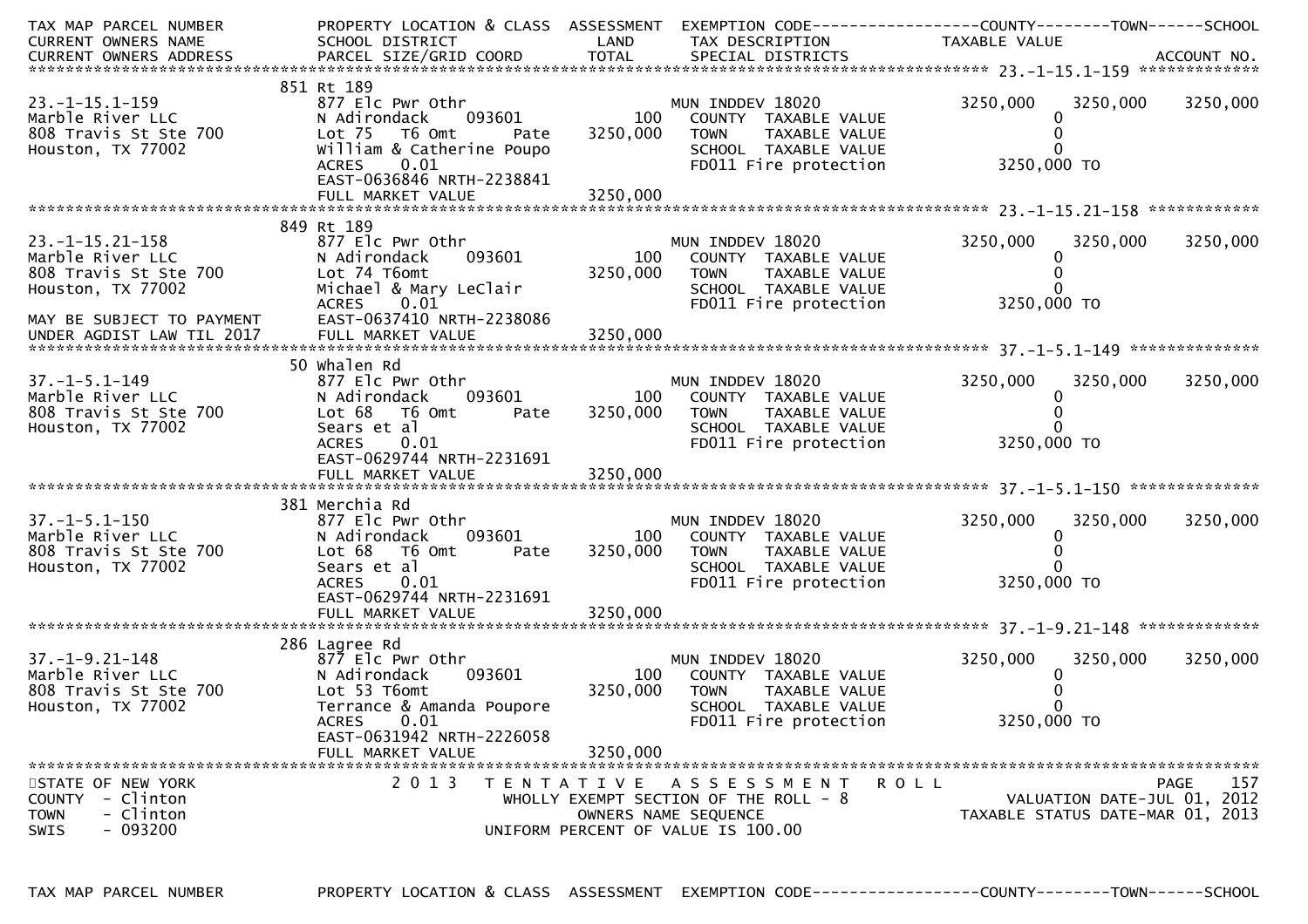| TAX MAP PARCEL NUMBER<br>CURRENT OWNERS NAME<br>CURRENT OWNERS ADDRESS | PROPERTY LOCATION & CLASS<br>SCHOOL DISTRICT<br>PARCEL SIZE/GRID COORD | ASSESSMENT<br>LAND<br>TOTAL | EXEMPTION CODE<br>TAX DESCRIPTION<br>SPECIAL DISTRICTS | COUNTY<br>TAXABLE VALUE | TOWN | SCHOOL<br><br>ACCOUNT NO. |
|---|---|---|---|---|---|---|
| **23.-1-15.1-159** | | | | | | |
| | 851 Rt 189 | | | | | |
| 23.-1-15.1-159 | 877 Elc Pwr Othr | | MUN INDDEV 18020 | 3250,000 | 3250,000 | 3250,000 |
| Marble River LLC | N Adirondack 093601 | 100 | COUNTY TAXABLE VALUE | 0 | | |
| 808 Travis St Ste 700 | Lot 75 T6 Omt Pate | 3250,000 | TOWN TAXABLE VALUE | 0 | | |
| Houston, TX 77002 | William & Catherine Poupo | | SCHOOL TAXABLE VALUE | 0 | | |
| | ACRES 0.01 | | FD011 Fire protection | 3250,000 TO | | |
| | EAST-0636846 NRTH-2238841 | | | | | |
| | FULL MARKET VALUE | 3250,000 | | | | |
| **23.-1-15.21-158** | | | | | | |
| | 849 Rt 189 | | | | | |
| 23.-1-15.21-158 | 877 Elc Pwr Othr | | MUN INDDEV 18020 | 3250,000 | 3250,000 | 3250,000 |
| Marble River LLC | N Adirondack 093601 | 100 | COUNTY TAXABLE VALUE | 0 | | |
| 808 Travis St Ste 700 | Lot 74 T6omt | 3250,000 | TOWN TAXABLE VALUE | 0 | | |
| Houston, TX 77002 | Michael & Mary LeClair | | SCHOOL TAXABLE VALUE | 0 | | |
| | ACRES 0.01 | | FD011 Fire protection | 3250,000 TO | | |
| MAY BE SUBJECT TO PAYMENT | EAST-0637410 NRTH-2238086 | | | | | |
| UNDER AGDIST LAW TIL 2017 | FULL MARKET VALUE | 3250,000 | | | | |
| **37.-1-5.1-149** | | | | | | |
| | 50 Whalen Rd | | | | | |
| 37.-1-5.1-149 | 877 Elc Pwr Othr | | MUN INDDEV 18020 | 3250,000 | 3250,000 | 3250,000 |
| Marble River LLC | N Adirondack 093601 | 100 | COUNTY TAXABLE VALUE | 0 | | |
| 808 Travis St Ste 700 | Lot 68 T6 Omt Pate | 3250,000 | TOWN TAXABLE VALUE | 0 | | |
| Houston, TX 77002 | Sears et al | | SCHOOL TAXABLE VALUE | 0 | | |
| | ACRES 0.01 | | FD011 Fire protection | 3250,000 TO | | |
| | EAST-0629744 NRTH-2231691 | | | | | |
| | FULL MARKET VALUE | 3250,000 | | | | |
| **37.-1-5.1-150** | | | | | | |
| | 381 Merchia Rd | | | | | |
| 37.-1-5.1-150 | 877 Elc Pwr Othr | | MUN INDDEV 18020 | 3250,000 | 3250,000 | 3250,000 |
| Marble River LLC | N Adirondack 093601 | 100 | COUNTY TAXABLE VALUE | 0 | | |
| 808 Travis St Ste 700 | Lot 68 T6 Omt Pate | 3250,000 | TOWN TAXABLE VALUE | 0 | | |
| Houston, TX 77002 | Sears et al | | SCHOOL TAXABLE VALUE | 0 | | |
| | ACRES 0.01 | | FD011 Fire protection | 3250,000 TO | | |
| | EAST-0629744 NRTH-2231691 | | | | | |
| | FULL MARKET VALUE | 3250,000 | | | | |
| **37.-1-9.21-148** | | | | | | |
| | 286 Lagree Rd | | | | | |
| 37.-1-9.21-148 | 877 Elc Pwr Othr | | MUN INDDEV 18020 | 3250,000 | 3250,000 | 3250,000 |
| Marble River LLC | N Adirondack 093601 | 100 | COUNTY TAXABLE VALUE | 0 | | |
| 808 Travis St Ste 700 | Lot 53 T6omt | 3250,000 | TOWN TAXABLE VALUE | 0 | | |
| Houston, TX 77002 | Terrance & Amanda Poupore | | SCHOOL TAXABLE VALUE | 0 | | |
| | ACRES 0.01 | | FD011 Fire protection | 3250,000 TO | | |
| | EAST-0631942 NRTH-2226058 | | | | | |
| | FULL MARKET VALUE | 3250,000 | | | | |

STATE OF NEW YORK
COUNTY - Clinton
TOWN - Clinton
SWIS - 093200

2013 TENTATIVE ASSESSMENT ROLL
WHOLLY EXEMPT SECTION OF THE ROLL - 8
OWNERS NAME SEQUENCE
UNIFORM PERCENT OF VALUE IS 100.00

VALUATION DATE-JUL 01, 2012
TAXABLE STATUS DATE-MAR 01, 2013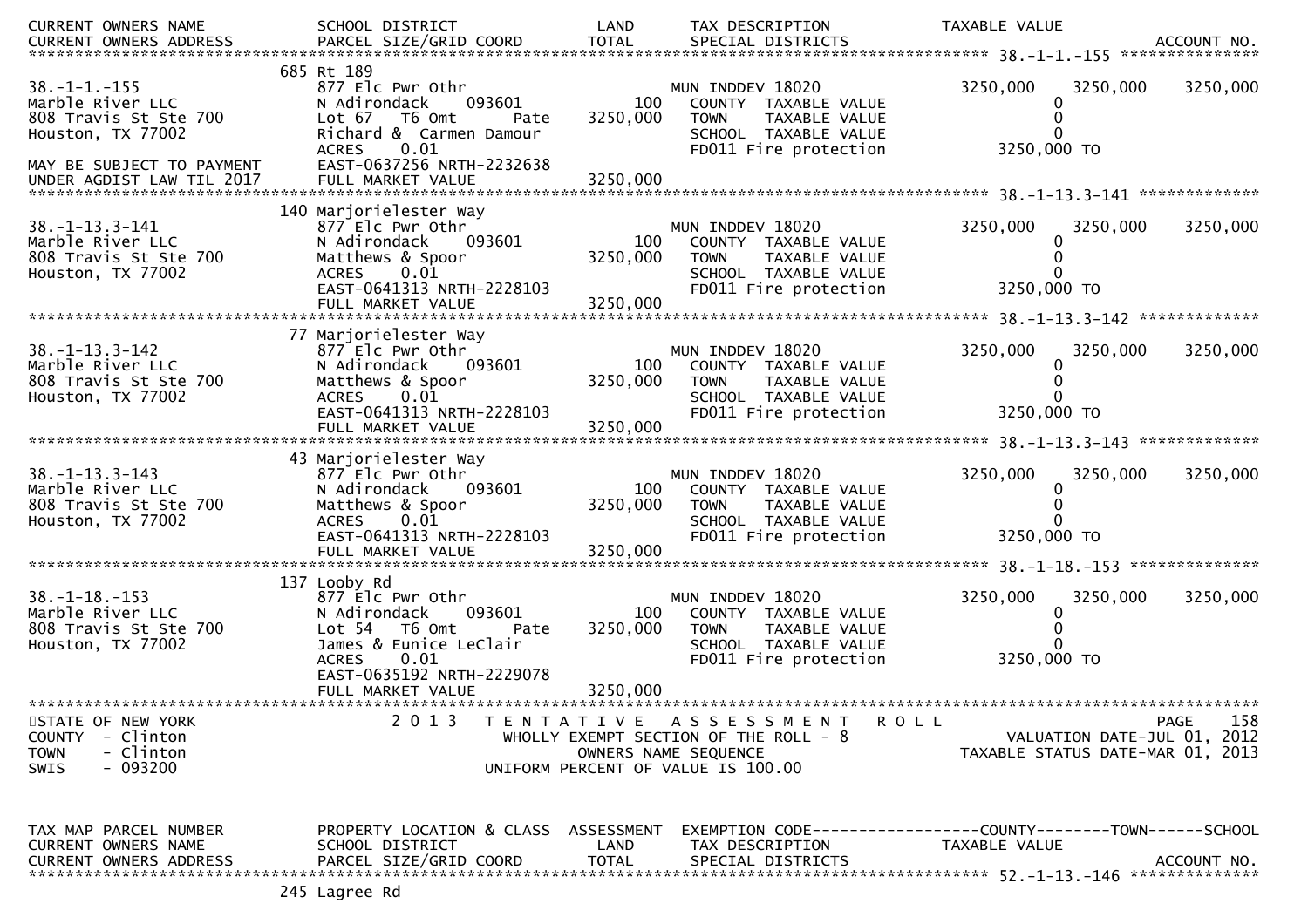```
CURRENT OWNERS NAME            SCHOOL DISTRICT              LAND      TAX DESCRIPTION              TAXABLE VALUE
CURRENT OWNERS ADDRESS         PARCEL SIZE/GRID COORD       TOTAL     SPECIAL DISTRICTS                                    ACCOUNT NO.
******************************************************************************************************* 38.-1-1.-155 ****************
                              685 Rt 189
38.-1-1.-155                   877 Elc Pwr Othr                       MUN INDDEV 18020               3250,000    3250,000    3250,000
Marble River LLC               N Adirondack     093601          100     COUNTY  TAXABLE VALUE              0
808 Travis St Ste 700          Lot 67   T6 Omt        Pate   3250,000     TOWN    TAXABLE VALUE              0
Houston, TX 77002              Richard &  Carmen Damour                 SCHOOL  TAXABLE VALUE              0
                               ACRES     0.01                           FD011 Fire protection          3250,000 TO
MAY BE SUBJECT TO PAYMENT      EAST-0637256 NRTH-2232638
UNDER AGDIST LAW TIL 2017      FULL MARKET VALUE             3250,000
******************************************************************************************************* 38.-1-13.3-141 **************
                              140 Marjorielester Way
38.-1-13.3-141                 877 Elc Pwr Othr                       MUN INDDEV 18020               3250,000    3250,000    3250,000
Marble River LLC               N Adirondack     093601          100     COUNTY  TAXABLE VALUE              0
808 Travis St Ste 700          Matthews & Spoor              3250,000     TOWN    TAXABLE VALUE              0
Houston, TX 77002              ACRES     0.01                           SCHOOL  TAXABLE VALUE              0
                               EAST-0641313 NRTH-2228103                FD011 Fire protection          3250,000 TO
                               FULL MARKET VALUE             3250,000
******************************************************************************************************* 38.-1-13.3-142 **************
                               77 Marjorielester Way
38.-1-13.3-142                 877 Elc Pwr Othr                       MUN INDDEV 18020               3250,000    3250,000    3250,000
Marble River LLC               N Adirondack     093601          100     COUNTY  TAXABLE VALUE              0
808 Travis St Ste 700          Matthews & Spoor              3250,000     TOWN    TAXABLE VALUE              0
Houston, TX 77002              ACRES     0.01                           SCHOOL  TAXABLE VALUE              0
                               EAST-0641313 NRTH-2228103                FD011 Fire protection          3250,000 TO
                               FULL MARKET VALUE             3250,000
******************************************************************************************************* 38.-1-13.3-143 **************
                               43 Marjorielester Way
38.-1-13.3-143                 877 Elc Pwr Othr                       MUN INDDEV 18020               3250,000    3250,000    3250,000
Marble River LLC               N Adirondack     093601          100     COUNTY  TAXABLE VALUE              0
808 Travis St Ste 700          Matthews & Spoor              3250,000     TOWN    TAXABLE VALUE              0
Houston, TX 77002              ACRES     0.01                           SCHOOL  TAXABLE VALUE              0
                               EAST-0641313 NRTH-2228103                FD011 Fire protection          3250,000 TO
                               FULL MARKET VALUE             3250,000
******************************************************************************************************* 38.-1-18.-153 ***************
                              137 Looby Rd
38.-1-18.-153                  877 Elc Pwr Othr                       MUN INDDEV 18020               3250,000    3250,000    3250,000
Marble River LLC               N Adirondack     093601          100     COUNTY  TAXABLE VALUE              0
808 Travis St Ste 700          Lot 54   T6 Omt        Pate   3250,000     TOWN    TAXABLE VALUE              0
Houston, TX 77002              James & Eunice LeClair                   SCHOOL  TAXABLE VALUE              0
                               ACRES     0.01                           FD011 Fire protection          3250,000 TO
                               EAST-0635192 NRTH-2229078
                               FULL MARKET VALUE             3250,000
*************************************************************************************************************************************
STATE OF NEW YORK                 2 0 1 3   T E N T A T I V E   A S S E S S M E N T   R O L L                           PAGE    158
COUNTY  - Clinton                            WHOLLY EXEMPT SECTION OF THE ROLL - 8                   VALUATION DATE-JUL 01, 2012
TOWN    - Clinton                                 OWNERS NAME SEQUENCE                           TAXABLE STATUS DATE-MAR 01, 2013
SWIS    - 093200                             UNIFORM PERCENT OF VALUE IS 100.00


TAX MAP PARCEL NUMBER          PROPERTY LOCATION & CLASS  ASSESSMENT  EXEMPTION CODE------------------COUNTY--------TOWN------SCHOOL
CURRENT OWNERS NAME            SCHOOL DISTRICT              LAND      TAX DESCRIPTION              TAXABLE VALUE
CURRENT OWNERS ADDRESS         PARCEL SIZE/GRID COORD       TOTAL     SPECIAL DISTRICTS                                    ACCOUNT NO.
******************************************************************************************************* 52.-1-13.-146 ***************
                              245 Lagree Rd
```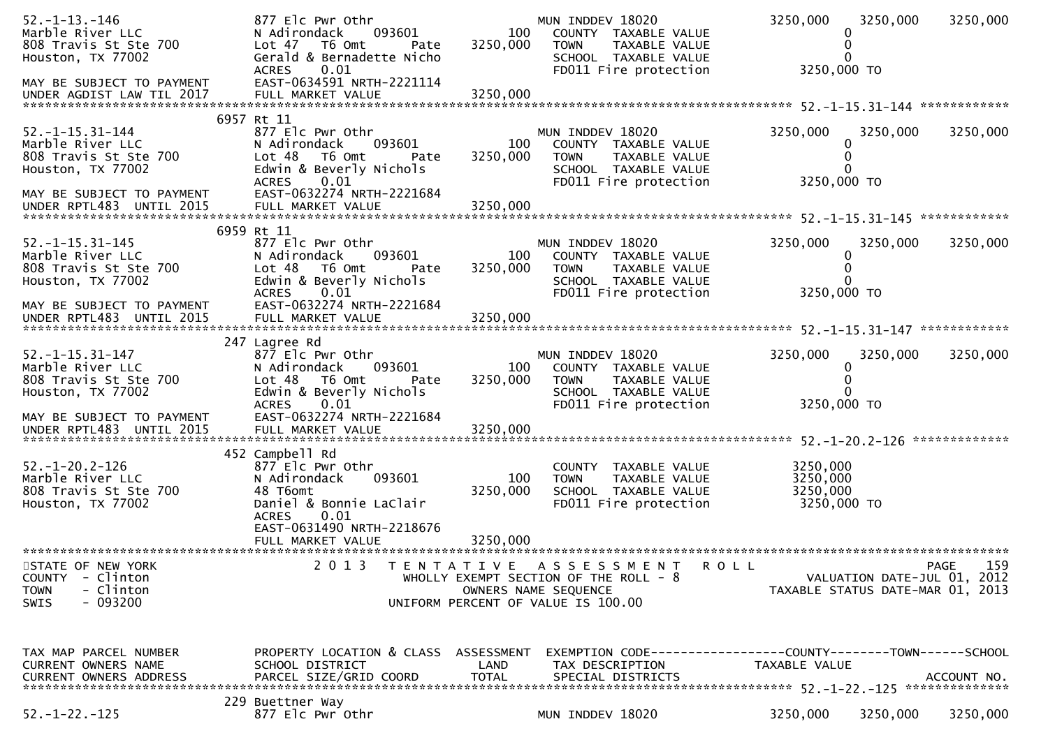```
52.-1-13.-146                877 Elc Pwr Othr                       MUN INDDEV 18020            3250,000    3250,000    3250,000
Marble River LLC             N Adirondack     093601          100   COUNTY  TAXABLE VALUE              0
808 Travis St Ste 700        Lot 47   T6 Omt       Pate  3250,000   TOWN    TAXABLE VALUE              0
Houston, TX 77002            Gerald & Bernadette Nicho              SCHOOL  TAXABLE VALUE              0
                             ACRES     0.01                         FD011 Fire protection        3250,000 TO
MAY BE SUBJECT TO PAYMENT    EAST-0634591 NRTH-2221114
UNDER AGDIST LAW TIL 2017    FULL MARKET VALUE           3250,000
******************************************************************************************************* 52.-1-15.31-144 ************
                         6957 Rt 11
52.-1-15.31-144              877 Elc Pwr Othr                       MUN INDDEV 18020            3250,000    3250,000    3250,000
Marble River LLC             N Adirondack     093601          100   COUNTY  TAXABLE VALUE              0
808 Travis St Ste 700        Lot 48   T6 Omt       Pate  3250,000   TOWN    TAXABLE VALUE              0
Houston, TX 77002            Edwin & Beverly Nichols                SCHOOL  TAXABLE VALUE              0
                             ACRES     0.01                         FD011 Fire protection        3250,000 TO
MAY BE SUBJECT TO PAYMENT    EAST-0632274 NRTH-2221684
UNDER RPTL483  UNTIL 2015    FULL MARKET VALUE           3250,000
******************************************************************************************************* 52.-1-15.31-145 ************
                         6959 Rt 11
52.-1-15.31-145              877 Elc Pwr Othr                       MUN INDDEV 18020            3250,000    3250,000    3250,000
Marble River LLC             N Adirondack     093601          100   COUNTY  TAXABLE VALUE              0
808 Travis St Ste 700        Lot 48   T6 Omt       Pate  3250,000   TOWN    TAXABLE VALUE              0
Houston, TX 77002            Edwin & Beverly Nichols                SCHOOL  TAXABLE VALUE              0
                             ACRES     0.01                         FD011 Fire protection        3250,000 TO
MAY BE SUBJECT TO PAYMENT    EAST-0632274 NRTH-2221684
UNDER RPTL483  UNTIL 2015    FULL MARKET VALUE           3250,000
******************************************************************************************************* 52.-1-15.31-147 ************
                          247 Lagree Rd
52.-1-15.31-147              877 Elc Pwr Othr                       MUN INDDEV 18020            3250,000    3250,000    3250,000
Marble River LLC             N Adirondack     093601          100   COUNTY  TAXABLE VALUE              0
808 Travis St Ste 700        Lot 48   T6 Omt       Pate  3250,000   TOWN    TAXABLE VALUE              0
Houston, TX 77002            Edwin & Beverly Nichols                SCHOOL  TAXABLE VALUE              0
                             ACRES     0.01                         FD011 Fire protection        3250,000 TO
MAY BE SUBJECT TO PAYMENT    EAST-0632274 NRTH-2221684
UNDER RPTL483  UNTIL 2015    FULL MARKET VALUE           3250,000
******************************************************************************************************* 52.-1-20.2-126 *************
                          452 Campbell Rd
52.-1-20.2-126               877 Elc Pwr Othr                       COUNTY  TAXABLE VALUE        3250,000
Marble River LLC             N Adirondack     093601          100   TOWN    TAXABLE VALUE        3250,000
808 Travis St Ste 700        48 T6omt                    3250,000   SCHOOL  TAXABLE VALUE        3250,000
Houston, TX 77002            Daniel & Bonnie LaClair                FD011 Fire protection        3250,000 TO
                             ACRES     0.01
                             EAST-0631490 NRTH-2218676
                             FULL MARKET VALUE           3250,000
************************************************************************************************************************************
STATE OF NEW YORK                  2 0 1 3   T E N T A T I V E   A S S E S S M E N T   R O L L                       PAGE    159
COUNTY  - Clinton                        WHOLLY EXEMPT SECTION OF THE ROLL - 8                     VALUATION DATE-JUL 01, 2012
TOWN    - Clinton                              OWNERS NAME SEQUENCE                           TAXABLE STATUS DATE-MAR 01, 2013
SWIS    - 093200                          UNIFORM PERCENT OF VALUE IS 100.00


TAX MAP PARCEL NUMBER        PROPERTY LOCATION & CLASS  ASSESSMENT  EXEMPTION CODE------------------COUNTY--------TOWN------SCHOOL
CURRENT OWNERS NAME          SCHOOL DISTRICT               LAND     TAX DESCRIPTION              TAXABLE VALUE
CURRENT OWNERS ADDRESS       PARCEL SIZE/GRID COORD       TOTAL     SPECIAL DISTRICTS                                  ACCOUNT NO.
******************************************************************************************************* 52.-1-22.-125 **************
                          229 Buettner Way
52.-1-22.-125                877 Elc Pwr Othr                       MUN INDDEV 18020            3250,000    3250,000    3250,000
```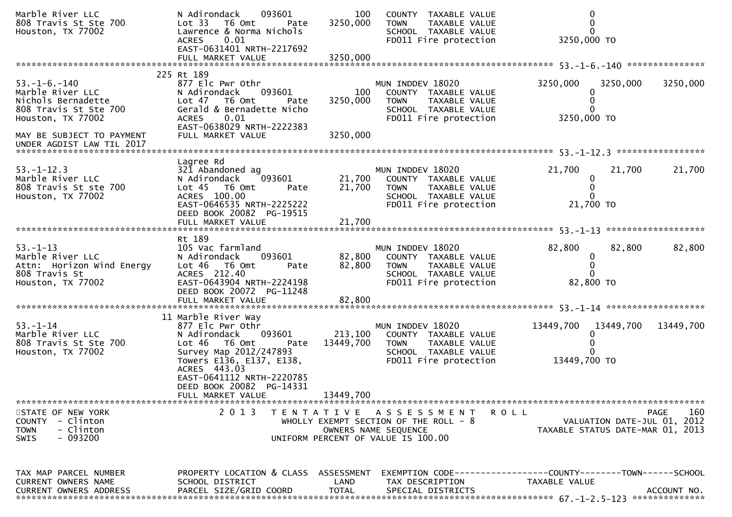```
Marble River LLC              N Adirondack    093601          100   COUNTY  TAXABLE VALUE                    0
808 Travis St Ste 700         Lot 33   T6 Omt      Pate  3250,000   TOWN    TAXABLE VALUE                    0
Houston, TX 77002             Lawrence & Norma Nichols              SCHOOL  TAXABLE VALUE                    0
                              ACRES     0.01                        FD011 Fire protection             3250,000 TO
                              EAST-0631401 NRTH-2217692
                              FULL MARKET VALUE             3250,000
************************************************************************************************ 53.-1-6.-140 ***************
                            225 Rt 189
53.-1-6.-140                  877 Elc Pwr Othr                      MUN INDDEV 18020                3250,000    3250,000    3250,000
Marble River LLC              N Adirondack    093601          100   COUNTY  TAXABLE VALUE                    0
Nichols Bernadette            Lot 47   T6 Omt      Pate  3250,000   TOWN    TAXABLE VALUE                    0
808 Travis St Ste 700         Gerald & Bernadette Nicho             SCHOOL  TAXABLE VALUE                    0
Houston, TX 77002             ACRES     0.01                        FD011 Fire protection             3250,000 TO
                              EAST-0638029 NRTH-2222383
MAY BE SUBJECT TO PAYMENT     FULL MARKET VALUE             3250,000
UNDER AGDIST LAW TIL 2017
************************************************************************************************ 53.-1-12.3 *****************
                              Lagree Rd
53.-1-12.3                    321 Abandoned ag                      MUN INDDEV 18020                  21,700      21,700      21,700
Marble River LLC              N Adirondack    093601       21,700   COUNTY  TAXABLE VALUE                    0
808 Travis St ste 700         Lot 45   T6 Omt      Pate    21,700   TOWN    TAXABLE VALUE                    0
Houston, TX 77002             ACRES  100.00                         SCHOOL  TAXABLE VALUE                    0
                              EAST-0646535 NRTH-2225222             FD011 Fire protection               21,700 TO
                              DEED BOOK 20082  PG-19515
                              FULL MARKET VALUE               21,700
************************************************************************************************ 53.-1-13 *******************
                              Rt 189
53.-1-13                      105 Vac farmland                      MUN INDDEV 18020                  82,800      82,800      82,800
Marble River LLC              N Adirondack    093601       82,800   COUNTY  TAXABLE VALUE                    0
Attn:  Horizon Wind Energy    Lot 46   T6 Omt      Pate    82,800   TOWN    TAXABLE VALUE                    0
808 Travis St                 ACRES  212.40                         SCHOOL  TAXABLE VALUE                    0
Houston, TX 77002             EAST-0643904 NRTH-2224198             FD011 Fire protection               82,800 TO
                              DEED BOOK 20072  PG-11248
                              FULL MARKET VALUE               82,800
************************************************************************************************ 53.-1-14 *******************
                            11 Marble River Way
53.-1-14                      877 Elc Pwr Othr                      MUN INDDEV 18020               13449,700   13449,700   13449,700
Marble River LLC              N Adirondack    093601      213,100   COUNTY  TAXABLE VALUE                    0
808 Travis St Ste 700         Lot 46   T6 Omt      Pate 13449,700   TOWN    TAXABLE VALUE                    0
Houston, TX 77002             Survey Map 2012/247893                SCHOOL  TAXABLE VALUE                    0
                              Towers E136, E137, E138,              FD011 Fire protection            13449,700 TO
                              ACRES  443.03
                              EAST-0641112 NRTH-2220785
                              DEED BOOK 20082  PG-14331
                              FULL MARKET VALUE            13449,700
******************************************************************************************************************************
STATE OF NEW YORK                 2 0 1 3   T E N T A T I V E   A S S E S S M E N T   R O L L                        PAGE    160
COUNTY  - Clinton                            WHOLLY EXEMPT SECTION OF THE ROLL - 8                   VALUATION DATE-JUL 01, 2012
TOWN    - Clinton                                  OWNERS NAME SEQUENCE                           TAXABLE STATUS DATE-MAR 01, 2013
SWIS    - 093200                             UNIFORM PERCENT OF VALUE IS 100.00


TAX MAP PARCEL NUMBER         PROPERTY LOCATION & CLASS  ASSESSMENT  EXEMPTION CODE------------------COUNTY--------TOWN------SCHOOL
CURRENT OWNERS NAME           SCHOOL DISTRICT                 LAND   TAX DESCRIPTION                 TAXABLE VALUE
CURRENT OWNERS ADDRESS        PARCEL SIZE/GRID COORD         TOTAL   SPECIAL DISTRICTS                                    ACCOUNT NO.
************************************************************************************************ 67.-1-2.5-123 **************
```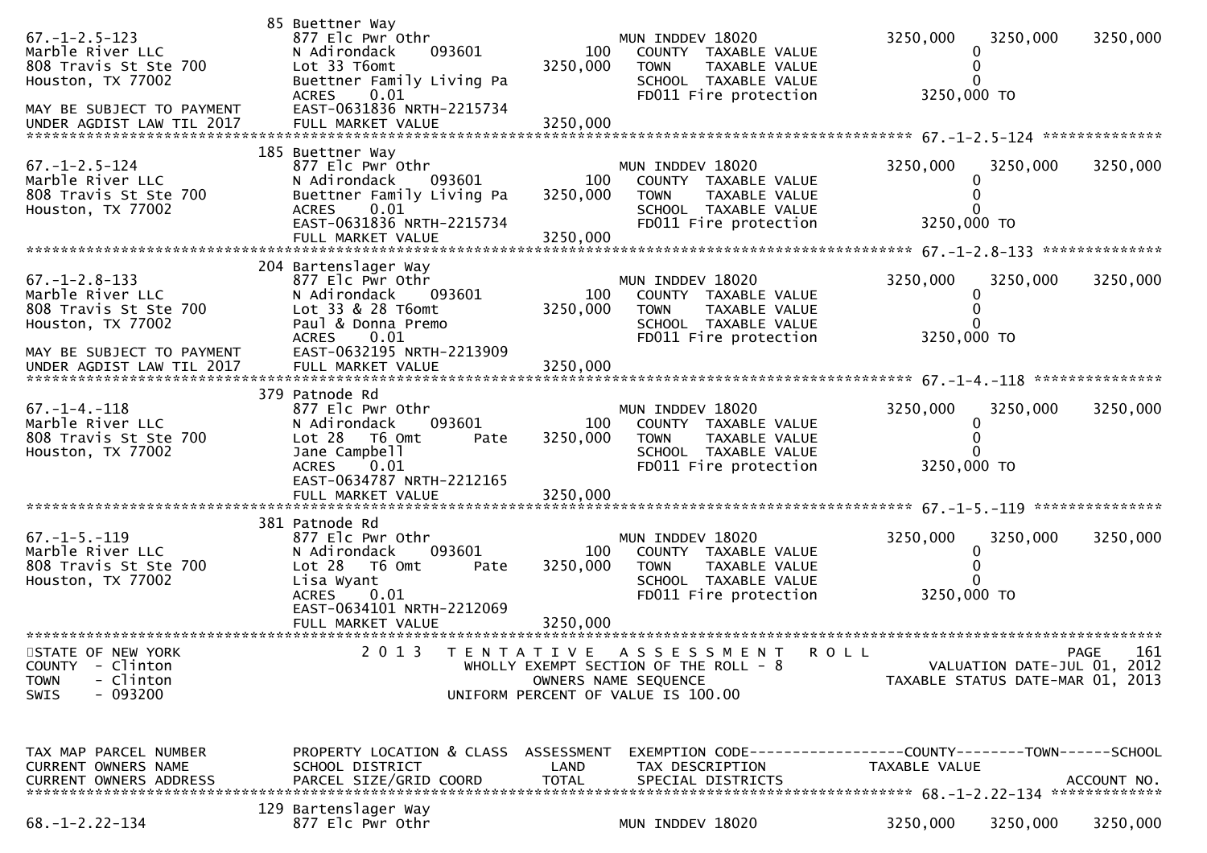```
                          85 Buettner Way
67.-1-2.5-123                877 Elc Pwr Othr                     MUN INDDEV 18020              3250,000   3250,000    3250,000
Marble River LLC             N Adirondack    093601         100     COUNTY  TAXABLE VALUE              0
808 Travis St Ste 700        Lot 33 T6omt               3250,000     TOWN    TAXABLE VALUE              0
Houston, TX 77002            Buettner Family Living Pa             SCHOOL  TAXABLE VALUE              0
                             ACRES     0.01                          FD011 Fire protection         3250,000 TO
MAY BE SUBJECT TO PAYMENT    EAST-0631836 NRTH-2215734
UNDER AGDIST LAW TIL 2017    FULL MARKET VALUE          3250,000
******************************************************************************************************* 67.-1-2.5-124 **************
                          185 Buettner Way
67.-1-2.5-124                877 Elc Pwr Othr                     MUN INDDEV 18020              3250,000   3250,000    3250,000
Marble River LLC             N Adirondack    093601         100     COUNTY  TAXABLE VALUE              0
808 Travis St Ste 700        Buettner Family Living Pa  3250,000     TOWN    TAXABLE VALUE              0
Houston, TX 77002            ACRES     0.01                        SCHOOL  TAXABLE VALUE              0
                             EAST-0631836 NRTH-2215734             FD011 Fire protection         3250,000 TO
                             FULL MARKET VALUE          3250,000
******************************************************************************************************* 67.-1-2.8-133 **************
                          204 Bartenslager Way
67.-1-2.8-133                877 Elc Pwr Othr                     MUN INDDEV 18020              3250,000   3250,000    3250,000
Marble River LLC             N Adirondack    093601         100     COUNTY  TAXABLE VALUE              0
808 Travis St Ste 700        Lot 33 & 28 T6omt          3250,000     TOWN    TAXABLE VALUE              0
Houston, TX 77002            Paul & Donna Premo                    SCHOOL  TAXABLE VALUE              0
                             ACRES     0.01                          FD011 Fire protection         3250,000 TO
MAY BE SUBJECT TO PAYMENT    EAST-0632195 NRTH-2213909
UNDER AGDIST LAW TIL 2017    FULL MARKET VALUE          3250,000
******************************************************************************************************* 67.-1-4.-118 ***************
                          379 Patnode Rd
67.-1-4.-118                 877 Elc Pwr Othr                     MUN INDDEV 18020              3250,000   3250,000    3250,000
Marble River LLC             N Adirondack    093601         100     COUNTY  TAXABLE VALUE              0
808 Travis St Ste 700        Lot 28  T6 Omt       Pate  3250,000     TOWN    TAXABLE VALUE              0
Houston, TX 77002            Jane Campbell                         SCHOOL  TAXABLE VALUE              0
                             ACRES     0.01                          FD011 Fire protection         3250,000 TO
                             EAST-0634787 NRTH-2212165
                             FULL MARKET VALUE          3250,000
******************************************************************************************************* 67.-1-5.-119 ***************
                          381 Patnode Rd
67.-1-5.-119                 877 Elc Pwr Othr                     MUN INDDEV 18020              3250,000   3250,000    3250,000
Marble River LLC             N Adirondack    093601         100     COUNTY  TAXABLE VALUE              0
808 Travis St Ste 700        Lot 28  T6 Omt       Pate  3250,000     TOWN    TAXABLE VALUE              0
Houston, TX 77002            Lisa Wyant                            SCHOOL  TAXABLE VALUE              0
                             ACRES     0.01                          FD011 Fire protection         3250,000 TO
                             EAST-0634101 NRTH-2212069
                             FULL MARKET VALUE          3250,000
************************************************************************************************************************************
STATE OF NEW YORK                2 0 1 3   T E N T A T I V E   A S S E S S M E N T   R O L L                          PAGE    161
COUNTY  - Clinton                          WHOLLY EXEMPT SECTION OF THE ROLL - 8                     VALUATION DATE-JUL 01, 2012
TOWN    - Clinton                                 OWNERS NAME SEQUENCE                          TAXABLE STATUS DATE-MAR 01, 2013
SWIS    - 093200                           UNIFORM PERCENT OF VALUE IS 100.00


TAX MAP PARCEL NUMBER        PROPERTY LOCATION & CLASS  ASSESSMENT  EXEMPTION CODE------------------COUNTY--------TOWN------SCHOOL
CURRENT OWNERS NAME          SCHOOL DISTRICT               LAND     TAX DESCRIPTION               TAXABLE VALUE
CURRENT OWNERS ADDRESS       PARCEL SIZE/GRID COORD       TOTAL     SPECIAL DISTRICTS                                  ACCOUNT NO.
******************************************************************************************************* 68.-1-2.22-134 *************
                          129 Bartenslager Way
68.-1-2.22-134               877 Elc Pwr Othr                     MUN INDDEV 18020              3250,000   3250,000    3250,000
```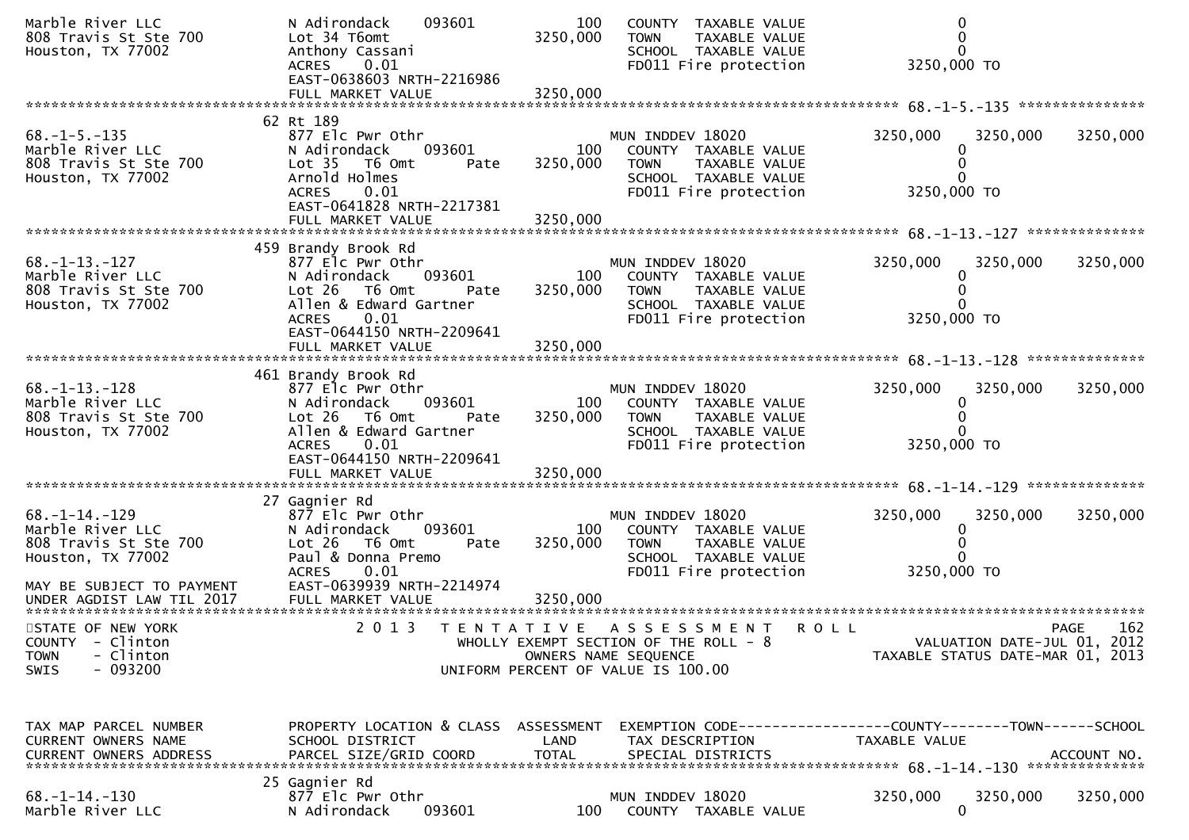```
Marble River LLC              N Adirondack    093601          100    COUNTY  TAXABLE VALUE                 0
808 Travis St Ste 700         Lot 34 T6omt                3250,000    TOWN    TAXABLE VALUE                 0
Houston, TX 77002             Anthony Cassani                        SCHOOL  TAXABLE VALUE                 0
                              ACRES    0.01                          FD011 Fire protection          3250,000 TO
                              EAST-0638603 NRTH-2216986
                              FULL MARKET VALUE           3250,000
******************************************************************************************************* 68.-1-5.-135 ***************
                           62 Rt 189
68.-1-5.-135                  877 Elc Pwr Othr                       MUN INDDEV 18020               3250,000    3250,000    3250,000
Marble River LLC              N Adirondack    093601          100    COUNTY  TAXABLE VALUE                 0
808 Travis St Ste 700         Lot 35   T6 Omt       Pate  3250,000    TOWN    TAXABLE VALUE                 0
Houston, TX 77002             Arnold Holmes                          SCHOOL  TAXABLE VALUE                 0
                              ACRES    0.01                          FD011 Fire protection          3250,000 TO
                              EAST-0641828 NRTH-2217381
                              FULL MARKET VALUE           3250,000
******************************************************************************************************* 68.-1-13.-127 **************
                          459 Brandy Brook Rd
68.-1-13.-127                 877 Elc Pwr Othr                       MUN INDDEV 18020               3250,000    3250,000    3250,000
Marble River LLC              N Adirondack    093601          100    COUNTY  TAXABLE VALUE                 0
808 Travis St Ste 700         Lot 26   T6 Omt       Pate  3250,000    TOWN    TAXABLE VALUE                 0
Houston, TX 77002             Allen & Edward Gartner                 SCHOOL  TAXABLE VALUE                 0
                              ACRES    0.01                          FD011 Fire protection          3250,000 TO
                              EAST-0644150 NRTH-2209641
                              FULL MARKET VALUE           3250,000
******************************************************************************************************* 68.-1-13.-128 **************
                          461 Brandy Brook Rd
68.-1-13.-128                 877 Elc Pwr Othr                       MUN INDDEV 18020               3250,000    3250,000    3250,000
Marble River LLC              N Adirondack    093601          100    COUNTY  TAXABLE VALUE                 0
808 Travis St Ste 700         Lot 26   T6 Omt       Pate  3250,000    TOWN    TAXABLE VALUE                 0
Houston, TX 77002             Allen & Edward Gartner                 SCHOOL  TAXABLE VALUE                 0
                              ACRES    0.01                          FD011 Fire protection          3250,000 TO
                              EAST-0644150 NRTH-2209641
                              FULL MARKET VALUE           3250,000
******************************************************************************************************* 68.-1-14.-129 **************
                           27 Gagnier Rd
68.-1-14.-129                 877 Elc Pwr Othr                       MUN INDDEV 18020               3250,000    3250,000    3250,000
Marble River LLC              N Adirondack    093601          100    COUNTY  TAXABLE VALUE                 0
808 Travis St Ste 700         Lot 26   T6 Omt       Pate  3250,000    TOWN    TAXABLE VALUE                 0
Houston, TX 77002             Paul & Donna Premo                     SCHOOL  TAXABLE VALUE                 0
                              ACRES    0.01                          FD011 Fire protection          3250,000 TO
MAY BE SUBJECT TO PAYMENT     EAST-0639939 NRTH-2214974
UNDER AGDIST LAW TIL 2017     FULL MARKET VALUE           3250,000
*************************************************************************************************************************************
STATE OF NEW YORK                2 0 1 3   T E N T A T I V E   A S S E S S M E N T   R O L L                              PAGE    162
COUNTY  - Clinton                      WHOLLY EXEMPT SECTION OF THE ROLL - 8                          VALUATION DATE-JUL 01, 2012
TOWN    - Clinton                           OWNERS NAME SEQUENCE                                 TAXABLE STATUS DATE-MAR 01, 2013
SWIS    - 093200                      UNIFORM PERCENT OF VALUE IS 100.00


TAX MAP PARCEL NUMBER         PROPERTY LOCATION & CLASS  ASSESSMENT  EXEMPTION CODE------------------COUNTY--------TOWN------SCHOOL
CURRENT OWNERS NAME           SCHOOL DISTRICT               LAND      TAX DESCRIPTION               TAXABLE VALUE
CURRENT OWNERS ADDRESS        PARCEL SIZE/GRID COORD        TOTAL     SPECIAL DISTRICTS                                  ACCOUNT NO.
******************************************************************************************************* 68.-1-14.-130 **************
                           25 Gagnier Rd
68.-1-14.-130                 877 Elc Pwr Othr                       MUN INDDEV 18020               3250,000    3250,000    3250,000
Marble River LLC              N Adirondack    093601          100    COUNTY  TAXABLE VALUE                 0
```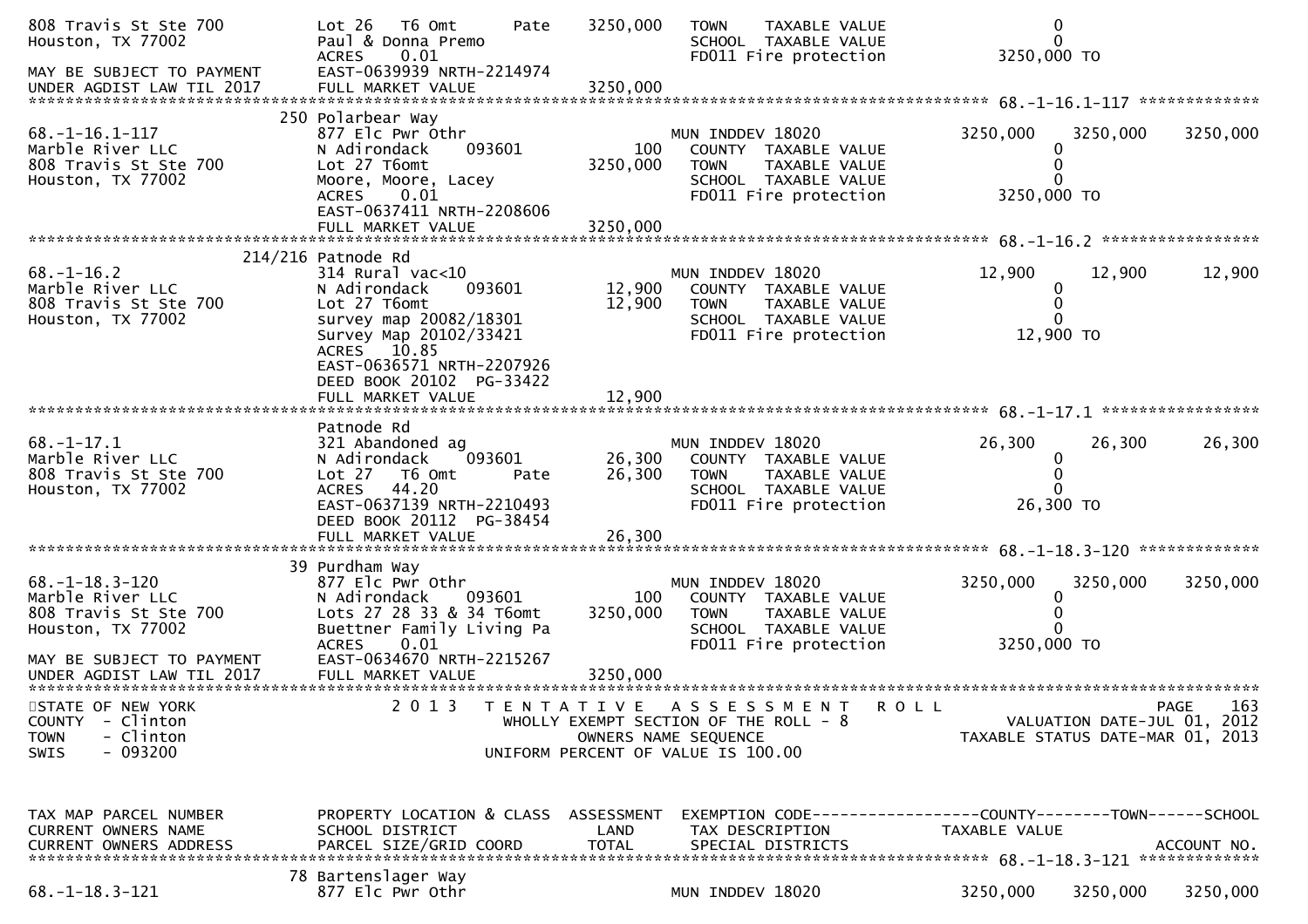```
808 Travis St Ste 700          Lot 26   T6 Omt        Pate     3250,000   TOWN    TAXABLE VALUE                    0
Houston, TX 77002              Paul & Donna Premo                         SCHOOL  TAXABLE VALUE                    0
                               ACRES    0.01                              FD011 Fire protection            3250,000 TO
MAY BE SUBJECT TO PAYMENT      EAST-0639939 NRTH-2214974
UNDER AGDIST LAW TIL 2017      FULL MARKET VALUE              3250,000
******************************************************************************************************* 68.-1-16.1-117 *************
                           250 Polarbear Way
68.-1-16.1-117                 877 Elc Pwr Othr                           MUN INDDEV 18020               3250,000   3250,000   3250,000
Marble River LLC               N Adirondack     093601             100     COUNTY  TAXABLE VALUE                    0
808 Travis St Ste 700          Lot 27 T6omt                   3250,000     TOWN    TAXABLE VALUE                    0
Houston, TX 77002              Moore, Moore, Lacey                         SCHOOL  TAXABLE VALUE                    0
                               ACRES    0.01                               FD011 Fire protection            3250,000 TO
                               EAST-0637411 NRTH-2208606
                               FULL MARKET VALUE              3250,000
******************************************************************************************************* 68.-1-16.2 *****************
                       214/216 Patnode Rd
68.-1-16.2                     314 Rural vac<10                           MUN INDDEV 18020                 12,900     12,900     12,900
Marble River LLC               N Adirondack     093601          12,900     COUNTY  TAXABLE VALUE                    0
808 Travis St Ste 700          Lot 27 T6omt                     12,900     TOWN    TAXABLE VALUE                    0
Houston, TX 77002              survey map 20082/18301                      SCHOOL  TAXABLE VALUE                    0
                               Survey Map 20102/33421                      FD011 Fire protection              12,900 TO
                               ACRES   10.85
                               EAST-0636571 NRTH-2207926
                               DEED BOOK 20102  PG-33422
                               FULL MARKET VALUE                12,900
******************************************************************************************************* 68.-1-17.1 *****************
                               Patnode Rd
68.-1-17.1                     321 Abandoned ag                           MUN INDDEV 18020                 26,300     26,300     26,300
Marble River LLC               N Adirondack     093601          26,300     COUNTY  TAXABLE VALUE                    0
808 Travis St Ste 700          Lot 27   T6 Omt        Pate      26,300     TOWN    TAXABLE VALUE                    0
Houston, TX 77002              ACRES   44.20                               SCHOOL  TAXABLE VALUE                    0
                               EAST-0637139 NRTH-2210493                   FD011 Fire protection              26,300 TO
                               DEED BOOK 20112  PG-38454
                               FULL MARKET VALUE                26,300
******************************************************************************************************* 68.-1-18.3-120 *************
                            39 Purdham Way
68.-1-18.3-120                 877 Elc Pwr Othr                           MUN INDDEV 18020               3250,000   3250,000   3250,000
Marble River LLC               N Adirondack     093601             100     COUNTY  TAXABLE VALUE                    0
808 Travis St Ste 700          Lots 27 28 33 & 34 T6omt       3250,000     TOWN    TAXABLE VALUE                    0
Houston, TX 77002              Buettner Family Living Pa                   SCHOOL  TAXABLE VALUE                    0
                               ACRES    0.01                               FD011 Fire protection            3250,000 TO
MAY BE SUBJECT TO PAYMENT      EAST-0634670 NRTH-2215267
UNDER AGDIST LAW TIL 2017      FULL MARKET VALUE              3250,000
************************************************************************************************************************************
STATE OF NEW YORK                  2 0 1 3   T E N T A T I V E   A S S E S S M E N T   R O L L                                PAGE   163
COUNTY  - Clinton                            WHOLLY EXEMPT SECTION OF THE ROLL - 8                         VALUATION DATE-JUL 01, 2012
TOWN    - Clinton                                  OWNERS NAME SEQUENCE                                 TAXABLE STATUS DATE-MAR 01, 2013
SWIS    - 093200                             UNIFORM PERCENT OF VALUE IS 100.00



TAX MAP PARCEL NUMBER          PROPERTY LOCATION & CLASS  ASSESSMENT  EXEMPTION CODE------------------COUNTY--------TOWN------SCHOOL
CURRENT OWNERS NAME            SCHOOL DISTRICT               LAND      TAX DESCRIPTION                TAXABLE VALUE
CURRENT OWNERS ADDRESS         PARCEL SIZE/GRID COORD        TOTAL     SPECIAL DISTRICTS                                   ACCOUNT NO.
******************************************************************************************************* 68.-1-18.3-121 *************
                            78 Bartenslager Way
68.-1-18.3-121                 877 Elc Pwr Othr                           MUN INDDEV 18020               3250,000   3250,000   3250,000
```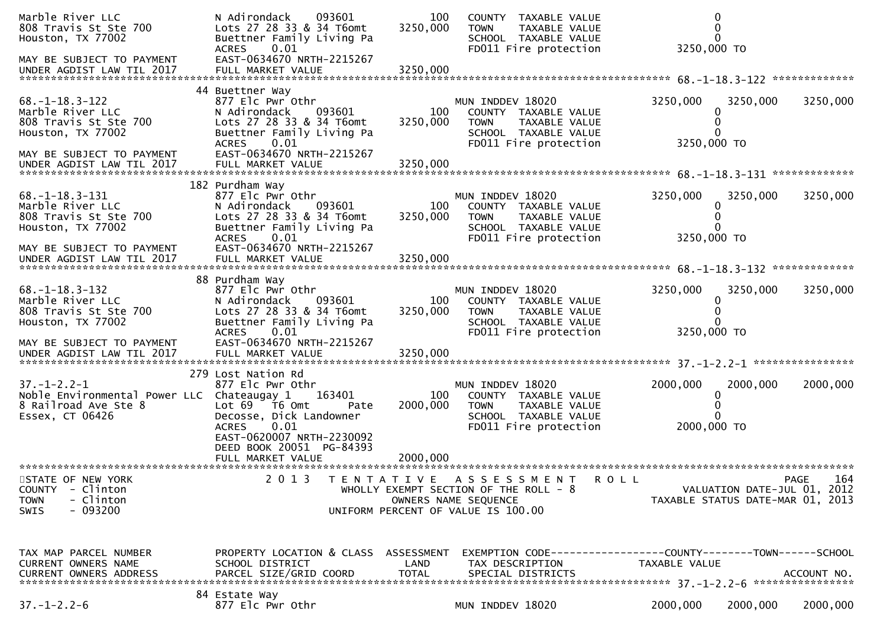```
Marble River LLC               N Adirondack    093601          100   COUNTY  TAXABLE VALUE                    0
808 Travis St Ste 700          Lots 27 28 33 & 34 T6omt    3250,000   TOWN    TAXABLE VALUE                    0
Houston, TX 77002              Buettner Family Living Pa              SCHOOL  TAXABLE VALUE                    0
                               ACRES    0.01                          FD011 Fire protection            3250,000 TO
MAY BE SUBJECT TO PAYMENT      EAST-0634670 NRTH-2215267
UNDER AGDIST LAW TIL 2017      FULL MARKET VALUE           3250,000
******************************************************************************************************* 68.-1-18.3-122 *************
                            44 Buettner Way
68.-1-18.3-122                 877 Elc Pwr Othr                       MUN INDDEV 18020             3250,000   3250,000   3250,000
Marble River LLC               N Adirondack    093601          100   COUNTY  TAXABLE VALUE                    0
808 Travis St Ste 700          Lots 27 28 33 & 34 T6omt    3250,000   TOWN    TAXABLE VALUE                    0
Houston, TX 77002              Buettner Family Living Pa              SCHOOL  TAXABLE VALUE                    0
                               ACRES    0.01                          FD011 Fire protection            3250,000 TO
MAY BE SUBJECT TO PAYMENT      EAST-0634670 NRTH-2215267
UNDER AGDIST LAW TIL 2017      FULL MARKET VALUE           3250,000
******************************************************************************************************* 68.-1-18.3-131 *************
                           182 Purdham Way
68.-1-18.3-131                 877 Elc Pwr Othr                       MUN INDDEV 18020             3250,000   3250,000   3250,000
Marble River LLC               N Adirondack    093601          100   COUNTY  TAXABLE VALUE                    0
808 Travis St Ste 700          Lots 27 28 33 & 34 T6omt    3250,000   TOWN    TAXABLE VALUE                    0
Houston, TX 77002              Buettner Family Living Pa              SCHOOL  TAXABLE VALUE                    0
                               ACRES    0.01                          FD011 Fire protection            3250,000 TO
MAY BE SUBJECT TO PAYMENT      EAST-0634670 NRTH-2215267
UNDER AGDIST LAW TIL 2017      FULL MARKET VALUE           3250,000
******************************************************************************************************* 68.-1-18.3-132 *************
                            88 Purdham Way
68.-1-18.3-132                 877 Elc Pwr Othr                       MUN INDDEV 18020             3250,000   3250,000   3250,000
Marble River LLC               N Adirondack    093601          100   COUNTY  TAXABLE VALUE                    0
808 Travis St Ste 700          Lots 27 28 33 & 34 T6omt    3250,000   TOWN    TAXABLE VALUE                    0
Houston, TX 77002              Buettner Family Living Pa              SCHOOL  TAXABLE VALUE                    0
                               ACRES    0.01                          FD011 Fire protection            3250,000 TO
MAY BE SUBJECT TO PAYMENT      EAST-0634670 NRTH-2215267
UNDER AGDIST LAW TIL 2017      FULL MARKET VALUE           3250,000
******************************************************************************************************* 37.-1-2.2-1 ****************
                           279 Lost Nation Rd
37.-1-2.2-1                    877 Elc Pwr Othr                       MUN INDDEV 18020             2000,000   2000,000   2000,000
Noble Environmental Power LLC  Chateaugay 1    163401          100   COUNTY  TAXABLE VALUE                    0
8 Railroad Ave Ste 8           Lot 69  T6 Omt         Pate  2000,000   TOWN    TAXABLE VALUE                    0
Essex, CT 06426                Decosse, Dick Landowner                SCHOOL  TAXABLE VALUE                    0
                               ACRES    0.01                          FD011 Fire protection            2000,000 TO
                               EAST-0620007 NRTH-2230092
                               DEED BOOK 20051  PG-84393
                               FULL MARKET VALUE           2000,000
************************************************************************************************************************************
STATE OF NEW YORK                 2 0 1 3   T E N T A T I V E   A S S E S S M E N T   R O L L                          PAGE    164
COUNTY  - Clinton                           WHOLLY EXEMPT SECTION OF THE ROLL - 8                     VALUATION DATE-JUL 01, 2012
TOWN    - Clinton                                  OWNERS NAME SEQUENCE                          TAXABLE STATUS DATE-MAR 01, 2013
SWIS    - 093200                              UNIFORM PERCENT OF VALUE IS 100.00


TAX MAP PARCEL NUMBER          PROPERTY LOCATION & CLASS  ASSESSMENT  EXEMPTION CODE------------------COUNTY--------TOWN------SCHOOL
CURRENT OWNERS NAME            SCHOOL DISTRICT               LAND      TAX DESCRIPTION              TAXABLE VALUE
CURRENT OWNERS ADDRESS         PARCEL SIZE/GRID COORD       TOTAL      SPECIAL DISTRICTS                                  ACCOUNT NO.
******************************************************************************************************* 37.-1-2.2-6 ****************
                            84 Estate Way
37.-1-2.2-6                    877 Elc Pwr Othr                       MUN INDDEV 18020             2000,000   2000,000   2000,000
```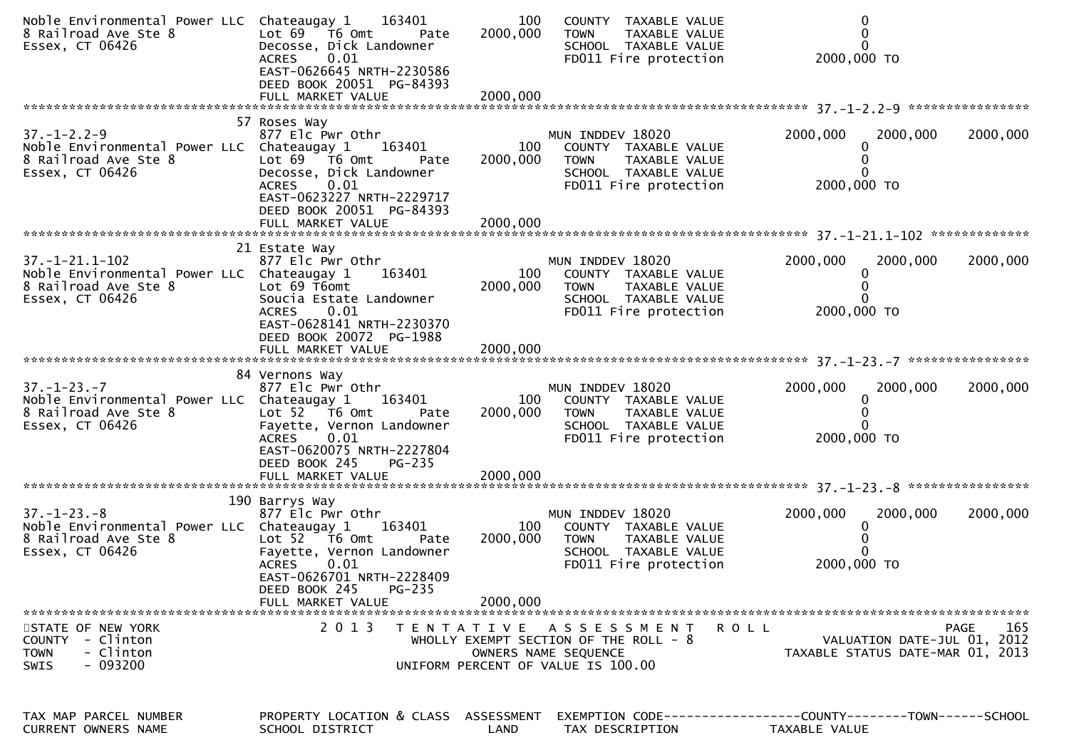```
Noble Environmental Power LLC  Chateaugay 1    163401          100   COUNTY  TAXABLE VALUE                    0
8 Railroad Ave Ste 8           Lot 69  T6 Omt      Pate   2000,000   TOWN    TAXABLE VALUE                    0
Essex, CT 06426                Decosse, Dick Landowner               SCHOOL  TAXABLE VALUE                    0
                               ACRES    0.01                         FD011 Fire protection              2000,000 TO
                               EAST-0626645 NRTH-2230586
                               DEED BOOK 20051  PG-84393
                               FULL MARKET VALUE          2000,000
************************************************************************************************ 37.-1-2.2-9 ****************
                            57 Roses Way
37.-1-2.2-9                    877 Elc Pwr Othr                      MUN INDDEV 18020            2000,000    2000,000    2000,000
Noble Environmental Power LLC  Chateaugay 1    163401          100   COUNTY  TAXABLE VALUE                    0
8 Railroad Ave Ste 8           Lot 69  T6 Omt      Pate   2000,000   TOWN    TAXABLE VALUE                    0
Essex, CT 06426                Decosse, Dick Landowner               SCHOOL  TAXABLE VALUE                    0
                               ACRES    0.01                         FD011 Fire protection              2000,000 TO
                               EAST-0623227 NRTH-2229717
                               DEED BOOK 20051  PG-84393
                               FULL MARKET VALUE          2000,000
************************************************************************************************ 37.-1-21.1-102 *************
                            21 Estate Way
37.-1-21.1-102                 877 Elc Pwr Othr                      MUN INDDEV 18020            2000,000    2000,000    2000,000
Noble Environmental Power LLC  Chateaugay 1    163401          100   COUNTY  TAXABLE VALUE                    0
8 Railroad Ave Ste 8           Lot 69 T6omt               2000,000   TOWN    TAXABLE VALUE                    0
Essex, CT 06426                Soucia Estate Landowner               SCHOOL  TAXABLE VALUE                    0
                               ACRES    0.01                         FD011 Fire protection              2000,000 TO
                               EAST-0628141 NRTH-2230370
                               DEED BOOK 20072  PG-1988
                               FULL MARKET VALUE          2000,000
************************************************************************************************ 37.-1-23.-7 ****************
                            84 Vernons Way
37.-1-23.-7                    877 Elc Pwr Othr                      MUN INDDEV 18020            2000,000    2000,000    2000,000
Noble Environmental Power LLC  Chateaugay 1    163401          100   COUNTY  TAXABLE VALUE                    0
8 Railroad Ave Ste 8           Lot 52  T6 Omt      Pate   2000,000   TOWN    TAXABLE VALUE                    0
Essex, CT 06426                Fayette, Vernon Landowner             SCHOOL  TAXABLE VALUE                    0
                               ACRES    0.01                         FD011 Fire protection              2000,000 TO
                               EAST-0620075 NRTH-2227804
                               DEED BOOK 245     PG-235
                               FULL MARKET VALUE          2000,000
************************************************************************************************ 37.-1-23.-8 ****************
                           190 Barrys Way
37.-1-23.-8                    877 Elc Pwr Othr                      MUN INDDEV 18020            2000,000    2000,000    2000,000
Noble Environmental Power LLC  Chateaugay 1    163401          100   COUNTY  TAXABLE VALUE                    0
8 Railroad Ave Ste 8           Lot 52  T6 Omt      Pate   2000,000   TOWN    TAXABLE VALUE                    0
Essex, CT 06426                Fayette, Vernon Landowner             SCHOOL  TAXABLE VALUE                    0
                               ACRES    0.01                         FD011 Fire protection              2000,000 TO
                               EAST-0626701 NRTH-2228409
                               DEED BOOK 245     PG-235
                               FULL MARKET VALUE          2000,000
******************************************************************************************************************************
STATE OF NEW YORK                2 0 1 3   T E N T A T I V E   A S S E S S M E N T   R O L L                          PAGE    165
COUNTY  - Clinton                          WHOLLY EXEMPT SECTION OF THE ROLL - 8                   VALUATION DATE-JUL 01, 2012
TOWN    - Clinton                                 OWNERS NAME SEQUENCE                        TAXABLE STATUS DATE-MAR 01, 2013
SWIS    - 093200                         UNIFORM PERCENT OF VALUE IS 100.00


TAX MAP PARCEL NUMBER          PROPERTY LOCATION & CLASS  ASSESSMENT  EXEMPTION CODE------------------COUNTY--------TOWN------SCHOOL
CURRENT OWNERS NAME            SCHOOL DISTRICT               LAND      TAX DESCRIPTION            TAXABLE VALUE
```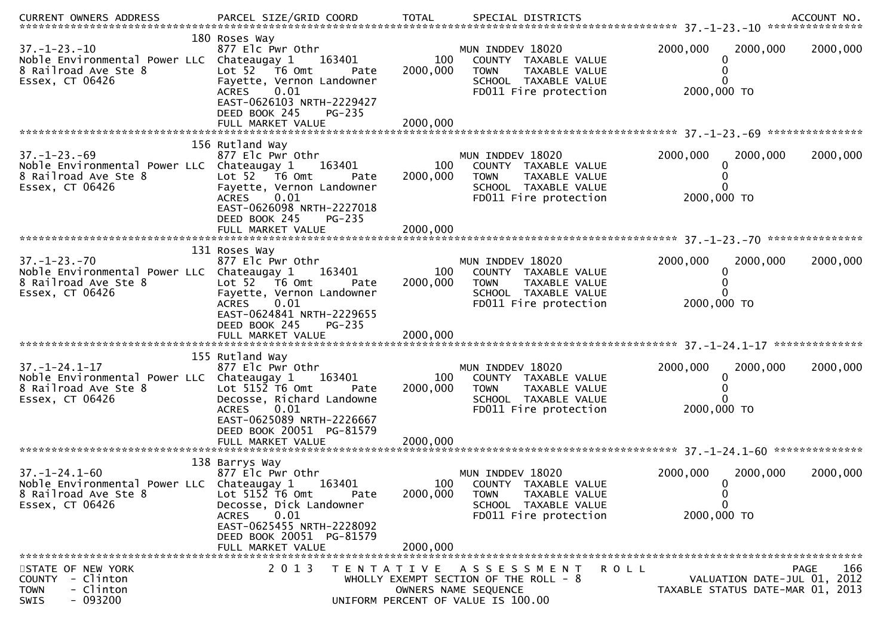| CURRENT OWNERS ADDRESS | PARCEL SIZE/GRID COORD | TOTAL | SPECIAL DISTRICTS | | | ACCOUNT NO. |
|---|---|---|---|---|---|---|
| **37.-1-23.-10** | 180 Roses Way | | | | | |
| 37.-1-23.-10 | 877 Elc Pwr Othr | | MUN INDDEV 18020 | 2000,000 | 2000,000 | 2000,000 |
| Noble Environmental Power LLC | Chateaugay 1 163401 | 100 | COUNTY TAXABLE VALUE | 0 | | |
| 8 Railroad Ave Ste 8 | Lot 52 T6 Omt Pate | 2000,000 | TOWN TAXABLE VALUE | 0 | | |
| Essex, CT 06426 | Fayette, Vernon Landowner | | SCHOOL TAXABLE VALUE | 0 | | |
| | ACRES 0.01 | | FD011 Fire protection | 2000,000 TO | | |
| | EAST-0626103 NRTH-2229427 | | | | | |
| | DEED BOOK 245 PG-235 | | | | | |
| | FULL MARKET VALUE | 2000,000 | | | | |
| **37.-1-23.-69** | 156 Rutland Way | | | | | |
| 37.-1-23.-69 | 877 Elc Pwr Othr | | MUN INDDEV 18020 | 2000,000 | 2000,000 | 2000,000 |
| Noble Environmental Power LLC | Chateaugay 1 163401 | 100 | COUNTY TAXABLE VALUE | 0 | | |
| 8 Railroad Ave Ste 8 | Lot 52 T6 Omt Pate | 2000,000 | TOWN TAXABLE VALUE | 0 | | |
| Essex, CT 06426 | Fayette, Vernon Landowner | | SCHOOL TAXABLE VALUE | 0 | | |
| | ACRES 0.01 | | FD011 Fire protection | 2000,000 TO | | |
| | EAST-0626098 NRTH-2227018 | | | | | |
| | DEED BOOK 245 PG-235 | | | | | |
| | FULL MARKET VALUE | 2000,000 | | | | |
| **37.-1-23.-70** | 131 Roses Way | | | | | |
| 37.-1-23.-70 | 877 Elc Pwr Othr | | MUN INDDEV 18020 | 2000,000 | 2000,000 | 2000,000 |
| Noble Environmental Power LLC | Chateaugay 1 163401 | 100 | COUNTY TAXABLE VALUE | 0 | | |
| 8 Railroad Ave Ste 8 | Lot 52 T6 Omt Pate | 2000,000 | TOWN TAXABLE VALUE | 0 | | |
| Essex, CT 06426 | Fayette, Vernon Landowner | | SCHOOL TAXABLE VALUE | 0 | | |
| | ACRES 0.01 | | FD011 Fire protection | 2000,000 TO | | |
| | EAST-0624841 NRTH-2229655 | | | | | |
| | DEED BOOK 245 PG-235 | | | | | |
| | FULL MARKET VALUE | 2000,000 | | | | |
| **37.-1-24.1-17** | 155 Rutland Way | | | | | |
| 37.-1-24.1-17 | 877 Elc Pwr Othr | | MUN INDDEV 18020 | 2000,000 | 2000,000 | 2000,000 |
| Noble Environmental Power LLC | Chateaugay 1 163401 | 100 | COUNTY TAXABLE VALUE | 0 | | |
| 8 Railroad Ave Ste 8 | Lot 5152 T6 Omt Pate | 2000,000 | TOWN TAXABLE VALUE | 0 | | |
| Essex, CT 06426 | Decosse, Richard Landowne | | SCHOOL TAXABLE VALUE | 0 | | |
| | ACRES 0.01 | | FD011 Fire protection | 2000,000 TO | | |
| | EAST-0625089 NRTH-2226667 | | | | | |
| | DEED BOOK 20051 PG-81579 | | | | | |
| | FULL MARKET VALUE | 2000,000 | | | | |
| **37.-1-24.1-60** | 138 Barrys Way | | | | | |
| 37.-1-24.1-60 | 877 Elc Pwr Othr | | MUN INDDEV 18020 | 2000,000 | 2000,000 | 2000,000 |
| Noble Environmental Power LLC | Chateaugay 1 163401 | 100 | COUNTY TAXABLE VALUE | 0 | | |
| 8 Railroad Ave Ste 8 | Lot 5152 T6 Omt Pate | 2000,000 | TOWN TAXABLE VALUE | 0 | | |
| Essex, CT 06426 | Decosse, Dick Landowner | | SCHOOL TAXABLE VALUE | 0 | | |
| | ACRES 0.01 | | FD011 Fire protection | 2000,000 TO | | |
| | EAST-0625455 NRTH-2228092 | | | | | |
| | DEED BOOK 20051 PG-81579 | | | | | |
| | FULL MARKET VALUE | 2000,000 | | | | |

STATE OF NEW YORK
COUNTY - Clinton
TOWN - Clinton
SWIS - 093200

2013 TENTATIVE ASSESSMENT ROLL
WHOLLY EXEMPT SECTION OF THE ROLL - 8
OWNERS NAME SEQUENCE
UNIFORM PERCENT OF VALUE IS 100.00

PAGE 166
VALUATION DATE-JUL 01, 2012
TAXABLE STATUS DATE-MAR 01, 2013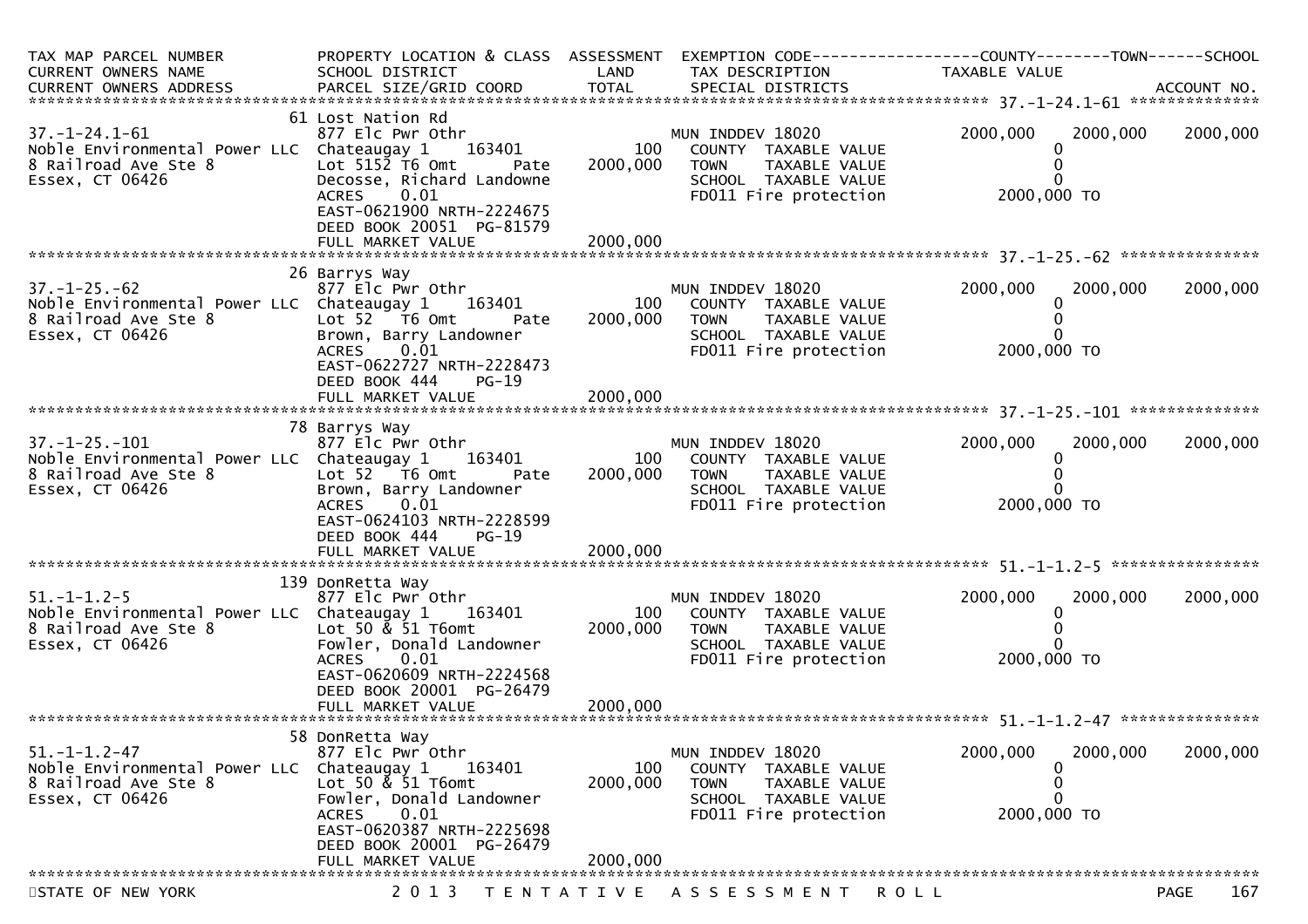| TAX MAP PARCEL NUMBER<br>CURRENT OWNERS NAME<br>CURRENT OWNERS ADDRESS | PROPERTY LOCATION & CLASS<br>SCHOOL DISTRICT<br>PARCEL SIZE/GRID COORD | ASSESSMENT<br>LAND<br>TOTAL | EXEMPTION CODE<br>TAX DESCRIPTION<br>SPECIAL DISTRICTS | COUNTY<br>TAXABLE VALUE | TOWN | SCHOOL<br>ACCOUNT NO. |
|---|---|---|---|---|---|---|
| **37.-1-24.1-61** | | | | | | |
| | 61 Lost Nation Rd | | | | | |
| 37.-1-24.1-61 | 877 Elc Pwr Othr | | MUN INDDEV 18020 | 2000,000 | 2000,000 | 2000,000 |
| Noble Environmental Power LLC | Chateaugay 1 163401 | 100 | COUNTY TAXABLE VALUE | 0 | | |
| 8 Railroad Ave Ste 8 | Lot 5152 T6 Omt Pate | 2000,000 | TOWN TAXABLE VALUE | 0 | | |
| Essex, CT 06426 | Decosse, Richard Landowne | | SCHOOL TAXABLE VALUE | 0 | | |
| | ACRES 0.01 | | FD011 Fire protection | 2000,000 TO | | |
| | EAST-0621900 NRTH-2224675 | | | | | |
| | DEED BOOK 20051 PG-81579 | | | | | |
| | FULL MARKET VALUE | 2000,000 | | | | |
| **37.-1-25.-62** | | | | | | |
| | 26 Barrys Way | | | | | |
| 37.-1-25.-62 | 877 Elc Pwr Othr | | MUN INDDEV 18020 | 2000,000 | 2000,000 | 2000,000 |
| Noble Environmental Power LLC | Chateaugay 1 163401 | 100 | COUNTY TAXABLE VALUE | 0 | | |
| 8 Railroad Ave Ste 8 | Lot 52 T6 Omt Pate | 2000,000 | TOWN TAXABLE VALUE | 0 | | |
| Essex, CT 06426 | Brown, Barry Landowner | | SCHOOL TAXABLE VALUE | 0 | | |
| | ACRES 0.01 | | FD011 Fire protection | 2000,000 TO | | |
| | EAST-0622727 NRTH-2228473 | | | | | |
| | DEED BOOK 444 PG-19 | | | | | |
| | FULL MARKET VALUE | 2000,000 | | | | |
| **37.-1-25.-101** | | | | | | |
| | 78 Barrys Way | | | | | |
| 37.-1-25.-101 | 877 Elc Pwr Othr | | MUN INDDEV 18020 | 2000,000 | 2000,000 | 2000,000 |
| Noble Environmental Power LLC | Chateaugay 1 163401 | 100 | COUNTY TAXABLE VALUE | 0 | | |
| 8 Railroad Ave Ste 8 | Lot 52 T6 Omt Pate | 2000,000 | TOWN TAXABLE VALUE | 0 | | |
| Essex, CT 06426 | Brown, Barry Landowner | | SCHOOL TAXABLE VALUE | 0 | | |
| | ACRES 0.01 | | FD011 Fire protection | 2000,000 TO | | |
| | EAST-0624103 NRTH-2228599 | | | | | |
| | DEED BOOK 444 PG-19 | | | | | |
| | FULL MARKET VALUE | 2000,000 | | | | |
| **51.-1-1.2-5** | | | | | | |
| | 139 DonRetta Way | | | | | |
| 51.-1-1.2-5 | 877 Elc Pwr Othr | | MUN INDDEV 18020 | 2000,000 | 2000,000 | 2000,000 |
| Noble Environmental Power LLC | Chateaugay 1 163401 | 100 | COUNTY TAXABLE VALUE | 0 | | |
| 8 Railroad Ave Ste 8 | Lot 50 & 51 T6omt | 2000,000 | TOWN TAXABLE VALUE | 0 | | |
| Essex, CT 06426 | Fowler, Donald Landowner | | SCHOOL TAXABLE VALUE | 0 | | |
| | ACRES 0.01 | | FD011 Fire protection | 2000,000 TO | | |
| | EAST-0620609 NRTH-2224568 | | | | | |
| | DEED BOOK 20001 PG-26479 | | | | | |
| | FULL MARKET VALUE | 2000,000 | | | | |
| **51.-1-1.2-47** | | | | | | |
| | 58 DonRetta Way | | | | | |
| 51.-1-1.2-47 | 877 Elc Pwr Othr | | MUN INDDEV 18020 | 2000,000 | 2000,000 | 2000,000 |
| Noble Environmental Power LLC | Chateaugay 1 163401 | 100 | COUNTY TAXABLE VALUE | 0 | | |
| 8 Railroad Ave Ste 8 | Lot 50 & 51 T6omt | 2000,000 | TOWN TAXABLE VALUE | 0 | | |
| Essex, CT 06426 | Fowler, Donald Landowner | | SCHOOL TAXABLE VALUE | 0 | | |
| | ACRES 0.01 | | FD011 Fire protection | 2000,000 TO | | |
| | EAST-0620387 NRTH-2225698 | | | | | |
| | DEED BOOK 20001 PG-26479 | | | | | |
| | FULL MARKET VALUE | 2000,000 | | | | |

STATE OF NEW YORK — 2013 TENTATIVE ASSESSMENT ROLL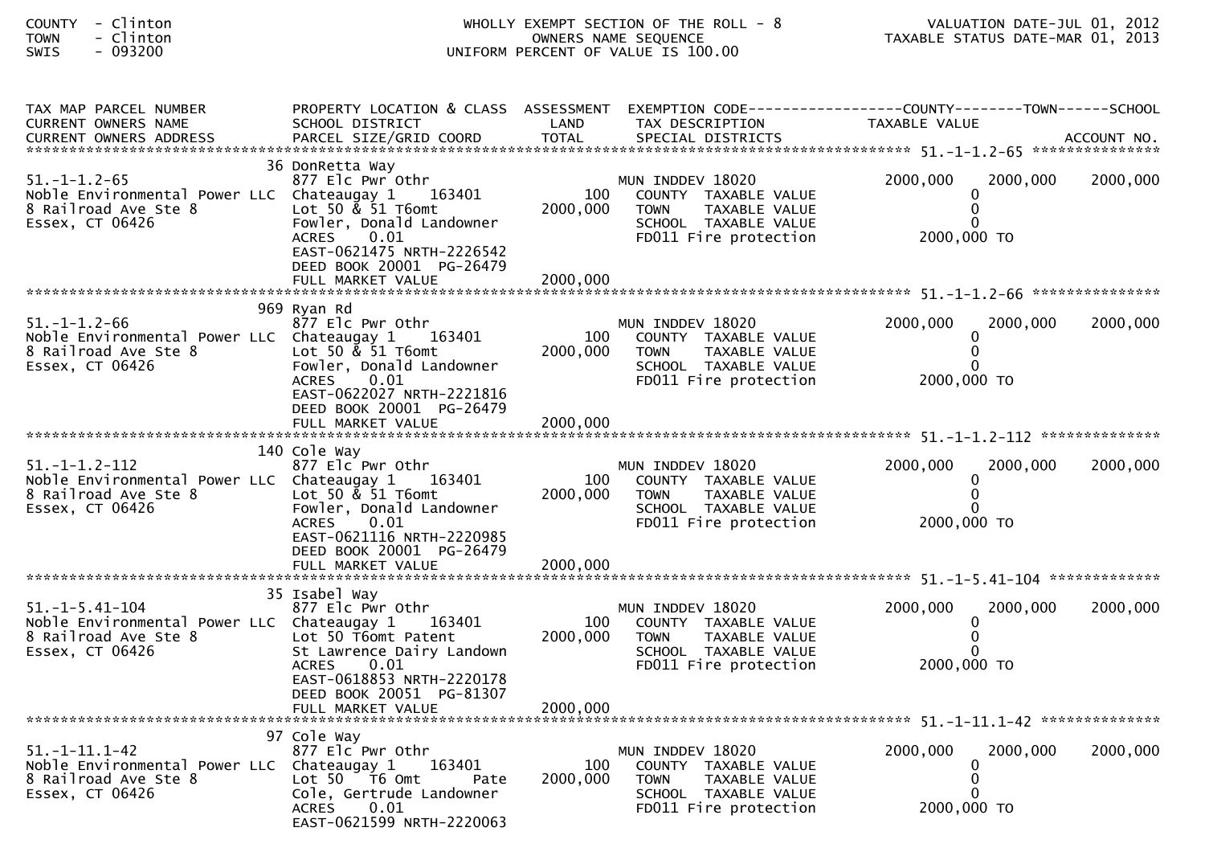COUNTY - Clinton
TOWN - Clinton
SWIS - 093200

WHOLLY EXEMPT SECTION OF THE ROLL - 8
OWNERS NAME SEQUENCE
UNIFORM PERCENT OF VALUE IS 100.00

VALUATION DATE-JUL 01, 2012
TAXABLE STATUS DATE-MAR 01, 2013

| TAX MAP PARCEL NUMBER / CURRENT OWNERS NAME / CURRENT OWNERS ADDRESS | PROPERTY LOCATION & CLASS / SCHOOL DISTRICT / PARCEL SIZE/GRID COORD | ASSESSMENT LAND / TOTAL | EXEMPTION CODE / TAX DESCRIPTION / SPECIAL DISTRICTS | COUNTY TAXABLE VALUE | TOWN | SCHOOL ACCOUNT NO. |
|---|---|---|---|---|---|---|
| **51.-1-1.2-65** | 36 DonRetta Way | | | | | |
| 51.-1-1.2-65 | 877 Elc Pwr Othr | | MUN INDDEV 18020 | 2000,000 | 2000,000 | 2000,000 |
| Noble Environmental Power LLC | Chateaugay 1 163401 | 100 | COUNTY TAXABLE VALUE | 0 | | |
| 8 Railroad Ave Ste 8 | Lot 50 & 51 T6omt | 2000,000 | TOWN TAXABLE VALUE | 0 | | |
| Essex, CT 06426 | Fowler, Donald Landowner | | SCHOOL TAXABLE VALUE | 0 | | |
| | ACRES 0.01 | | FD011 Fire protection | 2000,000 TO | | |
| | EAST-0621475 NRTH-2226542 | | | | | |
| | DEED BOOK 20001 PG-26479 | | | | | |
| | FULL MARKET VALUE | 2000,000 | | | | |
| **51.-1-1.2-66** | 969 Ryan Rd | | | | | |
| 51.-1-1.2-66 | 877 Elc Pwr Othr | | MUN INDDEV 18020 | 2000,000 | 2000,000 | 2000,000 |
| Noble Environmental Power LLC | Chateaugay 1 163401 | 100 | COUNTY TAXABLE VALUE | 0 | | |
| 8 Railroad Ave Ste 8 | Lot 50 & 51 T6omt | 2000,000 | TOWN TAXABLE VALUE | 0 | | |
| Essex, CT 06426 | Fowler, Donald Landowner | | SCHOOL TAXABLE VALUE | 0 | | |
| | ACRES 0.01 | | FD011 Fire protection | 2000,000 TO | | |
| | EAST-0622027 NRTH-2221816 | | | | | |
| | DEED BOOK 20001 PG-26479 | | | | | |
| | FULL MARKET VALUE | 2000,000 | | | | |
| **51.-1-1.2-112** | 140 Cole Way | | | | | |
| 51.-1-1.2-112 | 877 Elc Pwr Othr | | MUN INDDEV 18020 | 2000,000 | 2000,000 | 2000,000 |
| Noble Environmental Power LLC | Chateaugay 1 163401 | 100 | COUNTY TAXABLE VALUE | 0 | | |
| 8 Railroad Ave Ste 8 | Lot 50 & 51 T6omt | 2000,000 | TOWN TAXABLE VALUE | 0 | | |
| Essex, CT 06426 | Fowler, Donald Landowner | | SCHOOL TAXABLE VALUE | 0 | | |
| | ACRES 0.01 | | FD011 Fire protection | 2000,000 TO | | |
| | EAST-0621116 NRTH-2220985 | | | | | |
| | DEED BOOK 20001 PG-26479 | | | | | |
| | FULL MARKET VALUE | 2000,000 | | | | |
| **51.-1-5.41-104** | 35 Isabel Way | | | | | |
| 51.-1-5.41-104 | 877 Elc Pwr Othr | | MUN INDDEV 18020 | 2000,000 | 2000,000 | 2000,000 |
| Noble Environmental Power LLC | Chateaugay 1 163401 | 100 | COUNTY TAXABLE VALUE | 0 | | |
| 8 Railroad Ave Ste 8 | Lot 50 T6omt Patent | 2000,000 | TOWN TAXABLE VALUE | 0 | | |
| Essex, CT 06426 | St Lawrence Dairy Landown | | SCHOOL TAXABLE VALUE | 0 | | |
| | ACRES 0.01 | | FD011 Fire protection | 2000,000 TO | | |
| | EAST-0618853 NRTH-2220178 | | | | | |
| | DEED BOOK 20051 PG-81307 | | | | | |
| | FULL MARKET VALUE | 2000,000 | | | | |
| **51.-1-11.1-42** | 97 Cole Way | | | | | |
| 51.-1-11.1-42 | 877 Elc Pwr Othr | | MUN INDDEV 18020 | 2000,000 | 2000,000 | 2000,000 |
| Noble Environmental Power LLC | Chateaugay 1 163401 | 100 | COUNTY TAXABLE VALUE | 0 | | |
| 8 Railroad Ave Ste 8 | Lot 50 T6 Omt Pate | 2000,000 | TOWN TAXABLE VALUE | 0 | | |
| Essex, CT 06426 | Cole, Gertrude Landowner | | SCHOOL TAXABLE VALUE | 0 | | |
| | ACRES 0.01 | | FD011 Fire protection | 2000,000 TO | | |
| | EAST-0621599 NRTH-2220063 | | | | | |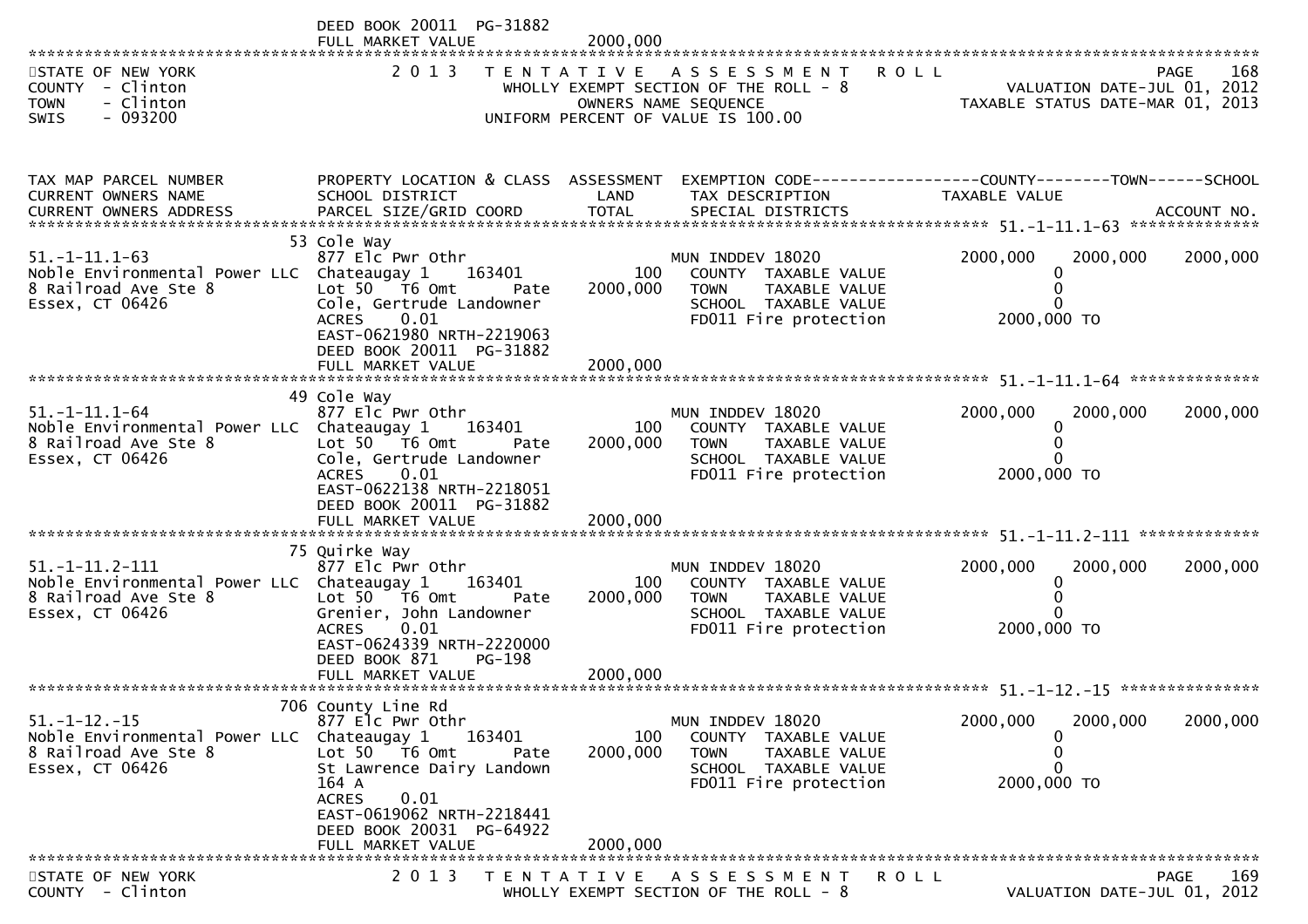DEED BOOK 20011 PG-31882
FULL MARKET VALUE 2000,000

STATE OF NEW YORK
COUNTY - Clinton
TOWN - Clinton
SWIS - 093200

2 0 1 3 TENTATIVE ASSESSMENT ROLL
WHOLLY EXEMPT SECTION OF THE ROLL - 8
OWNERS NAME SEQUENCE
UNIFORM PERCENT OF VALUE IS 100.00

VALUATION DATE-JUL 01, 2012
TAXABLE STATUS DATE-MAR 01, 2013

| TAX MAP PARCEL NUMBER / CURRENT OWNERS NAME / CURRENT OWNERS ADDRESS | PROPERTY LOCATION & CLASS / SCHOOL DISTRICT / PARCEL SIZE/GRID COORD | ASSESSMENT LAND / TOTAL | EXEMPTION CODE / TAX DESCRIPTION / SPECIAL DISTRICTS | COUNTY TAXABLE VALUE | TOWN | SCHOOL |
|---|---|---|---|---|---|---|
| 51.-1-11.1-63 | 53 Cole Way | | | | | |
| | 877 Elc Pwr Othr | | MUN INDDEV 18020 | 2000,000 | 2000,000 | 2000,000 |
| Noble Environmental Power LLC | Chateaugay 1 163401 | 100 | COUNTY TAXABLE VALUE | 0 | | |
| 8 Railroad Ave Ste 8 | Lot 50 T6 Omt Pate | 2000,000 | TOWN TAXABLE VALUE | 0 | | |
| Essex, CT 06426 | Cole, Gertrude Landowner | | SCHOOL TAXABLE VALUE | 0 | | |
| | ACRES 0.01 | | FD011 Fire protection | 2000,000 TO | | |
| | EAST-0621980 NRTH-2219063 | | | | | |
| | DEED BOOK 20011 PG-31882 | | | | | |
| | FULL MARKET VALUE | 2000,000 | | | | |
| 51.-1-11.1-64 | 49 Cole Way | | | | | |
| | 877 Elc Pwr Othr | | MUN INDDEV 18020 | 2000,000 | 2000,000 | 2000,000 |
| Noble Environmental Power LLC | Chateaugay 1 163401 | 100 | COUNTY TAXABLE VALUE | 0 | | |
| 8 Railroad Ave Ste 8 | Lot 50 T6 Omt Pate | 2000,000 | TOWN TAXABLE VALUE | 0 | | |
| Essex, CT 06426 | Cole, Gertrude Landowner | | SCHOOL TAXABLE VALUE | 0 | | |
| | ACRES 0.01 | | FD011 Fire protection | 2000,000 TO | | |
| | EAST-0622138 NRTH-2218051 | | | | | |
| | DEED BOOK 20011 PG-31882 | | | | | |
| | FULL MARKET VALUE | 2000,000 | | | | |
| 51.-1-11.2-111 | 75 Quirke Way | | | | | |
| | 877 Elc Pwr Othr | | MUN INDDEV 18020 | 2000,000 | 2000,000 | 2000,000 |
| Noble Environmental Power LLC | Chateaugay 1 163401 | 100 | COUNTY TAXABLE VALUE | 0 | | |
| 8 Railroad Ave Ste 8 | Lot 50 T6 Omt Pate | 2000,000 | TOWN TAXABLE VALUE | 0 | | |
| Essex, CT 06426 | Grenier, John Landowner | | SCHOOL TAXABLE VALUE | 0 | | |
| | ACRES 0.01 | | FD011 Fire protection | 2000,000 TO | | |
| | EAST-0624339 NRTH-2220000 | | | | | |
| | DEED BOOK 871 PG-198 | | | | | |
| | FULL MARKET VALUE | 2000,000 | | | | |
| 51.-1-12.-15 | 706 County Line Rd | | | | | |
| | 877 Elc Pwr Othr | | MUN INDDEV 18020 | 2000,000 | 2000,000 | 2000,000 |
| Noble Environmental Power LLC | Chateaugay 1 163401 | 100 | COUNTY TAXABLE VALUE | 0 | | |
| 8 Railroad Ave Ste 8 | Lot 50 T6 Omt Pate | 2000,000 | TOWN TAXABLE VALUE | 0 | | |
| Essex, CT 06426 | St Lawrence Dairy Landown | | SCHOOL TAXABLE VALUE | 0 | | |
| | 164 A | | FD011 Fire protection | 2000,000 TO | | |
| | ACRES 0.01 | | | | | |
| | EAST-0619062 NRTH-2218441 | | | | | |
| | DEED BOOK 20031 PG-64922 | | | | | |
| | FULL MARKET VALUE | 2000,000 | | | | |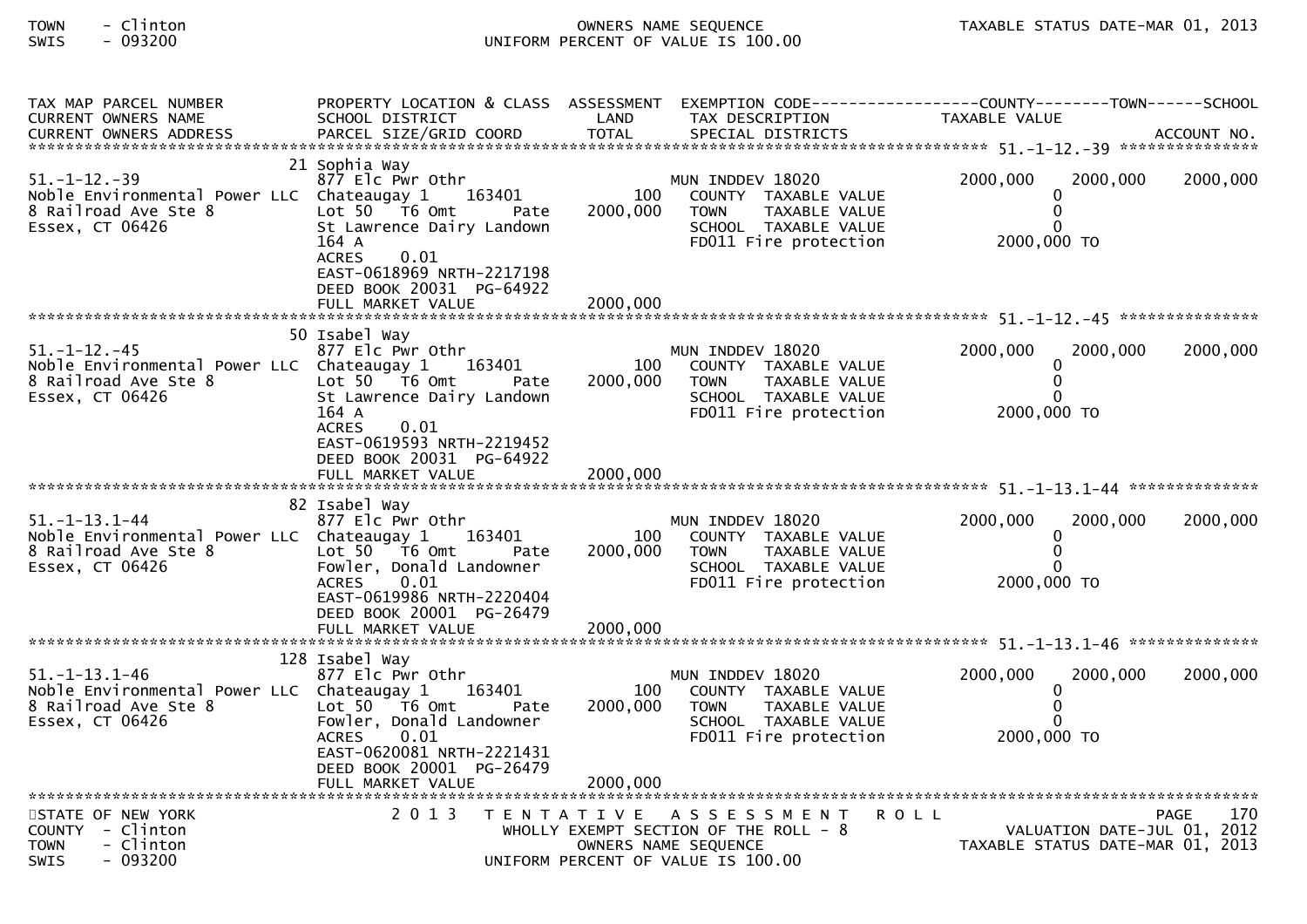| TAX MAP PARCEL NUMBER<br>CURRENT OWNERS NAME<br>CURRENT OWNERS ADDRESS | PROPERTY LOCATION & CLASS<br>SCHOOL DISTRICT<br>PARCEL SIZE/GRID COORD | ASSESSMENT<br>LAND<br>TOTAL | EXEMPTION CODE<br>TAX DESCRIPTION<br>SPECIAL DISTRICTS | COUNTY<br>TAXABLE VALUE | TOWN | SCHOOL<br>ACCOUNT NO. |
|---|---|---|---|---|---|---|
| **51.-1-12.-39** | 21 Sophia Way | | | | | |
| 51.-1-12.-39 | 877 Elc Pwr Othr | | MUN INDDEV 18020 | 2000,000 | 2000,000 | 2000,000 |
| Noble Environmental Power LLC | Chateaugay 1 163401 | 100 | COUNTY TAXABLE VALUE | 0 | | |
| 8 Railroad Ave Ste 8 | Lot 50 T6 Omt Pate | 2000,000 | TOWN TAXABLE VALUE | 0 | | |
| Essex, CT 06426 | St Lawrence Dairy Landown | | SCHOOL TAXABLE VALUE | 0 | | |
| | 164 A | | FD011 Fire protection | 2000,000 TO | | |
| | ACRES 0.01 | | | | | |
| | EAST-0618969 NRTH-2217198 | | | | | |
| | DEED BOOK 20031 PG-64922 | | | | | |
| | FULL MARKET VALUE | 2000,000 | | | | |
| **51.-1-12.-45** | 50 Isabel Way | | | | | |
| 51.-1-12.-45 | 877 Elc Pwr Othr | | MUN INDDEV 18020 | 2000,000 | 2000,000 | 2000,000 |
| Noble Environmental Power LLC | Chateaugay 1 163401 | 100 | COUNTY TAXABLE VALUE | 0 | | |
| 8 Railroad Ave Ste 8 | Lot 50 T6 Omt Pate | 2000,000 | TOWN TAXABLE VALUE | 0 | | |
| Essex, CT 06426 | St Lawrence Dairy Landown | | SCHOOL TAXABLE VALUE | 0 | | |
| | 164 A | | FD011 Fire protection | 2000,000 TO | | |
| | ACRES 0.01 | | | | | |
| | EAST-0619593 NRTH-2219452 | | | | | |
| | DEED BOOK 20031 PG-64922 | | | | | |
| | FULL MARKET VALUE | 2000,000 | | | | |
| **51.-1-13.1-44** | 82 Isabel Way | | | | | |
| 51.-1-13.1-44 | 877 Elc Pwr Othr | | MUN INDDEV 18020 | 2000,000 | 2000,000 | 2000,000 |
| Noble Environmental Power LLC | Chateaugay 1 163401 | 100 | COUNTY TAXABLE VALUE | 0 | | |
| 8 Railroad Ave Ste 8 | Lot 50 T6 Omt Pate | 2000,000 | TOWN TAXABLE VALUE | 0 | | |
| Essex, CT 06426 | Fowler, Donald Landowner | | SCHOOL TAXABLE VALUE | 0 | | |
| | ACRES 0.01 | | FD011 Fire protection | 2000,000 TO | | |
| | EAST-0619986 NRTH-2220404 | | | | | |
| | DEED BOOK 20001 PG-26479 | | | | | |
| | FULL MARKET VALUE | 2000,000 | | | | |
| **51.-1-13.1-46** | 128 Isabel Way | | | | | |
| 51.-1-13.1-46 | 877 Elc Pwr Othr | | MUN INDDEV 18020 | 2000,000 | 2000,000 | 2000,000 |
| Noble Environmental Power LLC | Chateaugay 1 163401 | 100 | COUNTY TAXABLE VALUE | 0 | | |
| 8 Railroad Ave Ste 8 | Lot 50 T6 Omt Pate | 2000,000 | TOWN TAXABLE VALUE | 0 | | |
| Essex, CT 06426 | Fowler, Donald Landowner | | SCHOOL TAXABLE VALUE | 0 | | |
| | ACRES 0.01 | | FD011 Fire protection | 2000,000 TO | | |
| | EAST-0620081 NRTH-2221431 | | | | | |
| | DEED BOOK 20001 PG-26479 | | | | | |
| | FULL MARKET VALUE | 2000,000 | | | | |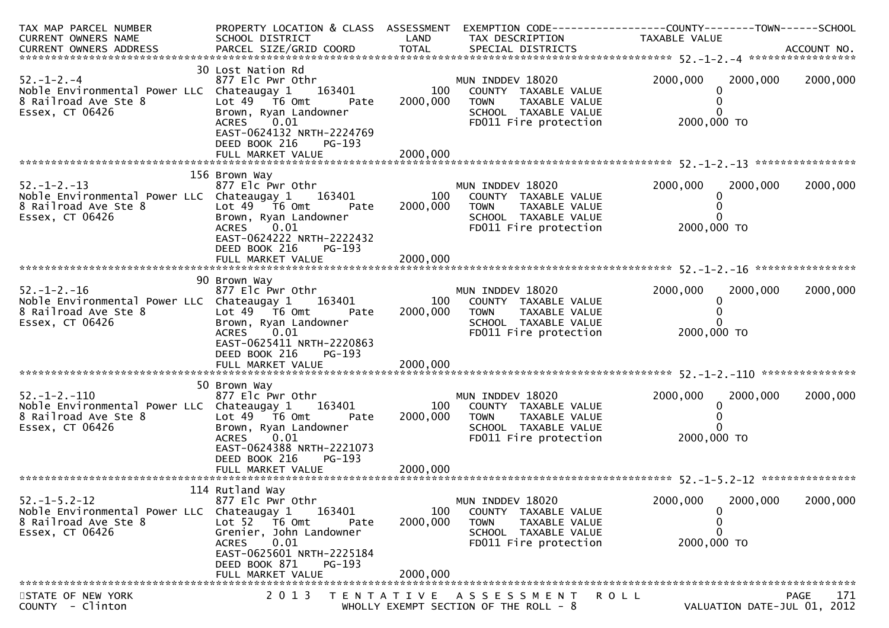| TAX MAP PARCEL NUMBER<br>CURRENT OWNERS NAME<br>CURRENT OWNERS ADDRESS | PROPERTY LOCATION & CLASS<br>SCHOOL DISTRICT<br>PARCEL SIZE/GRID COORD | ASSESSMENT<br>LAND<br>TOTAL | EXEMPTION CODE<br>TAX DESCRIPTION<br>SPECIAL DISTRICTS | COUNTY<br>TAXABLE VALUE | TOWN | SCHOOL<br>ACCOUNT NO. |
|---|---|---|---|---|---|---|
| **52.-1-2.-4** | | | | | | |
| 52.-1-2.-4 | 30 Lost Nation Rd<br>877 Elc Pwr Othr | | MUN INDDEV 18020 | 2000,000 | 2000,000 | 2000,000 |
| Noble Environmental Power LLC | Chateaugay 1 163401 | 100 | COUNTY TAXABLE VALUE | 0 | | |
| 8 Railroad Ave Ste 8 | Lot 49 T6 Omt Pate | 2000,000 | TOWN TAXABLE VALUE | 0 | | |
| Essex, CT 06426 | Brown, Ryan Landowner | | SCHOOL TAXABLE VALUE | 0 | | |
| | ACRES 0.01 | | FD011 Fire protection | 2000,000 TO | | |
| | EAST-0624132 NRTH-2224769 | | | | | |
| | DEED BOOK 216 PG-193 | | | | | |
| | FULL MARKET VALUE | 2000,000 | | | | |
| **52.-1-2.-13** | | | | | | |
| 52.-1-2.-13 | 156 Brown Way<br>877 Elc Pwr Othr | | MUN INDDEV 18020 | 2000,000 | 2000,000 | 2000,000 |
| Noble Environmental Power LLC | Chateaugay 1 163401 | 100 | COUNTY TAXABLE VALUE | 0 | | |
| 8 Railroad Ave Ste 8 | Lot 49 T6 Omt Pate | 2000,000 | TOWN TAXABLE VALUE | 0 | | |
| Essex, CT 06426 | Brown, Ryan Landowner | | SCHOOL TAXABLE VALUE | 0 | | |
| | ACRES 0.01 | | FD011 Fire protection | 2000,000 TO | | |
| | EAST-0624222 NRTH-2222432 | | | | | |
| | DEED BOOK 216 PG-193 | | | | | |
| | FULL MARKET VALUE | 2000,000 | | | | |
| **52.-1-2.-16** | | | | | | |
| 52.-1-2.-16 | 90 Brown Way<br>877 Elc Pwr Othr | | MUN INDDEV 18020 | 2000,000 | 2000,000 | 2000,000 |
| Noble Environmental Power LLC | Chateaugay 1 163401 | 100 | COUNTY TAXABLE VALUE | 0 | | |
| 8 Railroad Ave Ste 8 | Lot 49 T6 Omt Pate | 2000,000 | TOWN TAXABLE VALUE | 0 | | |
| Essex, CT 06426 | Brown, Ryan Landowner | | SCHOOL TAXABLE VALUE | 0 | | |
| | ACRES 0.01 | | FD011 Fire protection | 2000,000 TO | | |
| | EAST-0625411 NRTH-2220863 | | | | | |
| | DEED BOOK 216 PG-193 | | | | | |
| | FULL MARKET VALUE | 2000,000 | | | | |
| **52.-1-2.-110** | | | | | | |
| 52.-1-2.-110 | 50 Brown Way<br>877 Elc Pwr Othr | | MUN INDDEV 18020 | 2000,000 | 2000,000 | 2000,000 |
| Noble Environmental Power LLC | Chateaugay 1 163401 | 100 | COUNTY TAXABLE VALUE | 0 | | |
| 8 Railroad Ave Ste 8 | Lot 49 T6 Omt Pate | 2000,000 | TOWN TAXABLE VALUE | 0 | | |
| Essex, CT 06426 | Brown, Ryan Landowner | | SCHOOL TAXABLE VALUE | 0 | | |
| | ACRES 0.01 | | FD011 Fire protection | 2000,000 TO | | |
| | EAST-0624388 NRTH-2221073 | | | | | |
| | DEED BOOK 216 PG-193 | | | | | |
| | FULL MARKET VALUE | 2000,000 | | | | |
| **52.-1-5.2-12** | | | | | | |
| 52.-1-5.2-12 | 114 Rutland Way<br>877 Elc Pwr Othr | | MUN INDDEV 18020 | 2000,000 | 2000,000 | 2000,000 |
| Noble Environmental Power LLC | Chateaugay 1 163401 | 100 | COUNTY TAXABLE VALUE | 0 | | |
| 8 Railroad Ave Ste 8 | Lot 52 T6 Omt Pate | 2000,000 | TOWN TAXABLE VALUE | 0 | | |
| Essex, CT 06426 | Grenier, John Landowner | | SCHOOL TAXABLE VALUE | 0 | | |
| | ACRES 0.01 | | FD011 Fire protection | 2000,000 TO | | |
| | EAST-0625601 NRTH-2225184 | | | | | |
| | DEED BOOK 871 PG-193 | | | | | |
| | FULL MARKET VALUE | 2000,000 | | | | |

STATE OF NEW YORK 2013 TENTATIVE ASSESSMENT ROLL PAGE 171
COUNTY - Clinton WHOLLY EXEMPT SECTION OF THE ROLL - 8 VALUATION DATE-JUL 01, 2012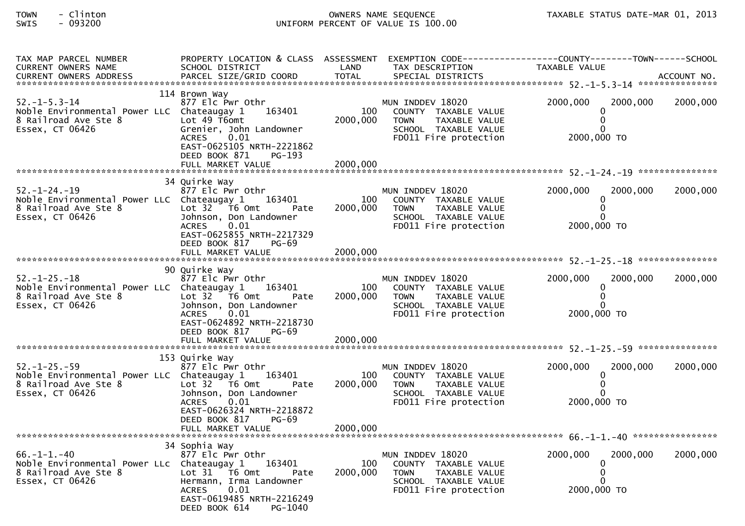TOWN - Clinton
SWIS - 093200

OWNERS NAME SEQUENCE
UNIFORM PERCENT OF VALUE IS 100.00

TAXABLE STATUS DATE-MAR 01, 2013

| TAX MAP PARCEL NUMBER / CURRENT OWNERS NAME / CURRENT OWNERS ADDRESS | PROPERTY LOCATION & CLASS / SCHOOL DISTRICT / PARCEL SIZE/GRID COORD | ASSESSMENT LAND / TOTAL | EXEMPTION CODE / TAX DESCRIPTION / SPECIAL DISTRICTS | COUNTY TAXABLE VALUE | TOWN | SCHOOL |
|---|---|---|---|---|---|---|
| **52.-1-5.3-14** | 114 Brown Way | | | | | |
| 52.-1-5.3-14 | 877 Elc Pwr Othr | | MUN INDDEV 18020 | 2000,000 | 2000,000 | 2000,000 |
| Noble Environmental Power LLC | Chateaugay 1 163401 | 100 | COUNTY TAXABLE VALUE | 0 | | |
| 8 Railroad Ave Ste 8 | Lot 49 T6omt | 2000,000 | TOWN TAXABLE VALUE | 0 | | |
| Essex, CT 06426 | Grenier, John Landowner | | SCHOOL TAXABLE VALUE | 0 | | |
| | ACRES 0.01 | | FD011 Fire protection | 2000,000 TO | | |
| | EAST-0625105 NRTH-2221862 | | | | | |
| | DEED BOOK 871 PG-193 | | | | | |
| | FULL MARKET VALUE | 2000,000 | | | | |
| **52.-1-24.-19** | 34 Quirke Way | | | | | |
| 52.-1-24.-19 | 877 Elc Pwr Othr | | MUN INDDEV 18020 | 2000,000 | 2000,000 | 2000,000 |
| Noble Environmental Power LLC | Chateaugay 1 163401 | 100 | COUNTY TAXABLE VALUE | 0 | | |
| 8 Railroad Ave Ste 8 | Lot 32 T6 Omt Pate | 2000,000 | TOWN TAXABLE VALUE | 0 | | |
| Essex, CT 06426 | Johnson, Don Landowner | | SCHOOL TAXABLE VALUE | 0 | | |
| | ACRES 0.01 | | FD011 Fire protection | 2000,000 TO | | |
| | EAST-0625855 NRTH-2217329 | | | | | |
| | DEED BOOK 817 PG-69 | | | | | |
| | FULL MARKET VALUE | 2000,000 | | | | |
| **52.-1-25.-18** | 90 Quirke Way | | | | | |
| 52.-1-25.-18 | 877 Elc Pwr Othr | | MUN INDDEV 18020 | 2000,000 | 2000,000 | 2000,000 |
| Noble Environmental Power LLC | Chateaugay 1 163401 | 100 | COUNTY TAXABLE VALUE | 0 | | |
| 8 Railroad Ave Ste 8 | Lot 32 T6 Omt Pate | 2000,000 | TOWN TAXABLE VALUE | 0 | | |
| Essex, CT 06426 | Johnson, Don Landowner | | SCHOOL TAXABLE VALUE | 0 | | |
| | ACRES 0.01 | | FD011 Fire protection | 2000,000 TO | | |
| | EAST-0624892 NRTH-2218730 | | | | | |
| | DEED BOOK 817 PG-69 | | | | | |
| | FULL MARKET VALUE | 2000,000 | | | | |
| **52.-1-25.-59** | 153 Quirke Way | | | | | |
| 52.-1-25.-59 | 877 Elc Pwr Othr | | MUN INDDEV 18020 | 2000,000 | 2000,000 | 2000,000 |
| Noble Environmental Power LLC | Chateaugay 1 163401 | 100 | COUNTY TAXABLE VALUE | 0 | | |
| 8 Railroad Ave Ste 8 | Lot 32 T6 Omt Pate | 2000,000 | TOWN TAXABLE VALUE | 0 | | |
| Essex, CT 06426 | Johnson, Don Landowner | | SCHOOL TAXABLE VALUE | 0 | | |
| | ACRES 0.01 | | FD011 Fire protection | 2000,000 TO | | |
| | EAST-0626324 NRTH-2218872 | | | | | |
| | DEED BOOK 817 PG-69 | | | | | |
| | FULL MARKET VALUE | 2000,000 | | | | |
| **66.-1-1.-40** | 34 Sophia Way | | | | | |
| 66.-1-1.-40 | 877 Elc Pwr Othr | | MUN INDDEV 18020 | 2000,000 | 2000,000 | 2000,000 |
| Noble Environmental Power LLC | Chateaugay 1 163401 | 100 | COUNTY TAXABLE VALUE | 0 | | |
| 8 Railroad Ave Ste 8 | Lot 31 T6 Omt Pate | 2000,000 | TOWN TAXABLE VALUE | 0 | | |
| Essex, CT 06426 | Hermann, Irma Landowner | | SCHOOL TAXABLE VALUE | 0 | | |
| | ACRES 0.01 | | FD011 Fire protection | 2000,000 TO | | |
| | EAST-0619485 NRTH-2216249 | | | | | |
| | DEED BOOK 614 PG-1040 | | | | | |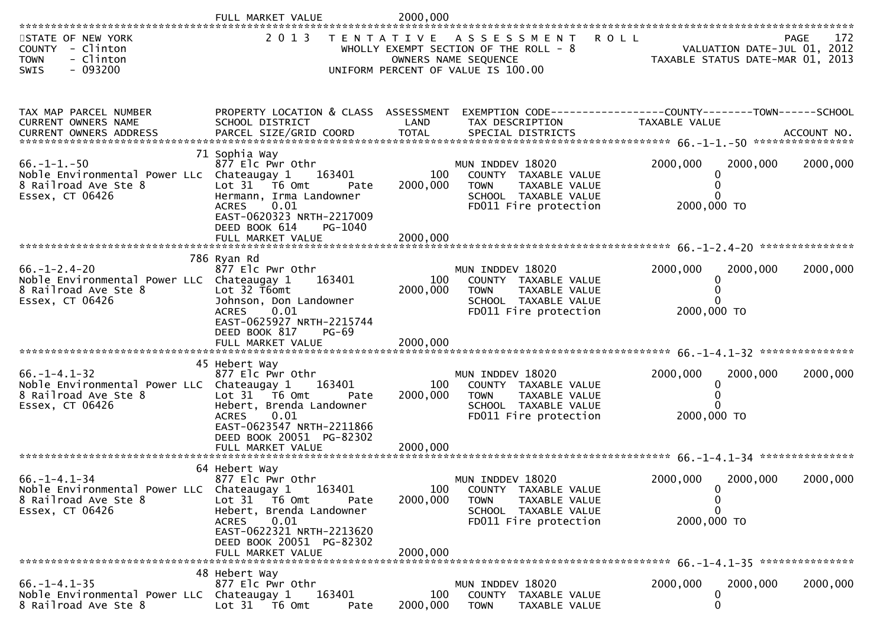FULL MARKET VALUE 2000,000

STATE OF NEW YORK
COUNTY - Clinton
TOWN - Clinton
SWIS - 093200

2013 TENTATIVE ASSESSMENT ROLL
WHOLLY EXEMPT SECTION OF THE ROLL - 8
OWNERS NAME SEQUENCE
UNIFORM PERCENT OF VALUE IS 100.00

PAGE 172
VALUATION DATE-JUL 01, 2012
TAXABLE STATUS DATE-MAR 01, 2013

| TAX MAP PARCEL NUMBER / CURRENT OWNERS NAME / CURRENT OWNERS ADDRESS | PROPERTY LOCATION & CLASS / SCHOOL DISTRICT / PARCEL SIZE/GRID COORD | ASSESSMENT LAND / TOTAL | EXEMPTION CODE / TAX DESCRIPTION / SPECIAL DISTRICTS | COUNTY TAXABLE VALUE | TOWN | SCHOOL |
|---|---|---|---|---|---|---|
| **66.-1-1.-50** | 71 Sophia Way | | | | | |
| 66.-1-1.-50 | 877 Elc Pwr Othr | | MUN INDDEV 18020 | 2000,000 | 2000,000 | 2000,000 |
| Noble Environmental Power LLc | Chateaugay 1 163401 | 100 | COUNTY TAXABLE VALUE | 0 | | |
| 8 Railroad Ave Ste 8 | Lot 31 T6 Omt Pate | 2000,000 | TOWN TAXABLE VALUE | 0 | | |
| Essex, CT 06426 | Hermann, Irma Landowner | | SCHOOL TAXABLE VALUE | 0 | | |
| | ACRES 0.01 | | FD011 Fire protection | 2000,000 TO | | |
| | EAST-0620323 NRTH-2217009 | | | | | |
| | DEED BOOK 614 PG-1040 | | | | | |
| | FULL MARKET VALUE | 2000,000 | | | | |
| **66.-1-2.4-20** | 786 Ryan Rd | | | | | |
| 66.-1-2.4-20 | 877 Elc Pwr Othr | | MUN INDDEV 18020 | 2000,000 | 2000,000 | 2000,000 |
| Noble Environmental Power LLC | Chateaugay 1 163401 | 100 | COUNTY TAXABLE VALUE | 0 | | |
| 8 Railroad Ave Ste 8 | Lot 32 T6omt | 2000,000 | TOWN TAXABLE VALUE | 0 | | |
| Essex, CT 06426 | Johnson, Don Landowner | | SCHOOL TAXABLE VALUE | 0 | | |
| | ACRES 0.01 | | FD011 Fire protection | 2000,000 TO | | |
| | EAST-0625927 NRTH-2215744 | | | | | |
| | DEED BOOK 817 PG-69 | | | | | |
| | FULL MARKET VALUE | 2000,000 | | | | |
| **66.-1-4.1-32** | 45 Hebert Way | | | | | |
| 66.-1-4.1-32 | 877 Elc Pwr Othr | | MUN INDDEV 18020 | 2000,000 | 2000,000 | 2000,000 |
| Noble Environmental Power LLC | Chateaugay 1 163401 | 100 | COUNTY TAXABLE VALUE | 0 | | |
| 8 Railroad Ave Ste 8 | Lot 31 T6 Omt Pate | 2000,000 | TOWN TAXABLE VALUE | 0 | | |
| Essex, CT 06426 | Hebert, Brenda Landowner | | SCHOOL TAXABLE VALUE | 0 | | |
| | ACRES 0.01 | | FD011 Fire protection | 2000,000 TO | | |
| | EAST-0623547 NRTH-2211866 | | | | | |
| | DEED BOOK 20051 PG-82302 | | | | | |
| | FULL MARKET VALUE | 2000,000 | | | | |
| **66.-1-4.1-34** | 64 Hebert Way | | | | | |
| 66.-1-4.1-34 | 877 Elc Pwr Othr | | MUN INDDEV 18020 | 2000,000 | 2000,000 | 2000,000 |
| Noble Environmental Power LLC | Chateaugay 1 163401 | 100 | COUNTY TAXABLE VALUE | 0 | | |
| 8 Railroad Ave Ste 8 | Lot 31 T6 Omt Pate | 2000,000 | TOWN TAXABLE VALUE | 0 | | |
| Essex, CT 06426 | Hebert, Brenda Landowner | | SCHOOL TAXABLE VALUE | 0 | | |
| | ACRES 0.01 | | FD011 Fire protection | 2000,000 TO | | |
| | EAST-0622321 NRTH-2213620 | | | | | |
| | DEED BOOK 20051 PG-82302 | | | | | |
| | FULL MARKET VALUE | 2000,000 | | | | |
| **66.-1-4.1-35** | 48 Hebert Way | | | | | |
| 66.-1-4.1-35 | 877 Elc Pwr Othr | | MUN INDDEV 18020 | 2000,000 | 2000,000 | 2000,000 |
| Noble Environmental Power LLC | Chateaugay 1 163401 | 100 | COUNTY TAXABLE VALUE | 0 | | |
| 8 Railroad Ave Ste 8 | Lot 31 T6 Omt Pate | 2000,000 | TOWN TAXABLE VALUE | 0 | | |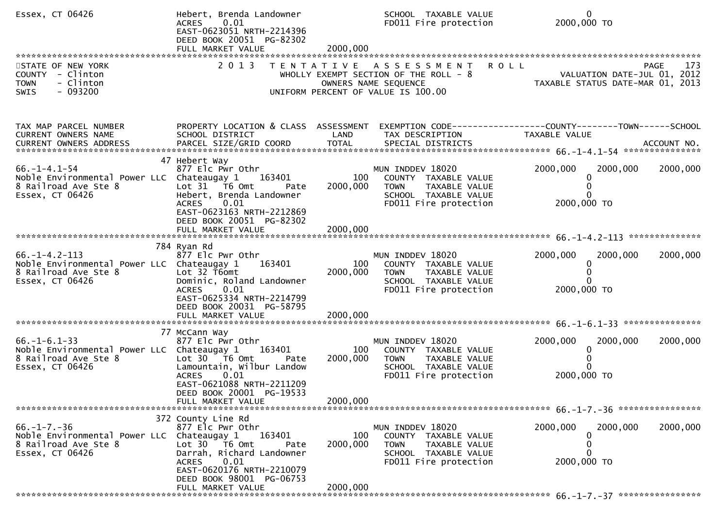```
Essex, CT 06426               Hebert, Brenda Landowner                     SCHOOL  TAXABLE VALUE                    0
                              ACRES     0.01                               FD011 Fire protection              2000,000 TO
                              EAST-0623051 NRTH-2214396
                              DEED BOOK 20051  PG-82302
                              FULL MARKET VALUE              2000,000
*****************************************************************************************************************************************
STATE OF NEW YORK                 2 0 1 3   T E N T A T I V E   A S S E S S M E N T   R O L L                                  PAGE   173
COUNTY  - Clinton                           WHOLLY EXEMPT SECTION OF THE ROLL - 8                            VALUATION DATE-JUL 01, 2012
TOWN    - Clinton                                 OWNERS NAME SEQUENCE                                  TAXABLE STATUS DATE-MAR 01, 2013
SWIS    - 093200                             UNIFORM PERCENT OF VALUE IS 100.00


TAX MAP PARCEL NUMBER          PROPERTY LOCATION & CLASS  ASSESSMENT  EXEMPTION CODE------------------COUNTY--------TOWN------SCHOOL
CURRENT OWNERS NAME            SCHOOL DISTRICT               LAND      TAX DESCRIPTION                TAXABLE VALUE
CURRENT OWNERS ADDRESS         PARCEL SIZE/GRID COORD        TOTAL     SPECIAL DISTRICTS                                    ACCOUNT NO.
*********************************************************************************************************** 66.-1-4.1-54 ****************
                          47 Hebert Way
66.-1-4.1-54                   877 Elc Pwr Othr                         MUN INDDEV 18020              2000,000    2000,000    2000,000
Noble Environmental Power LLC  Chateaugay 1     163401          100       COUNTY  TAXABLE VALUE              0
8 Railroad Ave Ste 8           Lot 31   T6 Omt        Pate   2000,000     TOWN    TAXABLE VALUE              0
Essex, CT 06426                Hebert, Brenda Landowner                   SCHOOL  TAXABLE VALUE              0
                               ACRES     0.01                             FD011 Fire protection        2000,000 TO
                               EAST-0623163 NRTH-2212869
                               DEED BOOK 20051  PG-82302
                               FULL MARKET VALUE              2000,000
*********************************************************************************************************** 66.-1-4.2-113 ***************
                         784 Ryan Rd
66.-1-4.2-113                  877 Elc Pwr Othr                         MUN INDDEV 18020              2000,000    2000,000    2000,000
Noble Environmental Power LLC  Chateaugay 1     163401          100       COUNTY  TAXABLE VALUE              0
8 Railroad Ave Ste 8           Lot 32 T6omt                  2000,000     TOWN    TAXABLE VALUE              0
Essex, CT 06426                Dominic, Roland Landowner                  SCHOOL  TAXABLE VALUE              0
                               ACRES     0.01                             FD011 Fire protection        2000,000 TO
                               EAST-0625334 NRTH-2214799
                               DEED BOOK 20031  PG-58795
                               FULL MARKET VALUE              2000,000
*********************************************************************************************************** 66.-1-6.1-33 ****************
                          77 McCann Way
66.-1-6.1-33                   877 Elc Pwr Othr                         MUN INDDEV 18020              2000,000    2000,000    2000,000
Noble Environmental Power LLC  Chateaugay 1     163401          100       COUNTY  TAXABLE VALUE              0
8 Railroad Ave Ste 8           Lot 30   T6 Omt        Pate   2000,000     TOWN    TAXABLE VALUE              0
Essex, CT 06426                Lamountain, Wilbur Landow                  SCHOOL  TAXABLE VALUE              0
                               ACRES     0.01                             FD011 Fire protection        2000,000 TO
                               EAST-0621088 NRTH-2211209
                               DEED BOOK 20001  PG-19533
                               FULL MARKET VALUE              2000,000
*********************************************************************************************************** 66.-1-7.-36 *****************
                         372 County Line Rd
66.-1-7.-36                    877 Elc Pwr Othr                         MUN INDDEV 18020              2000,000    2000,000    2000,000
Noble Environmental Power LLC  Chateaugay 1     163401          100       COUNTY  TAXABLE VALUE              0
8 Railroad Ave Ste 8           Lot 30   T6 Omt        Pate   2000,000     TOWN    TAXABLE VALUE              0
Essex, CT 06426                Darrah, Richard Landowner                  SCHOOL  TAXABLE VALUE              0
                               ACRES     0.01                             FD011 Fire protection        2000,000 TO
                               EAST-0620176 NRTH-2210079
                               DEED BOOK 98001  PG-06753
                               FULL MARKET VALUE              2000,000
*********************************************************************************************************** 66.-1-7.-37 *****************
```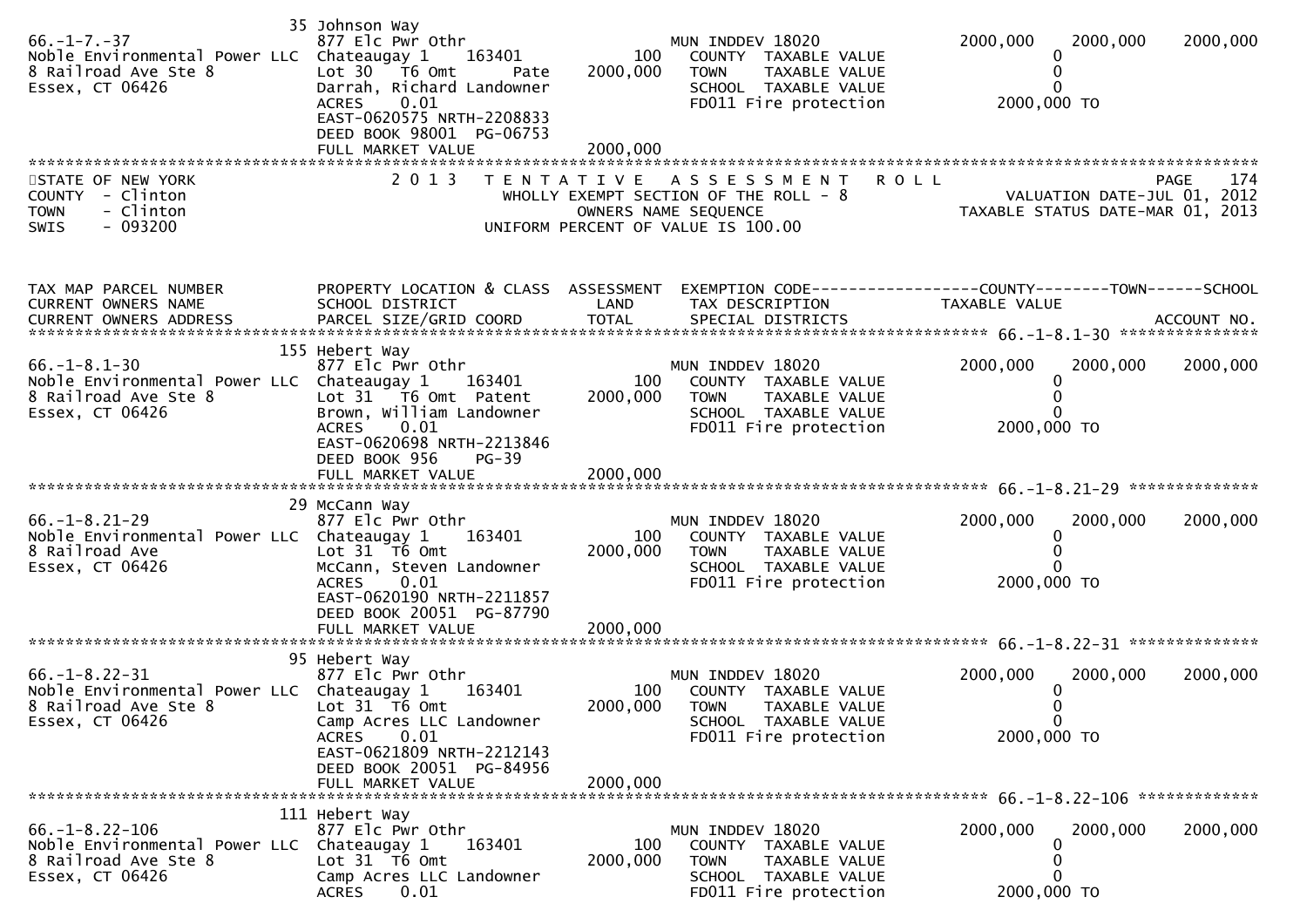```
                                35 Johnson Way
66.-1-7.-37                     877 Elc Pwr Othr                          MUN INDDEV 18020           2000,000    2000,000     2000,000
Noble Environmental Power LLC  Chateaugay 1     163401          100      COUNTY  TAXABLE VALUE              0
8 Railroad Ave Ste 8            Lot 30   T6 Omt        Pate   2000,000   TOWN    TAXABLE VALUE              0
Essex, CT 06426                 Darrah, Richard Landowner                 SCHOOL  TAXABLE VALUE              0
                                ACRES     0.01                            FD011 Fire protection        2000,000 TO
                                EAST-0620575 NRTH-2208833
                                DEED BOOK 98001  PG-06753
                                FULL MARKET VALUE              2000,000
************************************************************************************************************************************
STATE OF NEW YORK                 2 0 1 3   T E N T A T I V E   A S S E S S M E N T   R O L L                          PAGE    174
COUNTY  - Clinton                         WHOLLY EXEMPT SECTION OF THE ROLL - 8                       VALUATION DATE-JUL 01, 2012
TOWN    - Clinton                                OWNERS NAME SEQUENCE                           TAXABLE STATUS DATE-MAR 01, 2013
SWIS    - 093200                        UNIFORM PERCENT OF VALUE IS 100.00



TAX MAP PARCEL NUMBER           PROPERTY LOCATION & CLASS  ASSESSMENT  EXEMPTION CODE------------------COUNTY--------TOWN------SCHOOL
CURRENT OWNERS NAME             SCHOOL DISTRICT               LAND      TAX DESCRIPTION             TAXABLE VALUE
CURRENT OWNERS ADDRESS          PARCEL SIZE/GRID COORD        TOTAL     SPECIAL DISTRICTS                                 ACCOUNT NO.
******************************************************************************************************* 66.-1-8.1-30 ****************
                                155 Hebert Way
66.-1-8.1-30                    877 Elc Pwr Othr                          MUN INDDEV 18020           2000,000    2000,000     2000,000
Noble Environmental Power LLC  Chateaugay 1     163401          100      COUNTY  TAXABLE VALUE              0
8 Railroad Ave Ste 8            Lot 31   T6 Omt  Patent       2000,000   TOWN    TAXABLE VALUE              0
Essex, CT 06426                 Brown, William Landowner                  SCHOOL  TAXABLE VALUE              0
                                ACRES     0.01                            FD011 Fire protection        2000,000 TO
                                EAST-0620698 NRTH-2213846
                                DEED BOOK 956     PG-39
                                FULL MARKET VALUE              2000,000
******************************************************************************************************* 66.-1-8.21-29 **************
                                29 McCann Way
66.-1-8.21-29                   877 Elc Pwr Othr                          MUN INDDEV 18020           2000,000    2000,000     2000,000
Noble Environmental Power LLC  Chateaugay 1     163401          100      COUNTY  TAXABLE VALUE              0
8 Railroad Ave                  Lot 31  T6 Omt                2000,000   TOWN    TAXABLE VALUE              0
Essex, CT 06426                 McCann, Steven Landowner                  SCHOOL  TAXABLE VALUE              0
                                ACRES     0.01                            FD011 Fire protection        2000,000 TO
                                EAST-0620190 NRTH-2211857
                                DEED BOOK 20051  PG-87790
                                FULL MARKET VALUE              2000,000
******************************************************************************************************* 66.-1-8.22-31 **************
                                95 Hebert Way
66.-1-8.22-31                   877 Elc Pwr Othr                          MUN INDDEV 18020           2000,000    2000,000     2000,000
Noble Environmental Power LLC  Chateaugay 1     163401          100      COUNTY  TAXABLE VALUE              0
8 Railroad Ave Ste 8            Lot 31  T6 Omt                2000,000   TOWN    TAXABLE VALUE              0
Essex, CT 06426                 Camp Acres LLC Landowner                  SCHOOL  TAXABLE VALUE              0
                                ACRES     0.01                            FD011 Fire protection        2000,000 TO
                                EAST-0621809 NRTH-2212143
                                DEED BOOK 20051  PG-84956
                                FULL MARKET VALUE              2000,000
******************************************************************************************************* 66.-1-8.22-106 *************
                                111 Hebert Way
66.-1-8.22-106                  877 Elc Pwr Othr                          MUN INDDEV 18020           2000,000    2000,000     2000,000
Noble Environmental Power LLC  Chateaugay 1     163401          100      COUNTY  TAXABLE VALUE              0
8 Railroad Ave Ste 8            Lot 31  T6 Omt                2000,000   TOWN    TAXABLE VALUE              0
Essex, CT 06426                 Camp Acres LLC Landowner                  SCHOOL  TAXABLE VALUE              0
                                ACRES     0.01                            FD011 Fire protection        2000,000 TO
```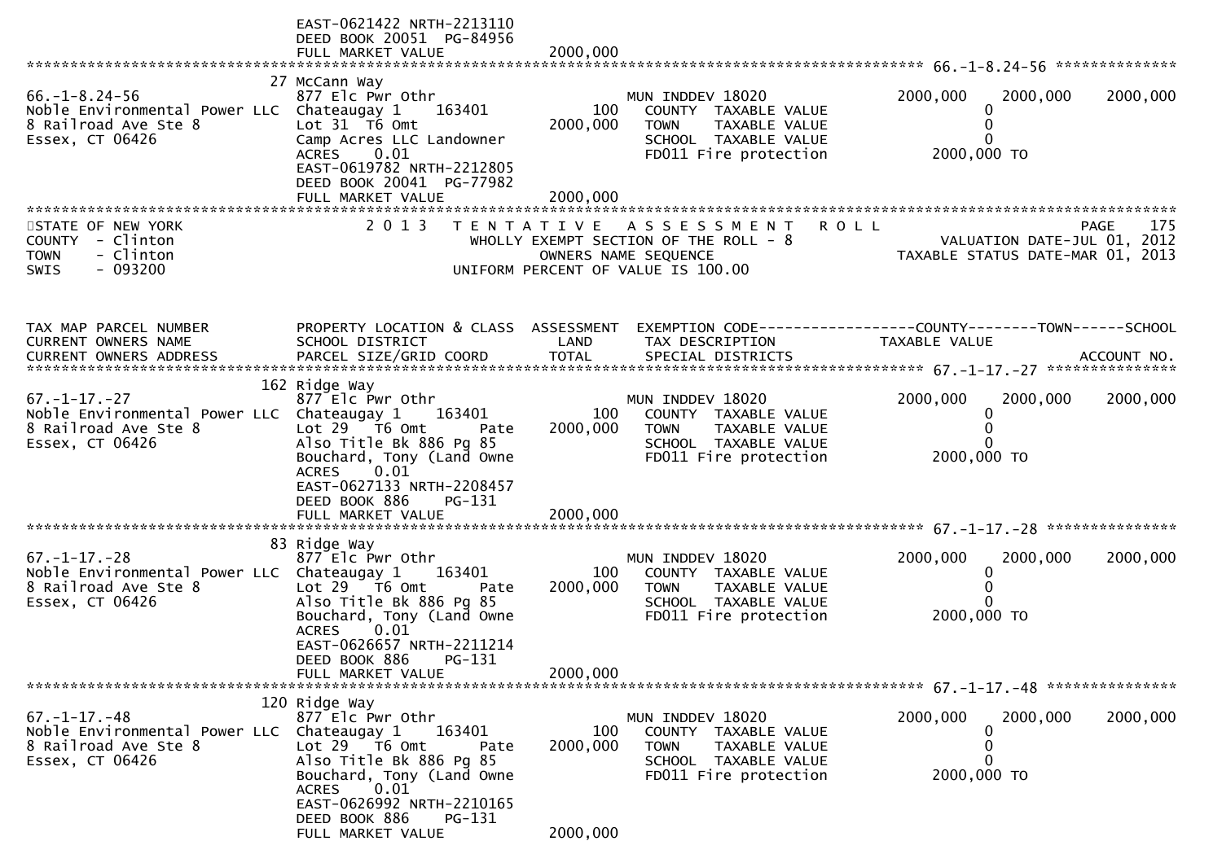EAST-0621422 NRTH-2213110
DEED BOOK 20051 PG-84956
FULL MARKET VALUE 2000,000

******************************************************************************************************* 66.-1-8.24-56 **************

| | | | | | | |
|---|---|---|---|---|---|---|
| 66.-1-8.24-56 | 27 McCann Way | | | | | |
| Noble Environmental Power LLC | 877 Elc Pwr Othr | | MUN INDDEV 18020 | 2000,000 | 2000,000 | 2000,000 |
| 8 Railroad Ave Ste 8 | Chateaugay 1 163401 | 100 | COUNTY TAXABLE VALUE | 0 | | |
| Essex, CT 06426 | Lot 31 T6 Omt | 2000,000 | TOWN TAXABLE VALUE | 0 | | |
| | Camp Acres LLC Landowner | | SCHOOL TAXABLE VALUE | 0 | | |
| | ACRES 0.01 | | FD011 Fire protection | 2000,000 TO | | |
| | EAST-0619782 NRTH-2212805 | | | | | |
| | DEED BOOK 20041 PG-77982 | | | | | |
| | FULL MARKET VALUE | 2000,000 | | | | |

STATE OF NEW YORK — 2013 TENTATIVE ASSESSMENT ROLL — PAGE 175
COUNTY - Clinton — WHOLLY EXEMPT SECTION OF THE ROLL - 8 — VALUATION DATE-JUL 01, 2012
TOWN - Clinton — OWNERS NAME SEQUENCE — TAXABLE STATUS DATE-MAR 01, 2013
SWIS - 093200 — UNIFORM PERCENT OF VALUE IS 100.00

| TAX MAP PARCEL NUMBER / CURRENT OWNERS NAME / CURRENT OWNERS ADDRESS | PROPERTY LOCATION & CLASS / SCHOOL DISTRICT / PARCEL SIZE/GRID COORD | ASSESSMENT LAND / TOTAL | EXEMPTION CODE / TAX DESCRIPTION / SPECIAL DISTRICTS | COUNTY / TAXABLE VALUE | TOWN | SCHOOL / ACCOUNT NO. |
|---|---|---|---|---|---|---|
| **67.-1-17.-27** | 162 Ridge Way | | | | | |
| Noble Environmental Power LLC | 877 Elc Pwr Othr | | MUN INDDEV 18020 | 2000,000 | 2000,000 | 2000,000 |
| 8 Railroad Ave Ste 8 | Chateaugay 1 163401 | 100 | COUNTY TAXABLE VALUE | 0 | | |
| Essex, CT 06426 | Lot 29 T6 Omt Pate | 2000,000 | TOWN TAXABLE VALUE | 0 | | |
| | Also Title Bk 886 Pg 85 | | SCHOOL TAXABLE VALUE | 0 | | |
| | Bouchard, Tony (Land Owne | | FD011 Fire protection | 2000,000 TO | | |
| | ACRES 0.01 | | | | | |
| | EAST-0627133 NRTH-2208457 | | | | | |
| | DEED BOOK 886 PG-131 | | | | | |
| | FULL MARKET VALUE | 2000,000 | | | | |
| **67.-1-17.-28** | 83 Ridge Way | | | | | |
| Noble Environmental Power LLC | 877 Elc Pwr Othr | | MUN INDDEV 18020 | 2000,000 | 2000,000 | 2000,000 |
| 8 Railroad Ave Ste 8 | Chateaugay 1 163401 | 100 | COUNTY TAXABLE VALUE | 0 | | |
| Essex, CT 06426 | Lot 29 T6 Omt Pate | 2000,000 | TOWN TAXABLE VALUE | 0 | | |
| | Also Title Bk 886 Pg 85 | | SCHOOL TAXABLE VALUE | 0 | | |
| | Bouchard, Tony (Land Owne | | FD011 Fire protection | 2000,000 TO | | |
| | ACRES 0.01 | | | | | |
| | EAST-0626657 NRTH-2211214 | | | | | |
| | DEED BOOK 886 PG-131 | | | | | |
| | FULL MARKET VALUE | 2000,000 | | | | |
| **67.-1-17.-48** | 120 Ridge Way | | | | | |
| Noble Environmental Power LLC | 877 Elc Pwr Othr | | MUN INDDEV 18020 | 2000,000 | 2000,000 | 2000,000 |
| 8 Railroad Ave Ste 8 | Chateaugay 1 163401 | 100 | COUNTY TAXABLE VALUE | 0 | | |
| Essex, CT 06426 | Lot 29 T6 Omt Pate | 2000,000 | TOWN TAXABLE VALUE | 0 | | |
| | Also Title Bk 886 Pg 85 | | SCHOOL TAXABLE VALUE | 0 | | |
| | Bouchard, Tony (Land Owne | | FD011 Fire protection | 2000,000 TO | | |
| | ACRES 0.01 | | | | | |
| | EAST-0626992 NRTH-2210165 | | | | | |
| | DEED BOOK 886 PG-131 | | | | | |
| | FULL MARKET VALUE | 2000,000 | | | | |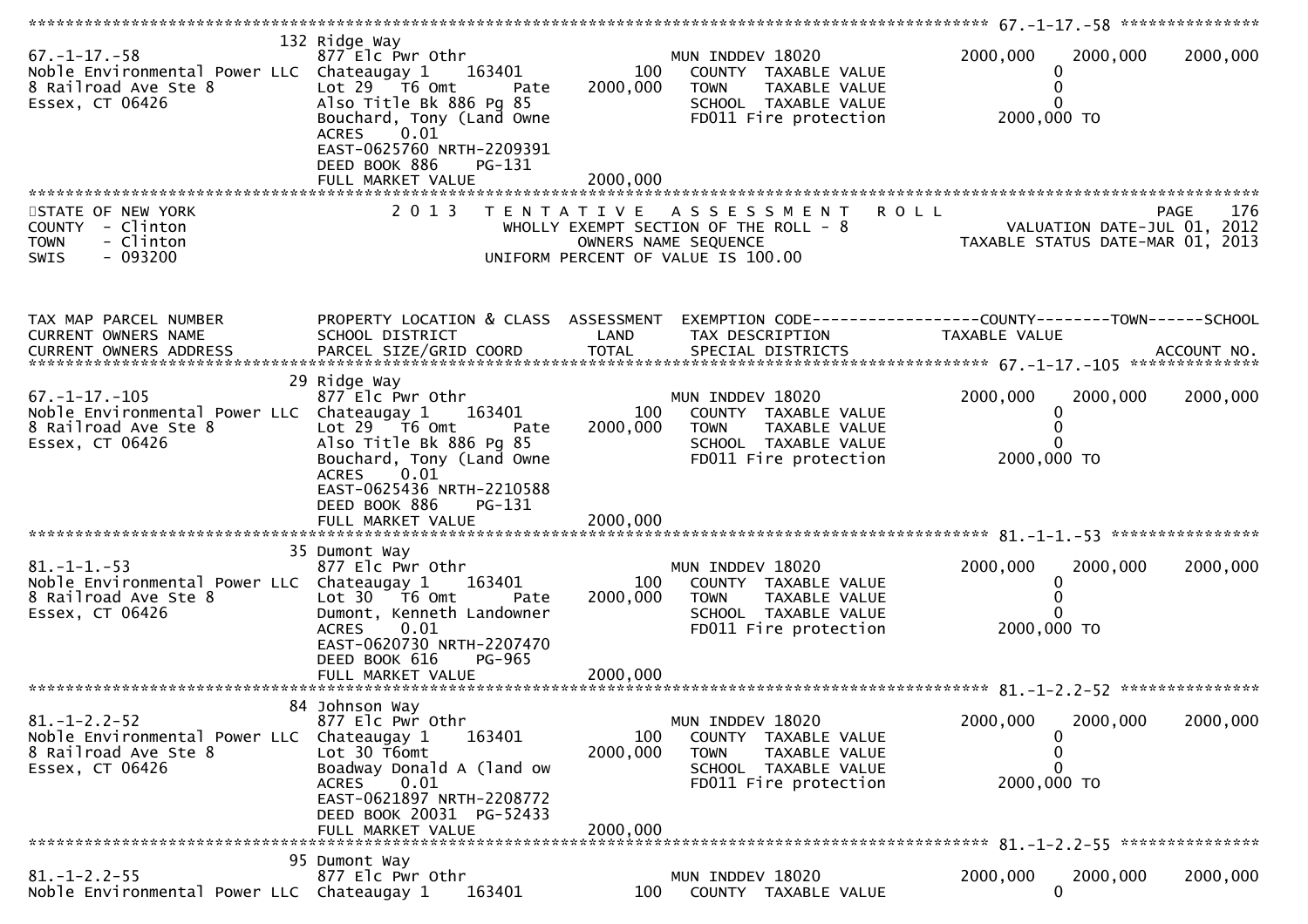```
******************************************************************************************************* 67.-1-17.-58 ***************
                              132 Ridge Way
67.-1-17.-58                  877 Elc Pwr Othr                         MUN INDDEV 18020              2000,000     2000,000     2000,000
Noble Environmental Power LLC Chateaugay 1     163401          100       COUNTY  TAXABLE VALUE                0
8 Railroad Ave Ste 8          Lot 29  T6 Omt        Pate  2000,000       TOWN    TAXABLE VALUE                0
Essex, CT 06426               Also Title Bk 886 Pg 85                    SCHOOL  TAXABLE VALUE                0
                              Bouchard, Tony (Land Owne                  FD011 Fire protection          2000,000 TO
                              ACRES     0.01
                              EAST-0625760 NRTH-2209391
                              DEED BOOK 886    PG-131
                              FULL MARKET VALUE               2000,000
************************************************************************************************************************************
STATE OF NEW YORK                  2 0 1 3   T E N T A T I V E   A S S E S S M E N T   R O L L                            PAGE    176
COUNTY  - Clinton                            WHOLLY EXEMPT SECTION OF THE ROLL - 8                      VALUATION DATE-JUL 01, 2012
TOWN    - Clinton                                   OWNERS NAME SEQUENCE                               TAXABLE STATUS DATE-MAR 01, 2013
SWIS    - 093200                            UNIFORM PERCENT OF VALUE IS 100.00


TAX MAP PARCEL NUMBER         PROPERTY LOCATION & CLASS  ASSESSMENT  EXEMPTION CODE------------------COUNTY--------TOWN------SCHOOL
CURRENT OWNERS NAME           SCHOOL DISTRICT               LAND     TAX DESCRIPTION              TAXABLE VALUE
CURRENT OWNERS ADDRESS        PARCEL SIZE/GRID COORD        TOTAL    SPECIAL DISTRICTS                                   ACCOUNT NO.
******************************************************************************************************* 67.-1-17.-105 **************
                              29 Ridge Way
67.-1-17.-105                 877 Elc Pwr Othr                         MUN INDDEV 18020              2000,000     2000,000     2000,000
Noble Environmental Power LLC Chateaugay 1     163401          100       COUNTY  TAXABLE VALUE                0
8 Railroad Ave Ste 8          Lot 29  T6 Omt        Pate  2000,000       TOWN    TAXABLE VALUE                0
Essex, CT 06426               Also Title Bk 886 Pg 85                    SCHOOL  TAXABLE VALUE                0
                              Bouchard, Tony (Land Owne                  FD011 Fire protection          2000,000 TO
                              ACRES     0.01
                              EAST-0625436 NRTH-2210588
                              DEED BOOK 886    PG-131
                              FULL MARKET VALUE               2000,000
******************************************************************************************************* 81.-1-1.-53 ****************
                              35 Dumont Way
81.-1-1.-53                   877 Elc Pwr Othr                         MUN INDDEV 18020              2000,000     2000,000     2000,000
Noble Environmental Power LLC Chateaugay 1     163401          100       COUNTY  TAXABLE VALUE                0
8 Railroad Ave Ste 8          Lot 30  T6 Omt        Pate  2000,000       TOWN    TAXABLE VALUE                0
Essex, CT 06426               Dumont, Kenneth Landowner                  SCHOOL  TAXABLE VALUE                0
                              ACRES     0.01                             FD011 Fire protection          2000,000 TO
                              EAST-0620730 NRTH-2207470
                              DEED BOOK 616    PG-965
                              FULL MARKET VALUE               2000,000
******************************************************************************************************* 81.-1-2.2-52 ***************
                              84 Johnson Way
81.-1-2.2-52                  877 Elc Pwr Othr                         MUN INDDEV 18020              2000,000     2000,000     2000,000
Noble Environmental Power LLC Chateaugay 1     163401          100       COUNTY  TAXABLE VALUE                0
8 Railroad Ave Ste 8          Lot 30 T6omt                    2000,000   TOWN    TAXABLE VALUE                0
Essex, CT 06426               Boadway Donald A (land ow                  SCHOOL  TAXABLE VALUE                0
                              ACRES     0.01                             FD011 Fire protection          2000,000 TO
                              EAST-0621897 NRTH-2208772
                              DEED BOOK 20031  PG-52433
                              FULL MARKET VALUE               2000,000
******************************************************************************************************* 81.-1-2.2-55 ***************
                              95 Dumont Way
81.-1-2.2-55                  877 Elc Pwr Othr                         MUN INDDEV 18020              2000,000     2000,000     2000,000
Noble Environmental Power LLC Chateaugay 1     163401          100       COUNTY  TAXABLE VALUE                0
```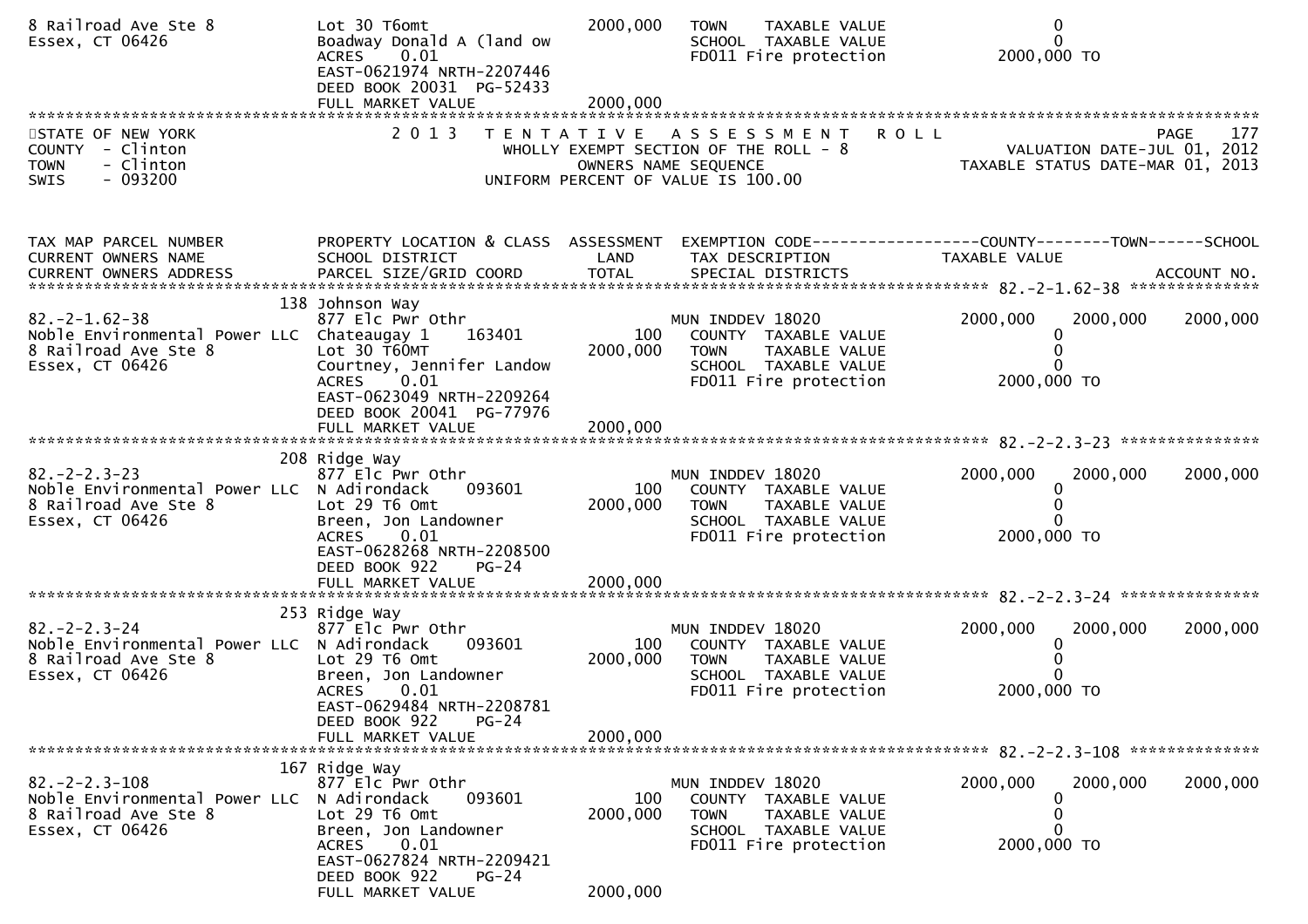| | | | | |
|---|---|---|---|---|
| 8 Railroad Ave Ste 8 | Lot 30 T6omt | 2000,000 | TOWN TAXABLE VALUE | 0 |
| Essex, CT 06426 | Boadway Donald A (land ow | | SCHOOL TAXABLE VALUE | 0 |
| | ACRES 0.01 | | FD011 Fire protection | 2000,000 TO |
| | EAST-0621974 NRTH-2207446 | | | |
| | DEED BOOK 20031 PG-52433 | | | |
| | FULL MARKET VALUE | 2000,000 | | |

STATE OF NEW YORK — 2 0 1 3 TENTATIVE ASSESSMENT ROLL — PAGE 177
COUNTY - Clinton — WHOLLY EXEMPT SECTION OF THE ROLL - 8 — VALUATION DATE-JUL 01, 2012
TOWN - Clinton — OWNERS NAME SEQUENCE — TAXABLE STATUS DATE-MAR 01, 2013
SWIS - 093200 — UNIFORM PERCENT OF VALUE IS 100.00

| TAX MAP PARCEL NUMBER / CURRENT OWNERS NAME / CURRENT OWNERS ADDRESS | PROPERTY LOCATION & CLASS / SCHOOL DISTRICT / PARCEL SIZE/GRID COORD | ASSESSMENT LAND / TOTAL | EXEMPTION CODE / TAX DESCRIPTION / SPECIAL DISTRICTS | COUNTY TAXABLE VALUE | TOWN | SCHOOL / ACCOUNT NO. |
|---|---|---|---|---|---|---|
| **82.-2-1.62-38** | | | | | | |
| | 138 Johnson Way | | | | | |
| 82.-2-1.62-38 | 877 Elc Pwr Othr | | MUN INDDEV 18020 | 2000,000 | 2000,000 | 2000,000 |
| Noble Environmental Power LLC | Chateaugay 1 163401 | 100 | COUNTY TAXABLE VALUE | 0 | | |
| 8 Railroad Ave Ste 8 | Lot 30 T60MT | 2000,000 | TOWN TAXABLE VALUE | 0 | | |
| Essex, CT 06426 | Courtney, Jennifer Landow | | SCHOOL TAXABLE VALUE | 0 | | |
| | ACRES 0.01 | | FD011 Fire protection | 2000,000 TO | | |
| | EAST-0623049 NRTH-2209264 | | | | | |
| | DEED BOOK 20041 PG-77976 | | | | | |
| | FULL MARKET VALUE | 2000,000 | | | | |
| **82.-2-2.3-23** | | | | | | |
| | 208 Ridge Way | | | | | |
| 82.-2-2.3-23 | 877 Elc Pwr Othr | | MUN INDDEV 18020 | 2000,000 | 2000,000 | 2000,000 |
| Noble Environmental Power LLC | N Adirondack 093601 | 100 | COUNTY TAXABLE VALUE | 0 | | |
| 8 Railroad Ave Ste 8 | Lot 29 T6 Omt | 2000,000 | TOWN TAXABLE VALUE | 0 | | |
| Essex, CT 06426 | Breen, Jon Landowner | | SCHOOL TAXABLE VALUE | 0 | | |
| | ACRES 0.01 | | FD011 Fire protection | 2000,000 TO | | |
| | EAST-0628268 NRTH-2208500 | | | | | |
| | DEED BOOK 922 PG-24 | | | | | |
| | FULL MARKET VALUE | 2000,000 | | | | |
| **82.-2-2.3-24** | | | | | | |
| | 253 Ridge Way | | | | | |
| 82.-2-2.3-24 | 877 Elc Pwr Othr | | MUN INDDEV 18020 | 2000,000 | 2000,000 | 2000,000 |
| Noble Environmental Power LLC | N Adirondack 093601 | 100 | COUNTY TAXABLE VALUE | 0 | | |
| 8 Railroad Ave Ste 8 | Lot 29 T6 Omt | 2000,000 | TOWN TAXABLE VALUE | 0 | | |
| Essex, CT 06426 | Breen, Jon Landowner | | SCHOOL TAXABLE VALUE | 0 | | |
| | ACRES 0.01 | | FD011 Fire protection | 2000,000 TO | | |
| | EAST-0629484 NRTH-2208781 | | | | | |
| | DEED BOOK 922 PG-24 | | | | | |
| | FULL MARKET VALUE | 2000,000 | | | | |
| **82.-2-2.3-108** | | | | | | |
| | 167 Ridge Way | | | | | |
| 82.-2-2.3-108 | 877 Elc Pwr Othr | | MUN INDDEV 18020 | 2000,000 | 2000,000 | 2000,000 |
| Noble Environmental Power LLC | N Adirondack 093601 | 100 | COUNTY TAXABLE VALUE | 0 | | |
| 8 Railroad Ave Ste 8 | Lot 29 T6 Omt | 2000,000 | TOWN TAXABLE VALUE | 0 | | |
| Essex, CT 06426 | Breen, Jon Landowner | | SCHOOL TAXABLE VALUE | 0 | | |
| | ACRES 0.01 | | FD011 Fire protection | 2000,000 TO | | |
| | EAST-0627824 NRTH-2209421 | | | | | |
| | DEED BOOK 922 PG-24 | | | | | |
| | FULL MARKET VALUE | 2000,000 | | | | |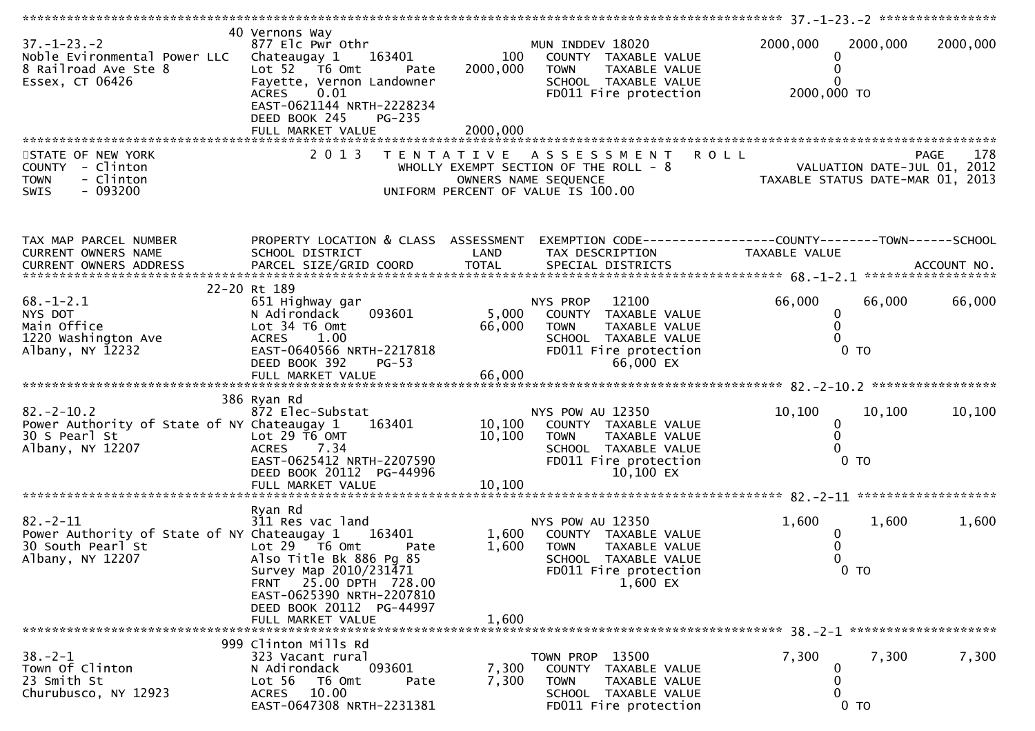```
******************************************************************************************************* 37.-1-23.-2 ****************
                              40 Vernons Way
37.-1-23.-2                   877 Elc Pwr Othr                        MUN INDDEV 18020              2000,000    2000,000    2000,000
Noble Evironmental Power LLC  Chateaugay 1      163401          100      COUNTY  TAXABLE VALUE               0
8 Railroad Ave Ste 8          Lot 52   T6 Omt        Pate     2000,000   TOWN    TAXABLE VALUE               0
Essex, CT 06426               Fayette, Vernon Landowner                  SCHOOL  TAXABLE VALUE               0
                              ACRES     0.01                             FD011 Fire protection          2000,000 TO
                              EAST-0621144 NRTH-2228234
                              DEED BOOK 245     PG-235
                              FULL MARKET VALUE               2000,000
************************************************************************************************************************************
STATE OF NEW YORK                  2 0 1 3   T E N T A T I V E   A S S E S S M E N T   R O L L                              PAGE    178
COUNTY  - Clinton                            WHOLLY EXEMPT SECTION OF THE ROLL - 8                        VALUATION DATE-JUL 01, 2012
TOWN    - Clinton                                  OWNERS NAME SEQUENCE                                  TAXABLE STATUS DATE-MAR 01, 2013
SWIS    - 093200                              UNIFORM PERCENT OF VALUE IS 100.00



TAX MAP PARCEL NUMBER          PROPERTY LOCATION & CLASS  ASSESSMENT  EXEMPTION CODE------------------COUNTY--------TOWN------SCHOOL
CURRENT OWNERS NAME            SCHOOL DISTRICT               LAND      TAX DESCRIPTION               TAXABLE VALUE
CURRENT OWNERS ADDRESS         PARCEL SIZE/GRID COORD        TOTAL     SPECIAL DISTRICTS                                   ACCOUNT NO.
******************************************************************************************************* 68.-1-2.1 ******************
                              22-20 Rt 189
68.-1-2.1                      651 Highway gar                        NYS PROP    12100               66,000      66,000      66,000
NYS DOT                        N Adirondack      093601          5,000   COUNTY  TAXABLE VALUE               0
Main Office                    Lot 34 T6 Omt                    66,000   TOWN    TAXABLE VALUE               0
1220 Washington Ave            ACRES     1.00                            SCHOOL  TAXABLE VALUE               0
Albany, NY 12232               EAST-0640566 NRTH-2217818                 FD011 Fire protection               0 TO
                               DEED BOOK 392     PG-53                          66,000 EX
                               FULL MARKET VALUE                66,000
******************************************************************************************************* 82.-2-10.2 *****************
                              386 Ryan Rd
82.-2-10.2                     872 Elec-Substat                       NYS POW AU 12350                10,100      10,100      10,100
Power Authority of State of NY Chateaugay 1      163401         10,100   COUNTY  TAXABLE VALUE               0
30 S Pearl St                  Lot 29 T6 OMT                    10,100   TOWN    TAXABLE VALUE               0
Albany, NY 12207               ACRES     7.34                            SCHOOL  TAXABLE VALUE               0
                               EAST-0625412 NRTH-2207590                 FD011 Fire protection               0 TO
                               DEED BOOK 20112   PG-44996                       10,100 EX
                               FULL MARKET VALUE                10,100
******************************************************************************************************* 82.-2-11 *******************
                              Ryan Rd
82.-2-11                       311 Res vac land                       NYS POW AU 12350                 1,600       1,600       1,600
Power Authority of State of NY Chateaugay 1      163401          1,600   COUNTY  TAXABLE VALUE               0
30 South Pearl St              Lot 29   T6 Omt       Pate        1,600   TOWN    TAXABLE VALUE               0
Albany, NY 12207               Also Title Bk 886 Pg 85                   SCHOOL  TAXABLE VALUE               0
                               Survey Map 2010/231471                    FD011 Fire protection               0 TO
                               FRNT    25.00 DPTH  728.00                        1,600 EX
                               EAST-0625390 NRTH-2207810
                               DEED BOOK 20112   PG-44997
                               FULL MARKET VALUE                 1,600
******************************************************************************************************* 38.-2-1 ********************
                              999 Clinton Mills Rd
38.-2-1                        323 Vacant rural                       TOWN PROP  13500                 7,300       7,300       7,300
Town Of Clinton                N Adirondack      093601          7,300   COUNTY  TAXABLE VALUE               0
23 Smith St                    Lot 56   T6 Omt       Pate        7,300   TOWN    TAXABLE VALUE               0
Churubusco, NY 12923           ACRES    10.00                            SCHOOL  TAXABLE VALUE               0
                               EAST-0647308 NRTH-2231381                 FD011 Fire protection               0 TO
```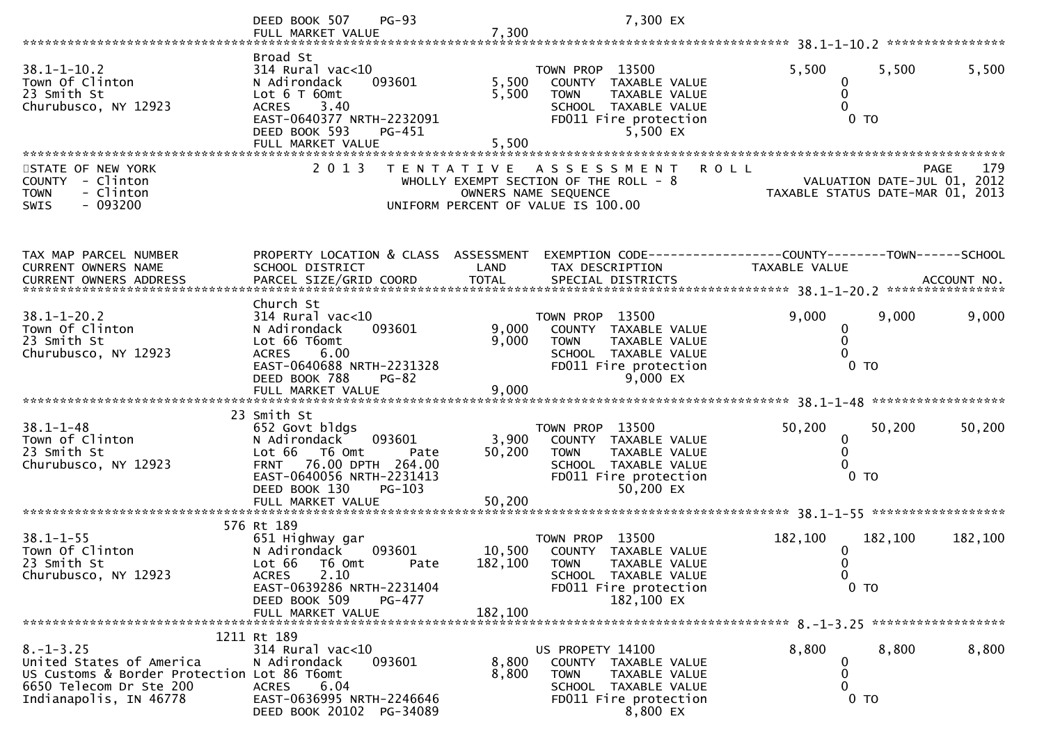DEED BOOK 507 PG-93 7,300 EX
FULL MARKET VALUE 7,300

******************************************************************************************************* 38.1-1-10.2 ****************

| | | | | | | |
|---|---|---|---|---|---|---|
| 38.1-1-10.2 | Broad St | | TOWN PROP 13500 | 5,500 | 5,500 | 5,500 |
| Town Of Clinton | 314 Rural vac<10 | | | | | |
| 23 Smith St | N Adirondack 093601 | 5,500 | COUNTY TAXABLE VALUE | 0 | | |
| Churubusco, NY 12923 | Lot 6 T 6Omt | 5,500 | TOWN TAXABLE VALUE | 0 | | |
| | ACRES 3.40 | | SCHOOL TAXABLE VALUE | 0 | | |
| | EAST-0640377 NRTH-2232091 | | FD011 Fire protection | 0 TO | | |
| | DEED BOOK 593 PG-451 | | 5,500 EX | | | |
| | FULL MARKET VALUE | 5,500 | | | | |

STATE OF NEW YORK
COUNTY - Clinton
TOWN - Clinton
SWIS - 093200

2 0 1 3 T E N T A T I V E A S S E S S M E N T R O L L
WHOLLY EXEMPT SECTION OF THE ROLL - 8
OWNERS NAME SEQUENCE
UNIFORM PERCENT OF VALUE IS 100.00

PAGE 179
VALUATION DATE-JUL 01, 2012
TAXABLE STATUS DATE-MAR 01, 2013

| TAX MAP PARCEL NUMBER / CURRENT OWNERS NAME / CURRENT OWNERS ADDRESS | PROPERTY LOCATION & CLASS / SCHOOL DISTRICT / PARCEL SIZE/GRID COORD | ASSESSMENT LAND / TOTAL | EXEMPTION CODE / TAX DESCRIPTION / SPECIAL DISTRICTS | COUNTY TAXABLE VALUE | TOWN | SCHOOL ACCOUNT NO. |
|---|---|---|---|---|---|---|
| **38.1-1-20.2** | | | | | | |
| 38.1-1-20.2 | Church St | | TOWN PROP 13500 | 9,000 | 9,000 | 9,000 |
| Town Of Clinton | 314 Rural vac<10 | | | | | |
| 23 Smith St | N Adirondack 093601 | 9,000 | COUNTY TAXABLE VALUE | 0 | | |
| Churubusco, NY 12923 | Lot 66 T6omt | 9,000 | TOWN TAXABLE VALUE | 0 | | |
| | ACRES 6.00 | | SCHOOL TAXABLE VALUE | 0 | | |
| | EAST-0640688 NRTH-2231328 | | FD011 Fire protection | 0 TO | | |
| | DEED BOOK 788 PG-82 | | 9,000 EX | | | |
| | FULL MARKET VALUE | 9,000 | | | | |
| **38.1-1-48** | | | | | | |
| 38.1-1-48 | 23 Smith St | | TOWN PROP 13500 | 50,200 | 50,200 | 50,200 |
| Town of Clinton | 652 Govt bldgs | | | | | |
| 23 Smith St | N Adirondack 093601 | 3,900 | COUNTY TAXABLE VALUE | 0 | | |
| Churubusco, NY 12923 | Lot 66 T6 Omt Pate | 50,200 | TOWN TAXABLE VALUE | 0 | | |
| | FRNT 76.00 DPTH 264.00 | | SCHOOL TAXABLE VALUE | 0 | | |
| | EAST-0640056 NRTH-2231413 | | FD011 Fire protection | 0 TO | | |
| | DEED BOOK 130 PG-103 | | 50,200 EX | | | |
| | FULL MARKET VALUE | 50,200 | | | | |
| **38.1-1-55** | | | | | | |
| 38.1-1-55 | 576 Rt 189 | | TOWN PROP 13500 | 182,100 | 182,100 | 182,100 |
| Town Of Clinton | 651 Highway gar | | | | | |
| 23 Smith St | N Adirondack 093601 | 10,500 | COUNTY TAXABLE VALUE | 0 | | |
| Churubusco, NY 12923 | Lot 66 T6 Omt Pate | 182,100 | TOWN TAXABLE VALUE | 0 | | |
| | ACRES 2.10 | | SCHOOL TAXABLE VALUE | 0 | | |
| | EAST-0639286 NRTH-2231404 | | FD011 Fire protection | 0 TO | | |
| | DEED BOOK 509 PG-477 | | 182,100 EX | | | |
| | FULL MARKET VALUE | 182,100 | | | | |
| **8.-1-3.25** | | | | | | |
| 8.-1-3.25 | 1211 Rt 189 | | US PROPETY 14100 | 8,800 | 8,800 | 8,800 |
| United States of America | 314 Rural vac<10 | | | | | |
| US Customs & Border Protection | N Adirondack 093601 | 8,800 | COUNTY TAXABLE VALUE | 0 | | |
| 6650 Telecom Dr Ste 200 | Lot 86 T6omt | 8,800 | TOWN TAXABLE VALUE | 0 | | |
| Indianapolis, IN 46778 | ACRES 6.04 | | SCHOOL TAXABLE VALUE | 0 | | |
| | EAST-0636995 NRTH-2246646 | | FD011 Fire protection | 0 TO | | |
| | DEED BOOK 20102 PG-34089 | | 8,800 EX | | | |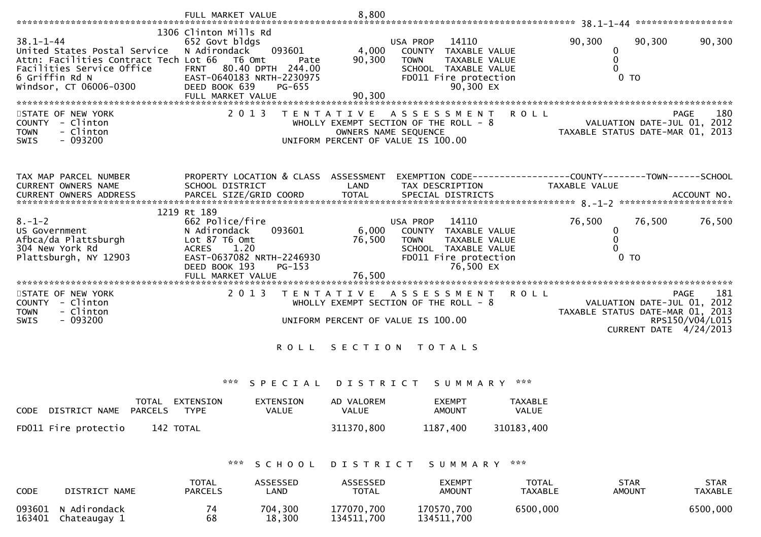FULL MARKET VALUE 8,800

38.1-1-44

| Field | Value |
|---|---|
| Tax Map Parcel Number | 38.1-1-44 |
| Property Location | 1306 Clinton Mills Rd |
| Owner | United States Postal Service |
| Address | Attn: Facilities Contract Tech, Facilities Service Office, 6 Griffin Rd N, Windsor, CT 06006-0300 |
| Class | 652 Govt bldgs |
| School District | N Adirondack 093601 |
| Land | 4,000 |
| Total | 90,300 |
| Parcel | Lot 66 T6 Omt Pate |
| Size | FRNT 80.40 DPTH 244.00 |
| Grid Coord | EAST-0640183 NRTH-2230975 |
| Deed | DEED BOOK 639 PG-655 |
| Full Market Value | 90,300 |
| Exemption | USA PROP 14110 — 90,300 / 90,300 / 90,300 |
| COUNTY TAXABLE VALUE | 0 |
| TOWN TAXABLE VALUE | 0 |
| SCHOOL TAXABLE VALUE | 0 |
| FD011 Fire protection | 0 TO, 90,300 EX |

STATE OF NEW YORK
COUNTY - Clinton
TOWN - Clinton
SWIS - 093200

2013 TENTATIVE ASSESSMENT ROLL
WHOLLY EXEMPT SECTION OF THE ROLL - 8
OWNERS NAME SEQUENCE
UNIFORM PERCENT OF VALUE IS 100.00

PAGE 180
VALUATION DATE-JUL 01, 2012
TAXABLE STATUS DATE-MAR 01, 2013

8.-1-2

| Field | Value |
|---|---|
| Tax Map Parcel Number | 8.-1-2 |
| Property Location | 1219 Rt 189 |
| Owner | US Government |
| Address | Afbca/da Plattsburgh, 304 New York Rd, Plattsburgh, NY 12903 |
| Class | 662 Police/fire |
| School District | N Adirondack 093601 |
| Land | 6,000 |
| Total | 76,500 |
| Parcel | Lot 87 T6 Omt |
| Size | ACRES 1.20 |
| Grid Coord | EAST-0637082 NRTH-2246930 |
| Deed | DEED BOOK 193 PG-153 |
| Full Market Value | 76,500 |
| Exemption | USA PROP 14110 — 76,500 / 76,500 / 76,500 |
| COUNTY TAXABLE VALUE | 0 |
| TOWN TAXABLE VALUE | 0 |
| SCHOOL TAXABLE VALUE | 0 |
| FD011 Fire protection | 0 TO, 76,500 EX |

STATE OF NEW YORK
COUNTY - Clinton
TOWN - Clinton
SWIS - 093200

2013 TENTATIVE ASSESSMENT ROLL
WHOLLY EXEMPT SECTION OF THE ROLL - 8
UNIFORM PERCENT OF VALUE IS 100.00

PAGE 181
VALUATION DATE-JUL 01, 2012
TAXABLE STATUS DATE-MAR 01, 2013
RPS150/V04/L015
CURRENT DATE 4/24/2013

## ROLL SECTION TOTALS

### *** SPECIAL DISTRICT SUMMARY ***

| CODE | DISTRICT NAME | TOTAL PARCELS | EXTENSION TYPE | EXTENSION VALUE | AD VALOREM VALUE | EXEMPT AMOUNT | TAXABLE VALUE |
|---|---|---|---|---|---|---|---|
| FD011 | Fire protectio | 142 | TOTAL | | 311370,800 | 1187,400 | 310183,400 |

### *** SCHOOL DISTRICT SUMMARY ***

| CODE | DISTRICT NAME | TOTAL PARCELS | ASSESSED LAND | ASSESSED TOTAL | EXEMPT AMOUNT | TOTAL TAXABLE | STAR AMOUNT | STAR TAXABLE |
|---|---|---|---|---|---|---|---|---|
| 093601 | N Adirondack | 74 | 704,300 | 177070,700 | 170570,700 | 6500,000 | | 6500,000 |
| 163401 | Chateaugay 1 | 68 | 18,300 | 134511,700 | 134511,700 | | | |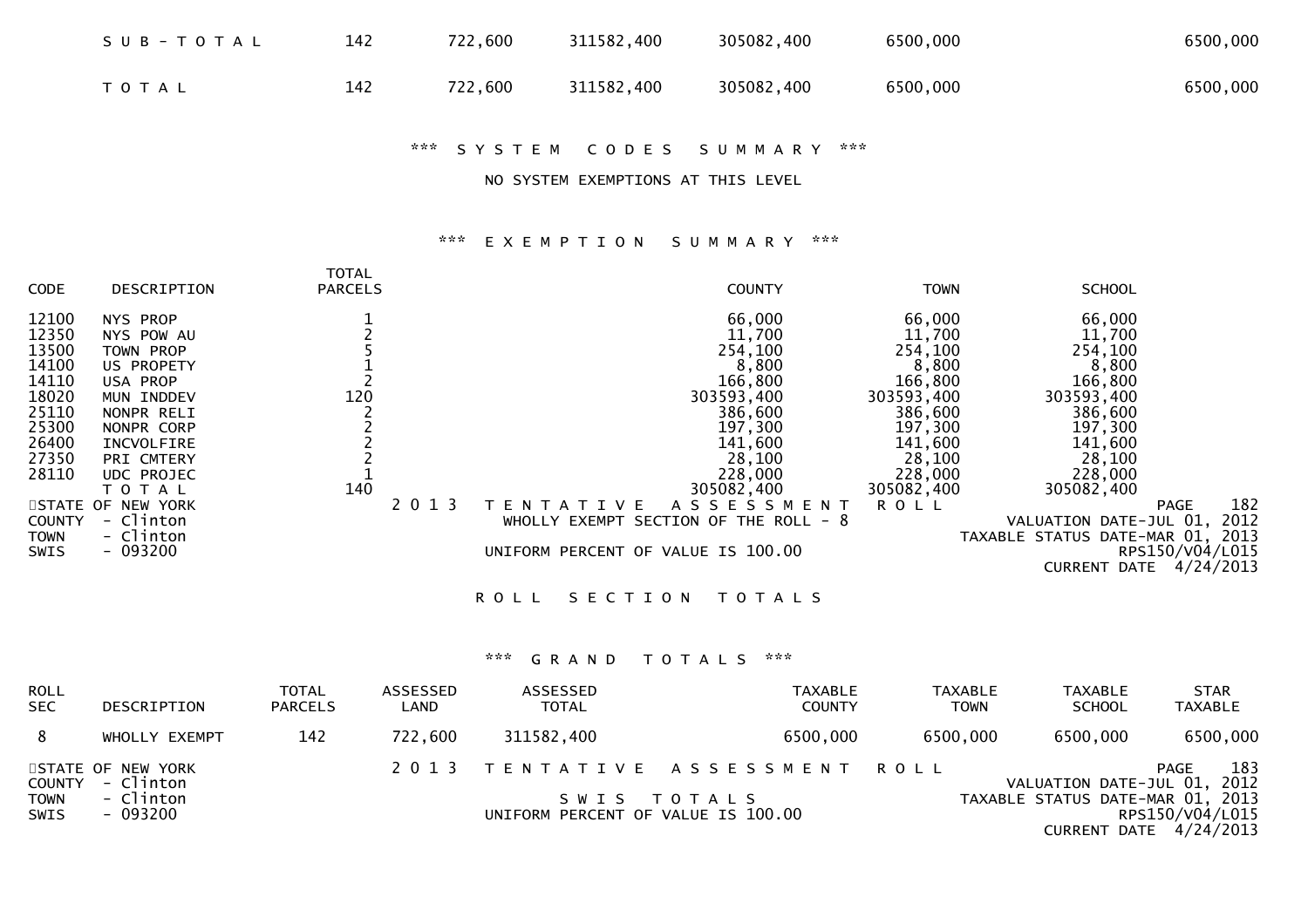| | | | | | | |
|---|---|---|---|---|---|---|
| S U B - T O T A L | 142 | 722,600 | 311582,400 | 305082,400 | 6500,000 | 6500,000 |
| T O T A L | 142 | 722,600 | 311582,400 | 305082,400 | 6500,000 | 6500,000 |

*** S Y S T E M   C O D E S   S U M M A R Y ***

NO SYSTEM EXEMPTIONS AT THIS LEVEL

*** E X E M P T I O N   S U M M A R Y ***

| CODE | DESCRIPTION | TOTAL PARCELS | COUNTY | TOWN | SCHOOL |
|---|---|---|---|---|---|
| 12100 | NYS PROP | 1 | 66,000 | 66,000 | 66,000 |
| 12350 | NYS POW AU | 2 | 11,700 | 11,700 | 11,700 |
| 13500 | TOWN PROP | 5 | 254,100 | 254,100 | 254,100 |
| 14100 | US PROPETY | 1 | 8,800 | 8,800 | 8,800 |
| 14110 | USA PROP | 2 | 166,800 | 166,800 | 166,800 |
| 18020 | MUN INDDEV | 120 | 303593,400 | 303593,400 | 303593,400 |
| 25110 | NONPR RELI | 2 | 386,600 | 386,600 | 386,600 |
| 25300 | NONPR CORP | 2 | 197,300 | 197,300 | 197,300 |
| 26400 | INCVOLFIRE | 2 | 141,600 | 141,600 | 141,600 |
| 27350 | PRI CMTERY | 2 | 28,100 | 28,100 | 28,100 |
| 28110 | UDC PROJEC | 1 | 228,000 | 228,000 | 228,000 |
| | T O T A L | 140 | 305082,400 | 305082,400 | 305082,400 |

STATE OF NEW YORK
COUNTY - Clinton
TOWN - Clinton
SWIS - 093200

2 0 1 3 T E N T A T I V E   A S S E S S M E N T   R O L L
WHOLLY EXEMPT SECTION OF THE ROLL - 8
UNIFORM PERCENT OF VALUE IS 100.00

VALUATION DATE-JUL 01, 2012
TAXABLE STATUS DATE-MAR 01, 2013
RPS150/V04/L015
CURRENT DATE 4/24/2013

R O L L   S E C T I O N   T O T A L S

*** G R A N D   T O T A L S ***

| ROLL SEC | DESCRIPTION | TOTAL PARCELS | ASSESSED LAND | ASSESSED TOTAL | TAXABLE COUNTY | TAXABLE TOWN | TAXABLE SCHOOL | STAR TAXABLE |
|---|---|---|---|---|---|---|---|---|
| 8 | WHOLLY EXEMPT | 142 | 722,600 | 311582,400 | 6500,000 | 6500,000 | 6500,000 | 6500,000 |

STATE OF NEW YORK
COUNTY - Clinton
TOWN - Clinton
SWIS - 093200

2 0 1 3 T E N T A T I V E   A S S E S S M E N T   R O L L
S W I S   T O T A L S
UNIFORM PERCENT OF VALUE IS 100.00

VALUATION DATE-JUL 01, 2012
TAXABLE STATUS DATE-MAR 01, 2013
RPS150/V04/L015
CURRENT DATE 4/24/2013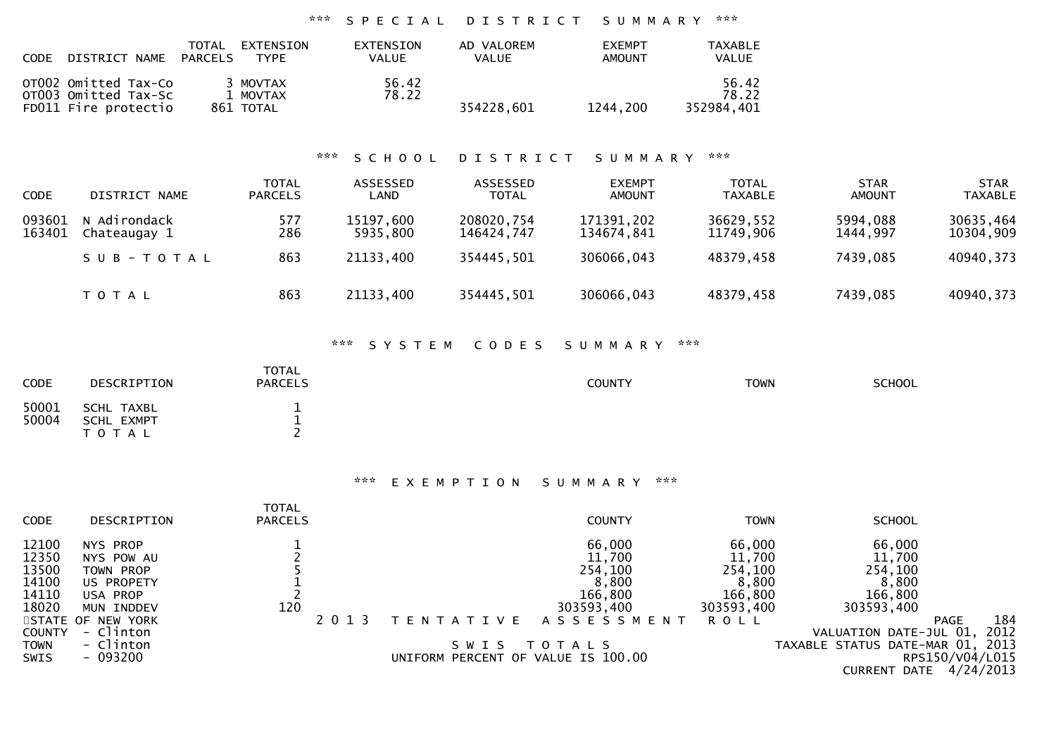## *** SPECIAL DISTRICT SUMMARY ***

| CODE | DISTRICT NAME | TOTAL PARCELS | EXTENSION TYPE | EXTENSION VALUE | AD VALOREM VALUE | EXEMPT AMOUNT | TAXABLE VALUE |
|---|---|---|---|---|---|---|---|
| OT002 | Omitted Tax-Co | 3 | MOVTAX | 56.42 | | | 56.42 |
| OT003 | Omitted Tax-Sc | 1 | MOVTAX | 78.22 | | | 78.22 |
| FD011 | Fire protectio | 861 | TOTAL | | 354228,601 | 1244,200 | 352984,401 |

## *** SCHOOL DISTRICT SUMMARY ***

| CODE | DISTRICT NAME | TOTAL PARCELS | ASSESSED LAND | ASSESSED TOTAL | EXEMPT AMOUNT | TOTAL TAXABLE | STAR AMOUNT | STAR TAXABLE |
|---|---|---|---|---|---|---|---|---|
| 093601 | N Adirondack | 577 | 15197,600 | 208020,754 | 171391,202 | 36629,552 | 5994,088 | 30635,464 |
| 163401 | Chateaugay 1 | 286 | 5935,800 | 146424,747 | 134674,841 | 11749,906 | 1444,997 | 10304,909 |
| | S U B - T O T A L | 863 | 21133,400 | 354445,501 | 306066,043 | 48379,458 | 7439,085 | 40940,373 |
| | T O T A L | 863 | 21133,400 | 354445,501 | 306066,043 | 48379,458 | 7439,085 | 40940,373 |

## *** SYSTEM CODES SUMMARY ***

| CODE | DESCRIPTION | TOTAL PARCELS | COUNTY | TOWN | SCHOOL |
|---|---|---|---|---|---|
| 50001 | SCHL TAXBL | 1 | | | |
| 50004 | SCHL EXMPT | 1 | | | |
| | T O T A L | 2 | | | |

## *** EXEMPTION SUMMARY ***

| CODE | DESCRIPTION | TOTAL PARCELS | COUNTY | TOWN | SCHOOL |
|---|---|---|---|---|---|
| 12100 | NYS PROP | 1 | 66,000 | 66,000 | 66,000 |
| 12350 | NYS POW AU | 2 | 11,700 | 11,700 | 11,700 |
| 13500 | TOWN PROP | 5 | 254,100 | 254,100 | 254,100 |
| 14100 | US PROPETY | 1 | 8,800 | 8,800 | 8,800 |
| 14110 | USA PROP | 2 | 166,800 | 166,800 | 166,800 |
| 18020 | MUN INDDEV | 120 | 303593,400 | 303593,400 | 303593,400 |

STATE OF NEW YORK
COUNTY - Clinton
TOWN - Clinton
SWIS - 093200

2013 TENTATIVE ASSESSMENT ROLL

SWIS TOTALS

UNIFORM PERCENT OF VALUE IS 100.00

VALUATION DATE-JUL 01, 2012
TAXABLE STATUS DATE-MAR 01, 2013
RPS150/V04/L015
CURRENT DATE 4/24/2013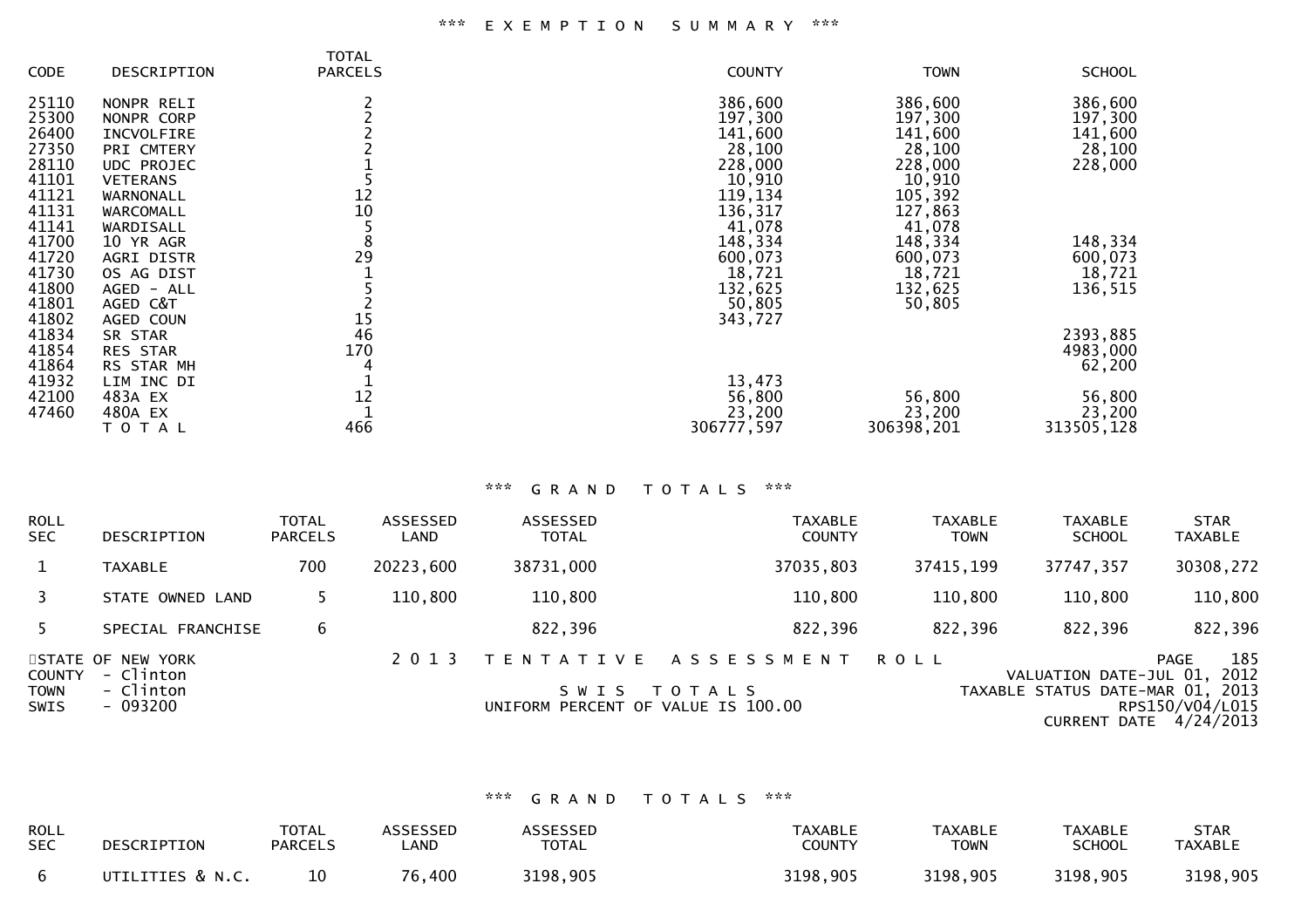### *** EXEMPTION SUMMARY ***

| CODE | DESCRIPTION | TOTAL PARCELS | COUNTY | TOWN | SCHOOL |
|---|---|---|---|---|---|
| 25110 | NONPR RELI | 2 | 386,600 | 386,600 | 386,600 |
| 25300 | NONPR CORP | 2 | 197,300 | 197,300 | 197,300 |
| 26400 | INCVOLFIRE | 2 | 141,600 | 141,600 | 141,600 |
| 27350 | PRI CMTERY | 2 | 28,100 | 28,100 | 28,100 |
| 28110 | UDC PROJEC | 1 | 228,000 | 228,000 | 228,000 |
| 41101 | VETERANS | 5 | 10,910 | 10,910 | |
| 41121 | WARNONALL | 12 | 119,134 | 105,392 | |
| 41131 | WARCOMALL | 10 | 136,317 | 127,863 | |
| 41141 | WARDISALL | 5 | 41,078 | 41,078 | |
| 41700 | 10 YR AGR | 8 | 148,334 | 148,334 | 148,334 |
| 41720 | AGRI DISTR | 29 | 600,073 | 600,073 | 600,073 |
| 41730 | OS AG DIST | 1 | 18,721 | 18,721 | 18,721 |
| 41800 | AGED - ALL | 5 | 132,625 | 132,625 | 136,515 |
| 41801 | AGED C&T | 2 | 50,805 | 50,805 | |
| 41802 | AGED COUN | 15 | 343,727 | | |
| 41834 | SR STAR | 46 | | | 2393,885 |
| 41854 | RES STAR | 170 | | | 4983,000 |
| 41864 | RS STAR MH | 4 | | | 62,200 |
| 41932 | LIM INC DI | 1 | 13,473 | | |
| 42100 | 483A EX | 12 | 56,800 | 56,800 | 56,800 |
| 47460 | 480A EX | 1 | 23,200 | 23,200 | 23,200 |
| | T O T A L | 466 | 306777,597 | 306398,201 | 313505,128 |

### *** GRAND TOTALS ***

| ROLL SEC | DESCRIPTION | TOTAL PARCELS | ASSESSED LAND | ASSESSED TOTAL | TAXABLE COUNTY | TAXABLE TOWN | TAXABLE SCHOOL | STAR TAXABLE |
|---|---|---|---|---|---|---|---|---|
| 1 | TAXABLE | 700 | 20223,600 | 38731,000 | 37035,803 | 37415,199 | 37747,357 | 30308,272 |
| 3 | STATE OWNED LAND | 5 | 110,800 | 110,800 | 110,800 | 110,800 | 110,800 | 110,800 |
| 5 | SPECIAL FRANCHISE | 6 | | 822,396 | 822,396 | 822,396 | 822,396 | 822,396 |

STATE OF NEW YORK — 2013 TENTATIVE ASSESSMENT ROLL
COUNTY - Clinton
TOWN - Clinton
SWIS - 093200

SWIS TOTALS
UNIFORM PERCENT OF VALUE IS 100.00

PAGE 185
VALUATION DATE-JUL 01, 2012
TAXABLE STATUS DATE-MAR 01, 2013
RPS150/V04/L015
CURRENT DATE 4/24/2013

### *** GRAND TOTALS ***

| ROLL SEC | DESCRIPTION | TOTAL PARCELS | ASSESSED LAND | ASSESSED TOTAL | TAXABLE COUNTY | TAXABLE TOWN | TAXABLE SCHOOL | STAR TAXABLE |
|---|---|---|---|---|---|---|---|---|
| 6 | UTILITIES & N.C. | 10 | 76,400 | 3198,905 | 3198,905 | 3198,905 | 3198,905 | 3198,905 |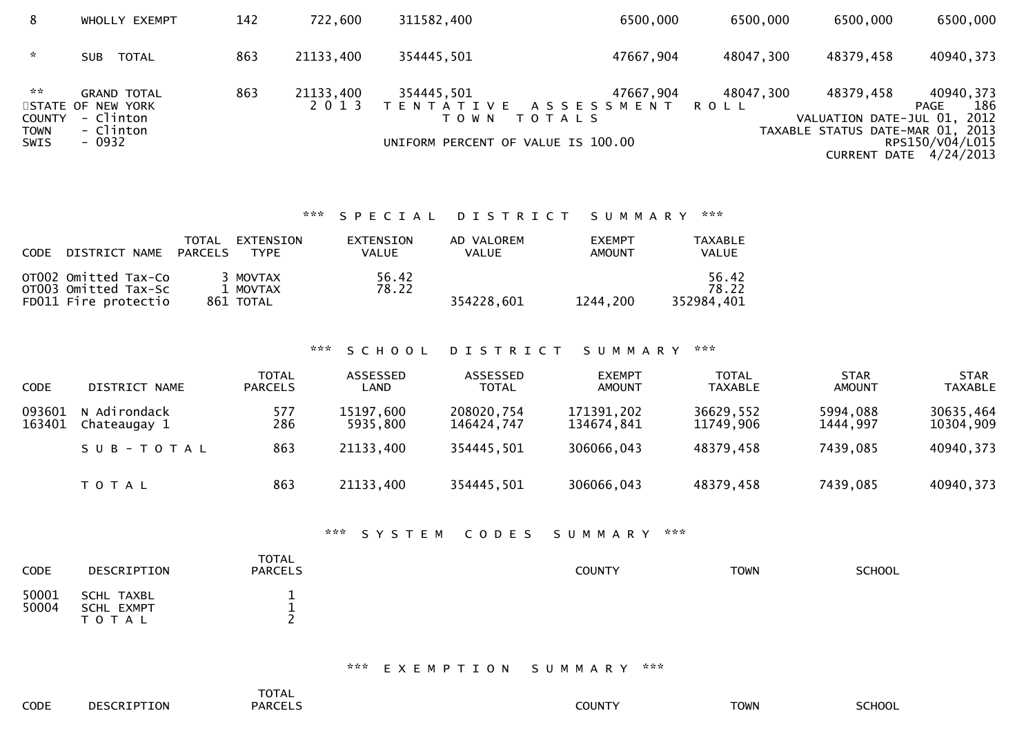| | | | | | | | | |
|---|---|---|---|---|---|---|---|---|
| 8 | WHOLLY EXEMPT | 142 | 722,600 | 311582,400 | 6500,000 | 6500,000 | 6500,000 | 6500,000 |
| * | SUB TOTAL | 863 | 21133,400 | 354445,501 | 47667,904 | 48047,300 | 48379,458 | 40940,373 |
| ** | GRAND TOTAL | 863 | 21133,400 | 354445,501 | 47667,904 | 48047,300 | 48379,458 | 40940,373 |

STATE OF NEW YORK
COUNTY - Clinton
TOWN - Clinton
SWIS - 0932

2013 TENTATIVE ASSESSMENT ROLL
TOWN TOTALS
UNIFORM PERCENT OF VALUE IS 100.00

VALUATION DATE-JUL 01, 2012
TAXABLE STATUS DATE-MAR 01, 2013
RPS150/V04/L015
CURRENT DATE 4/24/2013

### *** SPECIAL DISTRICT SUMMARY ***

| CODE | DISTRICT NAME | TOTAL PARCELS | EXTENSION TYPE | EXTENSION VALUE | AD VALOREM VALUE | EXEMPT AMOUNT | TAXABLE VALUE |
|---|---|---|---|---|---|---|---|
| OT002 | Omitted Tax-Co | 3 | MOVTAX | 56.42 | | | 56.42 |
| OT003 | Omitted Tax-Sc | 1 | MOVTAX | 78.22 | | | 78.22 |
| FD011 | Fire protectio | 861 | TOTAL | | 354228,601 | 1244,200 | 352984,401 |

### *** SCHOOL DISTRICT SUMMARY ***

| CODE | DISTRICT NAME | TOTAL PARCELS | ASSESSED LAND | ASSESSED TOTAL | EXEMPT AMOUNT | TOTAL TAXABLE | STAR AMOUNT | STAR TAXABLE |
|---|---|---|---|---|---|---|---|---|
| 093601 | N Adirondack | 577 | 15197,600 | 208020,754 | 171391,202 | 36629,552 | 5994,088 | 30635,464 |
| 163401 | Chateaugay 1 | 286 | 5935,800 | 146424,747 | 134674,841 | 11749,906 | 1444,997 | 10304,909 |
| | SUB-TOTAL | 863 | 21133,400 | 354445,501 | 306066,043 | 48379,458 | 7439,085 | 40940,373 |
| | TOTAL | 863 | 21133,400 | 354445,501 | 306066,043 | 48379,458 | 7439,085 | 40940,373 |

### *** SYSTEM CODES SUMMARY ***

| CODE | DESCRIPTION | TOTAL PARCELS | COUNTY | TOWN | SCHOOL |
|---|---|---|---|---|---|
| 50001 | SCHL TAXBL | 1 | | | |
| 50004 | SCHL EXMPT | 1 | | | |
| | TOTAL | 2 | | | |

### *** EXEMPTION SUMMARY ***

| CODE | DESCRIPTION | TOTAL PARCELS | COUNTY | TOWN | SCHOOL |
|---|---|---|---|---|---|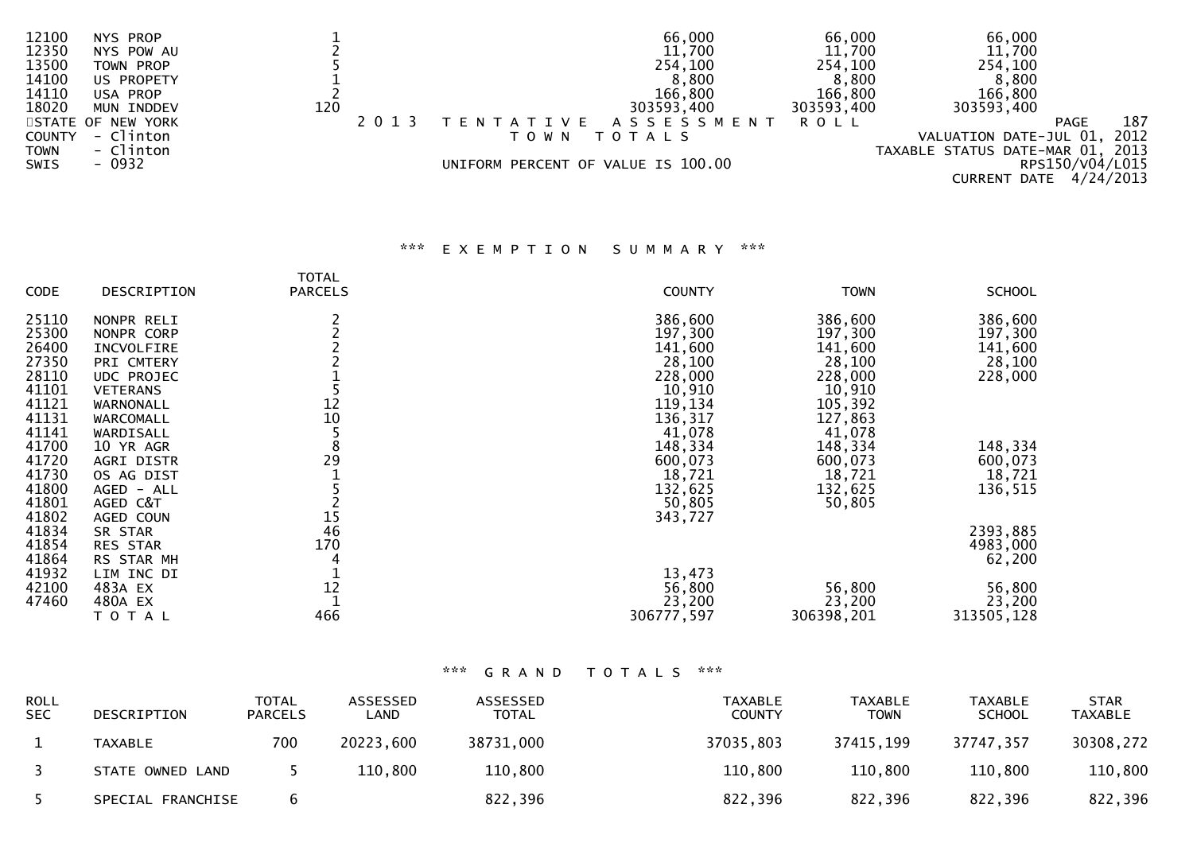| | | | | | |
|---|---|---|---|---|---|
| 12100 | NYS PROP | 1 | 66,000 | 66,000 | 66,000 |
| 12350 | NYS POW AU | 2 | 11,700 | 11,700 | 11,700 |
| 13500 | TOWN PROP | 5 | 254,100 | 254,100 | 254,100 |
| 14100 | US PROPETY | 1 | 8,800 | 8,800 | 8,800 |
| 14110 | USA PROP | 2 | 166,800 | 166,800 | 166,800 |
| 18020 | MUN INDDEV | 120 | 303593,400 | 303593,400 | 303593,400 |

STATE OF NEW YORK
COUNTY - Clinton
TOWN - Clinton
SWIS - 0932

2013 TENTATIVE ASSESSMENT ROLL
TOWN TOTALS
UNIFORM PERCENT OF VALUE IS 100.00

PAGE 187
VALUATION DATE-JUL 01, 2012
TAXABLE STATUS DATE-MAR 01, 2013
RPS150/V04/L015
CURRENT DATE 4/24/2013

## *** EXEMPTION SUMMARY ***

| CODE | DESCRIPTION | TOTAL PARCELS | COUNTY | TOWN | SCHOOL |
|---|---|---|---|---|---|
| 25110 | NONPR RELI | 2 | 386,600 | 386,600 | 386,600 |
| 25300 | NONPR CORP | 2 | 197,300 | 197,300 | 197,300 |
| 26400 | INCVOLFIRE | 2 | 141,600 | 141,600 | 141,600 |
| 27350 | PRI CMTERY | 2 | 28,100 | 28,100 | 28,100 |
| 28110 | UDC PROJEC | 1 | 228,000 | 228,000 | 228,000 |
| 41101 | VETERANS | 5 | 10,910 | 10,910 | |
| 41121 | WARNONALL | 12 | 119,134 | 105,392 | |
| 41131 | WARCOMALL | 10 | 136,317 | 127,863 | |
| 41141 | WARDISALL | 5 | 41,078 | 41,078 | |
| 41700 | 10 YR AGR | 8 | 148,334 | 148,334 | 148,334 |
| 41720 | AGRI DISTR | 29 | 600,073 | 600,073 | 600,073 |
| 41730 | OS AG DIST | 1 | 18,721 | 18,721 | 18,721 |
| 41800 | AGED - ALL | 5 | 132,625 | 132,625 | 136,515 |
| 41801 | AGED C&T | 2 | 50,805 | 50,805 | |
| 41802 | AGED COUN | 15 | 343,727 | | |
| 41834 | SR STAR | 46 | | | 2393,885 |
| 41854 | RES STAR | 170 | | | 4983,000 |
| 41864 | RS STAR MH | 4 | | | 62,200 |
| 41932 | LIM INC DI | 1 | 13,473 | | |
| 42100 | 483A EX | 12 | 56,800 | 56,800 | 56,800 |
| 47460 | 480A EX | 1 | 23,200 | 23,200 | 23,200 |
| | TOTAL | 466 | 306777,597 | 306398,201 | 313505,128 |

## *** GRAND TOTALS ***

| ROLL SEC | DESCRIPTION | TOTAL PARCELS | ASSESSED LAND | ASSESSED TOTAL | TAXABLE COUNTY | TAXABLE TOWN | TAXABLE SCHOOL | STAR TAXABLE |
|---|---|---|---|---|---|---|---|---|
| 1 | TAXABLE | 700 | 20223,600 | 38731,000 | 37035,803 | 37415,199 | 37747,357 | 30308,272 |
| 3 | STATE OWNED LAND | 5 | 110,800 | 110,800 | 110,800 | 110,800 | 110,800 | 110,800 |
| 5 | SPECIAL FRANCHISE | 6 | | 822,396 | 822,396 | 822,396 | 822,396 | 822,396 |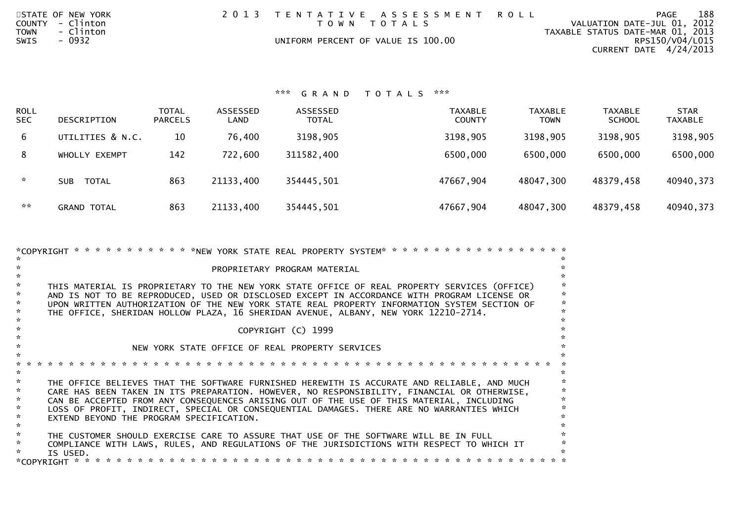STATE OF NEW YORK
COUNTY - Clinton
TOWN - Clinton
SWIS - 0932

2 0 1 3 T E N T A T I V E A S S E S S M E N T R O L L
T O W N T O T A L S
UNIFORM PERCENT OF VALUE IS 100.00

VALUATION DATE-JUL 01, 2012
TAXABLE STATUS DATE-MAR 01, 2013
RPS150/V04/L015
CURRENT DATE 4/24/2013

### *** G R A N D T O T A L S ***

| ROLL SEC | DESCRIPTION | TOTAL PARCELS | ASSESSED LAND | ASSESSED TOTAL | TAXABLE COUNTY | TAXABLE TOWN | TAXABLE SCHOOL | STAR TAXABLE |
|---|---|---|---|---|---|---|---|---|
| 6 | UTILITIES & N.C. | 10 | 76,400 | 3198,905 | 3198,905 | 3198,905 | 3198,905 | 3198,905 |
| 8 | WHOLLY EXEMPT | 142 | 722,600 | 311582,400 | 6500,000 | 6500,000 | 6500,000 | 6500,000 |
| * | SUB TOTAL | 863 | 21133,400 | 354445,501 | 47667,904 | 48047,300 | 48379,458 | 40940,373 |
| ** | GRAND TOTAL | 863 | 21133,400 | 354445,501 | 47667,904 | 48047,300 | 48379,458 | 40940,373 |

*COPYRIGHT * * * * * * * * * * * *NEW YORK STATE REAL PROPERTY SYSTEM* * * * * * * * * * * * * * * * * *

PROPRIETARY PROGRAM MATERIAL

THIS MATERIAL IS PROPRIETARY TO THE NEW YORK STATE OFFICE OF REAL PROPERTY SERVICES (OFFICE) AND IS NOT TO BE REPRODUCED, USED OR DISCLOSED EXCEPT IN ACCORDANCE WITH PROGRAM LICENSE OR UPON WRITTEN AUTHORIZATION OF THE NEW YORK STATE REAL PROPERTY INFORMATION SYSTEM SECTION OF THE OFFICE, SHERIDAN HOLLOW PLAZA, 16 SHERIDAN AVENUE, ALBANY, NEW YORK 12210-2714.

COPYRIGHT (C) 1999

NEW YORK STATE OFFICE OF REAL PROPERTY SERVICES

THE OFFICE BELIEVES THAT THE SOFTWARE FURNISHED HEREWITH IS ACCURATE AND RELIABLE, AND MUCH CARE HAS BEEN TAKEN IN ITS PREPARATION. HOWEVER, NO RESPONSIBILITY, FINANCIAL OR OTHERWISE, CAN BE ACCEPTED FROM ANY CONSEQUENCES ARISING OUT OF THE USE OF THIS MATERIAL, INCLUDING LOSS OF PROFIT, INDIRECT, SPECIAL OR CONSEQUENTIAL DAMAGES. THERE ARE NO WARRANTIES WHICH EXTEND BEYOND THE PROGRAM SPECIFICATION.

THE CUSTOMER SHOULD EXERCISE CARE TO ASSURE THAT USE OF THE SOFTWARE WILL BE IN FULL COMPLIANCE WITH LAWS, RULES, AND REGULATIONS OF THE JURISDICTIONS WITH RESPECT TO WHICH IT IS USED.

*COPYRIGHT * * * * * * * * * * * * * * * * * * * * * * * * * * * * * * * * * * * * * * * * * *